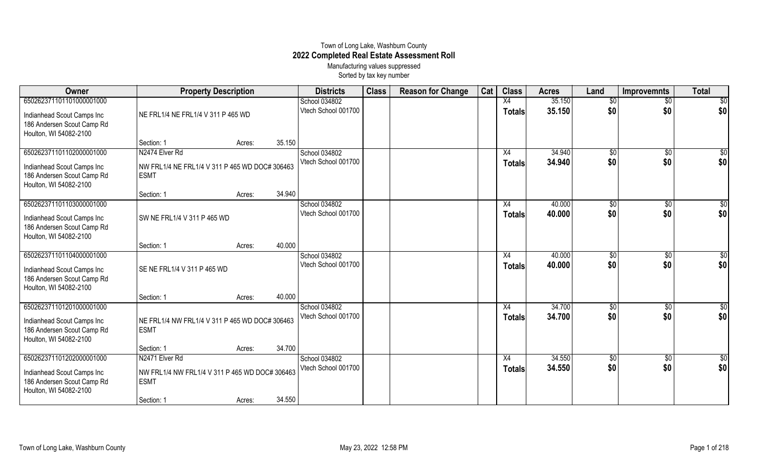# Town of Long Lake, Washburn County
## 2022 Completed Real Estate Assessment Roll
Manufacturing values suppressed
Sorted by tax key number

| Owner | Property Description | Districts | Class | Reason for Change | Cat | Class | Acres | Land | Improvemnts | Total |
|---|---|---|---|---|---|---|---|---|---|---|
| 65026237110110100000 1000<br>Indianhead Scout Camps Inc<br>186 Andersen Scout Camp Rd<br>Houlton, WI 54082-2100 | NE FRL1/4 NE FRL1/4 V 311 P 465 WD<br>Section: 1 Acres: 35.150 | School 034802<br>Vtech School 001700 | | | | X4<br>**Totals** | 35.150<br>**35.150** | $0<br>**$0** | $0<br>**$0** | $0<br>**$0** |
| 65026237110110200000 1000<br>Indianhead Scout Camps Inc<br>186 Andersen Scout Camp Rd<br>Houlton, WI 54082-2100 | N2474 Elver Rd<br>NW FRL1/4 NE FRL1/4 V 311 P 465 WD DOC# 306463 ESMT<br>Section: 1 Acres: 34.940 | School 034802<br>Vtech School 001700 | | | | X4<br>**Totals** | 34.940<br>**34.940** | $0<br>**$0** | $0<br>**$0** | $0<br>**$0** |
| 65026237110110300000 1000<br>Indianhead Scout Camps Inc<br>186 Andersen Scout Camp Rd<br>Houlton, WI 54082-2100 | SW NE FRL1/4 V 311 P 465 WD<br>Section: 1 Acres: 40.000 | School 034802<br>Vtech School 001700 | | | | X4<br>**Totals** | 40.000<br>**40.000** | $0<br>**$0** | $0<br>**$0** | $0<br>**$0** |
| 65026237110110400000 1000<br>Indianhead Scout Camps Inc<br>186 Andersen Scout Camp Rd<br>Houlton, WI 54082-2100 | SE NE FRL1/4 V 311 P 465 WD<br>Section: 1 Acres: 40.000 | School 034802<br>Vtech School 001700 | | | | X4<br>**Totals** | 40.000<br>**40.000** | $0<br>**$0** | $0<br>**$0** | $0<br>**$0** |
| 65026237110120100000 1000<br>Indianhead Scout Camps Inc<br>186 Andersen Scout Camp Rd<br>Houlton, WI 54082-2100 | NE FRL1/4 NW FRL1/4 V 311 P 465 WD DOC# 306463 ESMT<br>Section: 1 Acres: 34.700 | School 034802<br>Vtech School 001700 | | | | X4<br>**Totals** | 34.700<br>**34.700** | $0<br>**$0** | $0<br>**$0** | $0<br>**$0** |
| 65026237110120200000 1000<br>Indianhead Scout Camps Inc<br>186 Andersen Scout Camp Rd<br>Houlton, WI 54082-2100 | N2471 Elver Rd<br>NW FRL1/4 NW FRL1/4 V 311 P 465 WD DOC# 306463 ESMT<br>Section: 1 Acres: 34.550 | School 034802<br>Vtech School 001700 | | | | X4<br>**Totals** | 34.550<br>**34.550** | $0<br>**$0** | $0<br>**$0** | $0<br>**$0** |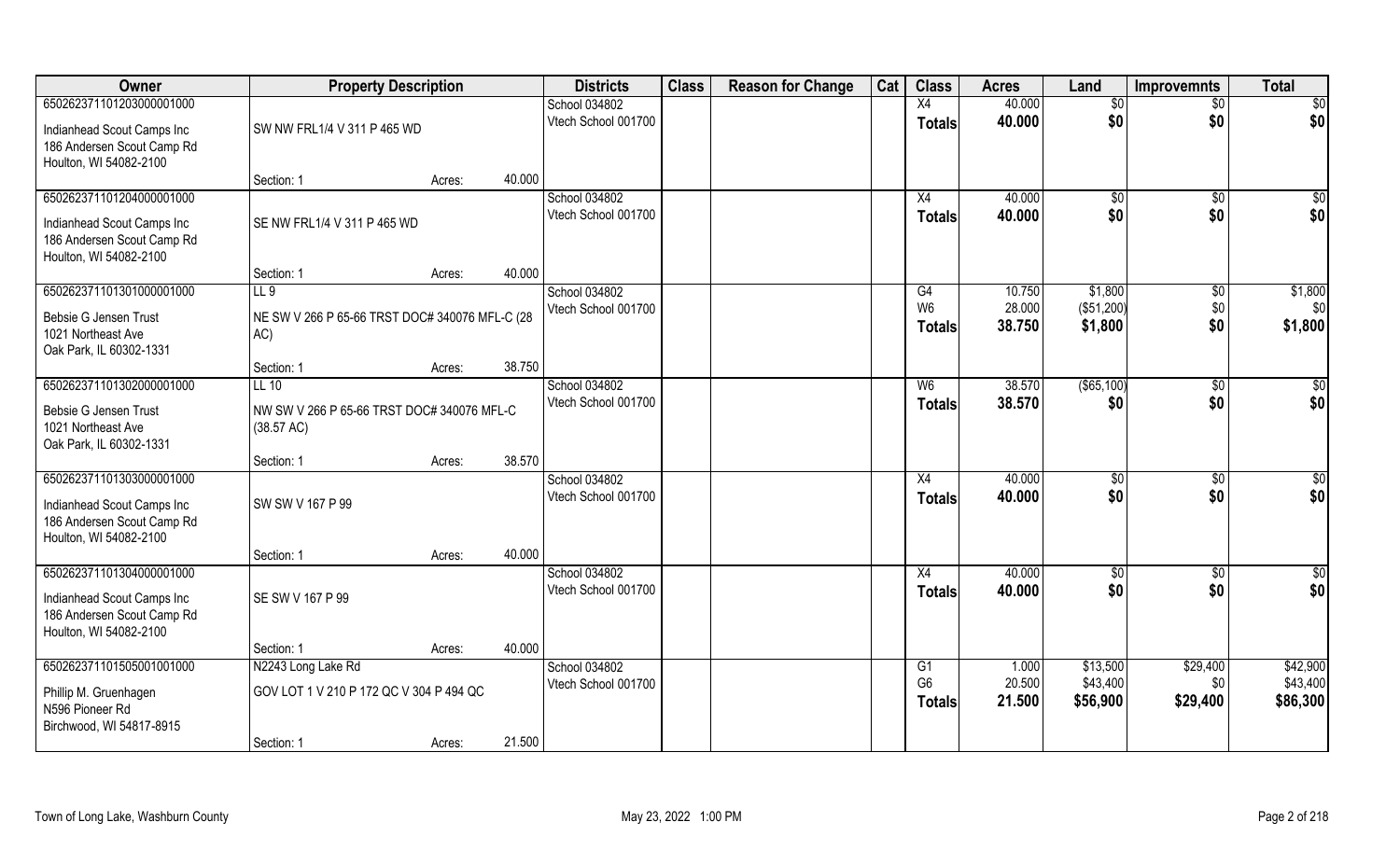| Owner | Property Description | | Districts | Class | Reason for Change | Cat | Class | Acres | Land | Improvemnts | Total |
|---|---|---|---|---|---|---|---|---|---|---|---|
| 65026237110120300001000 | | | School 034802 | | | | X4 | 40.000 | $0 | $0 | $0 |
| Indianhead Scout Camps Inc<br>186 Andersen Scout Camp Rd<br>Houlton, WI 54082-2100 | SW NW FRL1/4 V 311 P 465 WD | | Vtech School 001700 | | | | **Totals** | **40.000** | **$0** | **$0** | **$0** |
| | Section: 1 | Acres: 40.000 | | | | | | | | | |
| 65026237110120400001000 | | | School 034802 | | | | X4 | 40.000 | $0 | $0 | $0 |
| Indianhead Scout Camps Inc<br>186 Andersen Scout Camp Rd<br>Houlton, WI 54082-2100 | SE NW FRL1/4 V 311 P 465 WD | | Vtech School 001700 | | | | **Totals** | **40.000** | **$0** | **$0** | **$0** |
| | Section: 1 | Acres: 40.000 | | | | | | | | | |
| 65026237110130100001000 | LL 9 | | School 034802 | | | | G4 | 10.750 | $1,800 | $0 | $1,800 |
| Bebsie G Jensen Trust<br>1021 Northeast Ave<br>Oak Park, IL 60302-1331 | NE SW V 266 P 65-66 TRST DOC# 340076 MFL-C (28 AC) | | Vtech School 001700 | | | | W6 | 28.000 | ($51,200) | $0 | $0 |
| | | | | | | | **Totals** | **38.750** | **$1,800** | **$0** | **$1,800** |
| | Section: 1 | Acres: 38.750 | | | | | | | | | |
| 65026237110130200001000 | LL 10 | | School 034802 | | | | W6 | 38.570 | ($65,100) | $0 | $0 |
| Bebsie G Jensen Trust<br>1021 Northeast Ave<br>Oak Park, IL 60302-1331 | NW SW V 266 P 65-66 TRST DOC# 340076 MFL-C (38.57 AC) | | Vtech School 001700 | | | | **Totals** | **38.570** | **$0** | **$0** | **$0** |
| | Section: 1 | Acres: 38.570 | | | | | | | | | |
| 65026237110130300001000 | | | School 034802 | | | | X4 | 40.000 | $0 | $0 | $0 |
| Indianhead Scout Camps Inc<br>186 Andersen Scout Camp Rd<br>Houlton, WI 54082-2100 | SW SW V 167 P 99 | | Vtech School 001700 | | | | **Totals** | **40.000** | **$0** | **$0** | **$0** |
| | Section: 1 | Acres: 40.000 | | | | | | | | | |
| 65026237110130400001000 | | | School 034802 | | | | X4 | 40.000 | $0 | $0 | $0 |
| Indianhead Scout Camps Inc<br>186 Andersen Scout Camp Rd<br>Houlton, WI 54082-2100 | SE SW V 167 P 99 | | Vtech School 001700 | | | | **Totals** | **40.000** | **$0** | **$0** | **$0** |
| | Section: 1 | Acres: 40.000 | | | | | | | | | |
| 65026237110150500101000 | N2243 Long Lake Rd | | School 034802 | | | | G1 | 1.000 | $13,500 | $29,400 | $42,900 |
| Phillip M. Gruenhagen<br>N596 Pioneer Rd<br>Birchwood, WI 54817-8915 | GOV LOT 1 V 210 P 172 QC V 304 P 494 QC | | Vtech School 001700 | | | | G6 | 20.500 | $43,400 | $0 | $43,400 |
| | | | | | | | **Totals** | **21.500** | **$56,900** | **$29,400** | **$86,300** |
| | Section: 1 | Acres: 21.500 | | | | | | | | | |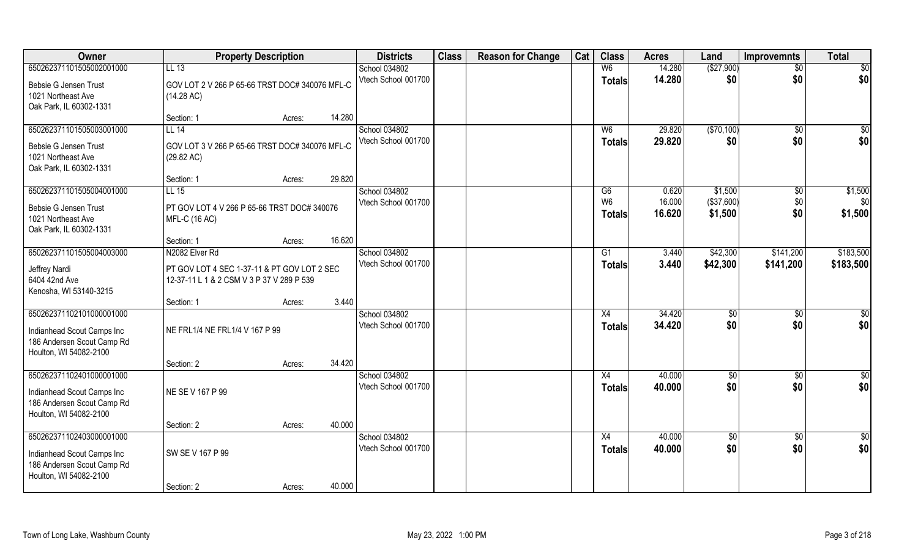| Owner | Property Description | | | Districts | Class | Reason for Change | Cat | Class | Acres | Land | Improvemnts | Total |
|---|---|---|---|---|---|---|---|---|---|---|---|---|
| 650262371101505002001000<br>Bebsie G Jensen Trust<br>1021 Northeast Ave<br>Oak Park, IL 60302-1331 | LL 13<br>GOV LOT 2 V 266 P 65-66 TRST DOC# 340076 MFL-C (14.28 AC)<br>Section: 1 | Acres: | 14.280 | School 034802<br>Vtech School 001700 | | | | W6<br>**Totals** | 14.280<br>**14.280** | ($27,900)<br>**$0** | $0<br>**$0** | $0<br>**$0** |
| 650262371101505003001000<br>Bebsie G Jensen Trust<br>1021 Northeast Ave<br>Oak Park, IL 60302-1331 | LL 14<br>GOV LOT 3 V 266 P 65-66 TRST DOC# 340076 MFL-C (29.82 AC)<br>Section: 1 | Acres: | 29.820 | School 034802<br>Vtech School 001700 | | | | W6<br>**Totals** | 29.820<br>**29.820** | ($70,100)<br>**$0** | $0<br>**$0** | $0<br>**$0** |
| 650262371101505004001000<br>Bebsie G Jensen Trust<br>1021 Northeast Ave<br>Oak Park, IL 60302-1331 | LL 15<br>PT GOV LOT 4 V 266 P 65-66 TRST DOC# 340076 MFL-C (16 AC)<br>Section: 1 | Acres: | 16.620 | School 034802<br>Vtech School 001700 | | | | G6<br>W6<br>**Totals** | 0.620<br>16.000<br>**16.620** | $1,500<br>($37,600)<br>**$1,500** | $0<br>$0<br>**$0** | $1,500<br>$0<br>**$1,500** |
| 650262371101505004003000<br>Jeffrey Nardi<br>6404 42nd Ave<br>Kenosha, WI 53140-3215 | N2082 Elver Rd<br>PT GOV LOT 4 SEC 1-37-11 & PT GOV LOT 2 SEC 12-37-11 L 1 & 2 CSM V 3 P 37 V 289 P 539<br>Section: 1 | Acres: | 3.440 | School 034802<br>Vtech School 001700 | | | | G1<br>**Totals** | 3.440<br>**3.440** | $42,300<br>**$42,300** | $141,200<br>**$141,200** | $183,500<br>**$183,500** |
| 650262371102101000001000<br>Indianhead Scout Camps Inc<br>186 Andersen Scout Camp Rd<br>Houlton, WI 54082-2100 | NE FRL1/4 NE FRL1/4 V 167 P 99<br>Section: 2 | Acres: | 34.420 | School 034802<br>Vtech School 001700 | | | | X4<br>**Totals** | 34.420<br>**34.420** | $0<br>**$0** | $0<br>**$0** | $0<br>**$0** |
| 650262371102401000001000<br>Indianhead Scout Camps Inc<br>186 Andersen Scout Camp Rd<br>Houlton, WI 54082-2100 | NE SE V 167 P 99<br>Section: 2 | Acres: | 40.000 | School 034802<br>Vtech School 001700 | | | | X4<br>**Totals** | 40.000<br>**40.000** | $0<br>**$0** | $0<br>**$0** | $0<br>**$0** |
| 650262371102403000001000<br>Indianhead Scout Camps Inc<br>186 Andersen Scout Camp Rd<br>Houlton, WI 54082-2100 | SW SE V 167 P 99<br>Section: 2 | Acres: | 40.000 | School 034802<br>Vtech School 001700 | | | | X4<br>**Totals** | 40.000<br>**40.000** | $0<br>**$0** | $0<br>**$0** | $0<br>**$0** |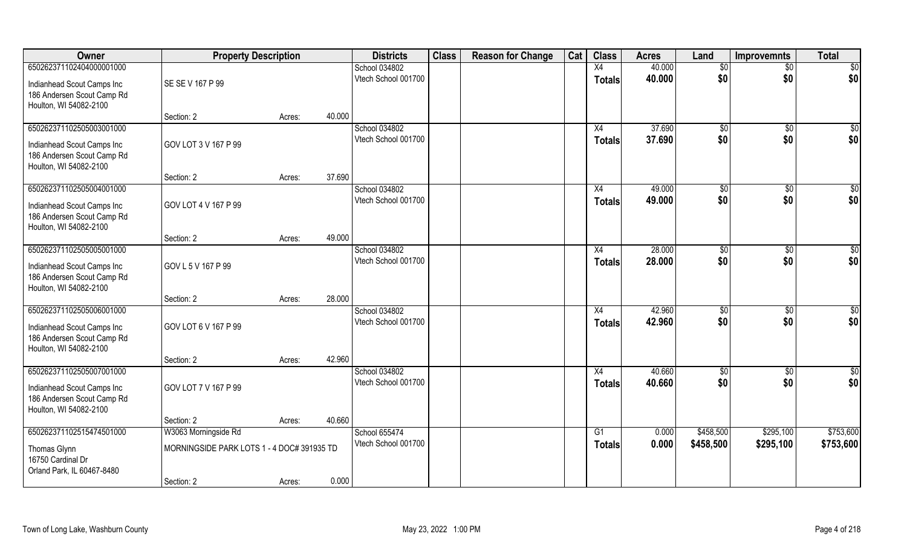| Owner | Property Description | | | Districts | Class | Reason for Change | Cat | Class | Acres | Land | Improvemnts | Total |
|---|---|---|---|---|---|---|---|---|---|---|---|---|
| 650262371102404000001000 | | | | School 034802 | | | | X4 | 40.000 | $0 | $0 | $0 |
| Indianhead Scout Camps Inc<br>186 Andersen Scout Camp Rd<br>Houlton, WI 54082-2100 | SE SE V 167 P 99 | | | Vtech School 001700 | | | | Totals | 40.000 | $0 | $0 | $0 |
| | Section: 2 | Acres: | 40.000 | | | | | | | | | |
| 650262371102505003001000 | | | | School 034802 | | | | X4 | 37.690 | $0 | $0 | $0 |
| Indianhead Scout Camps Inc<br>186 Andersen Scout Camp Rd<br>Houlton, WI 54082-2100 | GOV LOT 3 V 167 P 99 | | | Vtech School 001700 | | | | Totals | 37.690 | $0 | $0 | $0 |
| | Section: 2 | Acres: | 37.690 | | | | | | | | | |
| 650262371102505004001000 | | | | School 034802 | | | | X4 | 49.000 | $0 | $0 | $0 |
| Indianhead Scout Camps Inc<br>186 Andersen Scout Camp Rd<br>Houlton, WI 54082-2100 | GOV LOT 4 V 167 P 99 | | | Vtech School 001700 | | | | Totals | 49.000 | $0 | $0 | $0 |
| | Section: 2 | Acres: | 49.000 | | | | | | | | | |
| 650262371102505005001000 | | | | School 034802 | | | | X4 | 28.000 | $0 | $0 | $0 |
| Indianhead Scout Camps Inc<br>186 Andersen Scout Camp Rd<br>Houlton, WI 54082-2100 | GOV L 5 V 167 P 99 | | | Vtech School 001700 | | | | Totals | 28.000 | $0 | $0 | $0 |
| | Section: 2 | Acres: | 28.000 | | | | | | | | | |
| 650262371102505006001000 | | | | School 034802 | | | | X4 | 42.960 | $0 | $0 | $0 |
| Indianhead Scout Camps Inc<br>186 Andersen Scout Camp Rd<br>Houlton, WI 54082-2100 | GOV LOT 6 V 167 P 99 | | | Vtech School 001700 | | | | Totals | 42.960 | $0 | $0 | $0 |
| | Section: 2 | Acres: | 42.960 | | | | | | | | | |
| 650262371102505007001000 | | | | School 034802 | | | | X4 | 40.660 | $0 | $0 | $0 |
| Indianhead Scout Camps Inc<br>186 Andersen Scout Camp Rd<br>Houlton, WI 54082-2100 | GOV LOT 7 V 167 P 99 | | | Vtech School 001700 | | | | Totals | 40.660 | $0 | $0 | $0 |
| | Section: 2 | Acres: | 40.660 | | | | | | | | | |
| 650262371102515474501000 | W3063 Morningside Rd | | | School 655474 | | | | G1 | 0.000 | $458,500 | $295,100 | $753,600 |
| Thomas Glynn<br>16750 Cardinal Dr<br>Orland Park, IL 60467-8480 | MORNINGSIDE PARK LOTS 1 - 4 DOC# 391935 TD | | | Vtech School 001700 | | | | Totals | 0.000 | $458,500 | $295,100 | $753,600 |
| | Section: 2 | Acres: | 0.000 | | | | | | | | | |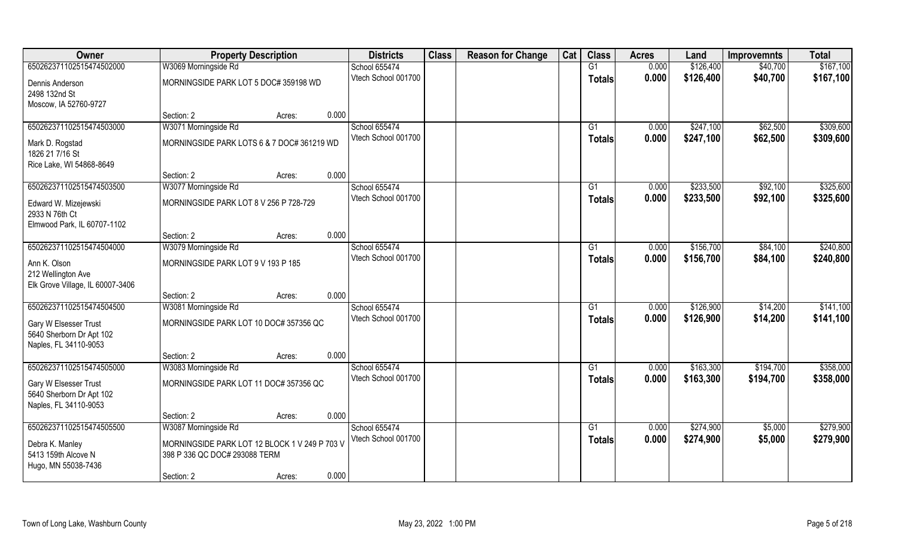| Owner | Property Description | | | Districts | Class | Reason for Change | Cat | Class | Acres | Land | Improvemnts | Total |
|---|---|---|---|---|---|---|---|---|---|---|---|---|
| 65026237110251547450200​0 | W3069 Morningside Rd | | | School 655474 | | | | G1 | 0.000 | $126,400 | $40,700 | $167,100 |
| Dennis Anderson<br>2498 132nd St<br>Moscow, IA 52760-9727 | MORNINGSIDE PARK LOT 5 DOC# 359198 WD | | | Vtech School 001700 | | | | Totals | 0.000 | $126,400 | $40,700 | $167,100 |
| | Section: 2 | Acres: | 0.000 | | | | | | | | | |
| 650262371102515474503000 | W3071 Morningside Rd | | | School 655474 | | | | G1 | 0.000 | $247,100 | $62,500 | $309,600 |
| Mark D. Rogstad<br>1826 21 7/16 St<br>Rice Lake, WI 54868-8649 | MORNINGSIDE PARK LOTS 6 & 7 DOC# 361219 WD | | | Vtech School 001700 | | | | Totals | 0.000 | $247,100 | $62,500 | $309,600 |
| | Section: 2 | Acres: | 0.000 | | | | | | | | | |
| 650262371102515474503500 | W3077 Morningside Rd | | | School 655474 | | | | G1 | 0.000 | $233,500 | $92,100 | $325,600 |
| Edward W. Mizejewski<br>2933 N 76th Ct<br>Elmwood Park, IL 60707-1102 | MORNINGSIDE PARK LOT 8 V 256 P 728-729 | | | Vtech School 001700 | | | | Totals | 0.000 | $233,500 | $92,100 | $325,600 |
| | Section: 2 | Acres: | 0.000 | | | | | | | | | |
| 650262371102515474504000 | W3079 Morningside Rd | | | School 655474 | | | | G1 | 0.000 | $156,700 | $84,100 | $240,800 |
| Ann K. Olson<br>212 Wellington Ave<br>Elk Grove Village, IL 60007-3406 | MORNINGSIDE PARK LOT 9 V 193 P 185 | | | Vtech School 001700 | | | | Totals | 0.000 | $156,700 | $84,100 | $240,800 |
| | Section: 2 | Acres: | 0.000 | | | | | | | | | |
| 650262371102515474504500 | W3081 Morningside Rd | | | School 655474 | | | | G1 | 0.000 | $126,900 | $14,200 | $141,100 |
| Gary W Elsesser Trust<br>5640 Sherborn Dr Apt 102<br>Naples, FL 34110-9053 | MORNINGSIDE PARK LOT 10 DOC# 357356 QC | | | Vtech School 001700 | | | | Totals | 0.000 | $126,900 | $14,200 | $141,100 |
| | Section: 2 | Acres: | 0.000 | | | | | | | | | |
| 650262371102515474505000 | W3083 Morningside Rd | | | School 655474 | | | | G1 | 0.000 | $163,300 | $194,700 | $358,000 |
| Gary W Elsesser Trust<br>5640 Sherborn Dr Apt 102<br>Naples, FL 34110-9053 | MORNINGSIDE PARK LOT 11 DOC# 357356 QC | | | Vtech School 001700 | | | | Totals | 0.000 | $163,300 | $194,700 | $358,000 |
| | Section: 2 | Acres: | 0.000 | | | | | | | | | |
| 650262371102515474505500 | W3087 Morningside Rd | | | School 655474 | | | | G1 | 0.000 | $274,900 | $5,000 | $279,900 |
| Debra K. Manley<br>5413 159th Alcove N<br>Hugo, MN 55038-7436 | MORNINGSIDE PARK LOT 12 BLOCK 1 V 249 P 703 V 398 P 336 QC DOC# 293088 TERM | | | Vtech School 001700 | | | | Totals | 0.000 | $274,900 | $5,000 | $279,900 |
| | Section: 2 | Acres: | 0.000 | | | | | | | | | |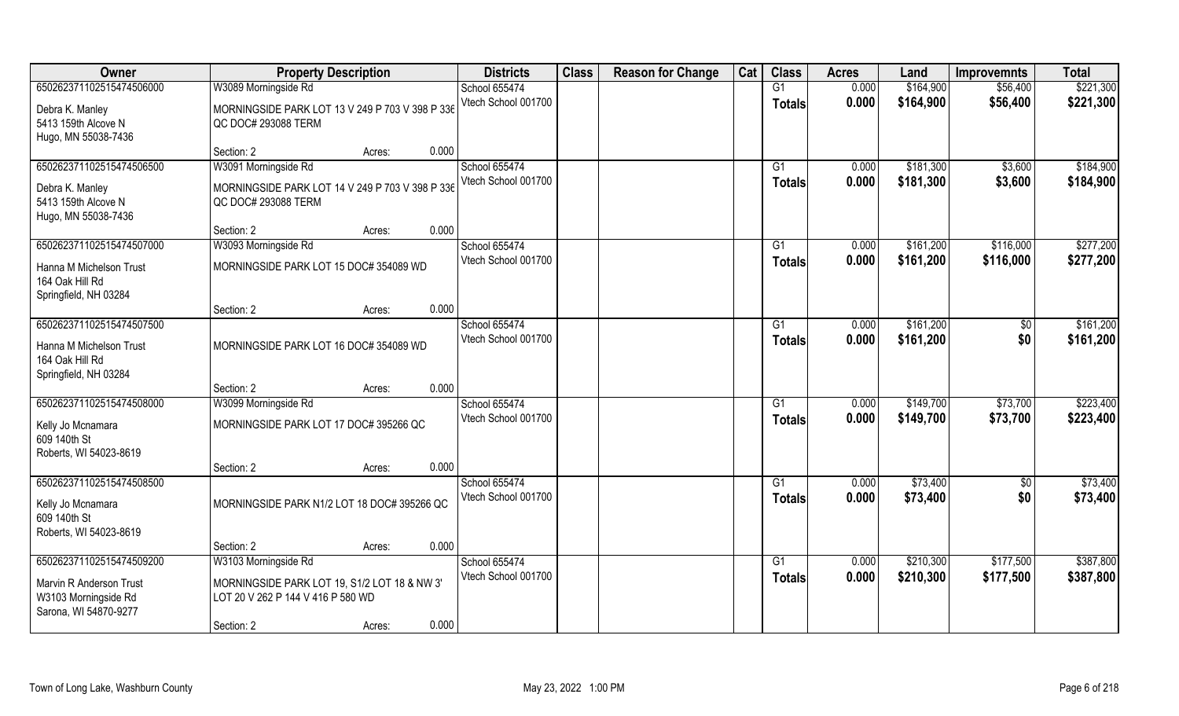| Owner | Property Description | Districts | Class | Reason for Change | Cat | Class | Acres | Land | Improvemnts | Total |
|---|---|---|---|---|---|---|---|---|---|---|
| 65026237110251547450600 | W3089 Morningside Rd | School 655474 | | | | G1 | 0.000 | $164,900 | $56,400 | $221,300 |
| Debra K. Manley<br>5413 159th Alcove N<br>Hugo, MN 55038-7436 | MORNINGSIDE PARK LOT 13 V 249 P 703 V 398 P 336 QC DOC# 293088 TERM<br>Section: 2 Acres: 0.000 | Vtech School 001700 | | | | Totals | 0.000 | $164,900 | $56,400 | $221,300 |
| 65026237110251547450650 | W3091 Morningside Rd | School 655474 | | | | G1 | 0.000 | $181,300 | $3,600 | $184,900 |
| Debra K. Manley<br>5413 159th Alcove N<br>Hugo, MN 55038-7436 | MORNINGSIDE PARK LOT 14 V 249 P 703 V 398 P 336 QC DOC# 293088 TERM<br>Section: 2 Acres: 0.000 | Vtech School 001700 | | | | Totals | 0.000 | $181,300 | $3,600 | $184,900 |
| 65026237110251547450700 | W3093 Morningside Rd | School 655474 | | | | G1 | 0.000 | $161,200 | $116,000 | $277,200 |
| Hanna M Michelson Trust<br>164 Oak Hill Rd<br>Springfield, NH 03284 | MORNINGSIDE PARK LOT 15 DOC# 354089 WD<br>Section: 2 Acres: 0.000 | Vtech School 001700 | | | | Totals | 0.000 | $161,200 | $116,000 | $277,200 |
| 65026237110251547450750 | | School 655474 | | | | G1 | 0.000 | $161,200 | $0 | $161,200 |
| Hanna M Michelson Trust<br>164 Oak Hill Rd<br>Springfield, NH 03284 | MORNINGSIDE PARK LOT 16 DOC# 354089 WD<br>Section: 2 Acres: 0.000 | Vtech School 001700 | | | | Totals | 0.000 | $161,200 | $0 | $161,200 |
| 65026237110251547450800 | W3099 Morningside Rd | School 655474 | | | | G1 | 0.000 | $149,700 | $73,700 | $223,400 |
| Kelly Jo Mcnamara<br>609 140th St<br>Roberts, WI 54023-8619 | MORNINGSIDE PARK LOT 17 DOC# 395266 QC<br>Section: 2 Acres: 0.000 | Vtech School 001700 | | | | Totals | 0.000 | $149,700 | $73,700 | $223,400 |
| 65026237110251547450850 | | School 655474 | | | | G1 | 0.000 | $73,400 | $0 | $73,400 |
| Kelly Jo Mcnamara<br>609 140th St<br>Roberts, WI 54023-8619 | MORNINGSIDE PARK N1/2 LOT 18 DOC# 395266 QC<br>Section: 2 Acres: 0.000 | Vtech School 001700 | | | | Totals | 0.000 | $73,400 | $0 | $73,400 |
| 65026237110251547450920 | W3103 Morningside Rd | School 655474 | | | | G1 | 0.000 | $210,300 | $177,500 | $387,800 |
| Marvin R Anderson Trust<br>W3103 Morningside Rd<br>Sarona, WI 54870-9277 | MORNINGSIDE PARK LOT 19, S1/2 LOT 18 & NW 3' LOT 20 V 262 P 144 V 416 P 580 WD<br>Section: 2 Acres: 0.000 | Vtech School 001700 | | | | Totals | 0.000 | $210,300 | $177,500 | $387,800 |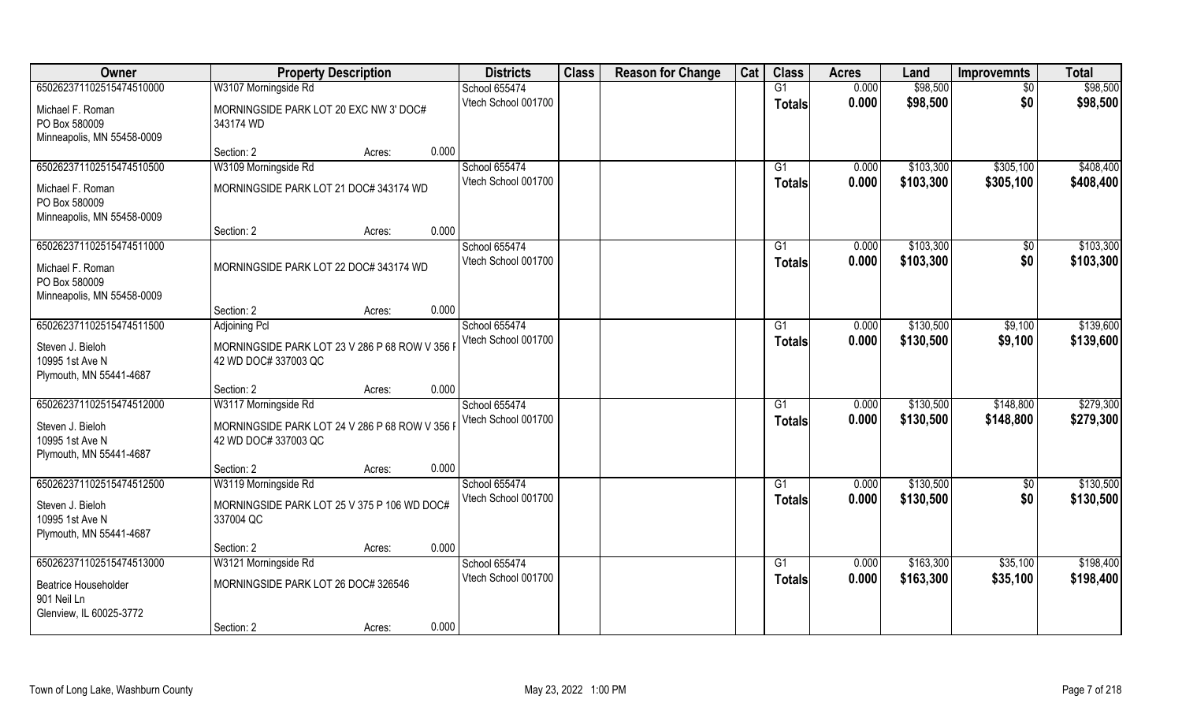| Owner | Property Description | | | Districts | Class | Reason for Change | Cat | Class | Acres | Land | Improvemnts | Total |
|---|---|---|---|---|---|---|---|---|---|---|---|---|
| 650262371102515474510000 | W3107 Morningside Rd | | | School 655474 | | | | G1 | 0.000 | $98,500 | $0 | $98,500 |
| Michael F. Roman<br>PO Box 580009<br>Minneapolis, MN 55458-0009 | MORNINGSIDE PARK LOT 20 EXC NW 3' DOC# 343174 WD | | | Vtech School 001700 | | | | Totals | 0.000 | $98,500 | $0 | $98,500 |
| | Section: 2 | Acres: | 0.000 | | | | | | | | | |
| 650262371102515474510500 | W3109 Morningside Rd | | | School 655474 | | | | G1 | 0.000 | $103,300 | $305,100 | $408,400 |
| Michael F. Roman<br>PO Box 580009<br>Minneapolis, MN 55458-0009 | MORNINGSIDE PARK LOT 21 DOC# 343174 WD | | | Vtech School 001700 | | | | Totals | 0.000 | $103,300 | $305,100 | $408,400 |
| | Section: 2 | Acres: | 0.000 | | | | | | | | | |
| 650262371102515474511000 | | | | School 655474 | | | | G1 | 0.000 | $103,300 | $0 | $103,300 |
| Michael F. Roman<br>PO Box 580009<br>Minneapolis, MN 55458-0009 | MORNINGSIDE PARK LOT 22 DOC# 343174 WD | | | Vtech School 001700 | | | | Totals | 0.000 | $103,300 | $0 | $103,300 |
| | Section: 2 | Acres: | 0.000 | | | | | | | | | |
| 650262371102515474511500 | Adjoining Pcl | | | School 655474 | | | | G1 | 0.000 | $130,500 | $9,100 | $139,600 |
| Steven J. Bieloh<br>10995 1st Ave N<br>Plymouth, MN 55441-4687 | MORNINGSIDE PARK LOT 23 V 286 P 68 ROW V 356 P 42 WD DOC# 337003 QC | | | Vtech School 001700 | | | | Totals | 0.000 | $130,500 | $9,100 | $139,600 |
| | Section: 2 | Acres: | 0.000 | | | | | | | | | |
| 650262371102515474512000 | W3117 Morningside Rd | | | School 655474 | | | | G1 | 0.000 | $130,500 | $148,800 | $279,300 |
| Steven J. Bieloh<br>10995 1st Ave N<br>Plymouth, MN 55441-4687 | MORNINGSIDE PARK LOT 24 V 286 P 68 ROW V 356 P 42 WD DOC# 337003 QC | | | Vtech School 001700 | | | | Totals | 0.000 | $130,500 | $148,800 | $279,300 |
| | Section: 2 | Acres: | 0.000 | | | | | | | | | |
| 650262371102515474512500 | W3119 Morningside Rd | | | School 655474 | | | | G1 | 0.000 | $130,500 | $0 | $130,500 |
| Steven J. Bieloh<br>10995 1st Ave N<br>Plymouth, MN 55441-4687 | MORNINGSIDE PARK LOT 25 V 375 P 106 WD DOC# 337004 QC | | | Vtech School 001700 | | | | Totals | 0.000 | $130,500 | $0 | $130,500 |
| | Section: 2 | Acres: | 0.000 | | | | | | | | | |
| 650262371102515474513000 | W3121 Morningside Rd | | | School 655474 | | | | G1 | 0.000 | $163,300 | $35,100 | $198,400 |
| Beatrice Householder<br>901 Neil Ln<br>Glenview, IL 60025-3772 | MORNINGSIDE PARK LOT 26 DOC# 326546 | | | Vtech School 001700 | | | | Totals | 0.000 | $163,300 | $35,100 | $198,400 |
| | Section: 2 | Acres: | 0.000 | | | | | | | | | |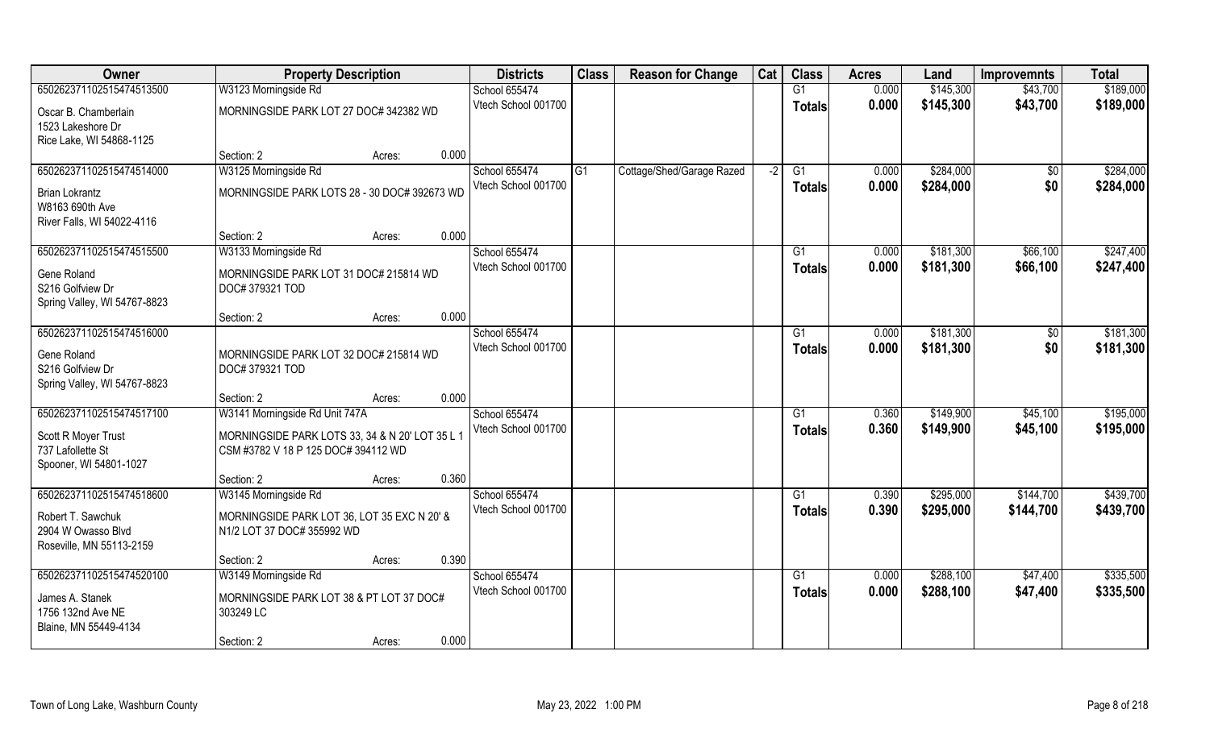| Owner | Property Description | | | Districts | Class | Reason for Change | Cat | Class | Acres | Land | Improvemnts | Total |
|---|---|---|---|---|---|---|---|---|---|---|---|---|
| 65026237110251547451350 | W3123 Morningside Rd | | | School 655474 | | | | G1 | 0.000 | $145,300 | $43,700 | $189,000 |
| Oscar B. Chamberlain<br>1523 Lakeshore Dr<br>Rice Lake, WI 54868-1125 | MORNINGSIDE PARK LOT 27 DOC# 342382 WD | | | Vtech School 001700 | | | | **Totals** | **0.000** | **$145,300** | **$43,700** | **$189,000** |
| | Section: 2 | Acres: | 0.000 | | | | | | | | | |
| 65026237110251547451400 | W3125 Morningside Rd | | | School 655474 | G1 | Cottage/Shed/Garage Razed | -2 | G1 | 0.000 | $284,000 | $0 | $284,000 |
| Brian Lokrantz<br>W8163 690th Ave<br>River Falls, WI 54022-4116 | MORNINGSIDE PARK LOTS 28 - 30 DOC# 392673 WD | | | Vtech School 001700 | | | | **Totals** | **0.000** | **$284,000** | **$0** | **$284,000** |
| | Section: 2 | Acres: | 0.000 | | | | | | | | | |
| 65026237110251547451550 | W3133 Morningside Rd | | | School 655474 | | | | G1 | 0.000 | $181,300 | $66,100 | $247,400 |
| Gene Roland<br>S216 Golfview Dr<br>Spring Valley, WI 54767-8823 | MORNINGSIDE PARK LOT 31 DOC# 215814 WD DOC# 379321 TOD | | | Vtech School 001700 | | | | **Totals** | **0.000** | **$181,300** | **$66,100** | **$247,400** |
| | Section: 2 | Acres: | 0.000 | | | | | | | | | |
| 65026237110251547451600 | | | | School 655474 | | | | G1 | 0.000 | $181,300 | $0 | $181,300 |
| Gene Roland<br>S216 Golfview Dr<br>Spring Valley, WI 54767-8823 | MORNINGSIDE PARK LOT 32 DOC# 215814 WD DOC# 379321 TOD | | | Vtech School 001700 | | | | **Totals** | **0.000** | **$181,300** | **$0** | **$181,300** |
| | Section: 2 | Acres: | 0.000 | | | | | | | | | |
| 65026237110251547451710 | W3141 Morningside Rd Unit 747A | | | School 655474 | | | | G1 | 0.360 | $149,900 | $45,100 | $195,000 |
| Scott R Moyer Trust<br>737 Lafollette St<br>Spooner, WI 54801-1027 | MORNINGSIDE PARK LOTS 33, 34 & N 20' LOT 35 L 1 CSM #3782 V 18 P 125 DOC# 394112 WD | | | Vtech School 001700 | | | | **Totals** | **0.360** | **$149,900** | **$45,100** | **$195,000** |
| | Section: 2 | Acres: | 0.360 | | | | | | | | | |
| 65026237110251547451860 | W3145 Morningside Rd | | | School 655474 | | | | G1 | 0.390 | $295,000 | $144,700 | $439,700 |
| Robert T. Sawchuk<br>2904 W Owasso Blvd<br>Roseville, MN 55113-2159 | MORNINGSIDE PARK LOT 36, LOT 35 EXC N 20' & N1/2 LOT 37 DOC# 355992 WD | | | Vtech School 001700 | | | | **Totals** | **0.390** | **$295,000** | **$144,700** | **$439,700** |
| | Section: 2 | Acres: | 0.390 | | | | | | | | | |
| 65026237110251547452010 | W3149 Morningside Rd | | | School 655474 | | | | G1 | 0.000 | $288,100 | $47,400 | $335,500 |
| James A. Stanek<br>1756 132nd Ave NE<br>Blaine, MN 55449-4134 | MORNINGSIDE PARK LOT 38 & PT LOT 37 DOC# 303249 LC | | | Vtech School 001700 | | | | **Totals** | **0.000** | **$288,100** | **$47,400** | **$335,500** |
| | Section: 2 | Acres: | 0.000 | | | | | | | | | |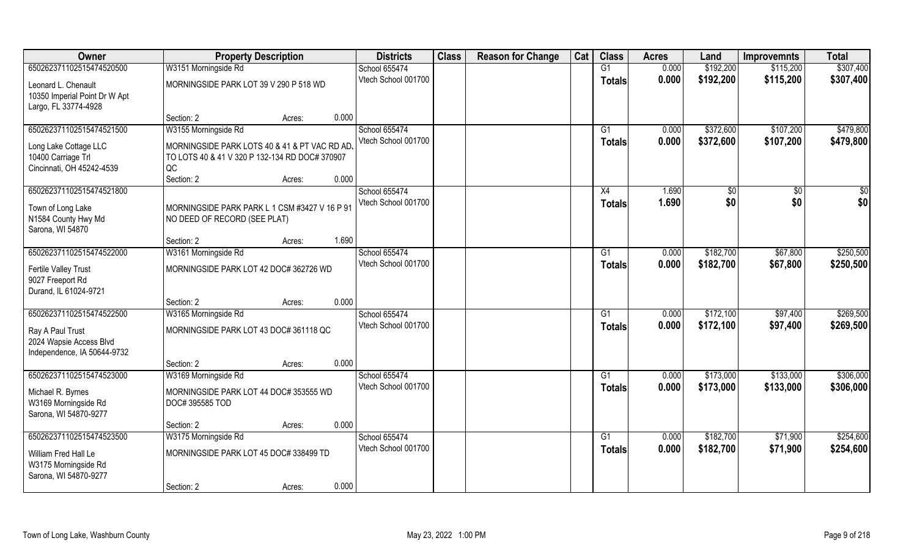| Owner | Property Description | Districts | Class | Reason for Change | Cat | Class | Acres | Land | Improvemnts | Total |
|---|---|---|---|---|---|---|---|---|---|---|
| 650262371102515474520500 | W3151 Morningside Rd | School 655474 | | | | G1 | 0.000 | $192,200 | $115,200 | $307,400 |
| Leonard L. Chenault<br>10350 Imperial Point Dr W Apt<br>Largo, FL 33774-4928 | MORNINGSIDE PARK LOT 39 V 290 P 518 WD<br><br>Section: 2 Acres: 0.000 | Vtech School 001700 | | | | Totals | 0.000 | $192,200 | $115,200 | $307,400 |
| 650262371102515474521500 | W3155 Morningside Rd | School 655474 | | | | G1 | 0.000 | $372,600 | $107,200 | $479,800 |
| Long Lake Cottage LLC<br>10400 Carriage Trl<br>Cincinnati, OH 45242-4539 | MORNINGSIDE PARK LOTS 40 & 41 & PT VAC RD ADJ TO LOTS 40 & 41 V 320 P 132-134 RD DOC# 370907 QC<br><br>Section: 2 Acres: 0.000 | Vtech School 001700 | | | | Totals | 0.000 | $372,600 | $107,200 | $479,800 |
| 650262371102515474521800 | | School 655474 | | | | X4 | 1.690 | $0 | $0 | $0 |
| Town of Long Lake<br>N1584 County Hwy Md<br>Sarona, WI 54870 | MORNINGSIDE PARK L 1 CSM #3427 V 16 P 91 NO DEED OF RECORD (SEE PLAT)<br><br>Section: 2 Acres: 1.690 | Vtech School 001700 | | | | Totals | 1.690 | $0 | $0 | $0 |
| 650262371102515474522000 | W3161 Morningside Rd | School 655474 | | | | G1 | 0.000 | $182,700 | $67,800 | $250,500 |
| Fertile Valley Trust<br>9027 Freeport Rd<br>Durand, IL 61024-9721 | MORNINGSIDE PARK LOT 42 DOC# 362726 WD<br><br>Section: 2 Acres: 0.000 | Vtech School 001700 | | | | Totals | 0.000 | $182,700 | $67,800 | $250,500 |
| 650262371102515474522500 | W3165 Morningside Rd | School 655474 | | | | G1 | 0.000 | $172,100 | $97,400 | $269,500 |
| Ray A Paul Trust<br>2024 Wapsie Access Blvd<br>Independence, IA 50644-9732 | MORNINGSIDE PARK LOT 43 DOC# 361118 QC<br><br>Section: 2 Acres: 0.000 | Vtech School 001700 | | | | Totals | 0.000 | $172,100 | $97,400 | $269,500 |
| 650262371102515474523000 | W3169 Morningside Rd | School 655474 | | | | G1 | 0.000 | $173,000 | $133,000 | $306,000 |
| Michael R. Byrnes<br>W3169 Morningside Rd<br>Sarona, WI 54870-9277 | MORNINGSIDE PARK LOT 44 DOC# 353555 WD DOC# 395585 TOD<br><br>Section: 2 Acres: 0.000 | Vtech School 001700 | | | | Totals | 0.000 | $173,000 | $133,000 | $306,000 |
| 650262371102515474523500 | W3175 Morningside Rd | School 655474 | | | | G1 | 0.000 | $182,700 | $71,900 | $254,600 |
| William Fred Hall Le<br>W3175 Morningside Rd<br>Sarona, WI 54870-9277 | MORNINGSIDE PARK LOT 45 DOC# 338499 TD<br><br>Section: 2 Acres: 0.000 | Vtech School 001700 | | | | Totals | 0.000 | $182,700 | $71,900 | $254,600 |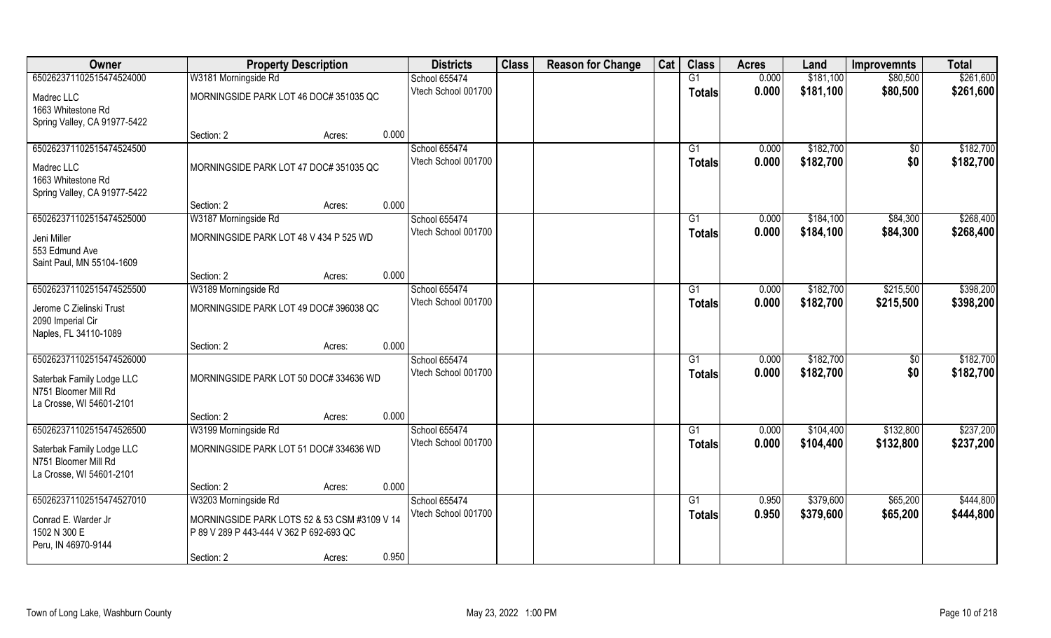| Owner | Property Description | | | Districts | Class | Reason for Change | Cat | Class | Acres | Land | Improvemnts | Total |
|---|---|---|---|---|---|---|---|---|---|---|---|---|
| 65026237110251547452400 | W3181 Morningside Rd | | | School 655474 | | | | G1 | 0.000 | $181,100 | $80,500 | $261,600 |
| Madrec LLC<br>1663 Whitestone Rd<br>Spring Valley, CA 91977-5422 | MORNINGSIDE PARK LOT 46 DOC# 351035 QC | | | Vtech School 001700 | | | | **Totals** | **0.000** | **$181,100** | **$80,500** | **$261,600** |
| | Section: 2 | Acres: | 0.000 | | | | | | | | | |
| 65026237110251547452450 | | | | School 655474 | | | | G1 | 0.000 | $182,700 | $0 | $182,700 |
| Madrec LLC<br>1663 Whitestone Rd<br>Spring Valley, CA 91977-5422 | MORNINGSIDE PARK LOT 47 DOC# 351035 QC | | | Vtech School 001700 | | | | **Totals** | **0.000** | **$182,700** | **$0** | **$182,700** |
| | Section: 2 | Acres: | 0.000 | | | | | | | | | |
| 65026237110251547452500 | W3187 Morningside Rd | | | School 655474 | | | | G1 | 0.000 | $184,100 | $84,300 | $268,400 |
| Jeni Miller<br>553 Edmund Ave<br>Saint Paul, MN 55104-1609 | MORNINGSIDE PARK LOT 48 V 434 P 525 WD | | | Vtech School 001700 | | | | **Totals** | **0.000** | **$184,100** | **$84,300** | **$268,400** |
| | Section: 2 | Acres: | 0.000 | | | | | | | | | |
| 65026237110251547452550 | W3189 Morningside Rd | | | School 655474 | | | | G1 | 0.000 | $182,700 | $215,500 | $398,200 |
| Jerome C Zielinski Trust<br>2090 Imperial Cir<br>Naples, FL 34110-1089 | MORNINGSIDE PARK LOT 49 DOC# 396038 QC | | | Vtech School 001700 | | | | **Totals** | **0.000** | **$182,700** | **$215,500** | **$398,200** |
| | Section: 2 | Acres: | 0.000 | | | | | | | | | |
| 65026237110251547452600 | | | | School 655474 | | | | G1 | 0.000 | $182,700 | $0 | $182,700 |
| Saterbak Family Lodge LLC<br>N751 Bloomer Mill Rd<br>La Crosse, WI 54601-2101 | MORNINGSIDE PARK LOT 50 DOC# 334636 WD | | | Vtech School 001700 | | | | **Totals** | **0.000** | **$182,700** | **$0** | **$182,700** |
| | Section: 2 | Acres: | 0.000 | | | | | | | | | |
| 65026237110251547452650 | W3199 Morningside Rd | | | School 655474 | | | | G1 | 0.000 | $104,400 | $132,800 | $237,200 |
| Saterbak Family Lodge LLC<br>N751 Bloomer Mill Rd<br>La Crosse, WI 54601-2101 | MORNINGSIDE PARK LOT 51 DOC# 334636 WD | | | Vtech School 001700 | | | | **Totals** | **0.000** | **$104,400** | **$132,800** | **$237,200** |
| | Section: 2 | Acres: | 0.000 | | | | | | | | | |
| 65026237110251547452701 | W3203 Morningside Rd | | | School 655474 | | | | G1 | 0.950 | $379,600 | $65,200 | $444,800 |
| Conrad E. Warder Jr<br>1502 N 300 E<br>Peru, IN 46970-9144 | MORNINGSIDE PARK LOTS 52 & 53 CSM #3109 V 14 P 89 V 289 P 443-444 V 362 P 692-693 QC | | | Vtech School 001700 | | | | **Totals** | **0.950** | **$379,600** | **$65,200** | **$444,800** |
| | Section: 2 | Acres: | 0.950 | | | | | | | | | |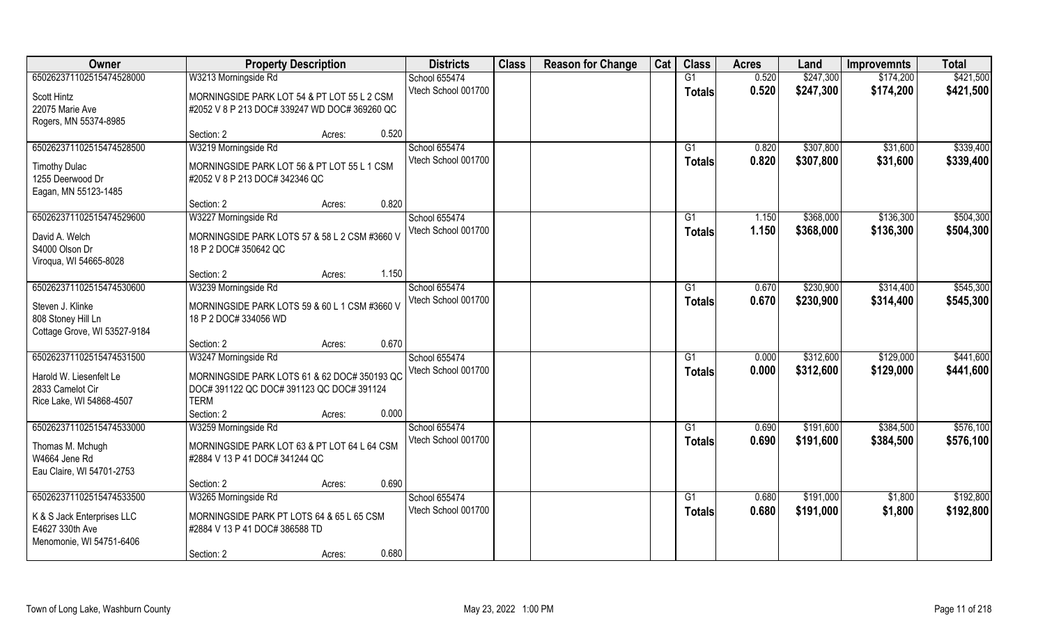| Owner | Property Description | | Districts | Class | Reason for Change | Cat | Class | Acres | Land | Improvemnts | Total |
|---|---|---|---|---|---|---|---|---|---|---|---|
| 65026237110251547452800<br>Scott Hintz<br>22075 Marie Ave<br>Rogers, MN 55374-8985 | W3213 Morningside Rd<br>MORNINGSIDE PARK LOT 54 & PT LOT 55 L 2 CSM #2052 V 8 P 213 DOC# 339247 WD DOC# 369260 QC<br>Section: 2 | Acres: 0.520 | School 655474<br>Vtech School 001700 | | | | G1<br>Totals | 0.520<br>0.520 | $247,300<br>$247,300 | $174,200<br>$174,200 | $421,500<br>$421,500 |
| 65026237110251547452850<br>Timothy Dulac<br>1255 Deerwood Dr<br>Eagan, MN 55123-1485 | W3219 Morningside Rd<br>MORNINGSIDE PARK LOT 56 & PT LOT 55 L 1 CSM #2052 V 8 P 213 DOC# 342346 QC<br>Section: 2 | Acres: 0.820 | School 655474<br>Vtech School 001700 | | | | G1<br>Totals | 0.820<br>0.820 | $307,800<br>$307,800 | $31,600<br>$31,600 | $339,400<br>$339,400 |
| 65026237110251547452960<br>David A. Welch<br>S4000 Olson Dr<br>Viroqua, WI 54665-8028 | W3227 Morningside Rd<br>MORNINGSIDE PARK LOTS 57 & 58 L 2 CSM #3660 V 18 P 2 DOC# 350642 QC<br>Section: 2 | Acres: 1.150 | School 655474<br>Vtech School 001700 | | | | G1<br>Totals | 1.150<br>1.150 | $368,000<br>$368,000 | $136,300<br>$136,300 | $504,300<br>$504,300 |
| 65026237110251547453060<br>Steven J. Klinke<br>808 Stoney Hill Ln<br>Cottage Grove, WI 53527-9184 | W3239 Morningside Rd<br>MORNINGSIDE PARK LOTS 59 & 60 L 1 CSM #3660 V 18 P 2 DOC# 334056 WD<br>Section: 2 | Acres: 0.670 | School 655474<br>Vtech School 001700 | | | | G1<br>Totals | 0.670<br>0.670 | $230,900<br>$230,900 | $314,400<br>$314,400 | $545,300<br>$545,300 |
| 65026237110251547453150<br>Harold W. Liesenfelt Le<br>2833 Camelot Cir<br>Rice Lake, WI 54868-4507 | W3247 Morningside Rd<br>MORNINGSIDE PARK LOTS 61 & 62 DOC# 350193 QC DOC# 391122 QC DOC# 391123 QC DOC# 391124 TERM<br>Section: 2 | Acres: 0.000 | School 655474<br>Vtech School 001700 | | | | G1<br>Totals | 0.000<br>0.000 | $312,600<br>$312,600 | $129,000<br>$129,000 | $441,600<br>$441,600 |
| 65026237110251547453300<br>Thomas M. Mchugh<br>W4664 Jene Rd<br>Eau Claire, WI 54701-2753 | W3259 Morningside Rd<br>MORNINGSIDE PARK LOT 63 & PT LOT 64 L 64 CSM #2884 V 13 P 41 DOC# 341244 QC<br>Section: 2 | Acres: 0.690 | School 655474<br>Vtech School 001700 | | | | G1<br>Totals | 0.690<br>0.690 | $191,600<br>$191,600 | $384,500<br>$384,500 | $576,100<br>$576,100 |
| 65026237110251547453350<br>K & S Jack Enterprises LLC<br>E4627 330th Ave<br>Menomonie, WI 54751-6406 | W3265 Morningside Rd<br>MORNINGSIDE PARK PT LOTS 64 & 65 L 65 CSM #2884 V 13 P 41 DOC# 386588 TD<br>Section: 2 | Acres: 0.680 | School 655474<br>Vtech School 001700 | | | | G1<br>Totals | 0.680<br>0.680 | $191,000<br>$191,000 | $1,800<br>$1,800 | $192,800<br>$192,800 |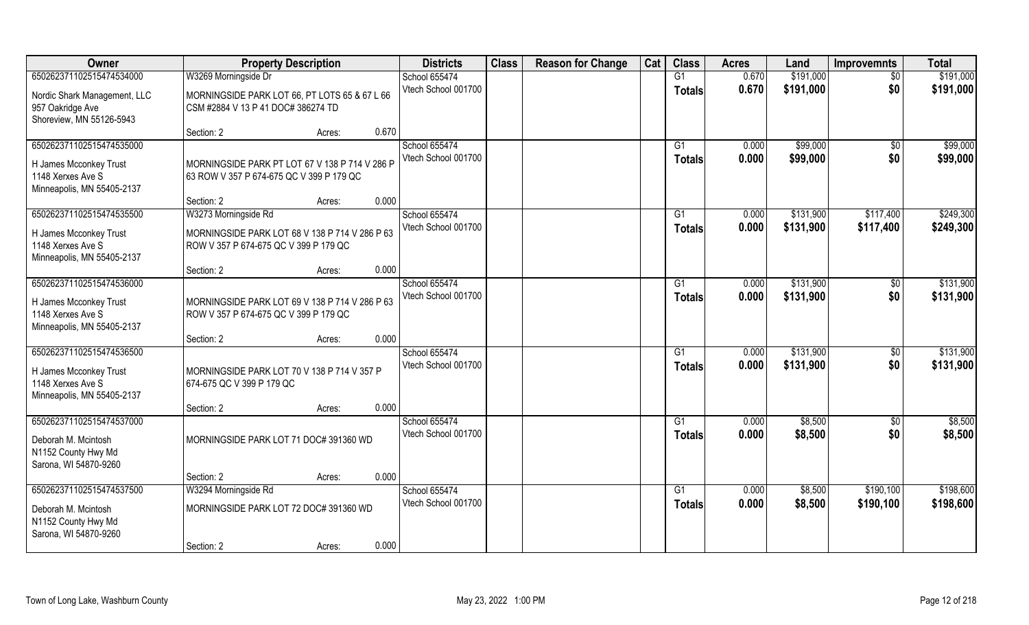| Owner | Property Description | Districts | Class | Reason for Change | Cat | Class | Acres | Land | Improvemnts | Total |
|---|---|---|---|---|---|---|---|---|---|---|
| 650262371102515474534000 | W3269 Morningside Dr | School 655474 | | | | G1 | 0.670 | $191,000 | $0 | $191,000 |
| Nordic Shark Management, LLC<br>957 Oakridge Ave<br>Shoreview, MN 55126-5943 | MORNINGSIDE PARK LOT 66, PT LOTS 65 & 67 L 66 CSM #2884 V 13 P 41 DOC# 386274 TD | Vtech School 001700 | | | | **Totals** | **0.670** | **$191,000** | **$0** | **$191,000** |
| | Section: 2 Acres: 0.670 | | | | | | | | | |
| 650262371102515474535000 | | School 655474 | | | | G1 | 0.000 | $99,000 | $0 | $99,000 |
| H James Mcconkey Trust<br>1148 Xerxes Ave S<br>Minneapolis, MN 55405-2137 | MORNINGSIDE PARK PT LOT 67 V 138 P 714 V 286 P 63 ROW V 357 P 674-675 QC V 399 P 179 QC | Vtech School 001700 | | | | **Totals** | **0.000** | **$99,000** | **$0** | **$99,000** |
| | Section: 2 Acres: 0.000 | | | | | | | | | |
| 650262371102515474535500 | W3273 Morningside Rd | School 655474 | | | | G1 | 0.000 | $131,900 | $117,400 | $249,300 |
| H James Mcconkey Trust<br>1148 Xerxes Ave S<br>Minneapolis, MN 55405-2137 | MORNINGSIDE PARK LOT 68 V 138 P 714 V 286 P 63 ROW V 357 P 674-675 QC V 399 P 179 QC | Vtech School 001700 | | | | **Totals** | **0.000** | **$131,900** | **$117,400** | **$249,300** |
| | Section: 2 Acres: 0.000 | | | | | | | | | |
| 650262371102515474536000 | | School 655474 | | | | G1 | 0.000 | $131,900 | $0 | $131,900 |
| H James Mcconkey Trust<br>1148 Xerxes Ave S<br>Minneapolis, MN 55405-2137 | MORNINGSIDE PARK LOT 69 V 138 P 714 V 286 P 63 ROW V 357 P 674-675 QC V 399 P 179 QC | Vtech School 001700 | | | | **Totals** | **0.000** | **$131,900** | **$0** | **$131,900** |
| | Section: 2 Acres: 0.000 | | | | | | | | | |
| 650262371102515474536500 | | School 655474 | | | | G1 | 0.000 | $131,900 | $0 | $131,900 |
| H James Mcconkey Trust<br>1148 Xerxes Ave S<br>Minneapolis, MN 55405-2137 | MORNINGSIDE PARK LOT 70 V 138 P 714 V 357 P 674-675 QC V 399 P 179 QC | Vtech School 001700 | | | | **Totals** | **0.000** | **$131,900** | **$0** | **$131,900** |
| | Section: 2 Acres: 0.000 | | | | | | | | | |
| 650262371102515474537000 | | School 655474 | | | | G1 | 0.000 | $8,500 | $0 | $8,500 |
| Deborah M. Mcintosh<br>N1152 County Hwy Md<br>Sarona, WI 54870-9260 | MORNINGSIDE PARK LOT 71 DOC# 391360 WD | Vtech School 001700 | | | | **Totals** | **0.000** | **$8,500** | **$0** | **$8,500** |
| | Section: 2 Acres: 0.000 | | | | | | | | | |
| 650262371102515474537500 | W3294 Morningside Rd | School 655474 | | | | G1 | 0.000 | $8,500 | $190,100 | $198,600 |
| Deborah M. Mcintosh<br>N1152 County Hwy Md<br>Sarona, WI 54870-9260 | MORNINGSIDE PARK LOT 72 DOC# 391360 WD | Vtech School 001700 | | | | **Totals** | **0.000** | **$8,500** | **$190,100** | **$198,600** |
| | Section: 2 Acres: 0.000 | | | | | | | | | |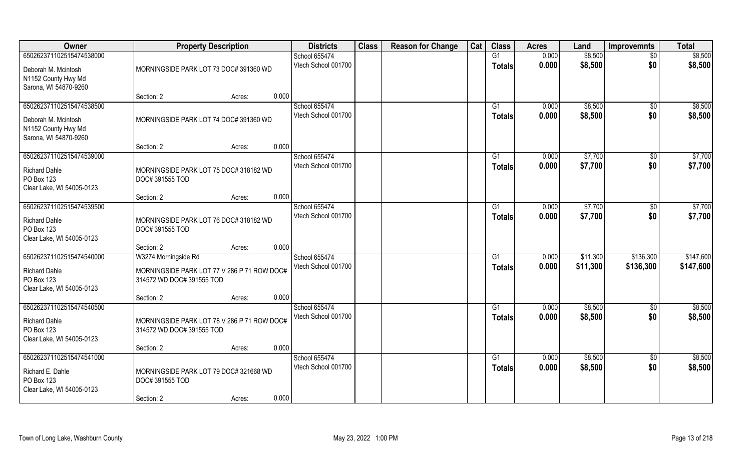| Owner | Property Description | | | Districts | Class | Reason for Change | Cat | Class | Acres | Land | Improvemnts | Total |
|---|---|---|---|---|---|---|---|---|---|---|---|---|
| 65026237110251547453800 | | | | School 655474 | | | | G1 | 0.000 | $8,500 | $0 | $8,500 |
| Deborah M. Mcintosh<br>N1152 County Hwy Md<br>Sarona, WI 54870-9260 | MORNINGSIDE PARK LOT 73 DOC# 391360 WD | | | Vtech School 001700 | | | | Totals | 0.000 | $8,500 | $0 | $8,500 |
| | Section: 2 | Acres: | 0.000 | | | | | | | | | |
| 65026237110251547453850 | | | | School 655474 | | | | G1 | 0.000 | $8,500 | $0 | $8,500 |
| Deborah M. Mcintosh<br>N1152 County Hwy Md<br>Sarona, WI 54870-9260 | MORNINGSIDE PARK LOT 74 DOC# 391360 WD | | | Vtech School 001700 | | | | Totals | 0.000 | $8,500 | $0 | $8,500 |
| | Section: 2 | Acres: | 0.000 | | | | | | | | | |
| 65026237110251547453900 | | | | School 655474 | | | | G1 | 0.000 | $7,700 | $0 | $7,700 |
| Richard Dahle<br>PO Box 123<br>Clear Lake, WI 54005-0123 | MORNINGSIDE PARK LOT 75 DOC# 318182 WD DOC# 391555 TOD | | | Vtech School 001700 | | | | Totals | 0.000 | $7,700 | $0 | $7,700 |
| | Section: 2 | Acres: | 0.000 | | | | | | | | | |
| 65026237110251547453950 | | | | School 655474 | | | | G1 | 0.000 | $7,700 | $0 | $7,700 |
| Richard Dahle<br>PO Box 123<br>Clear Lake, WI 54005-0123 | MORNINGSIDE PARK LOT 76 DOC# 318182 WD DOC# 391555 TOD | | | Vtech School 001700 | | | | Totals | 0.000 | $7,700 | $0 | $7,700 |
| | Section: 2 | Acres: | 0.000 | | | | | | | | | |
| 65026237110251547454000 | W3274 Morningside Rd | | | School 655474 | | | | G1 | 0.000 | $11,300 | $136,300 | $147,600 |
| Richard Dahle<br>PO Box 123<br>Clear Lake, WI 54005-0123 | MORNINGSIDE PARK LOT 77 V 286 P 71 ROW DOC# 314572 WD DOC# 391555 TOD | | | Vtech School 001700 | | | | Totals | 0.000 | $11,300 | $136,300 | $147,600 |
| | Section: 2 | Acres: | 0.000 | | | | | | | | | |
| 65026237110251547454050 | | | | School 655474 | | | | G1 | 0.000 | $8,500 | $0 | $8,500 |
| Richard Dahle<br>PO Box 123<br>Clear Lake, WI 54005-0123 | MORNINGSIDE PARK LOT 78 V 286 P 71 ROW DOC# 314572 WD DOC# 391555 TOD | | | Vtech School 001700 | | | | Totals | 0.000 | $8,500 | $0 | $8,500 |
| | Section: 2 | Acres: | 0.000 | | | | | | | | | |
| 65026237110251547454100 | | | | School 655474 | | | | G1 | 0.000 | $8,500 | $0 | $8,500 |
| Richard E. Dahle<br>PO Box 123<br>Clear Lake, WI 54005-0123 | MORNINGSIDE PARK LOT 79 DOC# 321668 WD DOC# 391555 TOD | | | Vtech School 001700 | | | | Totals | 0.000 | $8,500 | $0 | $8,500 |
| | Section: 2 | Acres: | 0.000 | | | | | | | | | |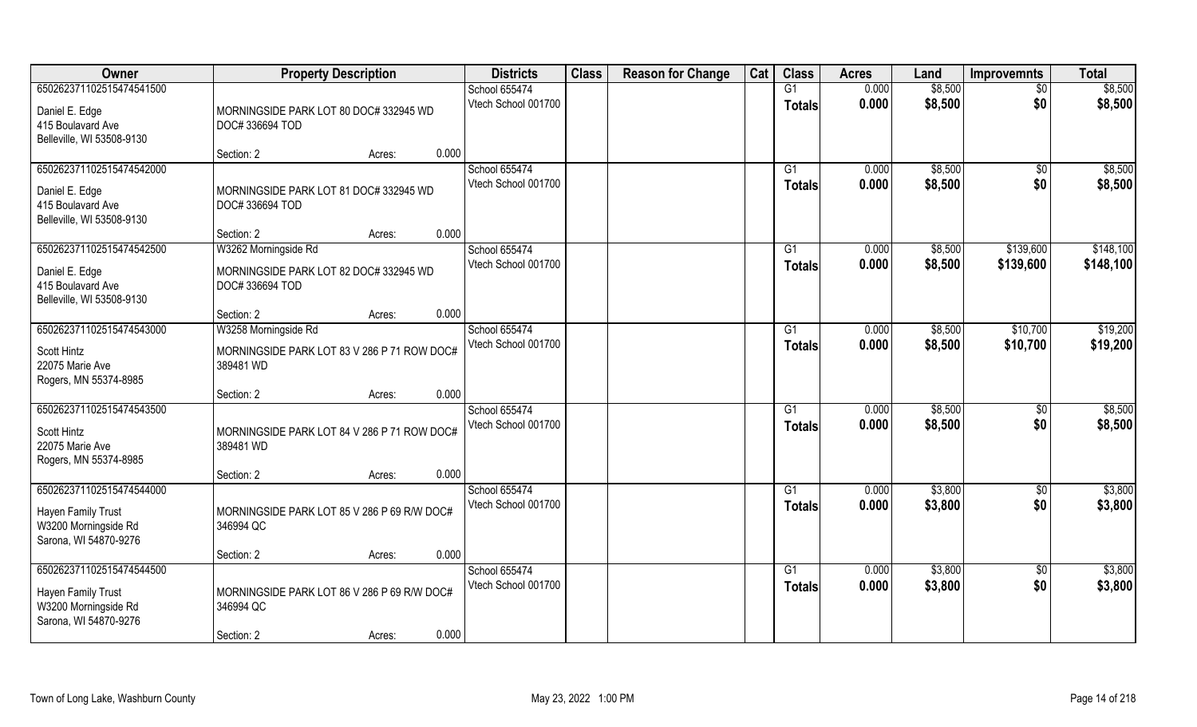| Owner | Property Description | | | Districts | Class | Reason for Change | Cat | Class | Acres | Land | Improvemnts | Total |
|---|---|---|---|---|---|---|---|---|---|---|---|---|
| 650262371102515474541500 | | | | School 655474 | | | | G1 | 0.000 | $8,500 | $0 | $8,500 |
| Daniel E. Edge<br>415 Boulavard Ave<br>Belleville, WI 53508-9130 | MORNINGSIDE PARK LOT 80 DOC# 332945 WD DOC# 336694 TOD | | | Vtech School 001700 | | | | Totals | 0.000 | $8,500 | $0 | $8,500 |
| | Section: 2 | Acres: | 0.000 | | | | | | | | | |
| 650262371102515474542000 | | | | School 655474 | | | | G1 | 0.000 | $8,500 | $0 | $8,500 |
| Daniel E. Edge<br>415 Boulavard Ave<br>Belleville, WI 53508-9130 | MORNINGSIDE PARK LOT 81 DOC# 332945 WD DOC# 336694 TOD | | | Vtech School 001700 | | | | Totals | 0.000 | $8,500 | $0 | $8,500 |
| | Section: 2 | Acres: | 0.000 | | | | | | | | | |
| 650262371102515474542500 | W3262 Morningside Rd | | | School 655474 | | | | G1 | 0.000 | $8,500 | $139,600 | $148,100 |
| Daniel E. Edge<br>415 Boulavard Ave<br>Belleville, WI 53508-9130 | MORNINGSIDE PARK LOT 82 DOC# 332945 WD DOC# 336694 TOD | | | Vtech School 001700 | | | | Totals | 0.000 | $8,500 | $139,600 | $148,100 |
| | Section: 2 | Acres: | 0.000 | | | | | | | | | |
| 650262371102515474543000 | W3258 Morningside Rd | | | School 655474 | | | | G1 | 0.000 | $8,500 | $10,700 | $19,200 |
| Scott Hintz<br>22075 Marie Ave<br>Rogers, MN 55374-8985 | MORNINGSIDE PARK LOT 83 V 286 P 71 ROW DOC# 389481 WD | | | Vtech School 001700 | | | | Totals | 0.000 | $8,500 | $10,700 | $19,200 |
| | Section: 2 | Acres: | 0.000 | | | | | | | | | |
| 650262371102515474543500 | | | | School 655474 | | | | G1 | 0.000 | $8,500 | $0 | $8,500 |
| Scott Hintz<br>22075 Marie Ave<br>Rogers, MN 55374-8985 | MORNINGSIDE PARK LOT 84 V 286 P 71 ROW DOC# 389481 WD | | | Vtech School 001700 | | | | Totals | 0.000 | $8,500 | $0 | $8,500 |
| | Section: 2 | Acres: | 0.000 | | | | | | | | | |
| 650262371102515474544000 | | | | School 655474 | | | | G1 | 0.000 | $3,800 | $0 | $3,800 |
| Hayen Family Trust<br>W3200 Morningside Rd<br>Sarona, WI 54870-9276 | MORNINGSIDE PARK LOT 85 V 286 P 69 R/W DOC# 346994 QC | | | Vtech School 001700 | | | | Totals | 0.000 | $3,800 | $0 | $3,800 |
| | Section: 2 | Acres: | 0.000 | | | | | | | | | |
| 650262371102515474544500 | | | | School 655474 | | | | G1 | 0.000 | $3,800 | $0 | $3,800 |
| Hayen Family Trust<br>W3200 Morningside Rd<br>Sarona, WI 54870-9276 | MORNINGSIDE PARK LOT 86 V 286 P 69 R/W DOC# 346994 QC | | | Vtech School 001700 | | | | Totals | 0.000 | $3,800 | $0 | $3,800 |
| | Section: 2 | Acres: | 0.000 | | | | | | | | | |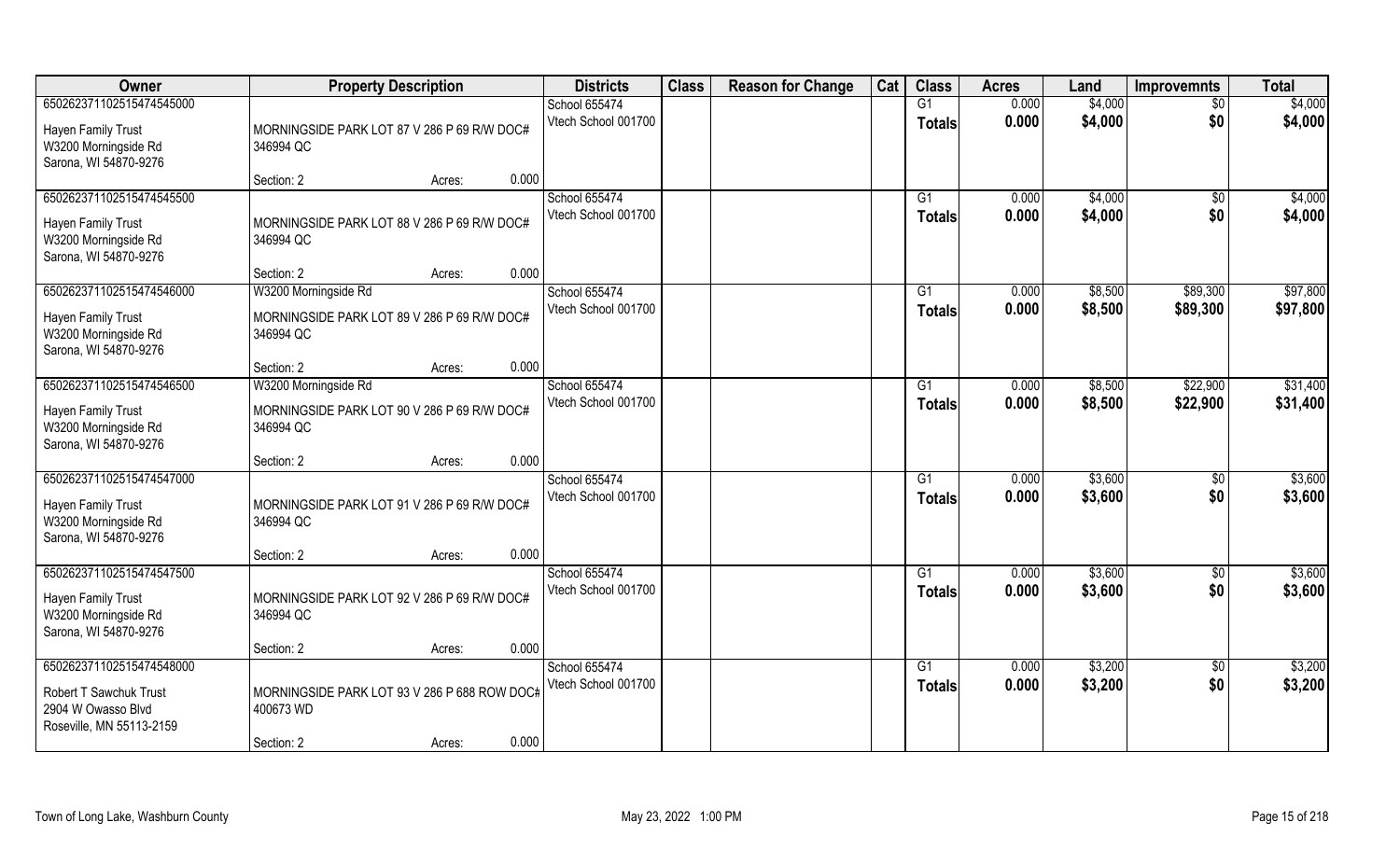| Owner | Property Description | Districts | Class | Reason for Change | Cat | Class | Acres | Land | Improvemnts | Total |
|---|---|---|---|---|---|---|---|---|---|---|
| 65026237110251547454500<br>Hayen Family Trust<br>W3200 Morningside Rd<br>Sarona, WI 54870-9276 | MORNINGSIDE PARK LOT 87 V 286 P 69 R/W DOC# 346994 QC<br>Section: 2 Acres: 0.000 | School 655474<br>Vtech School 001700 | | | | G1<br>Totals | 0.000<br>0.000 | $4,000<br>$4,000 | $0<br>$0 | $4,000<br>$4,000 |
| 65026237110251547454550<br>Hayen Family Trust<br>W3200 Morningside Rd<br>Sarona, WI 54870-9276 | MORNINGSIDE PARK LOT 88 V 286 P 69 R/W DOC# 346994 QC<br>Section: 2 Acres: 0.000 | School 655474<br>Vtech School 001700 | | | | G1<br>Totals | 0.000<br>0.000 | $4,000<br>$4,000 | $0<br>$0 | $4,000<br>$4,000 |
| 65026237110251547454600<br>Hayen Family Trust<br>W3200 Morningside Rd<br>Sarona, WI 54870-9276 | W3200 Morningside Rd<br>MORNINGSIDE PARK LOT 89 V 286 P 69 R/W DOC# 346994 QC<br>Section: 2 Acres: 0.000 | School 655474<br>Vtech School 001700 | | | | G1<br>Totals | 0.000<br>0.000 | $8,500<br>$8,500 | $89,300<br>$89,300 | $97,800<br>$97,800 |
| 65026237110251547454650<br>Hayen Family Trust<br>W3200 Morningside Rd<br>Sarona, WI 54870-9276 | W3200 Morningside Rd<br>MORNINGSIDE PARK LOT 90 V 286 P 69 R/W DOC# 346994 QC<br>Section: 2 Acres: 0.000 | School 655474<br>Vtech School 001700 | | | | G1<br>Totals | 0.000<br>0.000 | $8,500<br>$8,500 | $22,900<br>$22,900 | $31,400<br>$31,400 |
| 65026237110251547454700<br>Hayen Family Trust<br>W3200 Morningside Rd<br>Sarona, WI 54870-9276 | MORNINGSIDE PARK LOT 91 V 286 P 69 R/W DOC# 346994 QC<br>Section: 2 Acres: 0.000 | School 655474<br>Vtech School 001700 | | | | G1<br>Totals | 0.000<br>0.000 | $3,600<br>$3,600 | $0<br>$0 | $3,600<br>$3,600 |
| 65026237110251547454750<br>Hayen Family Trust<br>W3200 Morningside Rd<br>Sarona, WI 54870-9276 | MORNINGSIDE PARK LOT 92 V 286 P 69 R/W DOC# 346994 QC<br>Section: 2 Acres: 0.000 | School 655474<br>Vtech School 001700 | | | | G1<br>Totals | 0.000<br>0.000 | $3,600<br>$3,600 | $0<br>$0 | $3,600<br>$3,600 |
| 65026237110251547454800<br>Robert T Sawchuk Trust<br>2904 W Owasso Blvd<br>Roseville, MN 55113-2159 | MORNINGSIDE PARK LOT 93 V 286 P 688 ROW DOC# 400673 WD<br>Section: 2 Acres: 0.000 | School 655474<br>Vtech School 001700 | | | | G1<br>Totals | 0.000<br>0.000 | $3,200<br>$3,200 | $0<br>$0 | $3,200<br>$3,200 |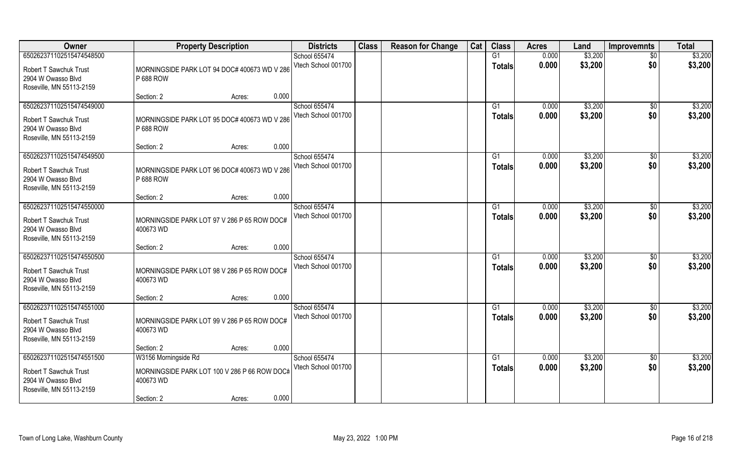| Owner | Property Description | Districts | Class | Reason for Change | Cat | Class | Acres | Land | Improvemnts | Total |
|---|---|---|---|---|---|---|---|---|---|---|
| 65026237110251547454850​0 | | School 655474 | | | | G1 | 0.000 | $3,200 | $0 | $3,200 |
| Robert T Sawchuk Trust<br>2904 W Owasso Blvd<br>Roseville, MN 55113-2159 | MORNINGSIDE PARK LOT 94 DOC# 400673 WD V 286 P 688 ROW | Vtech School 001700 | | | | Totals | 0.000 | $3,200 | $0 | $3,200 |
| | Section: 2 Acres: 0.000 | | | | | | | | | |
| 650262371102515474549000 | | School 655474 | | | | G1 | 0.000 | $3,200 | $0 | $3,200 |
| Robert T Sawchuk Trust<br>2904 W Owasso Blvd<br>Roseville, MN 55113-2159 | MORNINGSIDE PARK LOT 95 DOC# 400673 WD V 286 P 688 ROW | Vtech School 001700 | | | | Totals | 0.000 | $3,200 | $0 | $3,200 |
| | Section: 2 Acres: 0.000 | | | | | | | | | |
| 650262371102515474549500 | | School 655474 | | | | G1 | 0.000 | $3,200 | $0 | $3,200 |
| Robert T Sawchuk Trust<br>2904 W Owasso Blvd<br>Roseville, MN 55113-2159 | MORNINGSIDE PARK LOT 96 DOC# 400673 WD V 286 P 688 ROW | Vtech School 001700 | | | | Totals | 0.000 | $3,200 | $0 | $3,200 |
| | Section: 2 Acres: 0.000 | | | | | | | | | |
| 650262371102515474550000 | | School 655474 | | | | G1 | 0.000 | $3,200 | $0 | $3,200 |
| Robert T Sawchuk Trust<br>2904 W Owasso Blvd<br>Roseville, MN 55113-2159 | MORNINGSIDE PARK LOT 97 V 286 P 65 ROW DOC# 400673 WD | Vtech School 001700 | | | | Totals | 0.000 | $3,200 | $0 | $3,200 |
| | Section: 2 Acres: 0.000 | | | | | | | | | |
| 650262371102515474550500 | | School 655474 | | | | G1 | 0.000 | $3,200 | $0 | $3,200 |
| Robert T Sawchuk Trust<br>2904 W Owasso Blvd<br>Roseville, MN 55113-2159 | MORNINGSIDE PARK LOT 98 V 286 P 65 ROW DOC# 400673 WD | Vtech School 001700 | | | | Totals | 0.000 | $3,200 | $0 | $3,200 |
| | Section: 2 Acres: 0.000 | | | | | | | | | |
| 650262371102515474551000 | | School 655474 | | | | G1 | 0.000 | $3,200 | $0 | $3,200 |
| Robert T Sawchuk Trust<br>2904 W Owasso Blvd<br>Roseville, MN 55113-2159 | MORNINGSIDE PARK LOT 99 V 286 P 65 ROW DOC# 400673 WD | Vtech School 001700 | | | | Totals | 0.000 | $3,200 | $0 | $3,200 |
| | Section: 2 Acres: 0.000 | | | | | | | | | |
| 650262371102515474551500 | W3156 Morningside Rd | School 655474 | | | | G1 | 0.000 | $3,200 | $0 | $3,200 |
| Robert T Sawchuk Trust<br>2904 W Owasso Blvd<br>Roseville, MN 55113-2159 | MORNINGSIDE PARK LOT 100 V 286 P 66 ROW DOC# 400673 WD | Vtech School 001700 | | | | Totals | 0.000 | $3,200 | $0 | $3,200 |
| | Section: 2 Acres: 0.000 | | | | | | | | | |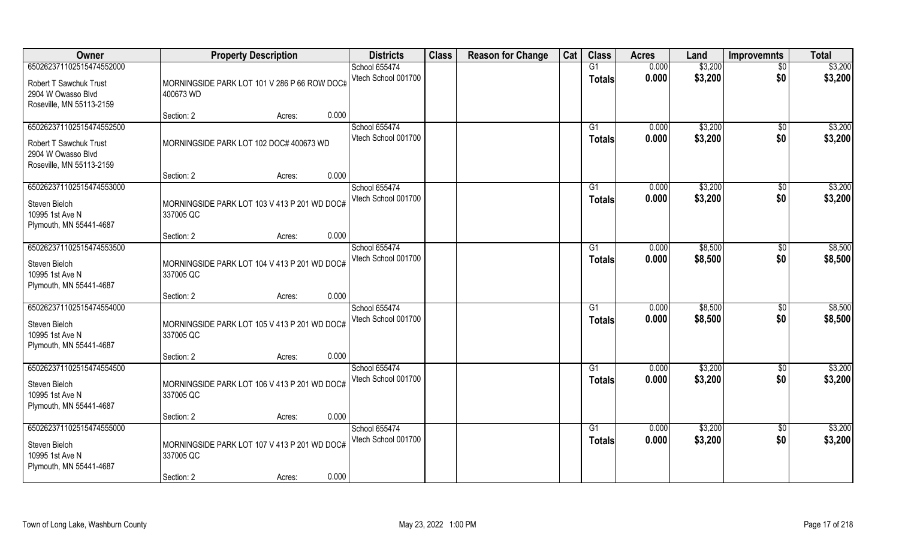| Owner | Property Description | | | Districts | Class | Reason for Change | Cat | Class | Acres | Land | Improvemnts | Total |
|---|---|---|---|---|---|---|---|---|---|---|---|---|
| 650262371102515474552000 | | | | School 655474 | | | | G1 | 0.000 | $3,200 | $0 | $3,200 |
| Robert T Sawchuk Trust<br>2904 W Owasso Blvd<br>Roseville, MN 55113-2159 | MORNINGSIDE PARK LOT 101 V 286 P 66 ROW DOC# 400673 WD | | | Vtech School 001700 | | | | Totals | 0.000 | $3,200 | $0 | $3,200 |
| | Section: 2 | Acres: | 0.000 | | | | | | | | | |
| 650262371102515474552500 | | | | School 655474 | | | | G1 | 0.000 | $3,200 | $0 | $3,200 |
| Robert T Sawchuk Trust<br>2904 W Owasso Blvd<br>Roseville, MN 55113-2159 | MORNINGSIDE PARK LOT 102 DOC# 400673 WD | | | Vtech School 001700 | | | | Totals | 0.000 | $3,200 | $0 | $3,200 |
| | Section: 2 | Acres: | 0.000 | | | | | | | | | |
| 650262371102515474553000 | | | | School 655474 | | | | G1 | 0.000 | $3,200 | $0 | $3,200 |
| Steven Bieloh<br>10995 1st Ave N<br>Plymouth, MN 55441-4687 | MORNINGSIDE PARK LOT 103 V 413 P 201 WD DOC# 337005 QC | | | Vtech School 001700 | | | | Totals | 0.000 | $3,200 | $0 | $3,200 |
| | Section: 2 | Acres: | 0.000 | | | | | | | | | |
| 650262371102515474553500 | | | | School 655474 | | | | G1 | 0.000 | $8,500 | $0 | $8,500 |
| Steven Bieloh<br>10995 1st Ave N<br>Plymouth, MN 55441-4687 | MORNINGSIDE PARK LOT 104 V 413 P 201 WD DOC# 337005 QC | | | Vtech School 001700 | | | | Totals | 0.000 | $8,500 | $0 | $8,500 |
| | Section: 2 | Acres: | 0.000 | | | | | | | | | |
| 650262371102515474554000 | | | | School 655474 | | | | G1 | 0.000 | $8,500 | $0 | $8,500 |
| Steven Bieloh<br>10995 1st Ave N<br>Plymouth, MN 55441-4687 | MORNINGSIDE PARK LOT 105 V 413 P 201 WD DOC# 337005 QC | | | Vtech School 001700 | | | | Totals | 0.000 | $8,500 | $0 | $8,500 |
| | Section: 2 | Acres: | 0.000 | | | | | | | | | |
| 650262371102515474554500 | | | | School 655474 | | | | G1 | 0.000 | $3,200 | $0 | $3,200 |
| Steven Bieloh<br>10995 1st Ave N<br>Plymouth, MN 55441-4687 | MORNINGSIDE PARK LOT 106 V 413 P 201 WD DOC# 337005 QC | | | Vtech School 001700 | | | | Totals | 0.000 | $3,200 | $0 | $3,200 |
| | Section: 2 | Acres: | 0.000 | | | | | | | | | |
| 650262371102515474555000 | | | | School 655474 | | | | G1 | 0.000 | $3,200 | $0 | $3,200 |
| Steven Bieloh<br>10995 1st Ave N<br>Plymouth, MN 55441-4687 | MORNINGSIDE PARK LOT 107 V 413 P 201 WD DOC# 337005 QC | | | Vtech School 001700 | | | | Totals | 0.000 | $3,200 | $0 | $3,200 |
| | Section: 2 | Acres: | 0.000 | | | | | | | | | |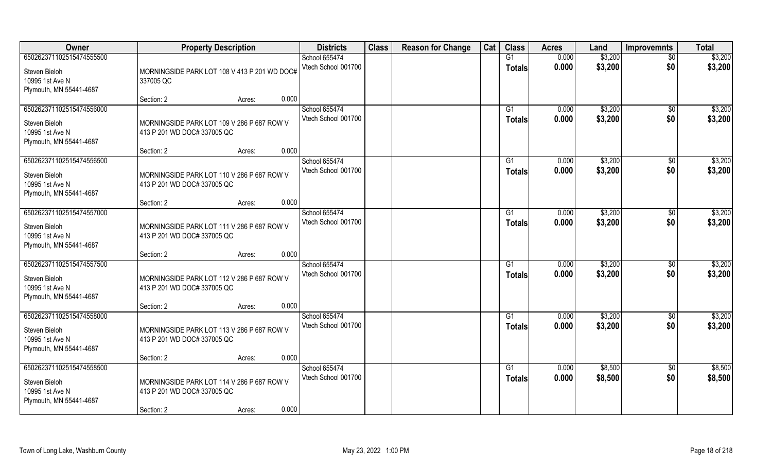| Owner | Property Description | | | Districts | Class | Reason for Change | Cat | Class | Acres | Land | Improvemnts | Total |
|---|---|---|---|---|---|---|---|---|---|---|---|---|
| 65026237110251547455550 | | | | School 655474 | | | | G1 | 0.000 | $3,200 | $0 | $3,200 |
| Steven Bieloh<br>10995 1st Ave N<br>Plymouth, MN 55441-4687 | MORNINGSIDE PARK LOT 108 V 413 P 201 WD DOC# 337005 QC | | | Vtech School 001700 | | | | Totals | 0.000 | $3,200 | $0 | $3,200 |
| | Section: 2 | Acres: | 0.000 | | | | | | | | | |
| 65026237110251547455600 | | | | School 655474 | | | | G1 | 0.000 | $3,200 | $0 | $3,200 |
| Steven Bieloh<br>10995 1st Ave N<br>Plymouth, MN 55441-4687 | MORNINGSIDE PARK LOT 109 V 286 P 687 ROW V 413 P 201 WD DOC# 337005 QC | | | Vtech School 001700 | | | | Totals | 0.000 | $3,200 | $0 | $3,200 |
| | Section: 2 | Acres: | 0.000 | | | | | | | | | |
| 65026237110251547455650 | | | | School 655474 | | | | G1 | 0.000 | $3,200 | $0 | $3,200 |
| Steven Bieloh<br>10995 1st Ave N<br>Plymouth, MN 55441-4687 | MORNINGSIDE PARK LOT 110 V 286 P 687 ROW V 413 P 201 WD DOC# 337005 QC | | | Vtech School 001700 | | | | Totals | 0.000 | $3,200 | $0 | $3,200 |
| | Section: 2 | Acres: | 0.000 | | | | | | | | | |
| 65026237110251547455700 | | | | School 655474 | | | | G1 | 0.000 | $3,200 | $0 | $3,200 |
| Steven Bieloh<br>10995 1st Ave N<br>Plymouth, MN 55441-4687 | MORNINGSIDE PARK LOT 111 V 286 P 687 ROW V 413 P 201 WD DOC# 337005 QC | | | Vtech School 001700 | | | | Totals | 0.000 | $3,200 | $0 | $3,200 |
| | Section: 2 | Acres: | 0.000 | | | | | | | | | |
| 65026237110251547455750 | | | | School 655474 | | | | G1 | 0.000 | $3,200 | $0 | $3,200 |
| Steven Bieloh<br>10995 1st Ave N<br>Plymouth, MN 55441-4687 | MORNINGSIDE PARK LOT 112 V 286 P 687 ROW V 413 P 201 WD DOC# 337005 QC | | | Vtech School 001700 | | | | Totals | 0.000 | $3,200 | $0 | $3,200 |
| | Section: 2 | Acres: | 0.000 | | | | | | | | | |
| 65026237110251547455800 | | | | School 655474 | | | | G1 | 0.000 | $3,200 | $0 | $3,200 |
| Steven Bieloh<br>10995 1st Ave N<br>Plymouth, MN 55441-4687 | MORNINGSIDE PARK LOT 113 V 286 P 687 ROW V 413 P 201 WD DOC# 337005 QC | | | Vtech School 001700 | | | | Totals | 0.000 | $3,200 | $0 | $3,200 |
| | Section: 2 | Acres: | 0.000 | | | | | | | | | |
| 65026237110251547455850 | | | | School 655474 | | | | G1 | 0.000 | $8,500 | $0 | $8,500 |
| Steven Bieloh<br>10995 1st Ave N<br>Plymouth, MN 55441-4687 | MORNINGSIDE PARK LOT 114 V 286 P 687 ROW V 413 P 201 WD DOC# 337005 QC | | | Vtech School 001700 | | | | Totals | 0.000 | $8,500 | $0 | $8,500 |
| | Section: 2 | Acres: | 0.000 | | | | | | | | | |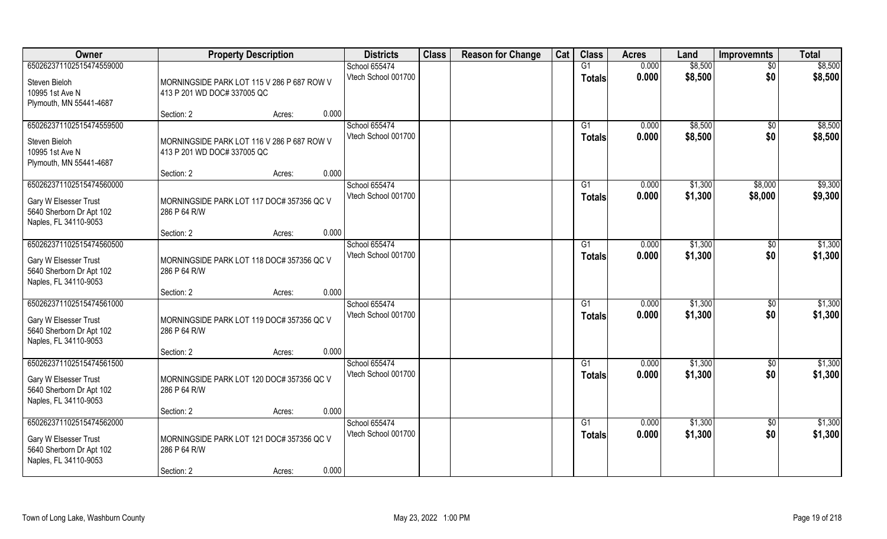| Owner | Property Description | Districts | Class | Reason for Change | Cat | Class | Acres | Land | Improvemnts | Total |
|---|---|---|---|---|---|---|---|---|---|---|
| 65026237110251547455900<br>Steven Bieloh<br>10995 1st Ave N<br>Plymouth, MN 55441-4687 | MORNINGSIDE PARK LOT 115 V 286 P 687 ROW V 413 P 201 WD DOC# 337005 QC<br>Section: 2 Acres: 0.000 | School 655474<br>Vtech School 001700 | | | | G1<br>Totals | 0.000<br>0.000 | $8,500<br>$8,500 | $0<br>$0 | $8,500<br>$8,500 |
| 65026237110251547455950<br>Steven Bieloh<br>10995 1st Ave N<br>Plymouth, MN 55441-4687 | MORNINGSIDE PARK LOT 116 V 286 P 687 ROW V 413 P 201 WD DOC# 337005 QC<br>Section: 2 Acres: 0.000 | School 655474<br>Vtech School 001700 | | | | G1<br>Totals | 0.000<br>0.000 | $8,500<br>$8,500 | $0<br>$0 | $8,500<br>$8,500 |
| 65026237110251547456000<br>Gary W Elsesser Trust<br>5640 Sherborn Dr Apt 102<br>Naples, FL 34110-9053 | MORNINGSIDE PARK LOT 117 DOC# 357356 QC V 286 P 64 R/W<br>Section: 2 Acres: 0.000 | School 655474<br>Vtech School 001700 | | | | G1<br>Totals | 0.000<br>0.000 | $1,300<br>$1,300 | $8,000<br>$8,000 | $9,300<br>$9,300 |
| 65026237110251547456050<br>Gary W Elsesser Trust<br>5640 Sherborn Dr Apt 102<br>Naples, FL 34110-9053 | MORNINGSIDE PARK LOT 118 DOC# 357356 QC V 286 P 64 R/W<br>Section: 2 Acres: 0.000 | School 655474<br>Vtech School 001700 | | | | G1<br>Totals | 0.000<br>0.000 | $1,300<br>$1,300 | $0<br>$0 | $1,300<br>$1,300 |
| 65026237110251547456100<br>Gary W Elsesser Trust<br>5640 Sherborn Dr Apt 102<br>Naples, FL 34110-9053 | MORNINGSIDE PARK LOT 119 DOC# 357356 QC V 286 P 64 R/W<br>Section: 2 Acres: 0.000 | School 655474<br>Vtech School 001700 | | | | G1<br>Totals | 0.000<br>0.000 | $1,300<br>$1,300 | $0<br>$0 | $1,300<br>$1,300 |
| 65026237110251547456150<br>Gary W Elsesser Trust<br>5640 Sherborn Dr Apt 102<br>Naples, FL 34110-9053 | MORNINGSIDE PARK LOT 120 DOC# 357356 QC V 286 P 64 R/W<br>Section: 2 Acres: 0.000 | School 655474<br>Vtech School 001700 | | | | G1<br>Totals | 0.000<br>0.000 | $1,300<br>$1,300 | $0<br>$0 | $1,300<br>$1,300 |
| 65026237110251547456200<br>Gary W Elsesser Trust<br>5640 Sherborn Dr Apt 102<br>Naples, FL 34110-9053 | MORNINGSIDE PARK LOT 121 DOC# 357356 QC V 286 P 64 R/W<br>Section: 2 Acres: 0.000 | School 655474<br>Vtech School 001700 | | | | G1<br>Totals | 0.000<br>0.000 | $1,300<br>$1,300 | $0<br>$0 | $1,300<br>$1,300 |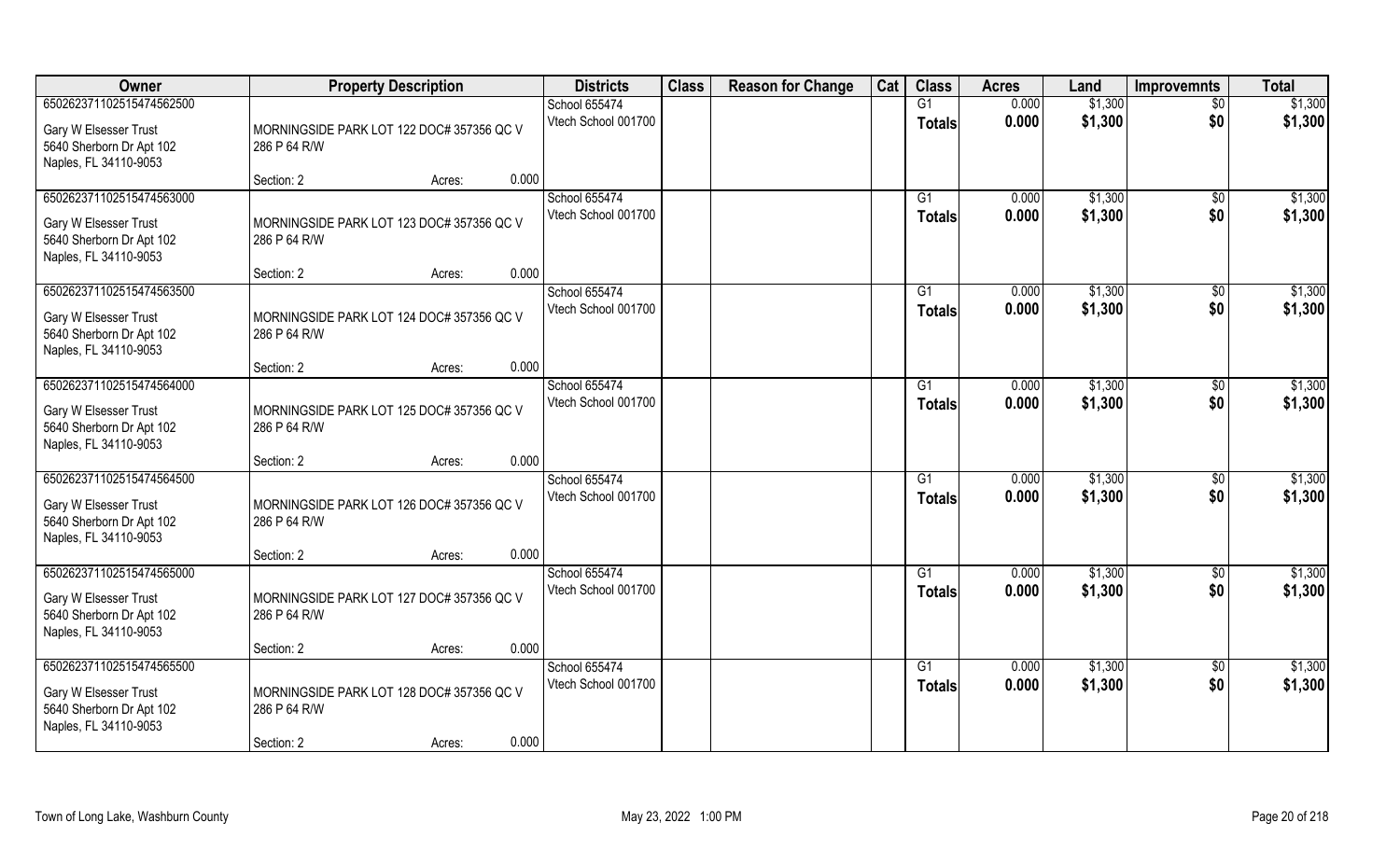| Owner | Property Description | | | Districts | Class | Reason for Change | Cat | Class | Acres | Land | Improvemnts | Total |
|---|---|---|---|---|---|---|---|---|---|---|---|---|
| 65026237110251547456250<br>Gary W Elsesser Trust<br>5640 Sherborn Dr Apt 102<br>Naples, FL 34110-9053 | MORNINGSIDE PARK LOT 122 DOC# 357356 QC V 286 P 64 R/W | | | School 655474<br>Vtech School 001700 | | | | G1 | 0.000 | $1,300 | $0 | $1,300 |
| | | | | | | | | Totals | 0.000 | $1,300 | $0 | $1,300 |
| | Section: 2 | Acres: | 0.000 | | | | | | | | | |
| 65026237110251547456300<br>Gary W Elsesser Trust<br>5640 Sherborn Dr Apt 102<br>Naples, FL 34110-9053 | MORNINGSIDE PARK LOT 123 DOC# 357356 QC V 286 P 64 R/W | | | School 655474<br>Vtech School 001700 | | | | G1 | 0.000 | $1,300 | $0 | $1,300 |
| | | | | | | | | Totals | 0.000 | $1,300 | $0 | $1,300 |
| | Section: 2 | Acres: | 0.000 | | | | | | | | | |
| 65026237110251547456350<br>Gary W Elsesser Trust<br>5640 Sherborn Dr Apt 102<br>Naples, FL 34110-9053 | MORNINGSIDE PARK LOT 124 DOC# 357356 QC V 286 P 64 R/W | | | School 655474<br>Vtech School 001700 | | | | G1 | 0.000 | $1,300 | $0 | $1,300 |
| | | | | | | | | Totals | 0.000 | $1,300 | $0 | $1,300 |
| | Section: 2 | Acres: | 0.000 | | | | | | | | | |
| 65026237110251547456400<br>Gary W Elsesser Trust<br>5640 Sherborn Dr Apt 102<br>Naples, FL 34110-9053 | MORNINGSIDE PARK LOT 125 DOC# 357356 QC V 286 P 64 R/W | | | School 655474<br>Vtech School 001700 | | | | G1 | 0.000 | $1,300 | $0 | $1,300 |
| | | | | | | | | Totals | 0.000 | $1,300 | $0 | $1,300 |
| | Section: 2 | Acres: | 0.000 | | | | | | | | | |
| 65026237110251547456450<br>Gary W Elsesser Trust<br>5640 Sherborn Dr Apt 102<br>Naples, FL 34110-9053 | MORNINGSIDE PARK LOT 126 DOC# 357356 QC V 286 P 64 R/W | | | School 655474<br>Vtech School 001700 | | | | G1 | 0.000 | $1,300 | $0 | $1,300 |
| | | | | | | | | Totals | 0.000 | $1,300 | $0 | $1,300 |
| | Section: 2 | Acres: | 0.000 | | | | | | | | | |
| 65026237110251547456500<br>Gary W Elsesser Trust<br>5640 Sherborn Dr Apt 102<br>Naples, FL 34110-9053 | MORNINGSIDE PARK LOT 127 DOC# 357356 QC V 286 P 64 R/W | | | School 655474<br>Vtech School 001700 | | | | G1 | 0.000 | $1,300 | $0 | $1,300 |
| | | | | | | | | Totals | 0.000 | $1,300 | $0 | $1,300 |
| | Section: 2 | Acres: | 0.000 | | | | | | | | | |
| 65026237110251547456550<br>Gary W Elsesser Trust<br>5640 Sherborn Dr Apt 102<br>Naples, FL 34110-9053 | MORNINGSIDE PARK LOT 128 DOC# 357356 QC V 286 P 64 R/W | | | School 655474<br>Vtech School 001700 | | | | G1 | 0.000 | $1,300 | $0 | $1,300 |
| | | | | | | | | Totals | 0.000 | $1,300 | $0 | $1,300 |
| | Section: 2 | Acres: | 0.000 | | | | | | | | | |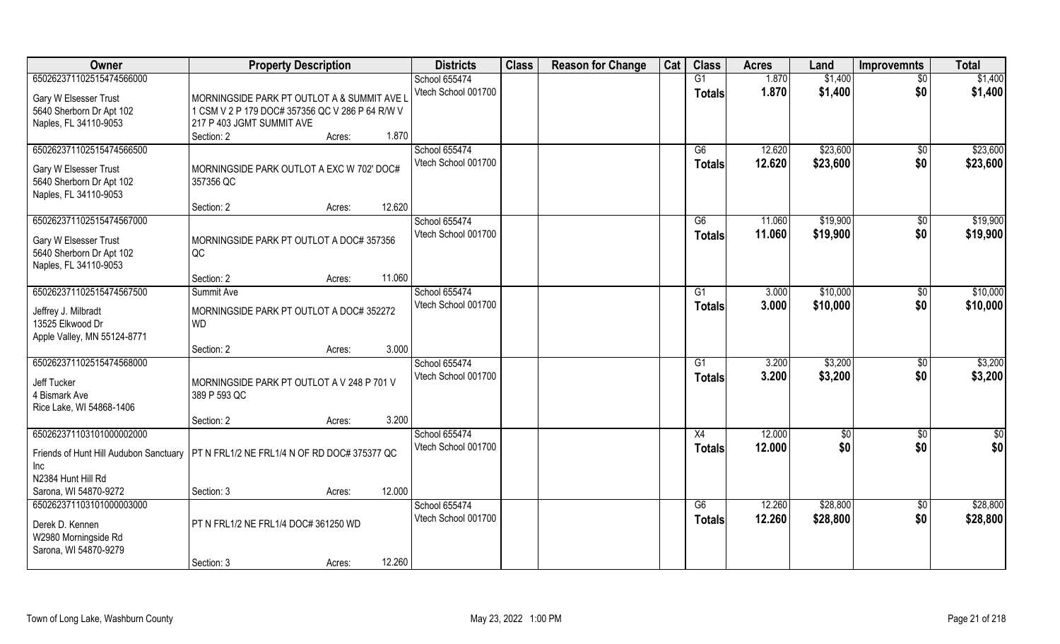| Owner | Property Description | | | Districts | Class | Reason for Change | Cat | Class | Acres | Land | Improvemnts | Total |
|---|---|---|---|---|---|---|---|---|---|---|---|---|
| 650262371102515474566000 | | | | School 655474 | | | | G1 | 1.870 | $1,400 | $0 | $1,400 |
| Gary W Elsesser Trust<br>5640 Sherborn Dr Apt 102<br>Naples, FL 34110-9053 | MORNINGSIDE PARK PT OUTLOT A & SUMMIT AVE L 1 CSM V 2 P 179 DOC# 357356 QC V 286 P 64 R/W V 217 P 403 JGMT SUMMIT AVE | | | Vtech School 001700 | | | | Totals | 1.870 | $1,400 | $0 | $1,400 |
| | Section: 2 | Acres: | 1.870 | | | | | | | | | |
| 650262371102515474566500 | | | | School 655474 | | | | G6 | 12.620 | $23,600 | $0 | $23,600 |
| Gary W Elsesser Trust<br>5640 Sherborn Dr Apt 102<br>Naples, FL 34110-9053 | MORNINGSIDE PARK OUTLOT A EXC W 702' DOC# 357356 QC | | | Vtech School 001700 | | | | Totals | 12.620 | $23,600 | $0 | $23,600 |
| | Section: 2 | Acres: | 12.620 | | | | | | | | | |
| 650262371102515474567000 | | | | School 655474 | | | | G6 | 11.060 | $19,900 | $0 | $19,900 |
| Gary W Elsesser Trust<br>5640 Sherborn Dr Apt 102<br>Naples, FL 34110-9053 | MORNINGSIDE PARK PT OUTLOT A DOC# 357356 QC | | | Vtech School 001700 | | | | Totals | 11.060 | $19,900 | $0 | $19,900 |
| | Section: 2 | Acres: | 11.060 | | | | | | | | | |
| 650262371102515474567500 | Summit Ave | | | School 655474 | | | | G1 | 3.000 | $10,000 | $0 | $10,000 |
| Jeffrey J. Milbradt<br>13525 Elkwood Dr<br>Apple Valley, MN 55124-8771 | MORNINGSIDE PARK PT OUTLOT A DOC# 352272 WD | | | Vtech School 001700 | | | | Totals | 3.000 | $10,000 | $0 | $10,000 |
| | Section: 2 | Acres: | 3.000 | | | | | | | | | |
| 650262371102515474568000 | | | | School 655474 | | | | G1 | 3.200 | $3,200 | $0 | $3,200 |
| Jeff Tucker<br>4 Bismark Ave<br>Rice Lake, WI 54868-1406 | MORNINGSIDE PARK PT OUTLOT A V 248 P 701 V 389 P 593 QC | | | Vtech School 001700 | | | | Totals | 3.200 | $3,200 | $0 | $3,200 |
| | Section: 2 | Acres: | 3.200 | | | | | | | | | |
| 650262371103101000002000 | | | | School 655474 | | | | X4 | 12.000 | $0 | $0 | $0 |
| Friends of Hunt Hill Audubon Sanctuary Inc<br>N2384 Hunt Hill Rd<br>Sarona, WI 54870-9272 | PT N FRL1/2 NE FRL1/4 N OF RD DOC# 375377 QC | | | Vtech School 001700 | | | | Totals | 12.000 | $0 | $0 | $0 |
| | Section: 3 | Acres: | 12.000 | | | | | | | | | |
| 650262371103101000003000 | | | | School 655474 | | | | G6 | 12.260 | $28,800 | $0 | $28,800 |
| Derek D. Kennen<br>W2980 Morningside Rd<br>Sarona, WI 54870-9279 | PT N FRL1/2 NE FRL1/4 DOC# 361250 WD | | | Vtech School 001700 | | | | Totals | 12.260 | $28,800 | $0 | $28,800 |
| | Section: 3 | Acres: | 12.260 | | | | | | | | | |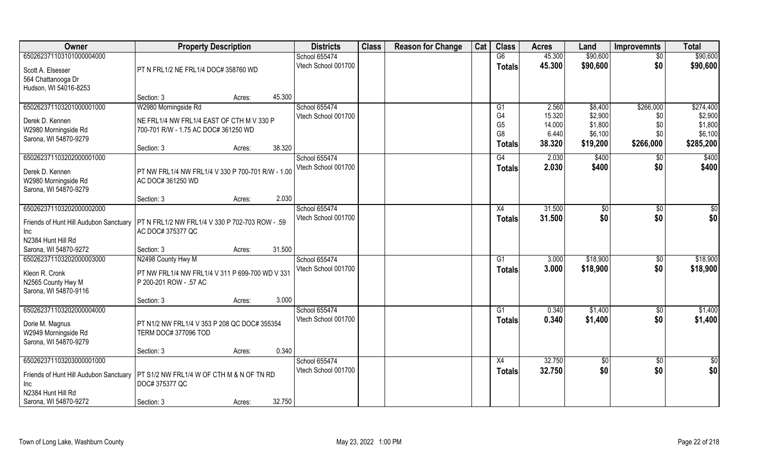| Owner | Property Description | | | Districts | Class | Reason for Change | Cat | Class | Acres | Land | Improvemnts | Total |
|---|---|---|---|---|---|---|---|---|---|---|---|---|
| 65026237110310100000400 0 | | | | School 655474 | | | | G6 | 45.300 | $90,600 | $0 | $90,600 |
| Scott A. Elsesser<br>564 Chattanooga Dr<br>Hudson, WI 54016-8253 | PT N FRL1/2 NE FRL1/4 DOC# 358760 WD | | | Vtech School 001700 | | | | **Totals** | **45.300** | **$90,600** | **$0** | **$90,600** |
| | Section: 3 | Acres: | 45.300 | | | | | | | | | |
| 650262371103201000001000 | W2980 Morningside Rd | | | School 655474 | | | | G1 | 2.560 | $8,400 | $266,000 | $274,400 |
| Derek D. Kennen<br>W2980 Morningside Rd<br>Sarona, WI 54870-9279 | NE FRL1/4 NW FRL1/4 EAST OF CTH M V 330 P 700-701 R/W - 1.75 AC DOC# 361250 WD | | | Vtech School 001700 | | | | G4 | 15.320 | $2,900 | $0 | $2,900 |
| | | | | | | | | G5 | 14.000 | $1,800 | $0 | $1,800 |
| | | | | | | | | G8 | 6.440 | $6,100 | $0 | $6,100 |
| | Section: 3 | Acres: | 38.320 | | | | | **Totals** | **38.320** | **$19,200** | **$266,000** | **$285,200** |
| 650262371103202000001000 | | | | School 655474 | | | | G4 | 2.030 | $400 | $0 | $400 |
| Derek D. Kennen<br>W2980 Morningside Rd<br>Sarona, WI 54870-9279 | PT NW FRL1/4 NW FRL1/4 V 330 P 700-701 R/W - 1.00 AC DOC# 361250 WD | | | Vtech School 001700 | | | | **Totals** | **2.030** | **$400** | **$0** | **$400** |
| | Section: 3 | Acres: | 2.030 | | | | | | | | | |
| 650262371103202000002000 | | | | School 655474 | | | | X4 | 31.500 | $0 | $0 | $0 |
| Friends of Hunt Hill Audubon Sanctuary Inc<br>N2384 Hunt Hill Rd<br>Sarona, WI 54870-9272 | PT N FRL1/2 NW FRL1/4 V 330 P 702-703 ROW - .59 AC DOC# 375377 QC | | | Vtech School 001700 | | | | **Totals** | **31.500** | **$0** | **$0** | **$0** |
| | Section: 3 | Acres: | 31.500 | | | | | | | | | |
| 650262371103202000003000 | N2498 County Hwy M | | | School 655474 | | | | G1 | 3.000 | $18,900 | $0 | $18,900 |
| Kleon R. Cronk<br>N2565 County Hwy M<br>Sarona, WI 54870-9116 | PT NW FRL1/4 NW FRL1/4 V 311 P 699-700 WD V 331 P 200-201 ROW - .57 AC | | | Vtech School 001700 | | | | **Totals** | **3.000** | **$18,900** | **$0** | **$18,900** |
| | Section: 3 | Acres: | 3.000 | | | | | | | | | |
| 650262371103202000004000 | | | | School 655474 | | | | G1 | 0.340 | $1,400 | $0 | $1,400 |
| Dorie M. Magnus<br>W2949 Morningside Rd<br>Sarona, WI 54870-9279 | PT N1/2 NW FRL1/4 V 353 P 208 QC DOC# 355354 TERM DOC# 377096 TOD | | | Vtech School 001700 | | | | **Totals** | **0.340** | **$1,400** | **$0** | **$1,400** |
| | Section: 3 | Acres: | 0.340 | | | | | | | | | |
| 650262371103203000001000 | | | | School 655474 | | | | X4 | 32.750 | $0 | $0 | $0 |
| Friends of Hunt Hill Audubon Sanctuary Inc<br>N2384 Hunt Hill Rd<br>Sarona, WI 54870-9272 | PT S1/2 NW FRL1/4 W OF CTH M & N OF TN RD DOC# 375377 QC | | | Vtech School 001700 | | | | **Totals** | **32.750** | **$0** | **$0** | **$0** |
| | Section: 3 | Acres: | 32.750 | | | | | | | | | |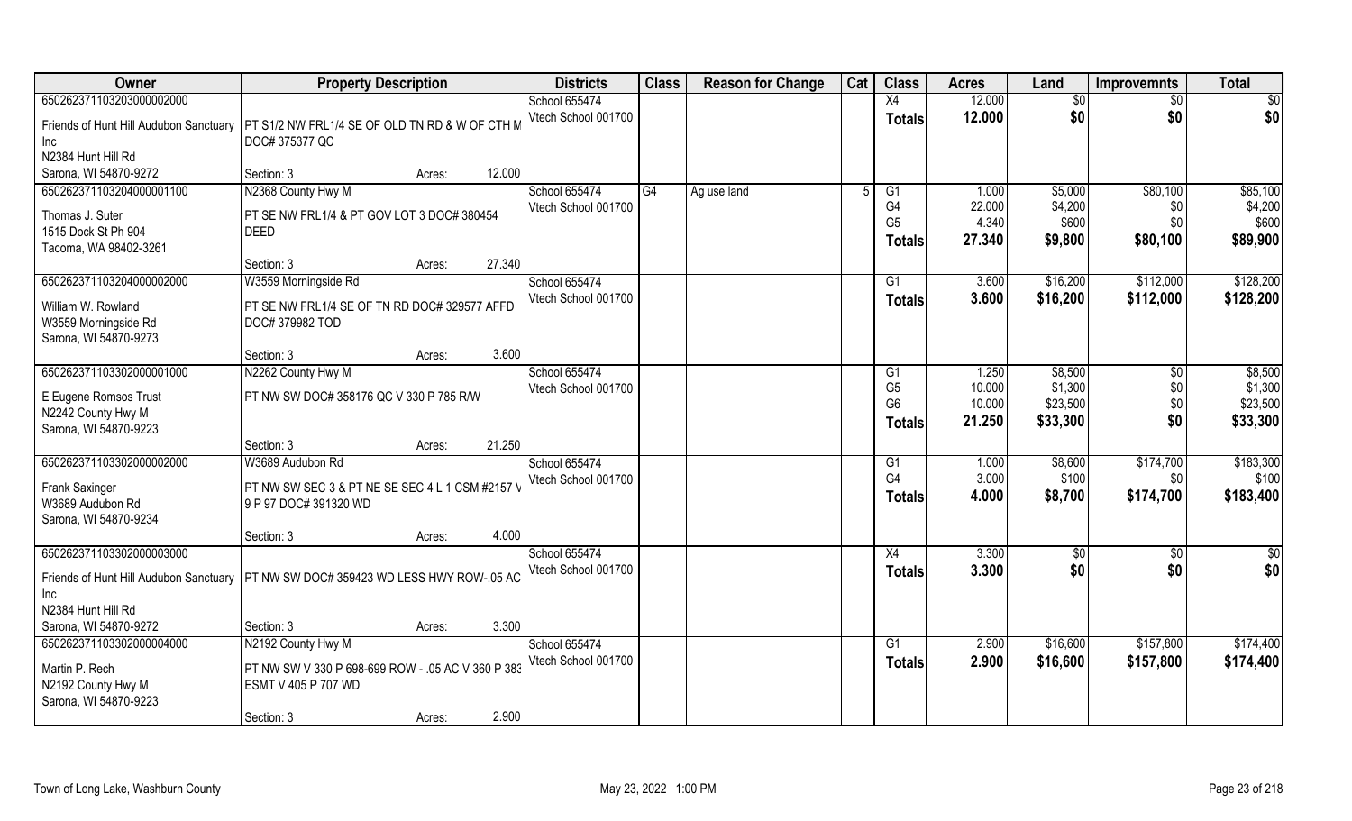| Owner | Property Description | Districts | Class | Reason for Change | Cat | Class | Acres | Land | Improvemnts | Total |
|---|---|---|---|---|---|---|---|---|---|---|
| 650262371103203000002000<br>Friends of Hunt Hill Audubon Sanctuary Inc<br>N2384 Hunt Hill Rd<br>Sarona, WI 54870-9272 | PT S1/2 NW FRL1/4 SE OF OLD TN RD & W OF CTH M DOC# 375377 QC<br>Section: 3 Acres: 12.000 | School 655474<br>Vtech School 001700 | | | | X4<br>**Totals** | 12.000<br>**12.000** | $0<br>**$0** | $0<br>**$0** | $0<br>**$0** |
| 650262371103204000001100<br>Thomas J. Suter<br>1515 Dock St Ph 904<br>Tacoma, WA 98402-3261 | N2368 County Hwy M<br>PT SE NW FRL1/4 & PT GOV LOT 3 DOC# 380454 DEED<br>Section: 3 Acres: 27.340 | School 655474<br>Vtech School 001700 | G4 | Ag use land | 5 | G1<br>G4<br>G5<br>**Totals** | 1.000<br>22.000<br>4.340<br>**27.340** | $5,000<br>$4,200<br>$600<br>**$9,800** | $80,100<br>$0<br>$0<br>**$80,100** | $85,100<br>$4,200<br>$600<br>**$89,900** |
| 650262371103204000002000<br>William W. Rowland<br>W3559 Morningside Rd<br>Sarona, WI 54870-9273 | W3559 Morningside Rd<br>PT SE NW FRL1/4 SE OF TN RD DOC# 329577 AFFD DOC# 379982 TOD<br>Section: 3 Acres: 3.600 | School 655474<br>Vtech School 001700 | | | | G1<br>**Totals** | 3.600<br>**3.600** | $16,200<br>**$16,200** | $112,000<br>**$112,000** | $128,200<br>**$128,200** |
| 650262371103302000001000<br>E Eugene Romsos Trust<br>N2242 County Hwy M<br>Sarona, WI 54870-9223 | N2262 County Hwy M<br>PT NW SW DOC# 358176 QC V 330 P 785 R/W<br>Section: 3 Acres: 21.250 | School 655474<br>Vtech School 001700 | | | | G1<br>G5<br>G6<br>**Totals** | 1.250<br>10.000<br>10.000<br>**21.250** | $8,500<br>$1,300<br>$23,500<br>**$33,300** | $0<br>$0<br>$0<br>**$0** | $8,500<br>$1,300<br>$23,500<br>**$33,300** |
| 650262371103302000002000<br>Frank Saxinger<br>W3689 Audubon Rd<br>Sarona, WI 54870-9234 | W3689 Audubon Rd<br>PT NW SW SEC 3 & PT NE SE SEC 4 L 1 CSM #2157 V 9 P 97 DOC# 391320 WD<br>Section: 3 Acres: 4.000 | School 655474<br>Vtech School 001700 | | | | G1<br>G4<br>**Totals** | 1.000<br>3.000<br>**4.000** | $8,600<br>$100<br>**$8,700** | $174,700<br>$0<br>**$174,700** | $183,300<br>$100<br>**$183,400** |
| 650262371103302000003000<br>Friends of Hunt Hill Audubon Sanctuary Inc<br>N2384 Hunt Hill Rd<br>Sarona, WI 54870-9272 | PT NW SW DOC# 359423 WD LESS HWY ROW-.05 AC<br>Section: 3 Acres: 3.300 | School 655474<br>Vtech School 001700 | | | | X4<br>**Totals** | 3.300<br>**3.300** | $0<br>**$0** | $0<br>**$0** | $0<br>**$0** |
| 650262371103302000004000<br>Martin P. Rech<br>N2192 County Hwy M<br>Sarona, WI 54870-9223 | N2192 County Hwy M<br>PT NW SW V 330 P 698-699 ROW - .05 AC V 360 P 383 ESMT V 405 P 707 WD<br>Section: 3 Acres: 2.900 | School 655474<br>Vtech School 001700 | | | | G1<br>**Totals** | 2.900<br>**2.900** | $16,600<br>**$16,600** | $157,800<br>**$157,800** | $174,400<br>**$174,400** |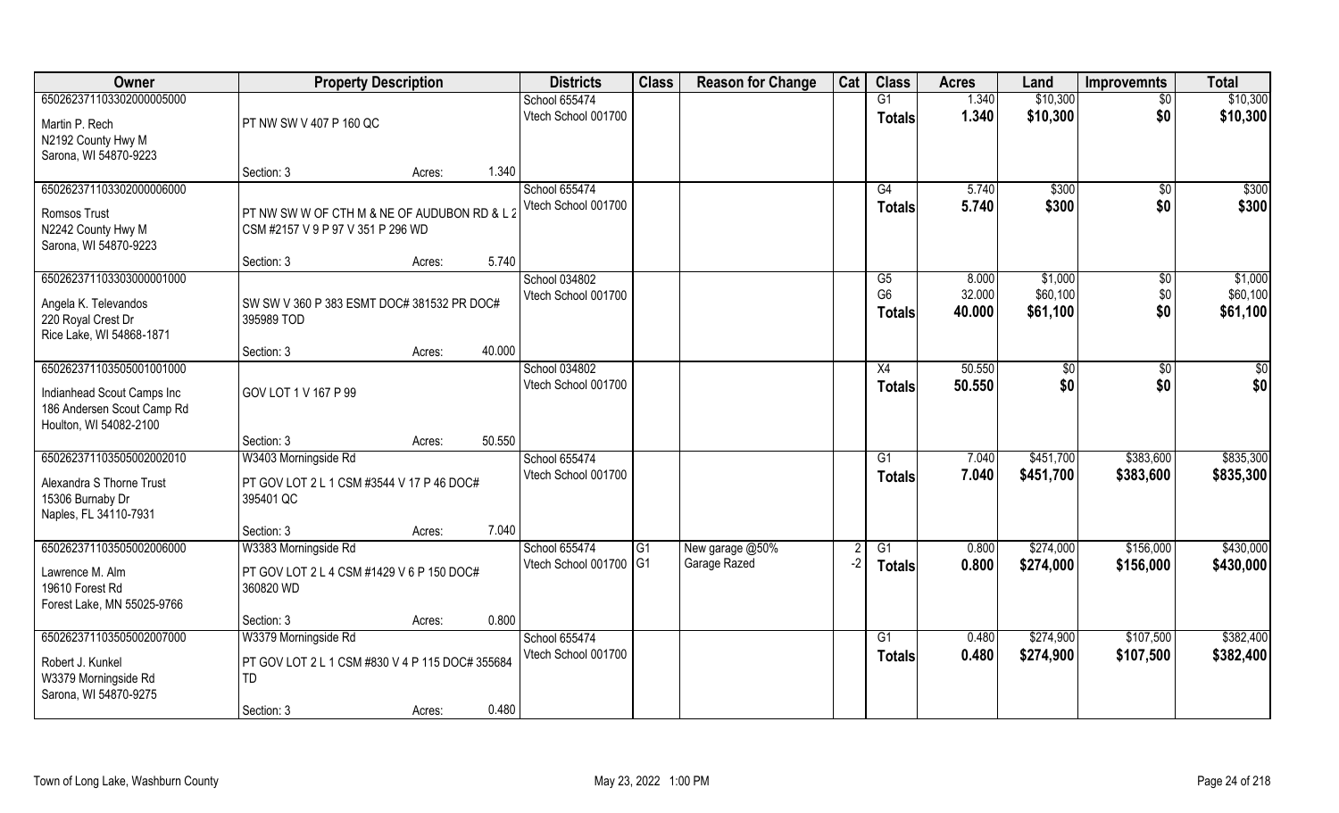| Owner | Property Description | | | Districts | Class | Reason for Change | Cat | Class | Acres | Land | Improvemnts | Total |
|---|---|---|---|---|---|---|---|---|---|---|---|---|
| 65026237110330200000500O | | | | School 655474 | | | | G1 | 1.340 | $10,300 | $0 | $10,300 |
| Martin P. Rech<br>N2192 County Hwy M<br>Sarona, WI 54870-9223 | PT NW SW V 407 P 160 QC | | | Vtech School 001700 | | | | Totals | 1.340 | $10,300 | $0 | $10,300 |
| | Section: 3 | Acres: | 1.340 | | | | | | | | | |
| 650262371103302000006000 | | | | School 655474 | | | | G4 | 5.740 | $300 | $0 | $300 |
| Romsos Trust<br>N2242 County Hwy M<br>Sarona, WI 54870-9223 | PT NW SW W OF CTH M & NE OF AUDUBON RD & L 2 CSM #2157 V 9 P 97 V 351 P 296 WD | | | Vtech School 001700 | | | | Totals | 5.740 | $300 | $0 | $300 |
| | Section: 3 | Acres: | 5.740 | | | | | | | | | |
| 650262371103303000001000 | | | | School 034802 | | | | G5 | 8.000 | $1,000 | $0 | $1,000 |
| Angela K. Televandos<br>220 Royal Crest Dr<br>Rice Lake, WI 54868-1871 | SW SW V 360 P 383 ESMT DOC# 381532 PR DOC# 395989 TOD | | | Vtech School 001700 | | | | G6 | 32.000 | $60,100 | $0 | $60,100 |
| | | | | | | | | Totals | 40.000 | $61,100 | $0 | $61,100 |
| | Section: 3 | Acres: | 40.000 | | | | | | | | | |
| 650262371103505001001000 | | | | School 034802 | | | | X4 | 50.550 | $0 | $0 | $0 |
| Indianhead Scout Camps Inc<br>186 Andersen Scout Camp Rd<br>Houlton, WI 54082-2100 | GOV LOT 1 V 167 P 99 | | | Vtech School 001700 | | | | Totals | 50.550 | $0 | $0 | $0 |
| | Section: 3 | Acres: | 50.550 | | | | | | | | | |
| 650262371103505002002010 | W3403 Morningside Rd | | | School 655474 | | | | G1 | 7.040 | $451,700 | $383,600 | $835,300 |
| Alexandra S Thorne Trust<br>15306 Burnaby Dr<br>Naples, FL 34110-7931 | PT GOV LOT 2 L 1 CSM #3544 V 17 P 46 DOC# 395401 QC | | | Vtech School 001700 | | | | Totals | 7.040 | $451,700 | $383,600 | $835,300 |
| | Section: 3 | Acres: | 7.040 | | | | | | | | | |
| 650262371103505002006000 | W3383 Morningside Rd | | | School 655474 | G1 | New garage @50% | 2 | G1 | 0.800 | $274,000 | $156,000 | $430,000 |
| Lawrence M. Alm<br>19610 Forest Rd<br>Forest Lake, MN 55025-9766 | PT GOV LOT 2 L 4 CSM #1429 V 6 P 150 DOC# 360820 WD | | | Vtech School 001700 | G1 | Garage Razed | -2 | Totals | 0.800 | $274,000 | $156,000 | $430,000 |
| | Section: 3 | Acres: | 0.800 | | | | | | | | | |
| 650262371103505002007000 | W3379 Morningside Rd | | | School 655474 | | | | G1 | 0.480 | $274,900 | $107,500 | $382,400 |
| Robert J. Kunkel<br>W3379 Morningside Rd<br>Sarona, WI 54870-9275 | PT GOV LOT 2 L 1 CSM #830 V 4 P 115 DOC# 355684 TD | | | Vtech School 001700 | | | | Totals | 0.480 | $274,900 | $107,500 | $382,400 |
| | Section: 3 | Acres: | 0.480 | | | | | | | | | |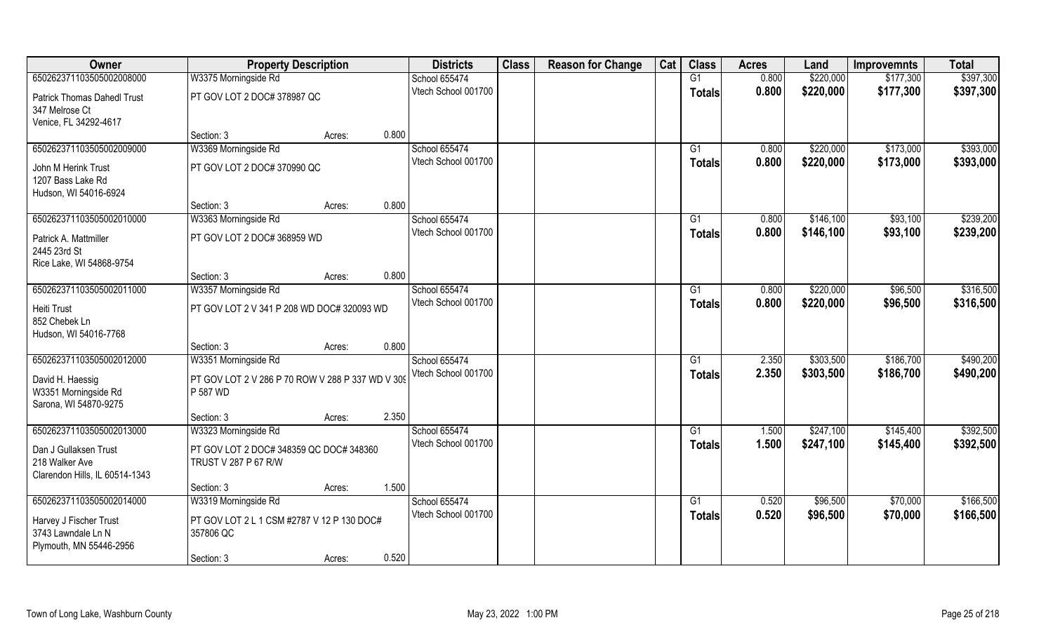| Owner | Property Description | | | Districts | Class | Reason for Change | Cat | Class | Acres | Land | Improvemnts | Total |
|---|---|---|---|---|---|---|---|---|---|---|---|---|
| 65026237110350500200800​0 | W3375 Morningside Rd | | | School 655474 | | | | G1 | 0.800 | $220,000 | $177,300 | $397,300 |
| Patrick Thomas Dahedl Trust<br>347 Melrose Ct<br>Venice, FL 34292-4617 | PT GOV LOT 2 DOC# 378987 QC | | | Vtech School 001700 | | | | **Totals** | **0.800** | **$220,000** | **$177,300** | **$397,300** |
| | Section: 3 | Acres: | 0.800 | | | | | | | | | |
| 650262371103505002009000 | W3369 Morningside Rd | | | School 655474 | | | | G1 | 0.800 | $220,000 | $173,000 | $393,000 |
| John M Herink Trust<br>1207 Bass Lake Rd<br>Hudson, WI 54016-6924 | PT GOV LOT 2 DOC# 370990 QC | | | Vtech School 001700 | | | | **Totals** | **0.800** | **$220,000** | **$173,000** | **$393,000** |
| | Section: 3 | Acres: | 0.800 | | | | | | | | | |
| 650262371103505002010000 | W3363 Morningside Rd | | | School 655474 | | | | G1 | 0.800 | $146,100 | $93,100 | $239,200 |
| Patrick A. Mattmiller<br>2445 23rd St<br>Rice Lake, WI 54868-9754 | PT GOV LOT 2 DOC# 368959 WD | | | Vtech School 001700 | | | | **Totals** | **0.800** | **$146,100** | **$93,100** | **$239,200** |
| | Section: 3 | Acres: | 0.800 | | | | | | | | | |
| 650262371103505002011000 | W3357 Morningside Rd | | | School 655474 | | | | G1 | 0.800 | $220,000 | $96,500 | $316,500 |
| Heiti Trust<br>852 Chebek Ln<br>Hudson, WI 54016-7768 | PT GOV LOT 2 V 341 P 208 WD DOC# 320093 WD | | | Vtech School 001700 | | | | **Totals** | **0.800** | **$220,000** | **$96,500** | **$316,500** |
| | Section: 3 | Acres: | 0.800 | | | | | | | | | |
| 650262371103505002012000 | W3351 Morningside Rd | | | School 655474 | | | | G1 | 2.350 | $303,500 | $186,700 | $490,200 |
| David H. Haessig<br>W3351 Morningside Rd<br>Sarona, WI 54870-9275 | PT GOV LOT 2 V 286 P 70 ROW V 288 P 337 WD V 309 P 587 WD | | | Vtech School 001700 | | | | **Totals** | **2.350** | **$303,500** | **$186,700** | **$490,200** |
| | Section: 3 | Acres: | 2.350 | | | | | | | | | |
| 650262371103505002013000 | W3323 Morningside Rd | | | School 655474 | | | | G1 | 1.500 | $247,100 | $145,400 | $392,500 |
| Dan J Gullaksen Trust<br>218 Walker Ave<br>Clarendon Hills, IL 60514-1343 | PT GOV LOT 2 DOC# 348359 QC DOC# 348360 TRUST V 287 P 67 R/W | | | Vtech School 001700 | | | | **Totals** | **1.500** | **$247,100** | **$145,400** | **$392,500** |
| | Section: 3 | Acres: | 1.500 | | | | | | | | | |
| 650262371103505002014000 | W3319 Morningside Rd | | | School 655474 | | | | G1 | 0.520 | $96,500 | $70,000 | $166,500 |
| Harvey J Fischer Trust<br>3743 Lawndale Ln N<br>Plymouth, MN 55446-2956 | PT GOV LOT 2 L 1 CSM #2787 V 12 P 130 DOC# 357806 QC | | | Vtech School 001700 | | | | **Totals** | **0.520** | **$96,500** | **$70,000** | **$166,500** |
| | Section: 3 | Acres: | 0.520 | | | | | | | | | |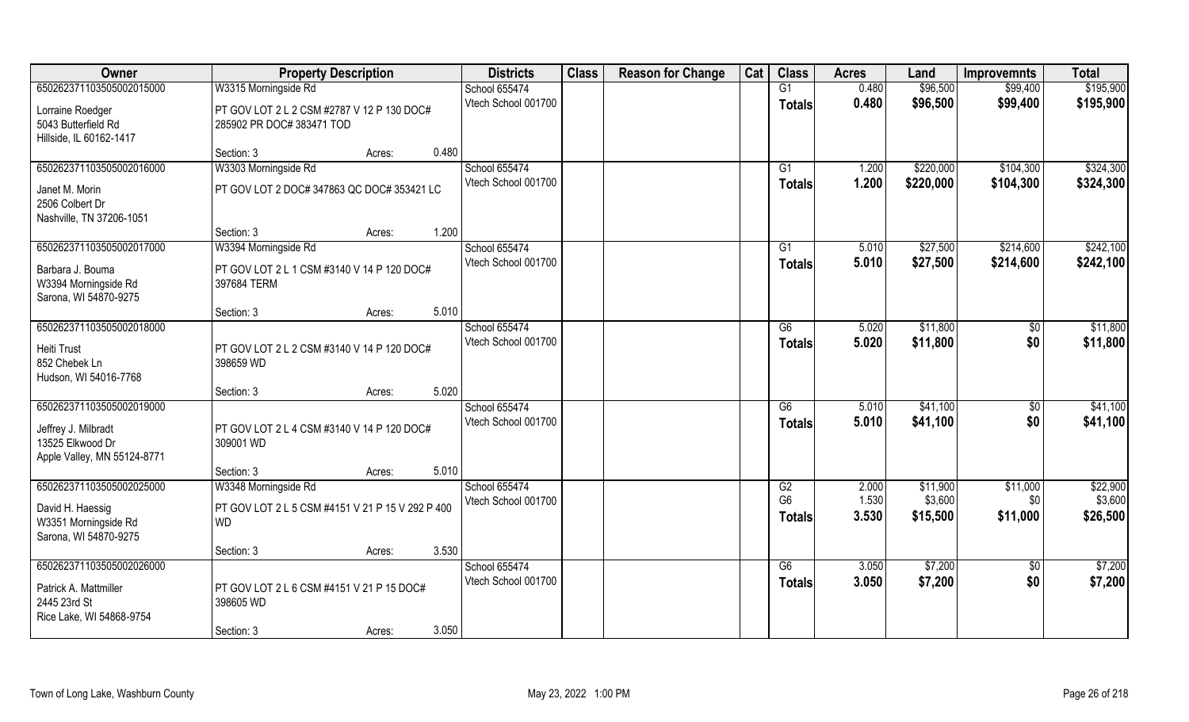| Owner | Property Description | | | Districts | Class | Reason for Change | Cat | Class | Acres | Land | Improvemnts | Total |
|---|---|---|---|---|---|---|---|---|---|---|---|---|
| 650262371103505002015000 | W3315 Morningside Rd | | | School 655474 | | | | G1 | 0.480 | $96,500 | $99,400 | $195,900 |
| Lorraine Roedger<br>5043 Butterfield Rd<br>Hillside, IL 60162-1417 | PT GOV LOT 2 L 2 CSM #2787 V 12 P 130 DOC# 285902 PR DOC# 383471 TOD | | | Vtech School 001700 | | | | Totals | 0.480 | $96,500 | $99,400 | $195,900 |
| | Section: 3 | Acres: | 0.480 | | | | | | | | | |
| 650262371103505002016000 | W3303 Morningside Rd | | | School 655474 | | | | G1 | 1.200 | $220,000 | $104,300 | $324,300 |
| Janet M. Morin<br>2506 Colbert Dr<br>Nashville, TN 37206-1051 | PT GOV LOT 2 DOC# 347863 QC DOC# 353421 LC | | | Vtech School 001700 | | | | Totals | 1.200 | $220,000 | $104,300 | $324,300 |
| | Section: 3 | Acres: | 1.200 | | | | | | | | | |
| 650262371103505002017000 | W3394 Morningside Rd | | | School 655474 | | | | G1 | 5.010 | $27,500 | $214,600 | $242,100 |
| Barbara J. Bouma<br>W3394 Morningside Rd<br>Sarona, WI 54870-9275 | PT GOV LOT 2 L 1 CSM #3140 V 14 P 120 DOC# 397684 TERM | | | Vtech School 001700 | | | | Totals | 5.010 | $27,500 | $214,600 | $242,100 |
| | Section: 3 | Acres: | 5.010 | | | | | | | | | |
| 650262371103505002018000 | | | | School 655474 | | | | G6 | 5.020 | $11,800 | $0 | $11,800 |
| Heiti Trust<br>852 Chebek Ln<br>Hudson, WI 54016-7768 | PT GOV LOT 2 L 2 CSM #3140 V 14 P 120 DOC# 398659 WD | | | Vtech School 001700 | | | | Totals | 5.020 | $11,800 | $0 | $11,800 |
| | Section: 3 | Acres: | 5.020 | | | | | | | | | |
| 650262371103505002019000 | | | | School 655474 | | | | G6 | 5.010 | $41,100 | $0 | $41,100 |
| Jeffrey J. Milbradt<br>13525 Elkwood Dr<br>Apple Valley, MN 55124-8771 | PT GOV LOT 2 L 4 CSM #3140 V 14 P 120 DOC# 309001 WD | | | Vtech School 001700 | | | | Totals | 5.010 | $41,100 | $0 | $41,100 |
| | Section: 3 | Acres: | 5.010 | | | | | | | | | |
| 650262371103505002025000 | W3348 Morningside Rd | | | School 655474 | | | | G2 | 2.000 | $11,900 | $11,000 | $22,900 |
| David H. Haessig<br>W3351 Morningside Rd<br>Sarona, WI 54870-9275 | PT GOV LOT 2 L 5 CSM #4151 V 21 P 15 V 292 P 400 WD | | | Vtech School 001700 | | | | G6 | 1.530 | $3,600 | $0 | $3,600 |
| | | | | | | | | Totals | 3.530 | $15,500 | $11,000 | $26,500 |
| | Section: 3 | Acres: | 3.530 | | | | | | | | | |
| 650262371103505002026000 | | | | School 655474 | | | | G6 | 3.050 | $7,200 | $0 | $7,200 |
| Patrick A. Mattmiller<br>2445 23rd St<br>Rice Lake, WI 54868-9754 | PT GOV LOT 2 L 6 CSM #4151 V 21 P 15 DOC# 398605 WD | | | Vtech School 001700 | | | | Totals | 3.050 | $7,200 | $0 | $7,200 |
| | Section: 3 | Acres: | 3.050 | | | | | | | | | |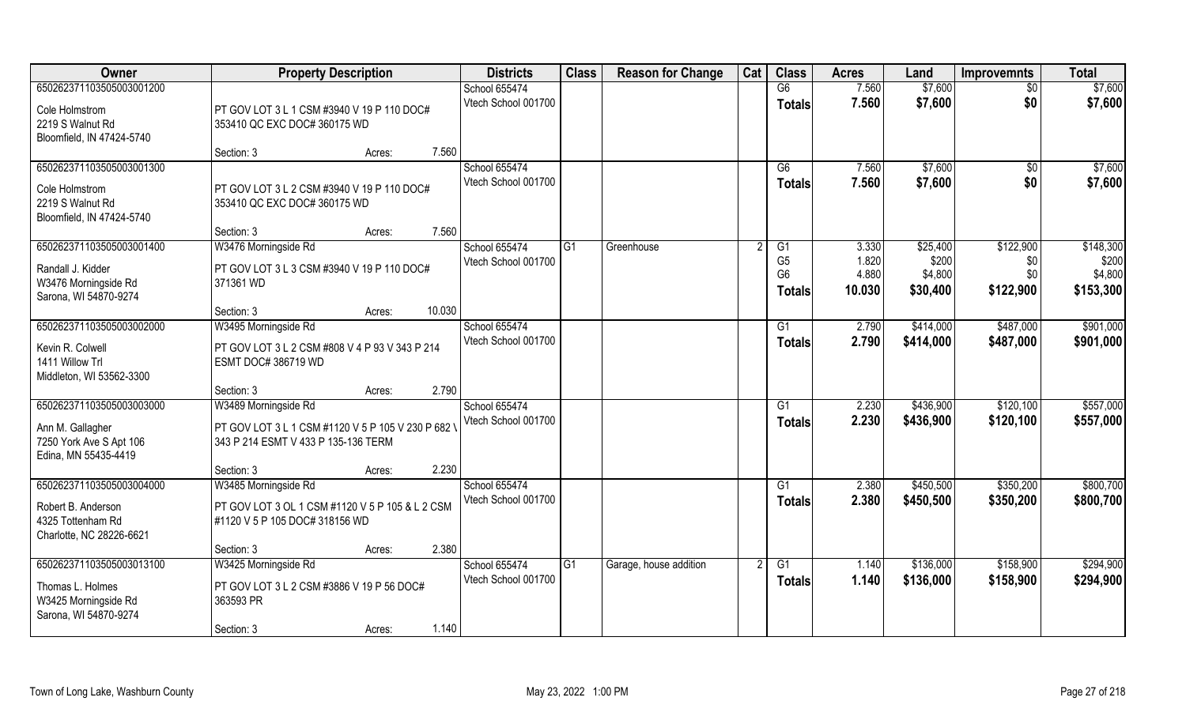| Owner | Property Description | | | Districts | Class | Reason for Change | Cat | Class | Acres | Land | Improvemnts | Total |
|---|---|---|---|---|---|---|---|---|---|---|---|---|
| 650262371103505003001200 | | | | School 655474 | | | | G6 | 7.560 | $7,600 | $0 | $7,600 |
| Cole Holmstrom<br>2219 S Walnut Rd<br>Bloomfield, IN 47424-5740 | PT GOV LOT 3 L 1 CSM #3940 V 19 P 110 DOC# 353410 QC EXC DOC# 360175 WD | | | Vtech School 001700 | | | | Totals | 7.560 | $7,600 | $0 | $7,600 |
| | Section: 3 | Acres: | 7.560 | | | | | | | | | |
| 650262371103505003001300 | | | | School 655474 | | | | G6 | 7.560 | $7,600 | $0 | $7,600 |
| Cole Holmstrom<br>2219 S Walnut Rd<br>Bloomfield, IN 47424-5740 | PT GOV LOT 3 L 2 CSM #3940 V 19 P 110 DOC# 353410 QC EXC DOC# 360175 WD | | | Vtech School 001700 | | | | Totals | 7.560 | $7,600 | $0 | $7,600 |
| | Section: 3 | Acres: | 7.560 | | | | | | | | | |
| 650262371103505003001400 | W3476 Morningside Rd | | | School 655474 | G1 | Greenhouse | 2 | G1 | 3.330 | $25,400 | $122,900 | $148,300 |
| Randall J. Kidder<br>W3476 Morningside Rd<br>Sarona, WI 54870-9274 | PT GOV LOT 3 L 3 CSM #3940 V 19 P 110 DOC# 371361 WD | | | Vtech School 001700 | | | | G5 | 1.820 | $200 | $0 | $200 |
| | | | | | | | | G6 | 4.880 | $4,800 | $0 | $4,800 |
| | | | | | | | | Totals | 10.030 | $30,400 | $122,900 | $153,300 |
| | Section: 3 | Acres: | 10.030 | | | | | | | | | |
| 650262371103505003002000 | W3495 Morningside Rd | | | School 655474 | | | | G1 | 2.790 | $414,000 | $487,000 | $901,000 |
| Kevin R. Colwell<br>1411 Willow Trl<br>Middleton, WI 53562-3300 | PT GOV LOT 3 L 2 CSM #808 V 4 P 93 V 343 P 214 ESMT DOC# 386719 WD | | | Vtech School 001700 | | | | Totals | 2.790 | $414,000 | $487,000 | $901,000 |
| | Section: 3 | Acres: | 2.790 | | | | | | | | | |
| 650262371103505003003000 | W3489 Morningside Rd | | | School 655474 | | | | G1 | 2.230 | $436,900 | $120,100 | $557,000 |
| Ann M. Gallagher<br>7250 York Ave S Apt 106<br>Edina, MN 55435-4419 | PT GOV LOT 3 L 1 CSM #1120 V 5 P 105 V 230 P 682 \ 343 P 214 ESMT V 433 P 135-136 TERM | | | Vtech School 001700 | | | | Totals | 2.230 | $436,900 | $120,100 | $557,000 |
| | Section: 3 | Acres: | 2.230 | | | | | | | | | |
| 650262371103505003004000 | W3485 Morningside Rd | | | School 655474 | | | | G1 | 2.380 | $450,500 | $350,200 | $800,700 |
| Robert B. Anderson<br>4325 Tottenham Rd<br>Charlotte, NC 28226-6621 | PT GOV LOT 3 OL 1 CSM #1120 V 5 P 105 & L 2 CSM #1120 V 5 P 105 DOC# 318156 WD | | | Vtech School 001700 | | | | Totals | 2.380 | $450,500 | $350,200 | $800,700 |
| | Section: 3 | Acres: | 2.380 | | | | | | | | | |
| 650262371103505003013100 | W3425 Morningside Rd | | | School 655474 | G1 | Garage, house addition | 2 | G1 | 1.140 | $136,000 | $158,900 | $294,900 |
| Thomas L. Holmes<br>W3425 Morningside Rd<br>Sarona, WI 54870-9274 | PT GOV LOT 3 L 2 CSM #3886 V 19 P 56 DOC# 363593 PR | | | Vtech School 001700 | | | | Totals | 1.140 | $136,000 | $158,900 | $294,900 |
| | Section: 3 | Acres: | 1.140 | | | | | | | | | |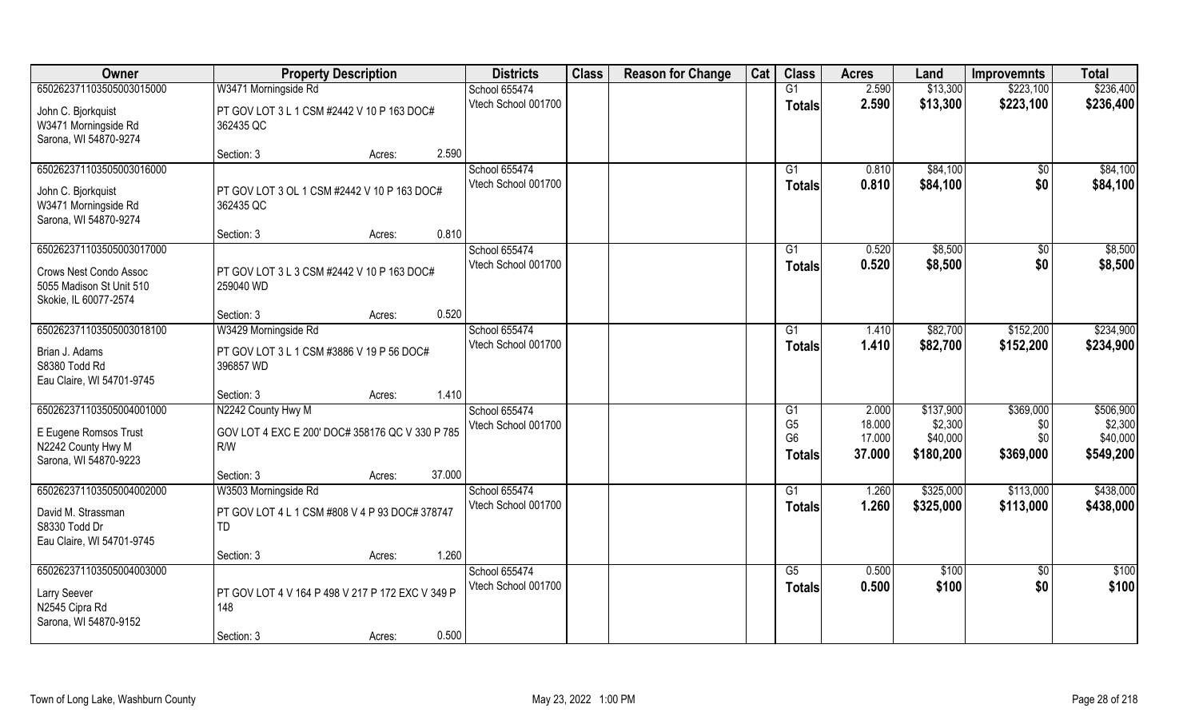| Owner | Property Description | | | Districts | Class | Reason for Change | Cat | Class | Acres | Land | Improvemnts | Total |
|---|---|---|---|---|---|---|---|---|---|---|---|---|
| 650262371103505003015000 | W3471 Morningside Rd | | | School 655474 | | | | G1 | 2.590 | $13,300 | $223,100 | $236,400 |
| John C. Bjorkquist<br>W3471 Morningside Rd<br>Sarona, WI 54870-9274 | PT GOV LOT 3 L 1 CSM #2442 V 10 P 163 DOC# 362435 QC | | | Vtech School 001700 | | | | **Totals** | **2.590** | **$13,300** | **$223,100** | **$236,400** |
| | Section: 3 | Acres: | 2.590 | | | | | | | | | |
| 650262371103505003016000 | | | | School 655474 | | | | G1 | 0.810 | $84,100 | $0 | $84,100 |
| John C. Bjorkquist<br>W3471 Morningside Rd<br>Sarona, WI 54870-9274 | PT GOV LOT 3 OL 1 CSM #2442 V 10 P 163 DOC# 362435 QC | | | Vtech School 001700 | | | | **Totals** | **0.810** | **$84,100** | **$0** | **$84,100** |
| | Section: 3 | Acres: | 0.810 | | | | | | | | | |
| 650262371103505003017000 | | | | School 655474 | | | | G1 | 0.520 | $8,500 | $0 | $8,500 |
| Crows Nest Condo Assoc<br>5055 Madison St Unit 510<br>Skokie, IL 60077-2574 | PT GOV LOT 3 L 3 CSM #2442 V 10 P 163 DOC# 259040 WD | | | Vtech School 001700 | | | | **Totals** | **0.520** | **$8,500** | **$0** | **$8,500** |
| | Section: 3 | Acres: | 0.520 | | | | | | | | | |
| 650262371103505003018100 | W3429 Morningside Rd | | | School 655474 | | | | G1 | 1.410 | $82,700 | $152,200 | $234,900 |
| Brian J. Adams<br>S8380 Todd Rd<br>Eau Claire, WI 54701-9745 | PT GOV LOT 3 L 1 CSM #3886 V 19 P 56 DOC# 396857 WD | | | Vtech School 001700 | | | | **Totals** | **1.410** | **$82,700** | **$152,200** | **$234,900** |
| | Section: 3 | Acres: | 1.410 | | | | | | | | | |
| 650262371103505004001000 | N2242 County Hwy M | | | School 655474 | | | | G1<br>G5<br>G6 | 2.000<br>18.000<br>17.000 | $137,900<br>$2,300<br>$40,000 | $369,000<br>$0<br>$0 | $506,900<br>$2,300<br>$40,000 |
| E Eugene Romsos Trust<br>N2242 County Hwy M<br>Sarona, WI 54870-9223 | GOV LOT 4 EXC E 200' DOC# 358176 QC V 330 P 785 R/W | | | Vtech School 001700 | | | | **Totals** | **37.000** | **$180,200** | **$369,000** | **$549,200** |
| | Section: 3 | Acres: | 37.000 | | | | | | | | | |
| 650262371103505004002000 | W3503 Morningside Rd | | | School 655474 | | | | G1 | 1.260 | $325,000 | $113,000 | $438,000 |
| David M. Strassman<br>S8330 Todd Dr<br>Eau Claire, WI 54701-9745 | PT GOV LOT 4 L 1 CSM #808 V 4 P 93 DOC# 378747 TD | | | Vtech School 001700 | | | | **Totals** | **1.260** | **$325,000** | **$113,000** | **$438,000** |
| | Section: 3 | Acres: | 1.260 | | | | | | | | | |
| 650262371103505004003000 | | | | School 655474 | | | | G5 | 0.500 | $100 | $0 | $100 |
| Larry Seever<br>N2545 Cipra Rd<br>Sarona, WI 54870-9152 | PT GOV LOT 4 V 164 P 498 V 217 P 172 EXC V 349 P 148 | | | Vtech School 001700 | | | | **Totals** | **0.500** | **$100** | **$0** | **$100** |
| | Section: 3 | Acres: | 0.500 | | | | | | | | | |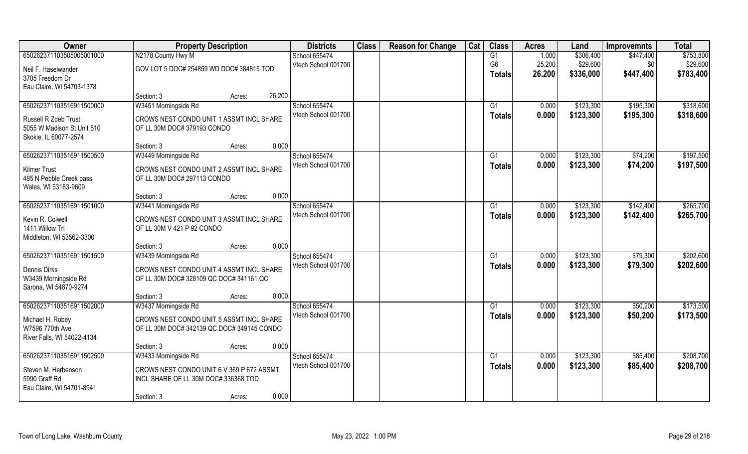| Owner | Property Description | | | Districts | Class | Reason for Change | Cat | Class | Acres | Land | Improvemnts | Total |
|---|---|---|---|---|---|---|---|---|---|---|---|---|
| 65026237110350500500100​0 | N2178 County Hwy M | | | School 655474 | | | | G1 | 1.000 | $306,400 | $447,400 | $753,800 |
| Neil F. Haselwander | GOV LOT 5 DOC# 254859 WD DOC# 384815 TOD | | | Vtech School 001700 | | | | G6 | 25.200 | $29,600 | $0 | $29,600 |
| 3705 Freedom Dr | | | | | | | | Totals | 26.200 | $336,000 | $447,400 | $783,400 |
| Eau Claire, WI 54703-1378 | | | | | | | | | | | | |
| | Section: 3 | Acres: | 26.200 | | | | | | | | | |
| 650262371103516911500000 | W3451 Morningside Rd | | | School 655474 | | | | G1 | 0.000 | $123,300 | $195,300 | $318,600 |
| Russell R Zdeb Trust | CROWS NEST CONDO UNIT 1 ASSMT INCL SHARE | | | Vtech School 001700 | | | | Totals | 0.000 | $123,300 | $195,300 | $318,600 |
| 5055 W Madison St Unit 510 | OF LL 30M DOC# 379193 CONDO | | | | | | | | | | | |
| Skokie, IL 60077-2574 | | | | | | | | | | | | |
| | Section: 3 | Acres: | 0.000 | | | | | | | | | |
| 650262371103516911500500 | W3449 Morningside Rd | | | School 655474 | | | | G1 | 0.000 | $123,300 | $74,200 | $197,500 |
| Kilmer Trust | CROWS NEST CONDO UNIT 2 ASSMT INCL SHARE | | | Vtech School 001700 | | | | Totals | 0.000 | $123,300 | $74,200 | $197,500 |
| 485 N Pebble Creek pass | OF LL 30M DOC# 297113 CONDO | | | | | | | | | | | |
| Wales, WI 53183-9609 | | | | | | | | | | | | |
| | Section: 3 | Acres: | 0.000 | | | | | | | | | |
| 650262371103516911501000 | W3441 Morningside Rd | | | School 655474 | | | | G1 | 0.000 | $123,300 | $142,400 | $265,700 |
| Kevin R. Colwell | CROWS NEST CONDO UNIT 3 ASSMT INCL SHARE | | | Vtech School 001700 | | | | Totals | 0.000 | $123,300 | $142,400 | $265,700 |
| 1411 Willow Trl | OF LL 30M V 421 P 92 CONDO | | | | | | | | | | | |
| Middleton, WI 53562-3300 | | | | | | | | | | | | |
| | Section: 3 | Acres: | 0.000 | | | | | | | | | |
| 650262371103516911501500 | W3439 Morningside Rd | | | School 655474 | | | | G1 | 0.000 | $123,300 | $79,300 | $202,600 |
| Dennis Dirks | CROWS NEST CONDO UNIT 4 ASSMT INCL SHARE | | | Vtech School 001700 | | | | Totals | 0.000 | $123,300 | $79,300 | $202,600 |
| W3439 Morningside Rd | OF LL 30M DOC# 328109 QC DOC# 341161 QC | | | | | | | | | | | |
| Sarona, WI 54870-9274 | | | | | | | | | | | | |
| | Section: 3 | Acres: | 0.000 | | | | | | | | | |
| 650262371103516911502000 | W3437 Morningside Rd | | | School 655474 | | | | G1 | 0.000 | $123,300 | $50,200 | $173,500 |
| Michael H. Robey | CROWS NEST CONDO UNIT 5 ASSMT INCL SHARE | | | Vtech School 001700 | | | | Totals | 0.000 | $123,300 | $50,200 | $173,500 |
| W7596 770th Ave | OF LL 30M DOC# 342139 QC DOC# 349145 CONDO | | | | | | | | | | | |
| River Falls, WI 54022-4134 | | | | | | | | | | | | |
| | Section: 3 | Acres: | 0.000 | | | | | | | | | |
| 650262371103516911502500 | W3433 Morningside Rd | | | School 655474 | | | | G1 | 0.000 | $123,300 | $85,400 | $208,700 |
| Steven M. Herbenson | CROWS NEST CONDO UNIT 6 V 369 P 672 ASSMT | | | Vtech School 001700 | | | | Totals | 0.000 | $123,300 | $85,400 | $208,700 |
| 5990 Graff Rd | INCL SHARE OF LL 30M DOC# 336368 TOD | | | | | | | | | | | |
| Eau Claire, WI 54701-8941 | | | | | | | | | | | | |
| | Section: 3 | Acres: | 0.000 | | | | | | | | | |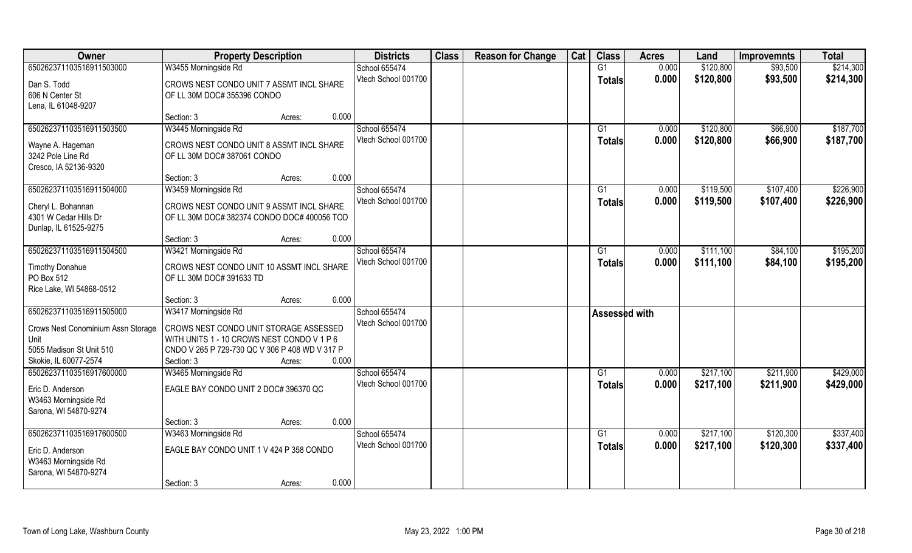| Owner | Property Description | Districts | Class | Reason for Change | Cat | Class | Acres | Land | Improvemnts | Total |
|---|---|---|---|---|---|---|---|---|---|---|
| 65026237110351691150300 | W3455 Morningside Rd | School 655474 | | | | G1 | 0.000 | $120,800 | $93,500 | $214,300 |
| Dan S. Todd<br>606 N Center St<br>Lena, IL 61048-9207 | CROWS NEST CONDO UNIT 7 ASSMT INCL SHARE OF LL 30M DOC# 355396 CONDO | Vtech School 001700 | | | | **Totals** | **0.000** | **$120,800** | **$93,500** | **$214,300** |
| | Section: 3 Acres: 0.000 | | | | | | | | | |
| 65026237110351691150350 | W3445 Morningside Rd | School 655474 | | | | G1 | 0.000 | $120,800 | $66,900 | $187,700 |
| Wayne A. Hageman<br>3242 Pole Line Rd<br>Cresco, IA 52136-9320 | CROWS NEST CONDO UNIT 8 ASSMT INCL SHARE OF LL 30M DOC# 387061 CONDO | Vtech School 001700 | | | | **Totals** | **0.000** | **$120,800** | **$66,900** | **$187,700** |
| | Section: 3 Acres: 0.000 | | | | | | | | | |
| 65026237110351691150400 | W3459 Morningside Rd | School 655474 | | | | G1 | 0.000 | $119,500 | $107,400 | $226,900 |
| Cheryl L. Bohannan<br>4301 W Cedar Hills Dr<br>Dunlap, IL 61525-9275 | CROWS NEST CONDO UNIT 9 ASSMT INCL SHARE OF LL 30M DOC# 382374 CONDO DOC# 400056 TOD | Vtech School 001700 | | | | **Totals** | **0.000** | **$119,500** | **$107,400** | **$226,900** |
| | Section: 3 Acres: 0.000 | | | | | | | | | |
| 65026237110351691150450 | W3421 Morningside Rd | School 655474 | | | | G1 | 0.000 | $111,100 | $84,100 | $195,200 |
| Timothy Donahue<br>PO Box 512<br>Rice Lake, WI 54868-0512 | CROWS NEST CONDO UNIT 10 ASSMT INCL SHARE OF LL 30M DOC# 391633 TD | Vtech School 001700 | | | | **Totals** | **0.000** | **$111,100** | **$84,100** | **$195,200** |
| | Section: 3 Acres: 0.000 | | | | | | | | | |
| 65026237110351691150500 | W3417 Morningside Rd | School 655474 | | | | **Assessed with** | | | | |
| Crows Nest Conominium Assn Storage Unit<br>5055 Madison St Unit 510<br>Skokie, IL 60077-2574 | CROWS NEST CONDO UNIT STORAGE ASSESSED WITH UNITS 1 - 10 CROWS NEST CONDO V 1 P 6 CNDO V 265 P 729-730 QC V 306 P 408 WD V 317 P | Vtech School 001700 | | | | | | | | |
| | Section: 3 Acres: 0.000 | | | | | | | | | |
| 65026237110351691760000 | W3465 Morningside Rd | School 655474 | | | | G1 | 0.000 | $217,100 | $211,900 | $429,000 |
| Eric D. Anderson<br>W3463 Morningside Rd<br>Sarona, WI 54870-9274 | EAGLE BAY CONDO UNIT 2 DOC# 396370 QC | Vtech School 001700 | | | | **Totals** | **0.000** | **$217,100** | **$211,900** | **$429,000** |
| | Section: 3 Acres: 0.000 | | | | | | | | | |
| 65026237110351691760050 | W3463 Morningside Rd | School 655474 | | | | G1 | 0.000 | $217,100 | $120,300 | $337,400 |
| Eric D. Anderson<br>W3463 Morningside Rd<br>Sarona, WI 54870-9274 | EAGLE BAY CONDO UNIT 1 V 424 P 358 CONDO | Vtech School 001700 | | | | **Totals** | **0.000** | **$217,100** | **$120,300** | **$337,400** |
| | Section: 3 Acres: 0.000 | | | | | | | | | |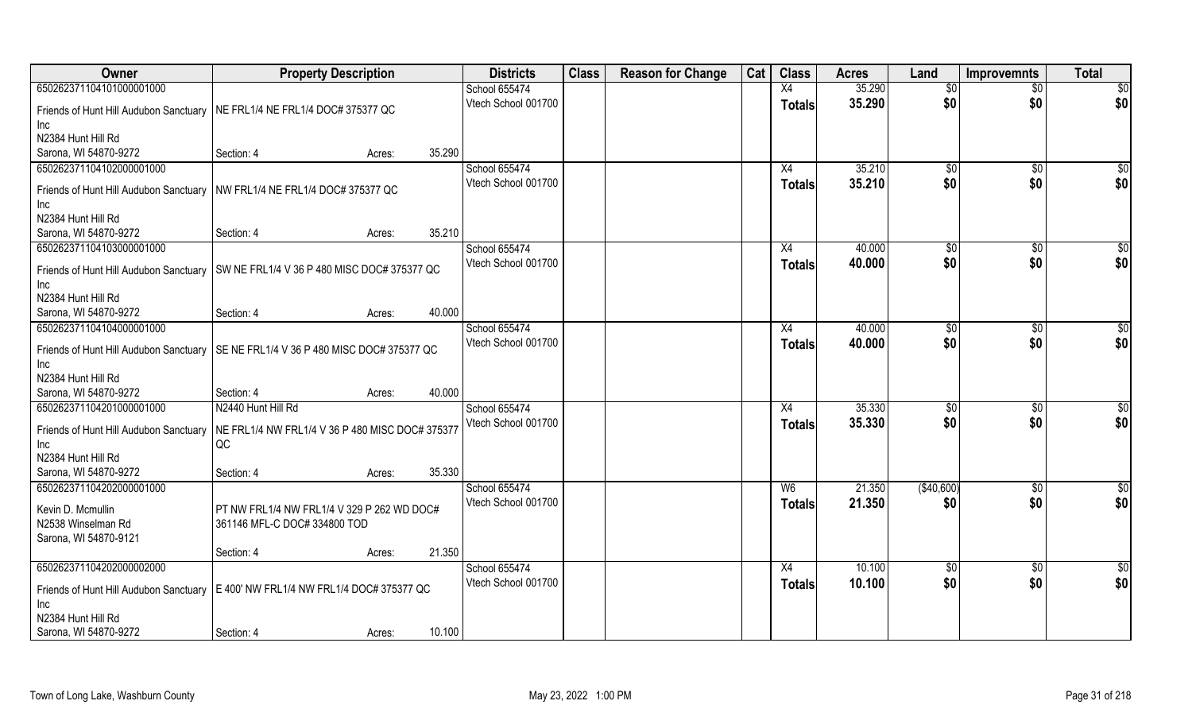| Owner | Property Description | | | Districts | Class | Reason for Change | Cat | Class | Acres | Land | Improvemnts | Total |
|---|---|---|---|---|---|---|---|---|---|---|---|---|
| 65026237110410100000 1000 | | | | School 655474 | | | | X4 | 35.290 | $0 | $0 | $0 |
| Friends of Hunt Hill Audubon Sanctuary Inc | NE FRL1/4 NE FRL1/4 DOC# 375377 QC | | | Vtech School 001700 | | | | **Totals** | **35.290** | **$0** | **$0** | **$0** |
| N2384 Hunt Hill Rd | | | | | | | | | | | | |
| Sarona, WI 54870-9272 | Section: 4 | Acres: | 35.290 | | | | | | | | | |
| 650262371104102000001000 | | | | School 655474 | | | | X4 | 35.210 | $0 | $0 | $0 |
| Friends of Hunt Hill Audubon Sanctuary Inc | NW FRL1/4 NE FRL1/4 DOC# 375377 QC | | | Vtech School 001700 | | | | **Totals** | **35.210** | **$0** | **$0** | **$0** |
| N2384 Hunt Hill Rd | | | | | | | | | | | | |
| Sarona, WI 54870-9272 | Section: 4 | Acres: | 35.210 | | | | | | | | | |
| 650262371104103000001000 | | | | School 655474 | | | | X4 | 40.000 | $0 | $0 | $0 |
| Friends of Hunt Hill Audubon Sanctuary Inc | SW NE FRL1/4 V 36 P 480 MISC DOC# 375377 QC | | | Vtech School 001700 | | | | **Totals** | **40.000** | **$0** | **$0** | **$0** |
| N2384 Hunt Hill Rd | | | | | | | | | | | | |
| Sarona, WI 54870-9272 | Section: 4 | Acres: | 40.000 | | | | | | | | | |
| 650262371104104000001000 | | | | School 655474 | | | | X4 | 40.000 | $0 | $0 | $0 |
| Friends of Hunt Hill Audubon Sanctuary Inc | SE NE FRL1/4 V 36 P 480 MISC DOC# 375377 QC | | | Vtech School 001700 | | | | **Totals** | **40.000** | **$0** | **$0** | **$0** |
| N2384 Hunt Hill Rd | | | | | | | | | | | | |
| Sarona, WI 54870-9272 | Section: 4 | Acres: | 40.000 | | | | | | | | | |
| 650262371104201000001000 | N2440 Hunt Hill Rd | | | School 655474 | | | | X4 | 35.330 | $0 | $0 | $0 |
| Friends of Hunt Hill Audubon Sanctuary Inc | NE FRL1/4 NW FRL1/4 V 36 P 480 MISC DOC# 375377 QC | | | Vtech School 001700 | | | | **Totals** | **35.330** | **$0** | **$0** | **$0** |
| N2384 Hunt Hill Rd | | | | | | | | | | | | |
| Sarona, WI 54870-9272 | Section: 4 | Acres: | 35.330 | | | | | | | | | |
| 650262371104202000001000 | | | | School 655474 | | | | W6 | 21.350 | ($40,600) | $0 | $0 |
| Kevin D. Mcmullin | PT NW FRL1/4 NW FRL1/4 V 329 P 262 WD DOC# 361146 MFL-C DOC# 334800 TOD | | | Vtech School 001700 | | | | **Totals** | **21.350** | **$0** | **$0** | **$0** |
| N2538 Winselman Rd | | | | | | | | | | | | |
| Sarona, WI 54870-9121 | | | | | | | | | | | | |
| | Section: 4 | Acres: | 21.350 | | | | | | | | | |
| 650262371104202000002000 | | | | School 655474 | | | | X4 | 10.100 | $0 | $0 | $0 |
| Friends of Hunt Hill Audubon Sanctuary Inc | E 400' NW FRL1/4 NW FRL1/4 DOC# 375377 QC | | | Vtech School 001700 | | | | **Totals** | **10.100** | **$0** | **$0** | **$0** |
| N2384 Hunt Hill Rd | | | | | | | | | | | | |
| Sarona, WI 54870-9272 | Section: 4 | Acres: | 10.100 | | | | | | | | | |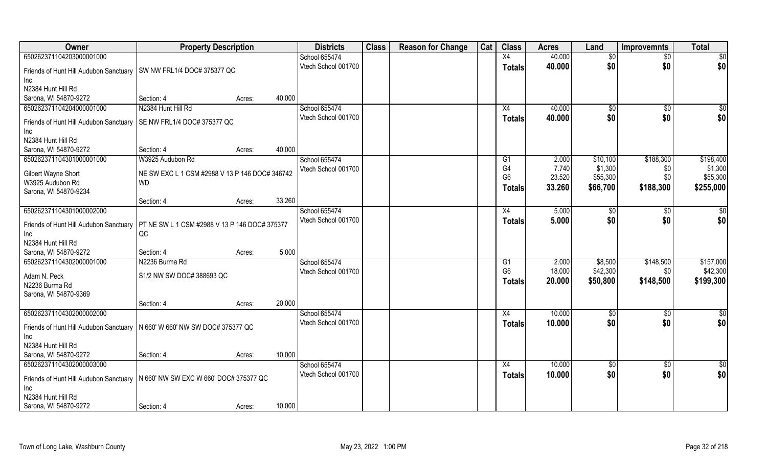| Owner | Property Description | | Districts | Class | Reason for Change | Cat | Class | Acres | Land | Improvemnts | Total |
|---|---|---|---|---|---|---|---|---|---|---|---|
| 65026237110420300001000 | | | School 655474 | | | | X4 | 40.000 | $0 | $0 | $0 |
| Friends of Hunt Hill Audubon Sanctuary Inc | SW NW FRL1/4 DOC# 375377 QC | | Vtech School 001700 | | | | Totals | 40.000 | $0 | $0 | $0 |
| N2384 Hunt Hill Rd | | | | | | | | | | | |
| Sarona, WI 54870-9272 | Section: 4 | Acres: 40.000 | | | | | | | | | |
| 65026237110420400001000 | N2384 Hunt Hill Rd | | School 655474 | | | | X4 | 40.000 | $0 | $0 | $0 |
| Friends of Hunt Hill Audubon Sanctuary Inc | SE NW FRL1/4 DOC# 375377 QC | | Vtech School 001700 | | | | Totals | 40.000 | $0 | $0 | $0 |
| N2384 Hunt Hill Rd | | | | | | | | | | | |
| Sarona, WI 54870-9272 | Section: 4 | Acres: 40.000 | | | | | | | | | |
| 65026237110430100001000 | W3925 Audubon Rd | | School 655474 | | | | G1 | 2.000 | $10,100 | $188,300 | $198,400 |
| Gilbert Wayne Short | NE SW EXC L 1 CSM #2988 V 13 P 146 DOC# 346742 WD | | Vtech School 001700 | | | | G4 | 7.740 | $1,300 | $0 | $1,300 |
| W3925 Audubon Rd | | | | | | | G6 | 23.520 | $55,300 | $0 | $55,300 |
| Sarona, WI 54870-9234 | | | | | | | Totals | 33.260 | $66,700 | $188,300 | $255,000 |
| | Section: 4 | Acres: 33.260 | | | | | | | | | |
| 65026237110430100002000 | | | School 655474 | | | | X4 | 5.000 | $0 | $0 | $0 |
| Friends of Hunt Hill Audubon Sanctuary Inc | PT NE SW L 1 CSM #2988 V 13 P 146 DOC# 375377 QC | | Vtech School 001700 | | | | Totals | 5.000 | $0 | $0 | $0 |
| N2384 Hunt Hill Rd | | | | | | | | | | | |
| Sarona, WI 54870-9272 | Section: 4 | Acres: 5.000 | | | | | | | | | |
| 65026237110430200001000 | N2236 Burma Rd | | School 655474 | | | | G1 | 2.000 | $8,500 | $148,500 | $157,000 |
| Adam N. Peck | S1/2 NW SW DOC# 388693 QC | | Vtech School 001700 | | | | G6 | 18.000 | $42,300 | $0 | $42,300 |
| N2236 Burma Rd | | | | | | | Totals | 20.000 | $50,800 | $148,500 | $199,300 |
| Sarona, WI 54870-9369 | | | | | | | | | | | |
| | Section: 4 | Acres: 20.000 | | | | | | | | | |
| 65026237110430200002000 | | | School 655474 | | | | X4 | 10.000 | $0 | $0 | $0 |
| Friends of Hunt Hill Audubon Sanctuary Inc | N 660' W 660' NW SW DOC# 375377 QC | | Vtech School 001700 | | | | Totals | 10.000 | $0 | $0 | $0 |
| N2384 Hunt Hill Rd | | | | | | | | | | | |
| Sarona, WI 54870-9272 | Section: 4 | Acres: 10.000 | | | | | | | | | |
| 65026237110430200003000 | | | School 655474 | | | | X4 | 10.000 | $0 | $0 | $0 |
| Friends of Hunt Hill Audubon Sanctuary Inc | N 660' NW SW EXC W 660' DOC# 375377 QC | | Vtech School 001700 | | | | Totals | 10.000 | $0 | $0 | $0 |
| N2384 Hunt Hill Rd | | | | | | | | | | | |
| Sarona, WI 54870-9272 | Section: 4 | Acres: 10.000 | | | | | | | | | |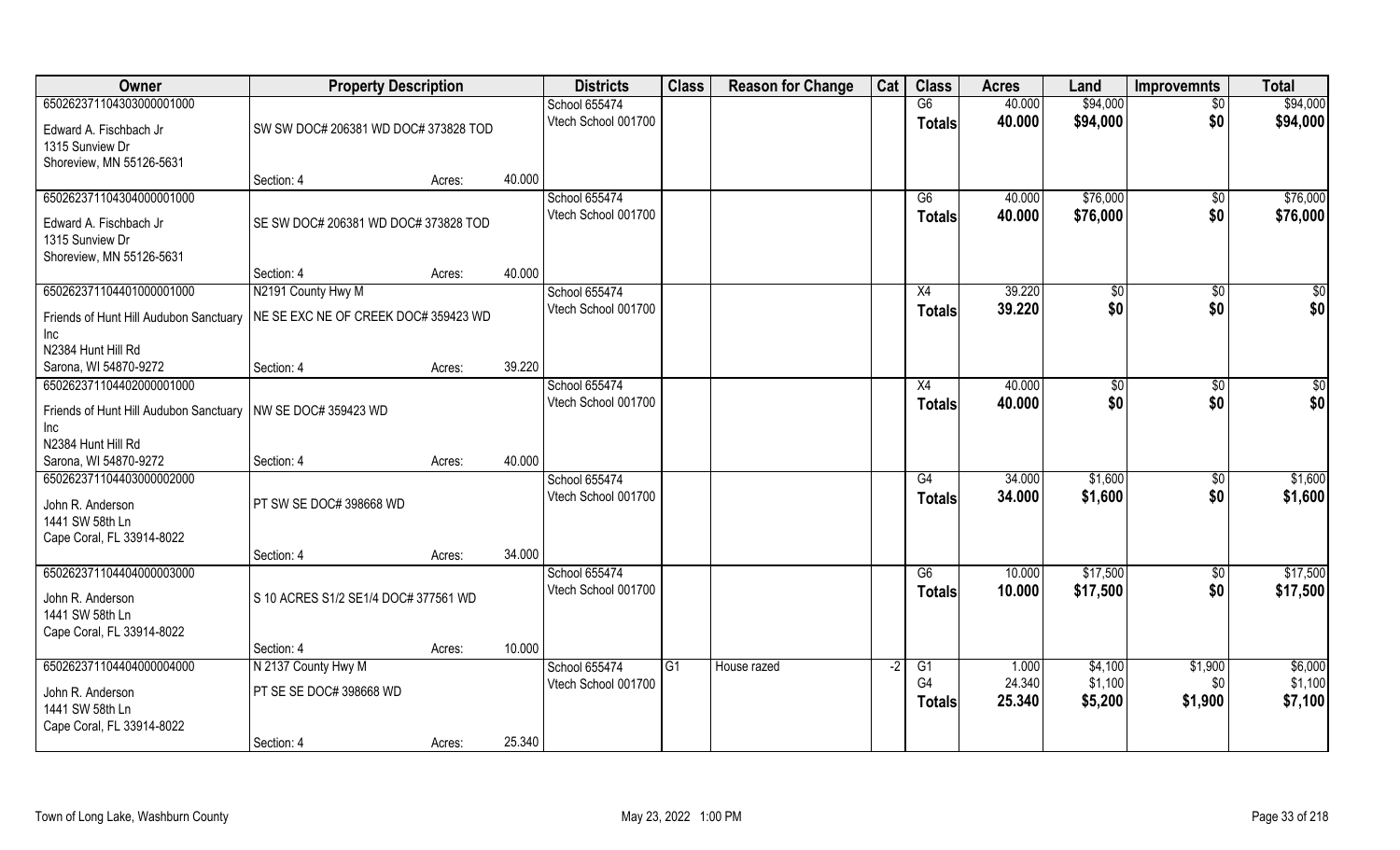| Owner | Property Description | | | Districts | Class | Reason for Change | Cat | Class | Acres | Land | Improvemnts | Total |
|---|---|---|---|---|---|---|---|---|---|---|---|---|
| 650262371104303000001000 | | | | School 655474 | | | | G6 | 40.000 | $94,000 | $0 | $94,000 |
| Edward A. Fischbach Jr<br>1315 Sunview Dr<br>Shoreview, MN 55126-5631 | SW SW DOC# 206381 WD DOC# 373828 TOD | | | Vtech School 001700 | | | | Totals | 40.000 | $94,000 | $0 | $94,000 |
| | Section: 4 | Acres: | 40.000 | | | | | | | | | |
| 650262371104304000001000 | | | | School 655474 | | | | G6 | 40.000 | $76,000 | $0 | $76,000 |
| Edward A. Fischbach Jr<br>1315 Sunview Dr<br>Shoreview, MN 55126-5631 | SE SW DOC# 206381 WD DOC# 373828 TOD | | | Vtech School 001700 | | | | Totals | 40.000 | $76,000 | $0 | $76,000 |
| | Section: 4 | Acres: | 40.000 | | | | | | | | | |
| 650262371104401000001000 | N2191 County Hwy M | | | School 655474 | | | | X4 | 39.220 | $0 | $0 | $0 |
| Friends of Hunt Hill Audubon Sanctuary Inc<br>N2384 Hunt Hill Rd<br>Sarona, WI 54870-9272 | NE SE EXC NE OF CREEK DOC# 359423 WD | | | Vtech School 001700 | | | | Totals | 39.220 | $0 | $0 | $0 |
| | Section: 4 | Acres: | 39.220 | | | | | | | | | |
| 650262371104402000001000 | | | | School 655474 | | | | X4 | 40.000 | $0 | $0 | $0 |
| Friends of Hunt Hill Audubon Sanctuary Inc<br>N2384 Hunt Hill Rd<br>Sarona, WI 54870-9272 | NW SE DOC# 359423 WD | | | Vtech School 001700 | | | | Totals | 40.000 | $0 | $0 | $0 |
| | Section: 4 | Acres: | 40.000 | | | | | | | | | |
| 650262371104403000002000 | | | | School 655474 | | | | G4 | 34.000 | $1,600 | $0 | $1,600 |
| John R. Anderson<br>1441 SW 58th Ln<br>Cape Coral, FL 33914-8022 | PT SW SE DOC# 398668 WD | | | Vtech School 001700 | | | | Totals | 34.000 | $1,600 | $0 | $1,600 |
| | Section: 4 | Acres: | 34.000 | | | | | | | | | |
| 650262371104404000003000 | | | | School 655474 | | | | G6 | 10.000 | $17,500 | $0 | $17,500 |
| John R. Anderson<br>1441 SW 58th Ln<br>Cape Coral, FL 33914-8022 | S 10 ACRES S1/2 SE1/4 DOC# 377561 WD | | | Vtech School 001700 | | | | Totals | 10.000 | $17,500 | $0 | $17,500 |
| | Section: 4 | Acres: | 10.000 | | | | | | | | | |
| 650262371104404000004000 | N 2137 County Hwy M | | | School 655474 | G1 | House razed | -2 | G1 | 1.000 | $4,100 | $1,900 | $6,000 |
| John R. Anderson<br>1441 SW 58th Ln<br>Cape Coral, FL 33914-8022 | PT SE SE DOC# 398668 WD | | | Vtech School 001700 | | | | G4 | 24.340 | $1,100 | $0 | $1,100 |
| | | | | | | | | Totals | 25.340 | $5,200 | $1,900 | $7,100 |
| | Section: 4 | Acres: | 25.340 | | | | | | | | | |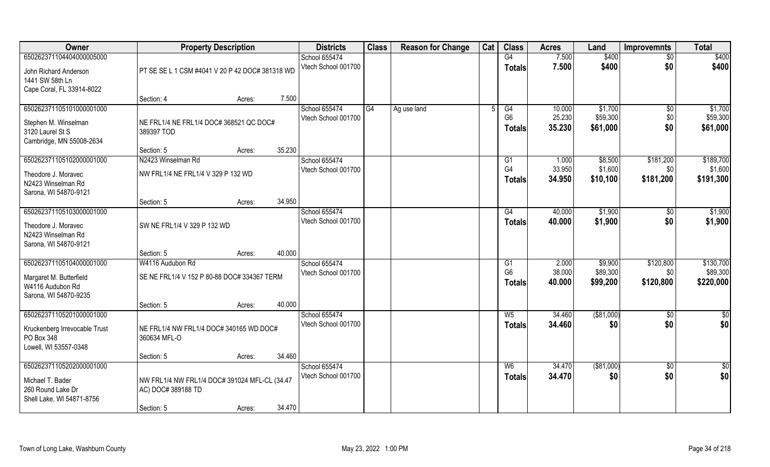| Owner | Property Description | | Districts | Class | Reason for Change | Cat | Class | Acres | Land | Improvemnts | Total |
|---|---|---|---|---|---|---|---|---|---|---|---|
| 65026237110440400000500 0 | | | School 655474 | | | | G4 | 7.500 | $400 | $0 | $400 |
| John Richard Anderson<br>1441 SW 58th Ln<br>Cape Coral, FL 33914-8022 | PT SE SE L 1 CSM #4041 V 20 P 42 DOC# 381318 WD | | Vtech School 001700 | | | | **Totals** | **7.500** | **$400** | **$0** | **$400** |
| | Section: 4 | Acres: 7.500 | | | | | | | | | |
| 650262371105101000001000 | | | School 655474 | G4 | Ag use land | 5 | G4 | 10.000 | $1,700 | $0 | $1,700 |
| Stephen M. Winselman<br>3120 Laurel St S<br>Cambridge, MN 55008-2634 | NE FRL1/4 NE FRL1/4 DOC# 368521 QC DOC# 389397 TOD | | Vtech School 001700 | | | | G6 | 25.230 | $59,300 | $0 | $59,300 |
| | | | | | | | **Totals** | **35.230** | **$61,000** | **$0** | **$61,000** |
| | Section: 5 | Acres: 35.230 | | | | | | | | | |
| 650262371105102000001000 | N2423 Winselman Rd | | School 655474 | | | | G1 | 1.000 | $8,500 | $181,200 | $189,700 |
| Theodore J. Moravec<br>N2423 Winselman Rd<br>Sarona, WI 54870-9121 | NW FRL1/4 NE FRL1/4 V 329 P 132 WD | | Vtech School 001700 | | | | G4 | 33.950 | $1,600 | $0 | $1,600 |
| | | | | | | | **Totals** | **34.950** | **$10,100** | **$181,200** | **$191,300** |
| | Section: 5 | Acres: 34.950 | | | | | | | | | |
| 650262371105103000001000 | | | School 655474 | | | | G4 | 40.000 | $1,900 | $0 | $1,900 |
| Theodore J. Moravec<br>N2423 Winselman Rd<br>Sarona, WI 54870-9121 | SW NE FRL1/4 V 329 P 132 WD | | Vtech School 001700 | | | | **Totals** | **40.000** | **$1,900** | **$0** | **$1,900** |
| | Section: 5 | Acres: 40.000 | | | | | | | | | |
| 650262371105104000001000 | W4116 Audubon Rd | | School 655474 | | | | G1 | 2.000 | $9,900 | $120,800 | $130,700 |
| Margaret M. Butterfield<br>W4116 Audubon Rd<br>Sarona, WI 54870-9235 | SE NE FRL1/4 V 152 P 80-88 DOC# 334367 TERM | | Vtech School 001700 | | | | G6 | 38.000 | $89,300 | $0 | $89,300 |
| | | | | | | | **Totals** | **40.000** | **$99,200** | **$120,800** | **$220,000** |
| | Section: 5 | Acres: 40.000 | | | | | | | | | |
| 650262371105201000001000 | | | School 655474 | | | | W5 | 34.460 | ($81,000) | $0 | $0 |
| Kruckenberg Irrevocable Trust<br>PO Box 348<br>Lowell, WI 53557-0348 | NE FRL1/4 NW FRL1/4 DOC# 340165 WD DOC# 360634 MFL-O | | Vtech School 001700 | | | | **Totals** | **34.460** | **$0** | **$0** | **$0** |
| | Section: 5 | Acres: 34.460 | | | | | | | | | |
| 650262371105202000001000 | | | School 655474 | | | | W6 | 34.470 | ($81,000) | $0 | $0 |
| Michael T. Bader<br>260 Round Lake Dr<br>Shell Lake, WI 54871-8756 | NW FRL1/4 NW FRL1/4 DOC# 391024 MFL-CL (34.47 AC) DOC# 389188 TD | | Vtech School 001700 | | | | **Totals** | **34.470** | **$0** | **$0** | **$0** |
| | Section: 5 | Acres: 34.470 | | | | | | | | | |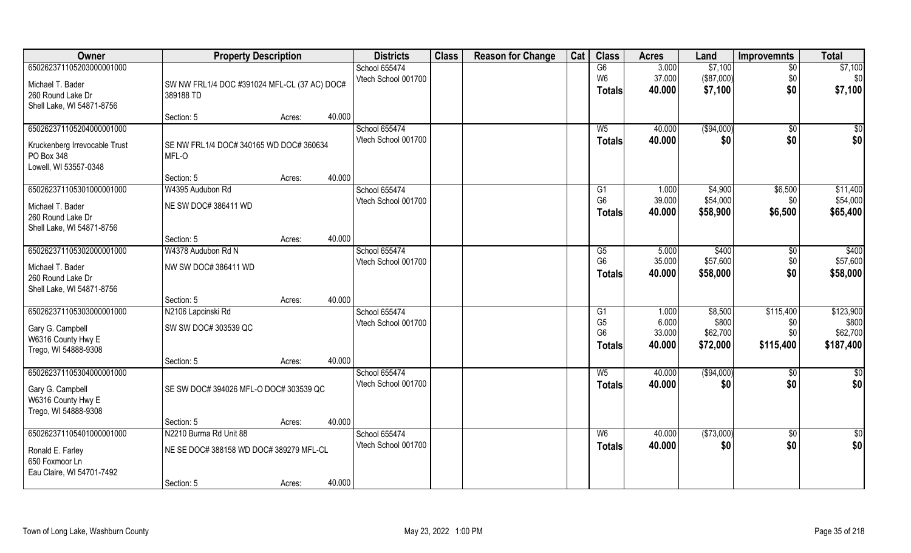| Owner | Property Description | | | Districts | Class | Reason for Change | Cat | Class | Acres | Land | Improvmnts | Total |
|---|---|---|---|---|---|---|---|---|---|---|---|---|
| 65026237110520300000100​0 | | | | School 655474 | | | | G6 | 3.000 | $7,100 | $0 | $7,100 |
| Michael T. Bader | SW NW FRL1/4 DOC #391024 MFL-CL (37 AC) DOC# 389188 TD | | | Vtech School 001700 | | | | W6 | 37.000 | ($87,000) | $0 | $0 |
| 260 Round Lake Dr | | | | | | | | Totals | 40.000 | $7,100 | $0 | $7,100 |
| Shell Lake, WI 54871-8756 | | | | | | | | | | | | |
| | Section: 5 | Acres: | 40.000 | | | | | | | | | |
| 65026237110520400000100​0 | | | | School 655474 | | | | W5 | 40.000 | ($94,000) | $0 | $0 |
| Kruckenberg Irrevocable Trust | SE NW FRL1/4 DOC# 340165 WD DOC# 360634 MFL-O | | | Vtech School 001700 | | | | Totals | 40.000 | $0 | $0 | $0 |
| PO Box 348 | | | | | | | | | | | | |
| Lowell, WI 53557-0348 | | | | | | | | | | | | |
| | Section: 5 | Acres: | 40.000 | | | | | | | | | |
| 65026237110530100000100​0 | W4395 Audubon Rd | | | School 655474 | | | | G1 | 1.000 | $4,900 | $6,500 | $11,400 |
| Michael T. Bader | NE SW DOC# 386411 WD | | | Vtech School 001700 | | | | G6 | 39.000 | $54,000 | $0 | $54,000 |
| 260 Round Lake Dr | | | | | | | | Totals | 40.000 | $58,900 | $6,500 | $65,400 |
| Shell Lake, WI 54871-8756 | | | | | | | | | | | | |
| | Section: 5 | Acres: | 40.000 | | | | | | | | | |
| 65026237110530200000100​0 | W4378 Audubon Rd N | | | School 655474 | | | | G5 | 5.000 | $400 | $0 | $400 |
| Michael T. Bader | NW SW DOC# 386411 WD | | | Vtech School 001700 | | | | G6 | 35.000 | $57,600 | $0 | $57,600 |
| 260 Round Lake Dr | | | | | | | | Totals | 40.000 | $58,000 | $0 | $58,000 |
| Shell Lake, WI 54871-8756 | | | | | | | | | | | | |
| | Section: 5 | Acres: | 40.000 | | | | | | | | | |
| 65026237110530300000100​0 | N2106 Lapcinski Rd | | | School 655474 | | | | G1 | 1.000 | $8,500 | $115,400 | $123,900 |
| Gary G. Campbell | SW SW DOC# 303539 QC | | | Vtech School 001700 | | | | G5 | 6.000 | $800 | $0 | $800 |
| W6316 County Hwy E | | | | | | | | G6 | 33.000 | $62,700 | $0 | $62,700 |
| Trego, WI 54888-9308 | | | | | | | | Totals | 40.000 | $72,000 | $115,400 | $187,400 |
| | Section: 5 | Acres: | 40.000 | | | | | | | | | |
| 65026237110530400000100​0 | | | | School 655474 | | | | W5 | 40.000 | ($94,000) | $0 | $0 |
| Gary G. Campbell | SE SW DOC# 394026 MFL-O DOC# 303539 QC | | | Vtech School 001700 | | | | Totals | 40.000 | $0 | $0 | $0 |
| W6316 County Hwy E | | | | | | | | | | | | |
| Trego, WI 54888-9308 | | | | | | | | | | | | |
| | Section: 5 | Acres: | 40.000 | | | | | | | | | |
| 65026237110540100000100​0 | N2210 Burma Rd Unit 88 | | | School 655474 | | | | W6 | 40.000 | ($73,000) | $0 | $0 |
| Ronald E. Farley | NE SE DOC# 388158 WD DOC# 389279 MFL-CL | | | Vtech School 001700 | | | | Totals | 40.000 | $0 | $0 | $0 |
| 650 Foxmoor Ln | | | | | | | | | | | | |
| Eau Claire, WI 54701-7492 | | | | | | | | | | | | |
| | Section: 5 | Acres: | 40.000 | | | | | | | | | |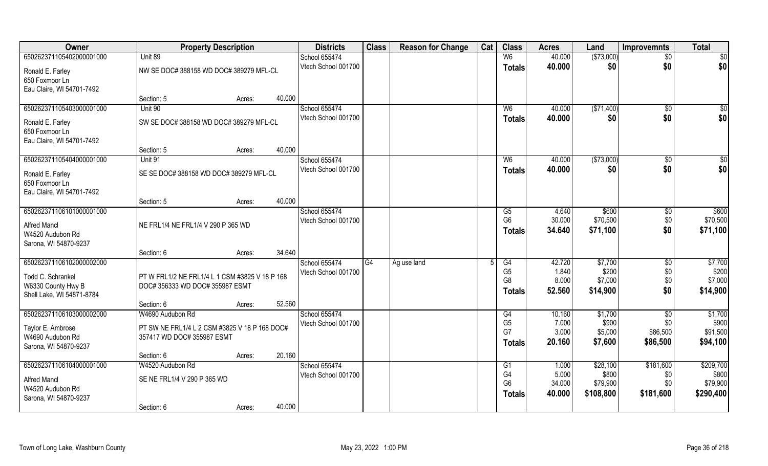| Owner | Property Description | | | Districts | Class | Reason for Change | Cat | Class | Acres | Land | Improvmnts | Total |
|---|---|---|---|---|---|---|---|---|---|---|---|---|
| 65026237110540200001000 | Unit 89 | | | School 655474 | | | | W6 | 40.000 | ($73,000) | $0 | $0 |
| Ronald E. Farley<br>650 Foxmoor Ln<br>Eau Claire, WI 54701-7492 | NW SE DOC# 388158 WD DOC# 389279 MFL-CL | | | Vtech School 001700 | | | | **Totals** | **40.000** | **$0** | **$0** | **$0** |
| | Section: 5 | Acres: | 40.000 | | | | | | | | | |
| 65026237110540300001000 | Unit 90 | | | School 655474 | | | | W6 | 40.000 | ($71,400) | $0 | $0 |
| Ronald E. Farley<br>650 Foxmoor Ln<br>Eau Claire, WI 54701-7492 | SW SE DOC# 388158 WD DOC# 389279 MFL-CL | | | Vtech School 001700 | | | | **Totals** | **40.000** | **$0** | **$0** | **$0** |
| | Section: 5 | Acres: | 40.000 | | | | | | | | | |
| 65026237110540400001000 | Unit 91 | | | School 655474 | | | | W6 | 40.000 | ($73,000) | $0 | $0 |
| Ronald E. Farley<br>650 Foxmoor Ln<br>Eau Claire, WI 54701-7492 | SE SE DOC# 388158 WD DOC# 389279 MFL-CL | | | Vtech School 001700 | | | | **Totals** | **40.000** | **$0** | **$0** | **$0** |
| | Section: 5 | Acres: | 40.000 | | | | | | | | | |
| 65026237110610100001000 | | | | School 655474 | | | | G5 | 4.640 | $600 | $0 | $600 |
| Alfred Mancl<br>W4520 Audubon Rd<br>Sarona, WI 54870-9237 | NE FRL1/4 NE FRL1/4 V 290 P 365 WD | | | Vtech School 001700 | | | | G6 | 30.000 | $70,500 | $0 | $70,500 |
| | | | | | | | | **Totals** | **34.640** | **$71,100** | **$0** | **$71,100** |
| | Section: 6 | Acres: | 34.640 | | | | | | | | | |
| 65026237110610200002000 | | | | School 655474 | G4 | Ag use land | 5 | G4 | 42.720 | $7,700 | $0 | $7,700 |
| Todd C. Schrankel<br>W6330 County Hwy B<br>Shell Lake, WI 54871-8784 | PT W FRL1/2 NE FRL1/4 L 1 CSM #3825 V 18 P 168 DOC# 356333 WD DOC# 355987 ESMT | | | Vtech School 001700 | | | | G5 | 1.840 | $200 | $0 | $200 |
| | | | | | | | | G8 | 8.000 | $7,000 | $0 | $7,000 |
| | | | | | | | | **Totals** | **52.560** | **$14,900** | **$0** | **$14,900** |
| | Section: 6 | Acres: | 52.560 | | | | | | | | | |
| 65026237110610300002000 | W4690 Audubon Rd | | | School 655474 | | | | G4 | 10.160 | $1,700 | $0 | $1,700 |
| Taylor E. Ambrose<br>W4690 Audubon Rd<br>Sarona, WI 54870-9237 | PT SW NE FRL1/4 L 2 CSM #3825 V 18 P 168 DOC# 357417 WD DOC# 355987 ESMT | | | Vtech School 001700 | | | | G5 | 7.000 | $900 | $0 | $900 |
| | | | | | | | | G7 | 3.000 | $5,000 | $86,500 | $91,500 |
| | | | | | | | | **Totals** | **20.160** | **$7,600** | **$86,500** | **$94,100** |
| | Section: 6 | Acres: | 20.160 | | | | | | | | | |
| 65026237110610400001000 | W4520 Audubon Rd | | | School 655474 | | | | G1 | 1.000 | $28,100 | $181,600 | $209,700 |
| Alfred Mancl<br>W4520 Audubon Rd<br>Sarona, WI 54870-9237 | SE NE FRL1/4 V 290 P 365 WD | | | Vtech School 001700 | | | | G4 | 5.000 | $800 | $0 | $800 |
| | | | | | | | | G6 | 34.000 | $79,900 | $0 | $79,900 |
| | | | | | | | | **Totals** | **40.000** | **$108,800** | **$181,600** | **$290,400** |
| | Section: 6 | Acres: | 40.000 | | | | | | | | | |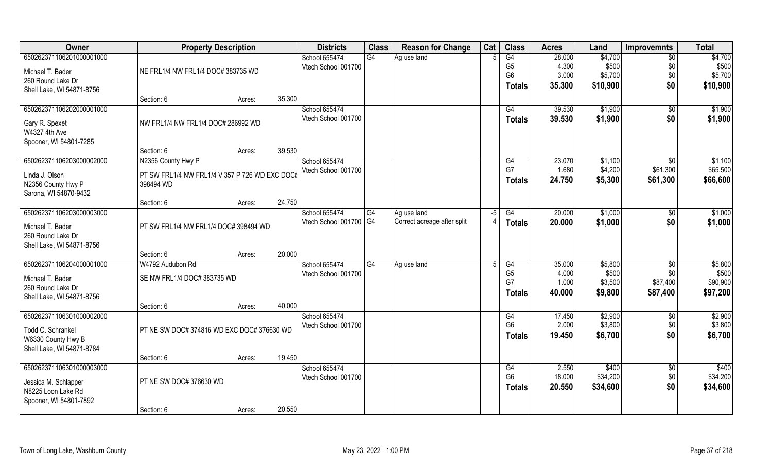| Owner | Property Description | | | Districts | Class | Reason for Change | Cat | Class | Acres | Land | Improvemnts | Total |
|---|---|---|---|---|---|---|---|---|---|---|---|---|
| 65026237110620100000100 0 | | | | School 655474 | G4 | Ag use land | 5 | G4 | 28.000 | $4,700 | $0 | $4,700 |
| Michael T. Bader | NE FRL1/4 NW FRL1/4 DOC# 383735 WD | | | Vtech School 001700 | | | | G5 | 4.300 | $500 | $0 | $500 |
| 260 Round Lake Dr | | | | | | | | G6 | 3.000 | $5,700 | $0 | $5,700 |
| Shell Lake, WI 54871-8756 | | | | | | | | **Totals** | **35.300** | **$10,900** | **$0** | **$10,900** |
| | Section: 6 | Acres: | 35.300 | | | | | | | | | |
| 650262371106202000001000 | | | | School 655474 | | | | G4 | 39.530 | $1,900 | $0 | $1,900 |
| Gary R. Spexet | NW FRL1/4 NW FRL1/4 DOC# 286992 WD | | | Vtech School 001700 | | | | **Totals** | **39.530** | **$1,900** | **$0** | **$1,900** |
| W4327 4th Ave | | | | | | | | | | | | |
| Spooner, WI 54801-7285 | | | | | | | | | | | | |
| | Section: 6 | Acres: | 39.530 | | | | | | | | | |
| 650262371106203000002000 | N2356 County Hwy P | | | School 655474 | | | | G4 | 23.070 | $1,100 | $0 | $1,100 |
| Linda J. Olson | PT SW FRL1/4 NW FRL1/4 V 357 P 726 WD EXC DOC# 398494 WD | | | Vtech School 001700 | | | | G7 | 1.680 | $4,200 | $61,300 | $65,500 |
| N2356 County Hwy P | | | | | | | | **Totals** | **24.750** | **$5,300** | **$61,300** | **$66,600** |
| Sarona, WI 54870-9432 | | | | | | | | | | | | |
| | Section: 6 | Acres: | 24.750 | | | | | | | | | |
| 650262371106203000003000 | | | | School 655474 | G4 | Ag use land | -5 | G4 | 20.000 | $1,000 | $0 | $1,000 |
| Michael T. Bader | PT SW FRL1/4 NW FRL1/4 DOC# 398494 WD | | | Vtech School 001700 | G4 | Correct acreage after split | 4 | **Totals** | **20.000** | **$1,000** | **$0** | **$1,000** |
| 260 Round Lake Dr | | | | | | | | | | | | |
| Shell Lake, WI 54871-8756 | | | | | | | | | | | | |
| | Section: 6 | Acres: | 20.000 | | | | | | | | | |
| 650262371106204000001000 | W4792 Audubon Rd | | | School 655474 | G4 | Ag use land | 5 | G4 | 35.000 | $5,800 | $0 | $5,800 |
| Michael T. Bader | SE NW FRL1/4 DOC# 383735 WD | | | Vtech School 001700 | | | | G5 | 4.000 | $500 | $0 | $500 |
| 260 Round Lake Dr | | | | | | | | G7 | 1.000 | $3,500 | $87,400 | $90,900 |
| Shell Lake, WI 54871-8756 | | | | | | | | **Totals** | **40.000** | **$9,800** | **$87,400** | **$97,200** |
| | Section: 6 | Acres: | 40.000 | | | | | | | | | |
| 650262371106301000002000 | | | | School 655474 | | | | G4 | 17.450 | $2,900 | $0 | $2,900 |
| Todd C. Schrankel | PT NE SW DOC# 374816 WD EXC DOC# 376630 WD | | | Vtech School 001700 | | | | G6 | 2.000 | $3,800 | $0 | $3,800 |
| W6330 County Hwy B | | | | | | | | **Totals** | **19.450** | **$6,700** | **$0** | **$6,700** |
| Shell Lake, WI 54871-8784 | | | | | | | | | | | | |
| | Section: 6 | Acres: | 19.450 | | | | | | | | | |
| 650262371106301000003000 | | | | School 655474 | | | | G4 | 2.550 | $400 | $0 | $400 |
| Jessica M. Schlapper | PT NE SW DOC# 376630 WD | | | Vtech School 001700 | | | | G6 | 18.000 | $34,200 | $0 | $34,200 |
| N8225 Loon Lake Rd | | | | | | | | **Totals** | **20.550** | **$34,600** | **$0** | **$34,600** |
| Spooner, WI 54801-7892 | | | | | | | | | | | | |
| | Section: 6 | Acres: | 20.550 | | | | | | | | | |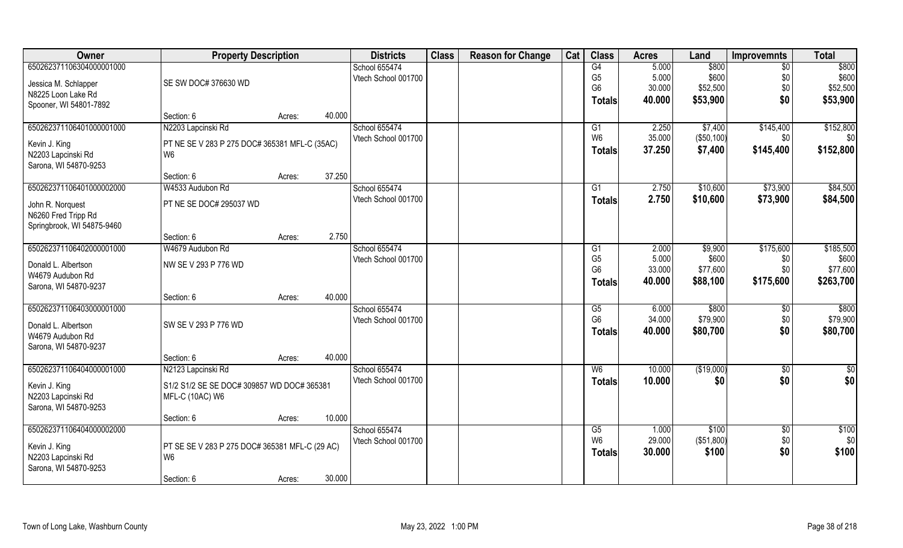| Owner | Property Description | | Districts | Class | Reason for Change | Cat | Class | Acres | Land | Improvemnts | Total |
|---|---|---|---|---|---|---|---|---|---|---|---|
| 650262371106304000001000 | | | School 655474 | | | | G4 | 5.000 | $800 | $0 | $800 |
| Jessica M. Schlapper | SE SW DOC# 376630 WD | | Vtech School 001700 | | | | G5 | 5.000 | $600 | $0 | $600 |
| N8225 Loon Lake Rd | | | | | | | G6 | 30.000 | $52,500 | $0 | $52,500 |
| Spooner, WI 54801-7892 | | | | | | | **Totals** | **40.000** | **$53,900** | **$0** | **$53,900** |
| | Section: 6 | Acres: 40.000 | | | | | | | | | |
| 650262371106401000001000 | N2203 Lapcinski Rd | | School 655474 | | | | G1 | 2.250 | $7,400 | $145,400 | $152,800 |
| Kevin J. King | PT NE SE V 283 P 275 DOC# 365381 MFL-C (35AC) | | Vtech School 001700 | | | | W6 | 35.000 | ($50,100) | $0 | $0 |
| N2203 Lapcinski Rd | W6 | | | | | | **Totals** | **37.250** | **$7,400** | **$145,400** | **$152,800** |
| Sarona, WI 54870-9253 | | | | | | | | | | | |
| | Section: 6 | Acres: 37.250 | | | | | | | | | |
| 650262371106401000002000 | W4533 Audubon Rd | | School 655474 | | | | G1 | 2.750 | $10,600 | $73,900 | $84,500 |
| John R. Norquest | PT NE SE DOC# 295037 WD | | Vtech School 001700 | | | | **Totals** | **2.750** | **$10,600** | **$73,900** | **$84,500** |
| N6260 Fred Tripp Rd | | | | | | | | | | | |
| Springbrook, WI 54875-9460 | | | | | | | | | | | |
| | Section: 6 | Acres: 2.750 | | | | | | | | | |
| 650262371106402000001000 | W4679 Audubon Rd | | School 655474 | | | | G1 | 2.000 | $9,900 | $175,600 | $185,500 |
| Donald L. Albertson | NW SE V 293 P 776 WD | | Vtech School 001700 | | | | G5 | 5.000 | $600 | $0 | $600 |
| W4679 Audubon Rd | | | | | | | G6 | 33.000 | $77,600 | $0 | $77,600 |
| Sarona, WI 54870-9237 | | | | | | | **Totals** | **40.000** | **$88,100** | **$175,600** | **$263,700** |
| | Section: 6 | Acres: 40.000 | | | | | | | | | |
| 650262371106403000001000 | | | School 655474 | | | | G5 | 6.000 | $800 | $0 | $800 |
| Donald L. Albertson | SW SE V 293 P 776 WD | | Vtech School 001700 | | | | G6 | 34.000 | $79,900 | $0 | $79,900 |
| W4679 Audubon Rd | | | | | | | **Totals** | **40.000** | **$80,700** | **$0** | **$80,700** |
| Sarona, WI 54870-9237 | | | | | | | | | | | |
| | Section: 6 | Acres: 40.000 | | | | | | | | | |
| 650262371106404000001000 | N2123 Lapcinski Rd | | School 655474 | | | | W6 | 10.000 | ($19,000) | $0 | $0 |
| Kevin J. King | S1/2 S1/2 SE SE DOC# 309857 WD DOC# 365381 | | Vtech School 001700 | | | | **Totals** | **10.000** | **$0** | **$0** | **$0** |
| N2203 Lapcinski Rd | MFL-C (10AC) W6 | | | | | | | | | | |
| Sarona, WI 54870-9253 | | | | | | | | | | | |
| | Section: 6 | Acres: 10.000 | | | | | | | | | |
| 650262371106404000002000 | | | School 655474 | | | | G5 | 1.000 | $100 | $0 | $100 |
| Kevin J. King | PT SE SE V 283 P 275 DOC# 365381 MFL-C (29 AC) | | Vtech School 001700 | | | | W6 | 29.000 | ($51,800) | $0 | $0 |
| N2203 Lapcinski Rd | W6 | | | | | | **Totals** | **30.000** | **$100** | **$0** | **$100** |
| Sarona, WI 54870-9253 | | | | | | | | | | | |
| | Section: 6 | Acres: 30.000 | | | | | | | | | |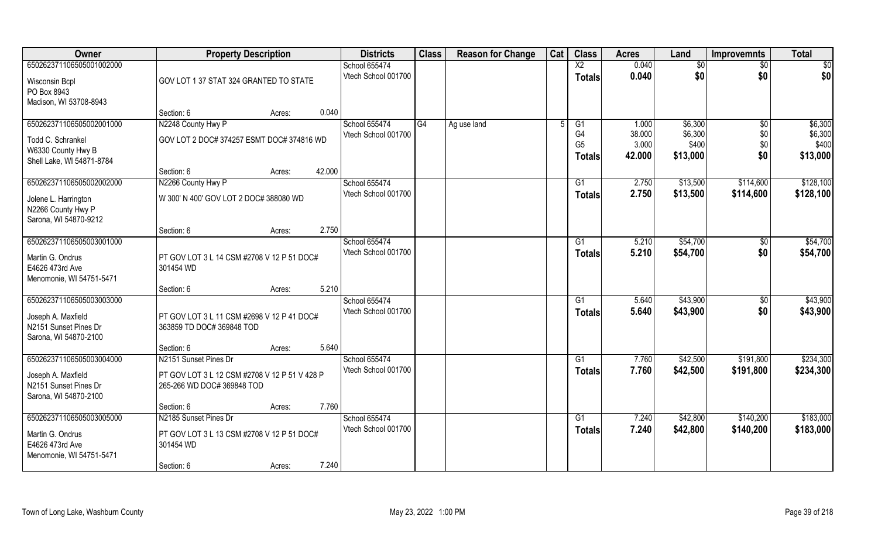| Owner | Property Description | | | Districts | Class | Reason for Change | Cat | Class | Acres | Land | Improvemnts | Total |
|---|---|---|---|---|---|---|---|---|---|---|---|---|
| 65026237110650500100200​0 | | | | School 655474 | | | | X2 | 0.040 | $0 | $0 | $0 |
| Wisconsin Bcpl<br>PO Box 8943<br>Madison, WI 53708-8943 | GOV LOT 1 37 STAT 324 GRANTED TO STATE | | | Vtech School 001700 | | | | **Totals** | **0.040** | **$0** | **$0** | **$0** |
| | Section: 6 | Acres: | 0.040 | | | | | | | | | |
| 650262371106505002001000 | N2248 County Hwy P | | | School 655474 | G4 | Ag use land | 5 | G1 | 1.000 | $6,300 | $0 | $6,300 |
| Todd C. Schrankel<br>W6330 County Hwy B<br>Shell Lake, WI 54871-8784 | GOV LOT 2 DOC# 374257 ESMT DOC# 374816 WD | | | Vtech School 001700 | | | | G4 | 38.000 | $6,300 | $0 | $6,300 |
| | | | | | | | | G5 | 3.000 | $400 | $0 | $400 |
| | | | | | | | | **Totals** | **42.000** | **$13,000** | **$0** | **$13,000** |
| | Section: 6 | Acres: | 42.000 | | | | | | | | | |
| 650262371106505002002000 | N2266 County Hwy P | | | School 655474 | | | | G1 | 2.750 | $13,500 | $114,600 | $128,100 |
| Jolene L. Harrington<br>N2266 County Hwy P<br>Sarona, WI 54870-9212 | W 300' N 400' GOV LOT 2 DOC# 388080 WD | | | Vtech School 001700 | | | | **Totals** | **2.750** | **$13,500** | **$114,600** | **$128,100** |
| | Section: 6 | Acres: | 2.750 | | | | | | | | | |
| 650262371106505003001000 | | | | School 655474 | | | | G1 | 5.210 | $54,700 | $0 | $54,700 |
| Martin G. Ondrus<br>E4626 473rd Ave<br>Menomonie, WI 54751-5471 | PT GOV LOT 3 L 14 CSM #2708 V 12 P 51 DOC# 301454 WD | | | Vtech School 001700 | | | | **Totals** | **5.210** | **$54,700** | **$0** | **$54,700** |
| | Section: 6 | Acres: | 5.210 | | | | | | | | | |
| 650262371106505003003000 | | | | School 655474 | | | | G1 | 5.640 | $43,900 | $0 | $43,900 |
| Joseph A. Maxfield<br>N2151 Sunset Pines Dr<br>Sarona, WI 54870-2100 | PT GOV LOT 3 L 11 CSM #2698 V 12 P 41 DOC# 363859 TD DOC# 369848 TOD | | | Vtech School 001700 | | | | **Totals** | **5.640** | **$43,900** | **$0** | **$43,900** |
| | Section: 6 | Acres: | 5.640 | | | | | | | | | |
| 650262371106505003004000 | N2151 Sunset Pines Dr | | | School 655474 | | | | G1 | 7.760 | $42,500 | $191,800 | $234,300 |
| Joseph A. Maxfield<br>N2151 Sunset Pines Dr<br>Sarona, WI 54870-2100 | PT GOV LOT 3 L 12 CSM #2708 V 12 P 51 V 428 P 265-266 WD DOC# 369848 TOD | | | Vtech School 001700 | | | | **Totals** | **7.760** | **$42,500** | **$191,800** | **$234,300** |
| | Section: 6 | Acres: | 7.760 | | | | | | | | | |
| 650262371106505003005000 | N2185 Sunset Pines Dr | | | School 655474 | | | | G1 | 7.240 | $42,800 | $140,200 | $183,000 |
| Martin G. Ondrus<br>E4626 473rd Ave<br>Menomonie, WI 54751-5471 | PT GOV LOT 3 L 13 CSM #2708 V 12 P 51 DOC# 301454 WD | | | Vtech School 001700 | | | | **Totals** | **7.240** | **$42,800** | **$140,200** | **$183,000** |
| | Section: 6 | Acres: | 7.240 | | | | | | | | | |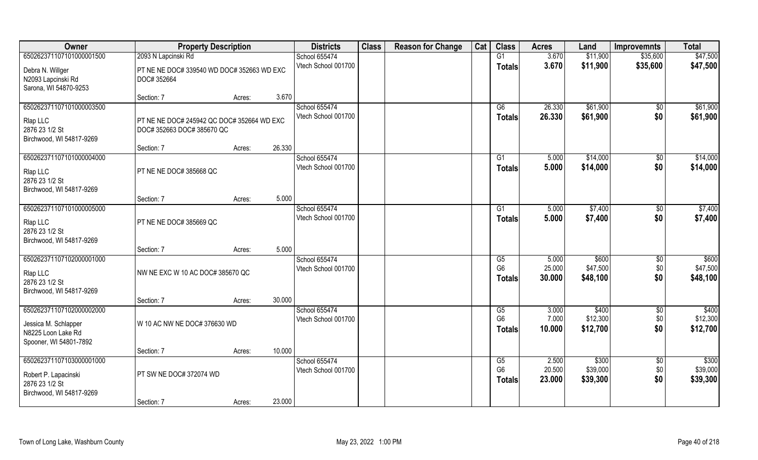| Owner | Property Description | | | Districts | Class | Reason for Change | Cat | Class | Acres | Land | Improvemnts | Total |
|---|---|---|---|---|---|---|---|---|---|---|---|---|
| 65026237110710100000​1500 | 2093 N Lapcinski Rd | | | School 655474 | | | | G1 | 3.670 | $11,900 | $35,600 | $47,500 |
| Debra N. Willger<br>N2093 Lapcinski Rd<br>Sarona, WI 54870-9253 | PT NE NE DOC# 339540 WD DOC# 352663 WD EXC DOC# 352664 | | | Vtech School 001700 | | | | **Totals** | **3.670** | **$11,900** | **$35,600** | **$47,500** |
| | Section: 7 | Acres: | 3.670 | | | | | | | | | |
| 650262371107101000003500 | | | | School 655474 | | | | G6 | 26.330 | $61,900 | $0 | $61,900 |
| Rlap LLC<br>2876 23 1/2 St<br>Birchwood, WI 54817-9269 | PT NE NE DOC# 245942 QC DOC# 352664 WD EXC DOC# 352663 DOC# 385670 QC | | | Vtech School 001700 | | | | **Totals** | **26.330** | **$61,900** | **$0** | **$61,900** |
| | Section: 7 | Acres: | 26.330 | | | | | | | | | |
| 650262371107101000004000 | | | | School 655474 | | | | G1 | 5.000 | $14,000 | $0 | $14,000 |
| Rlap LLC<br>2876 23 1/2 St<br>Birchwood, WI 54817-9269 | PT NE NE DOC# 385668 QC | | | Vtech School 001700 | | | | **Totals** | **5.000** | **$14,000** | **$0** | **$14,000** |
| | Section: 7 | Acres: | 5.000 | | | | | | | | | |
| 650262371107101000005000 | | | | School 655474 | | | | G1 | 5.000 | $7,400 | $0 | $7,400 |
| Rlap LLC<br>2876 23 1/2 St<br>Birchwood, WI 54817-9269 | PT NE NE DOC# 385669 QC | | | Vtech School 001700 | | | | **Totals** | **5.000** | **$7,400** | **$0** | **$7,400** |
| | Section: 7 | Acres: | 5.000 | | | | | | | | | |
| 650262371107102000001000 | | | | School 655474 | | | | G5 | 5.000 | $600 | $0 | $600 |
| Rlap LLC<br>2876 23 1/2 St<br>Birchwood, WI 54817-9269 | NW NE EXC W 10 AC DOC# 385670 QC | | | Vtech School 001700 | | | | G6 | 25.000 | $47,500 | $0 | $47,500 |
| | | | | | | | | **Totals** | **30.000** | **$48,100** | **$0** | **$48,100** |
| | Section: 7 | Acres: | 30.000 | | | | | | | | | |
| 650262371107102000002000 | | | | School 655474 | | | | G5 | 3.000 | $400 | $0 | $400 |
| Jessica M. Schlapper<br>N8225 Loon Lake Rd<br>Spooner, WI 54801-7892 | W 10 AC NW NE DOC# 376630 WD | | | Vtech School 001700 | | | | G6 | 7.000 | $12,300 | $0 | $12,300 |
| | | | | | | | | **Totals** | **10.000** | **$12,700** | **$0** | **$12,700** |
| | Section: 7 | Acres: | 10.000 | | | | | | | | | |
| 650262371107103000001000 | | | | School 655474 | | | | G5 | 2.500 | $300 | $0 | $300 |
| Robert P. Lapacinski<br>2876 23 1/2 St<br>Birchwood, WI 54817-9269 | PT SW NE DOC# 372074 WD | | | Vtech School 001700 | | | | G6 | 20.500 | $39,000 | $0 | $39,000 |
| | | | | | | | | **Totals** | **23.000** | **$39,300** | **$0** | **$39,300** |
| | Section: 7 | Acres: | 23.000 | | | | | | | | | |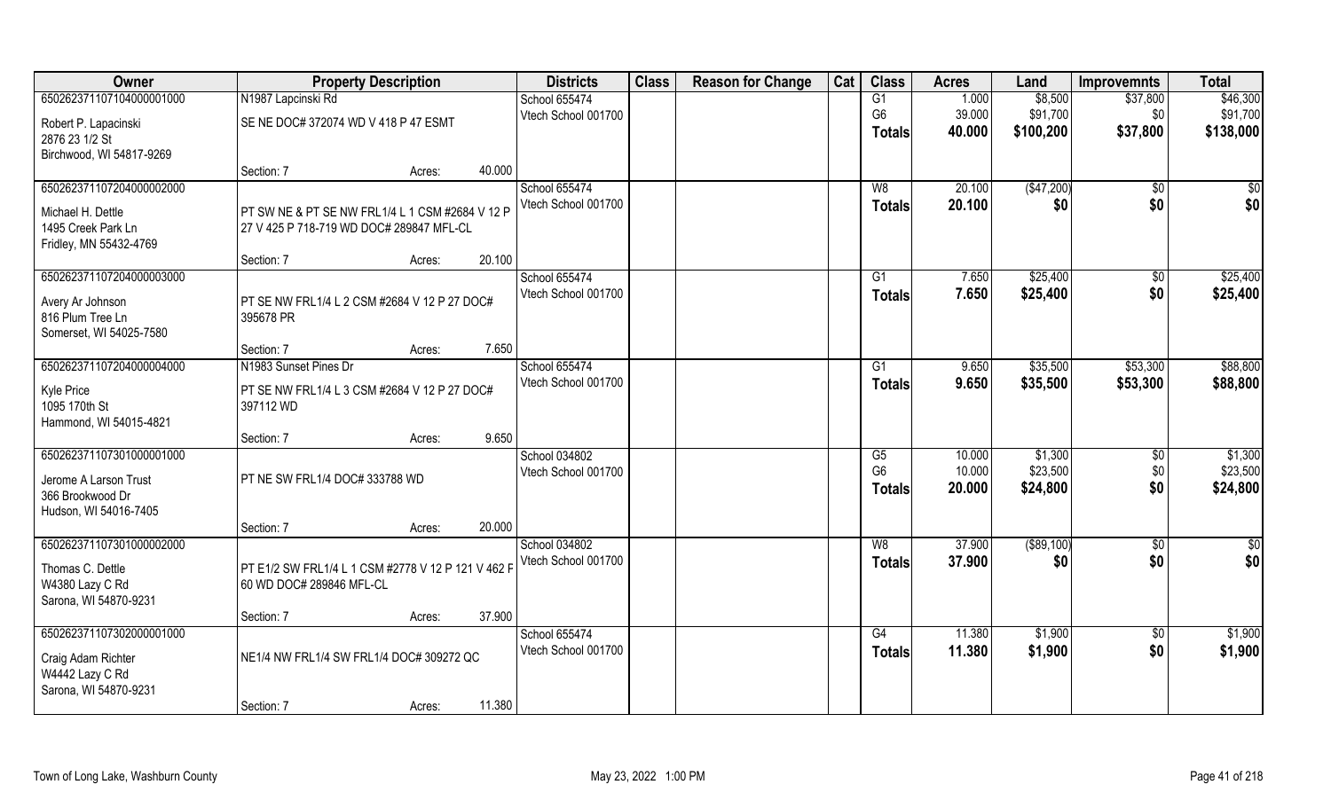| Owner | Property Description | Districts | Class | Reason for Change | Cat | Class | Acres | Land | Improvemnts | Total |
|---|---|---|---|---|---|---|---|---|---|---|
| 65026237110710400000 1000<br>Robert P. Lapacinski<br>2876 23 1/2 St<br>Birchwood, WI 54817-9269 | N1987 Lapcinski Rd<br>SE NE DOC# 372074 WD V 418 P 47 ESMT<br>Section: 7 Acres: 40.000 | School 655474<br>Vtech School 001700 | | | | G1<br>G6<br>**Totals** | 1.000<br>39.000<br>**40.000** | \$8,500<br>\$91,700<br>**\$100,200** | \$37,800<br>\$0<br>**\$37,800** | \$46,300<br>\$91,700<br>**\$138,000** |
| 650262371107204000002000<br>Michael H. Dettle<br>1495 Creek Park Ln<br>Fridley, MN 55432-4769 | PT SW NE & PT SE NW FRL1/4 L 1 CSM #2684 V 12 P 27 V 425 P 718-719 WD DOC# 289847 MFL-CL<br>Section: 7 Acres: 20.100 | School 655474<br>Vtech School 001700 | | | | W8<br>**Totals** | 20.100<br>**20.100** | (\$47,200)<br>**\$0** | \$0<br>**\$0** | \$0<br>**\$0** |
| 650262371107204000003000<br>Avery Ar Johnson<br>816 Plum Tree Ln<br>Somerset, WI 54025-7580 | PT SE NW FRL1/4 L 2 CSM #2684 V 12 P 27 DOC# 395678 PR<br>Section: 7 Acres: 7.650 | School 655474<br>Vtech School 001700 | | | | G1<br>**Totals** | 7.650<br>**7.650** | \$25,400<br>**\$25,400** | \$0<br>**\$0** | \$25,400<br>**\$25,400** |
| 650262371107204000004000<br>Kyle Price<br>1095 170th St<br>Hammond, WI 54015-4821 | N1983 Sunset Pines Dr<br>PT SE NW FRL1/4 L 3 CSM #2684 V 12 P 27 DOC# 397112 WD<br>Section: 7 Acres: 9.650 | School 655474<br>Vtech School 001700 | | | | G1<br>**Totals** | 9.650<br>**9.650** | \$35,500<br>**\$35,500** | \$53,300<br>**\$53,300** | \$88,800<br>**\$88,800** |
| 650262371107301000001000<br>Jerome A Larson Trust<br>366 Brookwood Dr<br>Hudson, WI 54016-7405 | PT NE SW FRL1/4 DOC# 333788 WD<br>Section: 7 Acres: 20.000 | School 034802<br>Vtech School 001700 | | | | G5<br>G6<br>**Totals** | 10.000<br>10.000<br>**20.000** | \$1,300<br>\$23,500<br>**\$24,800** | \$0<br>\$0<br>**\$0** | \$1,300<br>\$23,500<br>**\$24,800** |
| 650262371107301000002000<br>Thomas C. Dettle<br>W4380 Lazy C Rd<br>Sarona, WI 54870-9231 | PT E1/2 SW FRL1/4 L 1 CSM #2778 V 12 P 121 V 462 P 60 WD DOC# 289846 MFL-CL<br>Section: 7 Acres: 37.900 | School 034802<br>Vtech School 001700 | | | | W8<br>**Totals** | 37.900<br>**37.900** | (\$89,100)<br>**\$0** | \$0<br>**\$0** | \$0<br>**\$0** |
| 650262371107302000001000<br>Craig Adam Richter<br>W4442 Lazy C Rd<br>Sarona, WI 54870-9231 | NE1/4 NW FRL1/4 SW FRL1/4 DOC# 309272 QC<br>Section: 7 Acres: 11.380 | School 655474<br>Vtech School 001700 | | | | G4<br>**Totals** | 11.380<br>**11.380** | \$1,900<br>**\$1,900** | \$0<br>**\$0** | \$1,900<br>**\$1,900** |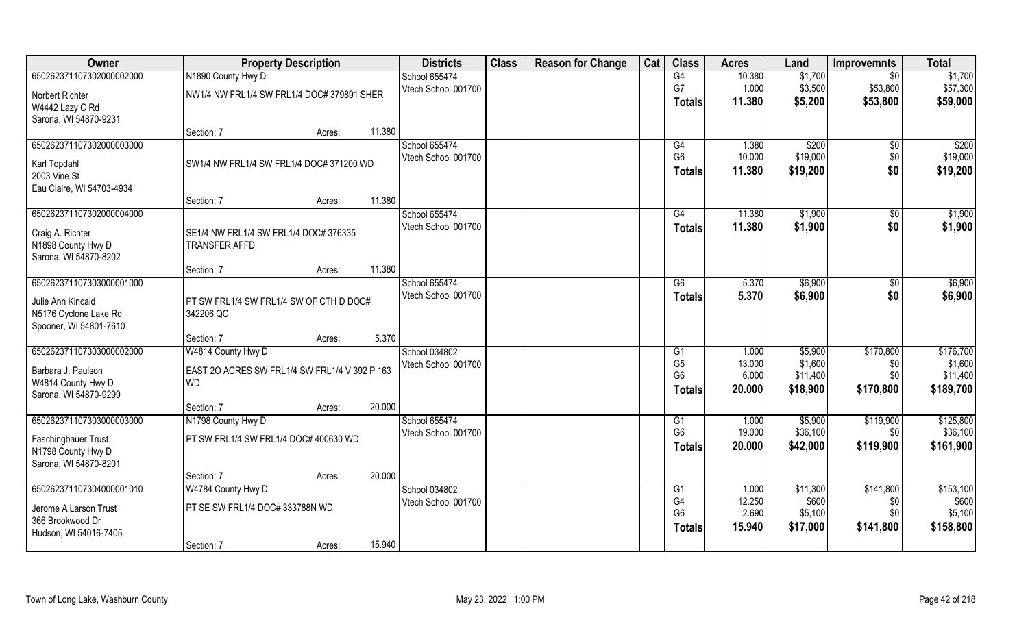| Owner | Property Description | | Districts | Class | Reason for Change | Cat | Class | Acres | Land | Improvemnts | Total |
|---|---|---|---|---|---|---|---|---|---|---|---|
| 650262371107302000002000 | N1890 County Hwy D | | School 655474 | | | | G4 | 10.380 | $1,700 | $0 | $1,700 |
| Norbert Richter | NW1/4 NW FRL1/4 SW FRL1/4 DOC# 379891 SHER | | Vtech School 001700 | | | | G7 | 1.000 | $3,500 | $53,800 | $57,300 |
| W4442 Lazy C Rd | | | | | | | Totals | 11.380 | $5,200 | $53,800 | $59,000 |
| Sarona, WI 54870-9231 | | | | | | | | | | | |
| | Section: 7 | Acres: 11.380 | | | | | | | | | |
| 650262371107302000003000 | | | School 655474 | | | | G4 | 1.380 | $200 | $0 | $200 |
| Karl Topdahl | SW1/4 NW FRL1/4 SW FRL1/4 DOC# 371200 WD | | Vtech School 001700 | | | | G6 | 10.000 | $19,000 | $0 | $19,000 |
| 2003 Vine St | | | | | | | Totals | 11.380 | $19,200 | $0 | $19,200 |
| Eau Claire, WI 54703-4934 | | | | | | | | | | | |
| | Section: 7 | Acres: 11.380 | | | | | | | | | |
| 650262371107302000004000 | | | School 655474 | | | | G4 | 11.380 | $1,900 | $0 | $1,900 |
| Craig A. Richter | SE1/4 NW FRL1/4 SW FRL1/4 DOC# 376335 TRANSFER AFFD | | Vtech School 001700 | | | | Totals | 11.380 | $1,900 | $0 | $1,900 |
| N1898 County Hwy D | | | | | | | | | | | |
| Sarona, WI 54870-8202 | | | | | | | | | | | |
| | Section: 7 | Acres: 11.380 | | | | | | | | | |
| 650262371107303000001000 | | | School 655474 | | | | G6 | 5.370 | $6,900 | $0 | $6,900 |
| Julie Ann Kincaid | PT SW FRL1/4 SW FRL1/4 SW OF CTH D DOC# 342206 QC | | Vtech School 001700 | | | | Totals | 5.370 | $6,900 | $0 | $6,900 |
| N5176 Cyclone Lake Rd | | | | | | | | | | | |
| Spooner, WI 54801-7610 | | | | | | | | | | | |
| | Section: 7 | Acres: 5.370 | | | | | | | | | |
| 650262371107303000002000 | W4814 County Hwy D | | School 034802 | | | | G1 | 1.000 | $5,900 | $170,800 | $176,700 |
| Barbara J. Paulson | EAST 2O ACRES SW FRL1/4 SW FRL1/4 V 392 P 163 WD | | Vtech School 001700 | | | | G5 | 13.000 | $1,600 | $0 | $1,600 |
| W4814 County Hwy D | | | | | | | G6 | 6.000 | $11,400 | $0 | $11,400 |
| Sarona, WI 54870-9299 | | | | | | | Totals | 20.000 | $18,900 | $170,800 | $189,700 |
| | Section: 7 | Acres: 20.000 | | | | | | | | | |
| 650262371107303000003000 | N1798 County Hwy D | | School 655474 | | | | G1 | 1.000 | $5,900 | $119,900 | $125,800 |
| Faschingbauer Trust | PT SW FRL1/4 SW FRL1/4 DOC# 400630 WD | | Vtech School 001700 | | | | G6 | 19.000 | $36,100 | $0 | $36,100 |
| N1798 County Hwy D | | | | | | | Totals | 20.000 | $42,000 | $119,900 | $161,900 |
| Sarona, WI 54870-8201 | | | | | | | | | | | |
| | Section: 7 | Acres: 20.000 | | | | | | | | | |
| 650262371107304000001010 | W4784 County Hwy D | | School 034802 | | | | G1 | 1.000 | $11,300 | $141,800 | $153,100 |
| Jerome A Larson Trust | PT SE SW FRL1/4 DOC# 333788N WD | | Vtech School 001700 | | | | G4 | 12.250 | $600 | $0 | $600 |
| 366 Brookwood Dr | | | | | | | G6 | 2.690 | $5,100 | $0 | $5,100 |
| Hudson, WI 54016-7405 | | | | | | | Totals | 15.940 | $17,000 | $141,800 | $158,800 |
| | Section: 7 | Acres: 15.940 | | | | | | | | | |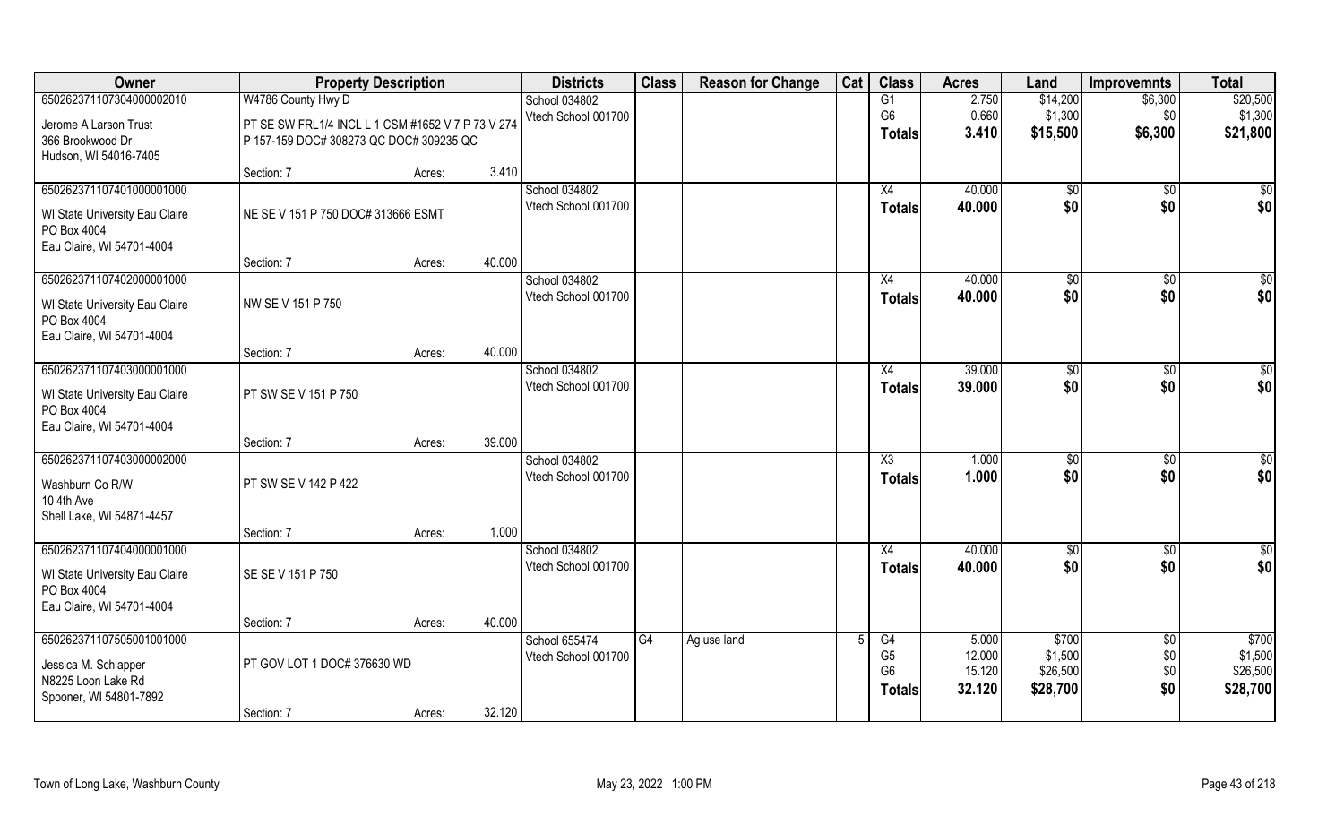| Owner | Property Description | | | Districts | Class | Reason for Change | Cat | Class | Acres | Land | Improvemnts | Total |
|---|---|---|---|---|---|---|---|---|---|---|---|---|
| 650262371107304000002010 | W4786 County Hwy D | | | School 034802 | | | | G1 | 2.750 | $14,200 | $6,300 | $20,500 |
| Jerome A Larson Trust | PT SE SW FRL1/4 INCL L 1 CSM #1652 V 7 P 73 V 274 | | | Vtech School 001700 | | | | G6 | 0.660 | $1,300 | $0 | $1,300 |
| 366 Brookwood Dr | P 157-159 DOC# 308273 QC DOC# 309235 QC | | | | | | | **Totals** | **3.410** | **$15,500** | **$6,300** | **$21,800** |
| Hudson, WI 54016-7405 | | | | | | | | | | | | |
| | Section: 7 | Acres: | 3.410 | | | | | | | | | |
| 650262371107401000001000 | | | | School 034802 | | | | X4 | 40.000 | $0 | $0 | $0 |
| WI State University Eau Claire | NE SE V 151 P 750 DOC# 313666 ESMT | | | Vtech School 001700 | | | | **Totals** | **40.000** | **$0** | **$0** | **$0** |
| PO Box 4004 | | | | | | | | | | | | |
| Eau Claire, WI 54701-4004 | | | | | | | | | | | | |
| | Section: 7 | Acres: | 40.000 | | | | | | | | | |
| 650262371107402000001000 | | | | School 034802 | | | | X4 | 40.000 | $0 | $0 | $0 |
| WI State University Eau Claire | NW SE V 151 P 750 | | | Vtech School 001700 | | | | **Totals** | **40.000** | **$0** | **$0** | **$0** |
| PO Box 4004 | | | | | | | | | | | | |
| Eau Claire, WI 54701-4004 | | | | | | | | | | | | |
| | Section: 7 | Acres: | 40.000 | | | | | | | | | |
| 650262371107403000001000 | | | | School 034802 | | | | X4 | 39.000 | $0 | $0 | $0 |
| WI State University Eau Claire | PT SW SE V 151 P 750 | | | Vtech School 001700 | | | | **Totals** | **39.000** | **$0** | **$0** | **$0** |
| PO Box 4004 | | | | | | | | | | | | |
| Eau Claire, WI 54701-4004 | | | | | | | | | | | | |
| | Section: 7 | Acres: | 39.000 | | | | | | | | | |
| 650262371107403000002000 | | | | School 034802 | | | | X3 | 1.000 | $0 | $0 | $0 |
| Washburn Co R/W | PT SW SE V 142 P 422 | | | Vtech School 001700 | | | | **Totals** | **1.000** | **$0** | **$0** | **$0** |
| 10 4th Ave | | | | | | | | | | | | |
| Shell Lake, WI 54871-4457 | | | | | | | | | | | | |
| | Section: 7 | Acres: | 1.000 | | | | | | | | | |
| 650262371107404000001000 | | | | School 034802 | | | | X4 | 40.000 | $0 | $0 | $0 |
| WI State University Eau Claire | SE SE V 151 P 750 | | | Vtech School 001700 | | | | **Totals** | **40.000** | **$0** | **$0** | **$0** |
| PO Box 4004 | | | | | | | | | | | | |
| Eau Claire, WI 54701-4004 | | | | | | | | | | | | |
| | Section: 7 | Acres: | 40.000 | | | | | | | | | |
| 650262371107505001001000 | | | | School 655474 | G4 | Ag use land | 5 | G4 | 5.000 | $700 | $0 | $700 |
| Jessica M. Schlapper | PT GOV LOT 1 DOC# 376630 WD | | | Vtech School 001700 | | | | G5 | 12.000 | $1,500 | $0 | $1,500 |
| N8225 Loon Lake Rd | | | | | | | | G6 | 15.120 | $26,500 | $0 | $26,500 |
| Spooner, WI 54801-7892 | | | | | | | | **Totals** | **32.120** | **$28,700** | **$0** | **$28,700** |
| | Section: 7 | Acres: | 32.120 | | | | | | | | | |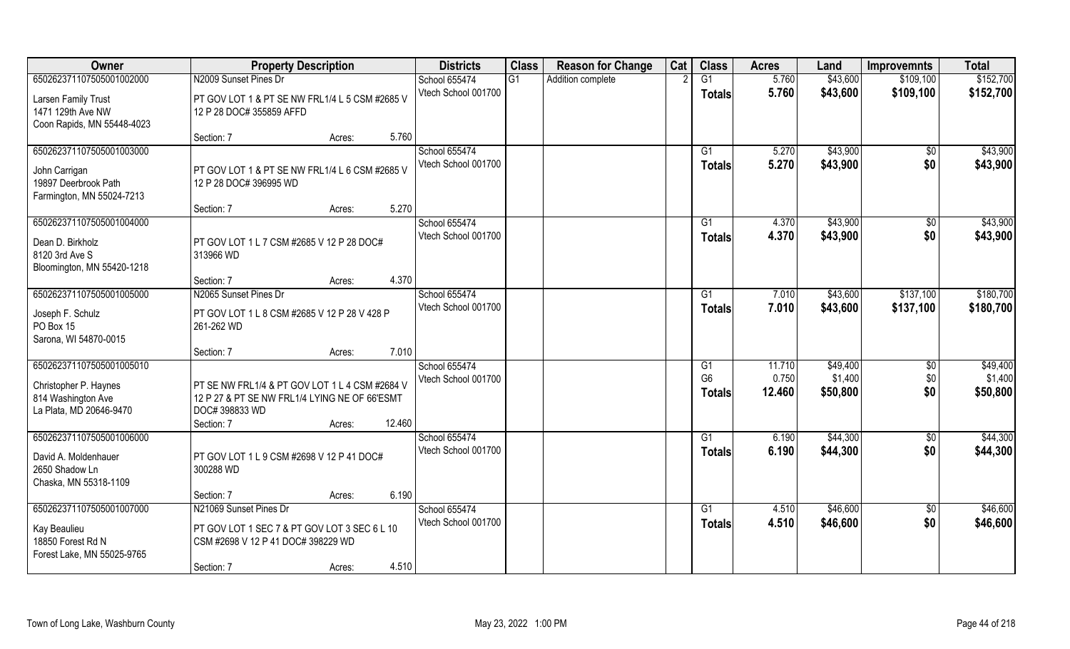| Owner | Property Description | | | Districts | Class | Reason for Change | Cat | Class | Acres | Land | Improvemnts | Total |
|---|---|---|---|---|---|---|---|---|---|---|---|---|
| 650262371107505001002000 | N2009 Sunset Pines Dr | | | School 655474 | G1 | Addition complete | 2 | G1 | 5.760 | $43,600 | $109,100 | $152,700 |
| Larsen Family Trust<br>1471 129th Ave NW<br>Coon Rapids, MN 55448-4023 | PT GOV LOT 1 & PT SE NW FRL1/4 L 5 CSM #2685 V 12 P 28 DOC# 355859 AFFD | | | Vtech School 001700 | | | | **Totals** | **5.760** | **$43,600** | **$109,100** | **$152,700** |
| | Section: 7 | Acres: | 5.760 | | | | | | | | | |
| 650262371107505001003000 | | | | School 655474 | | | | G1 | 5.270 | $43,900 | $0 | $43,900 |
| John Carrigan<br>19897 Deerbrook Path<br>Farmington, MN 55024-7213 | PT GOV LOT 1 & PT SE NW FRL1/4 L 6 CSM #2685 V 12 P 28 DOC# 396995 WD | | | Vtech School 001700 | | | | **Totals** | **5.270** | **$43,900** | **$0** | **$43,900** |
| | Section: 7 | Acres: | 5.270 | | | | | | | | | |
| 650262371107505001004000 | | | | School 655474 | | | | G1 | 4.370 | $43,900 | $0 | $43,900 |
| Dean D. Birkholz<br>8120 3rd Ave S<br>Bloomington, MN 55420-1218 | PT GOV LOT 1 L 7 CSM #2685 V 12 P 28 DOC# 313966 WD | | | Vtech School 001700 | | | | **Totals** | **4.370** | **$43,900** | **$0** | **$43,900** |
| | Section: 7 | Acres: | 4.370 | | | | | | | | | |
| 650262371107505001005000 | N2065 Sunset Pines Dr | | | School 655474 | | | | G1 | 7.010 | $43,600 | $137,100 | $180,700 |
| Joseph F. Schulz<br>PO Box 15<br>Sarona, WI 54870-0015 | PT GOV LOT 1 L 8 CSM #2685 V 12 P 28 V 428 P 261-262 WD | | | Vtech School 001700 | | | | **Totals** | **7.010** | **$43,600** | **$137,100** | **$180,700** |
| | Section: 7 | Acres: | 7.010 | | | | | | | | | |
| 650262371107505001005010 | | | | School 655474 | | | | G1 | 11.710 | $49,400 | $0 | $49,400 |
| Christopher P. Haynes<br>814 Washington Ave<br>La Plata, MD 20646-9470 | PT SE NW FRL1/4 & PT GOV LOT 1 L 4 CSM #2684 V 12 P 27 & PT SE NW FRL1/4 LYING NE OF 66'ESMT DOC# 398833 WD | | | Vtech School 001700 | | | | G6 | 0.750 | $1,400 | $0 | $1,400 |
| | | | | | | | | **Totals** | **12.460** | **$50,800** | **$0** | **$50,800** |
| | Section: 7 | Acres: | 12.460 | | | | | | | | | |
| 650262371107505001006000 | | | | School 655474 | | | | G1 | 6.190 | $44,300 | $0 | $44,300 |
| David A. Moldenhauer<br>2650 Shadow Ln<br>Chaska, MN 55318-1109 | PT GOV LOT 1 L 9 CSM #2698 V 12 P 41 DOC# 300288 WD | | | Vtech School 001700 | | | | **Totals** | **6.190** | **$44,300** | **$0** | **$44,300** |
| | Section: 7 | Acres: | 6.190 | | | | | | | | | |
| 650262371107505001007000 | N21069 Sunset Pines Dr | | | School 655474 | | | | G1 | 4.510 | $46,600 | $0 | $46,600 |
| Kay Beaulieu<br>18850 Forest Rd N<br>Forest Lake, MN 55025-9765 | PT GOV LOT 1 SEC 7 & PT GOV LOT 3 SEC 6 L 10 CSM #2698 V 12 P 41 DOC# 398229 WD | | | Vtech School 001700 | | | | **Totals** | **4.510** | **$46,600** | **$0** | **$46,600** |
| | Section: 7 | Acres: | 4.510 | | | | | | | | | |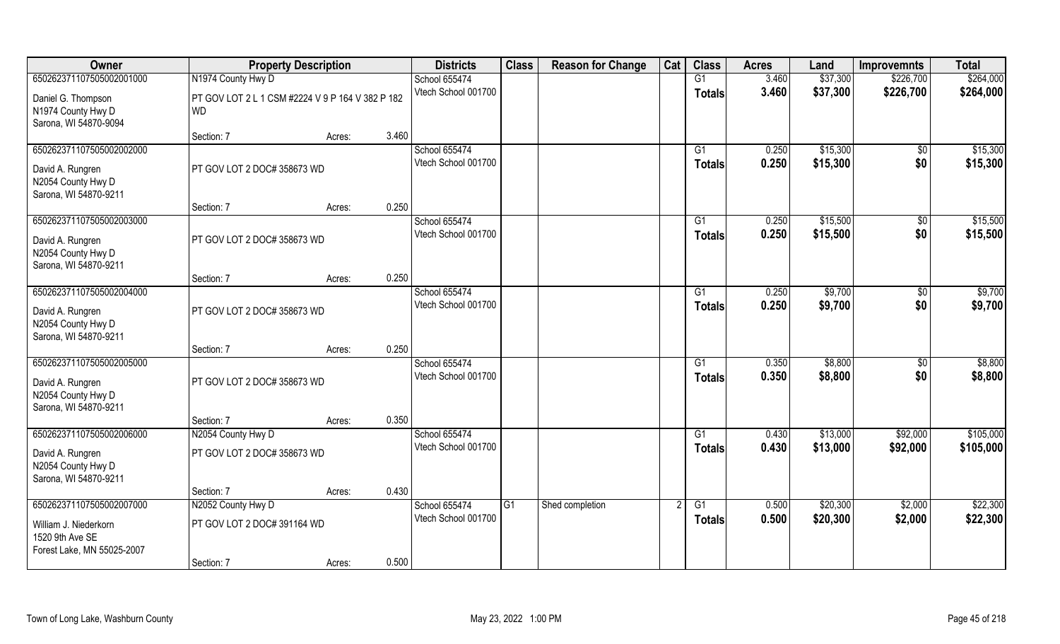| Owner | Property Description | | | Districts | Class | Reason for Change | Cat | Class | Acres | Land | Improvemnts | Total |
|---|---|---|---|---|---|---|---|---|---|---|---|---|
| 650262371107505002001000 | N1974 County Hwy D | | | School 655474 | | | | G1 | 3.460 | $37,300 | $226,700 | $264,000 |
| Daniel G. Thompson<br>N1974 County Hwy D<br>Sarona, WI 54870-9094 | PT GOV LOT 2 L 1 CSM #2224 V 9 P 164 V 382 P 182 WD | | | Vtech School 001700 | | | | Totals | 3.460 | $37,300 | $226,700 | $264,000 |
| | Section: 7 | Acres: | 3.460 | | | | | | | | | |
| 650262371107505002002000 | | | | School 655474 | | | | G1 | 0.250 | $15,300 | $0 | $15,300 |
| David A. Rungren<br>N2054 County Hwy D<br>Sarona, WI 54870-9211 | PT GOV LOT 2 DOC# 358673 WD | | | Vtech School 001700 | | | | Totals | 0.250 | $15,300 | $0 | $15,300 |
| | Section: 7 | Acres: | 0.250 | | | | | | | | | |
| 650262371107505002003000 | | | | School 655474 | | | | G1 | 0.250 | $15,500 | $0 | $15,500 |
| David A. Rungren<br>N2054 County Hwy D<br>Sarona, WI 54870-9211 | PT GOV LOT 2 DOC# 358673 WD | | | Vtech School 001700 | | | | Totals | 0.250 | $15,500 | $0 | $15,500 |
| | Section: 7 | Acres: | 0.250 | | | | | | | | | |
| 650262371107505002004000 | | | | School 655474 | | | | G1 | 0.250 | $9,700 | $0 | $9,700 |
| David A. Rungren<br>N2054 County Hwy D<br>Sarona, WI 54870-9211 | PT GOV LOT 2 DOC# 358673 WD | | | Vtech School 001700 | | | | Totals | 0.250 | $9,700 | $0 | $9,700 |
| | Section: 7 | Acres: | 0.250 | | | | | | | | | |
| 650262371107505002005000 | | | | School 655474 | | | | G1 | 0.350 | $8,800 | $0 | $8,800 |
| David A. Rungren<br>N2054 County Hwy D<br>Sarona, WI 54870-9211 | PT GOV LOT 2 DOC# 358673 WD | | | Vtech School 001700 | | | | Totals | 0.350 | $8,800 | $0 | $8,800 |
| | Section: 7 | Acres: | 0.350 | | | | | | | | | |
| 650262371107505002006000 | N2054 County Hwy D | | | School 655474 | | | | G1 | 0.430 | $13,000 | $92,000 | $105,000 |
| David A. Rungren<br>N2054 County Hwy D<br>Sarona, WI 54870-9211 | PT GOV LOT 2 DOC# 358673 WD | | | Vtech School 001700 | | | | Totals | 0.430 | $13,000 | $92,000 | $105,000 |
| | Section: 7 | Acres: | 0.430 | | | | | | | | | |
| 650262371107505002007000 | N2052 County Hwy D | | | School 655474 | G1 | Shed completion | 2 | G1 | 0.500 | $20,300 | $2,000 | $22,300 |
| William J. Niederkorn<br>1520 9th Ave SE<br>Forest Lake, MN 55025-2007 | PT GOV LOT 2 DOC# 391164 WD | | | Vtech School 001700 | | | | Totals | 0.500 | $20,300 | $2,000 | $22,300 |
| | Section: 7 | Acres: | 0.500 | | | | | | | | | |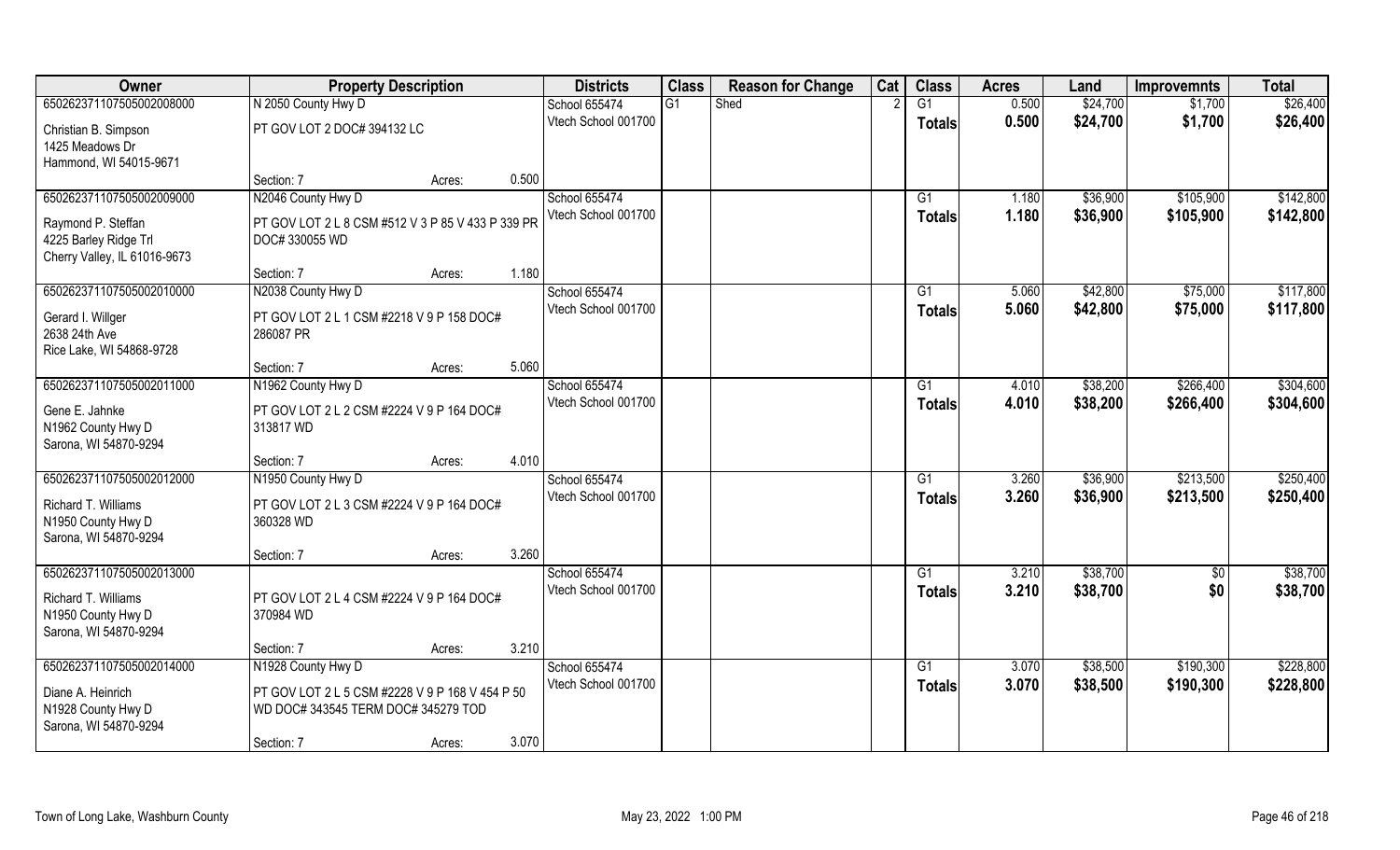| Owner | Property Description | | | Districts | Class | Reason for Change | Cat | Class | Acres | Land | Improvemnts | Total |
|---|---|---|---|---|---|---|---|---|---|---|---|---|
| 65026237110750500200800​0 | N 2050 County Hwy D | | | School 655474 | G1 | Shed | 2 | G1 | 0.500 | $24,700 | $1,700 | $26,400 |
| Christian B. Simpson<br>1425 Meadows Dr<br>Hammond, WI 54015-9671 | PT GOV LOT 2 DOC# 394132 LC | | | Vtech School 001700 | | | | Totals | 0.500 | $24,700 | $1,700 | $26,400 |
| | Section: 7 | Acres: | 0.500 | | | | | | | | | |
| 650262371107505002009000 | N2046 County Hwy D | | | School 655474 | | | | G1 | 1.180 | $36,900 | $105,900 | $142,800 |
| Raymond P. Steffan<br>4225 Barley Ridge Trl<br>Cherry Valley, IL 61016-9673 | PT GOV LOT 2 L 8 CSM #512 V 3 P 85 V 433 P 339 PR DOC# 330055 WD | | | Vtech School 001700 | | | | Totals | 1.180 | $36,900 | $105,900 | $142,800 |
| | Section: 7 | Acres: | 1.180 | | | | | | | | | |
| 650262371107505002010000 | N2038 County Hwy D | | | School 655474 | | | | G1 | 5.060 | $42,800 | $75,000 | $117,800 |
| Gerard I. Willger<br>2638 24th Ave<br>Rice Lake, WI 54868-9728 | PT GOV LOT 2 L 1 CSM #2218 V 9 P 158 DOC# 286087 PR | | | Vtech School 001700 | | | | Totals | 5.060 | $42,800 | $75,000 | $117,800 |
| | Section: 7 | Acres: | 5.060 | | | | | | | | | |
| 650262371107505002011000 | N1962 County Hwy D | | | School 655474 | | | | G1 | 4.010 | $38,200 | $266,400 | $304,600 |
| Gene E. Jahnke<br>N1962 County Hwy D<br>Sarona, WI 54870-9294 | PT GOV LOT 2 L 2 CSM #2224 V 9 P 164 DOC# 313817 WD | | | Vtech School 001700 | | | | Totals | 4.010 | $38,200 | $266,400 | $304,600 |
| | Section: 7 | Acres: | 4.010 | | | | | | | | | |
| 650262371107505002012000 | N1950 County Hwy D | | | School 655474 | | | | G1 | 3.260 | $36,900 | $213,500 | $250,400 |
| Richard T. Williams<br>N1950 County Hwy D<br>Sarona, WI 54870-9294 | PT GOV LOT 2 L 3 CSM #2224 V 9 P 164 DOC# 360328 WD | | | Vtech School 001700 | | | | Totals | 3.260 | $36,900 | $213,500 | $250,400 |
| | Section: 7 | Acres: | 3.260 | | | | | | | | | |
| 650262371107505002013000 | | | | School 655474 | | | | G1 | 3.210 | $38,700 | $0 | $38,700 |
| Richard T. Williams<br>N1950 County Hwy D<br>Sarona, WI 54870-9294 | PT GOV LOT 2 L 4 CSM #2224 V 9 P 164 DOC# 370984 WD | | | Vtech School 001700 | | | | Totals | 3.210 | $38,700 | $0 | $38,700 |
| | Section: 7 | Acres: | 3.210 | | | | | | | | | |
| 650262371107505002014000 | N1928 County Hwy D | | | School 655474 | | | | G1 | 3.070 | $38,500 | $190,300 | $228,800 |
| Diane A. Heinrich<br>N1928 County Hwy D<br>Sarona, WI 54870-9294 | PT GOV LOT 2 L 5 CSM #2228 V 9 P 168 V 454 P 50 WD DOC# 343545 TERM DOC# 345279 TOD | | | Vtech School 001700 | | | | Totals | 3.070 | $38,500 | $190,300 | $228,800 |
| | Section: 7 | Acres: | 3.070 | | | | | | | | | |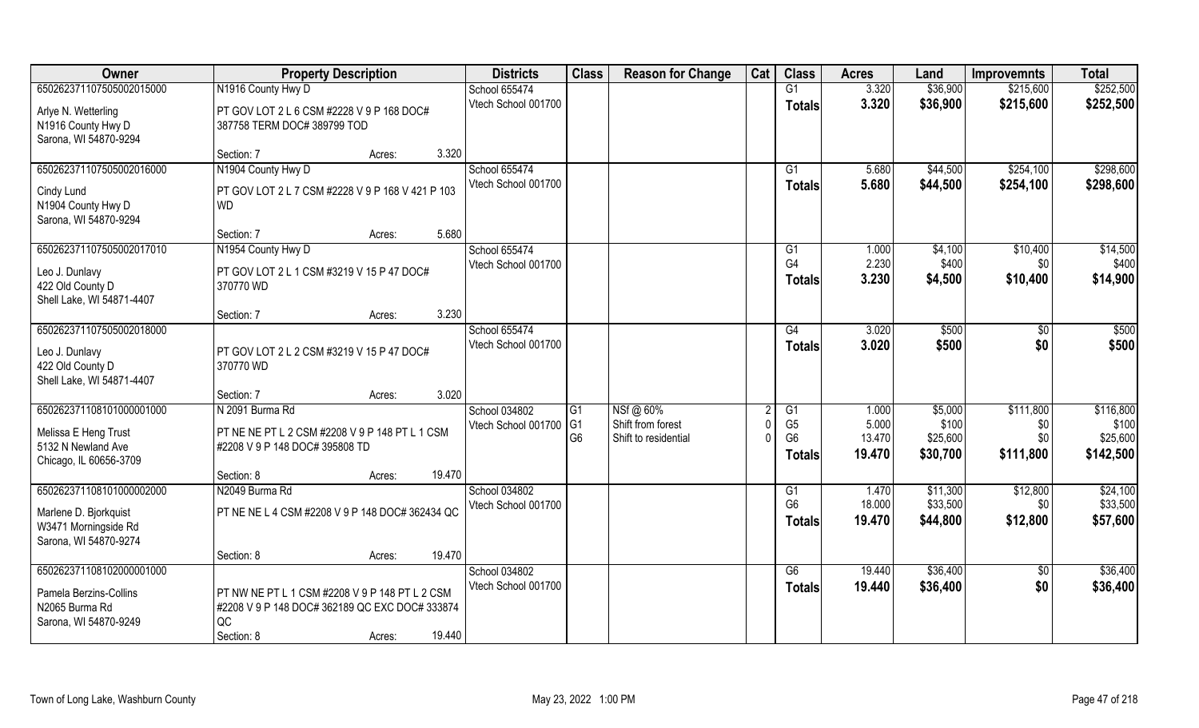| Owner | Property Description | | | Districts | Class | Reason for Change | Cat | Class | Acres | Land | Improvemnts | Total |
|---|---|---|---|---|---|---|---|---|---|---|---|---|
| 65026237110750500201 5000 | N1916 County Hwy D | | | School 655474 | | | | G1 | 3.320 | $36,900 | $215,600 | $252,500 |
| Arlye N. Wetterling | PT GOV LOT 2 L 6 CSM #2228 V 9 P 168 DOC# 387758 TERM DOC# 389799 TOD | | | Vtech School 001700 | | | | **Totals** | **3.320** | **$36,900** | **$215,600** | **$252,500** |
| N1916 County Hwy D | | | | | | | | | | | | |
| Sarona, WI 54870-9294 | | | | | | | | | | | | |
| | Section: 7 | Acres: | 3.320 | | | | | | | | | |
| 650262371107505002016000 | N1904 County Hwy D | | | School 655474 | | | | G1 | 5.680 | $44,500 | $254,100 | $298,600 |
| Cindy Lund | PT GOV LOT 2 L 7 CSM #2228 V 9 P 168 V 421 P 103 WD | | | Vtech School 001700 | | | | **Totals** | **5.680** | **$44,500** | **$254,100** | **$298,600** |
| N1904 County Hwy D | | | | | | | | | | | | |
| Sarona, WI 54870-9294 | | | | | | | | | | | | |
| | Section: 7 | Acres: | 5.680 | | | | | | | | | |
| 650262371107505002017010 | N1954 County Hwy D | | | School 655474 | | | | G1 | 1.000 | $4,100 | $10,400 | $14,500 |
| Leo J. Dunlavy | PT GOV LOT 2 L 1 CSM #3219 V 15 P 47 DOC# 370770 WD | | | Vtech School 001700 | | | | G4 | 2.230 | $400 | $0 | $400 |
| 422 Old County D | | | | | | | | **Totals** | **3.230** | **$4,500** | **$10,400** | **$14,900** |
| Shell Lake, WI 54871-4407 | | | | | | | | | | | | |
| | Section: 7 | Acres: | 3.230 | | | | | | | | | |
| 650262371107505002018000 | | | | School 655474 | | | | G4 | 3.020 | $500 | $0 | $500 |
| Leo J. Dunlavy | PT GOV LOT 2 L 2 CSM #3219 V 15 P 47 DOC# 370770 WD | | | Vtech School 001700 | | | | **Totals** | **3.020** | **$500** | **$0** | **$500** |
| 422 Old County D | | | | | | | | | | | | |
| Shell Lake, WI 54871-4407 | | | | | | | | | | | | |
| | Section: 7 | Acres: | 3.020 | | | | | | | | | |
| 650262371108101000001000 | N 2091 Burma Rd | | | School 034802 | G1 | NSf @ 60% | 2 | G1 | 1.000 | $5,000 | $111,800 | $116,800 |
| Melissa E Heng Trust | PT NE NE PT L 2 CSM #2208 V 9 P 148 PT L 1 CSM #2208 V 9 P 148 DOC# 395808 TD | | | Vtech School 001700 | G1 | Shift from forest | 0 | G5 | 5.000 | $100 | $0 | $100 |
| 5132 N Newland Ave | | | | | G6 | Shift to residential | 0 | G6 | 13.470 | $25,600 | $0 | $25,600 |
| Chicago, IL 60656-3709 | | | | | | | | **Totals** | **19.470** | **$30,700** | **$111,800** | **$142,500** |
| | Section: 8 | Acres: | 19.470 | | | | | | | | | |
| 650262371108101000002000 | N2049 Burma Rd | | | School 034802 | | | | G1 | 1.470 | $11,300 | $12,800 | $24,100 |
| Marlene D. Bjorkquist | PT NE NE L 4 CSM #2208 V 9 P 148 DOC# 362434 QC | | | Vtech School 001700 | | | | G6 | 18.000 | $33,500 | $0 | $33,500 |
| W3471 Morningside Rd | | | | | | | | **Totals** | **19.470** | **$44,800** | **$12,800** | **$57,600** |
| Sarona, WI 54870-9274 | | | | | | | | | | | | |
| | Section: 8 | Acres: | 19.470 | | | | | | | | | |
| 650262371108102000001000 | | | | School 034802 | | | | G6 | 19.440 | $36,400 | $0 | $36,400 |
| Pamela Berzins-Collins | PT NW NE PT L 1 CSM #2208 V 9 P 148 PT L 2 CSM #2208 V 9 P 148 DOC# 362189 QC EXC DOC# 333874 QC | | | Vtech School 001700 | | | | **Totals** | **19.440** | **$36,400** | **$0** | **$36,400** |
| N2065 Burma Rd | | | | | | | | | | | | |
| Sarona, WI 54870-9249 | | | | | | | | | | | | |
| | Section: 8 | Acres: | 19.440 | | | | | | | | | |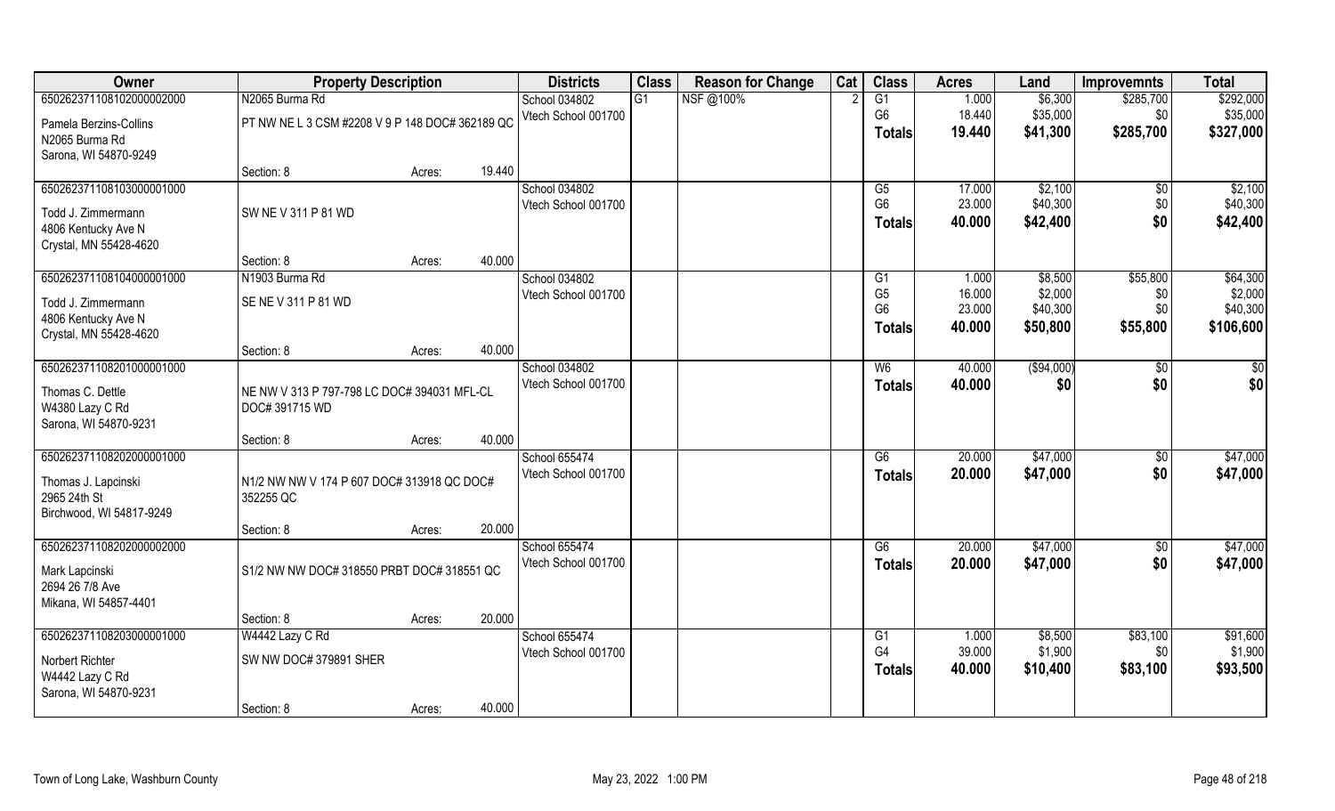| Owner | Property Description | | | Districts | Class | Reason for Change | Cat | Class | Acres | Land | Improvemnts | Total |
|---|---|---|---|---|---|---|---|---|---|---|---|---|
| 65026237110810200000200​0 | N2065 Burma Rd | | | School 034802 | G1 | NSF @100% | 2 | G1 | 1.000 | $6,300 | $285,700 | $292,000 |
| Pamela Berzins-Collins | PT NW NE L 3 CSM #2208 V 9 P 148 DOC# 362189 QC | | | Vtech School 001700 | | | | G6 | 18.440 | $35,000 | $0 | $35,000 |
| N2065 Burma Rd | | | | | | | | **Totals** | **19.440** | **$41,300** | **$285,700** | **$327,000** |
| Sarona, WI 54870-9249 | | | | | | | | | | | | |
| | Section: 8 | Acres: | 19.440 | | | | | | | | | |
| 650262371108103000001000 | | | | School 034802 | | | | G5 | 17.000 | $2,100 | $0 | $2,100 |
| Todd J. Zimmermann | SW NE V 311 P 81 WD | | | Vtech School 001700 | | | | G6 | 23.000 | $40,300 | $0 | $40,300 |
| 4806 Kentucky Ave N | | | | | | | | **Totals** | **40.000** | **$42,400** | **$0** | **$42,400** |
| Crystal, MN 55428-4620 | | | | | | | | | | | | |
| | Section: 8 | Acres: | 40.000 | | | | | | | | | |
| 650262371108104000001000 | N1903 Burma Rd | | | School 034802 | | | | G1 | 1.000 | $8,500 | $55,800 | $64,300 |
| Todd J. Zimmermann | SE NE V 311 P 81 WD | | | Vtech School 001700 | | | | G5 | 16.000 | $2,000 | $0 | $2,000 |
| 4806 Kentucky Ave N | | | | | | | | G6 | 23.000 | $40,300 | $0 | $40,300 |
| Crystal, MN 55428-4620 | | | | | | | | **Totals** | **40.000** | **$50,800** | **$55,800** | **$106,600** |
| | Section: 8 | Acres: | 40.000 | | | | | | | | | |
| 650262371108201000001000 | | | | School 034802 | | | | W6 | 40.000 | ($94,000) | $0 | $0 |
| Thomas C. Dettle | NE NW V 313 P 797-798 LC DOC# 394031 MFL-CL DOC# 391715 WD | | | Vtech School 001700 | | | | **Totals** | **40.000** | **$0** | **$0** | **$0** |
| W4380 Lazy C Rd | | | | | | | | | | | | |
| Sarona, WI 54870-9231 | | | | | | | | | | | | |
| | Section: 8 | Acres: | 40.000 | | | | | | | | | |
| 650262371108202000001000 | | | | School 655474 | | | | G6 | 20.000 | $47,000 | $0 | $47,000 |
| Thomas J. Lapcinski | N1/2 NW NW V 174 P 607 DOC# 313918 QC DOC# 352255 QC | | | Vtech School 001700 | | | | **Totals** | **20.000** | **$47,000** | **$0** | **$47,000** |
| 2965 24th St | | | | | | | | | | | | |
| Birchwood, WI 54817-9249 | | | | | | | | | | | | |
| | Section: 8 | Acres: | 20.000 | | | | | | | | | |
| 650262371108202000002000 | | | | School 655474 | | | | G6 | 20.000 | $47,000 | $0 | $47,000 |
| Mark Lapcinski | S1/2 NW NW DOC# 318550 PRBT DOC# 318551 QC | | | Vtech School 001700 | | | | **Totals** | **20.000** | **$47,000** | **$0** | **$47,000** |
| 2694 26 7/8 Ave | | | | | | | | | | | | |
| Mikana, WI 54857-4401 | | | | | | | | | | | | |
| | Section: 8 | Acres: | 20.000 | | | | | | | | | |
| 650262371108203000001000 | W4442 Lazy C Rd | | | School 655474 | | | | G1 | 1.000 | $8,500 | $83,100 | $91,600 |
| Norbert Richter | SW NW DOC# 379891 SHER | | | Vtech School 001700 | | | | G4 | 39.000 | $1,900 | $0 | $1,900 |
| W4442 Lazy C Rd | | | | | | | | **Totals** | **40.000** | **$10,400** | **$83,100** | **$93,500** |
| Sarona, WI 54870-9231 | | | | | | | | | | | | |
| | Section: 8 | Acres: | 40.000 | | | | | | | | | |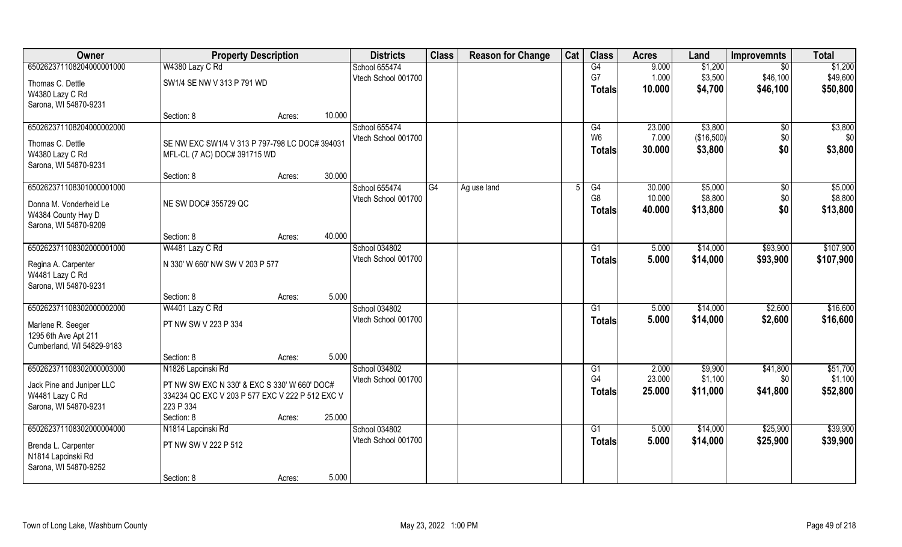| Owner | Property Description | | Districts | Class | Reason for Change | Cat | Class | Acres | Land | Improvemnts | Total |
|---|---|---|---|---|---|---|---|---|---|---|---|
| 65026237110820400000 1000 | W4380 Lazy C Rd | | School 655474 | | | | G4 | 9.000 | $1,200 | $0 | $1,200 |
| Thomas C. Dettle | SW1/4 SE NW V 313 P 791 WD | | Vtech School 001700 | | | | G7 | 1.000 | $3,500 | $46,100 | $49,600 |
| W4380 Lazy C Rd | | | | | | | Totals | 10.000 | $4,700 | $46,100 | $50,800 |
| Sarona, WI 54870-9231 | | | | | | | | | | | |
| | Section: 8 | Acres: 10.000 | | | | | | | | | |
| 650262371108204000002000 | | | School 655474 | | | | G4 | 23.000 | $3,800 | $0 | $3,800 |
| Thomas C. Dettle | SE NW EXC SW1/4 V 313 P 797-798 LC DOC# 394031 | | Vtech School 001700 | | | | W6 | 7.000 | ($16,500) | $0 | $0 |
| W4380 Lazy C Rd | MFL-CL (7 AC) DOC# 391715 WD | | | | | | Totals | 30.000 | $3,800 | $0 | $3,800 |
| Sarona, WI 54870-9231 | | | | | | | | | | | |
| | Section: 8 | Acres: 30.000 | | | | | | | | | |
| 650262371108301000001000 | | | School 655474 | G4 | Ag use land | 5 | G4 | 30.000 | $5,000 | $0 | $5,000 |
| Donna M. Vonderheid Le | NE SW DOC# 355729 QC | | Vtech School 001700 | | | | G8 | 10.000 | $8,800 | $0 | $8,800 |
| W4384 County Hwy D | | | | | | | Totals | 40.000 | $13,800 | $0 | $13,800 |
| Sarona, WI 54870-9209 | | | | | | | | | | | |
| | Section: 8 | Acres: 40.000 | | | | | | | | | |
| 650262371108302000001000 | W4481 Lazy C Rd | | School 034802 | | | | G1 | 5.000 | $14,000 | $93,900 | $107,900 |
| Regina A. Carpenter | N 330' W 660' NW SW V 203 P 577 | | Vtech School 001700 | | | | Totals | 5.000 | $14,000 | $93,900 | $107,900 |
| W4481 Lazy C Rd | | | | | | | | | | | |
| Sarona, WI 54870-9231 | | | | | | | | | | | |
| | Section: 8 | Acres: 5.000 | | | | | | | | | |
| 650262371108302000002000 | W4401 Lazy C Rd | | School 034802 | | | | G1 | 5.000 | $14,000 | $2,600 | $16,600 |
| Marlene R. Seeger | PT NW SW V 223 P 334 | | Vtech School 001700 | | | | Totals | 5.000 | $14,000 | $2,600 | $16,600 |
| 1295 6th Ave Apt 211 | | | | | | | | | | | |
| Cumberland, WI 54829-9183 | | | | | | | | | | | |
| | Section: 8 | Acres: 5.000 | | | | | | | | | |
| 650262371108302000003000 | N1826 Lapcinski Rd | | School 034802 | | | | G1 | 2.000 | $9,900 | $41,800 | $51,700 |
| Jack Pine and Juniper LLC | PT NW SW EXC N 330' & EXC S 330' W 660' DOC# | | Vtech School 001700 | | | | G4 | 23.000 | $1,100 | $0 | $1,100 |
| W4481 Lazy C Rd | 334234 QC EXC V 203 P 577 EXC V 222 P 512 EXC V | | | | | | Totals | 25.000 | $11,000 | $41,800 | $52,800 |
| Sarona, WI 54870-9231 | 223 P 334 | | | | | | | | | | |
| | Section: 8 | Acres: 25.000 | | | | | | | | | |
| 650262371108302000004000 | N1814 Lapcinski Rd | | School 034802 | | | | G1 | 5.000 | $14,000 | $25,900 | $39,900 |
| Brenda L. Carpenter | PT NW SW V 222 P 512 | | Vtech School 001700 | | | | Totals | 5.000 | $14,000 | $25,900 | $39,900 |
| N1814 Lapcinski Rd | | | | | | | | | | | |
| Sarona, WI 54870-9252 | | | | | | | | | | | |
| | Section: 8 | Acres: 5.000 | | | | | | | | | |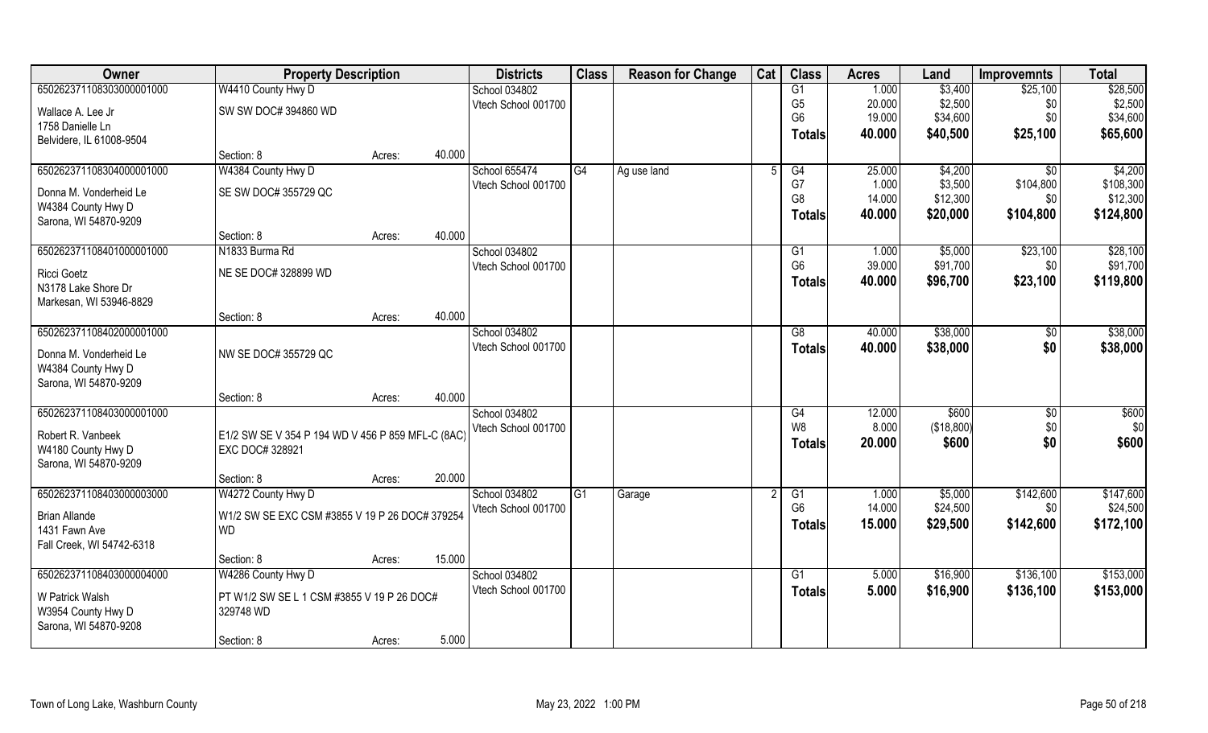| Owner | Property Description | | | Districts | Class | Reason for Change | Cat | Class | Acres | Land | Improvemnts | Total |
|---|---|---|---|---|---|---|---|---|---|---|---|---|
| 65026237110830300000100­0 | W4410 County Hwy D | | | School 034802 | | | | G1 | 1.000 | $3,400 | $25,100 | $28,500 |
| Wallace A. Lee Jr | SW SW DOC# 394860 WD | | | Vtech School 001700 | | | | G5 | 20.000 | $2,500 | $0 | $2,500 |
| 1758 Danielle Ln | | | | | | | | G6 | 19.000 | $34,600 | $0 | $34,600 |
| Belvidere, IL 61008-9504 | | | | | | | | **Totals** | **40.000** | **$40,500** | **$25,100** | **$65,600** |
| | Section: 8 | Acres: | 40.000 | | | | | | | | | |
| 650262371108304000001000 | W4384 County Hwy D | | | School 655474 | G4 | Ag use land | 5 | G4 | 25.000 | $4,200 | $0 | $4,200 |
| Donna M. Vonderheid Le | SE SW DOC# 355729 QC | | | Vtech School 001700 | | | | G7 | 1.000 | $3,500 | $104,800 | $108,300 |
| W4384 County Hwy D | | | | | | | | G8 | 14.000 | $12,300 | $0 | $12,300 |
| Sarona, WI 54870-9209 | | | | | | | | **Totals** | **40.000** | **$20,000** | **$104,800** | **$124,800** |
| | Section: 8 | Acres: | 40.000 | | | | | | | | | |
| 650262371108401000001000 | N1833 Burma Rd | | | School 034802 | | | | G1 | 1.000 | $5,000 | $23,100 | $28,100 |
| Ricci Goetz | NE SE DOC# 328899 WD | | | Vtech School 001700 | | | | G6 | 39.000 | $91,700 | $0 | $91,700 |
| N3178 Lake Shore Dr | | | | | | | | **Totals** | **40.000** | **$96,700** | **$23,100** | **$119,800** |
| Markesan, WI 53946-8829 | | | | | | | | | | | | |
| | Section: 8 | Acres: | 40.000 | | | | | | | | | |
| 650262371108402000001000 | | | | School 034802 | | | | G8 | 40.000 | $38,000 | $0 | $38,000 |
| Donna M. Vonderheid Le | NW SE DOC# 355729 QC | | | Vtech School 001700 | | | | **Totals** | **40.000** | **$38,000** | **$0** | **$38,000** |
| W4384 County Hwy D | | | | | | | | | | | | |
| Sarona, WI 54870-9209 | | | | | | | | | | | | |
| | Section: 8 | Acres: | 40.000 | | | | | | | | | |
| 650262371108403000001000 | | | | School 034802 | | | | G4 | 12.000 | $600 | $0 | $600 |
| Robert R. Vanbeek | E1/2 SW SE V 354 P 194 WD V 456 P 859 MFL-C (8AC) | | | Vtech School 001700 | | | | W8 | 8.000 | ($18,800) | $0 | $0 |
| W4180 County Hwy D | EXC DOC# 328921 | | | | | | | **Totals** | **20.000** | **$600** | **$0** | **$600** |
| Sarona, WI 54870-9209 | | | | | | | | | | | | |
| | Section: 8 | Acres: | 20.000 | | | | | | | | | |
| 650262371108403000003000 | W4272 County Hwy D | | | School 034802 | G1 | Garage | 2 | G1 | 1.000 | $5,000 | $142,600 | $147,600 |
| Brian Allande | W1/2 SW SE EXC CSM #3855 V 19 P 26 DOC# 379254 | | | Vtech School 001700 | | | | G6 | 14.000 | $24,500 | $0 | $24,500 |
| 1431 Fawn Ave | WD | | | | | | | **Totals** | **15.000** | **$29,500** | **$142,600** | **$172,100** |
| Fall Creek, WI 54742-6318 | | | | | | | | | | | | |
| | Section: 8 | Acres: | 15.000 | | | | | | | | | |
| 650262371108403000004000 | W4286 County Hwy D | | | School 034802 | | | | G1 | 5.000 | $16,900 | $136,100 | $153,000 |
| W Patrick Walsh | PT W1/2 SW SE L 1 CSM #3855 V 19 P 26 DOC# | | | Vtech School 001700 | | | | **Totals** | **5.000** | **$16,900** | **$136,100** | **$153,000** |
| W3954 County Hwy D | 329748 WD | | | | | | | | | | | |
| Sarona, WI 54870-9208 | | | | | | | | | | | | |
| | Section: 8 | Acres: | 5.000 | | | | | | | | | |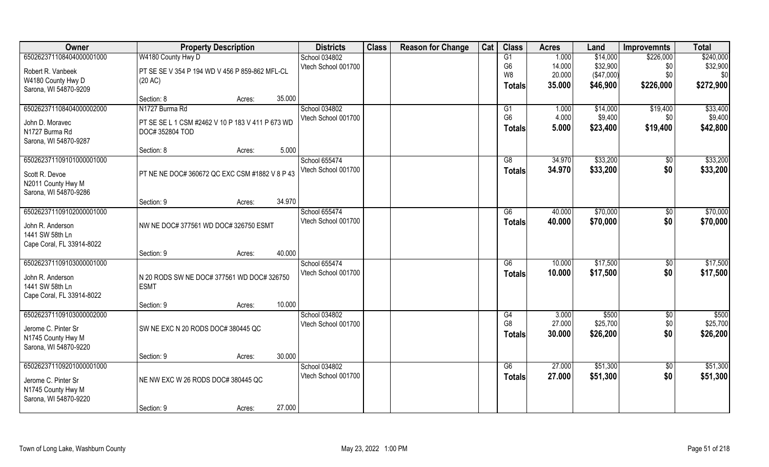| Owner | Property Description | | | Districts | Class | Reason for Change | Cat | Class | Acres | Land | Improvemnts | Total |
|---|---|---|---|---|---|---|---|---|---|---|---|---|
| 650262371108404000001000 | W4180 County Hwy D | | | School 034802 | | | | G1 | 1.000 | $14,000 | $226,000 | $240,000 |
| Robert R. Vanbeek | PT SE SE V 354 P 194 WD V 456 P 859-862 MFL-CL | | | Vtech School 001700 | | | | G6 | 14.000 | $32,900 | $0 | $32,900 |
| W4180 County Hwy D | (20 AC) | | | | | | | W8 | 20.000 | ($47,000) | $0 | $0 |
| Sarona, WI 54870-9209 | | | | | | | | Totals | 35.000 | $46,900 | $226,000 | $272,900 |
| | Section: 8 | Acres: | 35.000 | | | | | | | | | |
| 650262371108404000002000 | N1727 Burma Rd | | | School 034802 | | | | G1 | 1.000 | $14,000 | $19,400 | $33,400 |
| John D. Moravec | PT SE SE L 1 CSM #2462 V 10 P 183 V 411 P 673 WD | | | Vtech School 001700 | | | | G6 | 4.000 | $9,400 | $0 | $9,400 |
| N1727 Burma Rd | DOC# 352804 TOD | | | | | | | Totals | 5.000 | $23,400 | $19,400 | $42,800 |
| Sarona, WI 54870-9287 | | | | | | | | | | | | |
| | Section: 8 | Acres: | 5.000 | | | | | | | | | |
| 650262371109101000001000 | | | | School 655474 | | | | G8 | 34.970 | $33,200 | $0 | $33,200 |
| Scott R. Devoe | PT NE NE DOC# 360672 QC EXC CSM #1882 V 8 P 43 | | | Vtech School 001700 | | | | Totals | 34.970 | $33,200 | $0 | $33,200 |
| N2011 County Hwy M | | | | | | | | | | | | |
| Sarona, WI 54870-9286 | | | | | | | | | | | | |
| | Section: 9 | Acres: | 34.970 | | | | | | | | | |
| 650262371109102000001000 | | | | School 655474 | | | | G6 | 40.000 | $70,000 | $0 | $70,000 |
| John R. Anderson | NW NE DOC# 377561 WD DOC# 326750 ESMT | | | Vtech School 001700 | | | | Totals | 40.000 | $70,000 | $0 | $70,000 |
| 1441 SW 58th Ln | | | | | | | | | | | | |
| Cape Coral, FL 33914-8022 | | | | | | | | | | | | |
| | Section: 9 | Acres: | 40.000 | | | | | | | | | |
| 650262371109103000001000 | | | | School 655474 | | | | G6 | 10.000 | $17,500 | $0 | $17,500 |
| John R. Anderson | N 20 RODS SW NE DOC# 377561 WD DOC# 326750 | | | Vtech School 001700 | | | | Totals | 10.000 | $17,500 | $0 | $17,500 |
| 1441 SW 58th Ln | ESMT | | | | | | | | | | | |
| Cape Coral, FL 33914-8022 | | | | | | | | | | | | |
| | Section: 9 | Acres: | 10.000 | | | | | | | | | |
| 650262371109103000002000 | | | | School 034802 | | | | G4 | 3.000 | $500 | $0 | $500 |
| Jerome C. Pinter Sr | SW NE EXC N 20 RODS DOC# 380445 QC | | | Vtech School 001700 | | | | G8 | 27.000 | $25,700 | $0 | $25,700 |
| N1745 County Hwy M | | | | | | | | Totals | 30.000 | $26,200 | $0 | $26,200 |
| Sarona, WI 54870-9220 | | | | | | | | | | | | |
| | Section: 9 | Acres: | 30.000 | | | | | | | | | |
| 650262371109201000001000 | | | | School 034802 | | | | G6 | 27.000 | $51,300 | $0 | $51,300 |
| Jerome C. Pinter Sr | NE NW EXC W 26 RODS DOC# 380445 QC | | | Vtech School 001700 | | | | Totals | 27.000 | $51,300 | $0 | $51,300 |
| N1745 County Hwy M | | | | | | | | | | | | |
| Sarona, WI 54870-9220 | | | | | | | | | | | | |
| | Section: 9 | Acres: | 27.000 | | | | | | | | | |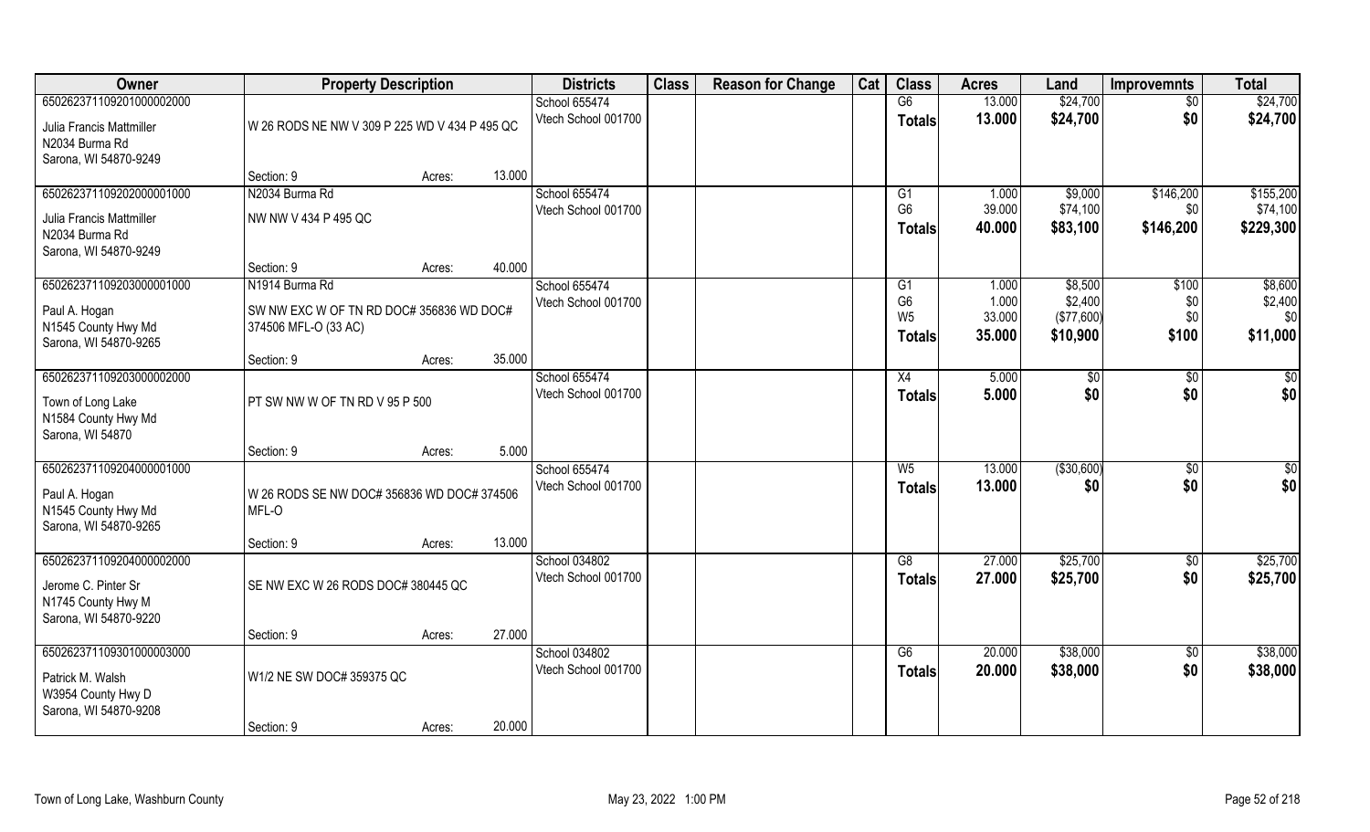| Owner | Property Description | | | Districts | Class | Reason for Change | Cat | Class | Acres | Land | Improvemnts | Total |
|---|---|---|---|---|---|---|---|---|---|---|---|---|
| 65026237110920100000200<br>Julia Francis Mattmiller<br>N2034 Burma Rd<br>Sarona, WI 54870-9249 | W 26 RODS NE NW V 309 P 225 WD V 434 P 495 QC | | | School 655474<br>Vtech School 001700 | | | | G6<br>**Totals** | 13.000<br>**13.000** | $24,700<br>**$24,700** | $0<br>**$0** | $24,700<br>**$24,700** |
| | Section: 9 | Acres: | 13.000 | | | | | | | | | |
| 65026237110920200000100<br>Julia Francis Mattmiller<br>N2034 Burma Rd<br>Sarona, WI 54870-9249 | N2034 Burma Rd<br>NW NW V 434 P 495 QC | | | School 655474<br>Vtech School 001700 | | | | G1<br>G6<br>**Totals** | 1.000<br>39.000<br>**40.000** | $9,000<br>$74,100<br>**$83,100** | $146,200<br>$0<br>**$146,200** | $155,200<br>$74,100<br>**$229,300** |
| | Section: 9 | Acres: | 40.000 | | | | | | | | | |
| 65026237110920300000100<br>Paul A. Hogan<br>N1545 County Hwy Md<br>Sarona, WI 54870-9265 | N1914 Burma Rd<br>SW NW EXC W OF TN RD DOC# 356836 WD DOC# 374506 MFL-O (33 AC) | | | School 655474<br>Vtech School 001700 | | | | G1<br>G6<br>W5<br>**Totals** | 1.000<br>1.000<br>33.000<br>**35.000** | $8,500<br>$2,400<br>($77,600)<br>**$10,900** | $100<br>$0<br>$0<br>**$100** | $8,600<br>$2,400<br>$0<br>**$11,000** |
| | Section: 9 | Acres: | 35.000 | | | | | | | | | |
| 65026237110920300000200<br>Town of Long Lake<br>N1584 County Hwy Md<br>Sarona, WI 54870 | PT SW NW W OF TN RD V 95 P 500 | | | School 655474<br>Vtech School 001700 | | | | X4<br>**Totals** | 5.000<br>**5.000** | $0<br>**$0** | $0<br>**$0** | $0<br>**$0** |
| | Section: 9 | Acres: | 5.000 | | | | | | | | | |
| 65026237110920400000100<br>Paul A. Hogan<br>N1545 County Hwy Md<br>Sarona, WI 54870-9265 | W 26 RODS SE NW DOC# 356836 WD DOC# 374506 MFL-O | | | School 655474<br>Vtech School 001700 | | | | W5<br>**Totals** | 13.000<br>**13.000** | ($30,600)<br>**$0** | $0<br>**$0** | $0<br>**$0** |
| | Section: 9 | Acres: | 13.000 | | | | | | | | | |
| 65026237110920400000200<br>Jerome C. Pinter Sr<br>N1745 County Hwy M<br>Sarona, WI 54870-9220 | SE NW EXC W 26 RODS DOC# 380445 QC | | | School 034802<br>Vtech School 001700 | | | | G8<br>**Totals** | 27.000<br>**27.000** | $25,700<br>**$25,700** | $0<br>**$0** | $25,700<br>**$25,700** |
| | Section: 9 | Acres: | 27.000 | | | | | | | | | |
| 65026237110930100000300<br>Patrick M. Walsh<br>W3954 County Hwy D<br>Sarona, WI 54870-9208 | W1/2 NE SW DOC# 359375 QC | | | School 034802<br>Vtech School 001700 | | | | G6<br>**Totals** | 20.000<br>**20.000** | $38,000<br>**$38,000** | $0<br>**$0** | $38,000<br>**$38,000** |
| | Section: 9 | Acres: | 20.000 | | | | | | | | | |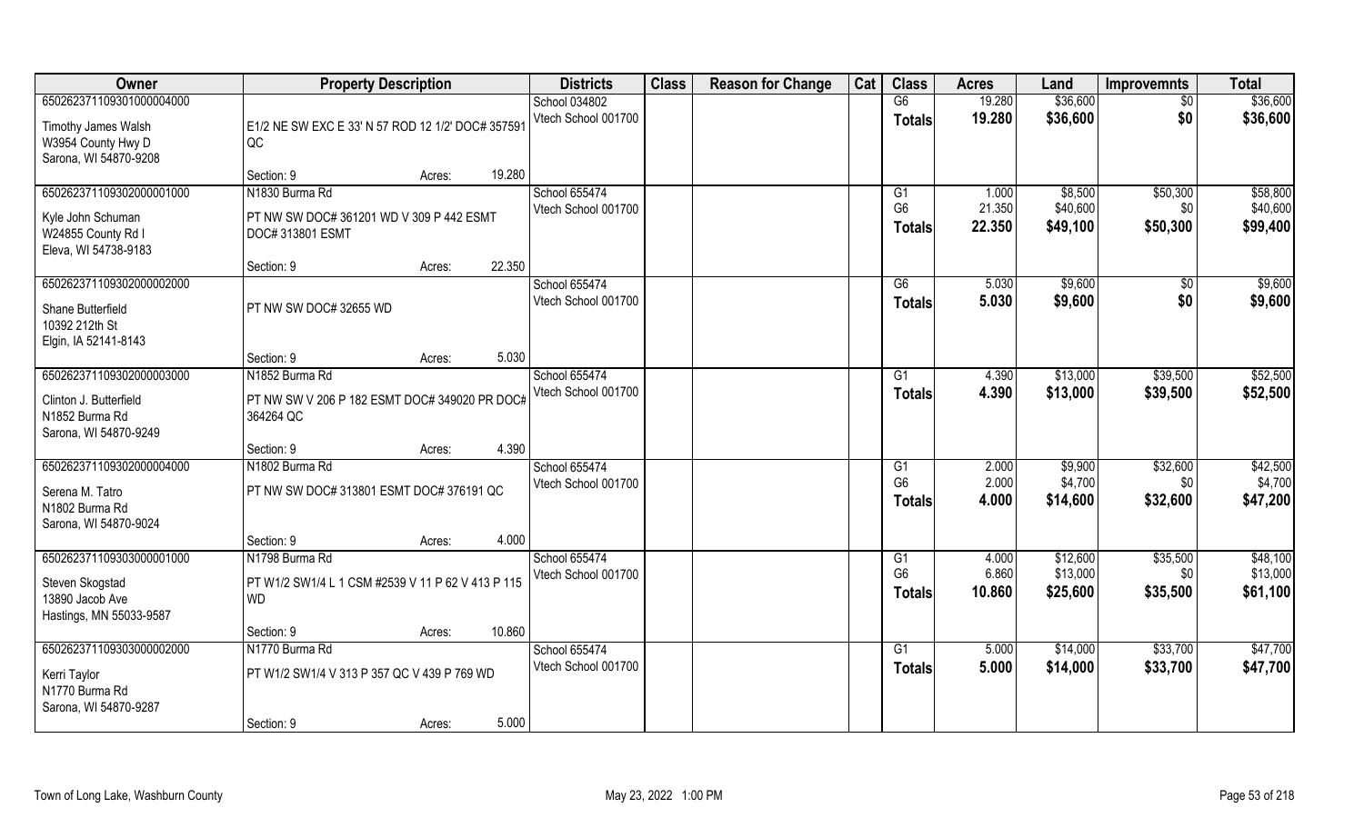| Owner | Property Description | | | Districts | Class | Reason for Change | Cat | Class | Acres | Land | Improvemnts | Total |
|---|---|---|---|---|---|---|---|---|---|---|---|---|
| 65026237110930100000400​0 | | | | School 034802 | | | | G6 | 19.280 | $36,600 | $0 | $36,600 |
| Timothy James Walsh<br>W3954 County Hwy D<br>Sarona, WI 54870-9208 | E1/2 NE SW EXC E 33' N 57 ROD 12 1/2' DOC# 357591 QC | | | Vtech School 001700 | | | | Totals | 19.280 | $36,600 | $0 | $36,600 |
| | Section: 9 | Acres: | 19.280 | | | | | | | | | |
| 65026237110930200000100​0 | N1830 Burma Rd | | | School 655474 | | | | G1 | 1.000 | $8,500 | $50,300 | $58,800 |
| Kyle John Schuman<br>W24855 County Rd I<br>Eleva, WI 54738-9183 | PT NW SW DOC# 361201 WD V 309 P 442 ESMT DOC# 313801 ESMT | | | Vtech School 001700 | | | | G6 | 21.350 | $40,600 | $0 | $40,600 |
| | | | | | | | | Totals | 22.350 | $49,100 | $50,300 | $99,400 |
| | Section: 9 | Acres: | 22.350 | | | | | | | | | |
| 65026237110930200000200​0 | | | | School 655474 | | | | G6 | 5.030 | $9,600 | $0 | $9,600 |
| Shane Butterfield<br>10392 212th St<br>Elgin, IA 52141-8143 | PT NW SW DOC# 32655 WD | | | Vtech School 001700 | | | | Totals | 5.030 | $9,600 | $0 | $9,600 |
| | Section: 9 | Acres: | 5.030 | | | | | | | | | |
| 65026237110930200000300​0 | N1852 Burma Rd | | | School 655474 | | | | G1 | 4.390 | $13,000 | $39,500 | $52,500 |
| Clinton J. Butterfield<br>N1852 Burma Rd<br>Sarona, WI 54870-9249 | PT NW SW V 206 P 182 ESMT DOC# 349020 PR DOC# 364264 QC | | | Vtech School 001700 | | | | Totals | 4.390 | $13,000 | $39,500 | $52,500 |
| | Section: 9 | Acres: | 4.390 | | | | | | | | | |
| 65026237110930200000400​0 | N1802 Burma Rd | | | School 655474 | | | | G1 | 2.000 | $9,900 | $32,600 | $42,500 |
| Serena M. Tatro<br>N1802 Burma Rd<br>Sarona, WI 54870-9024 | PT NW SW DOC# 313801 ESMT DOC# 376191 QC | | | Vtech School 001700 | | | | G6 | 2.000 | $4,700 | $0 | $4,700 |
| | | | | | | | | Totals | 4.000 | $14,600 | $32,600 | $47,200 |
| | Section: 9 | Acres: | 4.000 | | | | | | | | | |
| 65026237110930300000100​0 | N1798 Burma Rd | | | School 655474 | | | | G1 | 4.000 | $12,600 | $35,500 | $48,100 |
| Steven Skogstad<br>13890 Jacob Ave<br>Hastings, MN 55033-9587 | PT W1/2 SW1/4 L 1 CSM #2539 V 11 P 62 V 413 P 115 WD | | | Vtech School 001700 | | | | G6 | 6.860 | $13,000 | $0 | $13,000 |
| | | | | | | | | Totals | 10.860 | $25,600 | $35,500 | $61,100 |
| | Section: 9 | Acres: | 10.860 | | | | | | | | | |
| 65026237110930300000200​0 | N1770 Burma Rd | | | School 655474 | | | | G1 | 5.000 | $14,000 | $33,700 | $47,700 |
| Kerri Taylor<br>N1770 Burma Rd<br>Sarona, WI 54870-9287 | PT W1/2 SW1/4 V 313 P 357 QC V 439 P 769 WD | | | Vtech School 001700 | | | | Totals | 5.000 | $14,000 | $33,700 | $47,700 |
| | Section: 9 | Acres: | 5.000 | | | | | | | | | |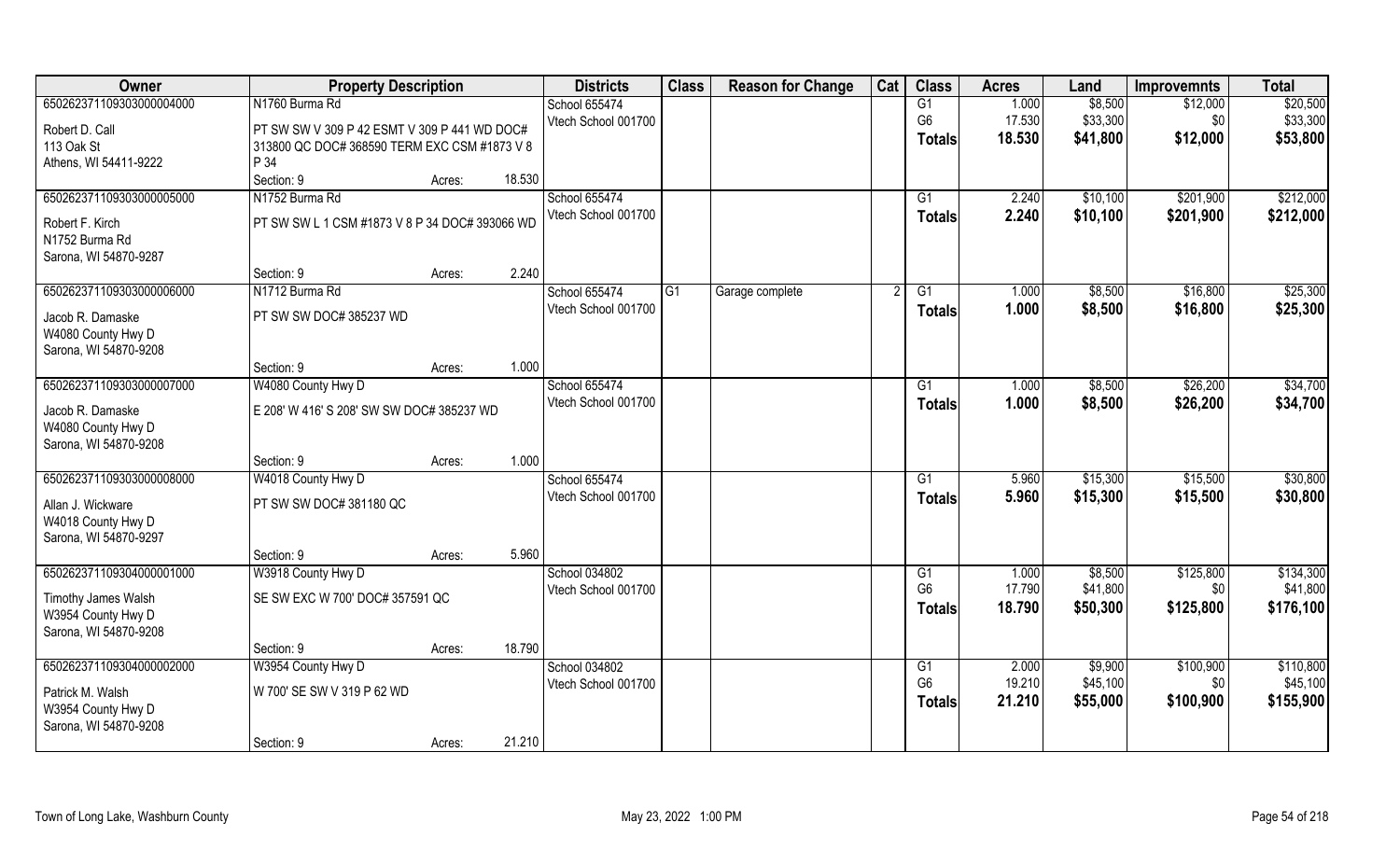| Owner | Property Description | | | Districts | Class | Reason for Change | Cat | Class | Acres | Land | Improvemnts | Total |
|---|---|---|---|---|---|---|---|---|---|---|---|---|
| 65026237110930300000400 0 | N1760 Burma Rd | | | School 655474 | | | | G1 | 1.000 | $8,500 | $12,000 | $20,500 |
| Robert D. Call | PT SW SW V 309 P 42 ESMT V 309 P 441 WD DOC# 313800 QC DOC# 368590 TERM EXC CSM #1873 V 8 P 34 | | | Vtech School 001700 | | | | G6 | 17.530 | $33,300 | $0 | $33,300 |
| 113 Oak St | | | | | | | | Totals | 18.530 | $41,800 | $12,000 | $53,800 |
| Athens, WI 54411-9222 | | | | | | | | | | | | |
| | Section: 9 | Acres: | 18.530 | | | | | | | | | |
| 650262371109303000005000 | N1752 Burma Rd | | | School 655474 | | | | G1 | 2.240 | $10,100 | $201,900 | $212,000 |
| Robert F. Kirch | PT SW SW L 1 CSM #1873 V 8 P 34 DOC# 393066 WD | | | Vtech School 001700 | | | | Totals | 2.240 | $10,100 | $201,900 | $212,000 |
| N1752 Burma Rd | | | | | | | | | | | | |
| Sarona, WI 54870-9287 | | | | | | | | | | | | |
| | Section: 9 | Acres: | 2.240 | | | | | | | | | |
| 650262371109303000006000 | N1712 Burma Rd | | | School 655474 | G1 | Garage complete | 2 | G1 | 1.000 | $8,500 | $16,800 | $25,300 |
| Jacob R. Damaske | PT SW SW DOC# 385237 WD | | | Vtech School 001700 | | | | Totals | 1.000 | $8,500 | $16,800 | $25,300 |
| W4080 County Hwy D | | | | | | | | | | | | |
| Sarona, WI 54870-9208 | | | | | | | | | | | | |
| | Section: 9 | Acres: | 1.000 | | | | | | | | | |
| 650262371109303000007000 | W4080 County Hwy D | | | School 655474 | | | | G1 | 1.000 | $8,500 | $26,200 | $34,700 |
| Jacob R. Damaske | E 208' W 416' S 208' SW SW DOC# 385237 WD | | | Vtech School 001700 | | | | Totals | 1.000 | $8,500 | $26,200 | $34,700 |
| W4080 County Hwy D | | | | | | | | | | | | |
| Sarona, WI 54870-9208 | | | | | | | | | | | | |
| | Section: 9 | Acres: | 1.000 | | | | | | | | | |
| 650262371109303000008000 | W4018 County Hwy D | | | School 655474 | | | | G1 | 5.960 | $15,300 | $15,500 | $30,800 |
| Allan J. Wickware | PT SW SW DOC# 381180 QC | | | Vtech School 001700 | | | | Totals | 5.960 | $15,300 | $15,500 | $30,800 |
| W4018 County Hwy D | | | | | | | | | | | | |
| Sarona, WI 54870-9297 | | | | | | | | | | | | |
| | Section: 9 | Acres: | 5.960 | | | | | | | | | |
| 650262371109304000001000 | W3918 County Hwy D | | | School 034802 | | | | G1 | 1.000 | $8,500 | $125,800 | $134,300 |
| Timothy James Walsh | SE SW EXC W 700' DOC# 357591 QC | | | Vtech School 001700 | | | | G6 | 17.790 | $41,800 | $0 | $41,800 |
| W3954 County Hwy D | | | | | | | | Totals | 18.790 | $50,300 | $125,800 | $176,100 |
| Sarona, WI 54870-9208 | | | | | | | | | | | | |
| | Section: 9 | Acres: | 18.790 | | | | | | | | | |
| 650262371109304000002000 | W3954 County Hwy D | | | School 034802 | | | | G1 | 2.000 | $9,900 | $100,900 | $110,800 |
| Patrick M. Walsh | W 700' SE SW V 319 P 62 WD | | | Vtech School 001700 | | | | G6 | 19.210 | $45,100 | $0 | $45,100 |
| W3954 County Hwy D | | | | | | | | Totals | 21.210 | $55,000 | $100,900 | $155,900 |
| Sarona, WI 54870-9208 | | | | | | | | | | | | |
| | Section: 9 | Acres: | 21.210 | | | | | | | | | |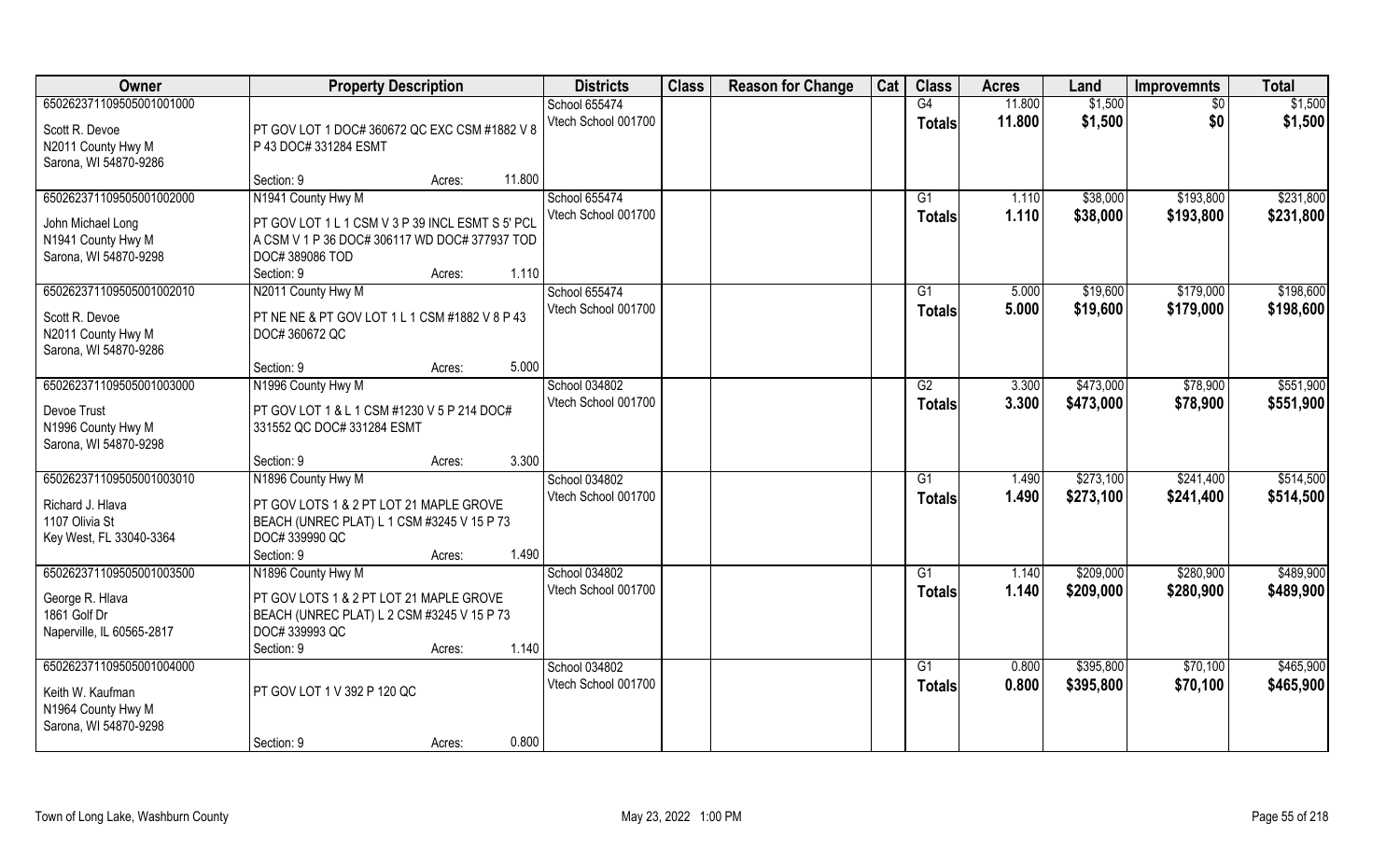| Owner | Property Description | | | Districts | Class | Reason for Change | Cat | Class | Acres | Land | Improvemnts | Total |
|---|---|---|---|---|---|---|---|---|---|---|---|---|
| 65026237110950500100100 0 | | | | School 655474 | | | | G4 | 11.800 | $1,500 | $0 | $1,500 |
| Scott R. Devoe<br>N2011 County Hwy M<br>Sarona, WI 54870-9286 | PT GOV LOT 1 DOC# 360672 QC EXC CSM #1882 V 8 P 43 DOC# 331284 ESMT | | | Vtech School 001700 | | | | Totals | 11.800 | $1,500 | $0 | $1,500 |
| | Section: 9 | Acres: | 11.800 | | | | | | | | | |
| 650262371109505001002000 | N1941 County Hwy M | | | School 655474 | | | | G1 | 1.110 | $38,000 | $193,800 | $231,800 |
| John Michael Long<br>N1941 County Hwy M<br>Sarona, WI 54870-9298 | PT GOV LOT 1 L 1 CSM V 3 P 39 INCL ESMT S 5' PCL A CSM V 1 P 36 DOC# 306117 WD DOC# 377937 TOD DOC# 389086 TOD | | | Vtech School 001700 | | | | Totals | 1.110 | $38,000 | $193,800 | $231,800 |
| | Section: 9 | Acres: | 1.110 | | | | | | | | | |
| 650262371109505001002010 | N2011 County Hwy M | | | School 655474 | | | | G1 | 5.000 | $19,600 | $179,000 | $198,600 |
| Scott R. Devoe<br>N2011 County Hwy M<br>Sarona, WI 54870-9286 | PT NE NE & PT GOV LOT 1 L 1 CSM #1882 V 8 P 43 DOC# 360672 QC | | | Vtech School 001700 | | | | Totals | 5.000 | $19,600 | $179,000 | $198,600 |
| | Section: 9 | Acres: | 5.000 | | | | | | | | | |
| 650262371109505001003000 | N1996 County Hwy M | | | School 034802 | | | | G2 | 3.300 | $473,000 | $78,900 | $551,900 |
| Devoe Trust<br>N1996 County Hwy M<br>Sarona, WI 54870-9298 | PT GOV LOT 1 & L 1 CSM #1230 V 5 P 214 DOC# 331552 QC DOC# 331284 ESMT | | | Vtech School 001700 | | | | Totals | 3.300 | $473,000 | $78,900 | $551,900 |
| | Section: 9 | Acres: | 3.300 | | | | | | | | | |
| 650262371109505001003010 | N1896 County Hwy M | | | School 034802 | | | | G1 | 1.490 | $273,100 | $241,400 | $514,500 |
| Richard J. Hlava<br>1107 Olivia St<br>Key West, FL 33040-3364 | PT GOV LOTS 1 & 2 PT LOT 21 MAPLE GROVE BEACH (UNREC PLAT) L 1 CSM #3245 V 15 P 73 DOC# 339990 QC | | | Vtech School 001700 | | | | Totals | 1.490 | $273,100 | $241,400 | $514,500 |
| | Section: 9 | Acres: | 1.490 | | | | | | | | | |
| 650262371109505001003500 | N1896 County Hwy M | | | School 034802 | | | | G1 | 1.140 | $209,000 | $280,900 | $489,900 |
| George R. Hlava<br>1861 Golf Dr<br>Naperville, IL 60565-2817 | PT GOV LOTS 1 & 2 PT LOT 21 MAPLE GROVE BEACH (UNREC PLAT) L 2 CSM #3245 V 15 P 73 DOC# 339993 QC | | | Vtech School 001700 | | | | Totals | 1.140 | $209,000 | $280,900 | $489,900 |
| | Section: 9 | Acres: | 1.140 | | | | | | | | | |
| 650262371109505001004000 | | | | School 034802 | | | | G1 | 0.800 | $395,800 | $70,100 | $465,900 |
| Keith W. Kaufman<br>N1964 County Hwy M<br>Sarona, WI 54870-9298 | PT GOV LOT 1 V 392 P 120 QC | | | Vtech School 001700 | | | | Totals | 0.800 | $395,800 | $70,100 | $465,900 |
| | Section: 9 | Acres: | 0.800 | | | | | | | | | |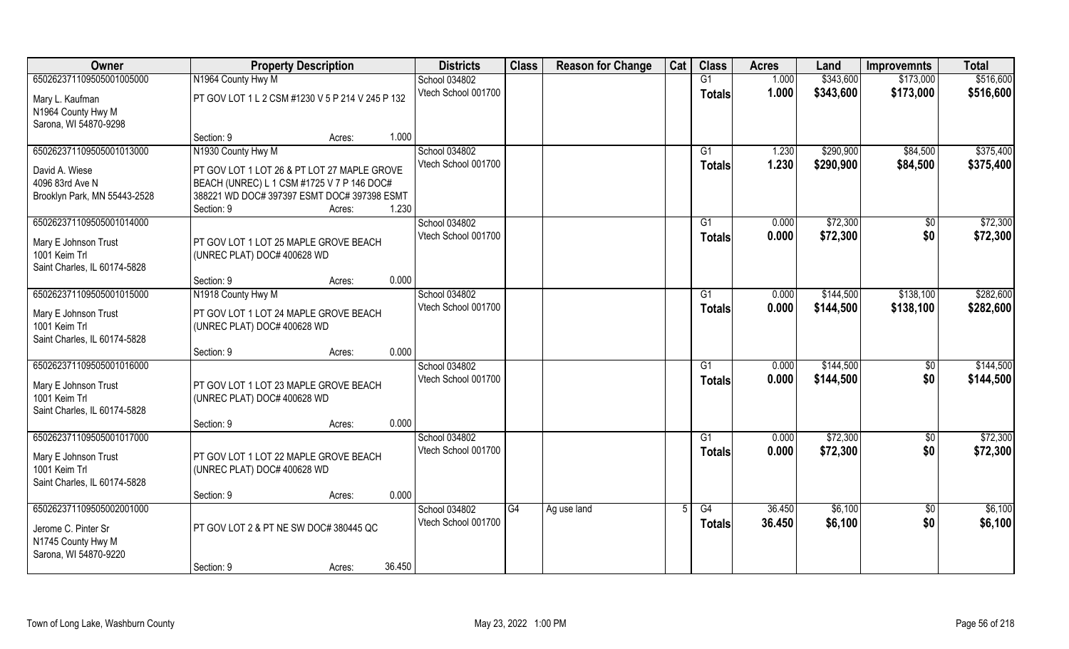| Owner | Property Description | Districts | Class | Reason for Change | Cat | Class | Acres | Land | Improvemnts | Total |
|---|---|---|---|---|---|---|---|---|---|---|
| 65026237110950500100500​0 | N1964 County Hwy M | School 034802 | | | | G1 | 1.000 | $343,600 | $173,000 | $516,600 |
| Mary L. Kaufman<br>N1964 County Hwy M<br>Sarona, WI 54870-9298 | PT GOV LOT 1 L 2 CSM #1230 V 5 P 214 V 245 P 132<br>Section: 9 Acres: 1.000 | Vtech School 001700 | | | | Totals | 1.000 | $343,600 | $173,000 | $516,600 |
| 65026237110950500101300​0 | N1930 County Hwy M | School 034802 | | | | G1 | 1.230 | $290,900 | $84,500 | $375,400 |
| David A. Wiese<br>4096 83rd Ave N<br>Brooklyn Park, MN 55443-2528 | PT GOV LOT 1 LOT 26 & PT LOT 27 MAPLE GROVE BEACH (UNREC) L 1 CSM #1725 V 7 P 146 DOC# 388221 WD DOC# 397397 ESMT DOC# 397398 ESMT<br>Section: 9 Acres: 1.230 | Vtech School 001700 | | | | Totals | 1.230 | $290,900 | $84,500 | $375,400 |
| 65026237110950500101400​0 | | School 034802 | | | | G1 | 0.000 | $72,300 | $0 | $72,300 |
| Mary E Johnson Trust<br>1001 Keim Trl<br>Saint Charles, IL 60174-5828 | PT GOV LOT 1 LOT 25 MAPLE GROVE BEACH (UNREC PLAT) DOC# 400628 WD<br>Section: 9 Acres: 0.000 | Vtech School 001700 | | | | Totals | 0.000 | $72,300 | $0 | $72,300 |
| 65026237110950500101500​0 | N1918 County Hwy M | School 034802 | | | | G1 | 0.000 | $144,500 | $138,100 | $282,600 |
| Mary E Johnson Trust<br>1001 Keim Trl<br>Saint Charles, IL 60174-5828 | PT GOV LOT 1 LOT 24 MAPLE GROVE BEACH (UNREC PLAT) DOC# 400628 WD<br>Section: 9 Acres: 0.000 | Vtech School 001700 | | | | Totals | 0.000 | $144,500 | $138,100 | $282,600 |
| 65026237110950500101600​0 | | School 034802 | | | | G1 | 0.000 | $144,500 | $0 | $144,500 |
| Mary E Johnson Trust<br>1001 Keim Trl<br>Saint Charles, IL 60174-5828 | PT GOV LOT 1 LOT 23 MAPLE GROVE BEACH (UNREC PLAT) DOC# 400628 WD<br>Section: 9 Acres: 0.000 | Vtech School 001700 | | | | Totals | 0.000 | $144,500 | $0 | $144,500 |
| 65026237110950500101700​0 | | School 034802 | | | | G1 | 0.000 | $72,300 | $0 | $72,300 |
| Mary E Johnson Trust<br>1001 Keim Trl<br>Saint Charles, IL 60174-5828 | PT GOV LOT 1 LOT 22 MAPLE GROVE BEACH (UNREC PLAT) DOC# 400628 WD<br>Section: 9 Acres: 0.000 | Vtech School 001700 | | | | Totals | 0.000 | $72,300 | $0 | $72,300 |
| 65026237110950500200100​0 | | School 034802 | G4 | Ag use land | 5 | G4 | 36.450 | $6,100 | $0 | $6,100 |
| Jerome C. Pinter Sr<br>N1745 County Hwy M<br>Sarona, WI 54870-9220 | PT GOV LOT 2 & PT NE SW DOC# 380445 QC<br>Section: 9 Acres: 36.450 | Vtech School 001700 | | | | Totals | 36.450 | $6,100 | $0 | $6,100 |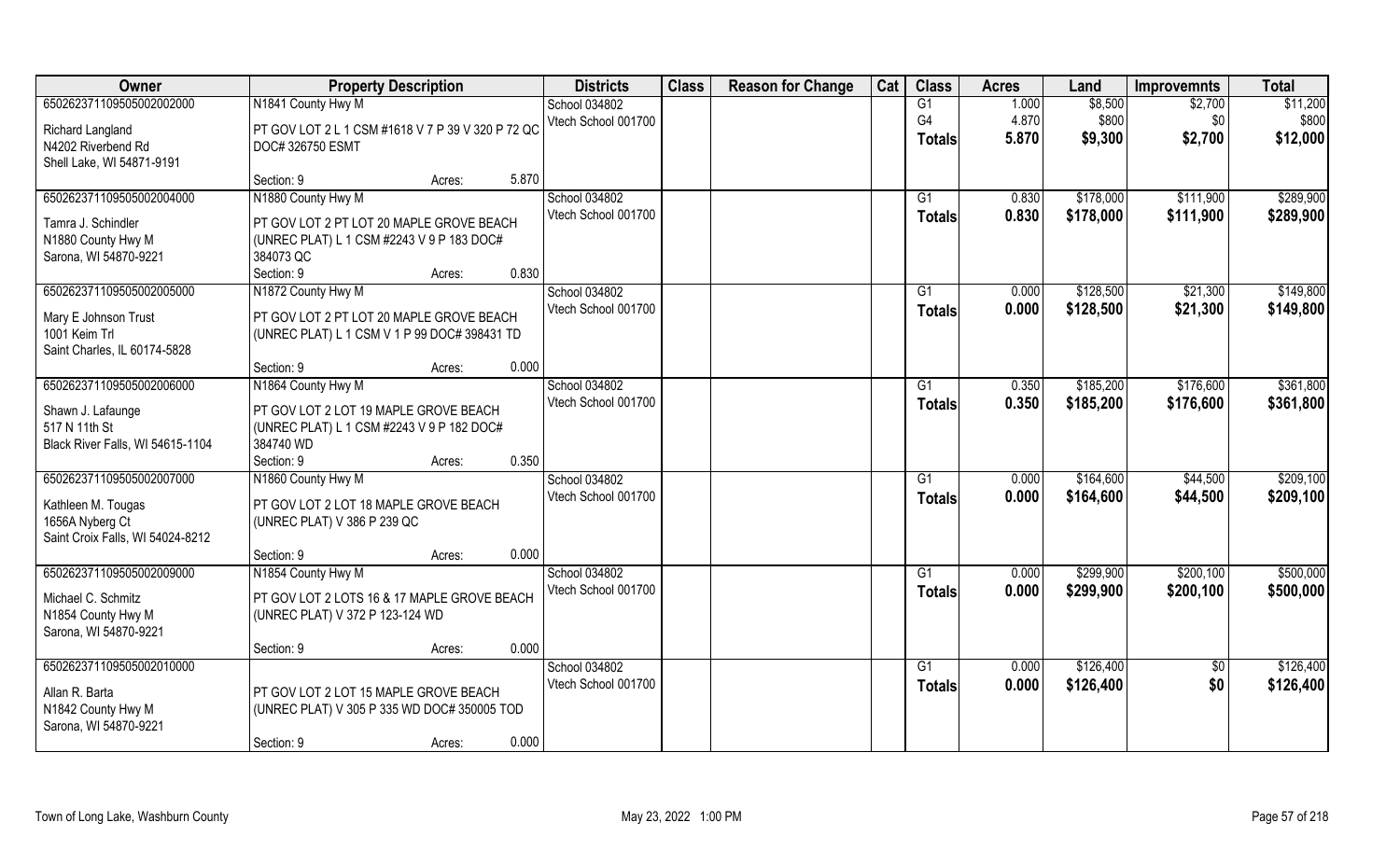| Owner | Property Description | | | Districts | Class | Reason for Change | Cat | Class | Acres | Land | Improvemnts | Total |
|---|---|---|---|---|---|---|---|---|---|---|---|---|
| 65026237110950500200200 0 | N1841 County Hwy M | | | School 034802 | | | | G1 | 1.000 | $8,500 | $2,700 | $11,200 |
| Richard Langland | PT GOV LOT 2 L 1 CSM #1618 V 7 P 39 V 320 P 72 QC | | | Vtech School 001700 | | | | G4 | 4.870 | $800 | $0 | $800 |
| N4202 Riverbend Rd | DOC# 326750 ESMT | | | | | | | **Totals** | **5.870** | **$9,300** | **$2,700** | **$12,000** |
| Shell Lake, WI 54871-9191 | | | | | | | | | | | | |
| | Section: 9 | Acres: | 5.870 | | | | | | | | | |
| 650262371109505002004000 | N1880 County Hwy M | | | School 034802 | | | | G1 | 0.830 | $178,000 | $111,900 | $289,900 |
| Tamra J. Schindler | PT GOV LOT 2 PT LOT 20 MAPLE GROVE BEACH | | | Vtech School 001700 | | | | **Totals** | **0.830** | **$178,000** | **$111,900** | **$289,900** |
| N1880 County Hwy M | (UNREC PLAT) L 1 CSM #2243 V 9 P 183 DOC# | | | | | | | | | | | |
| Sarona, WI 54870-9221 | 384073 QC | | | | | | | | | | | |
| | Section: 9 | Acres: | 0.830 | | | | | | | | | |
| 650262371109505002005000 | N1872 County Hwy M | | | School 034802 | | | | G1 | 0.000 | $128,500 | $21,300 | $149,800 |
| Mary E Johnson Trust | PT GOV LOT 2 PT LOT 20 MAPLE GROVE BEACH | | | Vtech School 001700 | | | | **Totals** | **0.000** | **$128,500** | **$21,300** | **$149,800** |
| 1001 Keim Trl | (UNREC PLAT) L 1 CSM V 1 P 99 DOC# 398431 TD | | | | | | | | | | | |
| Saint Charles, IL 60174-5828 | | | | | | | | | | | | |
| | Section: 9 | Acres: | 0.000 | | | | | | | | | |
| 650262371109505002006000 | N1864 County Hwy M | | | School 034802 | | | | G1 | 0.350 | $185,200 | $176,600 | $361,800 |
| Shawn J. Lafaunge | PT GOV LOT 2 LOT 19 MAPLE GROVE BEACH | | | Vtech School 001700 | | | | **Totals** | **0.350** | **$185,200** | **$176,600** | **$361,800** |
| 517 N 11th St | (UNREC PLAT) L 1 CSM #2243 V 9 P 182 DOC# | | | | | | | | | | | |
| Black River Falls, WI 54615-1104 | 384740 WD | | | | | | | | | | | |
| | Section: 9 | Acres: | 0.350 | | | | | | | | | |
| 650262371109505002007000 | N1860 County Hwy M | | | School 034802 | | | | G1 | 0.000 | $164,600 | $44,500 | $209,100 |
| Kathleen M. Tougas | PT GOV LOT 2 LOT 18 MAPLE GROVE BEACH | | | Vtech School 001700 | | | | **Totals** | **0.000** | **$164,600** | **$44,500** | **$209,100** |
| 1656A Nyberg Ct | (UNREC PLAT) V 386 P 239 QC | | | | | | | | | | | |
| Saint Croix Falls, WI 54024-8212 | | | | | | | | | | | | |
| | Section: 9 | Acres: | 0.000 | | | | | | | | | |
| 650262371109505002009000 | N1854 County Hwy M | | | School 034802 | | | | G1 | 0.000 | $299,900 | $200,100 | $500,000 |
| Michael C. Schmitz | PT GOV LOT 2 LOTS 16 & 17 MAPLE GROVE BEACH | | | Vtech School 001700 | | | | **Totals** | **0.000** | **$299,900** | **$200,100** | **$500,000** |
| N1854 County Hwy M | (UNREC PLAT) V 372 P 123-124 WD | | | | | | | | | | | |
| Sarona, WI 54870-9221 | | | | | | | | | | | | |
| | Section: 9 | Acres: | 0.000 | | | | | | | | | |
| 650262371109505002010000 | | | | School 034802 | | | | G1 | 0.000 | $126,400 | $0 | $126,400 |
| Allan R. Barta | PT GOV LOT 2 LOT 15 MAPLE GROVE BEACH | | | Vtech School 001700 | | | | **Totals** | **0.000** | **$126,400** | **$0** | **$126,400** |
| N1842 County Hwy M | (UNREC PLAT) V 305 P 335 WD DOC# 350005 TOD | | | | | | | | | | | |
| Sarona, WI 54870-9221 | | | | | | | | | | | | |
| | Section: 9 | Acres: | 0.000 | | | | | | | | | |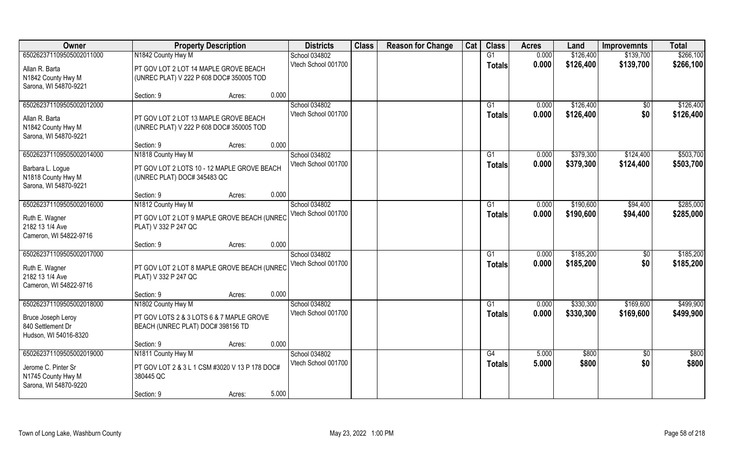| Owner | Property Description | | | Districts | Class | Reason for Change | Cat | Class | Acres | Land | Improvemnts | Total |
|---|---|---|---|---|---|---|---|---|---|---|---|---|
| 650262371109505002011000 | N1842 County Hwy M | | | School 034802 | | | | G1 | 0.000 | $126,400 | $139,700 | $266,100 |
| Allan R. Barta<br>N1842 County Hwy M<br>Sarona, WI 54870-9221 | PT GOV LOT 2 LOT 14 MAPLE GROVE BEACH (UNREC PLAT) V 222 P 608 DOC# 350005 TOD | | | Vtech School 001700 | | | | Totals | 0.000 | $126,400 | $139,700 | $266,100 |
| | Section: 9 | Acres: | 0.000 | | | | | | | | | |
| 650262371109505002012000 | | | | School 034802 | | | | G1 | 0.000 | $126,400 | $0 | $126,400 |
| Allan R. Barta<br>N1842 County Hwy M<br>Sarona, WI 54870-9221 | PT GOV LOT 2 LOT 13 MAPLE GROVE BEACH (UNREC PLAT) V 222 P 608 DOC# 350005 TOD | | | Vtech School 001700 | | | | Totals | 0.000 | $126,400 | $0 | $126,400 |
| | Section: 9 | Acres: | 0.000 | | | | | | | | | |
| 650262371109505002014000 | N1818 County Hwy M | | | School 034802 | | | | G1 | 0.000 | $379,300 | $124,400 | $503,700 |
| Barbara L. Logue<br>N1818 County Hwy M<br>Sarona, WI 54870-9221 | PT GOV LOT 2 LOTS 10 - 12 MAPLE GROVE BEACH (UNREC PLAT) DOC# 345483 QC | | | Vtech School 001700 | | | | Totals | 0.000 | $379,300 | $124,400 | $503,700 |
| | Section: 9 | Acres: | 0.000 | | | | | | | | | |
| 650262371109505002016000 | N1812 County Hwy M | | | School 034802 | | | | G1 | 0.000 | $190,600 | $94,400 | $285,000 |
| Ruth E. Wagner<br>2182 13 1/4 Ave<br>Cameron, WI 54822-9716 | PT GOV LOT 2 LOT 9 MAPLE GROVE BEACH (UNREC PLAT) V 332 P 247 QC | | | Vtech School 001700 | | | | Totals | 0.000 | $190,600 | $94,400 | $285,000 |
| | Section: 9 | Acres: | 0.000 | | | | | | | | | |
| 650262371109505002017000 | | | | School 034802 | | | | G1 | 0.000 | $185,200 | $0 | $185,200 |
| Ruth E. Wagner<br>2182 13 1/4 Ave<br>Cameron, WI 54822-9716 | PT GOV LOT 2 LOT 8 MAPLE GROVE BEACH (UNREC PLAT) V 332 P 247 QC | | | Vtech School 001700 | | | | Totals | 0.000 | $185,200 | $0 | $185,200 |
| | Section: 9 | Acres: | 0.000 | | | | | | | | | |
| 650262371109505002018000 | N1802 County Hwy M | | | School 034802 | | | | G1 | 0.000 | $330,300 | $169,600 | $499,900 |
| Bruce Joseph Leroy<br>840 Settlement Dr<br>Hudson, WI 54016-8320 | PT GOV LOTS 2 & 3 LOTS 6 & 7 MAPLE GROVE BEACH (UNREC PLAT) DOC# 398156 TD | | | Vtech School 001700 | | | | Totals | 0.000 | $330,300 | $169,600 | $499,900 |
| | Section: 9 | Acres: | 0.000 | | | | | | | | | |
| 650262371109505002019000 | N1811 County Hwy M | | | School 034802 | | | | G4 | 5.000 | $800 | $0 | $800 |
| Jerome C. Pinter Sr<br>N1745 County Hwy M<br>Sarona, WI 54870-9220 | PT GOV LOT 2 & 3 L 1 CSM #3020 V 13 P 178 DOC# 380445 QC | | | Vtech School 001700 | | | | Totals | 5.000 | $800 | $0 | $800 |
| | Section: 9 | Acres: | 5.000 | | | | | | | | | |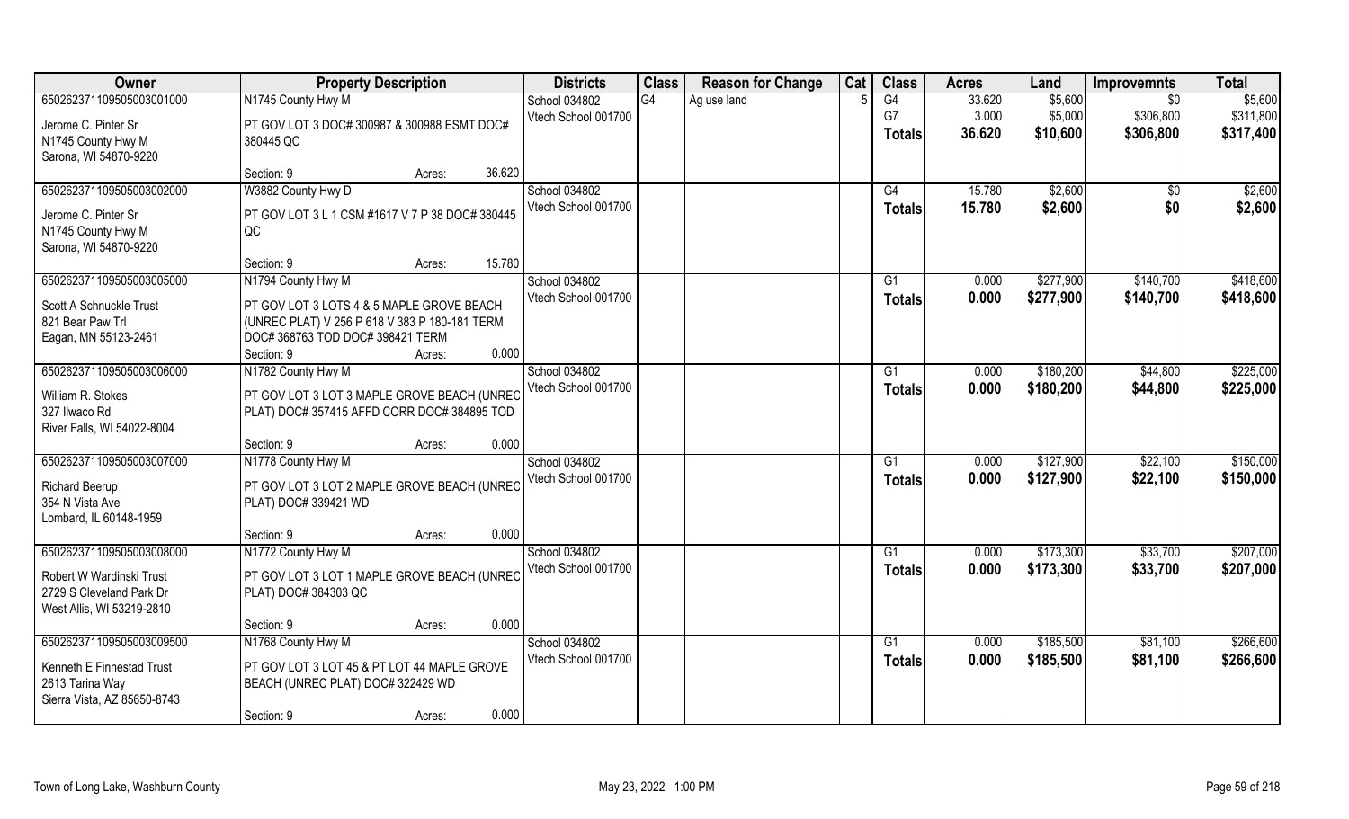| Owner | Property Description | | Districts | Class | Reason for Change | Cat | Class | Acres | Land | Improvemnts | Total |
|---|---|---|---|---|---|---|---|---|---|---|---|
| 65026237110950500300100O | N1745 County Hwy M | | School 034802 | G4 | Ag use land | 5 | G4 | 33.620 | $5,600 | $0 | $5,600 |
| Jerome C. Pinter Sr<br>N1745 County Hwy M<br>Sarona, WI 54870-9220 | PT GOV LOT 3 DOC# 300987 & 300988 ESMT DOC# 380445 QC | | Vtech School 001700 | | | | G7 | 3.000 | $5,000 | $306,800 | $311,800 |
| | | | | | | | **Totals** | **36.620** | **$10,600** | **$306,800** | **$317,400** |
| | Section: 9 | Acres: 36.620 | | | | | | | | | |
| 650262371109505003002000 | W3882 County Hwy D | | School 034802 | | | | G4 | 15.780 | $2,600 | $0 | $2,600 |
| Jerome C. Pinter Sr<br>N1745 County Hwy M<br>Sarona, WI 54870-9220 | PT GOV LOT 3 L 1 CSM #1617 V 7 P 38 DOC# 380445 QC | | Vtech School 001700 | | | | **Totals** | **15.780** | **$2,600** | **$0** | **$2,600** |
| | Section: 9 | Acres: 15.780 | | | | | | | | | |
| 650262371109505003005000 | N1794 County Hwy M | | School 034802 | | | | G1 | 0.000 | $277,900 | $140,700 | $418,600 |
| Scott A Schnuckle Trust<br>821 Bear Paw Trl<br>Eagan, MN 55123-2461 | PT GOV LOT 3 LOTS 4 & 5 MAPLE GROVE BEACH (UNREC PLAT) V 256 P 618 V 383 P 180-181 TERM DOC# 368763 TOD DOC# 398421 TERM | | Vtech School 001700 | | | | **Totals** | **0.000** | **$277,900** | **$140,700** | **$418,600** |
| | Section: 9 | Acres: 0.000 | | | | | | | | | |
| 650262371109505003006000 | N1782 County Hwy M | | School 034802 | | | | G1 | 0.000 | $180,200 | $44,800 | $225,000 |
| William R. Stokes<br>327 Ilwaco Rd<br>River Falls, WI 54022-8004 | PT GOV LOT 3 LOT 3 MAPLE GROVE BEACH (UNREC PLAT) DOC# 357415 AFFD CORR DOC# 384895 TOD | | Vtech School 001700 | | | | **Totals** | **0.000** | **$180,200** | **$44,800** | **$225,000** |
| | Section: 9 | Acres: 0.000 | | | | | | | | | |
| 650262371109505003007000 | N1778 County Hwy M | | School 034802 | | | | G1 | 0.000 | $127,900 | $22,100 | $150,000 |
| Richard Beerup<br>354 N Vista Ave<br>Lombard, IL 60148-1959 | PT GOV LOT 3 LOT 2 MAPLE GROVE BEACH (UNREC PLAT) DOC# 339421 WD | | Vtech School 001700 | | | | **Totals** | **0.000** | **$127,900** | **$22,100** | **$150,000** |
| | Section: 9 | Acres: 0.000 | | | | | | | | | |
| 650262371109505003008000 | N1772 County Hwy M | | School 034802 | | | | G1 | 0.000 | $173,300 | $33,700 | $207,000 |
| Robert W Wardinski Trust<br>2729 S Cleveland Park Dr<br>West Allis, WI 53219-2810 | PT GOV LOT 3 LOT 1 MAPLE GROVE BEACH (UNREC PLAT) DOC# 384303 QC | | Vtech School 001700 | | | | **Totals** | **0.000** | **$173,300** | **$33,700** | **$207,000** |
| | Section: 9 | Acres: 0.000 | | | | | | | | | |
| 650262371109505003009500 | N1768 County Hwy M | | School 034802 | | | | G1 | 0.000 | $185,500 | $81,100 | $266,600 |
| Kenneth E Finnestad Trust<br>2613 Tarina Way<br>Sierra Vista, AZ 85650-8743 | PT GOV LOT 3 LOT 45 & PT LOT 44 MAPLE GROVE BEACH (UNREC PLAT) DOC# 322429 WD | | Vtech School 001700 | | | | **Totals** | **0.000** | **$185,500** | **$81,100** | **$266,600** |
| | Section: 9 | Acres: 0.000 | | | | | | | | | |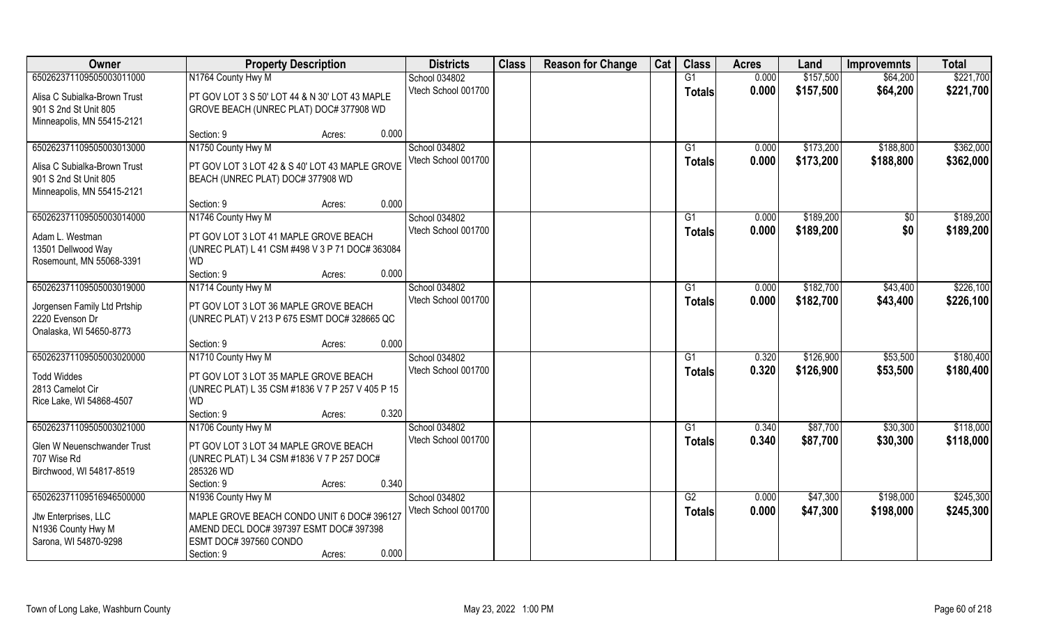| Owner | Property Description | Districts | Class | Reason for Change | Cat | Class | Acres | Land | Improvemnts | Total |
|---|---|---|---|---|---|---|---|---|---|---|
| 650262371109505003011000 | N1764 County Hwy M | School 034802 | | | | G1 | 0.000 | $157,500 | $64,200 | $221,700 |
| Alisa C Subialka-Brown Trust<br>901 S 2nd St Unit 805<br>Minneapolis, MN 55415-2121 | PT GOV LOT 3 S 50' LOT 44 & N 30' LOT 43 MAPLE GROVE BEACH (UNREC PLAT) DOC# 377908 WD<br>Section: 9 Acres: 0.000 | Vtech School 001700 | | | | **Totals** | **0.000** | **$157,500** | **$64,200** | **$221,700** |
| 650262371109505003013000 | N1750 County Hwy M | School 034802 | | | | G1 | 0.000 | $173,200 | $188,800 | $362,000 |
| Alisa C Subialka-Brown Trust<br>901 S 2nd St Unit 805<br>Minneapolis, MN 55415-2121 | PT GOV LOT 3 LOT 42 & S 40' LOT 43 MAPLE GROVE BEACH (UNREC PLAT) DOC# 377908 WD<br>Section: 9 Acres: 0.000 | Vtech School 001700 | | | | **Totals** | **0.000** | **$173,200** | **$188,800** | **$362,000** |
| 650262371109505003014000 | N1746 County Hwy M | School 034802 | | | | G1 | 0.000 | $189,200 | $0 | $189,200 |
| Adam L. Westman<br>13501 Dellwood Way<br>Rosemount, MN 55068-3391 | PT GOV LOT 3 LOT 41 MAPLE GROVE BEACH (UNREC PLAT) L 41 CSM #498 V 3 P 71 DOC# 363084 WD<br>Section: 9 Acres: 0.000 | Vtech School 001700 | | | | **Totals** | **0.000** | **$189,200** | **$0** | **$189,200** |
| 650262371109505003019000 | N1714 County Hwy M | School 034802 | | | | G1 | 0.000 | $182,700 | $43,400 | $226,100 |
| Jorgensen Family Ltd Prtship<br>2220 Evenson Dr<br>Onalaska, WI 54650-8773 | PT GOV LOT 3 LOT 36 MAPLE GROVE BEACH (UNREC PLAT) V 213 P 675 ESMT DOC# 328665 QC<br>Section: 9 Acres: 0.000 | Vtech School 001700 | | | | **Totals** | **0.000** | **$182,700** | **$43,400** | **$226,100** |
| 650262371109505003020000 | N1710 County Hwy M | School 034802 | | | | G1 | 0.320 | $126,900 | $53,500 | $180,400 |
| Todd Widdes<br>2813 Camelot Cir<br>Rice Lake, WI 54868-4507 | PT GOV LOT 3 LOT 35 MAPLE GROVE BEACH (UNREC PLAT) L 35 CSM #1836 V 7 P 257 V 405 P 15 WD<br>Section: 9 Acres: 0.320 | Vtech School 001700 | | | | **Totals** | **0.320** | **$126,900** | **$53,500** | **$180,400** |
| 650262371109505003021000 | N1706 County Hwy M | School 034802 | | | | G1 | 0.340 | $87,700 | $30,300 | $118,000 |
| Glen W Neuenschwander Trust<br>707 Wise Rd<br>Birchwood, WI 54817-8519 | PT GOV LOT 3 LOT 34 MAPLE GROVE BEACH (UNREC PLAT) L 34 CSM #1836 V 7 P 257 DOC# 285326 WD<br>Section: 9 Acres: 0.340 | Vtech School 001700 | | | | **Totals** | **0.340** | **$87,700** | **$30,300** | **$118,000** |
| 650262371109516946500000 | N1936 County Hwy M | School 034802 | | | | G2 | 0.000 | $47,300 | $198,000 | $245,300 |
| Jtw Enterprises, LLC<br>N1936 County Hwy M<br>Sarona, WI 54870-9298 | MAPLE GROVE BEACH CONDO UNIT 6 DOC# 396127 AMEND DECL DOC# 397397 ESMT DOC# 397398 ESMT DOC# 397560 CONDO<br>Section: 9 Acres: 0.000 | Vtech School 001700 | | | | **Totals** | **0.000** | **$47,300** | **$198,000** | **$245,300** |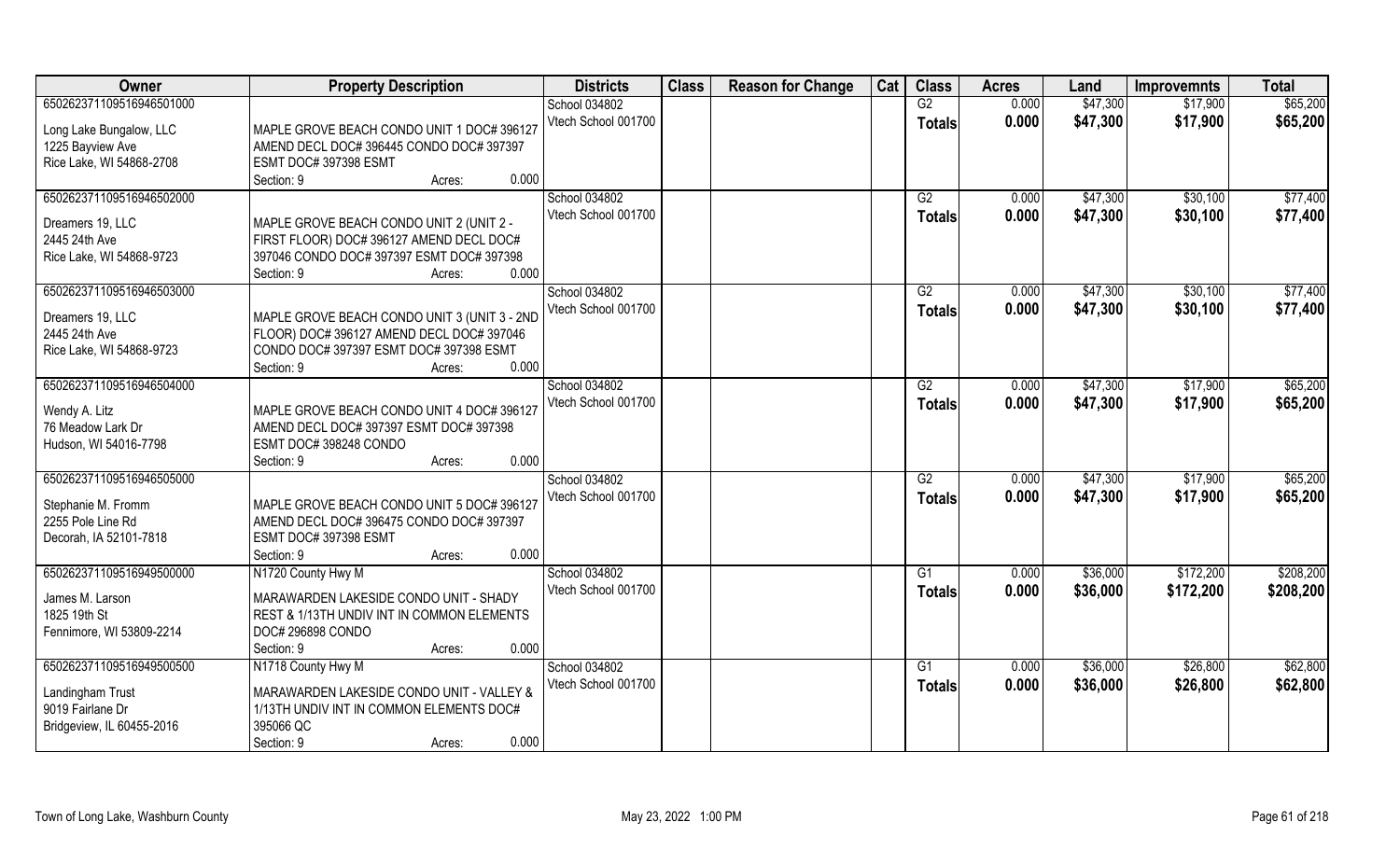| Owner | Property Description | Districts | Class | Reason for Change | Cat | Class | Acres | Land | Improvemnts | Total |
|---|---|---|---|---|---|---|---|---|---|---|
| 650262371109516946501000 | | School 034802 | | | | G2 | 0.000 | $47,300 | $17,900 | $65,200 |
| Long Lake Bungalow, LLC<br>1225 Bayview Ave<br>Rice Lake, WI 54868-2708 | MAPLE GROVE BEACH CONDO UNIT 1 DOC# 396127 AMEND DECL DOC# 396445 CONDO DOC# 397397 ESMT DOC# 397398 ESMT<br>Section: 9 Acres: 0.000 | Vtech School 001700 | | | | **Totals** | **0.000** | **$47,300** | **$17,900** | **$65,200** |
| 650262371109516946502000 | | School 034802 | | | | G2 | 0.000 | $47,300 | $30,100 | $77,400 |
| Dreamers 19, LLC<br>2445 24th Ave<br>Rice Lake, WI 54868-9723 | MAPLE GROVE BEACH CONDO UNIT 2 (UNIT 2 - FIRST FLOOR) DOC# 396127 AMEND DECL DOC# 397046 CONDO DOC# 397397 ESMT DOC# 397398<br>Section: 9 Acres: 0.000 | Vtech School 001700 | | | | **Totals** | **0.000** | **$47,300** | **$30,100** | **$77,400** |
| 650262371109516946503000 | | School 034802 | | | | G2 | 0.000 | $47,300 | $30,100 | $77,400 |
| Dreamers 19, LLC<br>2445 24th Ave<br>Rice Lake, WI 54868-9723 | MAPLE GROVE BEACH CONDO UNIT 3 (UNIT 3 - 2ND FLOOR) DOC# 396127 AMEND DECL DOC# 397046 CONDO DOC# 397397 ESMT DOC# 397398 ESMT<br>Section: 9 Acres: 0.000 | Vtech School 001700 | | | | **Totals** | **0.000** | **$47,300** | **$30,100** | **$77,400** |
| 650262371109516946504000 | | School 034802 | | | | G2 | 0.000 | $47,300 | $17,900 | $65,200 |
| Wendy A. Litz<br>76 Meadow Lark Dr<br>Hudson, WI 54016-7798 | MAPLE GROVE BEACH CONDO UNIT 4 DOC# 396127 AMEND DECL DOC# 397397 ESMT DOC# 397398 ESMT DOC# 398248 CONDO<br>Section: 9 Acres: 0.000 | Vtech School 001700 | | | | **Totals** | **0.000** | **$47,300** | **$17,900** | **$65,200** |
| 650262371109516946505000 | | School 034802 | | | | G2 | 0.000 | $47,300 | $17,900 | $65,200 |
| Stephanie M. Fromm<br>2255 Pole Line Rd<br>Decorah, IA 52101-7818 | MAPLE GROVE BEACH CONDO UNIT 5 DOC# 396127 AMEND DECL DOC# 396475 CONDO DOC# 397397 ESMT DOC# 397398 ESMT<br>Section: 9 Acres: 0.000 | Vtech School 001700 | | | | **Totals** | **0.000** | **$47,300** | **$17,900** | **$65,200** |
| 650262371109516949500000 | N1720 County Hwy M | School 034802 | | | | G1 | 0.000 | $36,000 | $172,200 | $208,200 |
| James M. Larson<br>1825 19th St<br>Fennimore, WI 53809-2214 | MARAWARDEN LAKESIDE CONDO UNIT - SHADY REST & 1/13TH UNDIV INT IN COMMON ELEMENTS DOC# 296898 CONDO<br>Section: 9 Acres: 0.000 | Vtech School 001700 | | | | **Totals** | **0.000** | **$36,000** | **$172,200** | **$208,200** |
| 650262371109516949500500 | N1718 County Hwy M | School 034802 | | | | G1 | 0.000 | $36,000 | $26,800 | $62,800 |
| Landingham Trust<br>9019 Fairlane Dr<br>Bridgeview, IL 60455-2016 | MARAWARDEN LAKESIDE CONDO UNIT - VALLEY & 1/13TH UNDIV INT IN COMMON ELEMENTS DOC# 395066 QC<br>Section: 9 Acres: 0.000 | Vtech School 001700 | | | | **Totals** | **0.000** | **$36,000** | **$26,800** | **$62,800** |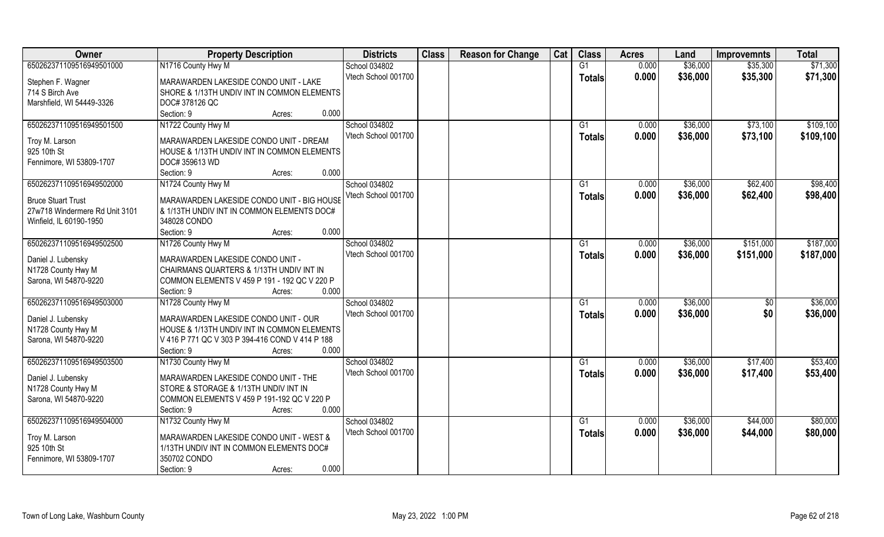| Owner | Property Description | Districts | Class | Reason for Change | Cat | Class | Acres | Land | Improvemnts | Total |
|---|---|---|---|---|---|---|---|---|---|---|
| 65026237110951694950100<br>Stephen F. Wagner<br>714 S Birch Ave<br>Marshfield, WI 54449-3326 | N1716 County Hwy M<br>MARAWARDEN LAKESIDE CONDO UNIT - LAKE SHORE & 1/13TH UNDIV INT IN COMMON ELEMENTS DOC# 378126 QC<br>Section: 9 Acres: 0.000 | School 034802<br>Vtech School 001700 | | | | G1<br>**Totals** | 0.000<br>**0.000** | $36,000<br>**$36,000** | $35,300<br>**$35,300** | $71,300<br>**$71,300** |
| 65026237110951694950150<br>Troy M. Larson<br>925 10th St<br>Fennimore, WI 53809-1707 | N1722 County Hwy M<br>MARAWARDEN LAKESIDE CONDO UNIT - DREAM HOUSE & 1/13TH UNDIV INT IN COMMON ELEMENTS DOC# 359613 WD<br>Section: 9 Acres: 0.000 | School 034802<br>Vtech School 001700 | | | | G1<br>**Totals** | 0.000<br>**0.000** | $36,000<br>**$36,000** | $73,100<br>**$73,100** | $109,100<br>**$109,100** |
| 65026237110951694950200<br>Bruce Stuart Trust<br>27w718 Windermere Rd Unit 3101<br>Winfield, IL 60190-1950 | N1724 County Hwy M<br>MARAWARDEN LAKESIDE CONDO UNIT - BIG HOUSE & 1/13TH UNDIV INT IN COMMON ELEMENTS DOC# 348028 CONDO<br>Section: 9 Acres: 0.000 | School 034802<br>Vtech School 001700 | | | | G1<br>**Totals** | 0.000<br>**0.000** | $36,000<br>**$36,000** | $62,400<br>**$62,400** | $98,400<br>**$98,400** |
| 65026237110951694950250<br>Daniel J. Lubensky<br>N1728 County Hwy M<br>Sarona, WI 54870-9220 | N1726 County Hwy M<br>MARAWARDEN LAKESIDE CONDO UNIT - CHAIRMANS QUARTERS & 1/13TH UNDIV INT IN COMMON ELEMENTS V 459 P 191 - 192 QC V 220 P<br>Section: 9 Acres: 0.000 | School 034802<br>Vtech School 001700 | | | | G1<br>**Totals** | 0.000<br>**0.000** | $36,000<br>**$36,000** | $151,000<br>**$151,000** | $187,000<br>**$187,000** |
| 65026237110951694950300<br>Daniel J. Lubensky<br>N1728 County Hwy M<br>Sarona, WI 54870-9220 | N1728 County Hwy M<br>MARAWARDEN LAKESIDE CONDO UNIT - OUR HOUSE & 1/13TH UNDIV INT IN COMMON ELEMENTS V 416 P 771 QC V 303 P 394-416 COND V 414 P 188<br>Section: 9 Acres: 0.000 | School 034802<br>Vtech School 001700 | | | | G1<br>**Totals** | 0.000<br>**0.000** | $36,000<br>**$36,000** | $0<br>**$0** | $36,000<br>**$36,000** |
| 65026237110951694950350<br>Daniel J. Lubensky<br>N1728 County Hwy M<br>Sarona, WI 54870-9220 | N1730 County Hwy M<br>MARAWARDEN LAKESIDE CONDO UNIT - THE STORE & STORAGE & 1/13TH UNDIV INT IN COMMON ELEMENTS V 459 P 191-192 QC V 220 P<br>Section: 9 Acres: 0.000 | School 034802<br>Vtech School 001700 | | | | G1<br>**Totals** | 0.000<br>**0.000** | $36,000<br>**$36,000** | $17,400<br>**$17,400** | $53,400<br>**$53,400** |
| 65026237110951694950400<br>Troy M. Larson<br>925 10th St<br>Fennimore, WI 53809-1707 | N1732 County Hwy M<br>MARAWARDEN LAKESIDE CONDO UNIT - WEST & 1/13TH UNDIV INT IN COMMON ELEMENTS DOC# 350702 CONDO<br>Section: 9 Acres: 0.000 | School 034802<br>Vtech School 001700 | | | | G1<br>**Totals** | 0.000<br>**0.000** | $36,000<br>**$36,000** | $44,000<br>**$44,000** | $80,000<br>**$80,000** |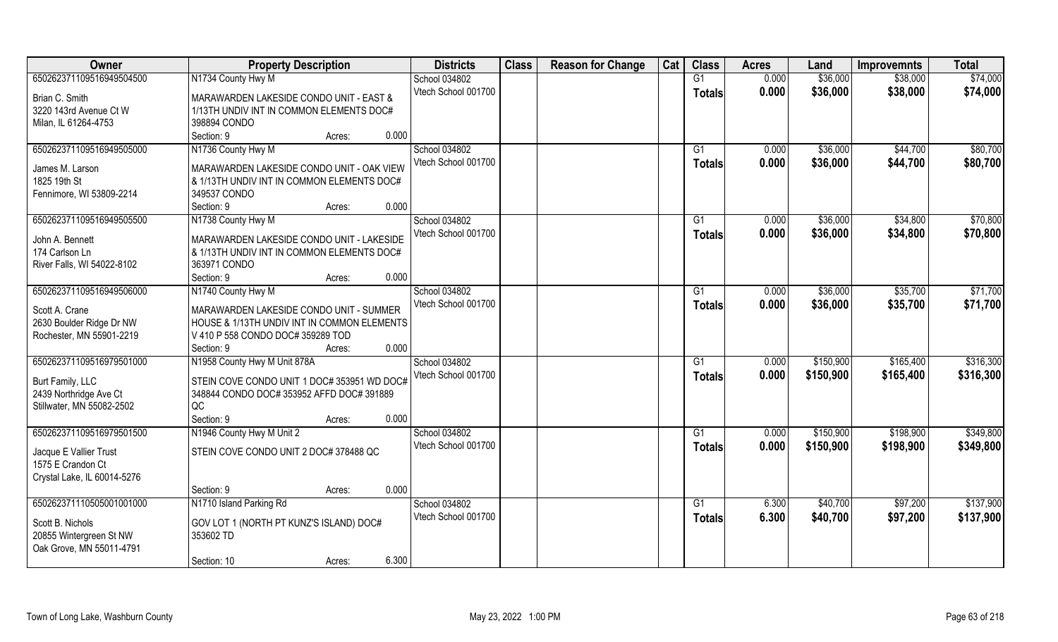| Owner | Property Description | | Districts | Class | Reason for Change | Cat | Class | Acres | Land | Improvemnts | Total |
|---|---|---|---|---|---|---|---|---|---|---|---|
| 650262371109516949504500 | N1734 County Hwy M | | School 034802 | | | | G1 | 0.000 | $36,000 | $38,000 | $74,000 |
| Brian C. Smith<br>3220 143rd Avenue Ct W<br>Milan, IL 61264-4753 | MARAWARDEN LAKESIDE CONDO UNIT - EAST & 1/13TH UNDIV INT IN COMMON ELEMENTS DOC# 398894 CONDO | | Vtech School 001700 | | | | **Totals** | **0.000** | **$36,000** | **$38,000** | **$74,000** |
| | Section: 9 | Acres: 0.000 | | | | | | | | | |
| 650262371109516949505000 | N1736 County Hwy M | | School 034802 | | | | G1 | 0.000 | $36,000 | $44,700 | $80,700 |
| James M. Larson<br>1825 19th St<br>Fennimore, WI 53809-2214 | MARAWARDEN LAKESIDE CONDO UNIT - OAK VIEW & 1/13TH UNDIV INT IN COMMON ELEMENTS DOC# 349537 CONDO | | Vtech School 001700 | | | | **Totals** | **0.000** | **$36,000** | **$44,700** | **$80,700** |
| | Section: 9 | Acres: 0.000 | | | | | | | | | |
| 650262371109516949505500 | N1738 County Hwy M | | School 034802 | | | | G1 | 0.000 | $36,000 | $34,800 | $70,800 |
| John A. Bennett<br>174 Carlson Ln<br>River Falls, WI 54022-8102 | MARAWARDEN LAKESIDE CONDO UNIT - LAKESIDE & 1/13TH UNDIV INT IN COMMON ELEMENTS DOC# 363971 CONDO | | Vtech School 001700 | | | | **Totals** | **0.000** | **$36,000** | **$34,800** | **$70,800** |
| | Section: 9 | Acres: 0.000 | | | | | | | | | |
| 650262371109516949506000 | N1740 County Hwy M | | School 034802 | | | | G1 | 0.000 | $36,000 | $35,700 | $71,700 |
| Scott A. Crane<br>2630 Boulder Ridge Dr NW<br>Rochester, MN 55901-2219 | MARAWARDEN LAKESIDE CONDO UNIT - SUMMER HOUSE & 1/13TH UNDIV INT IN COMMON ELEMENTS V 410 P 558 CONDO DOC# 359289 TOD | | Vtech School 001700 | | | | **Totals** | **0.000** | **$36,000** | **$35,700** | **$71,700** |
| | Section: 9 | Acres: 0.000 | | | | | | | | | |
| 650262371109516979501000 | N1958 County Hwy M Unit 878A | | School 034802 | | | | G1 | 0.000 | $150,900 | $165,400 | $316,300 |
| Burt Family, LLC<br>2439 Northridge Ave Ct<br>Stillwater, MN 55082-2502 | STEIN COVE CONDO UNIT 1 DOC# 353951 WD DOC# 348844 CONDO DOC# 353952 AFFD DOC# 391889 QC | | Vtech School 001700 | | | | **Totals** | **0.000** | **$150,900** | **$165,400** | **$316,300** |
| | Section: 9 | Acres: 0.000 | | | | | | | | | |
| 650262371109516979501500 | N1946 County Hwy M Unit 2 | | School 034802 | | | | G1 | 0.000 | $150,900 | $198,900 | $349,800 |
| Jacque E Vallier Trust<br>1575 E Crandon Ct<br>Crystal Lake, IL 60014-5276 | STEIN COVE CONDO UNIT 2 DOC# 378488 QC | | Vtech School 001700 | | | | **Totals** | **0.000** | **$150,900** | **$198,900** | **$349,800** |
| | Section: 9 | Acres: 0.000 | | | | | | | | | |
| 650262371110505001001000 | N1710 Island Parking Rd | | School 034802 | | | | G1 | 6.300 | $40,700 | $97,200 | $137,900 |
| Scott B. Nichols<br>20855 Wintergreen St NW<br>Oak Grove, MN 55011-4791 | GOV LOT 1 (NORTH PT KUNZ'S ISLAND) DOC# 353602 TD | | Vtech School 001700 | | | | **Totals** | **6.300** | **$40,700** | **$97,200** | **$137,900** |
| | Section: 10 | Acres: 6.300 | | | | | | | | | |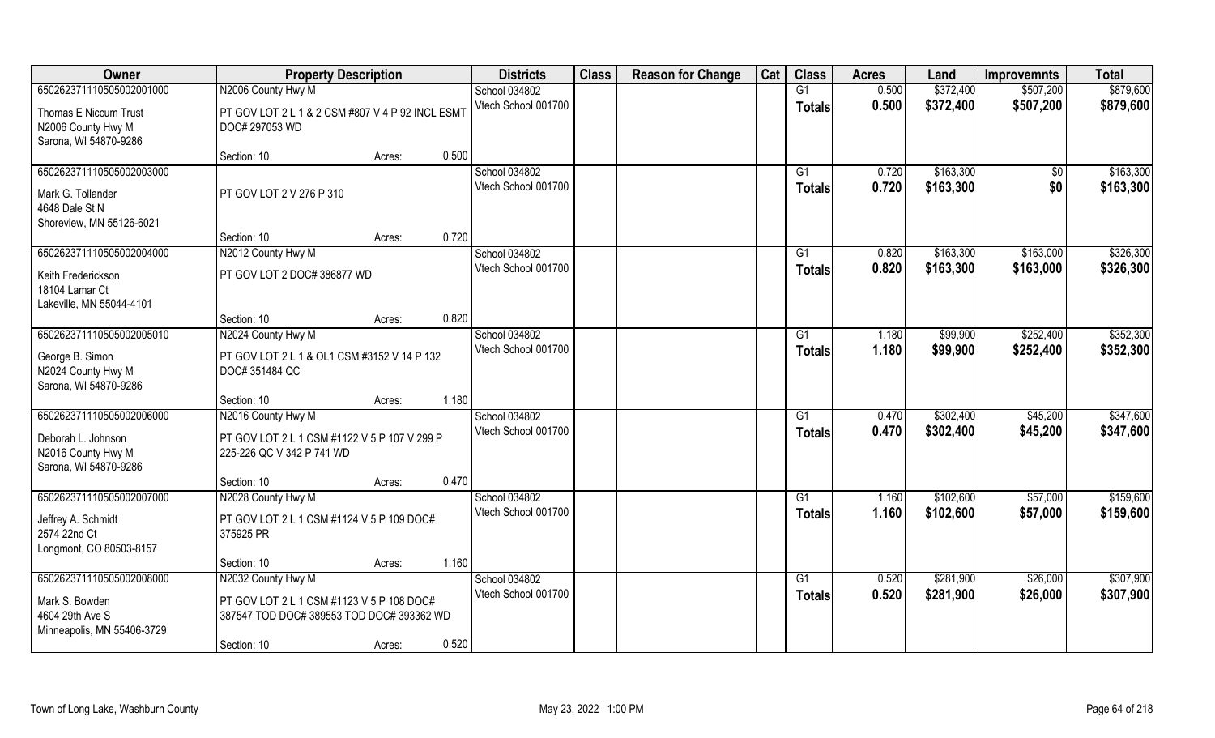| Owner | Property Description | | | Districts | Class | Reason for Change | Cat | Class | Acres | Land | Improvemnts | Total |
|---|---|---|---|---|---|---|---|---|---|---|---|---|
| 65026237111050500200100 0 | N2006 County Hwy M | | | School 034802 | | | | G1 | 0.500 | $372,400 | $507,200 | $879,600 |
| Thomas E Niccum Trust<br>N2006 County Hwy M<br>Sarona, WI 54870-9286 | PT GOV LOT 2 L 1 & 2 CSM #807 V 4 P 92 INCL ESMT DOC# 297053 WD | | | Vtech School 001700 | | | | Totals | 0.500 | $372,400 | $507,200 | $879,600 |
| | Section: 10 | Acres: | 0.500 | | | | | | | | | |
| 650262371110505002003000 | | | | School 034802 | | | | G1 | 0.720 | $163,300 | $0 | $163,300 |
| Mark G. Tollander<br>4648 Dale St N<br>Shoreview, MN 55126-6021 | PT GOV LOT 2 V 276 P 310 | | | Vtech School 001700 | | | | Totals | 0.720 | $163,300 | $0 | $163,300 |
| | Section: 10 | Acres: | 0.720 | | | | | | | | | |
| 650262371110505002004000 | N2012 County Hwy M | | | School 034802 | | | | G1 | 0.820 | $163,300 | $163,000 | $326,300 |
| Keith Frederickson<br>18104 Lamar Ct<br>Lakeville, MN 55044-4101 | PT GOV LOT 2 DOC# 386877 WD | | | Vtech School 001700 | | | | Totals | 0.820 | $163,300 | $163,000 | $326,300 |
| | Section: 10 | Acres: | 0.820 | | | | | | | | | |
| 650262371110505002005010 | N2024 County Hwy M | | | School 034802 | | | | G1 | 1.180 | $99,900 | $252,400 | $352,300 |
| George B. Simon<br>N2024 County Hwy M<br>Sarona, WI 54870-9286 | PT GOV LOT 2 L 1 & OL1 CSM #3152 V 14 P 132 DOC# 351484 QC | | | Vtech School 001700 | | | | Totals | 1.180 | $99,900 | $252,400 | $352,300 |
| | Section: 10 | Acres: | 1.180 | | | | | | | | | |
| 650262371110505002006000 | N2016 County Hwy M | | | School 034802 | | | | G1 | 0.470 | $302,400 | $45,200 | $347,600 |
| Deborah L. Johnson<br>N2016 County Hwy M<br>Sarona, WI 54870-9286 | PT GOV LOT 2 L 1 CSM #1122 V 5 P 107 V 299 P 225-226 QC V 342 P 741 WD | | | Vtech School 001700 | | | | Totals | 0.470 | $302,400 | $45,200 | $347,600 |
| | Section: 10 | Acres: | 0.470 | | | | | | | | | |
| 650262371110505002007000 | N2028 County Hwy M | | | School 034802 | | | | G1 | 1.160 | $102,600 | $57,000 | $159,600 |
| Jeffrey A. Schmidt<br>2574 22nd Ct<br>Longmont, CO 80503-8157 | PT GOV LOT 2 L 1 CSM #1124 V 5 P 109 DOC# 375925 PR | | | Vtech School 001700 | | | | Totals | 1.160 | $102,600 | $57,000 | $159,600 |
| | Section: 10 | Acres: | 1.160 | | | | | | | | | |
| 650262371110505002008000 | N2032 County Hwy M | | | School 034802 | | | | G1 | 0.520 | $281,900 | $26,000 | $307,900 |
| Mark S. Bowden<br>4604 29th Ave S<br>Minneapolis, MN 55406-3729 | PT GOV LOT 2 L 1 CSM #1123 V 5 P 108 DOC# 387547 TOD DOC# 389553 TOD DOC# 393362 WD | | | Vtech School 001700 | | | | Totals | 0.520 | $281,900 | $26,000 | $307,900 |
| | Section: 10 | Acres: | 0.520 | | | | | | | | | |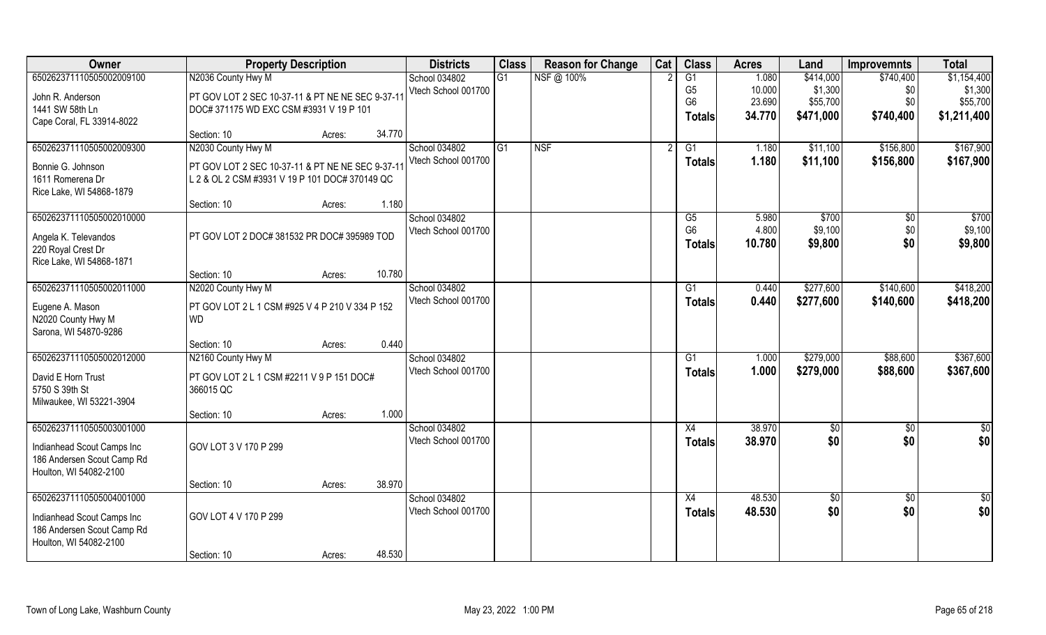| Owner | Property Description | | | Districts | Class | Reason for Change | Cat | Class | Acres | Land | Improvemnts | Total |
|---|---|---|---|---|---|---|---|---|---|---|---|---|
| 65026237111050500200910 0 | N2036 County Hwy M | | | School 034802 | G1 | NSF @ 100% | 2 | G1 | 1.080 | $414,000 | $740,400 | $1,154,400 |
| John R. Anderson | PT GOV LOT 2 SEC 10-37-11 & PT NE NE SEC 9-37-11 | | | Vtech School 001700 | | | | G5 | 10.000 | $1,300 | $0 | $1,300 |
| 1441 SW 58th Ln | DOC# 371175 WD EXC CSM #3931 V 19 P 101 | | | | | | | G6 | 23.690 | $55,700 | $0 | $55,700 |
| Cape Coral, FL 33914-8022 | | | | | | | | **Totals** | **34.770** | **$471,000** | **$740,400** | **$1,211,400** |
| | Section: 10 | Acres: | 34.770 | | | | | | | | | |
| 650262371110505002009300 | N2030 County Hwy M | | | School 034802 | G1 | NSF | 2 | G1 | 1.180 | $11,100 | $156,800 | $167,900 |
| Bonnie G. Johnson | PT GOV LOT 2 SEC 10-37-11 & PT NE NE SEC 9-37-11 | | | Vtech School 001700 | | | | **Totals** | **1.180** | **$11,100** | **$156,800** | **$167,900** |
| 1611 Romerena Dr | L 2 & OL 2 CSM #3931 V 19 P 101 DOC# 370149 QC | | | | | | | | | | | |
| Rice Lake, WI 54868-1879 | | | | | | | | | | | | |
| | Section: 10 | Acres: | 1.180 | | | | | | | | | |
| 650262371110505002010000 | | | | School 034802 | | | | G5 | 5.980 | $700 | $0 | $700 |
| Angela K. Televandos | PT GOV LOT 2 DOC# 381532 PR DOC# 395989 TOD | | | Vtech School 001700 | | | | G6 | 4.800 | $9,100 | $0 | $9,100 |
| 220 Royal Crest Dr | | | | | | | | **Totals** | **10.780** | **$9,800** | **$0** | **$9,800** |
| Rice Lake, WI 54868-1871 | | | | | | | | | | | | |
| | Section: 10 | Acres: | 10.780 | | | | | | | | | |
| 650262371110505002011000 | N2020 County Hwy M | | | School 034802 | | | | G1 | 0.440 | $277,600 | $140,600 | $418,200 |
| Eugene A. Mason | PT GOV LOT 2 L 1 CSM #925 V 4 P 210 V 334 P 152 | | | Vtech School 001700 | | | | **Totals** | **0.440** | **$277,600** | **$140,600** | **$418,200** |
| N2020 County Hwy M | WD | | | | | | | | | | | |
| Sarona, WI 54870-9286 | | | | | | | | | | | | |
| | Section: 10 | Acres: | 0.440 | | | | | | | | | |
| 650262371110505002012000 | N2160 County Hwy M | | | School 034802 | | | | G1 | 1.000 | $279,000 | $88,600 | $367,600 |
| David E Horn Trust | PT GOV LOT 2 L 1 CSM #2211 V 9 P 151 DOC# | | | Vtech School 001700 | | | | **Totals** | **1.000** | **$279,000** | **$88,600** | **$367,600** |
| 5750 S 39th St | 366015 QC | | | | | | | | | | | |
| Milwaukee, WI 53221-3904 | | | | | | | | | | | | |
| | Section: 10 | Acres: | 1.000 | | | | | | | | | |
| 650262371110505003001000 | | | | School 034802 | | | | X4 | 38.970 | $0 | $0 | $0 |
| Indianhead Scout Camps Inc | GOV LOT 3 V 170 P 299 | | | Vtech School 001700 | | | | **Totals** | **38.970** | **$0** | **$0** | **$0** |
| 186 Andersen Scout Camp Rd | | | | | | | | | | | | |
| Houlton, WI 54082-2100 | | | | | | | | | | | | |
| | Section: 10 | Acres: | 38.970 | | | | | | | | | |
| 650262371110505004001000 | | | | School 034802 | | | | X4 | 48.530 | $0 | $0 | $0 |
| Indianhead Scout Camps Inc | GOV LOT 4 V 170 P 299 | | | Vtech School 001700 | | | | **Totals** | **48.530** | **$0** | **$0** | **$0** |
| 186 Andersen Scout Camp Rd | | | | | | | | | | | | |
| Houlton, WI 54082-2100 | | | | | | | | | | | | |
| | Section: 10 | Acres: | 48.530 | | | | | | | | | |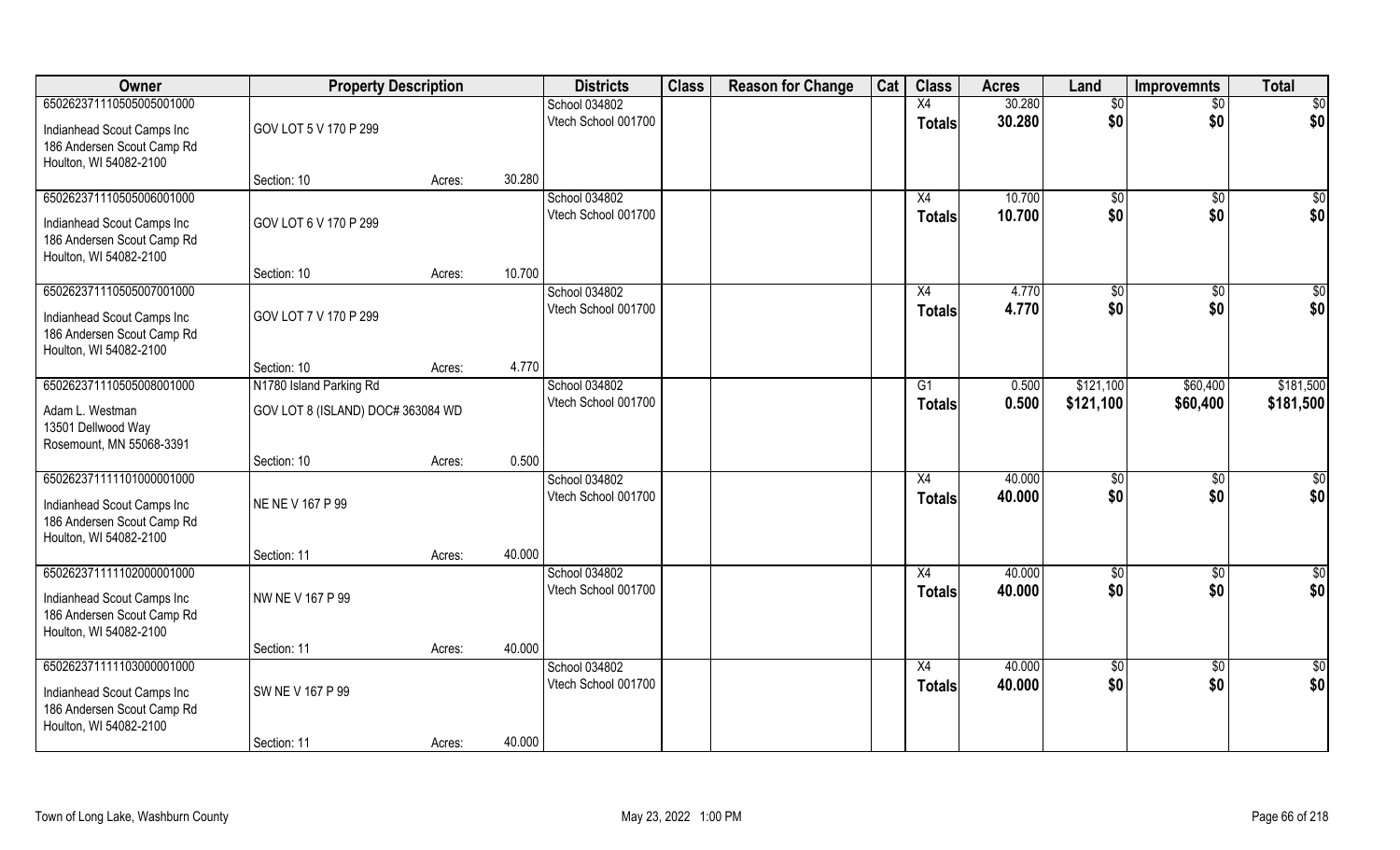| Owner | Property Description | | | Districts | Class | Reason for Change | Cat | Class | Acres | Land | Improvemnts | Total |
|---|---|---|---|---|---|---|---|---|---|---|---|---|
| 65026237111050505001000 | | | | School 034802 | | | | X4 | 30.280 | $0 | $0 | $0 |
| Indianhead Scout Camps Inc<br>186 Andersen Scout Camp Rd<br>Houlton, WI 54082-2100 | GOV LOT 5 V 170 P 299 | | | Vtech School 001700 | | | | Totals | 30.280 | $0 | $0 | $0 |
| | Section: 10 | Acres: | 30.280 | | | | | | | | | |
| 65026237111050505006001000 | | | | School 034802 | | | | X4 | 10.700 | $0 | $0 | $0 |
| Indianhead Scout Camps Inc<br>186 Andersen Scout Camp Rd<br>Houlton, WI 54082-2100 | GOV LOT 6 V 170 P 299 | | | Vtech School 001700 | | | | Totals | 10.700 | $0 | $0 | $0 |
| | Section: 10 | Acres: | 10.700 | | | | | | | | | |
| 65026237111050505007001000 | | | | School 034802 | | | | X4 | 4.770 | $0 | $0 | $0 |
| Indianhead Scout Camps Inc<br>186 Andersen Scout Camp Rd<br>Houlton, WI 54082-2100 | GOV LOT 7 V 170 P 299 | | | Vtech School 001700 | | | | Totals | 4.770 | $0 | $0 | $0 |
| | Section: 10 | Acres: | 4.770 | | | | | | | | | |
| 65026237111050505008001000 | N1780 Island Parking Rd | | | School 034802 | | | | G1 | 0.500 | $121,100 | $60,400 | $181,500 |
| Adam L. Westman<br>13501 Dellwood Way<br>Rosemount, MN 55068-3391 | GOV LOT 8 (ISLAND) DOC# 363084 WD | | | Vtech School 001700 | | | | Totals | 0.500 | $121,100 | $60,400 | $181,500 |
| | Section: 10 | Acres: | 0.500 | | | | | | | | | |
| 65026237111111101000001000 | | | | School 034802 | | | | X4 | 40.000 | $0 | $0 | $0 |
| Indianhead Scout Camps Inc<br>186 Andersen Scout Camp Rd<br>Houlton, WI 54082-2100 | NE NE V 167 P 99 | | | Vtech School 001700 | | | | Totals | 40.000 | $0 | $0 | $0 |
| | Section: 11 | Acres: | 40.000 | | | | | | | | | |
| 65026237111111102000001000 | | | | School 034802 | | | | X4 | 40.000 | $0 | $0 | $0 |
| Indianhead Scout Camps Inc<br>186 Andersen Scout Camp Rd<br>Houlton, WI 54082-2100 | NW NE V 167 P 99 | | | Vtech School 001700 | | | | Totals | 40.000 | $0 | $0 | $0 |
| | Section: 11 | Acres: | 40.000 | | | | | | | | | |
| 65026237111111103000001000 | | | | School 034802 | | | | X4 | 40.000 | $0 | $0 | $0 |
| Indianhead Scout Camps Inc<br>186 Andersen Scout Camp Rd<br>Houlton, WI 54082-2100 | SW NE V 167 P 99 | | | Vtech School 001700 | | | | Totals | 40.000 | $0 | $0 | $0 |
| | Section: 11 | Acres: | 40.000 | | | | | | | | | |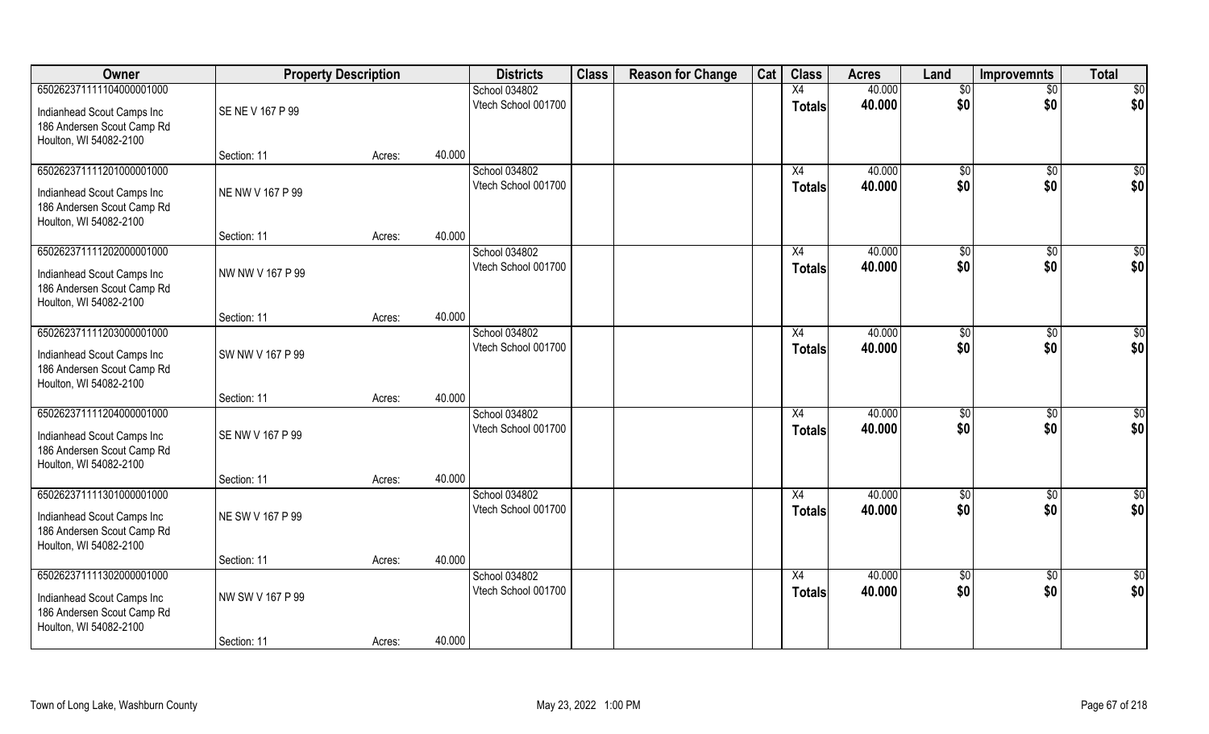| Owner | Property Description | | | Districts | Class | Reason for Change | Cat | Class | Acres | Land | Improvemnts | Total |
|---|---|---|---|---|---|---|---|---|---|---|---|---|
| 65026237111104000001000 | | | | School 034802 | | | | X4 | 40.000 | $0 | $0 | $0 |
| Indianhead Scout Camps Inc<br>186 Andersen Scout Camp Rd<br>Houlton, WI 54082-2100 | SE NE V 167 P 99 | | | Vtech School 001700 | | | | Totals | 40.000 | $0 | $0 | $0 |
| | Section: 11 | Acres: | 40.000 | | | | | | | | | |
| 65026237111201000001000 | | | | School 034802 | | | | X4 | 40.000 | $0 | $0 | $0 |
| Indianhead Scout Camps Inc<br>186 Andersen Scout Camp Rd<br>Houlton, WI 54082-2100 | NE NW V 167 P 99 | | | Vtech School 001700 | | | | Totals | 40.000 | $0 | $0 | $0 |
| | Section: 11 | Acres: | 40.000 | | | | | | | | | |
| 65026237111202000001000 | | | | School 034802 | | | | X4 | 40.000 | $0 | $0 | $0 |
| Indianhead Scout Camps Inc<br>186 Andersen Scout Camp Rd<br>Houlton, WI 54082-2100 | NW NW V 167 P 99 | | | Vtech School 001700 | | | | Totals | 40.000 | $0 | $0 | $0 |
| | Section: 11 | Acres: | 40.000 | | | | | | | | | |
| 65026237111203000001000 | | | | School 034802 | | | | X4 | 40.000 | $0 | $0 | $0 |
| Indianhead Scout Camps Inc<br>186 Andersen Scout Camp Rd<br>Houlton, WI 54082-2100 | SW NW V 167 P 99 | | | Vtech School 001700 | | | | Totals | 40.000 | $0 | $0 | $0 |
| | Section: 11 | Acres: | 40.000 | | | | | | | | | |
| 65026237111204000001000 | | | | School 034802 | | | | X4 | 40.000 | $0 | $0 | $0 |
| Indianhead Scout Camps Inc<br>186 Andersen Scout Camp Rd<br>Houlton, WI 54082-2100 | SE NW V 167 P 99 | | | Vtech School 001700 | | | | Totals | 40.000 | $0 | $0 | $0 |
| | Section: 11 | Acres: | 40.000 | | | | | | | | | |
| 65026237111301000001000 | | | | School 034802 | | | | X4 | 40.000 | $0 | $0 | $0 |
| Indianhead Scout Camps Inc<br>186 Andersen Scout Camp Rd<br>Houlton, WI 54082-2100 | NE SW V 167 P 99 | | | Vtech School 001700 | | | | Totals | 40.000 | $0 | $0 | $0 |
| | Section: 11 | Acres: | 40.000 | | | | | | | | | |
| 65026237111302000001000 | | | | School 034802 | | | | X4 | 40.000 | $0 | $0 | $0 |
| Indianhead Scout Camps Inc<br>186 Andersen Scout Camp Rd<br>Houlton, WI 54082-2100 | NW SW V 167 P 99 | | | Vtech School 001700 | | | | Totals | 40.000 | $0 | $0 | $0 |
| | Section: 11 | Acres: | 40.000 | | | | | | | | | |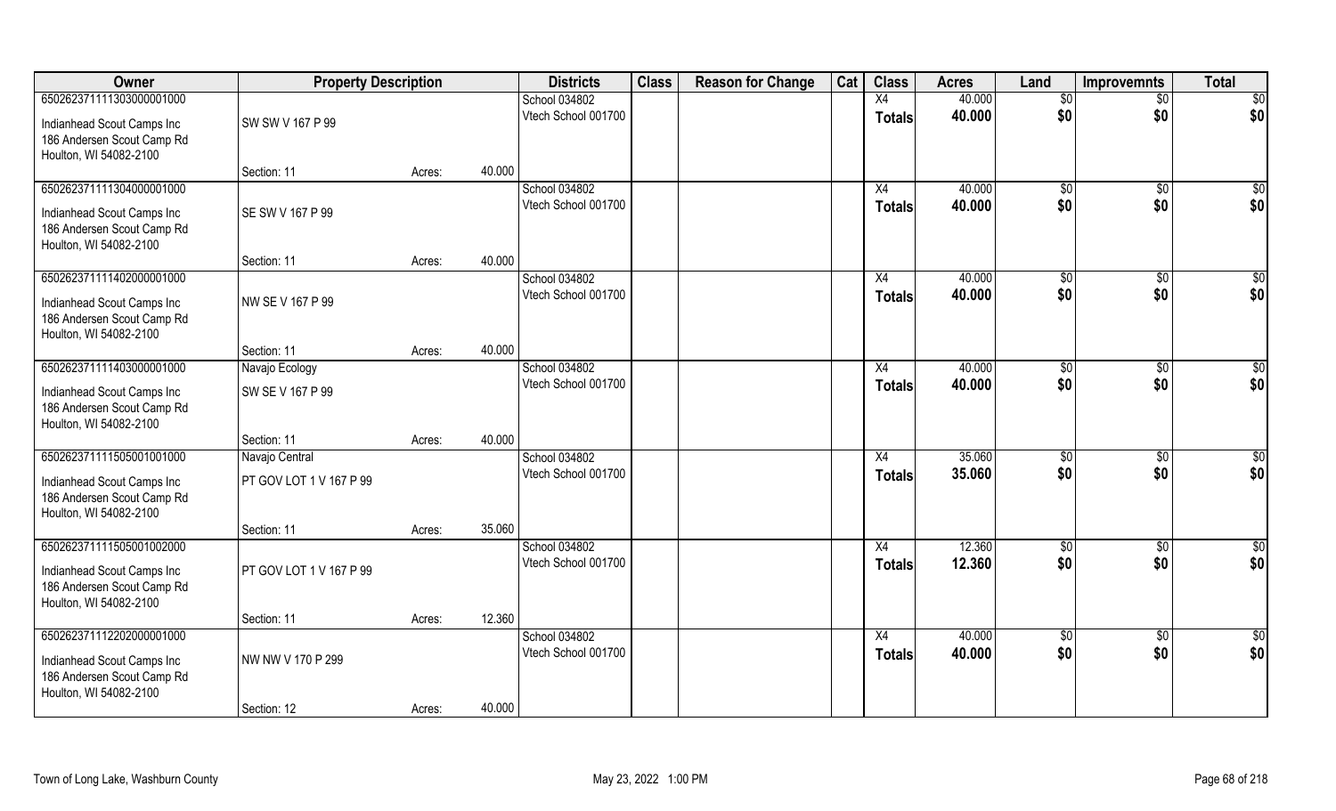| Owner | Property Description | | | Districts | Class | Reason for Change | Cat | Class | Acres | Land | Improvemnts | Total |
|---|---|---|---|---|---|---|---|---|---|---|---|---|
| 65026237111303000001000 | | | | School 034802 | | | | X4 | 40.000 | $0 | $0 | $0 |
| Indianhead Scout Camps Inc<br>186 Andersen Scout Camp Rd<br>Houlton, WI 54082-2100 | SW SW V 167 P 99 | | | Vtech School 001700 | | | | Totals | 40.000 | $0 | $0 | $0 |
| | Section: 11 | Acres: | 40.000 | | | | | | | | | |
| 65026237111304000001000 | | | | School 034802 | | | | X4 | 40.000 | $0 | $0 | $0 |
| Indianhead Scout Camps Inc<br>186 Andersen Scout Camp Rd<br>Houlton, WI 54082-2100 | SE SW V 167 P 99 | | | Vtech School 001700 | | | | Totals | 40.000 | $0 | $0 | $0 |
| | Section: 11 | Acres: | 40.000 | | | | | | | | | |
| 65026237111402000001000 | | | | School 034802 | | | | X4 | 40.000 | $0 | $0 | $0 |
| Indianhead Scout Camps Inc<br>186 Andersen Scout Camp Rd<br>Houlton, WI 54082-2100 | NW SE V 167 P 99 | | | Vtech School 001700 | | | | Totals | 40.000 | $0 | $0 | $0 |
| | Section: 11 | Acres: | 40.000 | | | | | | | | | |
| 65026237111403000001000 | Navajo Ecology | | | School 034802 | | | | X4 | 40.000 | $0 | $0 | $0 |
| Indianhead Scout Camps Inc<br>186 Andersen Scout Camp Rd<br>Houlton, WI 54082-2100 | SW SE V 167 P 99 | | | Vtech School 001700 | | | | Totals | 40.000 | $0 | $0 | $0 |
| | Section: 11 | Acres: | 40.000 | | | | | | | | | |
| 65026237111505001001000 | Navajo Central | | | School 034802 | | | | X4 | 35.060 | $0 | $0 | $0 |
| Indianhead Scout Camps Inc<br>186 Andersen Scout Camp Rd<br>Houlton, WI 54082-2100 | PT GOV LOT 1 V 167 P 99 | | | Vtech School 001700 | | | | Totals | 35.060 | $0 | $0 | $0 |
| | Section: 11 | Acres: | 35.060 | | | | | | | | | |
| 65026237111505001002000 | | | | School 034802 | | | | X4 | 12.360 | $0 | $0 | $0 |
| Indianhead Scout Camps Inc<br>186 Andersen Scout Camp Rd<br>Houlton, WI 54082-2100 | PT GOV LOT 1 V 167 P 99 | | | Vtech School 001700 | | | | Totals | 12.360 | $0 | $0 | $0 |
| | Section: 11 | Acres: | 12.360 | | | | | | | | | |
| 65026237112202000001000 | | | | School 034802 | | | | X4 | 40.000 | $0 | $0 | $0 |
| Indianhead Scout Camps Inc<br>186 Andersen Scout Camp Rd<br>Houlton, WI 54082-2100 | NW NW V 170 P 299 | | | Vtech School 001700 | | | | Totals | 40.000 | $0 | $0 | $0 |
| | Section: 12 | Acres: | 40.000 | | | | | | | | | |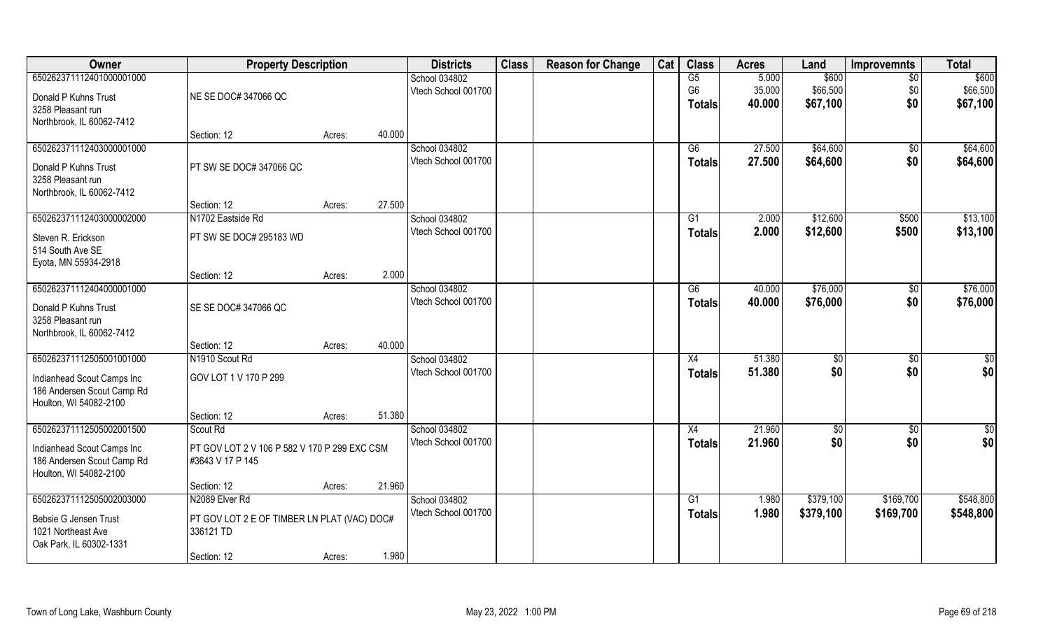| Owner | Property Description | | | Districts | Class | Reason for Change | Cat | Class | Acres | Land | Improvemnts | Total |
|---|---|---|---|---|---|---|---|---|---|---|---|---|
| 65026237111240100001000 | | | | School 034802 | | | | G5 | 5.000 | $600 | $0 | $600 |
| Donald P Kuhns Trust | NE SE DOC# 347066 QC | | | Vtech School 001700 | | | | G6 | 35.000 | $66,500 | $0 | $66,500 |
| 3258 Pleasant run | | | | | | | | **Totals** | **40.000** | **$67,100** | **$0** | **$67,100** |
| Northbrook, IL 60062-7412 | | | | | | | | | | | | |
| | Section: 12 | Acres: | 40.000 | | | | | | | | | |
| 65026237111240300001000 | | | | School 034802 | | | | G6 | 27.500 | $64,600 | $0 | $64,600 |
| Donald P Kuhns Trust | PT SW SE DOC# 347066 QC | | | Vtech School 001700 | | | | **Totals** | **27.500** | **$64,600** | **$0** | **$64,600** |
| 3258 Pleasant run | | | | | | | | | | | | |
| Northbrook, IL 60062-7412 | | | | | | | | | | | | |
| | Section: 12 | Acres: | 27.500 | | | | | | | | | |
| 65026237111240300002000 | N1702 Eastside Rd | | | School 034802 | | | | G1 | 2.000 | $12,600 | $500 | $13,100 |
| Steven R. Erickson | PT SW SE DOC# 295183 WD | | | Vtech School 001700 | | | | **Totals** | **2.000** | **$12,600** | **$500** | **$13,100** |
| 514 South Ave SE | | | | | | | | | | | | |
| Eyota, MN 55934-2918 | | | | | | | | | | | | |
| | Section: 12 | Acres: | 2.000 | | | | | | | | | |
| 65026237111240400001000 | | | | School 034802 | | | | G6 | 40.000 | $76,000 | $0 | $76,000 |
| Donald P Kuhns Trust | SE SE DOC# 347066 QC | | | Vtech School 001700 | | | | **Totals** | **40.000** | **$76,000** | **$0** | **$76,000** |
| 3258 Pleasant run | | | | | | | | | | | | |
| Northbrook, IL 60062-7412 | | | | | | | | | | | | |
| | Section: 12 | Acres: | 40.000 | | | | | | | | | |
| 65026237111250500100100 | N1910 Scout Rd | | | School 034802 | | | | X4 | 51.380 | $0 | $0 | $0 |
| Indianhead Scout Camps Inc | GOV LOT 1 V 170 P 299 | | | Vtech School 001700 | | | | **Totals** | **51.380** | **$0** | **$0** | **$0** |
| 186 Andersen Scout Camp Rd | | | | | | | | | | | | |
| Houlton, WI 54082-2100 | | | | | | | | | | | | |
| | Section: 12 | Acres: | 51.380 | | | | | | | | | |
| 65026237111250500200150 | Scout Rd | | | School 034802 | | | | X4 | 21.960 | $0 | $0 | $0 |
| Indianhead Scout Camps Inc | PT GOV LOT 2 V 106 P 582 V 170 P 299 EXC CSM #3643 V 17 P 145 | | | Vtech School 001700 | | | | **Totals** | **21.960** | **$0** | **$0** | **$0** |
| 186 Andersen Scout Camp Rd | | | | | | | | | | | | |
| Houlton, WI 54082-2100 | | | | | | | | | | | | |
| | Section: 12 | Acres: | 21.960 | | | | | | | | | |
| 65026237111250500200300 | N2089 Elver Rd | | | School 034802 | | | | G1 | 1.980 | $379,100 | $169,700 | $548,800 |
| Bebsie G Jensen Trust | PT GOV LOT 2 E OF TIMBER LN PLAT (VAC) DOC# 336121 TD | | | Vtech School 001700 | | | | **Totals** | **1.980** | **$379,100** | **$169,700** | **$548,800** |
| 1021 Northeast Ave | | | | | | | | | | | | |
| Oak Park, IL 60302-1331 | | | | | | | | | | | | |
| | Section: 12 | Acres: | 1.980 | | | | | | | | | |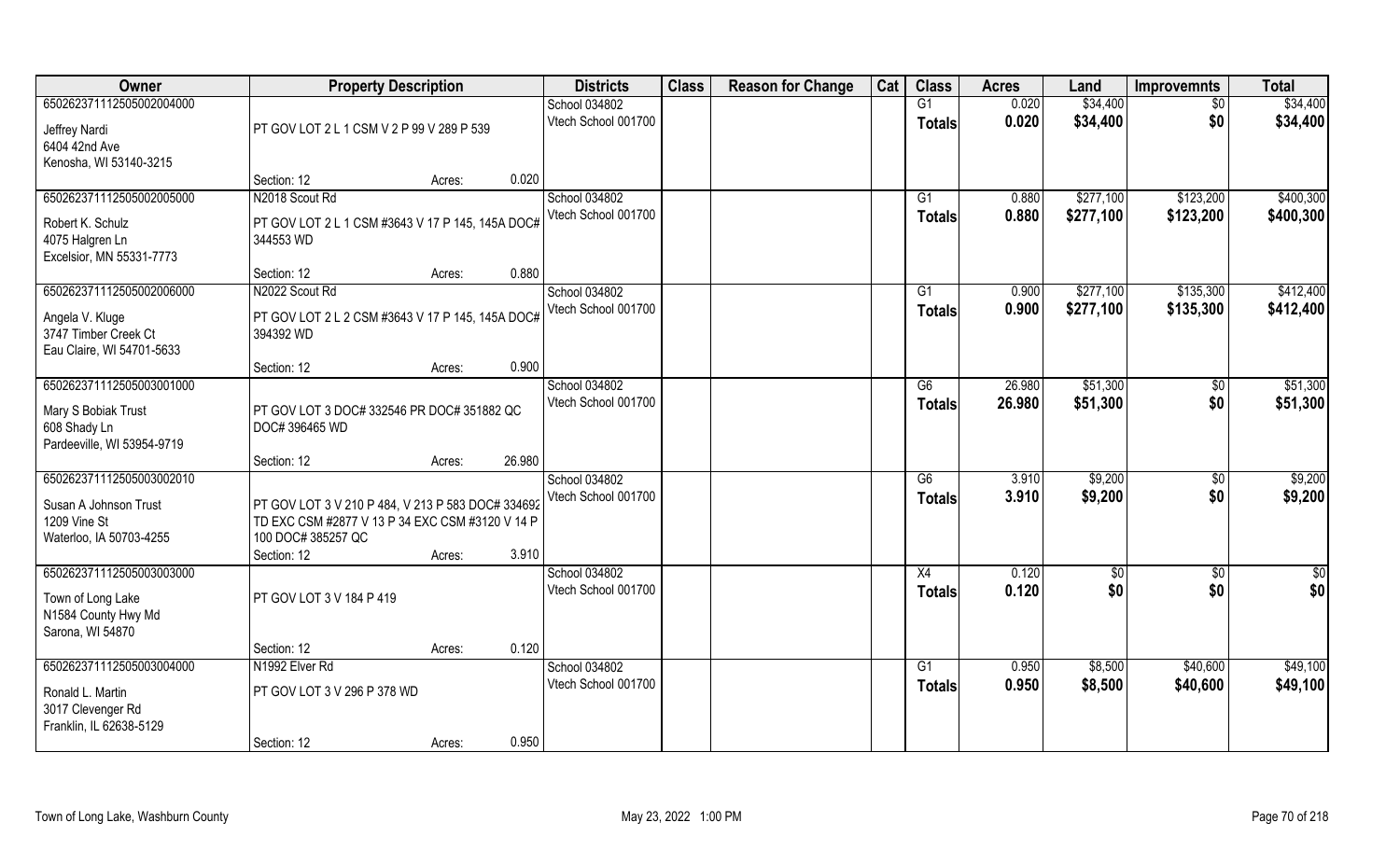| Owner | Property Description | | | Districts | Class | Reason for Change | Cat | Class | Acres | Land | Improvemnts | Total |
|---|---|---|---|---|---|---|---|---|---|---|---|---|
| 65026237112505002004000 | | | | School 034802 | | | | G1 | 0.020 | $34,400 | $0 | $34,400 |
| Jeffrey Nardi<br>6404 42nd Ave<br>Kenosha, WI 53140-3215 | PT GOV LOT 2 L 1 CSM V 2 P 99 V 289 P 539 | | | Vtech School 001700 | | | | Totals | 0.020 | $34,400 | $0 | $34,400 |
| | Section: 12 | Acres: | 0.020 | | | | | | | | | |
| 65026237112505002005000 | N2018 Scout Rd | | | School 034802 | | | | G1 | 0.880 | $277,100 | $123,200 | $400,300 |
| Robert K. Schulz<br>4075 Halgren Ln<br>Excelsior, MN 55331-7773 | PT GOV LOT 2 L 1 CSM #3643 V 17 P 145, 145A DOC# 344553 WD | | | Vtech School 001700 | | | | Totals | 0.880 | $277,100 | $123,200 | $400,300 |
| | Section: 12 | Acres: | 0.880 | | | | | | | | | |
| 65026237112505002006000 | N2022 Scout Rd | | | School 034802 | | | | G1 | 0.900 | $277,100 | $135,300 | $412,400 |
| Angela V. Kluge<br>3747 Timber Creek Ct<br>Eau Claire, WI 54701-5633 | PT GOV LOT 2 L 2 CSM #3643 V 17 P 145, 145A DOC# 394392 WD | | | Vtech School 001700 | | | | Totals | 0.900 | $277,100 | $135,300 | $412,400 |
| | Section: 12 | Acres: | 0.900 | | | | | | | | | |
| 65026237112505003001000 | | | | School 034802 | | | | G6 | 26.980 | $51,300 | $0 | $51,300 |
| Mary S Bobiak Trust<br>608 Shady Ln<br>Pardeeville, WI 53954-9719 | PT GOV LOT 3 DOC# 332546 PR DOC# 351882 QC DOC# 396465 WD | | | Vtech School 001700 | | | | Totals | 26.980 | $51,300 | $0 | $51,300 |
| | Section: 12 | Acres: | 26.980 | | | | | | | | | |
| 65026237112505003002010 | | | | School 034802 | | | | G6 | 3.910 | $9,200 | $0 | $9,200 |
| Susan A Johnson Trust<br>1209 Vine St<br>Waterloo, IA 50703-4255 | PT GOV LOT 3 V 210 P 484, V 213 P 583 DOC# 334692 TD EXC CSM #2877 V 13 P 34 EXC CSM #3120 V 14 P 100 DOC# 385257 QC | | | Vtech School 001700 | | | | Totals | 3.910 | $9,200 | $0 | $9,200 |
| | Section: 12 | Acres: | 3.910 | | | | | | | | | |
| 65026237112505003003000 | | | | School 034802 | | | | X4 | 0.120 | $0 | $0 | $0 |
| Town of Long Lake<br>N1584 County Hwy Md<br>Sarona, WI 54870 | PT GOV LOT 3 V 184 P 419 | | | Vtech School 001700 | | | | Totals | 0.120 | $0 | $0 | $0 |
| | Section: 12 | Acres: | 0.120 | | | | | | | | | |
| 65026237112505003004000 | N1992 Elver Rd | | | School 034802 | | | | G1 | 0.950 | $8,500 | $40,600 | $49,100 |
| Ronald L. Martin<br>3017 Clevenger Rd<br>Franklin, IL 62638-5129 | PT GOV LOT 3 V 296 P 378 WD | | | Vtech School 001700 | | | | Totals | 0.950 | $8,500 | $40,600 | $49,100 |
| | Section: 12 | Acres: | 0.950 | | | | | | | | | |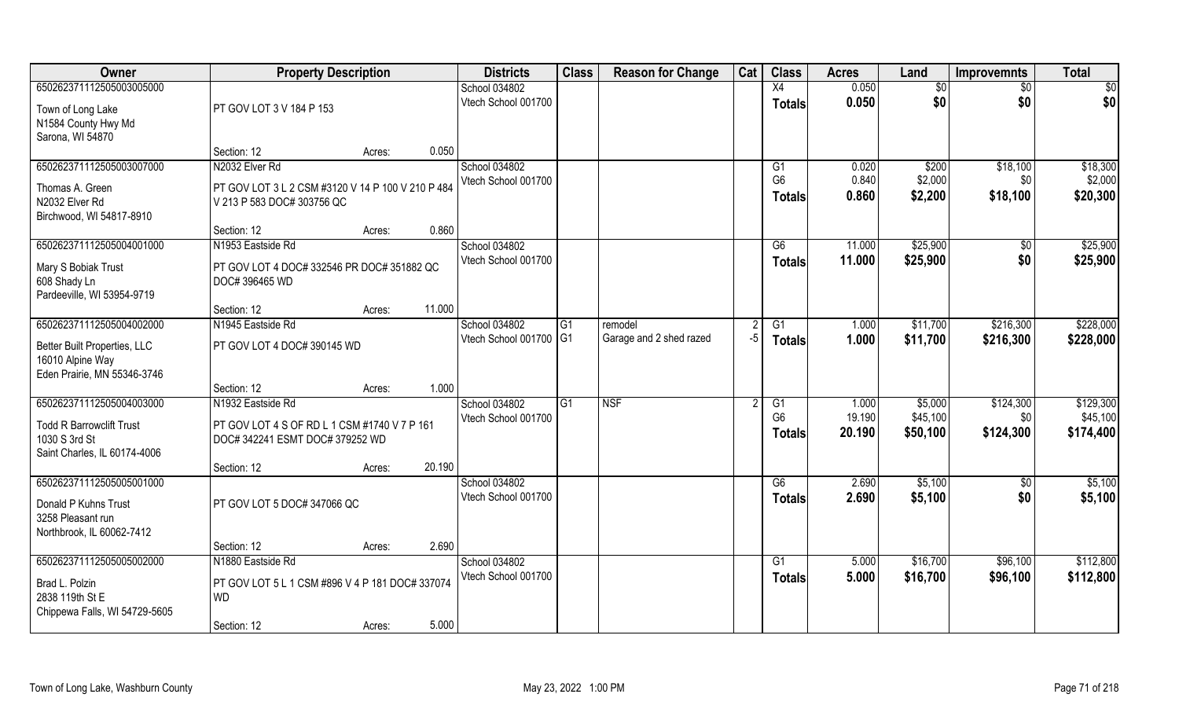| Owner | Property Description | | | Districts | Class | Reason for Change | Cat | Class | Acres | Land | Improvemnts | Total |
|---|---|---|---|---|---|---|---|---|---|---|---|---|
| 65026237112505003005000 | | | | School 034802 | | | | X4 | 0.050 | $0 | $0 | $0 |
| Town of Long Lake | PT GOV LOT 3 V 184 P 153 | | | Vtech School 001700 | | | | **Totals** | **0.050** | **$0** | **$0** | **$0** |
| N1584 County Hwy Md | | | | | | | | | | | | |
| Sarona, WI 54870 | | | | | | | | | | | | |
| | Section: 12 | Acres: | 0.050 | | | | | | | | | |
| 65026237112505003007000 | N2032 Elver Rd | | | School 034802 | | | | G1 | 0.020 | $200 | $18,100 | $18,300 |
| Thomas A. Green | PT GOV LOT 3 L 2 CSM #3120 V 14 P 100 V 210 P 484 | | | Vtech School 001700 | | | | G6 | 0.840 | $2,000 | $0 | $2,000 |
| N2032 Elver Rd | V 213 P 583 DOC# 303756 QC | | | | | | | **Totals** | **0.860** | **$2,200** | **$18,100** | **$20,300** |
| Birchwood, WI 54817-8910 | | | | | | | | | | | | |
| | Section: 12 | Acres: | 0.860 | | | | | | | | | |
| 65026237112505004001000 | N1953 Eastside Rd | | | School 034802 | | | | G6 | 11.000 | $25,900 | $0 | $25,900 |
| Mary S Bobiak Trust | PT GOV LOT 4 DOC# 332546 PR DOC# 351882 QC | | | Vtech School 001700 | | | | **Totals** | **11.000** | **$25,900** | **$0** | **$25,900** |
| 608 Shady Ln | DOC# 396465 WD | | | | | | | | | | | |
| Pardeeville, WI 53954-9719 | | | | | | | | | | | | |
| | Section: 12 | Acres: | 11.000 | | | | | | | | | |
| 65026237112505004002000 | N1945 Eastside Rd | | | School 034802 | G1 | remodel | 2 | G1 | 1.000 | $11,700 | $216,300 | $228,000 |
| Better Built Properties, LLC | PT GOV LOT 4 DOC# 390145 WD | | | Vtech School 001700 | G1 | Garage and 2 shed razed | -5 | **Totals** | **1.000** | **$11,700** | **$216,300** | **$228,000** |
| 16010 Alpine Way | | | | | | | | | | | | |
| Eden Prairie, MN 55346-3746 | | | | | | | | | | | | |
| | Section: 12 | Acres: | 1.000 | | | | | | | | | |
| 65026237112505004003000 | N1932 Eastside Rd | | | School 034802 | G1 | NSF | 2 | G1 | 1.000 | $5,000 | $124,300 | $129,300 |
| Todd R Barrowclift Trust | PT GOV LOT 4 S OF RD L 1 CSM #1740 V 7 P 161 | | | Vtech School 001700 | | | | G6 | 19.190 | $45,100 | $0 | $45,100 |
| 1030 S 3rd St | DOC# 342241 ESMT DOC# 379252 WD | | | | | | | **Totals** | **20.190** | **$50,100** | **$124,300** | **$174,400** |
| Saint Charles, IL 60174-4006 | | | | | | | | | | | | |
| | Section: 12 | Acres: | 20.190 | | | | | | | | | |
| 65026237112505005001000 | | | | School 034802 | | | | G6 | 2.690 | $5,100 | $0 | $5,100 |
| Donald P Kuhns Trust | PT GOV LOT 5 DOC# 347066 QC | | | Vtech School 001700 | | | | **Totals** | **2.690** | **$5,100** | **$0** | **$5,100** |
| 3258 Pleasant run | | | | | | | | | | | | |
| Northbrook, IL 60062-7412 | | | | | | | | | | | | |
| | Section: 12 | Acres: | 2.690 | | | | | | | | | |
| 65026237112505005002000 | N1880 Eastside Rd | | | School 034802 | | | | G1 | 5.000 | $16,700 | $96,100 | $112,800 |
| Brad L. Polzin | PT GOV LOT 5 L 1 CSM #896 V 4 P 181 DOC# 337074 | | | Vtech School 001700 | | | | **Totals** | **5.000** | **$16,700** | **$96,100** | **$112,800** |
| 2838 119th St E | WD | | | | | | | | | | | |
| Chippewa Falls, WI 54729-5605 | | | | | | | | | | | | |
| | Section: 12 | Acres: | 5.000 | | | | | | | | | |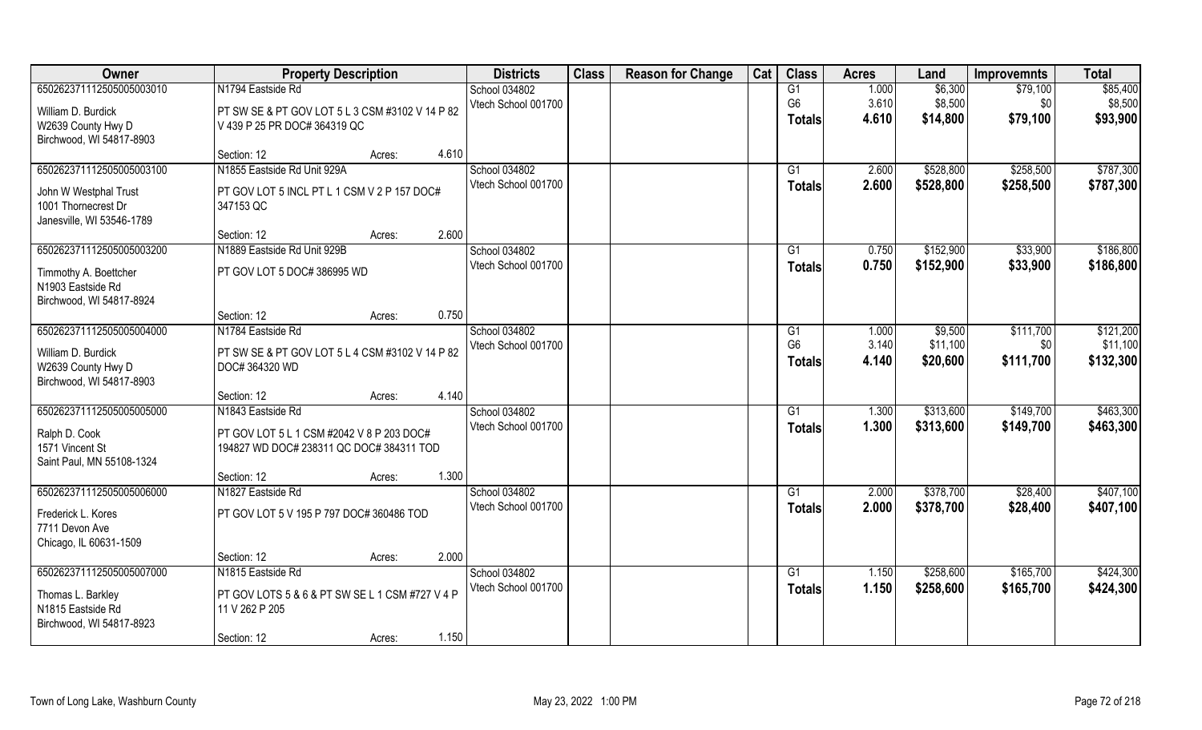| Owner | Property Description | | | Districts | Class | Reason for Change | Cat | Class | Acres | Land | Improvemnts | Total |
|---|---|---|---|---|---|---|---|---|---|---|---|---|
| 65026237111250500500301​0 | N1794 Eastside Rd | | | School 034802 | | | | G1 | 1.000 | $6,300 | $79,100 | $85,400 |
| William D. Burdick | PT SW SE & PT GOV LOT 5 L 3 CSM #3102 V 14 P 82 | | | Vtech School 001700 | | | | G6 | 3.610 | $8,500 | $0 | $8,500 |
| W2639 County Hwy D | V 439 P 25 PR DOC# 364319 QC | | | | | | | Totals | 4.610 | $14,800 | $79,100 | $93,900 |
| Birchwood, WI 54817-8903 | | | | | | | | | | | | |
| | Section: 12 | Acres: | 4.610 | | | | | | | | | |
| 650262371112505005003100 | N1855 Eastside Rd Unit 929A | | | School 034802 | | | | G1 | 2.600 | $528,800 | $258,500 | $787,300 |
| John W Westphal Trust | PT GOV LOT 5 INCL PT L 1 CSM V 2 P 157 DOC# | | | Vtech School 001700 | | | | Totals | 2.600 | $528,800 | $258,500 | $787,300 |
| 1001 Thornecrest Dr | 347153 QC | | | | | | | | | | | |
| Janesville, WI 53546-1789 | | | | | | | | | | | | |
| | Section: 12 | Acres: | 2.600 | | | | | | | | | |
| 650262371112505005003200 | N1889 Eastside Rd Unit 929B | | | School 034802 | | | | G1 | 0.750 | $152,900 | $33,900 | $186,800 |
| Timmothy A. Boettcher | PT GOV LOT 5 DOC# 386995 WD | | | Vtech School 001700 | | | | Totals | 0.750 | $152,900 | $33,900 | $186,800 |
| N1903 Eastside Rd | | | | | | | | | | | | |
| Birchwood, WI 54817-8924 | | | | | | | | | | | | |
| | Section: 12 | Acres: | 0.750 | | | | | | | | | |
| 650262371112505005004000 | N1784 Eastside Rd | | | School 034802 | | | | G1 | 1.000 | $9,500 | $111,700 | $121,200 |
| William D. Burdick | PT SW SE & PT GOV LOT 5 L 4 CSM #3102 V 14 P 82 | | | Vtech School 001700 | | | | G6 | 3.140 | $11,100 | $0 | $11,100 |
| W2639 County Hwy D | DOC# 364320 WD | | | | | | | Totals | 4.140 | $20,600 | $111,700 | $132,300 |
| Birchwood, WI 54817-8903 | | | | | | | | | | | | |
| | Section: 12 | Acres: | 4.140 | | | | | | | | | |
| 650262371112505005005000 | N1843 Eastside Rd | | | School 034802 | | | | G1 | 1.300 | $313,600 | $149,700 | $463,300 |
| Ralph D. Cook | PT GOV LOT 5 L 1 CSM #2042 V 8 P 203 DOC# | | | Vtech School 001700 | | | | Totals | 1.300 | $313,600 | $149,700 | $463,300 |
| 1571 Vincent St | 194827 WD DOC# 238311 QC DOC# 384311 TOD | | | | | | | | | | | |
| Saint Paul, MN 55108-1324 | | | | | | | | | | | | |
| | Section: 12 | Acres: | 1.300 | | | | | | | | | |
| 650262371112505005006000 | N1827 Eastside Rd | | | School 034802 | | | | G1 | 2.000 | $378,700 | $28,400 | $407,100 |
| Frederick L. Kores | PT GOV LOT 5 V 195 P 797 DOC# 360486 TOD | | | Vtech School 001700 | | | | Totals | 2.000 | $378,700 | $28,400 | $407,100 |
| 7711 Devon Ave | | | | | | | | | | | | |
| Chicago, IL 60631-1509 | | | | | | | | | | | | |
| | Section: 12 | Acres: | 2.000 | | | | | | | | | |
| 650262371112505005007000 | N1815 Eastside Rd | | | School 034802 | | | | G1 | 1.150 | $258,600 | $165,700 | $424,300 |
| Thomas L. Barkley | PT GOV LOTS 5 & 6 & PT SW SE L 1 CSM #727 V 4 P | | | Vtech School 001700 | | | | Totals | 1.150 | $258,600 | $165,700 | $424,300 |
| N1815 Eastside Rd | 11 V 262 P 205 | | | | | | | | | | | |
| Birchwood, WI 54817-8923 | | | | | | | | | | | | |
| | Section: 12 | Acres: | 1.150 | | | | | | | | | |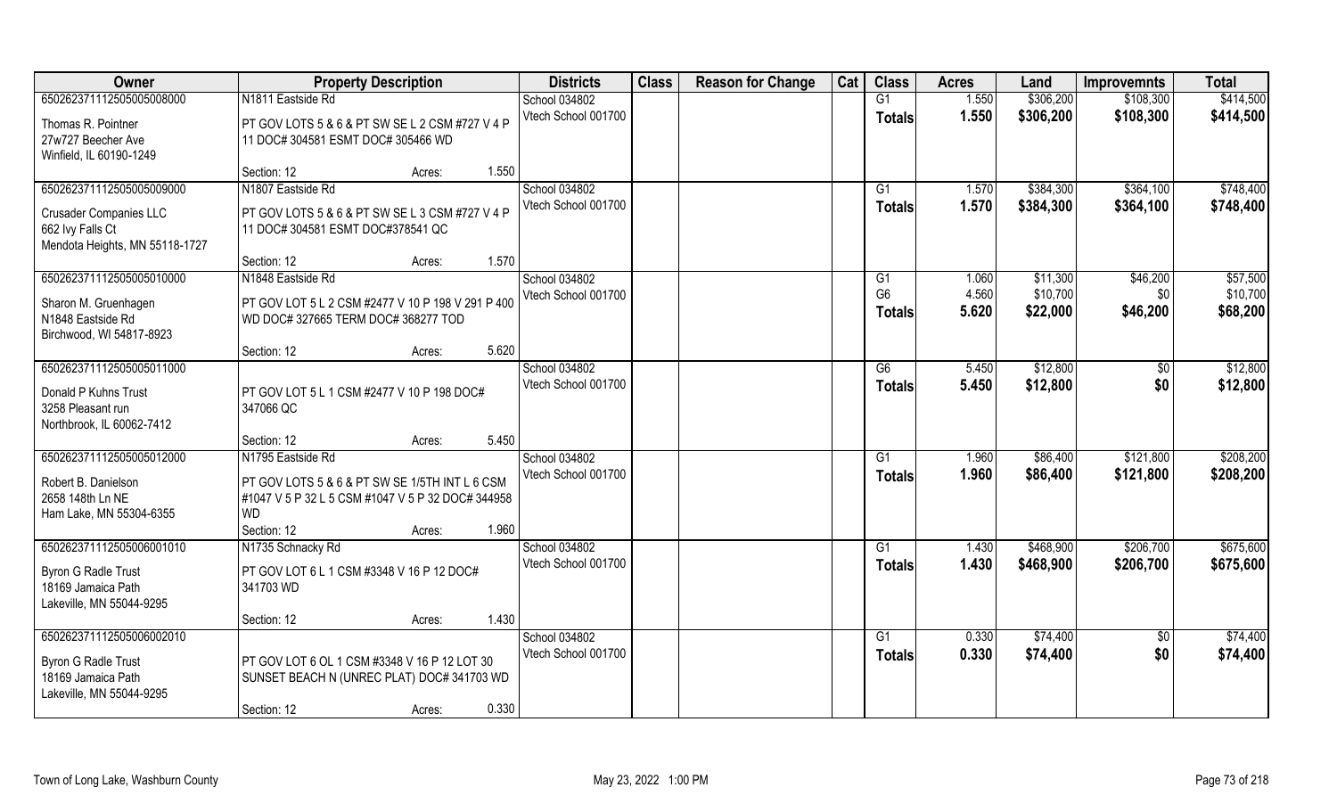| Owner | Property Description | Districts | Class | Reason for Change | Cat | Class | Acres | Land | Improvemnts | Total |
|---|---|---|---|---|---|---|---|---|---|---|
| 65026237111250500500800 0 | N1811 Eastside Rd | School 034802 | | | | G1 | 1.550 | $306,200 | $108,300 | $414,500 |
| Thomas R. Pointner<br>27w727 Beecher Ave<br>Winfield, IL 60190-1249 | PT GOV LOTS 5 & 6 & PT SW SE L 2 CSM #727 V 4 P 11 DOC# 304581 ESMT DOC# 305466 WD | Vtech School 001700 | | | | Totals | 1.550 | $306,200 | $108,300 | $414,500 |
| | Section: 12 Acres: 1.550 | | | | | | | | | |
| 650262371112505005009000 | N1807 Eastside Rd | School 034802 | | | | G1 | 1.570 | $384,300 | $364,100 | $748,400 |
| Crusader Companies LLC<br>662 Ivy Falls Ct<br>Mendota Heights, MN 55118-1727 | PT GOV LOTS 5 & 6 & PT SW SE L 3 CSM #727 V 4 P 11 DOC# 304581 ESMT DOC#378541 QC | Vtech School 001700 | | | | Totals | 1.570 | $384,300 | $364,100 | $748,400 |
| | Section: 12 Acres: 1.570 | | | | | | | | | |
| 650262371112505005010000 | N1848 Eastside Rd | School 034802 | | | | G1 | 1.060 | $11,300 | $46,200 | $57,500 |
| Sharon M. Gruenhagen<br>N1848 Eastside Rd<br>Birchwood, WI 54817-8923 | PT GOV LOT 5 L 2 CSM #2477 V 10 P 198 V 291 P 400 WD DOC# 327665 TERM DOC# 368277 TOD | Vtech School 001700 | | | | G6 | 4.560 | $10,700 | $0 | $10,700 |
| | | | | | | Totals | 5.620 | $22,000 | $46,200 | $68,200 |
| | Section: 12 Acres: 5.620 | | | | | | | | | |
| 650262371112505005011000 | | School 034802 | | | | G6 | 5.450 | $12,800 | $0 | $12,800 |
| Donald P Kuhns Trust<br>3258 Pleasant run<br>Northbrook, IL 60062-7412 | PT GOV LOT 5 L 1 CSM #2477 V 10 P 198 DOC# 347066 QC | Vtech School 001700 | | | | Totals | 5.450 | $12,800 | $0 | $12,800 |
| | Section: 12 Acres: 5.450 | | | | | | | | | |
| 650262371112505005012000 | N1795 Eastside Rd | School 034802 | | | | G1 | 1.960 | $86,400 | $121,800 | $208,200 |
| Robert B. Danielson<br>2658 148th Ln NE<br>Ham Lake, MN 55304-6355 | PT GOV LOTS 5 & 6 & PT SW SE 1/5TH INT L 6 CSM #1047 V 5 P 32 L 5 CSM #1047 V 5 P 32 DOC# 344958 WD | Vtech School 001700 | | | | Totals | 1.960 | $86,400 | $121,800 | $208,200 |
| | Section: 12 Acres: 1.960 | | | | | | | | | |
| 650262371112505006001010 | N1735 Schnacky Rd | School 034802 | | | | G1 | 1.430 | $468,900 | $206,700 | $675,600 |
| Byron G Radle Trust<br>18169 Jamaica Path<br>Lakeville, MN 55044-9295 | PT GOV LOT 6 L 1 CSM #3348 V 16 P 12 DOC# 341703 WD | Vtech School 001700 | | | | Totals | 1.430 | $468,900 | $206,700 | $675,600 |
| | Section: 12 Acres: 1.430 | | | | | | | | | |
| 650262371112505006002010 | | School 034802 | | | | G1 | 0.330 | $74,400 | $0 | $74,400 |
| Byron G Radle Trust<br>18169 Jamaica Path<br>Lakeville, MN 55044-9295 | PT GOV LOT 6 OL 1 CSM #3348 V 16 P 12 LOT 30 SUNSET BEACH N (UNREC PLAT) DOC# 341703 WD | Vtech School 001700 | | | | Totals | 0.330 | $74,400 | $0 | $74,400 |
| | Section: 12 Acres: 0.330 | | | | | | | | | |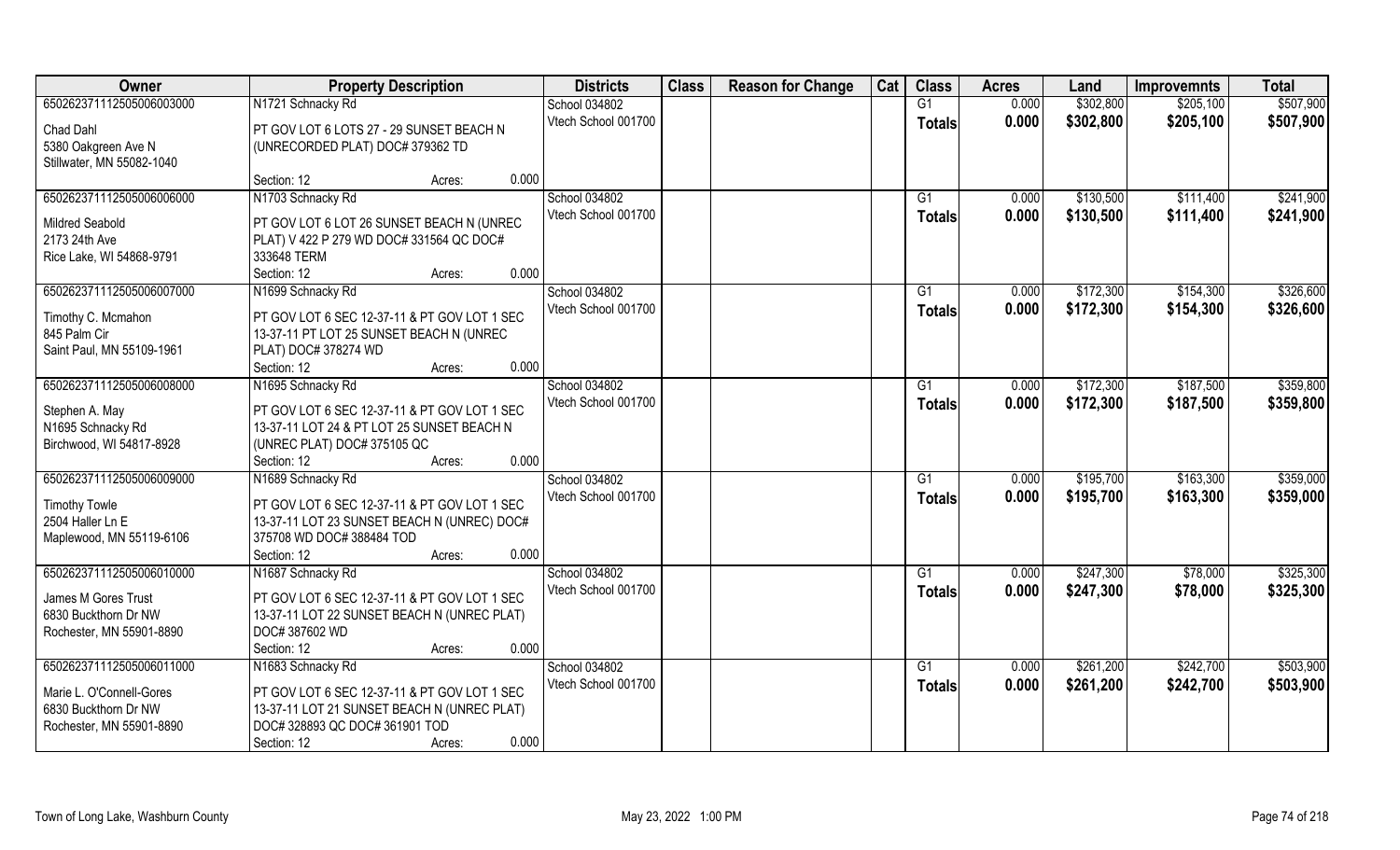| Owner | Property Description | Districts | Class | Reason for Change | Cat | Class | Acres | Land | Improvemnts | Total |
|---|---|---|---|---|---|---|---|---|---|---|
| 650262371112505006003000 | N1721 Schnacky Rd | School 034802 | | | | G1 | 0.000 | $302,800 | $205,100 | $507,900 |
| Chad Dahl<br>5380 Oakgreen Ave N<br>Stillwater, MN 55082-1040 | PT GOV LOT 6 LOTS 27 - 29 SUNSET BEACH N (UNRECORDED PLAT) DOC# 379362 TD<br>Section: 12 Acres: 0.000 | Vtech School 001700 | | | | **Totals** | **0.000** | **$302,800** | **$205,100** | **$507,900** |
| 650262371112505006006000 | N1703 Schnacky Rd | School 034802 | | | | G1 | 0.000 | $130,500 | $111,400 | $241,900 |
| Mildred Seabold<br>2173 24th Ave<br>Rice Lake, WI 54868-9791 | PT GOV LOT 6 LOT 26 SUNSET BEACH N (UNREC PLAT) V 422 P 279 WD DOC# 331564 QC DOC# 333648 TERM<br>Section: 12 Acres: 0.000 | Vtech School 001700 | | | | **Totals** | **0.000** | **$130,500** | **$111,400** | **$241,900** |
| 650262371112505006007000 | N1699 Schnacky Rd | School 034802 | | | | G1 | 0.000 | $172,300 | $154,300 | $326,600 |
| Timothy C. Mcmahon<br>845 Palm Cir<br>Saint Paul, MN 55109-1961 | PT GOV LOT 6 SEC 12-37-11 & PT GOV LOT 1 SEC 13-37-11 PT LOT 25 SUNSET BEACH N (UNREC PLAT) DOC# 378274 WD<br>Section: 12 Acres: 0.000 | Vtech School 001700 | | | | **Totals** | **0.000** | **$172,300** | **$154,300** | **$326,600** |
| 650262371112505006008000 | N1695 Schnacky Rd | School 034802 | | | | G1 | 0.000 | $172,300 | $187,500 | $359,800 |
| Stephen A. May<br>N1695 Schnacky Rd<br>Birchwood, WI 54817-8928 | PT GOV LOT 6 SEC 12-37-11 & PT GOV LOT 1 SEC 13-37-11 LOT 24 & PT LOT 25 SUNSET BEACH N (UNREC PLAT) DOC# 375105 QC<br>Section: 12 Acres: 0.000 | Vtech School 001700 | | | | **Totals** | **0.000** | **$172,300** | **$187,500** | **$359,800** |
| 650262371112505006009000 | N1689 Schnacky Rd | School 034802 | | | | G1 | 0.000 | $195,700 | $163,300 | $359,000 |
| Timothy Towle<br>2504 Haller Ln E<br>Maplewood, MN 55119-6106 | PT GOV LOT 6 SEC 12-37-11 & PT GOV LOT 1 SEC 13-37-11 LOT 23 SUNSET BEACH N (UNREC) DOC# 375708 WD DOC# 388484 TOD<br>Section: 12 Acres: 0.000 | Vtech School 001700 | | | | **Totals** | **0.000** | **$195,700** | **$163,300** | **$359,000** |
| 650262371112505006010000 | N1687 Schnacky Rd | School 034802 | | | | G1 | 0.000 | $247,300 | $78,000 | $325,300 |
| James M Gores Trust<br>6830 Buckthorn Dr NW<br>Rochester, MN 55901-8890 | PT GOV LOT 6 SEC 12-37-11 & PT GOV LOT 1 SEC 13-37-11 LOT 22 SUNSET BEACH N (UNREC PLAT) DOC# 387602 WD<br>Section: 12 Acres: 0.000 | Vtech School 001700 | | | | **Totals** | **0.000** | **$247,300** | **$78,000** | **$325,300** |
| 650262371112505006011000 | N1683 Schnacky Rd | School 034802 | | | | G1 | 0.000 | $261,200 | $242,700 | $503,900 |
| Marie L. O'Connell-Gores<br>6830 Buckthorn Dr NW<br>Rochester, MN 55901-8890 | PT GOV LOT 6 SEC 12-37-11 & PT GOV LOT 1 SEC 13-37-11 LOT 21 SUNSET BEACH N (UNREC PLAT) DOC# 328893 QC DOC# 361901 TOD<br>Section: 12 Acres: 0.000 | Vtech School 001700 | | | | **Totals** | **0.000** | **$261,200** | **$242,700** | **$503,900** |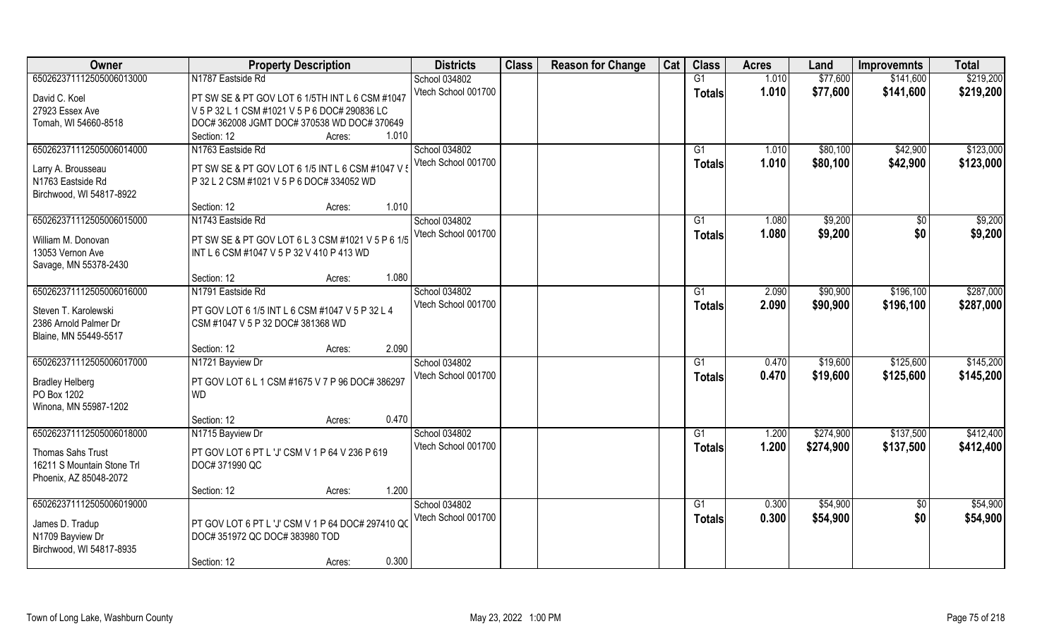| Owner | Property Description | Districts | Class | Reason for Change | Cat | Class | Acres | Land | Improvemnts | Total |
|---|---|---|---|---|---|---|---|---|---|---|
| 65026237111250500601300​0 | N1787 Eastside Rd | School 034802 | | | | G1 | 1.010 | $77,600 | $141,600 | $219,200 |
| David C. Koel<br>27923 Essex Ave<br>Tomah, WI 54660-8518 | PT SW SE & PT GOV LOT 6 1/5TH INT L 6 CSM #1047 V 5 P 32 L 1 CSM #1021 V 5 P 6 DOC# 290836 LC DOC# 362008 JGMT DOC# 370538 WD DOC# 370649<br>Section: 12 Acres: 1.010 | Vtech School 001700 | | | | Totals | 1.010 | $77,600 | $141,600 | $219,200 |
| 650262371112505006014000 | N1763 Eastside Rd | School 034802 | | | | G1 | 1.010 | $80,100 | $42,900 | $123,000 |
| Larry A. Brousseau<br>N1763 Eastside Rd<br>Birchwood, WI 54817-8922 | PT SW SE & PT GOV LOT 6 1/5 INT L 6 CSM #1047 V 5 P 32 L 2 CSM #1021 V 5 P 6 DOC# 334052 WD<br>Section: 12 Acres: 1.010 | Vtech School 001700 | | | | Totals | 1.010 | $80,100 | $42,900 | $123,000 |
| 650262371112505006015000 | N1743 Eastside Rd | School 034802 | | | | G1 | 1.080 | $9,200 | $0 | $9,200 |
| William M. Donovan<br>13053 Vernon Ave<br>Savage, MN 55378-2430 | PT SW SE & PT GOV LOT 6 L 3 CSM #1021 V 5 P 6 1/5 INT L 6 CSM #1047 V 5 P 32 V 410 P 413 WD<br>Section: 12 Acres: 1.080 | Vtech School 001700 | | | | Totals | 1.080 | $9,200 | $0 | $9,200 |
| 650262371112505006016000 | N1791 Eastside Rd | School 034802 | | | | G1 | 2.090 | $90,900 | $196,100 | $287,000 |
| Steven T. Karolewski<br>2386 Arnold Palmer Dr<br>Blaine, MN 55449-5517 | PT GOV LOT 6 1/5 INT L 6 CSM #1047 V 5 P 32 L 4 CSM #1047 V 5 P 32 DOC# 381368 WD<br>Section: 12 Acres: 2.090 | Vtech School 001700 | | | | Totals | 2.090 | $90,900 | $196,100 | $287,000 |
| 650262371112505006017000 | N1721 Bayview Dr | School 034802 | | | | G1 | 0.470 | $19,600 | $125,600 | $145,200 |
| Bradley Helberg<br>PO Box 1202<br>Winona, MN 55987-1202 | PT GOV LOT 6 L 1 CSM #1675 V 7 P 96 DOC# 386297 WD<br>Section: 12 Acres: 0.470 | Vtech School 001700 | | | | Totals | 0.470 | $19,600 | $125,600 | $145,200 |
| 650262371112505006018000 | N1715 Bayview Dr | School 034802 | | | | G1 | 1.200 | $274,900 | $137,500 | $412,400 |
| Thomas Sahs Trust<br>16211 S Mountain Stone Trl<br>Phoenix, AZ 85048-2072 | PT GOV LOT 6 PT L 'J' CSM V 1 P 64 V 236 P 619 DOC# 371990 QC<br>Section: 12 Acres: 1.200 | Vtech School 001700 | | | | Totals | 1.200 | $274,900 | $137,500 | $412,400 |
| 650262371112505006019000 | | School 034802 | | | | G1 | 0.300 | $54,900 | $0 | $54,900 |
| James D. Tradup<br>N1709 Bayview Dr<br>Birchwood, WI 54817-8935 | PT GOV LOT 6 PT L 'J' CSM V 1 P 64 DOC# 297410 QC DOC# 351972 QC DOC# 383980 TOD<br>Section: 12 Acres: 0.300 | Vtech School 001700 | | | | Totals | 0.300 | $54,900 | $0 | $54,900 |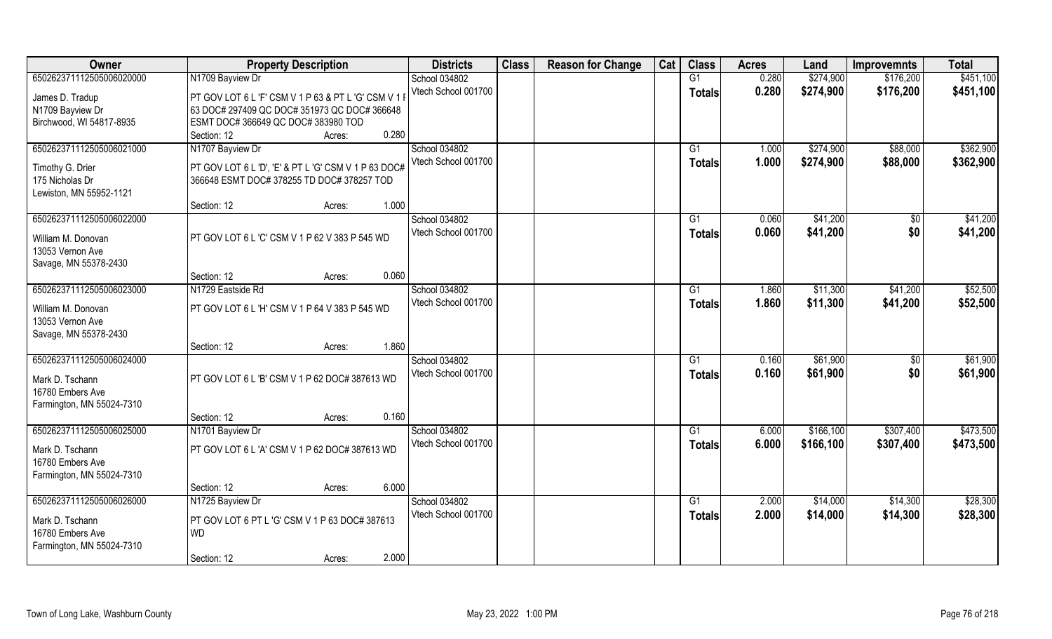| Owner | Property Description | Districts | Class | Reason for Change | Cat | Class | Acres | Land | Improvemnts | Total |
|---|---|---|---|---|---|---|---|---|---|---|
| 650262371112505006020000 | N1709 Bayview Dr | School 034802 | | | | G1 | 0.280 | $274,900 | $176,200 | $451,100 |
| James D. Tradup<br>N1709 Bayview Dr<br>Birchwood, WI 54817-8935 | PT GOV LOT 6 L 'F' CSM V 1 P 63 & PT L 'G' CSM V 1 P 63 DOC# 297409 QC DOC# 351973 QC DOC# 366648 ESMT DOC# 366649 QC DOC# 383980 TOD<br>Section: 12 Acres: 0.280 | Vtech School 001700 | | | | **Totals** | **0.280** | **$274,900** | **$176,200** | **$451,100** |
| 650262371112505006021000 | N1707 Bayview Dr | School 034802 | | | | G1 | 1.000 | $274,900 | $88,000 | $362,900 |
| Timothy G. Drier<br>175 Nicholas Dr<br>Lewiston, MN 55952-1121 | PT GOV LOT 6 L 'D', 'E' & PT L 'G' CSM V 1 P 63 DOC# 366648 ESMT DOC# 378255 TD DOC# 378257 TOD<br>Section: 12 Acres: 1.000 | Vtech School 001700 | | | | **Totals** | **1.000** | **$274,900** | **$88,000** | **$362,900** |
| 650262371112505006022000 | | School 034802 | | | | G1 | 0.060 | $41,200 | $0 | $41,200 |
| William M. Donovan<br>13053 Vernon Ave<br>Savage, MN 55378-2430 | PT GOV LOT 6 L 'C' CSM V 1 P 62 V 383 P 545 WD<br>Section: 12 Acres: 0.060 | Vtech School 001700 | | | | **Totals** | **0.060** | **$41,200** | **$0** | **$41,200** |
| 650262371112505006023000 | N1729 Eastside Rd | School 034802 | | | | G1 | 1.860 | $11,300 | $41,200 | $52,500 |
| William M. Donovan<br>13053 Vernon Ave<br>Savage, MN 55378-2430 | PT GOV LOT 6 L 'H' CSM V 1 P 64 V 383 P 545 WD<br>Section: 12 Acres: 1.860 | Vtech School 001700 | | | | **Totals** | **1.860** | **$11,300** | **$41,200** | **$52,500** |
| 650262371112505006024000 | | School 034802 | | | | G1 | 0.160 | $61,900 | $0 | $61,900 |
| Mark D. Tschann<br>16780 Embers Ave<br>Farmington, MN 55024-7310 | PT GOV LOT 6 L 'B' CSM V 1 P 62 DOC# 387613 WD<br>Section: 12 Acres: 0.160 | Vtech School 001700 | | | | **Totals** | **0.160** | **$61,900** | **$0** | **$61,900** |
| 650262371112505006025000 | N1701 Bayview Dr | School 034802 | | | | G1 | 6.000 | $166,100 | $307,400 | $473,500 |
| Mark D. Tschann<br>16780 Embers Ave<br>Farmington, MN 55024-7310 | PT GOV LOT 6 L 'A' CSM V 1 P 62 DOC# 387613 WD<br>Section: 12 Acres: 6.000 | Vtech School 001700 | | | | **Totals** | **6.000** | **$166,100** | **$307,400** | **$473,500** |
| 650262371112505006026000 | N1725 Bayview Dr | School 034802 | | | | G1 | 2.000 | $14,000 | $14,300 | $28,300 |
| Mark D. Tschann<br>16780 Embers Ave<br>Farmington, MN 55024-7310 | PT GOV LOT 6 PT L 'G' CSM V 1 P 63 DOC# 387613 WD<br>Section: 12 Acres: 2.000 | Vtech School 001700 | | | | **Totals** | **2.000** | **$14,000** | **$14,300** | **$28,300** |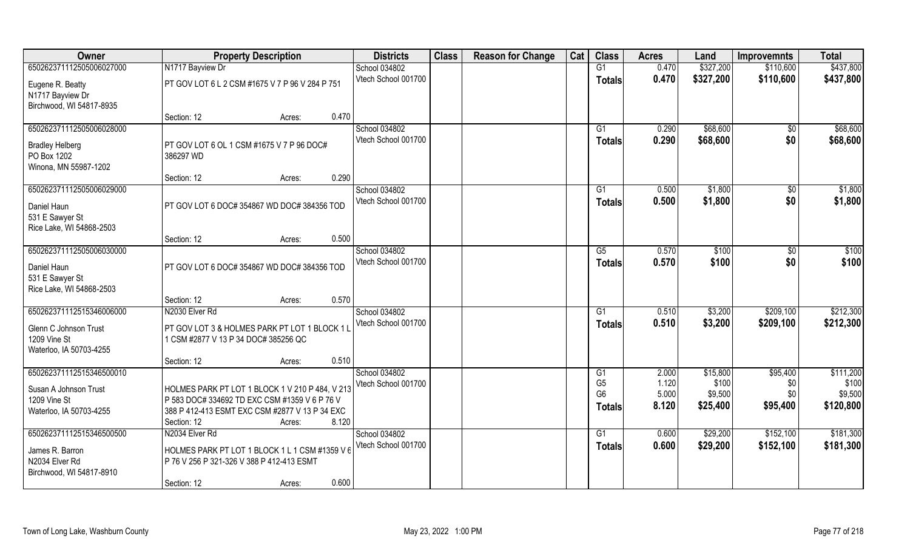| Owner | Property Description | | | Districts | Class | Reason for Change | Cat | Class | Acres | Land | Improvemnts | Total |
|---|---|---|---|---|---|---|---|---|---|---|---|---|
| 650262371112505006027000 | N1717 Bayview Dr | | | School 034802 | | | | G1 | 0.470 | $327,200 | $110,600 | $437,800 |
| Eugene R. Beatty<br>N1717 Bayview Dr<br>Birchwood, WI 54817-8935 | PT GOV LOT 6 L 2 CSM #1675 V 7 P 96 V 284 P 751 | | | Vtech School 001700 | | | | **Totals** | **0.470** | **$327,200** | **$110,600** | **$437,800** |
| | Section: 12 | Acres: | 0.470 | | | | | | | | | |
| 650262371112505006028000 | | | | School 034802 | | | | G1 | 0.290 | $68,600 | $0 | $68,600 |
| Bradley Helberg<br>PO Box 1202<br>Winona, MN 55987-1202 | PT GOV LOT 6 OL 1 CSM #1675 V 7 P 96 DOC# 386297 WD | | | Vtech School 001700 | | | | **Totals** | **0.290** | **$68,600** | **$0** | **$68,600** |
| | Section: 12 | Acres: | 0.290 | | | | | | | | | |
| 650262371112505006029000 | | | | School 034802 | | | | G1 | 0.500 | $1,800 | $0 | $1,800 |
| Daniel Haun<br>531 E Sawyer St<br>Rice Lake, WI 54868-2503 | PT GOV LOT 6 DOC# 354867 WD DOC# 384356 TOD | | | Vtech School 001700 | | | | **Totals** | **0.500** | **$1,800** | **$0** | **$1,800** |
| | Section: 12 | Acres: | 0.500 | | | | | | | | | |
| 650262371112505006030000 | | | | School 034802 | | | | G5 | 0.570 | $100 | $0 | $100 |
| Daniel Haun<br>531 E Sawyer St<br>Rice Lake, WI 54868-2503 | PT GOV LOT 6 DOC# 354867 WD DOC# 384356 TOD | | | Vtech School 001700 | | | | **Totals** | **0.570** | **$100** | **$0** | **$100** |
| | Section: 12 | Acres: | 0.570 | | | | | | | | | |
| 650262371112515346006000 | N2030 Elver Rd | | | School 034802 | | | | G1 | 0.510 | $3,200 | $209,100 | $212,300 |
| Glenn C Johnson Trust<br>1209 Vine St<br>Waterloo, IA 50703-4255 | PT GOV LOT 3 & HOLMES PARK PT LOT 1 BLOCK 1 L 1 CSM #2877 V 13 P 34 DOC# 385256 QC | | | Vtech School 001700 | | | | **Totals** | **0.510** | **$3,200** | **$209,100** | **$212,300** |
| | Section: 12 | Acres: | 0.510 | | | | | | | | | |
| 650262371112515346500010 | | | | School 034802 | | | | G1<br>G5<br>G6 | 2.000<br>1.120<br>5.000 | $15,800<br>$100<br>$9,500 | $95,400<br>$0<br>$0 | $111,200<br>$100<br>$9,500 |
| Susan A Johnson Trust<br>1209 Vine St<br>Waterloo, IA 50703-4255 | HOLMES PARK PT LOT 1 BLOCK 1 V 210 P 484, V 213 P 583 DOC# 334692 TD EXC CSM #1359 V 6 P 76 V 388 P 412-413 ESMT EXC CSM #2877 V 13 P 34 EXC | | | Vtech School 001700 | | | | **Totals** | **8.120** | **$25,400** | **$95,400** | **$120,800** |
| | Section: 12 | Acres: | 8.120 | | | | | | | | | |
| 650262371112515346500500 | N2034 Elver Rd | | | School 034802 | | | | G1 | 0.600 | $29,200 | $152,100 | $181,300 |
| James R. Barron<br>N2034 Elver Rd<br>Birchwood, WI 54817-8910 | HOLMES PARK PT LOT 1 BLOCK 1 L 1 CSM #1359 V 6 P 76 V 256 P 321-326 V 388 P 412-413 ESMT | | | Vtech School 001700 | | | | **Totals** | **0.600** | **$29,200** | **$152,100** | **$181,300** |
| | Section: 12 | Acres: | 0.600 | | | | | | | | | |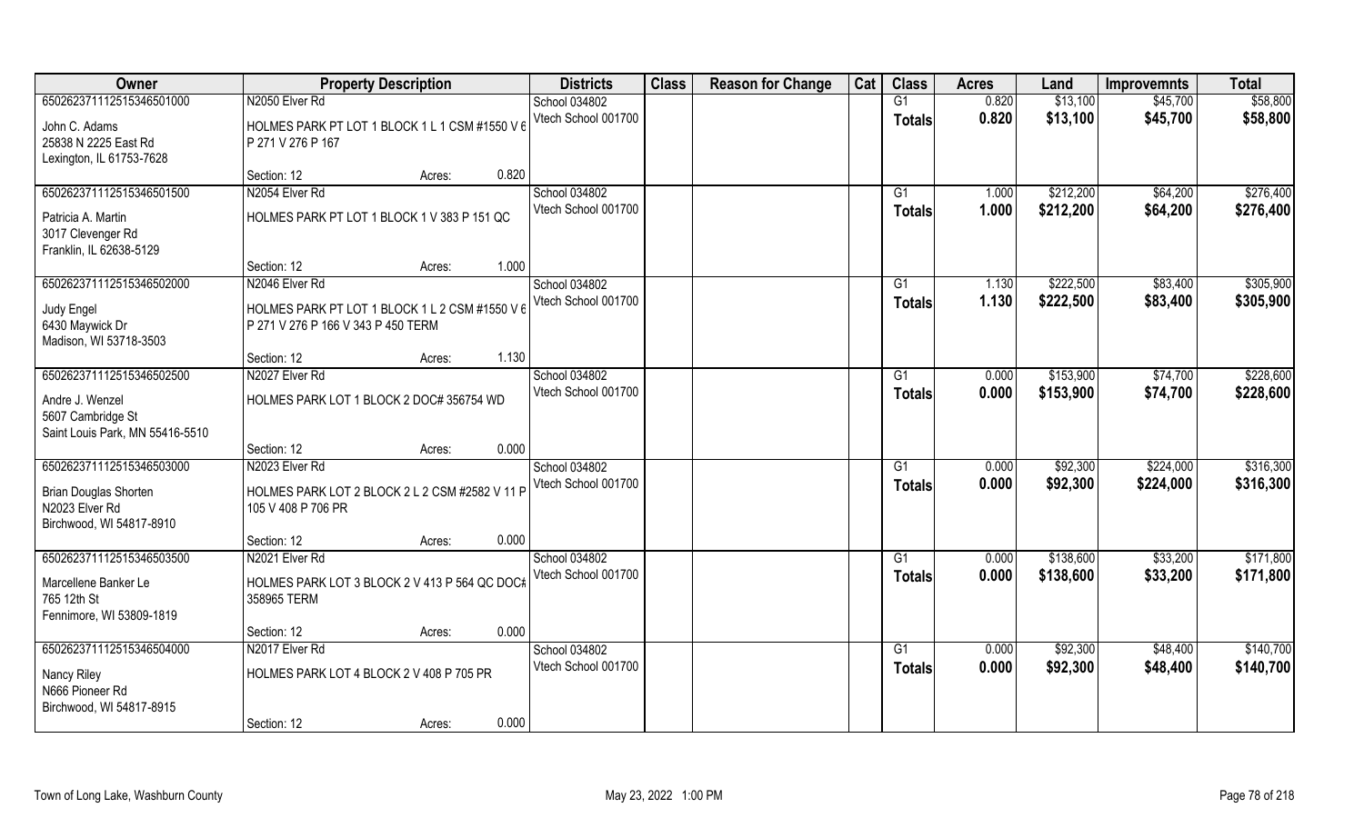| Owner | Property Description | | | Districts | Class | Reason for Change | Cat | Class | Acres | Land | Improvemnts | Total |
|---|---|---|---|---|---|---|---|---|---|---|---|---|
| 65026237112515346501000 | N2050 Elver Rd | | | School 034802 | | | | G1 | 0.820 | $13,100 | $45,700 | $58,800 |
| John C. Adams<br>25838 N 2225 East Rd<br>Lexington, IL 61753-7628 | HOLMES PARK PT LOT 1 BLOCK 1 L 1 CSM #1550 V 6 P 271 V 276 P 167 | | | Vtech School 001700 | | | | Totals | 0.820 | $13,100 | $45,700 | $58,800 |
| | Section: 12 | Acres: | 0.820 | | | | | | | | | |
| 65026237112515346501500 | N2054 Elver Rd | | | School 034802 | | | | G1 | 1.000 | $212,200 | $64,200 | $276,400 |
| Patricia A. Martin<br>3017 Clevenger Rd<br>Franklin, IL 62638-5129 | HOLMES PARK PT LOT 1 BLOCK 1 V 383 P 151 QC | | | Vtech School 001700 | | | | Totals | 1.000 | $212,200 | $64,200 | $276,400 |
| | Section: 12 | Acres: | 1.000 | | | | | | | | | |
| 65026237112515346502000 | N2046 Elver Rd | | | School 034802 | | | | G1 | 1.130 | $222,500 | $83,400 | $305,900 |
| Judy Engel<br>6430 Maywick Dr<br>Madison, WI 53718-3503 | HOLMES PARK PT LOT 1 BLOCK 1 L 2 CSM #1550 V 6 P 271 V 276 P 166 V 343 P 450 TERM | | | Vtech School 001700 | | | | Totals | 1.130 | $222,500 | $83,400 | $305,900 |
| | Section: 12 | Acres: | 1.130 | | | | | | | | | |
| 65026237112515346502500 | N2027 Elver Rd | | | School 034802 | | | | G1 | 0.000 | $153,900 | $74,700 | $228,600 |
| Andre J. Wenzel<br>5607 Cambridge St<br>Saint Louis Park, MN 55416-5510 | HOLMES PARK LOT 1 BLOCK 2 DOC# 356754 WD | | | Vtech School 001700 | | | | Totals | 0.000 | $153,900 | $74,700 | $228,600 |
| | Section: 12 | Acres: | 0.000 | | | | | | | | | |
| 65026237112515346503000 | N2023 Elver Rd | | | School 034802 | | | | G1 | 0.000 | $92,300 | $224,000 | $316,300 |
| Brian Douglas Shorten<br>N2023 Elver Rd<br>Birchwood, WI 54817-8910 | HOLMES PARK LOT 2 BLOCK 2 L 2 CSM #2582 V 11 P 105 V 408 P 706 PR | | | Vtech School 001700 | | | | Totals | 0.000 | $92,300 | $224,000 | $316,300 |
| | Section: 12 | Acres: | 0.000 | | | | | | | | | |
| 65026237112515346503500 | N2021 Elver Rd | | | School 034802 | | | | G1 | 0.000 | $138,600 | $33,200 | $171,800 |
| Marcellene Banker Le<br>765 12th St<br>Fennimore, WI 53809-1819 | HOLMES PARK LOT 3 BLOCK 2 V 413 P 564 QC DOC# 358965 TERM | | | Vtech School 001700 | | | | Totals | 0.000 | $138,600 | $33,200 | $171,800 |
| | Section: 12 | Acres: | 0.000 | | | | | | | | | |
| 65026237112515346504000 | N2017 Elver Rd | | | School 034802 | | | | G1 | 0.000 | $92,300 | $48,400 | $140,700 |
| Nancy Riley<br>N666 Pioneer Rd<br>Birchwood, WI 54817-8915 | HOLMES PARK LOT 4 BLOCK 2 V 408 P 705 PR | | | Vtech School 001700 | | | | Totals | 0.000 | $92,300 | $48,400 | $140,700 |
| | Section: 12 | Acres: | 0.000 | | | | | | | | | |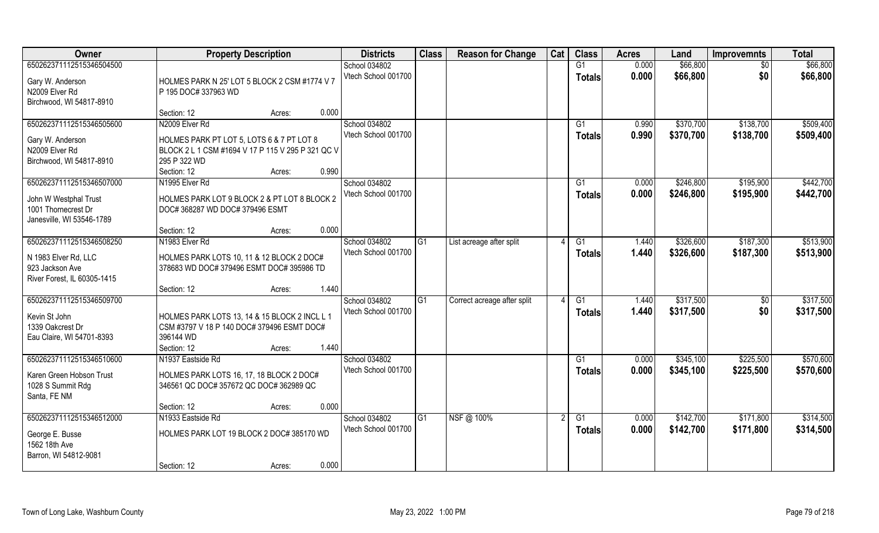| Owner | Property Description | Districts | Class | Reason for Change | Cat | Class | Acres | Land | Improvemnts | Total |
|---|---|---|---|---|---|---|---|---|---|---|
| 650262371112515346504500<br>Gary W. Anderson<br>N2009 Elver Rd<br>Birchwood, WI 54817-8910 | HOLMES PARK N 25' LOT 5 BLOCK 2 CSM #1774 V 7 P 195 DOC# 337963 WD<br>Section: 12 Acres: 0.000 | School 034802<br>Vtech School 001700 | | | | G1<br>**Totals** | 0.000<br>**0.000** | $66,800<br>**$66,800** | $0<br>**$0** | $66,800<br>**$66,800** |
| 650262371112515346505600<br>Gary W. Anderson<br>N2009 Elver Rd<br>Birchwood, WI 54817-8910 | N2009 Elver Rd<br>HOLMES PARK PT LOT 5, LOTS 6 & 7 PT LOT 8 BLOCK 2 L 1 CSM #1694 V 17 P 115 V 295 P 321 QC V 295 P 322 WD<br>Section: 12 Acres: 0.990 | School 034802<br>Vtech School 001700 | | | | G1<br>**Totals** | 0.990<br>**0.990** | $370,700<br>**$370,700** | $138,700<br>**$138,700** | $509,400<br>**$509,400** |
| 650262371112515346507000<br>John W Westphal Trust<br>1001 Thornecrest Dr<br>Janesville, WI 53546-1789 | N1995 Elver Rd<br>HOLMES PARK LOT 9 BLOCK 2 & PT LOT 8 BLOCK 2 DOC# 368287 WD DOC# 379496 ESMT<br>Section: 12 Acres: 0.000 | School 034802<br>Vtech School 001700 | | | | G1<br>**Totals** | 0.000<br>**0.000** | $246,800<br>**$246,800** | $195,900<br>**$195,900** | $442,700<br>**$442,700** |
| 650262371112515346508250<br>N 1983 Elver Rd, LLC<br>923 Jackson Ave<br>River Forest, IL 60305-1415 | N1983 Elver Rd<br>HOLMES PARK LOTS 10, 11 & 12 BLOCK 2 DOC# 378683 WD DOC# 379496 ESMT DOC# 395986 TD<br>Section: 12 Acres: 1.440 | School 034802<br>Vtech School 001700 | G1 | List acreage after split | 4 | G1<br>**Totals** | 1.440<br>**1.440** | $326,600<br>**$326,600** | $187,300<br>**$187,300** | $513,900<br>**$513,900** |
| 650262371112515346509700<br>Kevin St John<br>1339 Oakcrest Dr<br>Eau Claire, WI 54701-8393 | HOLMES PARK LOTS 13, 14 & 15 BLOCK 2 INCL L 1 CSM #3797 V 18 P 140 DOC# 379496 ESMT DOC# 396144 WD<br>Section: 12 Acres: 1.440 | School 034802<br>Vtech School 001700 | G1 | Correct acreage after split | 4 | G1<br>**Totals** | 1.440<br>**1.440** | $317,500<br>**$317,500** | $0<br>**$0** | $317,500<br>**$317,500** |
| 650262371112515346510600<br>Karen Green Hobson Trust<br>1028 S Summit Rdg<br>Santa, FE NM | N1937 Eastside Rd<br>HOLMES PARK LOTS 16, 17, 18 BLOCK 2 DOC# 346561 QC DOC# 357672 QC DOC# 362989 QC<br>Section: 12 Acres: 0.000 | School 034802<br>Vtech School 001700 | | | | G1<br>**Totals** | 0.000<br>**0.000** | $345,100<br>**$345,100** | $225,500<br>**$225,500** | $570,600<br>**$570,600** |
| 650262371112515346512000<br>George E. Busse<br>1562 18th Ave<br>Barron, WI 54812-9081 | N1933 Eastside Rd<br>HOLMES PARK LOT 19 BLOCK 2 DOC# 385170 WD<br>Section: 12 Acres: 0.000 | School 034802<br>Vtech School 001700 | G1 | NSF @ 100% | 2 | G1<br>**Totals** | 0.000<br>**0.000** | $142,700<br>**$142,700** | $171,800<br>**$171,800** | $314,500<br>**$314,500** |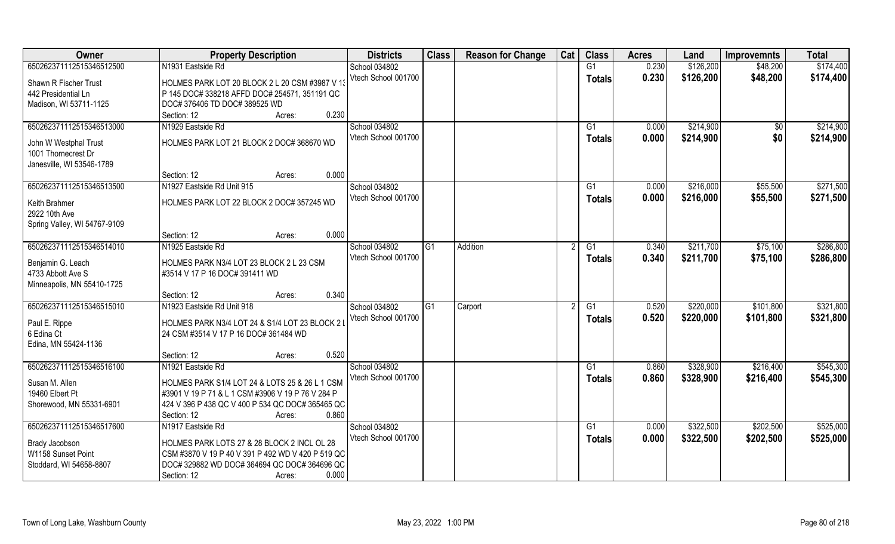| Owner | Property Description | Districts | Class | Reason for Change | Cat | Class | Acres | Land | Improvemnts | Total |
|---|---|---|---|---|---|---|---|---|---|---|
| 650262371112515346512500 | N1931 Eastside Rd | School 034802 | | | | G1 | 0.230 | $126,200 | $48,200 | $174,400 |
| Shawn R Fischer Trust<br>442 Presidential Ln<br>Madison, WI 53711-1125 | HOLMES PARK LOT 20 BLOCK 2 L 20 CSM #3987 V 13 P 145 DOC# 338218 AFFD DOC# 254571, 351191 QC DOC# 376406 TD DOC# 389525 WD<br>Section: 12 Acres: 0.230 | Vtech School 001700 | | | | Totals | 0.230 | $126,200 | $48,200 | $174,400 |
| 650262371112515346513000 | N1929 Eastside Rd | School 034802 | | | | G1 | 0.000 | $214,900 | $0 | $214,900 |
| John W Westphal Trust<br>1001 Thornecrest Dr<br>Janesville, WI 53546-1789 | HOLMES PARK LOT 21 BLOCK 2 DOC# 368670 WD<br>Section: 12 Acres: 0.000 | Vtech School 001700 | | | | Totals | 0.000 | $214,900 | $0 | $214,900 |
| 650262371112515346513500 | N1927 Eastside Rd Unit 915 | School 034802 | | | | G1 | 0.000 | $216,000 | $55,500 | $271,500 |
| Keith Brahmer<br>2922 10th Ave<br>Spring Valley, WI 54767-9109 | HOLMES PARK LOT 22 BLOCK 2 DOC# 357245 WD<br>Section: 12 Acres: 0.000 | Vtech School 001700 | | | | Totals | 0.000 | $216,000 | $55,500 | $271,500 |
| 650262371112515346514010 | N1925 Eastside Rd | School 034802 | G1 | Addition | 2 | G1 | 0.340 | $211,700 | $75,100 | $286,800 |
| Benjamin G. Leach<br>4733 Abbott Ave S<br>Minneapolis, MN 55410-1725 | HOLMES PARK N3/4 LOT 23 BLOCK 2 L 23 CSM #3514 V 17 P 16 DOC# 391411 WD<br>Section: 12 Acres: 0.340 | Vtech School 001700 | | | | Totals | 0.340 | $211,700 | $75,100 | $286,800 |
| 650262371112515346515010 | N1923 Eastside Rd Unit 918 | School 034802 | G1 | Carport | 2 | G1 | 0.520 | $220,000 | $101,800 | $321,800 |
| Paul E. Rippe<br>6 Edina Ct<br>Edina, MN 55424-1136 | HOLMES PARK N3/4 LOT 24 & S1/4 LOT 23 BLOCK 2 L 24 CSM #3514 V 17 P 16 DOC# 361484 WD<br>Section: 12 Acres: 0.520 | Vtech School 001700 | | | | Totals | 0.520 | $220,000 | $101,800 | $321,800 |
| 650262371112515346516100 | N1921 Eastside Rd | School 034802 | | | | G1 | 0.860 | $328,900 | $216,400 | $545,300 |
| Susan M. Allen<br>19460 Elbert Pt<br>Shorewood, MN 55331-6901 | HOLMES PARK S1/4 LOT 24 & LOTS 25 & 26 L 1 CSM #3901 V 19 P 71 & L 1 CSM #3906 V 19 P 76 V 284 P 424 V 396 P 438 QC V 400 P 534 QC DOC# 365465 QC<br>Section: 12 Acres: 0.860 | Vtech School 001700 | | | | Totals | 0.860 | $328,900 | $216,400 | $545,300 |
| 650262371112515346517600 | N1917 Eastside Rd | School 034802 | | | | G1 | 0.000 | $322,500 | $202,500 | $525,000 |
| Brady Jacobson<br>W1158 Sunset Point<br>Stoddard, WI 54658-8807 | HOLMES PARK LOTS 27 & 28 BLOCK 2 INCL OL 28 CSM #3870 V 19 P 40 V 391 P 492 WD V 420 P 519 QC DOC# 329882 WD DOC# 364694 QC DOC# 364696 QC<br>Section: 12 Acres: 0.000 | Vtech School 001700 | | | | Totals | 0.000 | $322,500 | $202,500 | $525,000 |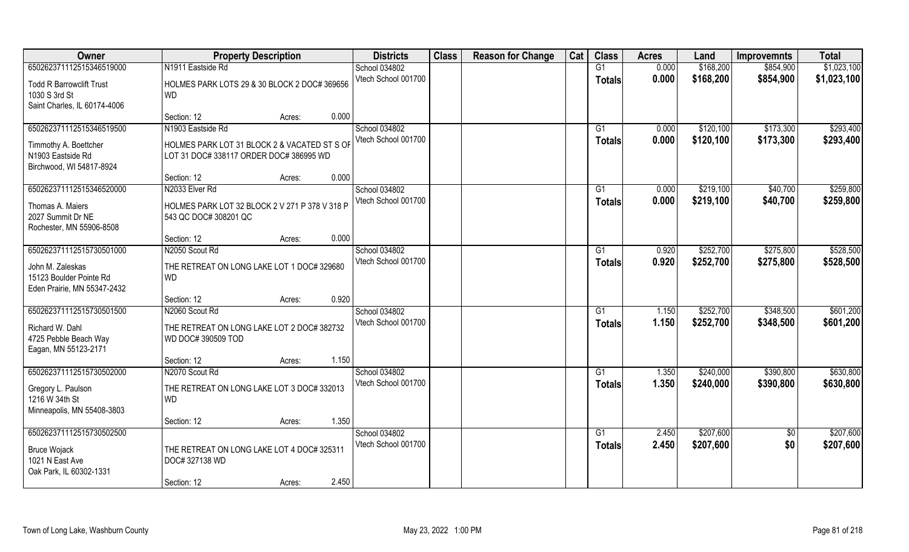| Owner | Property Description | | | Districts | Class | Reason for Change | Cat | Class | Acres | Land | Improvemnts | Total |
|---|---|---|---|---|---|---|---|---|---|---|---|---|
| 65026237112515346519000 | N1911 Eastside Rd | | | School 034802 | | | | G1 | 0.000 | $168,200 | $854,900 | $1,023,100 |
| Todd R Barrowclift Trust<br>1030 S 3rd St<br>Saint Charles, IL 60174-4006 | HOLMES PARK LOTS 29 & 30 BLOCK 2 DOC# 369656 WD | | | Vtech School 001700 | | | | **Totals** | **0.000** | **$168,200** | **$854,900** | **$1,023,100** |
| | Section: 12 | Acres: | 0.000 | | | | | | | | | |
| 65026237112515346519500 | N1903 Eastside Rd | | | School 034802 | | | | G1 | 0.000 | $120,100 | $173,300 | $293,400 |
| Timmothy A. Boettcher<br>N1903 Eastside Rd<br>Birchwood, WI 54817-8924 | HOLMES PARK LOT 31 BLOCK 2 & VACATED ST S OF LOT 31 DOC# 338117 ORDER DOC# 386995 WD | | | Vtech School 001700 | | | | **Totals** | **0.000** | **$120,100** | **$173,300** | **$293,400** |
| | Section: 12 | Acres: | 0.000 | | | | | | | | | |
| 65026237112515346520000 | N2033 Elver Rd | | | School 034802 | | | | G1 | 0.000 | $219,100 | $40,700 | $259,800 |
| Thomas A. Maiers<br>2027 Summit Dr NE<br>Rochester, MN 55906-8508 | HOLMES PARK LOT 32 BLOCK 2 V 271 P 378 V 318 P 543 QC DOC# 308201 QC | | | Vtech School 001700 | | | | **Totals** | **0.000** | **$219,100** | **$40,700** | **$259,800** |
| | Section: 12 | Acres: | 0.000 | | | | | | | | | |
| 65026237112515730501000 | N2050 Scout Rd | | | School 034802 | | | | G1 | 0.920 | $252,700 | $275,800 | $528,500 |
| John M. Zaleskas<br>15123 Boulder Pointe Rd<br>Eden Prairie, MN 55347-2432 | THE RETREAT ON LONG LAKE LOT 1 DOC# 329680 WD | | | Vtech School 001700 | | | | **Totals** | **0.920** | **$252,700** | **$275,800** | **$528,500** |
| | Section: 12 | Acres: | 0.920 | | | | | | | | | |
| 65026237112515730501500 | N2060 Scout Rd | | | School 034802 | | | | G1 | 1.150 | $252,700 | $348,500 | $601,200 |
| Richard W. Dahl<br>4725 Pebble Beach Way<br>Eagan, MN 55123-2171 | THE RETREAT ON LONG LAKE LOT 2 DOC# 382732 WD DOC# 390509 TOD | | | Vtech School 001700 | | | | **Totals** | **1.150** | **$252,700** | **$348,500** | **$601,200** |
| | Section: 12 | Acres: | 1.150 | | | | | | | | | |
| 65026237112515730502000 | N2070 Scout Rd | | | School 034802 | | | | G1 | 1.350 | $240,000 | $390,800 | $630,800 |
| Gregory L. Paulson<br>1216 W 34th St<br>Minneapolis, MN 55408-3803 | THE RETREAT ON LONG LAKE LOT 3 DOC# 332013 WD | | | Vtech School 001700 | | | | **Totals** | **1.350** | **$240,000** | **$390,800** | **$630,800** |
| | Section: 12 | Acres: | 1.350 | | | | | | | | | |
| 65026237112515730502500 | | | | School 034802 | | | | G1 | 2.450 | $207,600 | $0 | $207,600 |
| Bruce Wojack<br>1021 N East Ave<br>Oak Park, IL 60302-1331 | THE RETREAT ON LONG LAKE LOT 4 DOC# 325311 DOC# 327138 WD | | | Vtech School 001700 | | | | **Totals** | **2.450** | **$207,600** | **$0** | **$207,600** |
| | Section: 12 | Acres: | 2.450 | | | | | | | | | |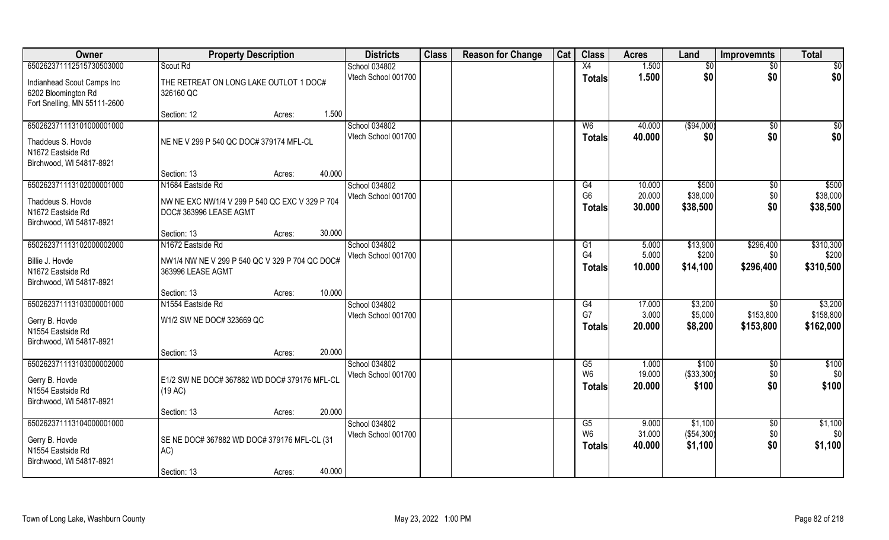| Owner | Property Description | Districts | Class | Reason for Change | Cat | Class | Acres | Land | Improvemnts | Total |
|---|---|---|---|---|---|---|---|---|---|---|
| 650262371112515730503000 | Scout Rd | School 034802 | | | | X4 | 1.500 | $0 | $0 | $0 |
| Indianhead Scout Camps Inc<br>6202 Bloomington Rd<br>Fort Snelling, MN 55111-2600 | THE RETREAT ON LONG LAKE OUTLOT 1 DOC# 326160 QC | Vtech School 001700 | | | | **Totals** | **1.500** | **$0** | **$0** | **$0** |
| | Section: 12 Acres: 1.500 | | | | | | | | | |
| 650262371113101000001000 | | School 034802 | | | | W6 | 40.000 | ($94,000) | $0 | $0 |
| Thaddeus S. Hovde<br>N1672 Eastside Rd<br>Birchwood, WI 54817-8921 | NE NE V 299 P 540 QC DOC# 379174 MFL-CL | Vtech School 001700 | | | | **Totals** | **40.000** | **$0** | **$0** | **$0** |
| | Section: 13 Acres: 40.000 | | | | | | | | | |
| 650262371113102000001000 | N1684 Eastside Rd | School 034802 | | | | G4 | 10.000 | $500 | $0 | $500 |
| Thaddeus S. Hovde<br>N1672 Eastside Rd<br>Birchwood, WI 54817-8921 | NW NE EXC NW1/4 V 299 P 540 QC EXC V 329 P 704 DOC# 363996 LEASE AGMT | Vtech School 001700 | | | | G6 | 20.000 | $38,000 | $0 | $38,000 |
| | | | | | | **Totals** | **30.000** | **$38,500** | **$0** | **$38,500** |
| | Section: 13 Acres: 30.000 | | | | | | | | | |
| 650262371113102000002000 | N1672 Eastside Rd | School 034802 | | | | G1 | 5.000 | $13,900 | $296,400 | $310,300 |
| Billie J. Hovde<br>N1672 Eastside Rd<br>Birchwood, WI 54817-8921 | NW1/4 NW NE V 299 P 540 QC V 329 P 704 QC DOC# 363996 LEASE AGMT | Vtech School 001700 | | | | G4 | 5.000 | $200 | $0 | $200 |
| | | | | | | **Totals** | **10.000** | **$14,100** | **$296,400** | **$310,500** |
| | Section: 13 Acres: 10.000 | | | | | | | | | |
| 650262371113103000001000 | N1554 Eastside Rd | School 034802 | | | | G4 | 17.000 | $3,200 | $0 | $3,200 |
| Gerry B. Hovde<br>N1554 Eastside Rd<br>Birchwood, WI 54817-8921 | W1/2 SW NE DOC# 323669 QC | Vtech School 001700 | | | | G7 | 3.000 | $5,000 | $153,800 | $158,800 |
| | | | | | | **Totals** | **20.000** | **$8,200** | **$153,800** | **$162,000** |
| | Section: 13 Acres: 20.000 | | | | | | | | | |
| 650262371113103000002000 | | School 034802 | | | | G5 | 1.000 | $100 | $0 | $100 |
| Gerry B. Hovde<br>N1554 Eastside Rd<br>Birchwood, WI 54817-8921 | E1/2 SW NE DOC# 367882 WD DOC# 379176 MFL-CL (19 AC) | Vtech School 001700 | | | | W6 | 19.000 | ($33,300) | $0 | $0 |
| | | | | | | **Totals** | **20.000** | **$100** | **$0** | **$100** |
| | Section: 13 Acres: 20.000 | | | | | | | | | |
| 650262371113104000001000 | | School 034802 | | | | G5 | 9.000 | $1,100 | $0 | $1,100 |
| Gerry B. Hovde<br>N1554 Eastside Rd<br>Birchwood, WI 54817-8921 | SE NE DOC# 367882 WD DOC# 379176 MFL-CL (31 AC) | Vtech School 001700 | | | | W6 | 31.000 | ($54,300) | $0 | $0 |
| | | | | | | **Totals** | **40.000** | **$1,100** | **$0** | **$1,100** |
| | Section: 13 Acres: 40.000 | | | | | | | | | |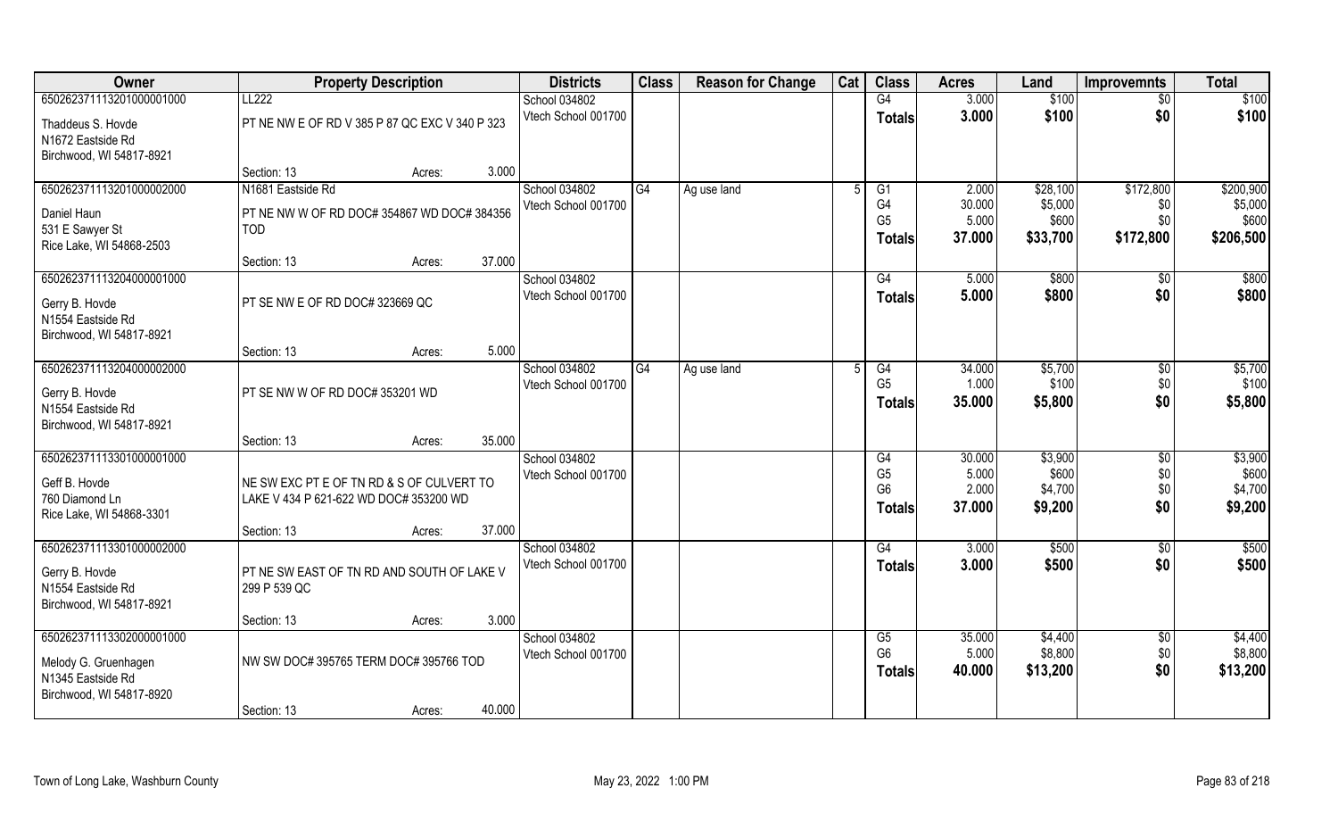| Owner | Property Description | | | Districts | Class | Reason for Change | Cat | Class | Acres | Land | Improvemnts | Total |
|---|---|---|---|---|---|---|---|---|---|---|---|---|
| 65026237111320100000100​0 | LL222 | | | School 034802 | | | | G4 | 3.000 | $100 | $0 | $100 |
| Thaddeus S. Hovde<br>N1672 Eastside Rd<br>Birchwood, WI 54817-8921 | PT NE NW E OF RD V 385 P 87 QC EXC V 340 P 323 | | | Vtech School 001700 | | | | **Totals** | **3.000** | **$100** | **$0** | **$100** |
| | Section: 13 | Acres: | 3.000 | | | | | | | | | |
| 650262371113201000002000 | N1681 Eastside Rd | | | School 034802 | G4 | Ag use land | 5 | G1 | 2.000 | $28,100 | $172,800 | $200,900 |
| Daniel Haun<br>531 E Sawyer St<br>Rice Lake, WI 54868-2503 | PT NE NW W OF RD DOC# 354867 WD DOC# 384356 TOD | | | Vtech School 001700 | | | | G4<br>G5<br>**Totals** | 30.000<br>5.000<br>**37.000** | $5,000<br>$600<br>**$33,700** | $0<br>$0<br>**$172,800** | $5,000<br>$600<br>**$206,500** |
| | Section: 13 | Acres: | 37.000 | | | | | | | | | |
| 650262371113204000001000 | | | | School 034802 | | | | G4 | 5.000 | $800 | $0 | $800 |
| Gerry B. Hovde<br>N1554 Eastside Rd<br>Birchwood, WI 54817-8921 | PT SE NW E OF RD DOC# 323669 QC | | | Vtech School 001700 | | | | **Totals** | **5.000** | **$800** | **$0** | **$800** |
| | Section: 13 | Acres: | 5.000 | | | | | | | | | |
| 650262371113204000002000 | | | | School 034802 | G4 | Ag use land | 5 | G4 | 34.000 | $5,700 | $0 | $5,700 |
| Gerry B. Hovde<br>N1554 Eastside Rd<br>Birchwood, WI 54817-8921 | PT SE NW W OF RD DOC# 353201 WD | | | Vtech School 001700 | | | | G5<br>**Totals** | 1.000<br>**35.000** | $100<br>**$5,800** | $0<br>**$0** | $100<br>**$5,800** |
| | Section: 13 | Acres: | 35.000 | | | | | | | | | |
| 650262371113301000001000 | | | | School 034802 | | | | G4 | 30.000 | $3,900 | $0 | $3,900 |
| Geff B. Hovde<br>760 Diamond Ln<br>Rice Lake, WI 54868-3301 | NE SW EXC PT E OF TN RD & S OF CULVERT TO LAKE V 434 P 621-622 WD DOC# 353200 WD | | | Vtech School 001700 | | | | G5<br>G6<br>**Totals** | 5.000<br>2.000<br>**37.000** | $600<br>$4,700<br>**$9,200** | $0<br>$0<br>**$0** | $600<br>$4,700<br>**$9,200** |
| | Section: 13 | Acres: | 37.000 | | | | | | | | | |
| 650262371113301000002000 | | | | School 034802 | | | | G4 | 3.000 | $500 | $0 | $500 |
| Gerry B. Hovde<br>N1554 Eastside Rd<br>Birchwood, WI 54817-8921 | PT NE SW EAST OF TN RD AND SOUTH OF LAKE V 299 P 539 QC | | | Vtech School 001700 | | | | **Totals** | **3.000** | **$500** | **$0** | **$500** |
| | Section: 13 | Acres: | 3.000 | | | | | | | | | |
| 650262371113302000001000 | | | | School 034802 | | | | G5 | 35.000 | $4,400 | $0 | $4,400 |
| Melody G. Gruenhagen<br>N1345 Eastside Rd<br>Birchwood, WI 54817-8920 | NW SW DOC# 395765 TERM DOC# 395766 TOD | | | Vtech School 001700 | | | | G6<br>**Totals** | 5.000<br>**40.000** | $8,800<br>**$13,200** | $0<br>**$0** | $8,800<br>**$13,200** |
| | Section: 13 | Acres: | 40.000 | | | | | | | | | |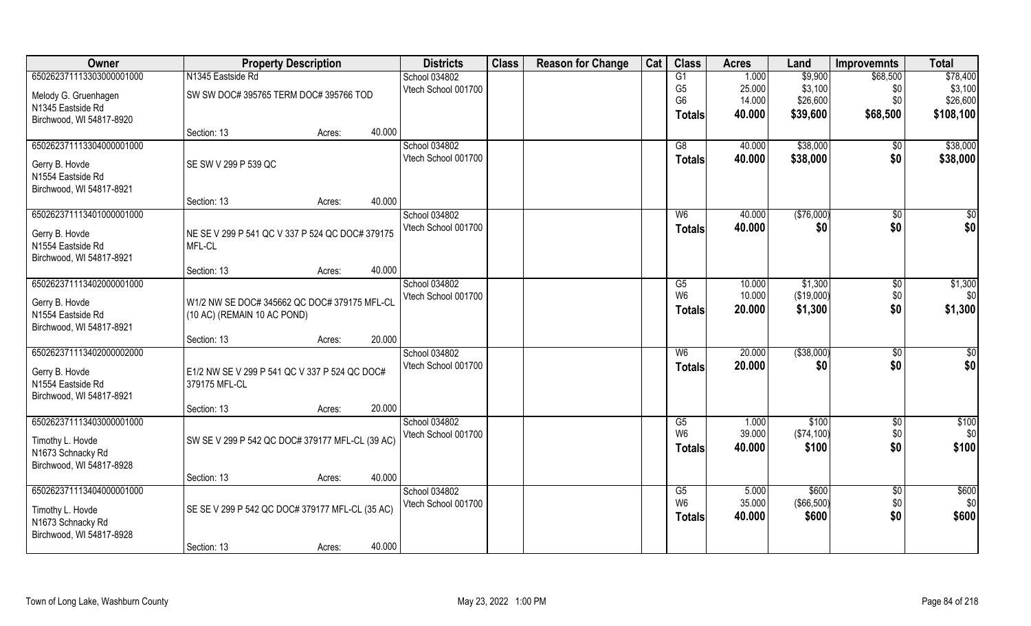| Owner | Property Description | | | Districts | Class | Reason for Change | Cat | Class | Acres | Land | Improvemnts | Total |
|---|---|---|---|---|---|---|---|---|---|---|---|---|
| 650262371113303000001000 | N1345 Eastside Rd | | | School 034802 | | | | G1 | 1.000 | $9,900 | $68,500 | $78,400 |
| Melody G. Gruenhagen | SW SW DOC# 395765 TERM DOC# 395766 TOD | | | Vtech School 001700 | | | | G5 | 25.000 | $3,100 | $0 | $3,100 |
| N1345 Eastside Rd | | | | | | | | G6 | 14.000 | $26,600 | $0 | $26,600 |
| Birchwood, WI 54817-8920 | | | | | | | | Totals | 40.000 | $39,600 | $68,500 | $108,100 |
| | Section: 13 | Acres: | 40.000 | | | | | | | | | |
| 650262371113304000001000 | | | | School 034802 | | | | G8 | 40.000 | $38,000 | $0 | $38,000 |
| Gerry B. Hovde | SE SW V 299 P 539 QC | | | Vtech School 001700 | | | | Totals | 40.000 | $38,000 | $0 | $38,000 |
| N1554 Eastside Rd | | | | | | | | | | | | |
| Birchwood, WI 54817-8921 | | | | | | | | | | | | |
| | Section: 13 | Acres: | 40.000 | | | | | | | | | |
| 650262371113401000001000 | | | | School 034802 | | | | W6 | 40.000 | ($76,000) | $0 | $0 |
| Gerry B. Hovde | NE SE V 299 P 541 QC V 337 P 524 QC DOC# 379175 MFL-CL | | | Vtech School 001700 | | | | Totals | 40.000 | $0 | $0 | $0 |
| N1554 Eastside Rd | | | | | | | | | | | | |
| Birchwood, WI 54817-8921 | | | | | | | | | | | | |
| | Section: 13 | Acres: | 40.000 | | | | | | | | | |
| 650262371113402000001000 | | | | School 034802 | | | | G5 | 10.000 | $1,300 | $0 | $1,300 |
| Gerry B. Hovde | W1/2 NW SE DOC# 345662 QC DOC# 379175 MFL-CL (10 AC) (REMAIN 10 AC POND) | | | Vtech School 001700 | | | | W6 | 10.000 | ($19,000) | $0 | $0 |
| N1554 Eastside Rd | | | | | | | | Totals | 20.000 | $1,300 | $0 | $1,300 |
| Birchwood, WI 54817-8921 | | | | | | | | | | | | |
| | Section: 13 | Acres: | 20.000 | | | | | | | | | |
| 650262371113402000002000 | | | | School 034802 | | | | W6 | 20.000 | ($38,000) | $0 | $0 |
| Gerry B. Hovde | E1/2 NW SE V 299 P 541 QC V 337 P 524 QC DOC# 379175 MFL-CL | | | Vtech School 001700 | | | | Totals | 20.000 | $0 | $0 | $0 |
| N1554 Eastside Rd | | | | | | | | | | | | |
| Birchwood, WI 54817-8921 | | | | | | | | | | | | |
| | Section: 13 | Acres: | 20.000 | | | | | | | | | |
| 650262371113403000001000 | | | | School 034802 | | | | G5 | 1.000 | $100 | $0 | $100 |
| Timothy L. Hovde | SW SE V 299 P 542 QC DOC# 379177 MFL-CL (39 AC) | | | Vtech School 001700 | | | | W6 | 39.000 | ($74,100) | $0 | $0 |
| N1673 Schnacky Rd | | | | | | | | Totals | 40.000 | $100 | $0 | $100 |
| Birchwood, WI 54817-8928 | | | | | | | | | | | | |
| | Section: 13 | Acres: | 40.000 | | | | | | | | | |
| 650262371113404000001000 | | | | School 034802 | | | | G5 | 5.000 | $600 | $0 | $600 |
| Timothy L. Hovde | SE SE V 299 P 542 QC DOC# 379177 MFL-CL (35 AC) | | | Vtech School 001700 | | | | W6 | 35.000 | ($66,500) | $0 | $0 |
| N1673 Schnacky Rd | | | | | | | | Totals | 40.000 | $600 | $0 | $600 |
| Birchwood, WI 54817-8928 | | | | | | | | | | | | |
| | Section: 13 | Acres: | 40.000 | | | | | | | | | |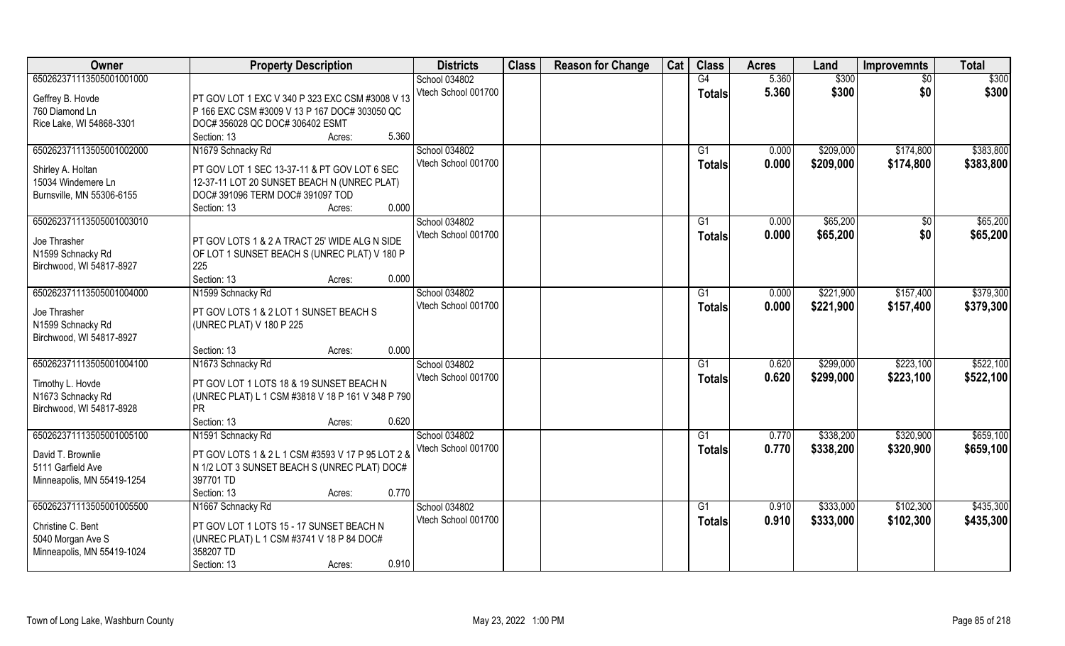| Owner | Property Description | Districts | Class | Reason for Change | Cat | Class | Acres | Land | Improvemnts | Total |
|---|---|---|---|---|---|---|---|---|---|---|
| 650262371113505001001000 | | School 034802 | | | | G4 | 5.360 | $300 | $0 | $300 |
| Geffrey B. Hovde<br>760 Diamond Ln<br>Rice Lake, WI 54868-3301 | PT GOV LOT 1 EXC V 340 P 323 EXC CSM #3008 V 13 P 166 EXC CSM #3009 V 13 P 167 DOC# 303050 QC DOC# 356028 QC DOC# 306402 ESMT<br>Section: 13 Acres: 5.360 | Vtech School 001700 | | | | Totals | 5.360 | $300 | $0 | $300 |
| 650262371113505001002000 | N1679 Schnacky Rd | School 034802 | | | | G1 | 0.000 | $209,000 | $174,800 | $383,800 |
| Shirley A. Holtan<br>15034 Windemere Ln<br>Burnsville, MN 55306-6155 | PT GOV LOT 1 SEC 13-37-11 & PT GOV LOT 6 SEC 12-37-11 LOT 20 SUNSET BEACH N (UNREC PLAT) DOC# 391096 TERM DOC# 391097 TOD<br>Section: 13 Acres: 0.000 | Vtech School 001700 | | | | Totals | 0.000 | $209,000 | $174,800 | $383,800 |
| 650262371113505001003010 | | School 034802 | | | | G1 | 0.000 | $65,200 | $0 | $65,200 |
| Joe Thrasher<br>N1599 Schnacky Rd<br>Birchwood, WI 54817-8927 | PT GOV LOTS 1 & 2 A TRACT 25' WIDE ALG N SIDE OF LOT 1 SUNSET BEACH S (UNREC PLAT) V 180 P 225<br>Section: 13 Acres: 0.000 | Vtech School 001700 | | | | Totals | 0.000 | $65,200 | $0 | $65,200 |
| 650262371113505001004000 | N1599 Schnacky Rd | School 034802 | | | | G1 | 0.000 | $221,900 | $157,400 | $379,300 |
| Joe Thrasher<br>N1599 Schnacky Rd<br>Birchwood, WI 54817-8927 | PT GOV LOTS 1 & 2 LOT 1 SUNSET BEACH S (UNREC PLAT) V 180 P 225<br>Section: 13 Acres: 0.000 | Vtech School 001700 | | | | Totals | 0.000 | $221,900 | $157,400 | $379,300 |
| 650262371113505001004100 | N1673 Schnacky Rd | School 034802 | | | | G1 | 0.620 | $299,000 | $223,100 | $522,100 |
| Timothy L. Hovde<br>N1673 Schnacky Rd<br>Birchwood, WI 54817-8928 | PT GOV LOT 1 LOTS 18 & 19 SUNSET BEACH N (UNREC PLAT) L 1 CSM #3818 V 18 P 161 V 348 P 790 PR<br>Section: 13 Acres: 0.620 | Vtech School 001700 | | | | Totals | 0.620 | $299,000 | $223,100 | $522,100 |
| 650262371113505001005100 | N1591 Schnacky Rd | School 034802 | | | | G1 | 0.770 | $338,200 | $320,900 | $659,100 |
| David T. Brownlie<br>5111 Garfield Ave<br>Minneapolis, MN 55419-1254 | PT GOV LOTS 1 & 2 L 1 CSM #3593 V 17 P 95 LOT 2 & N 1/2 LOT 3 SUNSET BEACH S (UNREC PLAT) DOC# 397701 TD<br>Section: 13 Acres: 0.770 | Vtech School 001700 | | | | Totals | 0.770 | $338,200 | $320,900 | $659,100 |
| 650262371113505001005500 | N1667 Schnacky Rd | School 034802 | | | | G1 | 0.910 | $333,000 | $102,300 | $435,300 |
| Christine C. Bent<br>5040 Morgan Ave S<br>Minneapolis, MN 55419-1024 | PT GOV LOT 1 LOTS 15 - 17 SUNSET BEACH N (UNREC PLAT) L 1 CSM #3741 V 18 P 84 DOC# 358207 TD<br>Section: 13 Acres: 0.910 | Vtech School 001700 | | | | Totals | 0.910 | $333,000 | $102,300 | $435,300 |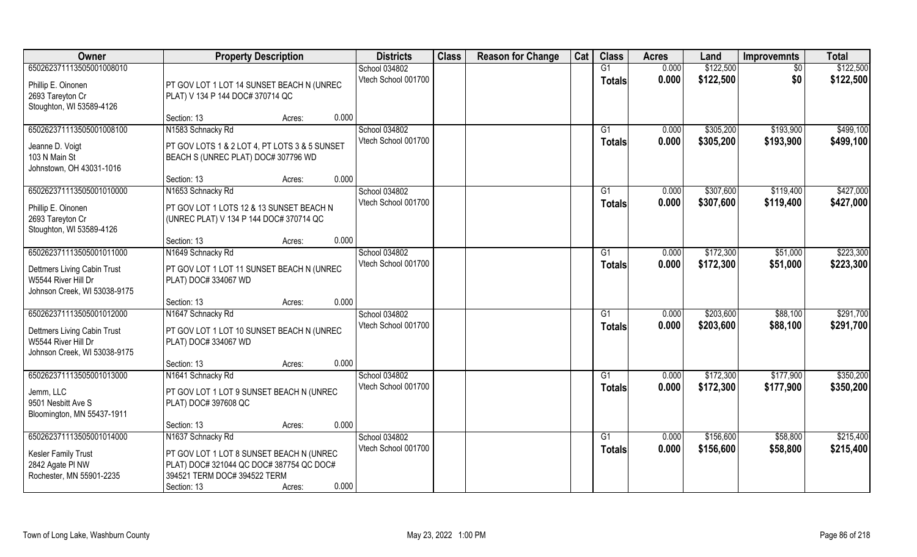| Owner | Property Description | | Districts | Class | Reason for Change | Cat | Class | Acres | Land | Improvemnts | Total |
|---|---|---|---|---|---|---|---|---|---|---|---|
| 65026237111350500100801​0 | | | School 034802 | | | | G1 | 0.000 | $122,500 | $0 | $122,500 |
| Phillip E. Oinonen<br>2693 Tareyton Cr<br>Stoughton, WI 53589-4126 | PT GOV LOT 1 LOT 14 SUNSET BEACH N (UNREC PLAT) V 134 P 144 DOC# 370714 QC | | Vtech School 001700 | | | | **Totals** | **0.000** | **$122,500** | **$0** | **$122,500** |
| | Section: 13 | Acres: 0.000 | | | | | | | | | |
| 650262371113505001008100 | N1583 Schnacky Rd | | School 034802 | | | | G1 | 0.000 | $305,200 | $193,900 | $499,100 |
| Jeanne D. Voigt<br>103 N Main St<br>Johnstown, OH 43031-1016 | PT GOV LOTS 1 & 2 LOT 4, PT LOTS 3 & 5 SUNSET BEACH S (UNREC PLAT) DOC# 307796 WD | | Vtech School 001700 | | | | **Totals** | **0.000** | **$305,200** | **$193,900** | **$499,100** |
| | Section: 13 | Acres: 0.000 | | | | | | | | | |
| 650262371113505001010000 | N1653 Schnacky Rd | | School 034802 | | | | G1 | 0.000 | $307,600 | $119,400 | $427,000 |
| Phillip E. Oinonen<br>2693 Tareyton Cr<br>Stoughton, WI 53589-4126 | PT GOV LOT 1 LOTS 12 & 13 SUNSET BEACH N (UNREC PLAT) V 134 P 144 DOC# 370714 QC | | Vtech School 001700 | | | | **Totals** | **0.000** | **$307,600** | **$119,400** | **$427,000** |
| | Section: 13 | Acres: 0.000 | | | | | | | | | |
| 650262371113505001011000 | N1649 Schnacky Rd | | School 034802 | | | | G1 | 0.000 | $172,300 | $51,000 | $223,300 |
| Dettmers Living Cabin Trust<br>W5544 River Hill Dr<br>Johnson Creek, WI 53038-9175 | PT GOV LOT 1 LOT 11 SUNSET BEACH N (UNREC PLAT) DOC# 334067 WD | | Vtech School 001700 | | | | **Totals** | **0.000** | **$172,300** | **$51,000** | **$223,300** |
| | Section: 13 | Acres: 0.000 | | | | | | | | | |
| 650262371113505001012000 | N1647 Schnacky Rd | | School 034802 | | | | G1 | 0.000 | $203,600 | $88,100 | $291,700 |
| Dettmers Living Cabin Trust<br>W5544 River Hill Dr<br>Johnson Creek, WI 53038-9175 | PT GOV LOT 1 LOT 10 SUNSET BEACH N (UNREC PLAT) DOC# 334067 WD | | Vtech School 001700 | | | | **Totals** | **0.000** | **$203,600** | **$88,100** | **$291,700** |
| | Section: 13 | Acres: 0.000 | | | | | | | | | |
| 650262371113505001013000 | N1641 Schnacky Rd | | School 034802 | | | | G1 | 0.000 | $172,300 | $177,900 | $350,200 |
| Jemm, LLC<br>9501 Nesbitt Ave S<br>Bloomington, MN 55437-1911 | PT GOV LOT 1 LOT 9 SUNSET BEACH N (UNREC PLAT) DOC# 397608 QC | | Vtech School 001700 | | | | **Totals** | **0.000** | **$172,300** | **$177,900** | **$350,200** |
| | Section: 13 | Acres: 0.000 | | | | | | | | | |
| 650262371113505001014000 | N1637 Schnacky Rd | | School 034802 | | | | G1 | 0.000 | $156,600 | $58,800 | $215,400 |
| Kesler Family Trust<br>2842 Agate Pl NW<br>Rochester, MN 55901-2235 | PT GOV LOT 1 LOT 8 SUNSET BEACH N (UNREC PLAT) DOC# 321044 QC DOC# 387754 QC DOC# 394521 TERM DOC# 394522 TERM | | Vtech School 001700 | | | | **Totals** | **0.000** | **$156,600** | **$58,800** | **$215,400** |
| | Section: 13 | Acres: 0.000 | | | | | | | | | |

Town of Long Lake, Washburn County | May 23, 2022 1:00 PM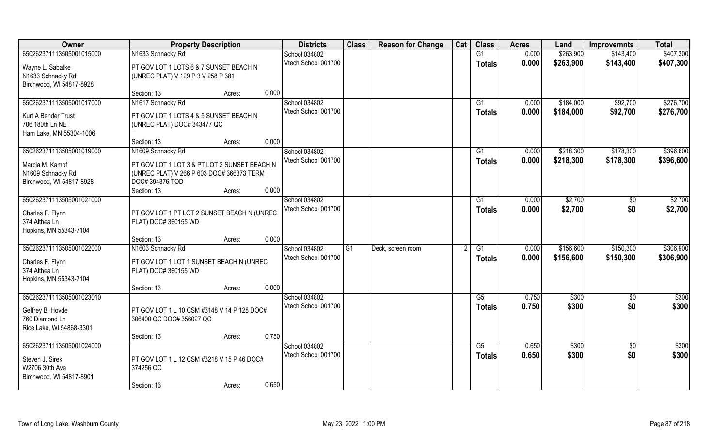| Owner | Property Description | | | Districts | Class | Reason for Change | Cat | Class | Acres | Land | Improvemnts | Total |
|---|---|---|---|---|---|---|---|---|---|---|---|---|
| 65026237111350500101500O | N1633 Schnacky Rd | | | School 034802 | | | | G1 | 0.000 | $263,900 | $143,400 | $407,300 |
| Wayne L. Sabatke<br>N1633 Schnacky Rd<br>Birchwood, WI 54817-8928 | PT GOV LOT 1 LOTS 6 & 7 SUNSET BEACH N (UNREC PLAT) V 129 P 3 V 258 P 381 | | | Vtech School 001700 | | | | Totals | 0.000 | $263,900 | $143,400 | $407,300 |
| | Section: 13 | Acres: | 0.000 | | | | | | | | | |
| 65026237111350500101700O | N1617 Schnacky Rd | | | School 034802 | | | | G1 | 0.000 | $184,000 | $92,700 | $276,700 |
| Kurt A Bender Trust<br>706 180th Ln NE<br>Ham Lake, MN 55304-1006 | PT GOV LOT 1 LOTS 4 & 5 SUNSET BEACH N (UNREC PLAT) DOC# 343477 QC | | | Vtech School 001700 | | | | Totals | 0.000 | $184,000 | $92,700 | $276,700 |
| | Section: 13 | Acres: | 0.000 | | | | | | | | | |
| 65026237111350500101900O | N1609 Schnacky Rd | | | School 034802 | | | | G1 | 0.000 | $218,300 | $178,300 | $396,600 |
| Marcia M. Kampf<br>N1609 Schnacky Rd<br>Birchwood, WI 54817-8928 | PT GOV LOT 1 LOT 3 & PT LOT 2 SUNSET BEACH N (UNREC PLAT) V 266 P 603 DOC# 366373 TERM DOC# 394376 TOD | | | Vtech School 001700 | | | | Totals | 0.000 | $218,300 | $178,300 | $396,600 |
| | Section: 13 | Acres: | 0.000 | | | | | | | | | |
| 65026237111350500102100O | | | | School 034802 | | | | G1 | 0.000 | $2,700 | $0 | $2,700 |
| Charles F. Flynn<br>374 Althea Ln<br>Hopkins, MN 55343-7104 | PT GOV LOT 1 PT LOT 2 SUNSET BEACH N (UNREC PLAT) DOC# 360155 WD | | | Vtech School 001700 | | | | Totals | 0.000 | $2,700 | $0 | $2,700 |
| | Section: 13 | Acres: | 0.000 | | | | | | | | | |
| 65026237111350500102200O | N1603 Schnacky Rd | | | School 034802 | G1 | Deck, screen room | 2 | G1 | 0.000 | $156,600 | $150,300 | $306,900 |
| Charles F. Flynn<br>374 Althea Ln<br>Hopkins, MN 55343-7104 | PT GOV LOT 1 LOT 1 SUNSET BEACH N (UNREC PLAT) DOC# 360155 WD | | | Vtech School 001700 | | | | Totals | 0.000 | $156,600 | $150,300 | $306,900 |
| | Section: 13 | Acres: | 0.000 | | | | | | | | | |
| 650262371113505001023010 | | | | School 034802 | | | | G5 | 0.750 | $300 | $0 | $300 |
| Geffrey B. Hovde<br>760 Diamond Ln<br>Rice Lake, WI 54868-3301 | PT GOV LOT 1 L 10 CSM #3148 V 14 P 128 DOC# 306400 QC DOC# 356027 QC | | | Vtech School 001700 | | | | Totals | 0.750 | $300 | $0 | $300 |
| | Section: 13 | Acres: | 0.750 | | | | | | | | | |
| 65026237111350500102400O | | | | School 034802 | | | | G5 | 0.650 | $300 | $0 | $300 |
| Steven J. Sirek<br>W2706 30th Ave<br>Birchwood, WI 54817-8901 | PT GOV LOT 1 L 12 CSM #3218 V 15 P 46 DOC# 374256 QC | | | Vtech School 001700 | | | | Totals | 0.650 | $300 | $0 | $300 |
| | Section: 13 | Acres: | 0.650 | | | | | | | | | |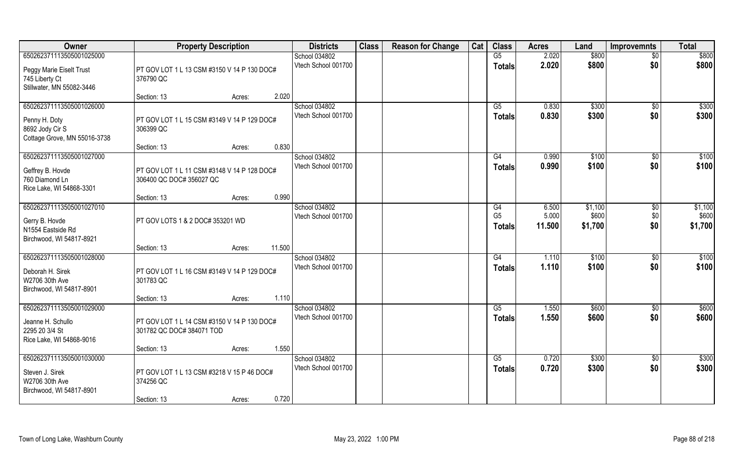| Owner | Property Description | | | Districts | Class | Reason for Change | Cat | Class | Acres | Land | Improvemnts | Total |
|---|---|---|---|---|---|---|---|---|---|---|---|---|
| 650262371113505001025000 | | | | School 034802 | | | | G5 | 2.020 | $800 | $0 | $800 |
| Peggy Marie Eiselt Trust<br>745 Liberty Ct<br>Stillwater, MN 55082-3446 | PT GOV LOT 1 L 13 CSM #3150 V 14 P 130 DOC# 376790 QC | | | Vtech School 001700 | | | | **Totals** | **2.020** | **$800** | **$0** | **$800** |
| | Section: 13 | Acres: | 2.020 | | | | | | | | | |
| 650262371113505001026000 | | | | School 034802 | | | | G5 | 0.830 | $300 | $0 | $300 |
| Penny H. Doty<br>8692 Jody Cir S<br>Cottage Grove, MN 55016-3738 | PT GOV LOT 1 L 15 CSM #3149 V 14 P 129 DOC# 306399 QC | | | Vtech School 001700 | | | | **Totals** | **0.830** | **$300** | **$0** | **$300** |
| | Section: 13 | Acres: | 0.830 | | | | | | | | | |
| 650262371113505001027000 | | | | School 034802 | | | | G4 | 0.990 | $100 | $0 | $100 |
| Geffrey B. Hovde<br>760 Diamond Ln<br>Rice Lake, WI 54868-3301 | PT GOV LOT 1 L 11 CSM #3148 V 14 P 128 DOC# 306400 QC DOC# 356027 QC | | | Vtech School 001700 | | | | **Totals** | **0.990** | **$100** | **$0** | **$100** |
| | Section: 13 | Acres: | 0.990 | | | | | | | | | |
| 650262371113505001027010 | | | | School 034802 | | | | G4 | 6.500 | $1,100 | $0 | $1,100 |
| Gerry B. Hovde<br>N1554 Eastside Rd<br>Birchwood, WI 54817-8921 | PT GOV LOTS 1 & 2 DOC# 353201 WD | | | Vtech School 001700 | | | | G5 | 5.000 | $600 | $0 | $600 |
| | | | | | | | | **Totals** | **11.500** | **$1,700** | **$0** | **$1,700** |
| | Section: 13 | Acres: | 11.500 | | | | | | | | | |
| 650262371113505001028000 | | | | School 034802 | | | | G4 | 1.110 | $100 | $0 | $100 |
| Deborah H. Sirek<br>W2706 30th Ave<br>Birchwood, WI 54817-8901 | PT GOV LOT 1 L 16 CSM #3149 V 14 P 129 DOC# 301783 QC | | | Vtech School 001700 | | | | **Totals** | **1.110** | **$100** | **$0** | **$100** |
| | Section: 13 | Acres: | 1.110 | | | | | | | | | |
| 650262371113505001029000 | | | | School 034802 | | | | G5 | 1.550 | $600 | $0 | $600 |
| Jeanne H. Schullo<br>2295 20 3/4 St<br>Rice Lake, WI 54868-9016 | PT GOV LOT 1 L 14 CSM #3150 V 14 P 130 DOC# 301782 QC DOC# 384071 TOD | | | Vtech School 001700 | | | | **Totals** | **1.550** | **$600** | **$0** | **$600** |
| | Section: 13 | Acres: | 1.550 | | | | | | | | | |
| 650262371113505001030000 | | | | School 034802 | | | | G5 | 0.720 | $300 | $0 | $300 |
| Steven J. Sirek<br>W2706 30th Ave<br>Birchwood, WI 54817-8901 | PT GOV LOT 1 L 13 CSM #3218 V 15 P 46 DOC# 374256 QC | | | Vtech School 001700 | | | | **Totals** | **0.720** | **$300** | **$0** | **$300** |
| | Section: 13 | Acres: | 0.720 | | | | | | | | | |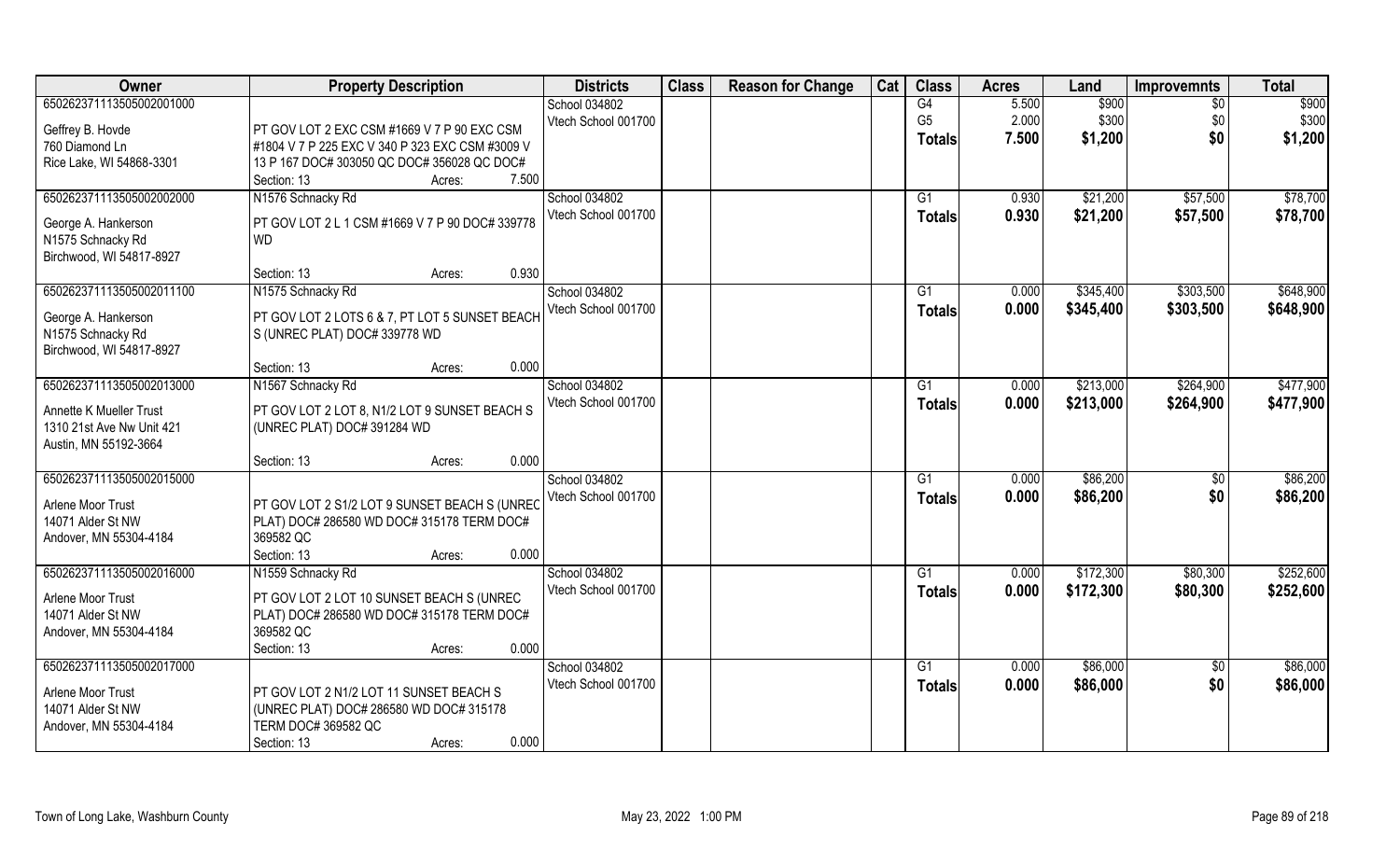| Owner | Property Description | Districts | Class | Reason for Change | Cat | Class | Acres | Land | Improvemnts | Total |
|---|---|---|---|---|---|---|---|---|---|---|
| 650262371113505002001000<br>Geffrey B. Hovde<br>760 Diamond Ln<br>Rice Lake, WI 54868-3301 | PT GOV LOT 2 EXC CSM #1669 V 7 P 90 EXC CSM #1804 V 7 P 225 EXC V 340 P 323 EXC CSM #3009 V 13 P 167 DOC# 303050 QC DOC# 356028 QC DOC#<br>Section: 13 Acres: 7.500 | School 034802<br>Vtech School 001700 | | | | G4<br>G5<br>Totals | 5.500<br>2.000<br>7.500 | $900<br>$300<br>$1,200 | $0<br>$0<br>$0 | $900<br>$300<br>$1,200 |
| 650262371113505002002000<br>George A. Hankerson<br>N1575 Schnacky Rd<br>Birchwood, WI 54817-8927 | N1576 Schnacky Rd<br>PT GOV LOT 2 L 1 CSM #1669 V 7 P 90 DOC# 339778 WD<br>Section: 13 Acres: 0.930 | School 034802<br>Vtech School 001700 | | | | G1<br>Totals | 0.930<br>0.930 | $21,200<br>$21,200 | $57,500<br>$57,500 | $78,700<br>$78,700 |
| 650262371113505002011100<br>George A. Hankerson<br>N1575 Schnacky Rd<br>Birchwood, WI 54817-8927 | N1575 Schnacky Rd<br>PT GOV LOT 2 LOTS 6 & 7, PT LOT 5 SUNSET BEACH S (UNREC PLAT) DOC# 339778 WD<br>Section: 13 Acres: 0.000 | School 034802<br>Vtech School 001700 | | | | G1<br>Totals | 0.000<br>0.000 | $345,400<br>$345,400 | $303,500<br>$303,500 | $648,900<br>$648,900 |
| 650262371113505002013000<br>Annette K Mueller Trust<br>1310 21st Ave Nw Unit 421<br>Austin, MN 55192-3664 | N1567 Schnacky Rd<br>PT GOV LOT 2 LOT 8, N1/2 LOT 9 SUNSET BEACH S (UNREC PLAT) DOC# 391284 WD<br>Section: 13 Acres: 0.000 | School 034802<br>Vtech School 001700 | | | | G1<br>Totals | 0.000<br>0.000 | $213,000<br>$213,000 | $264,900<br>$264,900 | $477,900<br>$477,900 |
| 650262371113505002015000<br>Arlene Moor Trust<br>14071 Alder St NW<br>Andover, MN 55304-4184 | PT GOV LOT 2 S1/2 LOT 9 SUNSET BEACH S (UNREC PLAT) DOC# 286580 WD DOC# 315178 TERM DOC# 369582 QC<br>Section: 13 Acres: 0.000 | School 034802<br>Vtech School 001700 | | | | G1<br>Totals | 0.000<br>0.000 | $86,200<br>$86,200 | $0<br>$0 | $86,200<br>$86,200 |
| 650262371113505002016000<br>Arlene Moor Trust<br>14071 Alder St NW<br>Andover, MN 55304-4184 | N1559 Schnacky Rd<br>PT GOV LOT 2 LOT 10 SUNSET BEACH S (UNREC PLAT) DOC# 286580 WD DOC# 315178 TERM DOC# 369582 QC<br>Section: 13 Acres: 0.000 | School 034802<br>Vtech School 001700 | | | | G1<br>Totals | 0.000<br>0.000 | $172,300<br>$172,300 | $80,300<br>$80,300 | $252,600<br>$252,600 |
| 650262371113505002017000<br>Arlene Moor Trust<br>14071 Alder St NW<br>Andover, MN 55304-4184 | PT GOV LOT 2 N1/2 LOT 11 SUNSET BEACH S (UNREC PLAT) DOC# 286580 WD DOC# 315178 TERM DOC# 369582 QC<br>Section: 13 Acres: 0.000 | School 034802<br>Vtech School 001700 | | | | G1<br>Totals | 0.000<br>0.000 | $86,000<br>$86,000 | $0<br>$0 | $86,000<br>$86,000 |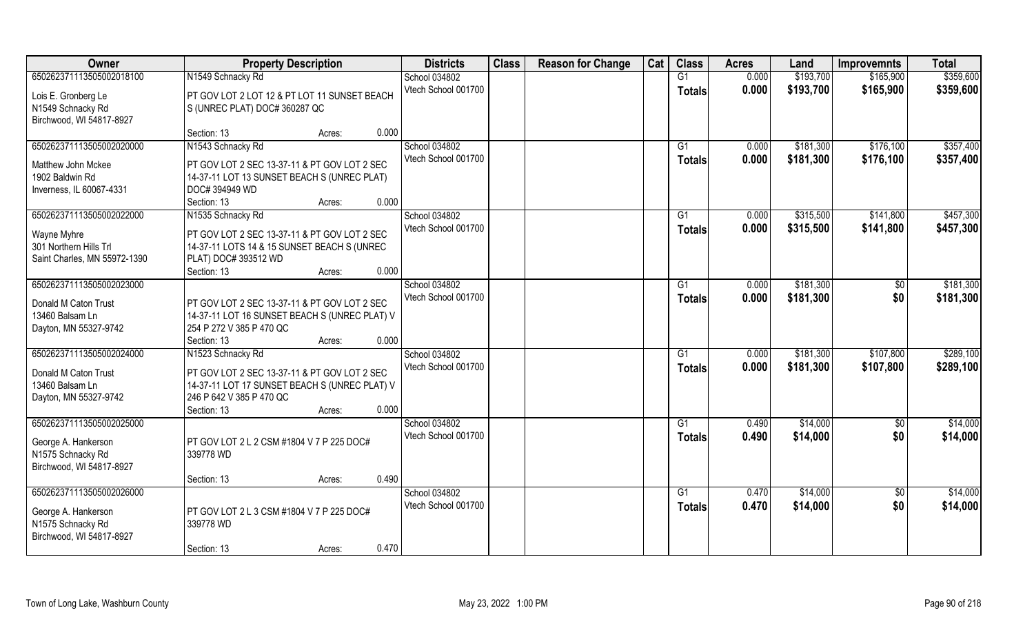| Owner | Property Description | | | Districts | Class | Reason for Change | Cat | Class | Acres | Land | Improvemnts | Total |
|---|---|---|---|---|---|---|---|---|---|---|---|---|
| 65026237111350500201810 | N1549 Schnacky Rd | | | School 034802 | | | | G1 | 0.000 | $193,700 | $165,900 | $359,600 |
| Lois E. Gronberg Le<br>N1549 Schnacky Rd<br>Birchwood, WI 54817-8927 | PT GOV LOT 2 LOT 12 & PT LOT 11 SUNSET BEACH S (UNREC PLAT) DOC# 360287 QC | | | Vtech School 001700 | | | | Totals | 0.000 | $193,700 | $165,900 | $359,600 |
| | Section: 13 | Acres: | 0.000 | | | | | | | | | |
| 65026237111350500202000 | N1543 Schnacky Rd | | | School 034802 | | | | G1 | 0.000 | $181,300 | $176,100 | $357,400 |
| Matthew John Mckee<br>1902 Baldwin Rd<br>Inverness, IL 60067-4331 | PT GOV LOT 2 SEC 13-37-11 & PT GOV LOT 2 SEC 14-37-11 LOT 13 SUNSET BEACH S (UNREC PLAT) DOC# 394949 WD | | | Vtech School 001700 | | | | Totals | 0.000 | $181,300 | $176,100 | $357,400 |
| | Section: 13 | Acres: | 0.000 | | | | | | | | | |
| 65026237111350500202200 | N1535 Schnacky Rd | | | School 034802 | | | | G1 | 0.000 | $315,500 | $141,800 | $457,300 |
| Wayne Myhre<br>301 Northern Hills Trl<br>Saint Charles, MN 55972-1390 | PT GOV LOT 2 SEC 13-37-11 & PT GOV LOT 2 SEC 14-37-11 LOTS 14 & 15 SUNSET BEACH S (UNREC PLAT) DOC# 393512 WD | | | Vtech School 001700 | | | | Totals | 0.000 | $315,500 | $141,800 | $457,300 |
| | Section: 13 | Acres: | 0.000 | | | | | | | | | |
| 65026237111350500202300 | | | | School 034802 | | | | G1 | 0.000 | $181,300 | $0 | $181,300 |
| Donald M Caton Trust<br>13460 Balsam Ln<br>Dayton, MN 55327-9742 | PT GOV LOT 2 SEC 13-37-11 & PT GOV LOT 2 SEC 14-37-11 LOT 16 SUNSET BEACH S (UNREC PLAT) V 254 P 272 V 385 P 470 QC | | | Vtech School 001700 | | | | Totals | 0.000 | $181,300 | $0 | $181,300 |
| | Section: 13 | Acres: | 0.000 | | | | | | | | | |
| 65026237111350500202400 | N1523 Schnacky Rd | | | School 034802 | | | | G1 | 0.000 | $181,300 | $107,800 | $289,100 |
| Donald M Caton Trust<br>13460 Balsam Ln<br>Dayton, MN 55327-9742 | PT GOV LOT 2 SEC 13-37-11 & PT GOV LOT 2 SEC 14-37-11 LOT 17 SUNSET BEACH S (UNREC PLAT) V 246 P 642 V 385 P 470 QC | | | Vtech School 001700 | | | | Totals | 0.000 | $181,300 | $107,800 | $289,100 |
| | Section: 13 | Acres: | 0.000 | | | | | | | | | |
| 65026237111350500202500 | | | | School 034802 | | | | G1 | 0.490 | $14,000 | $0 | $14,000 |
| George A. Hankerson<br>N1575 Schnacky Rd<br>Birchwood, WI 54817-8927 | PT GOV LOT 2 L 2 CSM #1804 V 7 P 225 DOC# 339778 WD | | | Vtech School 001700 | | | | Totals | 0.490 | $14,000 | $0 | $14,000 |
| | Section: 13 | Acres: | 0.490 | | | | | | | | | |
| 65026237111350500202600 | | | | School 034802 | | | | G1 | 0.470 | $14,000 | $0 | $14,000 |
| George A. Hankerson<br>N1575 Schnacky Rd<br>Birchwood, WI 54817-8927 | PT GOV LOT 2 L 3 CSM #1804 V 7 P 225 DOC# 339778 WD | | | Vtech School 001700 | | | | Totals | 0.470 | $14,000 | $0 | $14,000 |
| | Section: 13 | Acres: | 0.470 | | | | | | | | | |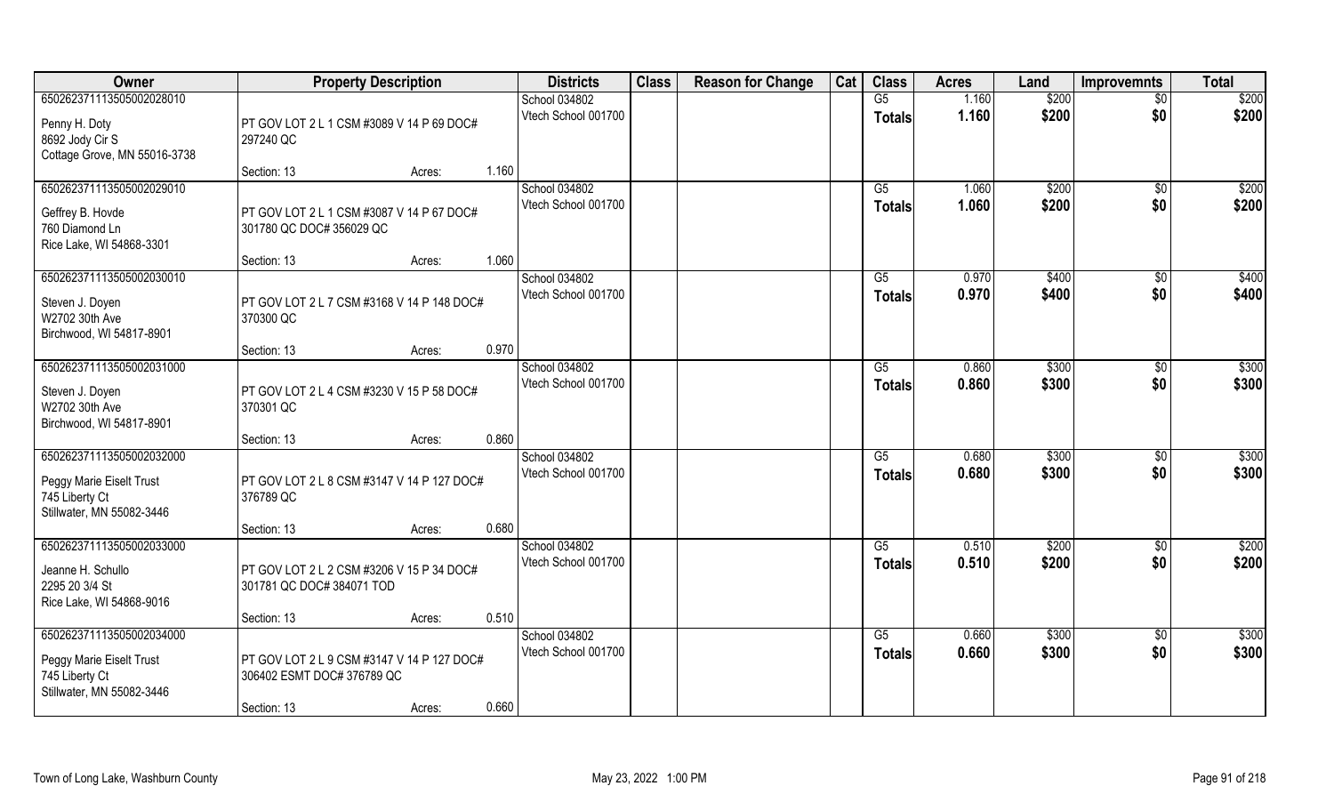| Owner | Property Description | | | Districts | Class | Reason for Change | Cat | Class | Acres | Land | Improvemnts | Total |
|---|---|---|---|---|---|---|---|---|---|---|---|---|
| 650262371113505002028010 | | | | School 034802 | | | | G5 | 1.160 | $200 | $0 | $200 |
| Penny H. Doty<br>8692 Jody Cir S<br>Cottage Grove, MN 55016-3738 | PT GOV LOT 2 L 1 CSM #3089 V 14 P 69 DOC# 297240 QC | | | Vtech School 001700 | | | | Totals | 1.160 | $200 | $0 | $200 |
| | Section: 13 | Acres: | 1.160 | | | | | | | | | |
| 650262371113505002029010 | | | | School 034802 | | | | G5 | 1.060 | $200 | $0 | $200 |
| Geffrey B. Hovde<br>760 Diamond Ln<br>Rice Lake, WI 54868-3301 | PT GOV LOT 2 L 1 CSM #3087 V 14 P 67 DOC# 301780 QC DOC# 356029 QC | | | Vtech School 001700 | | | | Totals | 1.060 | $200 | $0 | $200 |
| | Section: 13 | Acres: | 1.060 | | | | | | | | | |
| 650262371113505002030010 | | | | School 034802 | | | | G5 | 0.970 | $400 | $0 | $400 |
| Steven J. Doyen<br>W2702 30th Ave<br>Birchwood, WI 54817-8901 | PT GOV LOT 2 L 7 CSM #3168 V 14 P 148 DOC# 370300 QC | | | Vtech School 001700 | | | | Totals | 0.970 | $400 | $0 | $400 |
| | Section: 13 | Acres: | 0.970 | | | | | | | | | |
| 650262371113505002031000 | | | | School 034802 | | | | G5 | 0.860 | $300 | $0 | $300 |
| Steven J. Doyen<br>W2702 30th Ave<br>Birchwood, WI 54817-8901 | PT GOV LOT 2 L 4 CSM #3230 V 15 P 58 DOC# 370301 QC | | | Vtech School 001700 | | | | Totals | 0.860 | $300 | $0 | $300 |
| | Section: 13 | Acres: | 0.860 | | | | | | | | | |
| 650262371113505002032000 | | | | School 034802 | | | | G5 | 0.680 | $300 | $0 | $300 |
| Peggy Marie Eiselt Trust<br>745 Liberty Ct<br>Stillwater, MN 55082-3446 | PT GOV LOT 2 L 8 CSM #3147 V 14 P 127 DOC# 376789 QC | | | Vtech School 001700 | | | | Totals | 0.680 | $300 | $0 | $300 |
| | Section: 13 | Acres: | 0.680 | | | | | | | | | |
| 650262371113505002033000 | | | | School 034802 | | | | G5 | 0.510 | $200 | $0 | $200 |
| Jeanne H. Schullo<br>2295 20 3/4 St<br>Rice Lake, WI 54868-9016 | PT GOV LOT 2 L 2 CSM #3206 V 15 P 34 DOC# 301781 QC DOC# 384071 TOD | | | Vtech School 001700 | | | | Totals | 0.510 | $200 | $0 | $200 |
| | Section: 13 | Acres: | 0.510 | | | | | | | | | |
| 650262371113505002034000 | | | | School 034802 | | | | G5 | 0.660 | $300 | $0 | $300 |
| Peggy Marie Eiselt Trust<br>745 Liberty Ct<br>Stillwater, MN 55082-3446 | PT GOV LOT 2 L 9 CSM #3147 V 14 P 127 DOC# 306402 ESMT DOC# 376789 QC | | | Vtech School 001700 | | | | Totals | 0.660 | $300 | $0 | $300 |
| | Section: 13 | Acres: | 0.660 | | | | | | | | | |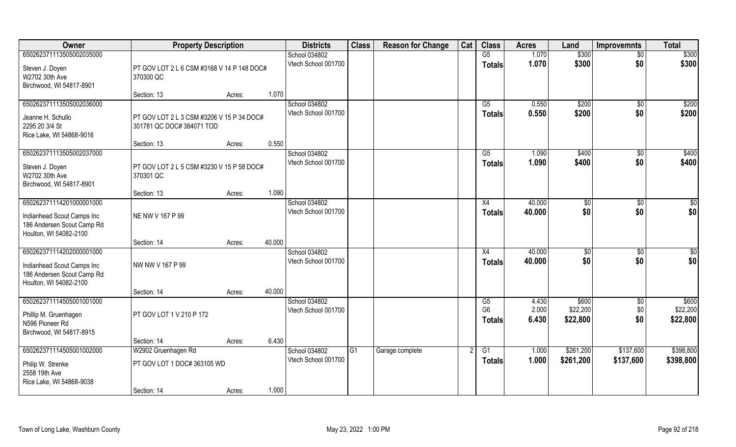| Owner | Property Description | | | Districts | Class | Reason for Change | Cat | Class | Acres | Land | Improvemnts | Total |
|---|---|---|---|---|---|---|---|---|---|---|---|---|
| 65026237111350500203500​0<br>Steven J. Doyen<br>W2702 30th Ave<br>Birchwood, WI 54817-8901 | PT GOV LOT 2 L 6 CSM #3168 V 14 P 148 DOC# 370300 QC | | | School 034802<br>Vtech School 001700 | | | | G5<br>**Totals** | 1.070<br>**1.070** | $300<br>**$300** | $0<br>**$0** | $300<br>**$300** |
| | Section: 13 | Acres: | 1.070 | | | | | | | | | |
| 650262371113505002036000<br>Jeanne H. Schullo<br>2295 20 3/4 St<br>Rice Lake, WI 54868-9016 | PT GOV LOT 2 L 3 CSM #3206 V 15 P 34 DOC# 301781 QC DOC# 384071 TOD | | | School 034802<br>Vtech School 001700 | | | | G5<br>**Totals** | 0.550<br>**0.550** | $200<br>**$200** | $0<br>**$0** | $200<br>**$200** |
| | Section: 13 | Acres: | 0.550 | | | | | | | | | |
| 650262371113505002037000<br>Steven J. Doyen<br>W2702 30th Ave<br>Birchwood, WI 54817-8901 | PT GOV LOT 2 L 5 CSM #3230 V 15 P 58 DOC# 370301 QC | | | School 034802<br>Vtech School 001700 | | | | G5<br>**Totals** | 1.090<br>**1.090** | $400<br>**$400** | $0<br>**$0** | $400<br>**$400** |
| | Section: 13 | Acres: | 1.090 | | | | | | | | | |
| 650262371114201000001000<br>Indianhead Scout Camps Inc<br>186 Andersen Scout Camp Rd<br>Houlton, WI 54082-2100 | NE NW V 167 P 99 | | | School 034802<br>Vtech School 001700 | | | | X4<br>**Totals** | 40.000<br>**40.000** | $0<br>**$0** | $0<br>**$0** | $0<br>**$0** |
| | Section: 14 | Acres: | 40.000 | | | | | | | | | |
| 650262371114202000001000<br>Indianhead Scout Camps Inc<br>186 Andersen Scout Camp Rd<br>Houlton, WI 54082-2100 | NW NW V 167 P 99 | | | School 034802<br>Vtech School 001700 | | | | X4<br>**Totals** | 40.000<br>**40.000** | $0<br>**$0** | $0<br>**$0** | $0<br>**$0** |
| | Section: 14 | Acres: | 40.000 | | | | | | | | | |
| 650262371114505001001000<br>Phillip M. Gruenhagen<br>N596 Pioneer Rd<br>Birchwood, WI 54817-8915 | PT GOV LOT 1 V 210 P 172 | | | School 034802<br>Vtech School 001700 | | | | G5<br>G6<br>**Totals** | 4.430<br>2.000<br>**6.430** | $600<br>$22,200<br>**$22,800** | $0<br>$0<br>**$0** | $600<br>$22,200<br>**$22,800** |
| | Section: 14 | Acres: | 6.430 | | | | | | | | | |
| 650262371114505001002000<br>Philip W. Strenke<br>2558 19th Ave<br>Rice Lake, WI 54868-9038 | W2902 Gruenhagen Rd<br>PT GOV LOT 1 DOC# 363105 WD | | | School 034802<br>Vtech School 001700 | G1 | Garage complete | 2 | G1<br>**Totals** | 1.000<br>**1.000** | $261,200<br>**$261,200** | $137,600<br>**$137,600** | $398,800<br>**$398,800** |
| | Section: 14 | Acres: | 1.000 | | | | | | | | | |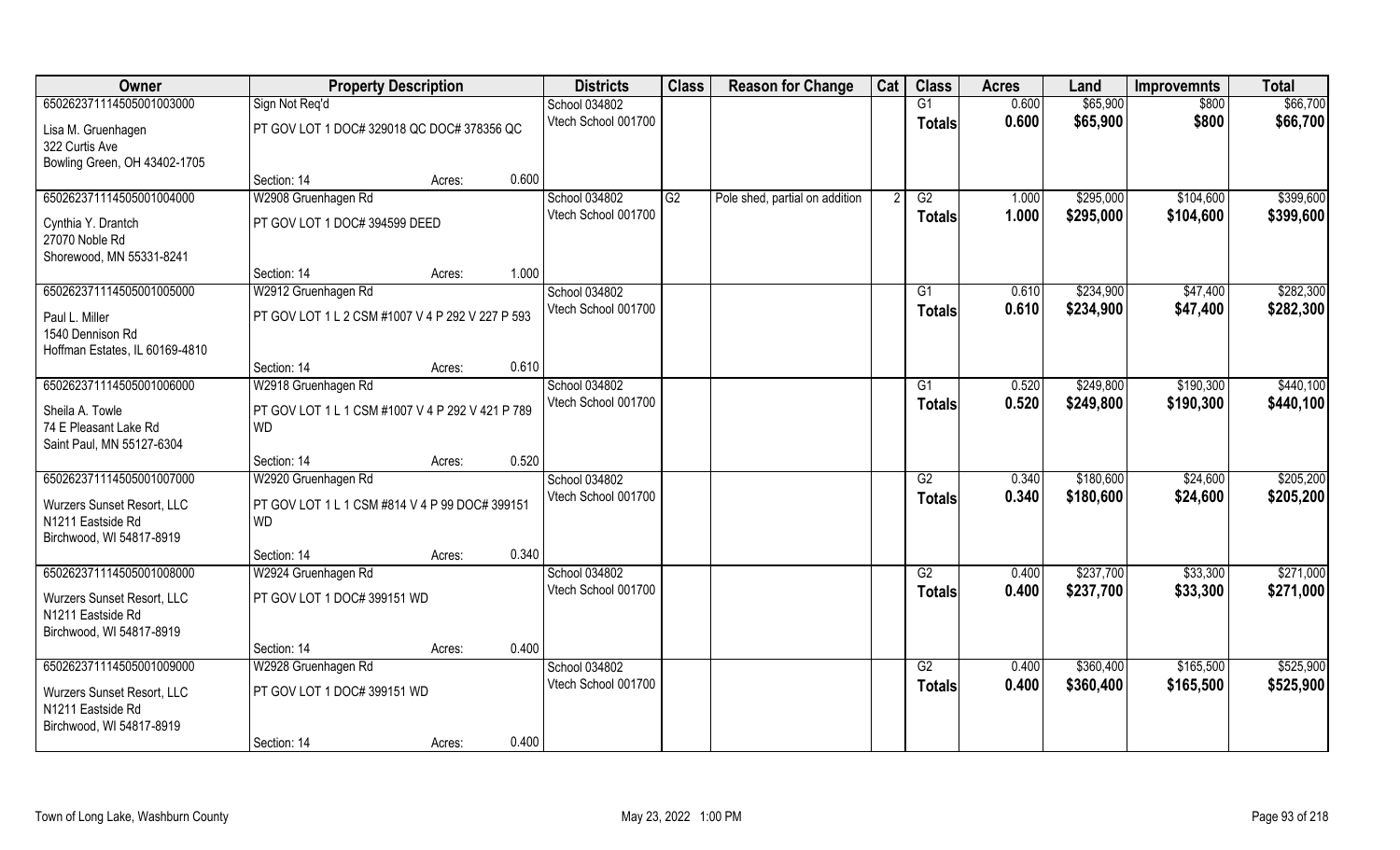| Owner | Property Description | | | Districts | Class | Reason for Change | Cat | Class | Acres | Land | Improvemnts | Total |
|---|---|---|---|---|---|---|---|---|---|---|---|---|
| 65026237111450500100300​0 | Sign Not Req'd | | | School 034802 | | | | G1 | 0.600 | $65,900 | $800 | $66,700 |
| Lisa M. Gruenhagen<br>322 Curtis Ave<br>Bowling Green, OH 43402-1705 | PT GOV LOT 1 DOC# 329018 QC DOC# 378356 QC | | | Vtech School 001700 | | | | Totals | 0.600 | $65,900 | $800 | $66,700 |
| | Section: 14 | Acres: | 0.600 | | | | | | | | | |
| 650262371114505001004000 | W2908 Gruenhagen Rd | | | School 034802 | G2 | Pole shed, partial on addition | 2 | G2 | 1.000 | $295,000 | $104,600 | $399,600 |
| Cynthia Y. Drantch<br>27070 Noble Rd<br>Shorewood, MN 55331-8241 | PT GOV LOT 1 DOC# 394599 DEED | | | Vtech School 001700 | | | | Totals | 1.000 | $295,000 | $104,600 | $399,600 |
| | Section: 14 | Acres: | 1.000 | | | | | | | | | |
| 650262371114505001005000 | W2912 Gruenhagen Rd | | | School 034802 | | | | G1 | 0.610 | $234,900 | $47,400 | $282,300 |
| Paul L. Miller<br>1540 Dennison Rd<br>Hoffman Estates, IL 60169-4810 | PT GOV LOT 1 L 2 CSM #1007 V 4 P 292 V 227 P 593 | | | Vtech School 001700 | | | | Totals | 0.610 | $234,900 | $47,400 | $282,300 |
| | Section: 14 | Acres: | 0.610 | | | | | | | | | |
| 650262371114505001006000 | W2918 Gruenhagen Rd | | | School 034802 | | | | G1 | 0.520 | $249,800 | $190,300 | $440,100 |
| Sheila A. Towle<br>74 E Pleasant Lake Rd<br>Saint Paul, MN 55127-6304 | PT GOV LOT 1 L 1 CSM #1007 V 4 P 292 V 421 P 789 WD | | | Vtech School 001700 | | | | Totals | 0.520 | $249,800 | $190,300 | $440,100 |
| | Section: 14 | Acres: | 0.520 | | | | | | | | | |
| 650262371114505001007000 | W2920 Gruenhagen Rd | | | School 034802 | | | | G2 | 0.340 | $180,600 | $24,600 | $205,200 |
| Wurzers Sunset Resort, LLC<br>N1211 Eastside Rd<br>Birchwood, WI 54817-8919 | PT GOV LOT 1 L 1 CSM #814 V 4 P 99 DOC# 399151 WD | | | Vtech School 001700 | | | | Totals | 0.340 | $180,600 | $24,600 | $205,200 |
| | Section: 14 | Acres: | 0.340 | | | | | | | | | |
| 650262371114505001008000 | W2924 Gruenhagen Rd | | | School 034802 | | | | G2 | 0.400 | $237,700 | $33,300 | $271,000 |
| Wurzers Sunset Resort, LLC<br>N1211 Eastside Rd<br>Birchwood, WI 54817-8919 | PT GOV LOT 1 DOC# 399151 WD | | | Vtech School 001700 | | | | Totals | 0.400 | $237,700 | $33,300 | $271,000 |
| | Section: 14 | Acres: | 0.400 | | | | | | | | | |
| 650262371114505001009000 | W2928 Gruenhagen Rd | | | School 034802 | | | | G2 | 0.400 | $360,400 | $165,500 | $525,900 |
| Wurzers Sunset Resort, LLC<br>N1211 Eastside Rd<br>Birchwood, WI 54817-8919 | PT GOV LOT 1 DOC# 399151 WD | | | Vtech School 001700 | | | | Totals | 0.400 | $360,400 | $165,500 | $525,900 |
| | Section: 14 | Acres: | 0.400 | | | | | | | | | |

Town of Long Lake, Washburn County — May 23, 2022 1:00 PM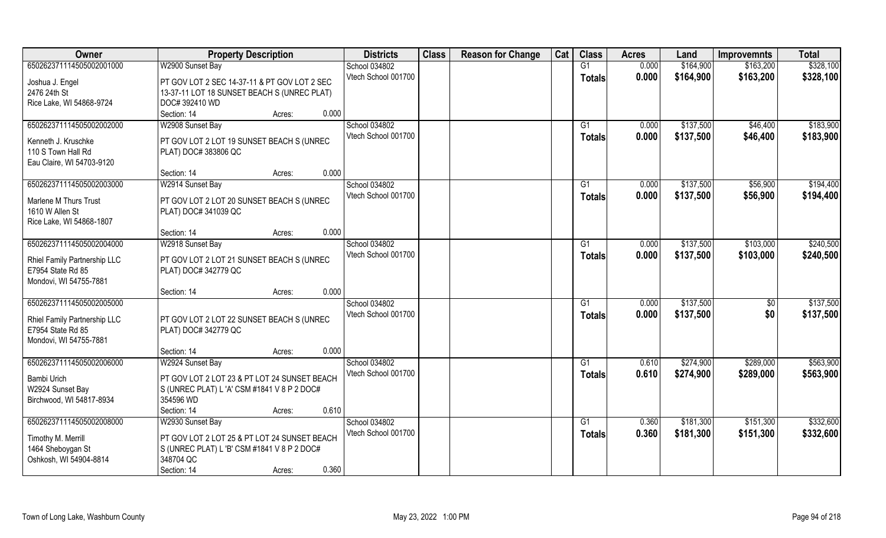| Owner | Property Description | Districts | Class | Reason for Change | Cat | Class | Acres | Land | Improvemnts | Total |
|---|---|---|---|---|---|---|---|---|---|---|
| 65026237111450500200100​0 | W2900 Sunset Bay | School 034802 | | | | G1 | 0.000 | $164,900 | $163,200 | $328,100 |
| Joshua J. Engel<br>2476 24th St<br>Rice Lake, WI 54868-9724 | PT GOV LOT 2 SEC 14-37-11 & PT GOV LOT 2 SEC 13-37-11 LOT 18 SUNSET BEACH S (UNREC PLAT) DOC# 392410 WD<br>Section: 14 Acres: 0.000 | Vtech School 001700 | | | | **Totals** | **0.000** | **$164,900** | **$163,200** | **$328,100** |
| 650262371114505002002000 | W2908 Sunset Bay | School 034802 | | | | G1 | 0.000 | $137,500 | $46,400 | $183,900 |
| Kenneth J. Kruschke<br>110 S Town Hall Rd<br>Eau Claire, WI 54703-9120 | PT GOV LOT 2 LOT 19 SUNSET BEACH S (UNREC PLAT) DOC# 383806 QC<br>Section: 14 Acres: 0.000 | Vtech School 001700 | | | | **Totals** | **0.000** | **$137,500** | **$46,400** | **$183,900** |
| 650262371114505002003000 | W2914 Sunset Bay | School 034802 | | | | G1 | 0.000 | $137,500 | $56,900 | $194,400 |
| Marlene M Thurs Trust<br>1610 W Allen St<br>Rice Lake, WI 54868-1807 | PT GOV LOT 2 LOT 20 SUNSET BEACH S (UNREC PLAT) DOC# 341039 QC<br>Section: 14 Acres: 0.000 | Vtech School 001700 | | | | **Totals** | **0.000** | **$137,500** | **$56,900** | **$194,400** |
| 650262371114505002004000 | W2918 Sunset Bay | School 034802 | | | | G1 | 0.000 | $137,500 | $103,000 | $240,500 |
| Rhiel Family Partnership LLC<br>E7954 State Rd 85<br>Mondovi, WI 54755-7881 | PT GOV LOT 2 LOT 21 SUNSET BEACH S (UNREC PLAT) DOC# 342779 QC<br>Section: 14 Acres: 0.000 | Vtech School 001700 | | | | **Totals** | **0.000** | **$137,500** | **$103,000** | **$240,500** |
| 650262371114505002005000 | | School 034802 | | | | G1 | 0.000 | $137,500 | $0 | $137,500 |
| Rhiel Family Partnership LLC<br>E7954 State Rd 85<br>Mondovi, WI 54755-7881 | PT GOV LOT 2 LOT 22 SUNSET BEACH S (UNREC PLAT) DOC# 342779 QC<br>Section: 14 Acres: 0.000 | Vtech School 001700 | | | | **Totals** | **0.000** | **$137,500** | **$0** | **$137,500** |
| 650262371114505002006000 | W2924 Sunset Bay | School 034802 | | | | G1 | 0.610 | $274,900 | $289,000 | $563,900 |
| Bambi Urich<br>W2924 Sunset Bay<br>Birchwood, WI 54817-8934 | PT GOV LOT 2 LOT 23 & PT LOT 24 SUNSET BEACH S (UNREC PLAT) L 'A' CSM #1841 V 8 P 2 DOC# 354596 WD<br>Section: 14 Acres: 0.610 | Vtech School 001700 | | | | **Totals** | **0.610** | **$274,900** | **$289,000** | **$563,900** |
| 650262371114505002008000 | W2930 Sunset Bay | School 034802 | | | | G1 | 0.360 | $181,300 | $151,300 | $332,600 |
| Timothy M. Merrill<br>1464 Sheboygan St<br>Oshkosh, WI 54904-8814 | PT GOV LOT 2 LOT 25 & PT LOT 24 SUNSET BEACH S (UNREC PLAT) L 'B' CSM #1841 V 8 P 2 DOC# 348704 QC<br>Section: 14 Acres: 0.360 | Vtech School 001700 | | | | **Totals** | **0.360** | **$181,300** | **$151,300** | **$332,600** |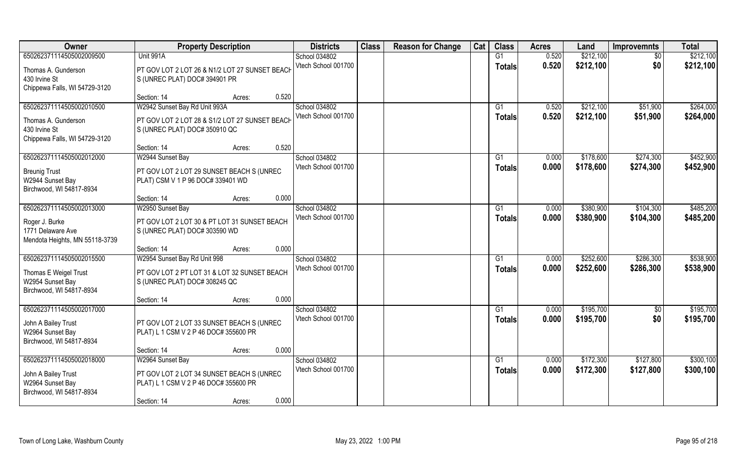| Owner | Property Description | | Districts | Class | Reason for Change | Cat | Class | Acres | Land | Improvemnts | Total |
|---|---|---|---|---|---|---|---|---|---|---|---|
| 65026237111450500200950​0 | Unit 991A | | School 034802 | | | | G1 | 0.520 | $212,100 | $0 | $212,100 |
| Thomas A. Gunderson<br>430 Irvine St<br>Chippewa Falls, WI 54729-3120 | PT GOV LOT 2 LOT 26 & N1/2 LOT 27 SUNSET BEACH S (UNREC PLAT) DOC# 394901 PR | | Vtech School 001700 | | | | Totals | 0.520 | $212,100 | $0 | $212,100 |
| | Section: 14 | Acres: 0.520 | | | | | | | | | |
| 650262371114505002010500 | W2942 Sunset Bay Rd Unit 993A | | School 034802 | | | | G1 | 0.520 | $212,100 | $51,900 | $264,000 |
| Thomas A. Gunderson<br>430 Irvine St<br>Chippewa Falls, WI 54729-3120 | PT GOV LOT 2 LOT 28 & S1/2 LOT 27 SUNSET BEACH S (UNREC PLAT) DOC# 350910 QC | | Vtech School 001700 | | | | Totals | 0.520 | $212,100 | $51,900 | $264,000 |
| | Section: 14 | Acres: 0.520 | | | | | | | | | |
| 650262371114505002012000 | W2944 Sunset Bay | | School 034802 | | | | G1 | 0.000 | $178,600 | $274,300 | $452,900 |
| Breunig Trust<br>W2944 Sunset Bay<br>Birchwood, WI 54817-8934 | PT GOV LOT 2 LOT 29 SUNSET BEACH S (UNREC PLAT) CSM V 1 P 96 DOC# 339401 WD | | Vtech School 001700 | | | | Totals | 0.000 | $178,600 | $274,300 | $452,900 |
| | Section: 14 | Acres: 0.000 | | | | | | | | | |
| 650262371114505002013000 | W2950 Sunset Bay | | School 034802 | | | | G1 | 0.000 | $380,900 | $104,300 | $485,200 |
| Roger J. Burke<br>1771 Delaware Ave<br>Mendota Heights, MN 55118-3739 | PT GOV LOT 2 LOT 30 & PT LOT 31 SUNSET BEACH S (UNREC PLAT) DOC# 303590 WD | | Vtech School 001700 | | | | Totals | 0.000 | $380,900 | $104,300 | $485,200 |
| | Section: 14 | Acres: 0.000 | | | | | | | | | |
| 650262371114505002015500 | W2954 Sunset Bay Rd Unit 998 | | School 034802 | | | | G1 | 0.000 | $252,600 | $286,300 | $538,900 |
| Thomas E Weigel Trust<br>W2954 Sunset Bay<br>Birchwood, WI 54817-8934 | PT GOV LOT 2 PT LOT 31 & LOT 32 SUNSET BEACH S (UNREC PLAT) DOC# 308245 QC | | Vtech School 001700 | | | | Totals | 0.000 | $252,600 | $286,300 | $538,900 |
| | Section: 14 | Acres: 0.000 | | | | | | | | | |
| 650262371114505002017000 | | | School 034802 | | | | G1 | 0.000 | $195,700 | $0 | $195,700 |
| John A Bailey Trust<br>W2964 Sunset Bay<br>Birchwood, WI 54817-8934 | PT GOV LOT 2 LOT 33 SUNSET BEACH S (UNREC PLAT) L 1 CSM V 2 P 46 DOC# 355600 PR | | Vtech School 001700 | | | | Totals | 0.000 | $195,700 | $0 | $195,700 |
| | Section: 14 | Acres: 0.000 | | | | | | | | | |
| 650262371114505002018000 | W2964 Sunset Bay | | School 034802 | | | | G1 | 0.000 | $172,300 | $127,800 | $300,100 |
| John A Bailey Trust<br>W2964 Sunset Bay<br>Birchwood, WI 54817-8934 | PT GOV LOT 2 LOT 34 SUNSET BEACH S (UNREC PLAT) L 1 CSM V 2 P 46 DOC# 355600 PR | | Vtech School 001700 | | | | Totals | 0.000 | $172,300 | $127,800 | $300,100 |
| | Section: 14 | Acres: 0.000 | | | | | | | | | |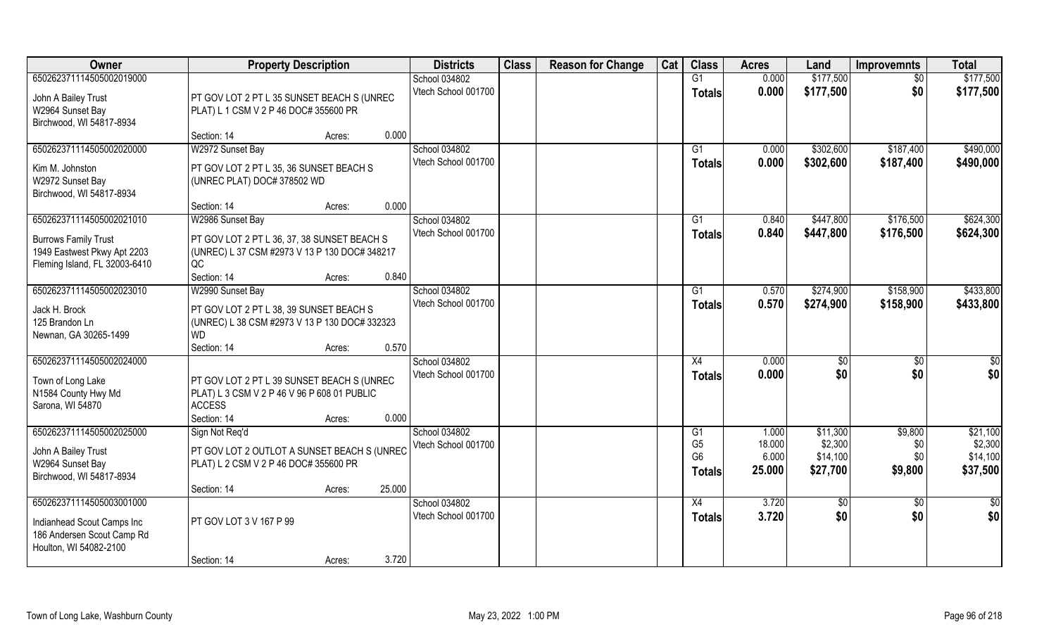| Owner | Property Description | Districts | Class | Reason for Change | Cat | Class | Acres | Land | Improvemnts | Total |
|---|---|---|---|---|---|---|---|---|---|---|
| 650262371114505002019000<br>John A Bailey Trust<br>W2964 Sunset Bay<br>Birchwood, WI 54817-8934 | PT GOV LOT 2 PT L 35 SUNSET BEACH S (UNREC PLAT) L 1 CSM V 2 P 46 DOC# 355600 PR<br>Section: 14 Acres: 0.000 | School 034802<br>Vtech School 001700 | | | | G1<br>**Totals** | 0.000<br>**0.000** | $177,500<br>**$177,500** | $0<br>**$0** | $177,500<br>**$177,500** |
| 650262371114505002020000<br>Kim M. Johnston<br>W2972 Sunset Bay<br>Birchwood, WI 54817-8934 | W2972 Sunset Bay<br>PT GOV LOT 2 PT L 35, 36 SUNSET BEACH S (UNREC PLAT) DOC# 378502 WD<br>Section: 14 Acres: 0.000 | School 034802<br>Vtech School 001700 | | | | G1<br>**Totals** | 0.000<br>**0.000** | $302,600<br>**$302,600** | $187,400<br>**$187,400** | $490,000<br>**$490,000** |
| 650262371114505002021010<br>Burrows Family Trust<br>1949 Eastwest Pkwy Apt 2203<br>Fleming Island, FL 32003-6410 | W2986 Sunset Bay<br>PT GOV LOT 2 PT L 36, 37, 38 SUNSET BEACH S (UNREC) L 37 CSM #2973 V 13 P 130 DOC# 348217 QC<br>Section: 14 Acres: 0.840 | School 034802<br>Vtech School 001700 | | | | G1<br>**Totals** | 0.840<br>**0.840** | $447,800<br>**$447,800** | $176,500<br>**$176,500** | $624,300<br>**$624,300** |
| 650262371114505002023010<br>Jack H. Brock<br>125 Brandon Ln<br>Newnan, GA 30265-1499 | W2990 Sunset Bay<br>PT GOV LOT 2 PT L 38, 39 SUNSET BEACH S (UNREC) L 38 CSM #2973 V 13 P 130 DOC# 332323 WD<br>Section: 14 Acres: 0.570 | School 034802<br>Vtech School 001700 | | | | G1<br>**Totals** | 0.570<br>**0.570** | $274,900<br>**$274,900** | $158,900<br>**$158,900** | $433,800<br>**$433,800** |
| 650262371114505002024000<br>Town of Long Lake<br>N1584 County Hwy Md<br>Sarona, WI 54870 | PT GOV LOT 2 PT L 39 SUNSET BEACH S (UNREC PLAT) L 3 CSM V 2 P 46 V 96 P 608 01 PUBLIC ACCESS<br>Section: 14 Acres: 0.000 | School 034802<br>Vtech School 001700 | | | | X4<br>**Totals** | 0.000<br>**0.000** | $0<br>**$0** | $0<br>**$0** | $0<br>**$0** |
| 650262371114505002025000<br>John A Bailey Trust<br>W2964 Sunset Bay<br>Birchwood, WI 54817-8934 | Sign Not Req'd<br>PT GOV LOT 2 OUTLOT A SUNSET BEACH S (UNREC PLAT) L 2 CSM V 2 P 46 DOC# 355600 PR<br>Section: 14 Acres: 25.000 | School 034802<br>Vtech School 001700 | | | | G1<br>G5<br>G6<br>**Totals** | 1.000<br>18.000<br>6.000<br>**25.000** | $11,300<br>$2,300<br>$14,100<br>**$27,700** | $9,800<br>$0<br>$0<br>**$9,800** | $21,100<br>$2,300<br>$14,100<br>**$37,500** |
| 650262371114505003001000<br>Indianhead Scout Camps Inc<br>186 Andersen Scout Camp Rd<br>Houlton, WI 54082-2100 | PT GOV LOT 3 V 167 P 99<br>Section: 14 Acres: 3.720 | School 034802<br>Vtech School 001700 | | | | X4<br>**Totals** | 3.720<br>**3.720** | $0<br>**$0** | $0<br>**$0** | $0<br>**$0** |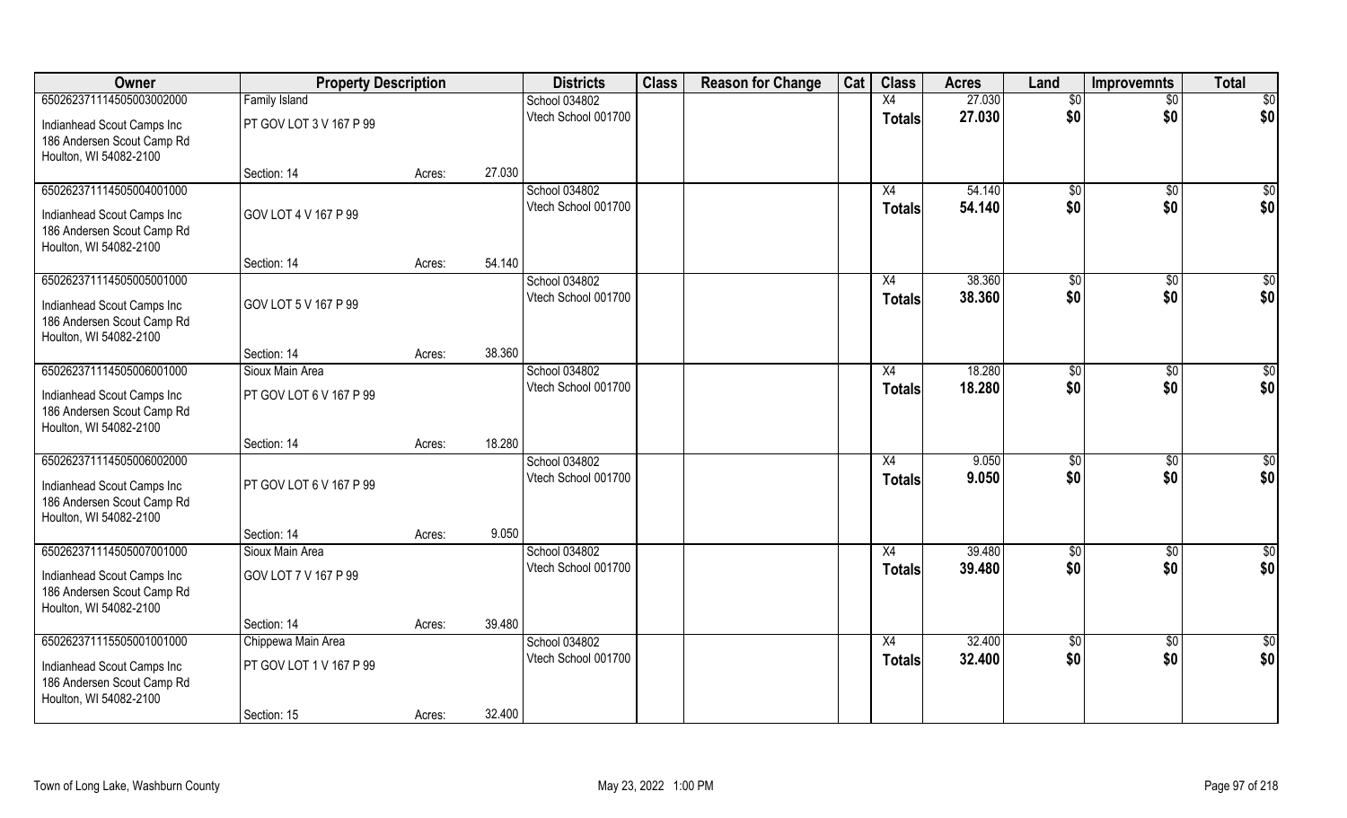| Owner | Property Description | | | Districts | Class | Reason for Change | Cat | Class | Acres | Land | Improvemnts | Total |
|---|---|---|---|---|---|---|---|---|---|---|---|---|
| 65026237111450500300200 0 | Family Island | | | School 034802 | | | | X4 | 27.030 | $0 | $0 | $0 |
| Indianhead Scout Camps Inc<br>186 Andersen Scout Camp Rd<br>Houlton, WI 54082-2100 | PT GOV LOT 3 V 167 P 99 | | | Vtech School 001700 | | | | Totals | 27.030 | $0 | $0 | $0 |
| | Section: 14 | Acres: | 27.030 | | | | | | | | | |
| 650262371114505004001000 | | | | School 034802 | | | | X4 | 54.140 | $0 | $0 | $0 |
| Indianhead Scout Camps Inc<br>186 Andersen Scout Camp Rd<br>Houlton, WI 54082-2100 | GOV LOT 4 V 167 P 99 | | | Vtech School 001700 | | | | Totals | 54.140 | $0 | $0 | $0 |
| | Section: 14 | Acres: | 54.140 | | | | | | | | | |
| 650262371114505005001000 | | | | School 034802 | | | | X4 | 38.360 | $0 | $0 | $0 |
| Indianhead Scout Camps Inc<br>186 Andersen Scout Camp Rd<br>Houlton, WI 54082-2100 | GOV LOT 5 V 167 P 99 | | | Vtech School 001700 | | | | Totals | 38.360 | $0 | $0 | $0 |
| | Section: 14 | Acres: | 38.360 | | | | | | | | | |
| 650262371114505006001000 | Sioux Main Area | | | School 034802 | | | | X4 | 18.280 | $0 | $0 | $0 |
| Indianhead Scout Camps Inc<br>186 Andersen Scout Camp Rd<br>Houlton, WI 54082-2100 | PT GOV LOT 6 V 167 P 99 | | | Vtech School 001700 | | | | Totals | 18.280 | $0 | $0 | $0 |
| | Section: 14 | Acres: | 18.280 | | | | | | | | | |
| 650262371114505006002000 | | | | School 034802 | | | | X4 | 9.050 | $0 | $0 | $0 |
| Indianhead Scout Camps Inc<br>186 Andersen Scout Camp Rd<br>Houlton, WI 54082-2100 | PT GOV LOT 6 V 167 P 99 | | | Vtech School 001700 | | | | Totals | 9.050 | $0 | $0 | $0 |
| | Section: 14 | Acres: | 9.050 | | | | | | | | | |
| 650262371114505007001000 | Sioux Main Area | | | School 034802 | | | | X4 | 39.480 | $0 | $0 | $0 |
| Indianhead Scout Camps Inc<br>186 Andersen Scout Camp Rd<br>Houlton, WI 54082-2100 | GOV LOT 7 V 167 P 99 | | | Vtech School 001700 | | | | Totals | 39.480 | $0 | $0 | $0 |
| | Section: 14 | Acres: | 39.480 | | | | | | | | | |
| 650262371115505001001000 | Chippewa Main Area | | | School 034802 | | | | X4 | 32.400 | $0 | $0 | $0 |
| Indianhead Scout Camps Inc<br>186 Andersen Scout Camp Rd<br>Houlton, WI 54082-2100 | PT GOV LOT 1 V 167 P 99 | | | Vtech School 001700 | | | | Totals | 32.400 | $0 | $0 | $0 |
| | Section: 15 | Acres: | 32.400 | | | | | | | | | |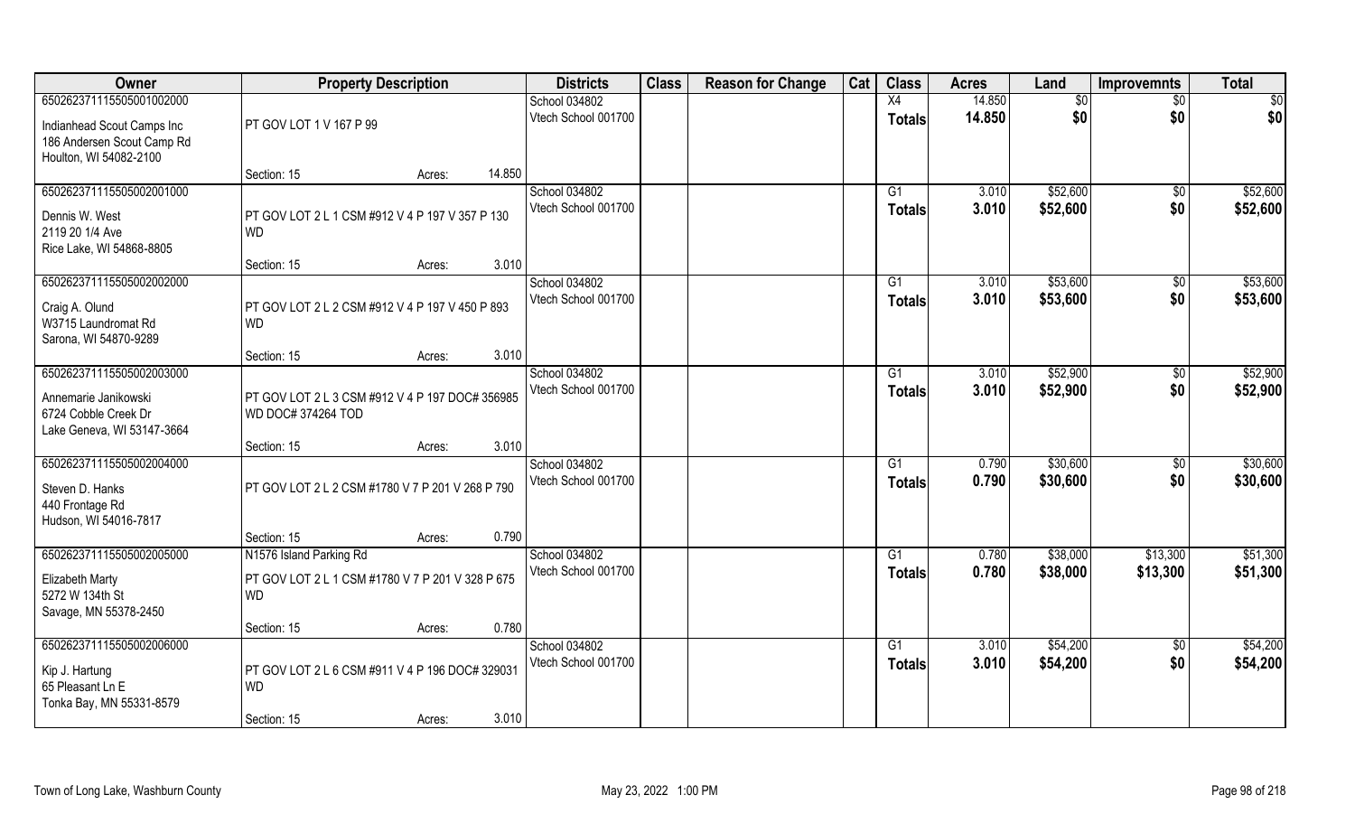| Owner | Property Description | Districts | Class | Reason for Change | Cat | Class | Acres | Land | Improvemnts | Total |
|---|---|---|---|---|---|---|---|---|---|---|
| 65026237115505001002000<br>Indianhead Scout Camps Inc<br>186 Andersen Scout Camp Rd<br>Houlton, WI 54082-2100 | PT GOV LOT 1 V 167 P 99<br>Section: 15 Acres: 14.850 | School 034802<br>Vtech School 001700 | | | | X4<br>**Totals** | 14.850<br>**14.850** | $0<br>**$0** | $0<br>**$0** | $0<br>**$0** |
| 65026237115505002001000<br>Dennis W. West<br>2119 20 1/4 Ave<br>Rice Lake, WI 54868-8805 | PT GOV LOT 2 L 1 CSM #912 V 4 P 197 V 357 P 130 WD<br>Section: 15 Acres: 3.010 | School 034802<br>Vtech School 001700 | | | | G1<br>**Totals** | 3.010<br>**3.010** | $52,600<br>**$52,600** | $0<br>**$0** | $52,600<br>**$52,600** |
| 65026237115505002002000<br>Craig A. Olund<br>W3715 Laundromat Rd<br>Sarona, WI 54870-9289 | PT GOV LOT 2 L 2 CSM #912 V 4 P 197 V 450 P 893 WD<br>Section: 15 Acres: 3.010 | School 034802<br>Vtech School 001700 | | | | G1<br>**Totals** | 3.010<br>**3.010** | $53,600<br>**$53,600** | $0<br>**$0** | $53,600<br>**$53,600** |
| 65026237115505002003000<br>Annemarie Janikowski<br>6724 Cobble Creek Dr<br>Lake Geneva, WI 53147-3664 | PT GOV LOT 2 L 3 CSM #912 V 4 P 197 DOC# 356985 WD DOC# 374264 TOD<br>Section: 15 Acres: 3.010 | School 034802<br>Vtech School 001700 | | | | G1<br>**Totals** | 3.010<br>**3.010** | $52,900<br>**$52,900** | $0<br>**$0** | $52,900<br>**$52,900** |
| 65026237115505002004000<br>Steven D. Hanks<br>440 Frontage Rd<br>Hudson, WI 54016-7817 | PT GOV LOT 2 L 2 CSM #1780 V 7 P 201 V 268 P 790<br>Section: 15 Acres: 0.790 | School 034802<br>Vtech School 001700 | | | | G1<br>**Totals** | 0.790<br>**0.790** | $30,600<br>**$30,600** | $0<br>**$0** | $30,600<br>**$30,600** |
| 65026237115505002005000<br>Elizabeth Marty<br>5272 W 134th St<br>Savage, MN 55378-2450 | N1576 Island Parking Rd<br>PT GOV LOT 2 L 1 CSM #1780 V 7 P 201 V 328 P 675 WD<br>Section: 15 Acres: 0.780 | School 034802<br>Vtech School 001700 | | | | G1<br>**Totals** | 0.780<br>**0.780** | $38,000<br>**$38,000** | $13,300<br>**$13,300** | $51,300<br>**$51,300** |
| 65026237115505002006000<br>Kip J. Hartung<br>65 Pleasant Ln E<br>Tonka Bay, MN 55331-8579 | PT GOV LOT 2 L 6 CSM #911 V 4 P 196 DOC# 329031 WD<br>Section: 15 Acres: 3.010 | School 034802<br>Vtech School 001700 | | | | G1<br>**Totals** | 3.010<br>**3.010** | $54,200<br>**$54,200** | $0<br>**$0** | $54,200<br>**$54,200** |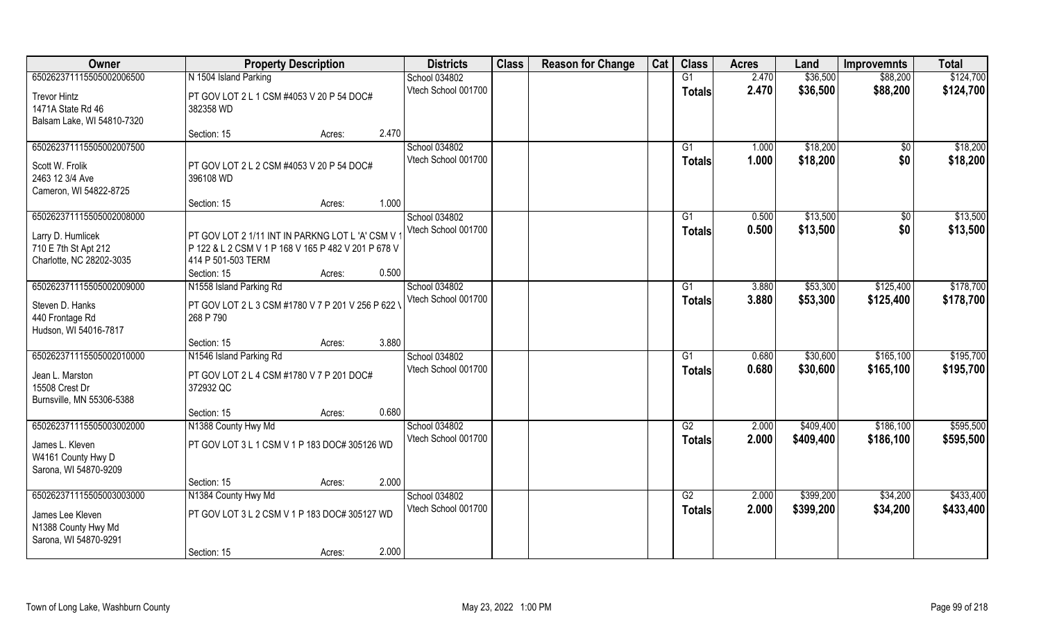| Owner | Property Description | | | Districts | Class | Reason for Change | Cat | Class | Acres | Land | Improvemnts | Total |
|---|---|---|---|---|---|---|---|---|---|---|---|---|
| 65026237111550500200650​0 | N 1504 Island Parking | | | School 034802 | | | | G1 | 2.470 | $36,500 | $88,200 | $124,700 |
| Trevor Hintz<br>1471A State Rd 46<br>Balsam Lake, WI 54810-7320 | PT GOV LOT 2 L 1 CSM #4053 V 20 P 54 DOC# 382358 WD | | | Vtech School 001700 | | | | Totals | 2.470 | $36,500 | $88,200 | $124,700 |
| | Section: 15 | Acres: | 2.470 | | | | | | | | | |
| 650262371115505002007500 | | | | School 034802 | | | | G1 | 1.000 | $18,200 | $0 | $18,200 |
| Scott W. Frolik<br>2463 12 3/4 Ave<br>Cameron, WI 54822-8725 | PT GOV LOT 2 L 2 CSM #4053 V 20 P 54 DOC# 396108 WD | | | Vtech School 001700 | | | | Totals | 1.000 | $18,200 | $0 | $18,200 |
| | Section: 15 | Acres: | 1.000 | | | | | | | | | |
| 650262371115505002008000 | | | | School 034802 | | | | G1 | 0.500 | $13,500 | $0 | $13,500 |
| Larry D. Humlicek<br>710 E 7th St Apt 212<br>Charlotte, NC 28202-3035 | PT GOV LOT 2 1/11 INT IN PARKNG LOT L 'A' CSM V 1 P 122 & L 2 CSM V 1 P 168 V 165 P 482 V 201 P 678 V 414 P 501-503 TERM | | | Vtech School 001700 | | | | Totals | 0.500 | $13,500 | $0 | $13,500 |
| | Section: 15 | Acres: | 0.500 | | | | | | | | | |
| 650262371115505002009000 | N1558 Island Parking Rd | | | School 034802 | | | | G1 | 3.880 | $53,300 | $125,400 | $178,700 |
| Steven D. Hanks<br>440 Frontage Rd<br>Hudson, WI 54016-7817 | PT GOV LOT 2 L 3 CSM #1780 V 7 P 201 V 256 P 622 V 268 P 790 | | | Vtech School 001700 | | | | Totals | 3.880 | $53,300 | $125,400 | $178,700 |
| | Section: 15 | Acres: | 3.880 | | | | | | | | | |
| 650262371115505002010000 | N1546 Island Parking Rd | | | School 034802 | | | | G1 | 0.680 | $30,600 | $165,100 | $195,700 |
| Jean L. Marston<br>15508 Crest Dr<br>Burnsville, MN 55306-5388 | PT GOV LOT 2 L 4 CSM #1780 V 7 P 201 DOC# 372932 QC | | | Vtech School 001700 | | | | Totals | 0.680 | $30,600 | $165,100 | $195,700 |
| | Section: 15 | Acres: | 0.680 | | | | | | | | | |
| 650262371115505003002000 | N1388 County Hwy Md | | | School 034802 | | | | G2 | 2.000 | $409,400 | $186,100 | $595,500 |
| James L. Kleven<br>W4161 County Hwy D<br>Sarona, WI 54870-9209 | PT GOV LOT 3 L 1 CSM V 1 P 183 DOC# 305126 WD | | | Vtech School 001700 | | | | Totals | 2.000 | $409,400 | $186,100 | $595,500 |
| | Section: 15 | Acres: | 2.000 | | | | | | | | | |
| 650262371115505003003000 | N1384 County Hwy Md | | | School 034802 | | | | G2 | 2.000 | $399,200 | $34,200 | $433,400 |
| James Lee Kleven<br>N1388 County Hwy Md<br>Sarona, WI 54870-9291 | PT GOV LOT 3 L 2 CSM V 1 P 183 DOC# 305127 WD | | | Vtech School 001700 | | | | Totals | 2.000 | $399,200 | $34,200 | $433,400 |
| | Section: 15 | Acres: | 2.000 | | | | | | | | | |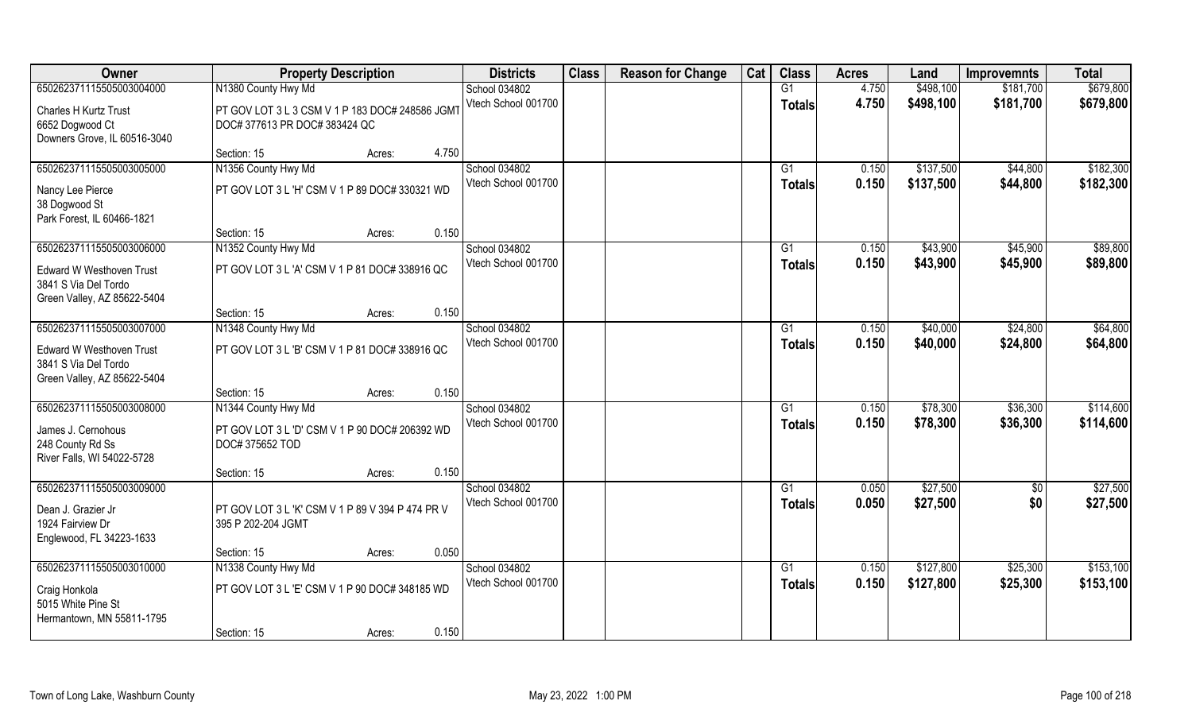| Owner | Property Description | | Districts | Class | Reason for Change | Cat | Class | Acres | Land | Improvemnts | Total |
|---|---|---|---|---|---|---|---|---|---|---|---|
| 65026237111550500300400​0 | N1380 County Hwy Md | | School 034802 | | | | G1 | 4.750 | $498,100 | $181,700 | $679,800 |
| Charles H Kurtz Trust<br>6652 Dogwood Ct<br>Downers Grove, IL 60516-3040 | PT GOV LOT 3 L 3 CSM V 1 P 183 DOC# 248586 JGMT DOC# 377613 PR DOC# 383424 QC | | Vtech School 001700 | | | | Totals | 4.750 | $498,100 | $181,700 | $679,800 |
| | Section: 15 | Acres: 4.750 | | | | | | | | | |
| 650262371115505003005000 | N1356 County Hwy Md | | School 034802 | | | | G1 | 0.150 | $137,500 | $44,800 | $182,300 |
| Nancy Lee Pierce<br>38 Dogwood St<br>Park Forest, IL 60466-1821 | PT GOV LOT 3 L 'H' CSM V 1 P 89 DOC# 330321 WD | | Vtech School 001700 | | | | Totals | 0.150 | $137,500 | $44,800 | $182,300 |
| | Section: 15 | Acres: 0.150 | | | | | | | | | |
| 650262371115505003006000 | N1352 County Hwy Md | | School 034802 | | | | G1 | 0.150 | $43,900 | $45,900 | $89,800 |
| Edward W Westhoven Trust<br>3841 S Via Del Tordo<br>Green Valley, AZ 85622-5404 | PT GOV LOT 3 L 'A' CSM V 1 P 81 DOC# 338916 QC | | Vtech School 001700 | | | | Totals | 0.150 | $43,900 | $45,900 | $89,800 |
| | Section: 15 | Acres: 0.150 | | | | | | | | | |
| 650262371115505003007000 | N1348 County Hwy Md | | School 034802 | | | | G1 | 0.150 | $40,000 | $24,800 | $64,800 |
| Edward W Westhoven Trust<br>3841 S Via Del Tordo<br>Green Valley, AZ 85622-5404 | PT GOV LOT 3 L 'B' CSM V 1 P 81 DOC# 338916 QC | | Vtech School 001700 | | | | Totals | 0.150 | $40,000 | $24,800 | $64,800 |
| | Section: 15 | Acres: 0.150 | | | | | | | | | |
| 650262371115505003008000 | N1344 County Hwy Md | | School 034802 | | | | G1 | 0.150 | $78,300 | $36,300 | $114,600 |
| James J. Cernohous<br>248 County Rd Ss<br>River Falls, WI 54022-5728 | PT GOV LOT 3 L 'D' CSM V 1 P 90 DOC# 206392 WD DOC# 375652 TOD | | Vtech School 001700 | | | | Totals | 0.150 | $78,300 | $36,300 | $114,600 |
| | Section: 15 | Acres: 0.150 | | | | | | | | | |
| 650262371115505003009000 | | | School 034802 | | | | G1 | 0.050 | $27,500 | $0 | $27,500 |
| Dean J. Grazier Jr<br>1924 Fairview Dr<br>Englewood, FL 34223-1633 | PT GOV LOT 3 L 'K' CSM V 1 P 89 V 394 P 474 PR V 395 P 202-204 JGMT | | Vtech School 001700 | | | | Totals | 0.050 | $27,500 | $0 | $27,500 |
| | Section: 15 | Acres: 0.050 | | | | | | | | | |
| 650262371115505003010000 | N1338 County Hwy Md | | School 034802 | | | | G1 | 0.150 | $127,800 | $25,300 | $153,100 |
| Craig Honkola<br>5015 White Pine St<br>Hermantown, MN 55811-1795 | PT GOV LOT 3 L 'E' CSM V 1 P 90 DOC# 348185 WD | | Vtech School 001700 | | | | Totals | 0.150 | $127,800 | $25,300 | $153,100 |
| | Section: 15 | Acres: 0.150 | | | | | | | | | |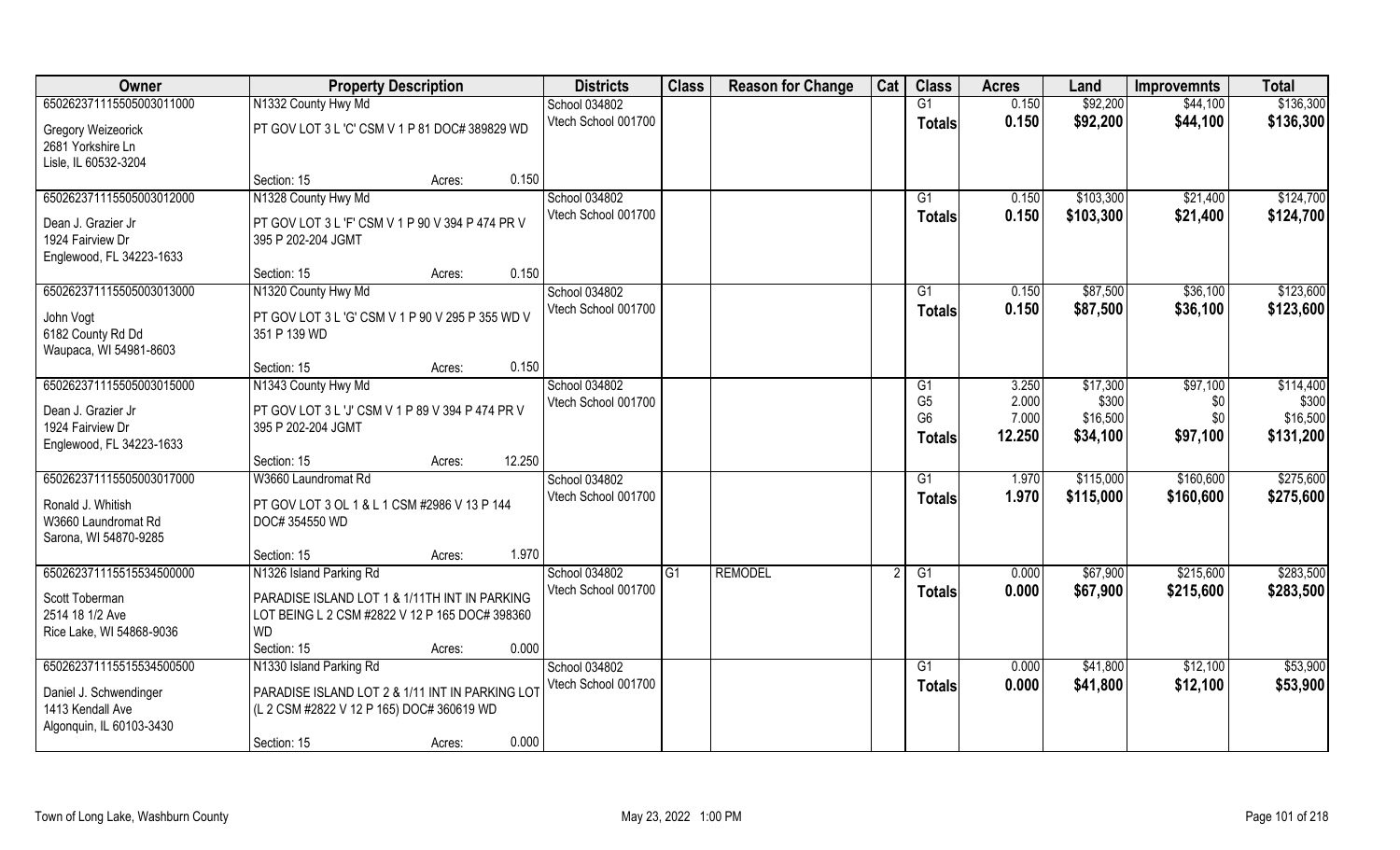| Owner | Property Description | Districts | Class | Reason for Change | Cat | Class | Acres | Land | Improvemnts | Total |
|---|---|---|---|---|---|---|---|---|---|---|
| 65026237111550500301100​0 | N1332 County Hwy Md | School 034802 | | | | G1 | 0.150 | $92,200 | $44,100 | $136,300 |
| Gregory Weizeorick<br>2681 Yorkshire Ln<br>Lisle, IL 60532-3204 | PT GOV LOT 3 L 'C' CSM V 1 P 81 DOC# 389829 WD | Vtech School 001700 | | | | Totals | 0.150 | $92,200 | $44,100 | $136,300 |
| | Section: 15 Acres: 0.150 | | | | | | | | | |
| 65026237111550500301200​0 | N1328 County Hwy Md | School 034802 | | | | G1 | 0.150 | $103,300 | $21,400 | $124,700 |
| Dean J. Grazier Jr<br>1924 Fairview Dr<br>Englewood, FL 34223-1633 | PT GOV LOT 3 L 'F' CSM V 1 P 90 V 394 P 474 PR V 395 P 202-204 JGMT | Vtech School 001700 | | | | Totals | 0.150 | $103,300 | $21,400 | $124,700 |
| | Section: 15 Acres: 0.150 | | | | | | | | | |
| 65026237111550500301300​0 | N1320 County Hwy Md | School 034802 | | | | G1 | 0.150 | $87,500 | $36,100 | $123,600 |
| John Vogt<br>6182 County Rd Dd<br>Waupaca, WI 54981-8603 | PT GOV LOT 3 L 'G' CSM V 1 P 90 V 295 P 355 WD V 351 P 139 WD | Vtech School 001700 | | | | Totals | 0.150 | $87,500 | $36,100 | $123,600 |
| | Section: 15 Acres: 0.150 | | | | | | | | | |
| 65026237111550500301500​0 | N1343 County Hwy Md | School 034802 | | | | G1 | 3.250 | $17,300 | $97,100 | $114,400 |
| Dean J. Grazier Jr<br>1924 Fairview Dr<br>Englewood, FL 34223-1633 | PT GOV LOT 3 L 'J' CSM V 1 P 89 V 394 P 474 PR V 395 P 202-204 JGMT | Vtech School 001700 | | | | G5 | 2.000 | $300 | $0 | $300 |
| | | | | | | G6 | 7.000 | $16,500 | $0 | $16,500 |
| | | | | | | Totals | 12.250 | $34,100 | $97,100 | $131,200 |
| | Section: 15 Acres: 12.250 | | | | | | | | | |
| 65026237111550500301700​0 | W3660 Laundromat Rd | School 034802 | | | | G1 | 1.970 | $115,000 | $160,600 | $275,600 |
| Ronald J. Whitish<br>W3660 Laundromat Rd<br>Sarona, WI 54870-9285 | PT GOV LOT 3 OL 1 & L 1 CSM #2986 V 13 P 144 DOC# 354550 WD | Vtech School 001700 | | | | Totals | 1.970 | $115,000 | $160,600 | $275,600 |
| | Section: 15 Acres: 1.970 | | | | | | | | | |
| 65026237111551553450000​0 | N1326 Island Parking Rd | School 034802 | G1 | REMODEL | 2 | G1 | 0.000 | $67,900 | $215,600 | $283,500 |
| Scott Toberman<br>2514 18 1/2 Ave<br>Rice Lake, WI 54868-9036 | PARADISE ISLAND LOT 1 & 1/11TH INT IN PARKING LOT BEING L 2 CSM #2822 V 12 P 165 DOC# 398360 WD | Vtech School 001700 | | | | Totals | 0.000 | $67,900 | $215,600 | $283,500 |
| | Section: 15 Acres: 0.000 | | | | | | | | | |
| 65026237111551553450050​0 | N1330 Island Parking Rd | School 034802 | | | | G1 | 0.000 | $41,800 | $12,100 | $53,900 |
| Daniel J. Schwendinger<br>1413 Kendall Ave<br>Algonquin, IL 60103-3430 | PARADISE ISLAND LOT 2 & 1/11 INT IN PARKING LOT (L 2 CSM #2822 V 12 P 165) DOC# 360619 WD | Vtech School 001700 | | | | Totals | 0.000 | $41,800 | $12,100 | $53,900 |
| | Section: 15 Acres: 0.000 | | | | | | | | | |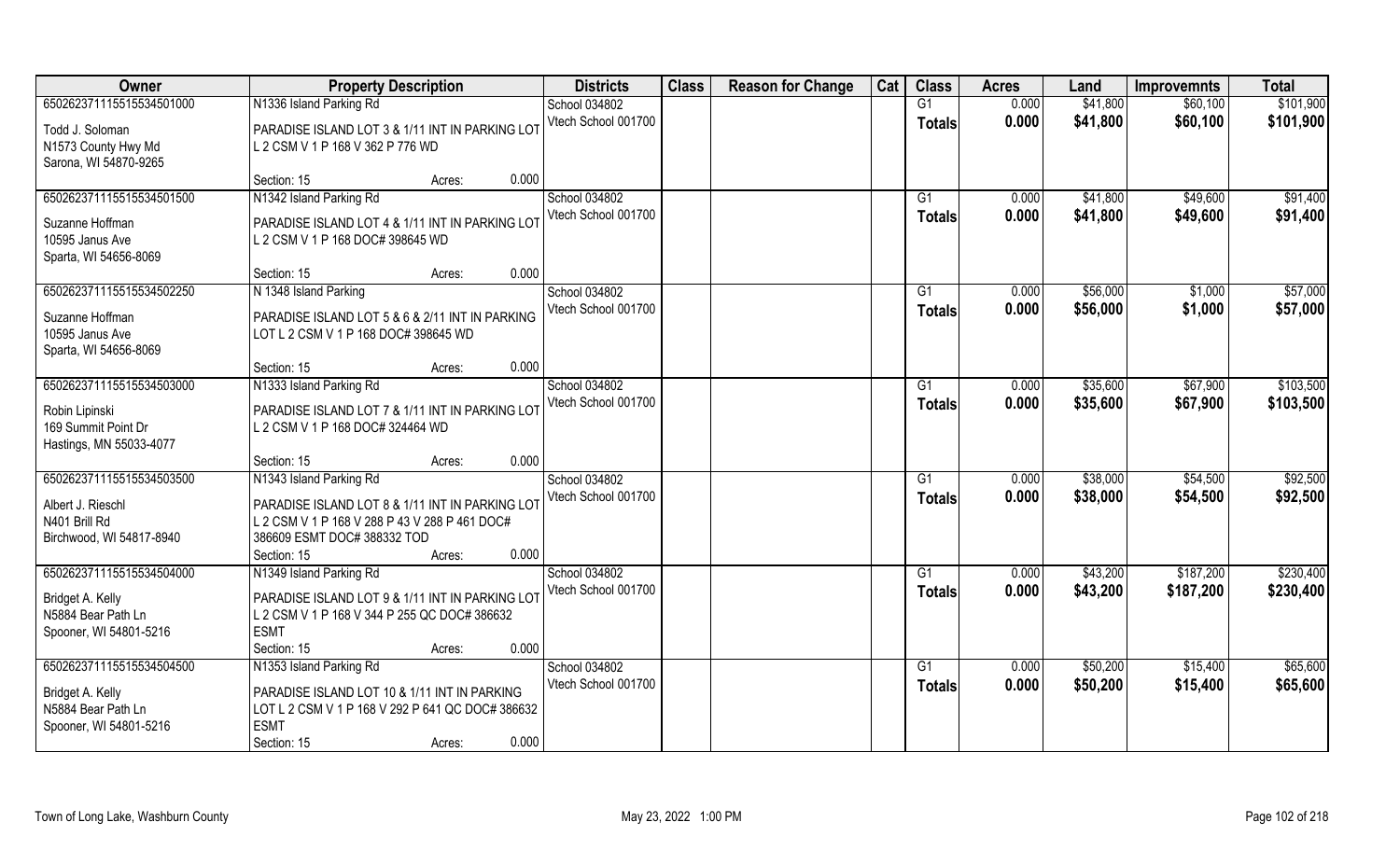| Owner | Property Description | Districts | Class | Reason for Change | Cat | Class | Acres | Land | Improvemnts | Total |
|---|---|---|---|---|---|---|---|---|---|---|
| 650262371115515534501000 | N1336 Island Parking Rd | School 034802 | | | | G1 | 0.000 | $41,800 | $60,100 | $101,900 |
| Todd J. Soloman<br>N1573 County Hwy Md<br>Sarona, WI 54870-9265 | PARADISE ISLAND LOT 3 & 1/11 INT IN PARKING LOT L 2 CSM V 1 P 168 V 362 P 776 WD<br>Section: 15 Acres: 0.000 | Vtech School 001700 | | | | Totals | 0.000 | $41,800 | $60,100 | $101,900 |
| 650262371115515534501500 | N1342 Island Parking Rd | School 034802 | | | | G1 | 0.000 | $41,800 | $49,600 | $91,400 |
| Suzanne Hoffman<br>10595 Janus Ave<br>Sparta, WI 54656-8069 | PARADISE ISLAND LOT 4 & 1/11 INT IN PARKING LOT L 2 CSM V 1 P 168 DOC# 398645 WD<br>Section: 15 Acres: 0.000 | Vtech School 001700 | | | | Totals | 0.000 | $41,800 | $49,600 | $91,400 |
| 650262371115515534502250 | N 1348 Island Parking | School 034802 | | | | G1 | 0.000 | $56,000 | $1,000 | $57,000 |
| Suzanne Hoffman<br>10595 Janus Ave<br>Sparta, WI 54656-8069 | PARADISE ISLAND LOT 5 & 6 & 2/11 INT IN PARKING LOT L 2 CSM V 1 P 168 DOC# 398645 WD<br>Section: 15 Acres: 0.000 | Vtech School 001700 | | | | Totals | 0.000 | $56,000 | $1,000 | $57,000 |
| 650262371115515534503000 | N1333 Island Parking Rd | School 034802 | | | | G1 | 0.000 | $35,600 | $67,900 | $103,500 |
| Robin Lipinski<br>169 Summit Point Dr<br>Hastings, MN 55033-4077 | PARADISE ISLAND LOT 7 & 1/11 INT IN PARKING LOT L 2 CSM V 1 P 168 DOC# 324464 WD<br>Section: 15 Acres: 0.000 | Vtech School 001700 | | | | Totals | 0.000 | $35,600 | $67,900 | $103,500 |
| 650262371115515534503500 | N1343 Island Parking Rd | School 034802 | | | | G1 | 0.000 | $38,000 | $54,500 | $92,500 |
| Albert J. Rieschl<br>N401 Brill Rd<br>Birchwood, WI 54817-8940 | PARADISE ISLAND LOT 8 & 1/11 INT IN PARKING LOT L 2 CSM V 1 P 168 V 288 P 43 V 288 P 461 DOC# 386609 ESMT DOC# 388332 TOD<br>Section: 15 Acres: 0.000 | Vtech School 001700 | | | | Totals | 0.000 | $38,000 | $54,500 | $92,500 |
| 650262371115515534504000 | N1349 Island Parking Rd | School 034802 | | | | G1 | 0.000 | $43,200 | $187,200 | $230,400 |
| Bridget A. Kelly<br>N5884 Bear Path Ln<br>Spooner, WI 54801-5216 | PARADISE ISLAND LOT 9 & 1/11 INT IN PARKING LOT L 2 CSM V 1 P 168 V 344 P 255 QC DOC# 386632 ESMT<br>Section: 15 Acres: 0.000 | Vtech School 001700 | | | | Totals | 0.000 | $43,200 | $187,200 | $230,400 |
| 650262371115515534504500 | N1353 Island Parking Rd | School 034802 | | | | G1 | 0.000 | $50,200 | $15,400 | $65,600 |
| Bridget A. Kelly<br>N5884 Bear Path Ln<br>Spooner, WI 54801-5216 | PARADISE ISLAND LOT 10 & 1/11 INT IN PARKING LOT L 2 CSM V 1 P 168 V 292 P 641 QC DOC# 386632 ESMT<br>Section: 15 Acres: 0.000 | Vtech School 001700 | | | | Totals | 0.000 | $50,200 | $15,400 | $65,600 |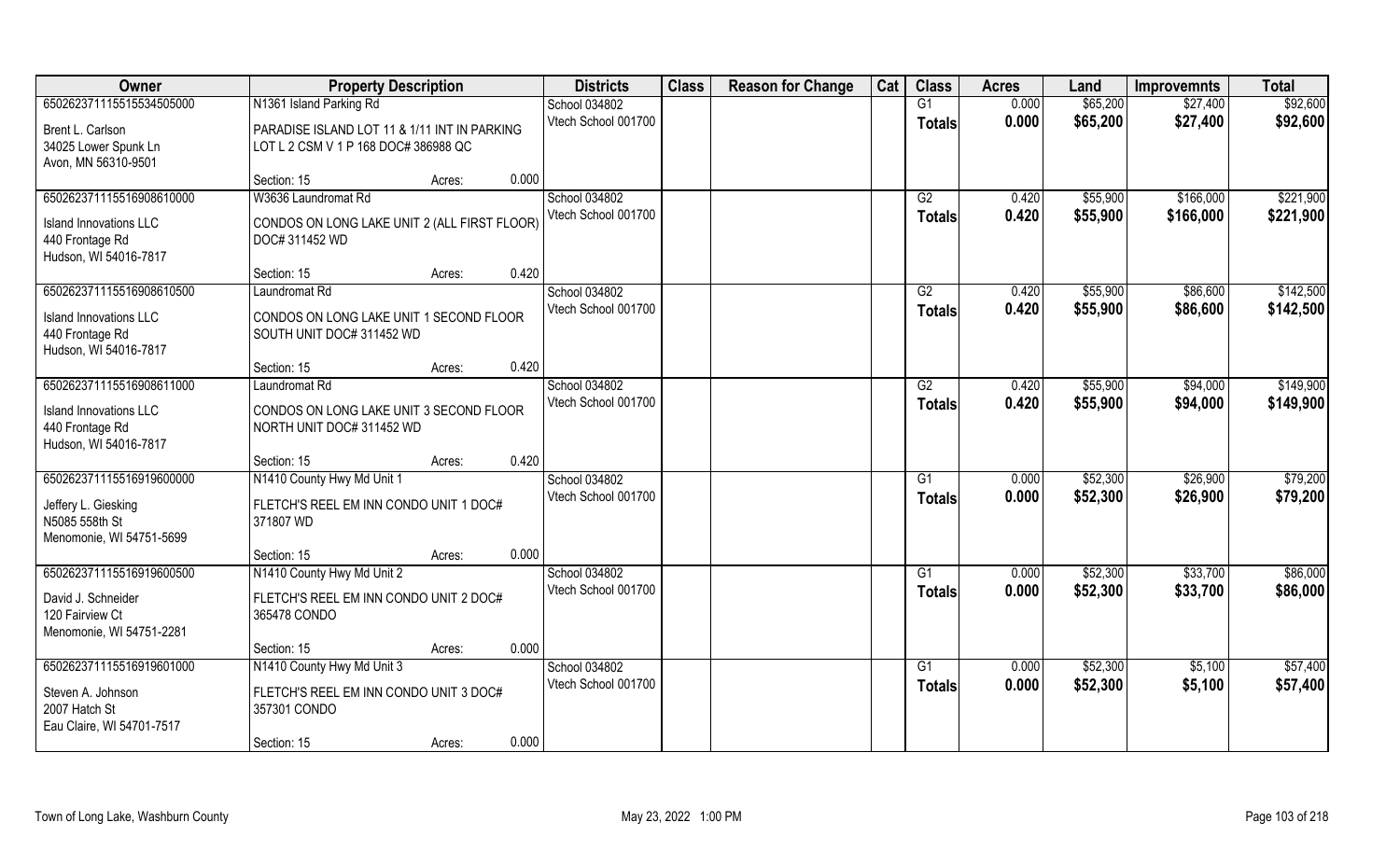| Owner | Property Description | | | Districts | Class | Reason for Change | Cat | Class | Acres | Land | Improvemnts | Total |
|---|---|---|---|---|---|---|---|---|---|---|---|---|
| 65026237115515534505000 | N1361 Island Parking Rd | | | School 034802 | | | | G1 | 0.000 | $65,200 | $27,400 | $92,600 |
| Brent L. Carlson<br>34025 Lower Spunk Ln<br>Avon, MN 56310-9501 | PARADISE ISLAND LOT 11 & 1/11 INT IN PARKING LOT L 2 CSM V 1 P 168 DOC# 386988 QC | | | Vtech School 001700 | | | | Totals | 0.000 | $65,200 | $27,400 | $92,600 |
| | Section: 15 | Acres: | 0.000 | | | | | | | | | |
| 65026237115516908610000 | W3636 Laundromat Rd | | | School 034802 | | | | G2 | 0.420 | $55,900 | $166,000 | $221,900 |
| Island Innovations LLC<br>440 Frontage Rd<br>Hudson, WI 54016-7817 | CONDOS ON LONG LAKE UNIT 2 (ALL FIRST FLOOR) DOC# 311452 WD | | | Vtech School 001700 | | | | Totals | 0.420 | $55,900 | $166,000 | $221,900 |
| | Section: 15 | Acres: | 0.420 | | | | | | | | | |
| 65026237115516908610500 | Laundromat Rd | | | School 034802 | | | | G2 | 0.420 | $55,900 | $86,600 | $142,500 |
| Island Innovations LLC<br>440 Frontage Rd<br>Hudson, WI 54016-7817 | CONDOS ON LONG LAKE UNIT 1 SECOND FLOOR SOUTH UNIT DOC# 311452 WD | | | Vtech School 001700 | | | | Totals | 0.420 | $55,900 | $86,600 | $142,500 |
| | Section: 15 | Acres: | 0.420 | | | | | | | | | |
| 65026237115516908611000 | Laundromat Rd | | | School 034802 | | | | G2 | 0.420 | $55,900 | $94,000 | $149,900 |
| Island Innovations LLC<br>440 Frontage Rd<br>Hudson, WI 54016-7817 | CONDOS ON LONG LAKE UNIT 3 SECOND FLOOR NORTH UNIT DOC# 311452 WD | | | Vtech School 001700 | | | | Totals | 0.420 | $55,900 | $94,000 | $149,900 |
| | Section: 15 | Acres: | 0.420 | | | | | | | | | |
| 65026237115516919600000 | N1410 County Hwy Md Unit 1 | | | School 034802 | | | | G1 | 0.000 | $52,300 | $26,900 | $79,200 |
| Jeffery L. Giesking<br>N5085 558th St<br>Menomonie, WI 54751-5699 | FLETCH'S REEL EM INN CONDO UNIT 1 DOC# 371807 WD | | | Vtech School 001700 | | | | Totals | 0.000 | $52,300 | $26,900 | $79,200 |
| | Section: 15 | Acres: | 0.000 | | | | | | | | | |
| 65026237115516919600500 | N1410 County Hwy Md Unit 2 | | | School 034802 | | | | G1 | 0.000 | $52,300 | $33,700 | $86,000 |
| David J. Schneider<br>120 Fairview Ct<br>Menomonie, WI 54751-2281 | FLETCH'S REEL EM INN CONDO UNIT 2 DOC# 365478 CONDO | | | Vtech School 001700 | | | | Totals | 0.000 | $52,300 | $33,700 | $86,000 |
| | Section: 15 | Acres: | 0.000 | | | | | | | | | |
| 65026237115516919601000 | N1410 County Hwy Md Unit 3 | | | School 034802 | | | | G1 | 0.000 | $52,300 | $5,100 | $57,400 |
| Steven A. Johnson<br>2007 Hatch St<br>Eau Claire, WI 54701-7517 | FLETCH'S REEL EM INN CONDO UNIT 3 DOC# 357301 CONDO | | | Vtech School 001700 | | | | Totals | 0.000 | $52,300 | $5,100 | $57,400 |
| | Section: 15 | Acres: | 0.000 | | | | | | | | | |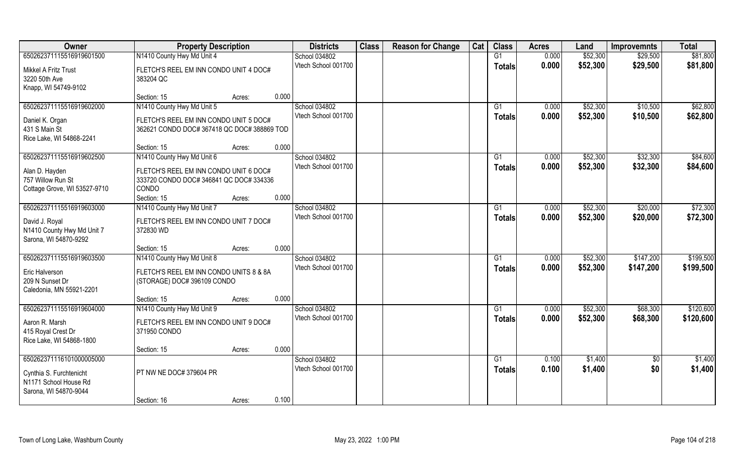| Owner | Property Description | | | Districts | Class | Reason for Change | Cat | Class | Acres | Land | Improvemnts | Total |
|---|---|---|---|---|---|---|---|---|---|---|---|---|
| 65026237111551691960150 0 | N1410 County Hwy Md Unit 4 | | | School 034802 | | | | G1 | 0.000 | $52,300 | $29,500 | $81,800 |
| Mikkel A Fritz Trust<br>3220 50th Ave<br>Knapp, WI 54749-9102 | FLETCH'S REEL EM INN CONDO UNIT 4 DOC# 383204 QC | | | Vtech School 001700 | | | | Totals | 0.000 | $52,300 | $29,500 | $81,800 |
| | Section: 15 | Acres: | 0.000 | | | | | | | | | |
| 650262371115516919602000 | N1410 County Hwy Md Unit 5 | | | School 034802 | | | | G1 | 0.000 | $52,300 | $10,500 | $62,800 |
| Daniel K. Organ<br>431 S Main St<br>Rice Lake, WI 54868-2241 | FLETCH'S REEL EM INN CONDO UNIT 5 DOC# 362621 CONDO DOC# 367418 QC DOC# 388869 TOD | | | Vtech School 001700 | | | | Totals | 0.000 | $52,300 | $10,500 | $62,800 |
| | Section: 15 | Acres: | 0.000 | | | | | | | | | |
| 650262371115516919602500 | N1410 County Hwy Md Unit 6 | | | School 034802 | | | | G1 | 0.000 | $52,300 | $32,300 | $84,600 |
| Alan D. Hayden<br>757 Willow Run St<br>Cottage Grove, WI 53527-9710 | FLETCH'S REEL EM INN CONDO UNIT 6 DOC# 333720 CONDO DOC# 346841 QC DOC# 334336 CONDO | | | Vtech School 001700 | | | | Totals | 0.000 | $52,300 | $32,300 | $84,600 |
| | Section: 15 | Acres: | 0.000 | | | | | | | | | |
| 650262371115516919603000 | N1410 County Hwy Md Unit 7 | | | School 034802 | | | | G1 | 0.000 | $52,300 | $20,000 | $72,300 |
| David J. Royal<br>N1410 County Hwy Md Unit 7<br>Sarona, WI 54870-9292 | FLETCH'S REEL EM INN CONDO UNIT 7 DOC# 372830 WD | | | Vtech School 001700 | | | | Totals | 0.000 | $52,300 | $20,000 | $72,300 |
| | Section: 15 | Acres: | 0.000 | | | | | | | | | |
| 650262371115516919603500 | N1410 County Hwy Md Unit 8 | | | School 034802 | | | | G1 | 0.000 | $52,300 | $147,200 | $199,500 |
| Eric Halverson<br>209 N Sunset Dr<br>Caledonia, MN 55921-2201 | FLETCH'S REEL EM INN CONDO UNITS 8 & 8A (STORAGE) DOC# 396109 CONDO | | | Vtech School 001700 | | | | Totals | 0.000 | $52,300 | $147,200 | $199,500 |
| | Section: 15 | Acres: | 0.000 | | | | | | | | | |
| 650262371115516919604000 | N1410 County Hwy Md Unit 9 | | | School 034802 | | | | G1 | 0.000 | $52,300 | $68,300 | $120,600 |
| Aaron R. Marsh<br>415 Royal Crest Dr<br>Rice Lake, WI 54868-1800 | FLETCH'S REEL EM INN CONDO UNIT 9 DOC# 371950 CONDO | | | Vtech School 001700 | | | | Totals | 0.000 | $52,300 | $68,300 | $120,600 |
| | Section: 15 | Acres: | 0.000 | | | | | | | | | |
| 650262371116101000005000 | | | | School 034802 | | | | G1 | 0.100 | $1,400 | $0 | $1,400 |
| Cynthia S. Furchtenicht<br>N1171 School House Rd<br>Sarona, WI 54870-9044 | PT NW NE DOC# 379604 PR | | | Vtech School 001700 | | | | Totals | 0.100 | $1,400 | $0 | $1,400 |
| | Section: 16 | Acres: | 0.100 | | | | | | | | | |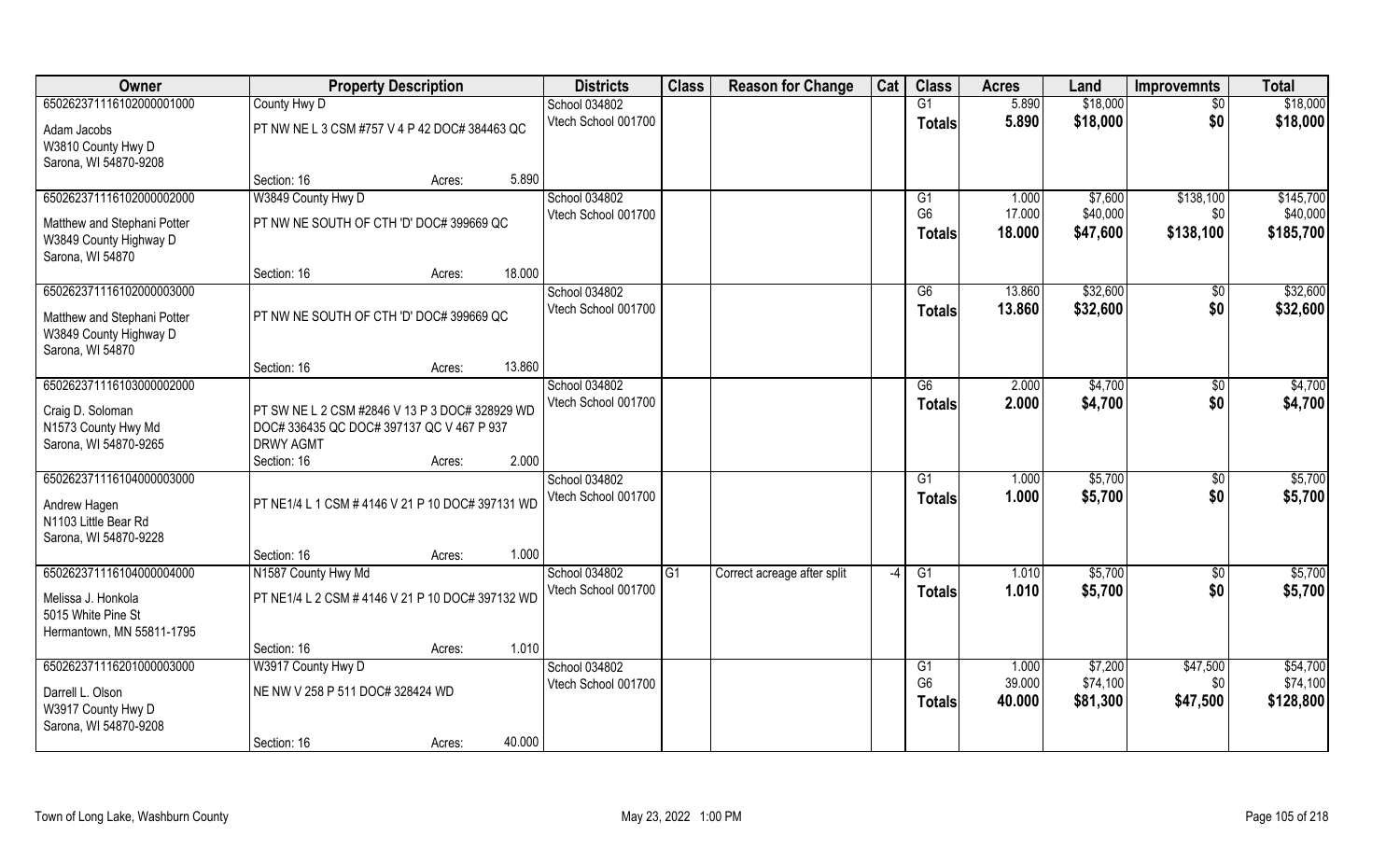| Owner | Property Description | | Districts | Class | Reason for Change | Cat | Class | Acres | Land | Improvemnts | Total |
|---|---|---|---|---|---|---|---|---|---|---|---|
| 650262371116102000001000 | County Hwy D | | School 034802 | | | | G1 | 5.890 | $18,000 | $0 | $18,000 |
| Adam Jacobs<br>W3810 County Hwy D<br>Sarona, WI 54870-9208 | PT NW NE L 3 CSM #757 V 4 P 42 DOC# 384463 QC | | Vtech School 001700 | | | | Totals | 5.890 | $18,000 | $0 | $18,000 |
| | Section: 16 | Acres: 5.890 | | | | | | | | | |
| 650262371116102000002000 | W3849 County Hwy D | | School 034802 | | | | G1 | 1.000 | $7,600 | $138,100 | $145,700 |
| Matthew and Stephani Potter<br>W3849 County Highway D<br>Sarona, WI 54870 | PT NW NE SOUTH OF CTH 'D' DOC# 399669 QC | | Vtech School 001700 | | | | G6 | 17.000 | $40,000 | $0 | $40,000 |
| | | | | | | | Totals | 18.000 | $47,600 | $138,100 | $185,700 |
| | Section: 16 | Acres: 18.000 | | | | | | | | | |
| 650262371116102000003000 | | | School 034802 | | | | G6 | 13.860 | $32,600 | $0 | $32,600 |
| Matthew and Stephani Potter<br>W3849 County Highway D<br>Sarona, WI 54870 | PT NW NE SOUTH OF CTH 'D' DOC# 399669 QC | | Vtech School 001700 | | | | Totals | 13.860 | $32,600 | $0 | $32,600 |
| | Section: 16 | Acres: 13.860 | | | | | | | | | |
| 650262371116103000002000 | | | School 034802 | | | | G6 | 2.000 | $4,700 | $0 | $4,700 |
| Craig D. Soloman<br>N1573 County Hwy Md<br>Sarona, WI 54870-9265 | PT SW NE L 2 CSM #2846 V 13 P 3 DOC# 328929 WD DOC# 336435 QC DOC# 397137 QC V 467 P 937 DRWY AGMT | | Vtech School 001700 | | | | Totals | 2.000 | $4,700 | $0 | $4,700 |
| | Section: 16 | Acres: 2.000 | | | | | | | | | |
| 650262371116104000003000 | | | School 034802 | | | | G1 | 1.000 | $5,700 | $0 | $5,700 |
| Andrew Hagen<br>N1103 Little Bear Rd<br>Sarona, WI 54870-9228 | PT NE1/4 L 1 CSM # 4146 V 21 P 10 DOC# 397131 WD | | Vtech School 001700 | | | | Totals | 1.000 | $5,700 | $0 | $5,700 |
| | Section: 16 | Acres: 1.000 | | | | | | | | | |
| 650262371116104000004000 | N1587 County Hwy Md | | School 034802 | G1 | Correct acreage after split | -4 | G1 | 1.010 | $5,700 | $0 | $5,700 |
| Melissa J. Honkola<br>5015 White Pine St<br>Hermantown, MN 55811-1795 | PT NE1/4 L 2 CSM # 4146 V 21 P 10 DOC# 397132 WD | | Vtech School 001700 | | | | Totals | 1.010 | $5,700 | $0 | $5,700 |
| | Section: 16 | Acres: 1.010 | | | | | | | | | |
| 650262371116201000003000 | W3917 County Hwy D | | School 034802 | | | | G1 | 1.000 | $7,200 | $47,500 | $54,700 |
| Darrell L. Olson<br>W3917 County Hwy D<br>Sarona, WI 54870-9208 | NE NW V 258 P 511 DOC# 328424 WD | | Vtech School 001700 | | | | G6 | 39.000 | $74,100 | $0 | $74,100 |
| | | | | | | | Totals | 40.000 | $81,300 | $47,500 | $128,800 |
| | Section: 16 | Acres: 40.000 | | | | | | | | | |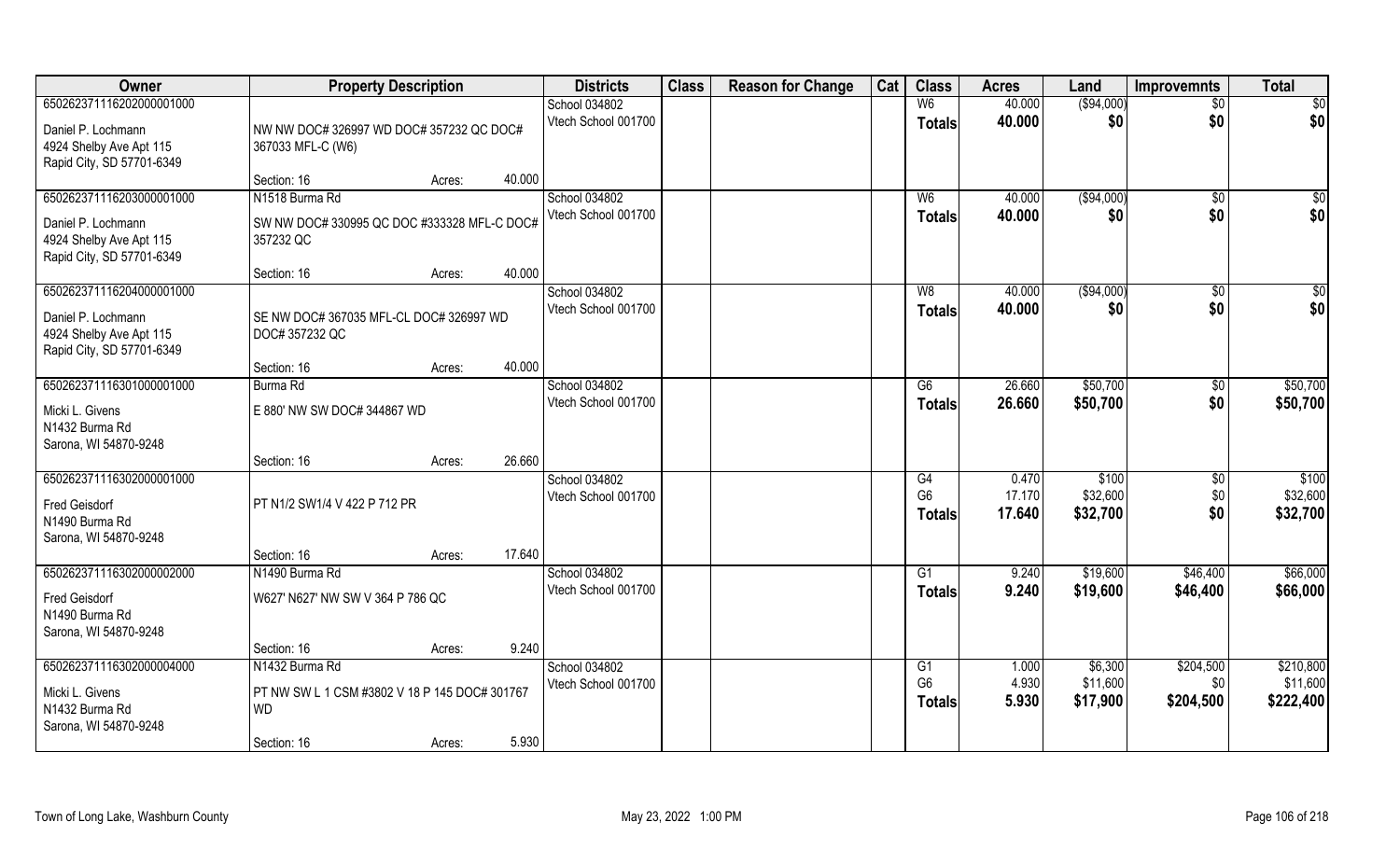| Owner | Property Description | | | Districts | Class | Reason for Change | Cat | Class | Acres | Land | Improvemnts | Total |
|---|---|---|---|---|---|---|---|---|---|---|---|---|
| 65026237111620200000100O | | | | School 034802 | | | | W6 | 40.000 | ($94,000) | $0 | $0 |
| Daniel P. Lochmann<br>4924 Shelby Ave Apt 115<br>Rapid City, SD 57701-6349 | NW NW DOC# 326997 WD DOC# 357232 QC DOC# 367033 MFL-C (W6) | | | Vtech School 001700 | | | | **Totals** | **40.000** | **$0** | **$0** | **$0** |
| | Section: 16 | Acres: | 40.000 | | | | | | | | | |
| 650262371116203000001000 | N1518 Burma Rd | | | School 034802 | | | | W6 | 40.000 | ($94,000) | $0 | $0 |
| Daniel P. Lochmann<br>4924 Shelby Ave Apt 115<br>Rapid City, SD 57701-6349 | SW NW DOC# 330995 QC DOC #333328 MFL-C DOC# 357232 QC | | | Vtech School 001700 | | | | **Totals** | **40.000** | **$0** | **$0** | **$0** |
| | Section: 16 | Acres: | 40.000 | | | | | | | | | |
| 650262371116204000001000 | | | | School 034802 | | | | W8 | 40.000 | ($94,000) | $0 | $0 |
| Daniel P. Lochmann<br>4924 Shelby Ave Apt 115<br>Rapid City, SD 57701-6349 | SE NW DOC# 367035 MFL-CL DOC# 326997 WD DOC# 357232 QC | | | Vtech School 001700 | | | | **Totals** | **40.000** | **$0** | **$0** | **$0** |
| | Section: 16 | Acres: | 40.000 | | | | | | | | | |
| 650262371116301000001000 | Burma Rd | | | School 034802 | | | | G6 | 26.660 | $50,700 | $0 | $50,700 |
| Micki L. Givens<br>N1432 Burma Rd<br>Sarona, WI 54870-9248 | E 880' NW SW DOC# 344867 WD | | | Vtech School 001700 | | | | **Totals** | **26.660** | **$50,700** | **$0** | **$50,700** |
| | Section: 16 | Acres: | 26.660 | | | | | | | | | |
| 650262371116302000001000 | | | | School 034802 | | | | G4<br>G6 | 0.470<br>17.170 | $100<br>$32,600 | $0<br>$0 | $100<br>$32,600 |
| Fred Geisdorf<br>N1490 Burma Rd<br>Sarona, WI 54870-9248 | PT N1/2 SW1/4 V 422 P 712 PR | | | Vtech School 001700 | | | | **Totals** | **17.640** | **$32,700** | **$0** | **$32,700** |
| | Section: 16 | Acres: | 17.640 | | | | | | | | | |
| 650262371116302000002000 | N1490 Burma Rd | | | School 034802 | | | | G1 | 9.240 | $19,600 | $46,400 | $66,000 |
| Fred Geisdorf<br>N1490 Burma Rd<br>Sarona, WI 54870-9248 | W627' N627' NW SW V 364 P 786 QC | | | Vtech School 001700 | | | | **Totals** | **9.240** | **$19,600** | **$46,400** | **$66,000** |
| | Section: 16 | Acres: | 9.240 | | | | | | | | | |
| 650262371116302000004000 | N1432 Burma Rd | | | School 034802 | | | | G1<br>G6 | 1.000<br>4.930 | $6,300<br>$11,600 | $204,500<br>$0 | $210,800<br>$11,600 |
| Micki L. Givens<br>N1432 Burma Rd<br>Sarona, WI 54870-9248 | PT NW SW L 1 CSM #3802 V 18 P 145 DOC# 301767 WD | | | Vtech School 001700 | | | | **Totals** | **5.930** | **$17,900** | **$204,500** | **$222,400** |
| | Section: 16 | Acres: | 5.930 | | | | | | | | | |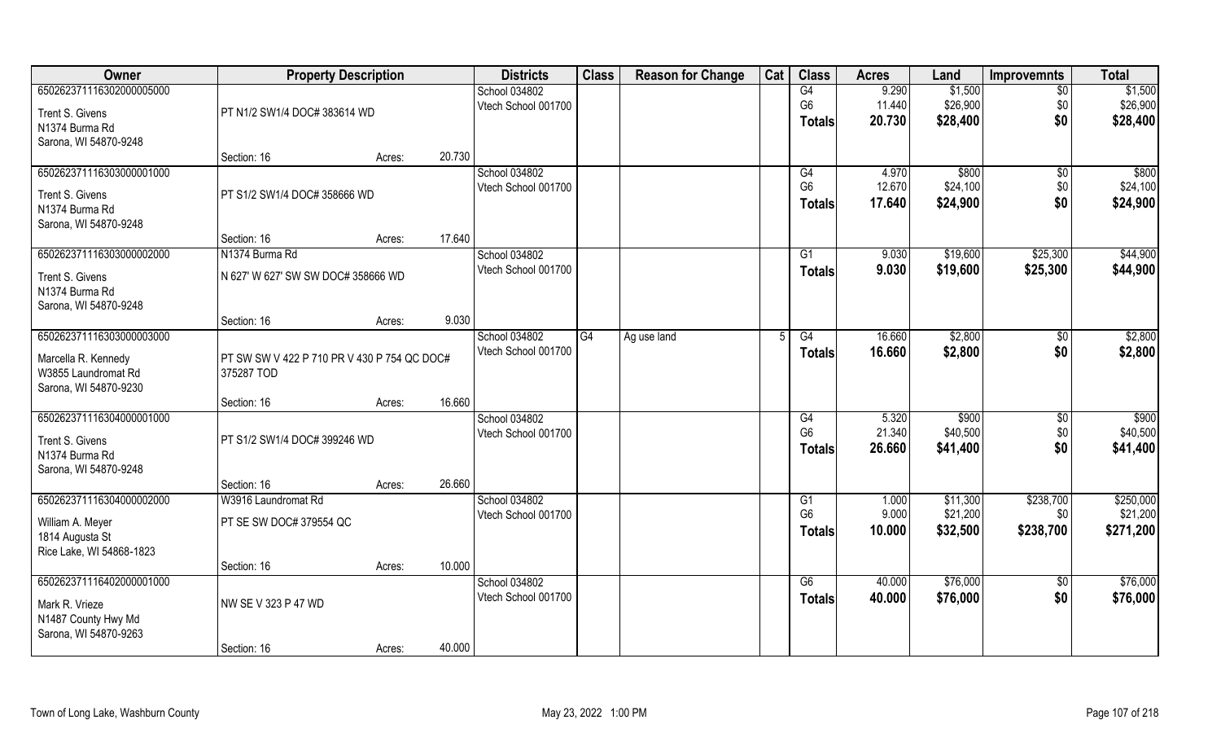| Owner | Property Description | | | Districts | Class | Reason for Change | Cat | Class | Acres | Land | Improvemnts | Total |
|---|---|---|---|---|---|---|---|---|---|---|---|---|
| 65026237111630200000500​0 | | | | School 034802 | | | | G4 | 9.290 | $1,500 | $0 | $1,500 |
| Trent S. Givens | PT N1/2 SW1/4 DOC# 383614 WD | | | Vtech School 001700 | | | | G6 | 11.440 | $26,900 | $0 | $26,900 |
| N1374 Burma Rd | | | | | | | | **Totals** | **20.730** | **$28,400** | **$0** | **$28,400** |
| Sarona, WI 54870-9248 | | | | | | | | | | | | |
| | Section: 16 | Acres: | 20.730 | | | | | | | | | |
| 650262371116303000001000 | | | | School 034802 | | | | G4 | 4.970 | $800 | $0 | $800 |
| Trent S. Givens | PT S1/2 SW1/4 DOC# 358666 WD | | | Vtech School 001700 | | | | G6 | 12.670 | $24,100 | $0 | $24,100 |
| N1374 Burma Rd | | | | | | | | **Totals** | **17.640** | **$24,900** | **$0** | **$24,900** |
| Sarona, WI 54870-9248 | | | | | | | | | | | | |
| | Section: 16 | Acres: | 17.640 | | | | | | | | | |
| 650262371116303000002000 | N1374 Burma Rd | | | School 034802 | | | | G1 | 9.030 | $19,600 | $25,300 | $44,900 |
| Trent S. Givens | N 627' W 627' SW SW DOC# 358666 WD | | | Vtech School 001700 | | | | **Totals** | **9.030** | **$19,600** | **$25,300** | **$44,900** |
| N1374 Burma Rd | | | | | | | | | | | | |
| Sarona, WI 54870-9248 | | | | | | | | | | | | |
| | Section: 16 | Acres: | 9.030 | | | | | | | | | |
| 650262371116303000003000 | | | | School 034802 | G4 | Ag use land | 5 | G4 | 16.660 | $2,800 | $0 | $2,800 |
| Marcella R. Kennedy | PT SW SW V 422 P 710 PR V 430 P 754 QC DOC# 375287 TOD | | | Vtech School 001700 | | | | **Totals** | **16.660** | **$2,800** | **$0** | **$2,800** |
| W3855 Laundromat Rd | | | | | | | | | | | | |
| Sarona, WI 54870-9230 | | | | | | | | | | | | |
| | Section: 16 | Acres: | 16.660 | | | | | | | | | |
| 650262371116304000001000 | | | | School 034802 | | | | G4 | 5.320 | $900 | $0 | $900 |
| Trent S. Givens | PT S1/2 SW1/4 DOC# 399246 WD | | | Vtech School 001700 | | | | G6 | 21.340 | $40,500 | $0 | $40,500 |
| N1374 Burma Rd | | | | | | | | **Totals** | **26.660** | **$41,400** | **$0** | **$41,400** |
| Sarona, WI 54870-9248 | | | | | | | | | | | | |
| | Section: 16 | Acres: | 26.660 | | | | | | | | | |
| 650262371116304000002000 | W3916 Laundromat Rd | | | School 034802 | | | | G1 | 1.000 | $11,300 | $238,700 | $250,000 |
| William A. Meyer | PT SE SW DOC# 379554 QC | | | Vtech School 001700 | | | | G6 | 9.000 | $21,200 | $0 | $21,200 |
| 1814 Augusta St | | | | | | | | **Totals** | **10.000** | **$32,500** | **$238,700** | **$271,200** |
| Rice Lake, WI 54868-1823 | | | | | | | | | | | | |
| | Section: 16 | Acres: | 10.000 | | | | | | | | | |
| 650262371116402000001000 | | | | School 034802 | | | | G6 | 40.000 | $76,000 | $0 | $76,000 |
| Mark R. Vrieze | NW SE V 323 P 47 WD | | | Vtech School 001700 | | | | **Totals** | **40.000** | **$76,000** | **$0** | **$76,000** |
| N1487 County Hwy Md | | | | | | | | | | | | |
| Sarona, WI 54870-9263 | | | | | | | | | | | | |
| | Section: 16 | Acres: | 40.000 | | | | | | | | | |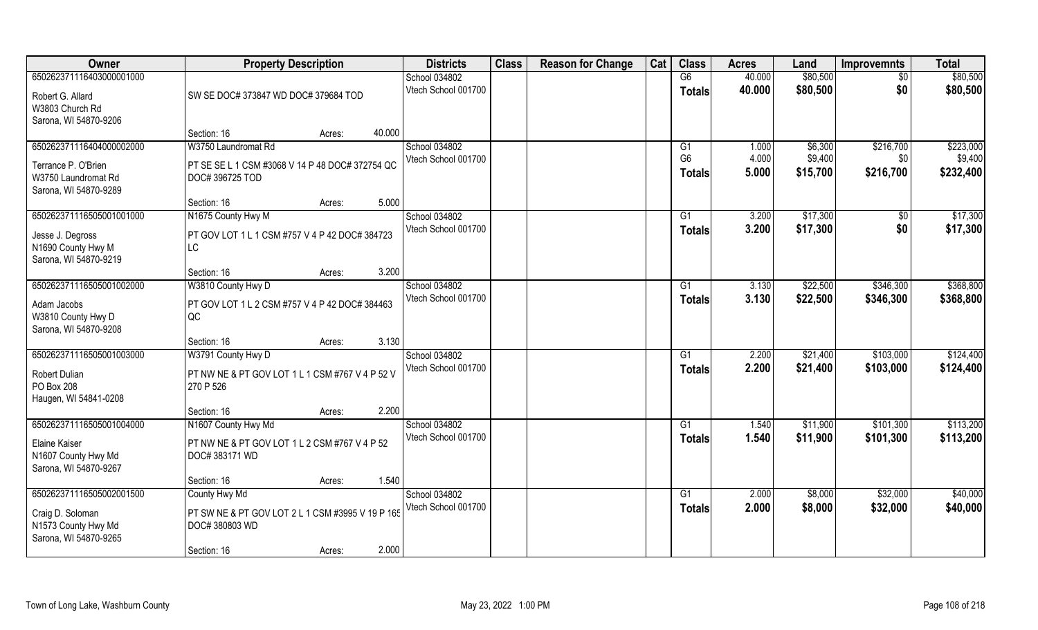| Owner | Property Description | Districts | Class | Reason for Change | Cat | Class | Acres | Land | Improvemnts | Total |
|---|---|---|---|---|---|---|---|---|---|---|
| 650262371116403000001000<br>Robert G. Allard<br>W3803 Church Rd<br>Sarona, WI 54870-9206 | SW SE DOC# 373847 WD DOC# 379684 TOD<br>Section: 16 Acres: 40.000 | School 034802<br>Vtech School 001700 | | | | G6<br>**Totals** | 40.000<br>**40.000** | $80,500<br>**$80,500** | $0<br>**$0** | $80,500<br>**$80,500** |
| 650262371116404000002000<br>Terrance P. O'Brien<br>W3750 Laundromat Rd<br>Sarona, WI 54870-9289 | W3750 Laundromat Rd<br>PT SE SE L 1 CSM #3068 V 14 P 48 DOC# 372754 QC DOC# 396725 TOD<br>Section: 16 Acres: 5.000 | School 034802<br>Vtech School 001700 | | | | G1<br>G6<br>**Totals** | 1.000<br>4.000<br>**5.000** | $6,300<br>$9,400<br>**$15,700** | $216,700<br>$0<br>**$216,700** | $223,000<br>$9,400<br>**$232,400** |
| 650262371116505001001000<br>Jesse J. Degross<br>N1690 County Hwy M<br>Sarona, WI 54870-9219 | N1675 County Hwy M<br>PT GOV LOT 1 L 1 CSM #757 V 4 P 42 DOC# 384723 LC<br>Section: 16 Acres: 3.200 | School 034802<br>Vtech School 001700 | | | | G1<br>**Totals** | 3.200<br>**3.200** | $17,300<br>**$17,300** | $0<br>**$0** | $17,300<br>**$17,300** |
| 650262371116505001002000<br>Adam Jacobs<br>W3810 County Hwy D<br>Sarona, WI 54870-9208 | W3810 County Hwy D<br>PT GOV LOT 1 L 2 CSM #757 V 4 P 42 DOC# 384463 QC<br>Section: 16 Acres: 3.130 | School 034802<br>Vtech School 001700 | | | | G1<br>**Totals** | 3.130<br>**3.130** | $22,500<br>**$22,500** | $346,300<br>**$346,300** | $368,800<br>**$368,800** |
| 650262371116505001003000<br>Robert Dulian<br>PO Box 208<br>Haugen, WI 54841-0208 | W3791 County Hwy D<br>PT NW NE & PT GOV LOT 1 L 1 CSM #767 V 4 P 52 V 270 P 526<br>Section: 16 Acres: 2.200 | School 034802<br>Vtech School 001700 | | | | G1<br>**Totals** | 2.200<br>**2.200** | $21,400<br>**$21,400** | $103,000<br>**$103,000** | $124,400<br>**$124,400** |
| 650262371116505001004000<br>Elaine Kaiser<br>N1607 County Hwy Md<br>Sarona, WI 54870-9267 | N1607 County Hwy Md<br>PT NW NE & PT GOV LOT 1 L 2 CSM #767 V 4 P 52 DOC# 383171 WD<br>Section: 16 Acres: 1.540 | School 034802<br>Vtech School 001700 | | | | G1<br>**Totals** | 1.540<br>**1.540** | $11,900<br>**$11,900** | $101,300<br>**$101,300** | $113,200<br>**$113,200** |
| 650262371116505002001500<br>Craig D. Soloman<br>N1573 County Hwy Md<br>Sarona, WI 54870-9265 | County Hwy Md<br>PT SW NE & PT GOV LOT 2 L 1 CSM #3995 V 19 P 165 DOC# 380803 WD<br>Section: 16 Acres: 2.000 | School 034802<br>Vtech School 001700 | | | | G1<br>**Totals** | 2.000<br>**2.000** | $8,000<br>**$8,000** | $32,000<br>**$32,000** | $40,000<br>**$40,000** |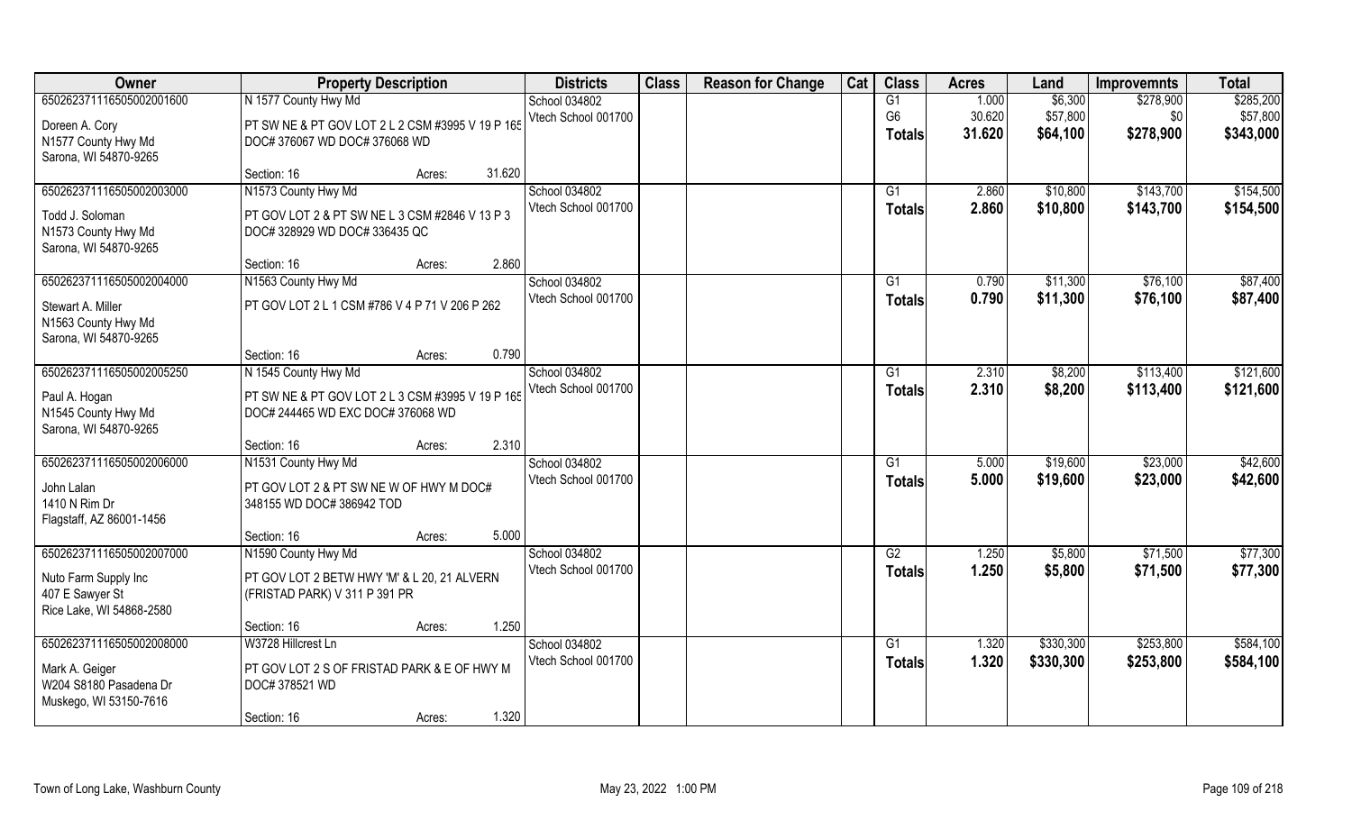| Owner | Property Description | | | Districts | Class | Reason for Change | Cat | Class | Acres | Land | Improvemnts | Total |
|---|---|---|---|---|---|---|---|---|---|---|---|---|
| 650262371116505002001600 | N 1577 County Hwy Md | | | School 034802 | | | | G1 | 1.000 | $6,300 | $278,900 | $285,200 |
| Doreen A. Cory | PT SW NE & PT GOV LOT 2 L 2 CSM #3995 V 19 P 165 | | | Vtech School 001700 | | | | G6 | 30.620 | $57,800 | $0 | $57,800 |
| N1577 County Hwy Md | DOC# 376067 WD DOC# 376068 WD | | | | | | | Totals | 31.620 | $64,100 | $278,900 | $343,000 |
| Sarona, WI 54870-9265 | | | | | | | | | | | | |
| | Section: 16 | Acres: | 31.620 | | | | | | | | | |
| 650262371116505002003000 | N1573 County Hwy Md | | | School 034802 | | | | G1 | 2.860 | $10,800 | $143,700 | $154,500 |
| Todd J. Soloman | PT GOV LOT 2 & PT SW NE L 3 CSM #2846 V 13 P 3 | | | Vtech School 001700 | | | | Totals | 2.860 | $10,800 | $143,700 | $154,500 |
| N1573 County Hwy Md | DOC# 328929 WD DOC# 336435 QC | | | | | | | | | | | |
| Sarona, WI 54870-9265 | | | | | | | | | | | | |
| | Section: 16 | Acres: | 2.860 | | | | | | | | | |
| 650262371116505002004000 | N1563 County Hwy Md | | | School 034802 | | | | G1 | 0.790 | $11,300 | $76,100 | $87,400 |
| Stewart A. Miller | PT GOV LOT 2 L 1 CSM #786 V 4 P 71 V 206 P 262 | | | Vtech School 001700 | | | | Totals | 0.790 | $11,300 | $76,100 | $87,400 |
| N1563 County Hwy Md | | | | | | | | | | | | |
| Sarona, WI 54870-9265 | | | | | | | | | | | | |
| | Section: 16 | Acres: | 0.790 | | | | | | | | | |
| 650262371116505002005250 | N 1545 County Hwy Md | | | School 034802 | | | | G1 | 2.310 | $8,200 | $113,400 | $121,600 |
| Paul A. Hogan | PT SW NE & PT GOV LOT 2 L 3 CSM #3995 V 19 P 165 | | | Vtech School 001700 | | | | Totals | 2.310 | $8,200 | $113,400 | $121,600 |
| N1545 County Hwy Md | DOC# 244465 WD EXC DOC# 376068 WD | | | | | | | | | | | |
| Sarona, WI 54870-9265 | | | | | | | | | | | | |
| | Section: 16 | Acres: | 2.310 | | | | | | | | | |
| 650262371116505002006000 | N1531 County Hwy Md | | | School 034802 | | | | G1 | 5.000 | $19,600 | $23,000 | $42,600 |
| John Lalan | PT GOV LOT 2 & PT SW NE W OF HWY M DOC# | | | Vtech School 001700 | | | | Totals | 5.000 | $19,600 | $23,000 | $42,600 |
| 1410 N Rim Dr | 348155 WD DOC# 386942 TOD | | | | | | | | | | | |
| Flagstaff, AZ 86001-1456 | | | | | | | | | | | | |
| | Section: 16 | Acres: | 5.000 | | | | | | | | | |
| 650262371116505002007000 | N1590 County Hwy Md | | | School 034802 | | | | G2 | 1.250 | $5,800 | $71,500 | $77,300 |
| Nuto Farm Supply Inc | PT GOV LOT 2 BETW HWY 'M' & L 20, 21 ALVERN | | | Vtech School 001700 | | | | Totals | 1.250 | $5,800 | $71,500 | $77,300 |
| 407 E Sawyer St | (FRISTAD PARK) V 311 P 391 PR | | | | | | | | | | | |
| Rice Lake, WI 54868-2580 | | | | | | | | | | | | |
| | Section: 16 | Acres: | 1.250 | | | | | | | | | |
| 650262371116505002008000 | W3728 Hillcrest Ln | | | School 034802 | | | | G1 | 1.320 | $330,300 | $253,800 | $584,100 |
| Mark A. Geiger | PT GOV LOT 2 S OF FRISTAD PARK & E OF HWY M | | | Vtech School 001700 | | | | Totals | 1.320 | $330,300 | $253,800 | $584,100 |
| W204 S8180 Pasadena Dr | DOC# 378521 WD | | | | | | | | | | | |
| Muskego, WI 53150-7616 | | | | | | | | | | | | |
| | Section: 16 | Acres: | 1.320 | | | | | | | | | |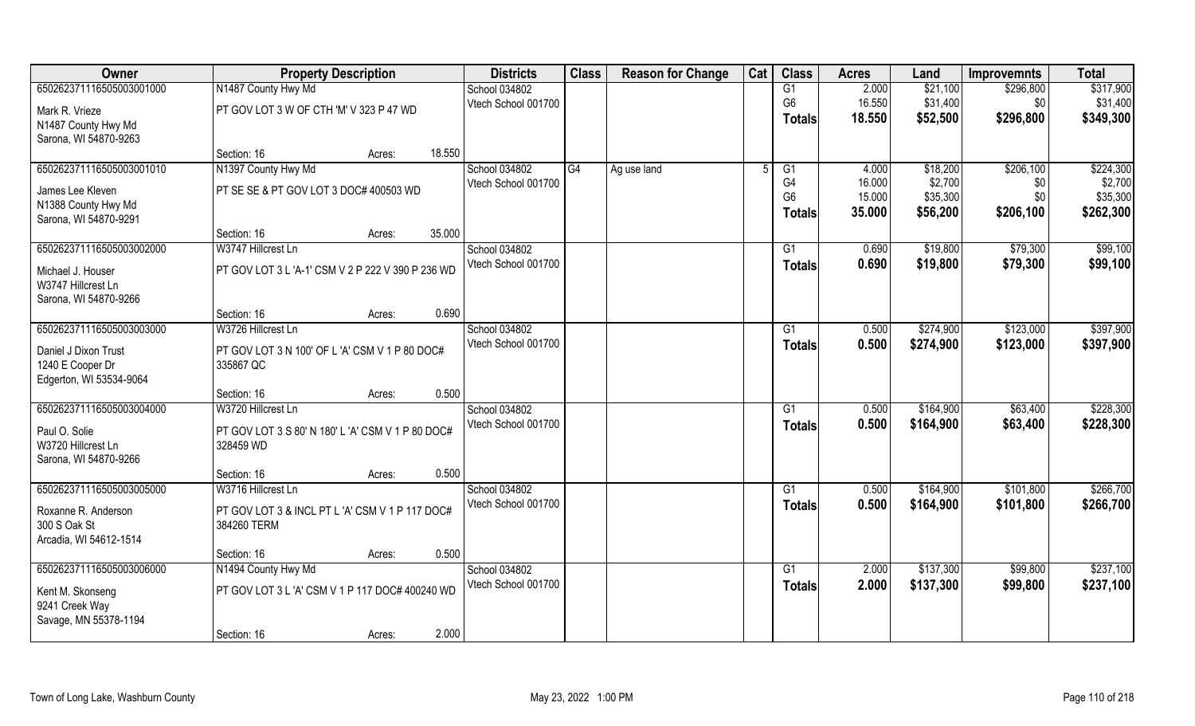| Owner | Property Description | | Districts | Class | Reason for Change | Cat | Class | Acres | Land | Improvemnts | Total |
|---|---|---|---|---|---|---|---|---|---|---|---|
| 65026237111650500300100​0 | N1487 County Hwy Md | | School 034802 | | | | G1 | 2.000 | $21,100 | $296,800 | $317,900 |
| Mark R. Vrieze | PT GOV LOT 3 W OF CTH 'M' V 323 P 47 WD | | Vtech School 001700 | | | | G6 | 16.550 | $31,400 | $0 | $31,400 |
| N1487 County Hwy Md | | | | | | | Totals | 18.550 | $52,500 | $296,800 | $349,300 |
| Sarona, WI 54870-9263 | | | | | | | | | | | |
| | Section: 16 | Acres: 18.550 | | | | | | | | | |
| 650262371116505003001010 | N1397 County Hwy Md | | School 034802 | G4 | Ag use land | 5 | G1 | 4.000 | $18,200 | $206,100 | $224,300 |
| James Lee Kleven | PT SE SE & PT GOV LOT 3 DOC# 400503 WD | | Vtech School 001700 | | | | G4 | 16.000 | $2,700 | $0 | $2,700 |
| N1388 County Hwy Md | | | | | | | G6 | 15.000 | $35,300 | $0 | $35,300 |
| Sarona, WI 54870-9291 | | | | | | | Totals | 35.000 | $56,200 | $206,100 | $262,300 |
| | Section: 16 | Acres: 35.000 | | | | | | | | | |
| 650262371116505003002000 | W3747 Hillcrest Ln | | School 034802 | | | | G1 | 0.690 | $19,800 | $79,300 | $99,100 |
| Michael J. Houser | PT GOV LOT 3 L 'A-1' CSM V 2 P 222 V 390 P 236 WD | | Vtech School 001700 | | | | Totals | 0.690 | $19,800 | $79,300 | $99,100 |
| W3747 Hillcrest Ln | | | | | | | | | | | |
| Sarona, WI 54870-9266 | | | | | | | | | | | |
| | Section: 16 | Acres: 0.690 | | | | | | | | | |
| 650262371116505003003000 | W3726 Hillcrest Ln | | School 034802 | | | | G1 | 0.500 | $274,900 | $123,000 | $397,900 |
| Daniel J Dixon Trust | PT GOV LOT 3 N 100' OF L 'A' CSM V 1 P 80 DOC# 335867 QC | | Vtech School 001700 | | | | Totals | 0.500 | $274,900 | $123,000 | $397,900 |
| 1240 E Cooper Dr | | | | | | | | | | | |
| Edgerton, WI 53534-9064 | | | | | | | | | | | |
| | Section: 16 | Acres: 0.500 | | | | | | | | | |
| 650262371116505003004000 | W3720 Hillcrest Ln | | School 034802 | | | | G1 | 0.500 | $164,900 | $63,400 | $228,300 |
| Paul O. Solie | PT GOV LOT 3 S 80' N 180' L 'A' CSM V 1 P 80 DOC# 328459 WD | | Vtech School 001700 | | | | Totals | 0.500 | $164,900 | $63,400 | $228,300 |
| W3720 Hillcrest Ln | | | | | | | | | | | |
| Sarona, WI 54870-9266 | | | | | | | | | | | |
| | Section: 16 | Acres: 0.500 | | | | | | | | | |
| 650262371116505003005000 | W3716 Hillcrest Ln | | School 034802 | | | | G1 | 0.500 | $164,900 | $101,800 | $266,700 |
| Roxanne R. Anderson | PT GOV LOT 3 & INCL PT L 'A' CSM V 1 P 117 DOC# 384260 TERM | | Vtech School 001700 | | | | Totals | 0.500 | $164,900 | $101,800 | $266,700 |
| 300 S Oak St | | | | | | | | | | | |
| Arcadia, WI 54612-1514 | | | | | | | | | | | |
| | Section: 16 | Acres: 0.500 | | | | | | | | | |
| 650262371116505003006000 | N1494 County Hwy Md | | School 034802 | | | | G1 | 2.000 | $137,300 | $99,800 | $237,100 |
| Kent M. Skonseng | PT GOV LOT 3 L 'A' CSM V 1 P 117 DOC# 400240 WD | | Vtech School 001700 | | | | Totals | 2.000 | $137,300 | $99,800 | $237,100 |
| 9241 Creek Way | | | | | | | | | | | |
| Savage, MN 55378-1194 | | | | | | | | | | | |
| | Section: 16 | Acres: 2.000 | | | | | | | | | |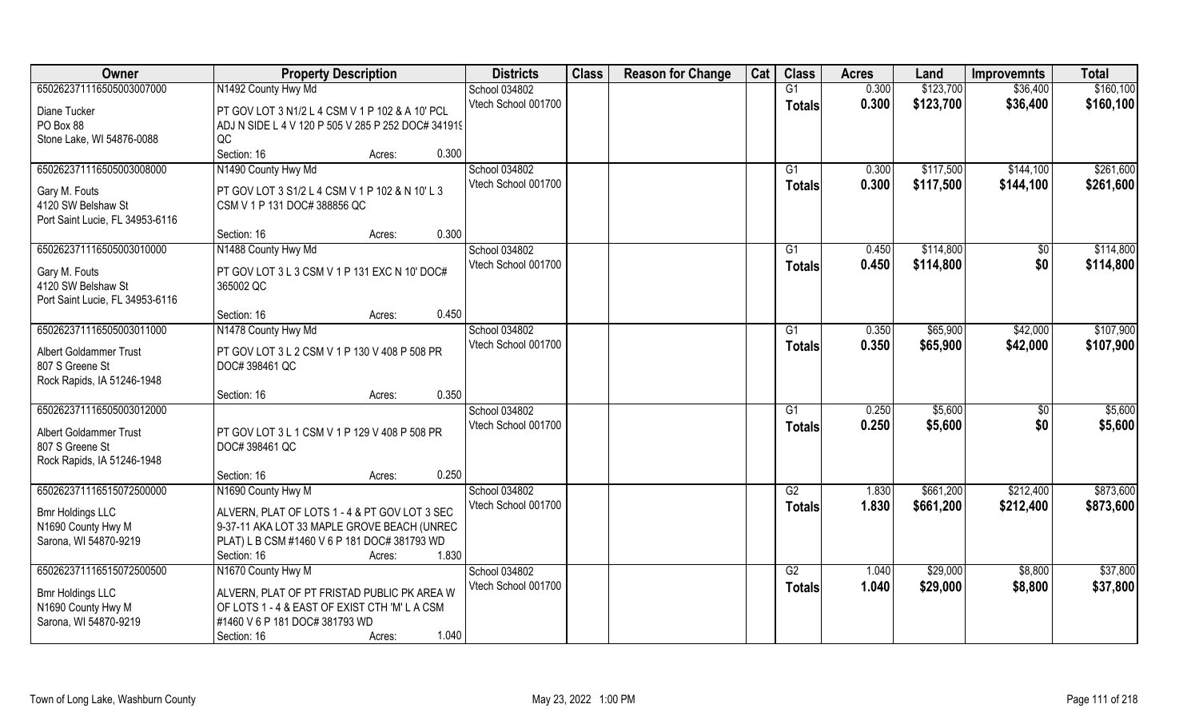| Owner | Property Description | Districts | Class | Reason for Change | Cat | Class | Acres | Land | Improvemnts | Total |
|---|---|---|---|---|---|---|---|---|---|---|
| 65026237111650500300700​0<br>Diane Tucker<br>PO Box 88<br>Stone Lake, WI 54876-0088 | N1492 County Hwy Md<br>PT GOV LOT 3 N1/2 L 4 CSM V 1 P 102 & A 10' PCL ADJ N SIDE L 4 V 120 P 505 V 285 P 252 DOC# 341919 QC<br>Section: 16 Acres: 0.300 | School 034802<br>Vtech School 001700 | | | | G1<br>**Totals** | 0.300<br>**0.300** | $123,700<br>**$123,700** | $36,400<br>**$36,400** | $160,100<br>**$160,100** |
| 650262371116505003008000<br>Gary M. Fouts<br>4120 SW Belshaw St<br>Port Saint Lucie, FL 34953-6116 | N1490 County Hwy Md<br>PT GOV LOT 3 S1/2 L 4 CSM V 1 P 102 & N 10' L 3 CSM V 1 P 131 DOC# 388856 QC<br>Section: 16 Acres: 0.300 | School 034802<br>Vtech School 001700 | | | | G1<br>**Totals** | 0.300<br>**0.300** | $117,500<br>**$117,500** | $144,100<br>**$144,100** | $261,600<br>**$261,600** |
| 650262371116505003010000<br>Gary M. Fouts<br>4120 SW Belshaw St<br>Port Saint Lucie, FL 34953-6116 | N1488 County Hwy Md<br>PT GOV LOT 3 L 3 CSM V 1 P 131 EXC N 10' DOC# 365002 QC<br>Section: 16 Acres: 0.450 | School 034802<br>Vtech School 001700 | | | | G1<br>**Totals** | 0.450<br>**0.450** | $114,800<br>**$114,800** | $0<br>**$0** | $114,800<br>**$114,800** |
| 650262371116505003011000<br>Albert Goldammer Trust<br>807 S Greene St<br>Rock Rapids, IA 51246-1948 | N1478 County Hwy Md<br>PT GOV LOT 3 L 2 CSM V 1 P 130 V 408 P 508 PR DOC# 398461 QC<br>Section: 16 Acres: 0.350 | School 034802<br>Vtech School 001700 | | | | G1<br>**Totals** | 0.350<br>**0.350** | $65,900<br>**$65,900** | $42,000<br>**$42,000** | $107,900<br>**$107,900** |
| 650262371116505003012000<br>Albert Goldammer Trust<br>807 S Greene St<br>Rock Rapids, IA 51246-1948 | PT GOV LOT 3 L 1 CSM V 1 P 129 V 408 P 508 PR DOC# 398461 QC<br>Section: 16 Acres: 0.250 | School 034802<br>Vtech School 001700 | | | | G1<br>**Totals** | 0.250<br>**0.250** | $5,600<br>**$5,600** | $0<br>**$0** | $5,600<br>**$5,600** |
| 650262371116515072500000<br>Bmr Holdings LLC<br>N1690 County Hwy M<br>Sarona, WI 54870-9219 | N1690 County Hwy M<br>ALVERN, PLAT OF LOTS 1 - 4 & PT GOV LOT 3 SEC 9-37-11 AKA LOT 33 MAPLE GROVE BEACH (UNREC PLAT) L B CSM #1460 V 6 P 181 DOC# 381793 WD<br>Section: 16 Acres: 1.830 | School 034802<br>Vtech School 001700 | | | | G2<br>**Totals** | 1.830<br>**1.830** | $661,200<br>**$661,200** | $212,400<br>**$212,400** | $873,600<br>**$873,600** |
| 650262371116515072500500<br>Bmr Holdings LLC<br>N1690 County Hwy M<br>Sarona, WI 54870-9219 | N1670 County Hwy M<br>ALVERN, PLAT OF PT FRISTAD PUBLIC PK AREA W OF LOTS 1 - 4 & EAST OF EXIST CTH 'M' L A CSM #1460 V 6 P 181 DOC# 381793 WD<br>Section: 16 Acres: 1.040 | School 034802<br>Vtech School 001700 | | | | G2<br>**Totals** | 1.040<br>**1.040** | $29,000<br>**$29,000** | $8,800<br>**$8,800** | $37,800<br>**$37,800** |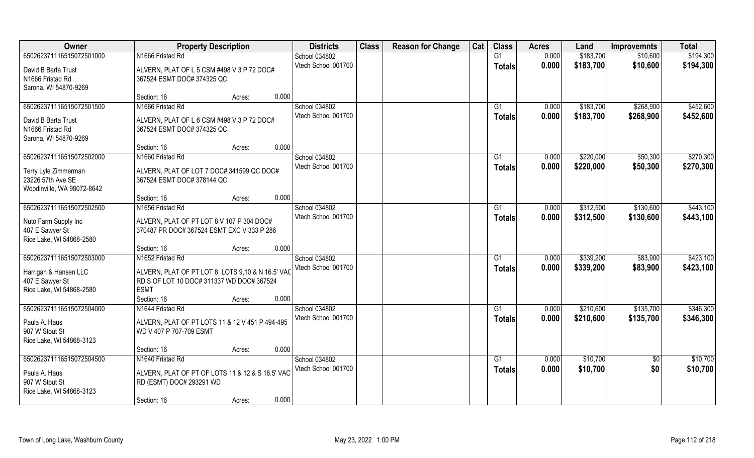| Owner | Property Description | Districts | Class | Reason for Change | Cat | Class | Acres | Land | Improvemnts | Total |
|---|---|---|---|---|---|---|---|---|---|---|
| 65026237116515072501000 | N1666 Fristad Rd | School 034802 | | | | G1 | 0.000 | $183,700 | $10,600 | $194,300 |
| David B Barta Trust<br>N1666 Fristad Rd<br>Sarona, WI 54870-9269 | ALVERN, PLAT OF L 5 CSM #498 V 3 P 72 DOC# 367524 ESMT DOC# 374325 QC | Vtech School 001700 | | | | Totals | 0.000 | $183,700 | $10,600 | $194,300 |
| | Section: 16 Acres: 0.000 | | | | | | | | | |
| 65026237116515072501500 | N1666 Fristad Rd | School 034802 | | | | G1 | 0.000 | $183,700 | $268,900 | $452,600 |
| David B Barta Trust<br>N1666 Fristad Rd<br>Sarona, WI 54870-9269 | ALVERN, PLAT OF L 6 CSM #498 V 3 P 72 DOC# 367524 ESMT DOC# 374325 QC | Vtech School 001700 | | | | Totals | 0.000 | $183,700 | $268,900 | $452,600 |
| | Section: 16 Acres: 0.000 | | | | | | | | | |
| 65026237116515072502000 | N1660 Fristad Rd | School 034802 | | | | G1 | 0.000 | $220,000 | $50,300 | $270,300 |
| Terry Lyle Zimmerman<br>23226 57th Ave SE<br>Woodinville, WA 98072-8642 | ALVERN, PLAT OF LOT 7 DOC# 341599 QC DOC# 367524 ESMT DOC# 378144 QC | Vtech School 001700 | | | | Totals | 0.000 | $220,000 | $50,300 | $270,300 |
| | Section: 16 Acres: 0.000 | | | | | | | | | |
| 65026237116515072502500 | N1656 Fristad Rd | School 034802 | | | | G1 | 0.000 | $312,500 | $130,600 | $443,100 |
| Nuto Farm Supply Inc<br>407 E Sawyer St<br>Rice Lake, WI 54868-2580 | ALVERN, PLAT OF PT LOT 8 V 107 P 304 DOC# 370487 PR DOC# 367524 ESMT EXC V 333 P 286 | Vtech School 001700 | | | | Totals | 0.000 | $312,500 | $130,600 | $443,100 |
| | Section: 16 Acres: 0.000 | | | | | | | | | |
| 65026237116515072503000 | N1652 Fristad Rd | School 034802 | | | | G1 | 0.000 | $339,200 | $83,900 | $423,100 |
| Harrigan & Hansen LLC<br>407 E Sawyer St<br>Rice Lake, WI 54868-2580 | ALVERN, PLAT OF PT LOT 8, LOTS 9,10 & N 16.5' VAC RD S OF LOT 10 DOC# 311337 WD DOC# 367524 ESMT | Vtech School 001700 | | | | Totals | 0.000 | $339,200 | $83,900 | $423,100 |
| | Section: 16 Acres: 0.000 | | | | | | | | | |
| 65026237116515072504000 | N1644 Fristad Rd | School 034802 | | | | G1 | 0.000 | $210,600 | $135,700 | $346,300 |
| Paula A. Haus<br>907 W Stout St<br>Rice Lake, WI 54868-3123 | ALVERN, PLAT OF PT LOTS 11 & 12 V 451 P 494-495 WD V 407 P 707-709 ESMT | Vtech School 001700 | | | | Totals | 0.000 | $210,600 | $135,700 | $346,300 |
| | Section: 16 Acres: 0.000 | | | | | | | | | |
| 65026237116515072504500 | N1640 Fristad Rd | School 034802 | | | | G1 | 0.000 | $10,700 | $0 | $10,700 |
| Paula A. Haus<br>907 W Stout St<br>Rice Lake, WI 54868-3123 | ALVERN, PLAT OF PT OF LOTS 11 & 12 & S 16.5' VAC RD (ESMT) DOC# 293291 WD | Vtech School 001700 | | | | Totals | 0.000 | $10,700 | $0 | $10,700 |
| | Section: 16 Acres: 0.000 | | | | | | | | | |

Town of Long Lake, Washburn County May 23, 2022 1:00 PM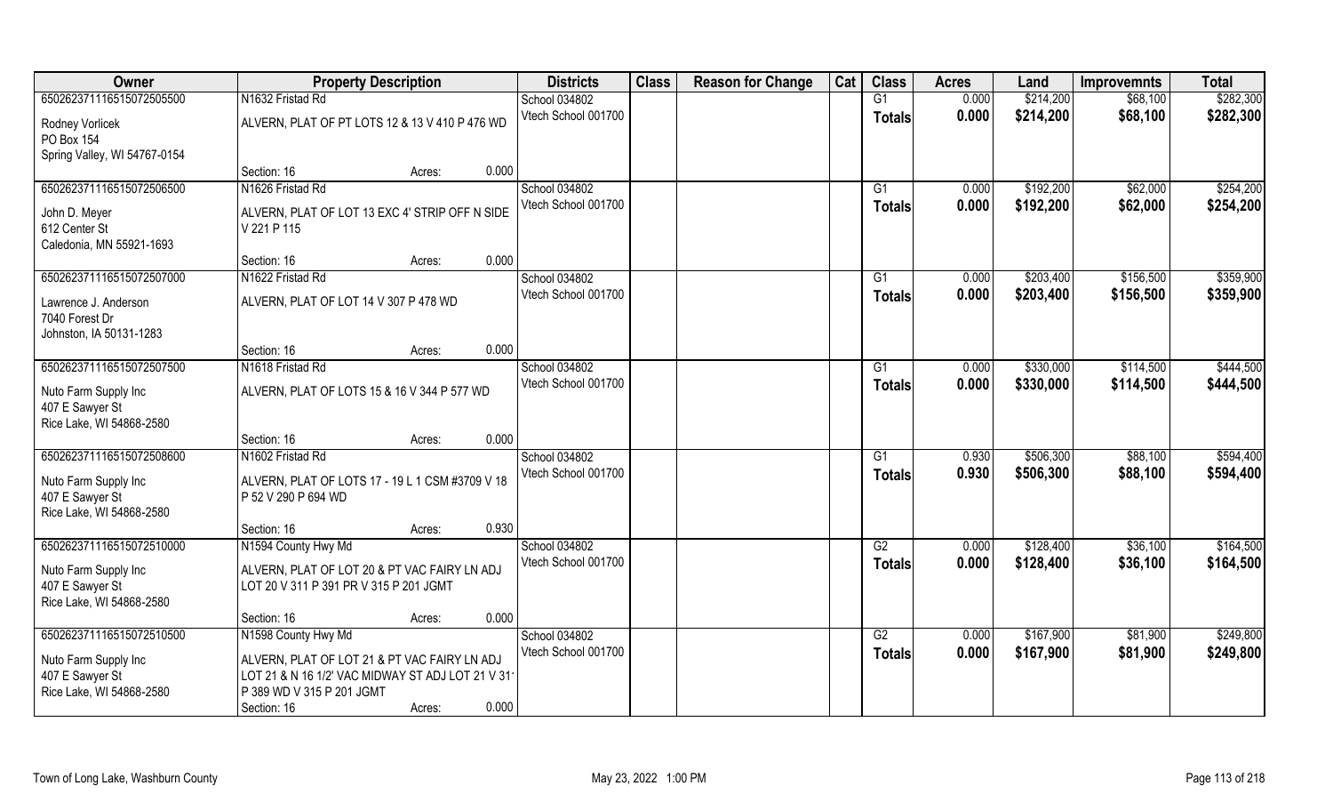| Owner | Property Description | | | Districts | Class | Reason for Change | Cat | Class | Acres | Land | Improvemnts | Total |
|---|---|---|---|---|---|---|---|---|---|---|---|---|
| 65026237116515072505500 | N1632 Fristad Rd | | | School 034802 | | | | G1 | 0.000 | $214,200 | $68,100 | $282,300 |
| Rodney Vorlicek<br>PO Box 154<br>Spring Valley, WI 54767-0154 | ALVERN, PLAT OF PT LOTS 12 & 13 V 410 P 476 WD | | | Vtech School 001700 | | | | Totals | 0.000 | $214,200 | $68,100 | $282,300 |
| | Section: 16 | Acres: | 0.000 | | | | | | | | | |
| 65026237116515072506500 | N1626 Fristad Rd | | | School 034802 | | | | G1 | 0.000 | $192,200 | $62,000 | $254,200 |
| John D. Meyer<br>612 Center St<br>Caledonia, MN 55921-1693 | ALVERN, PLAT OF LOT 13 EXC 4' STRIP OFF N SIDE V 221 P 115 | | | Vtech School 001700 | | | | Totals | 0.000 | $192,200 | $62,000 | $254,200 |
| | Section: 16 | Acres: | 0.000 | | | | | | | | | |
| 65026237116515072507000 | N1622 Fristad Rd | | | School 034802 | | | | G1 | 0.000 | $203,400 | $156,500 | $359,900 |
| Lawrence J. Anderson<br>7040 Forest Dr<br>Johnston, IA 50131-1283 | ALVERN, PLAT OF LOT 14 V 307 P 478 WD | | | Vtech School 001700 | | | | Totals | 0.000 | $203,400 | $156,500 | $359,900 |
| | Section: 16 | Acres: | 0.000 | | | | | | | | | |
| 65026237116515072507500 | N1618 Fristad Rd | | | School 034802 | | | | G1 | 0.000 | $330,000 | $114,500 | $444,500 |
| Nuto Farm Supply Inc<br>407 E Sawyer St<br>Rice Lake, WI 54868-2580 | ALVERN, PLAT OF LOTS 15 & 16 V 344 P 577 WD | | | Vtech School 001700 | | | | Totals | 0.000 | $330,000 | $114,500 | $444,500 |
| | Section: 16 | Acres: | 0.000 | | | | | | | | | |
| 65026237116515072508600 | N1602 Fristad Rd | | | School 034802 | | | | G1 | 0.930 | $506,300 | $88,100 | $594,400 |
| Nuto Farm Supply Inc<br>407 E Sawyer St<br>Rice Lake, WI 54868-2580 | ALVERN, PLAT OF LOTS 17 - 19 L 1 CSM #3709 V 18 P 52 V 290 P 694 WD | | | Vtech School 001700 | | | | Totals | 0.930 | $506,300 | $88,100 | $594,400 |
| | Section: 16 | Acres: | 0.930 | | | | | | | | | |
| 65026237116515072510000 | N1594 County Hwy Md | | | School 034802 | | | | G2 | 0.000 | $128,400 | $36,100 | $164,500 |
| Nuto Farm Supply Inc<br>407 E Sawyer St<br>Rice Lake, WI 54868-2580 | ALVERN, PLAT OF LOT 20 & PT VAC FAIRY LN ADJ LOT 20 V 311 P 391 PR V 315 P 201 JGMT | | | Vtech School 001700 | | | | Totals | 0.000 | $128,400 | $36,100 | $164,500 |
| | Section: 16 | Acres: | 0.000 | | | | | | | | | |
| 65026237116515072510500 | N1598 County Hwy Md | | | School 034802 | | | | G2 | 0.000 | $167,900 | $81,900 | $249,800 |
| Nuto Farm Supply Inc<br>407 E Sawyer St<br>Rice Lake, WI 54868-2580 | ALVERN, PLAT OF LOT 21 & PT VAC FAIRY LN ADJ LOT 21 & N 16 1/2' VAC MIDWAY ST ADJ LOT 21 V 311 P 389 WD V 315 P 201 JGMT | | | Vtech School 001700 | | | | Totals | 0.000 | $167,900 | $81,900 | $249,800 |
| | Section: 16 | Acres: | 0.000 | | | | | | | | | |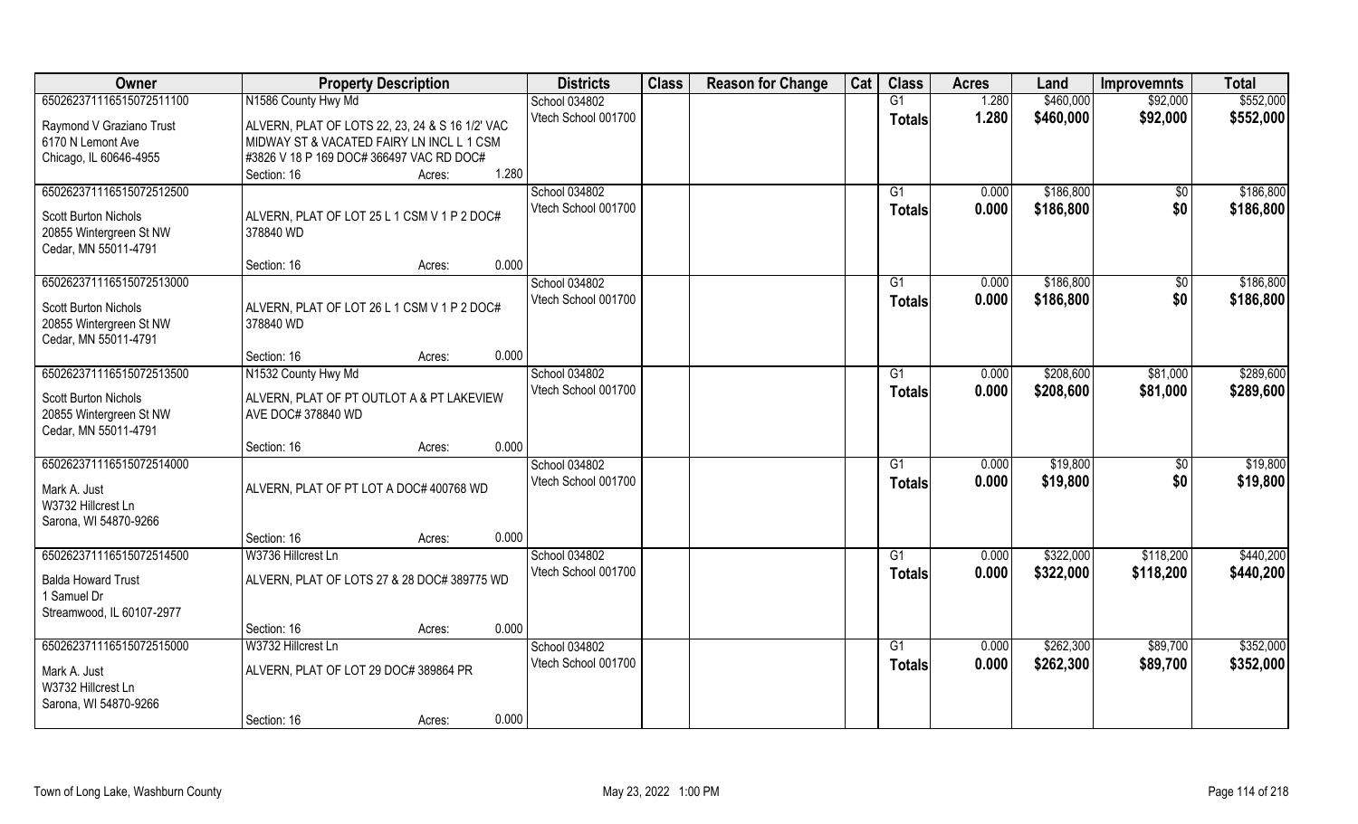| Owner | Property Description | Districts | Class | Reason for Change | Cat | Class | Acres | Land | Improvemnts | Total |
|---|---|---|---|---|---|---|---|---|---|---|
| 650262371116515072511100 | N1586 County Hwy Md | School 034802 | | | | G1 | 1.280 | $460,000 | $92,000 | $552,000 |
| Raymond V Graziano Trust<br>6170 N Lemont Ave<br>Chicago, IL 60646-4955 | ALVERN, PLAT OF LOTS 22, 23, 24 & S 16 1/2' VAC MIDWAY ST & VACATED FAIRY LN INCL L 1 CSM #3826 V 18 P 169 DOC# 366497 VAC RD DOC#<br>Section: 16 Acres: 1.280 | Vtech School 001700 | | | | **Totals** | **1.280** | **$460,000** | **$92,000** | **$552,000** |
| 650262371116515072512500 | | School 034802 | | | | G1 | 0.000 | $186,800 | $0 | $186,800 |
| Scott Burton Nichols<br>20855 Wintergreen St NW<br>Cedar, MN 55011-4791 | ALVERN, PLAT OF LOT 25 L 1 CSM V 1 P 2 DOC# 378840 WD<br>Section: 16 Acres: 0.000 | Vtech School 001700 | | | | **Totals** | **0.000** | **$186,800** | **$0** | **$186,800** |
| 650262371116515072513000 | | School 034802 | | | | G1 | 0.000 | $186,800 | $0 | $186,800 |
| Scott Burton Nichols<br>20855 Wintergreen St NW<br>Cedar, MN 55011-4791 | ALVERN, PLAT OF LOT 26 L 1 CSM V 1 P 2 DOC# 378840 WD<br>Section: 16 Acres: 0.000 | Vtech School 001700 | | | | **Totals** | **0.000** | **$186,800** | **$0** | **$186,800** |
| 650262371116515072513500 | N1532 County Hwy Md | School 034802 | | | | G1 | 0.000 | $208,600 | $81,000 | $289,600 |
| Scott Burton Nichols<br>20855 Wintergreen St NW<br>Cedar, MN 55011-4791 | ALVERN, PLAT OF PT OUTLOT A & PT LAKEVIEW AVE DOC# 378840 WD<br>Section: 16 Acres: 0.000 | Vtech School 001700 | | | | **Totals** | **0.000** | **$208,600** | **$81,000** | **$289,600** |
| 650262371116515072514000 | | School 034802 | | | | G1 | 0.000 | $19,800 | $0 | $19,800 |
| Mark A. Just<br>W3732 Hillcrest Ln<br>Sarona, WI 54870-9266 | ALVERN, PLAT OF PT LOT A DOC# 400768 WD<br>Section: 16 Acres: 0.000 | Vtech School 001700 | | | | **Totals** | **0.000** | **$19,800** | **$0** | **$19,800** |
| 650262371116515072514500 | W3736 Hillcrest Ln | School 034802 | | | | G1 | 0.000 | $322,000 | $118,200 | $440,200 |
| Balda Howard Trust<br>1 Samuel Dr<br>Streamwood, IL 60107-2977 | ALVERN, PLAT OF LOTS 27 & 28 DOC# 389775 WD<br>Section: 16 Acres: 0.000 | Vtech School 001700 | | | | **Totals** | **0.000** | **$322,000** | **$118,200** | **$440,200** |
| 650262371116515072515000 | W3732 Hillcrest Ln | School 034802 | | | | G1 | 0.000 | $262,300 | $89,700 | $352,000 |
| Mark A. Just<br>W3732 Hillcrest Ln<br>Sarona, WI 54870-9266 | ALVERN, PLAT OF LOT 29 DOC# 389864 PR<br>Section: 16 Acres: 0.000 | Vtech School 001700 | | | | **Totals** | **0.000** | **$262,300** | **$89,700** | **$352,000** |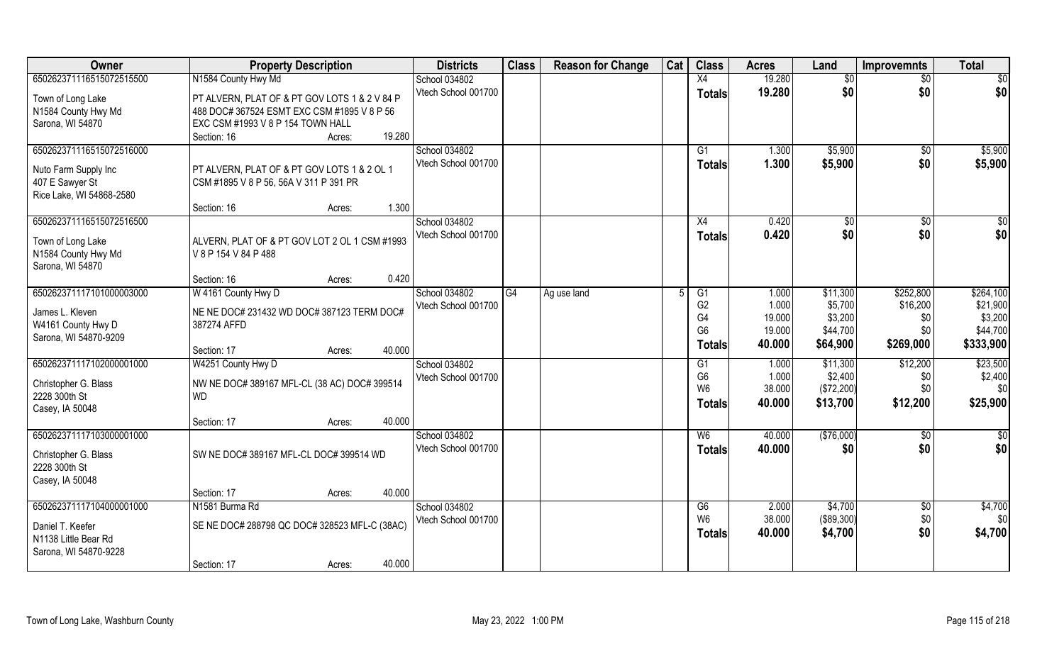| Owner | Property Description | Districts | Class | Reason for Change | Cat | Class | Acres | Land | Improvemnts | Total |
|---|---|---|---|---|---|---|---|---|---|---|
| 650262371116515072515500<br>Town of Long Lake<br>N1584 County Hwy Md<br>Sarona, WI 54870 | N1584 County Hwy Md<br>PT ALVERN, PLAT OF & PT GOV LOTS 1 & 2 V 84 P 488 DOC# 367524 ESMT EXC CSM #1895 V 8 P 56 EXC CSM #1993 V 8 P 154 TOWN HALL<br>Section: 16 Acres: 19.280 | School 034802<br>Vtech School 001700 | | | | X4<br>**Totals** | 19.280<br>**19.280** | $0<br>**$0** | $0<br>**$0** | $0<br>**$0** |
| 650262371116515072516000<br>Nuto Farm Supply Inc<br>407 E Sawyer St<br>Rice Lake, WI 54868-2580 | PT ALVERN, PLAT OF & PT GOV LOTS 1 & 2 OL 1 CSM #1895 V 8 P 56, 56A V 311 P 391 PR<br>Section: 16 Acres: 1.300 | School 034802<br>Vtech School 001700 | | | | G1<br>**Totals** | 1.300<br>**1.300** | $5,900<br>**$5,900** | $0<br>**$0** | $5,900<br>**$5,900** |
| 650262371116515072516500<br>Town of Long Lake<br>N1584 County Hwy Md<br>Sarona, WI 54870 | ALVERN, PLAT OF & PT GOV LOT 2 OL 1 CSM #1993 V 8 P 154 V 84 P 488<br>Section: 16 Acres: 0.420 | School 034802<br>Vtech School 001700 | | | | X4<br>**Totals** | 0.420<br>**0.420** | $0<br>**$0** | $0<br>**$0** | $0<br>**$0** |
| 650262371117101000003000<br>James L. Kleven<br>W4161 County Hwy D<br>Sarona, WI 54870-9209 | W 4161 County Hwy D<br>NE NE DOC# 231432 WD DOC# 387123 TERM DOC# 387274 AFFD<br>Section: 17 Acres: 40.000 | School 034802<br>Vtech School 001700 | G4 | Ag use land | 5 | G1<br>G2<br>G4<br>G6<br>**Totals** | 1.000<br>1.000<br>19.000<br>19.000<br>**40.000** | $11,300<br>$5,700<br>$3,200<br>$44,700<br>**$64,900** | $252,800<br>$16,200<br>$0<br>$0<br>**$269,000** | $264,100<br>$21,900<br>$3,200<br>$44,700<br>**$333,900** |
| 650262371117102000001000<br>Christopher G. Blass<br>2228 300th St<br>Casey, IA 50048 | W4251 County Hwy D<br>NW NE DOC# 389167 MFL-CL (38 AC) DOC# 399514 WD<br>Section: 17 Acres: 40.000 | School 034802<br>Vtech School 001700 | | | | G1<br>G6<br>W6<br>**Totals** | 1.000<br>1.000<br>38.000<br>**40.000** | $11,300<br>$2,400<br>($72,200)<br>**$13,700** | $12,200<br>$0<br>$0<br>**$12,200** | $23,500<br>$2,400<br>$0<br>**$25,900** |
| 650262371117103000001000<br>Christopher G. Blass<br>2228 300th St<br>Casey, IA 50048 | SW NE DOC# 389167 MFL-CL DOC# 399514 WD<br>Section: 17 Acres: 40.000 | School 034802<br>Vtech School 001700 | | | | W6<br>**Totals** | 40.000<br>**40.000** | ($76,000)<br>**$0** | $0<br>**$0** | $0<br>**$0** |
| 650262371117104000001000<br>Daniel T. Keefer<br>N1138 Little Bear Rd<br>Sarona, WI 54870-9228 | N1581 Burma Rd<br>SE NE DOC# 288798 QC DOC# 328523 MFL-C (38AC)<br>Section: 17 Acres: 40.000 | School 034802<br>Vtech School 001700 | | | | G6<br>W6<br>**Totals** | 2.000<br>38.000<br>**40.000** | $4,700<br>($89,300)<br>**$4,700** | $0<br>$0<br>**$0** | $4,700<br>$0<br>**$4,700** |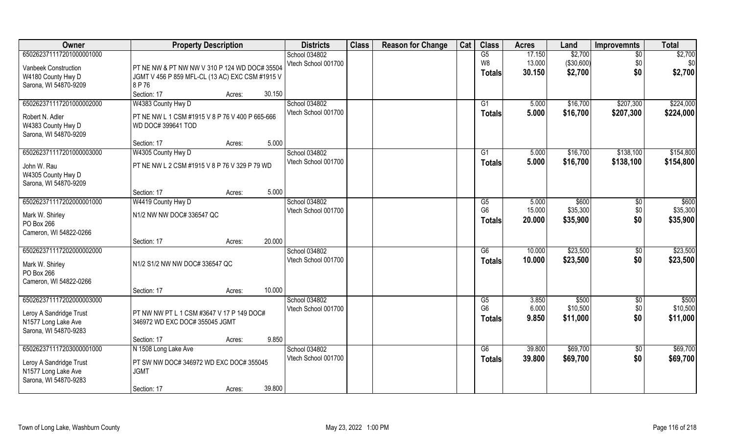| Owner | Property Description | Districts | Class | Reason for Change | Cat | Class | Acres | Land | Improvemnts | Total |
|---|---|---|---|---|---|---|---|---|---|---|
| 650262371117201000001000<br>Vanbeek Construction<br>W4180 County Hwy D<br>Sarona, WI 54870-9209 | PT NE NW & PT NW NW V 310 P 124 WD DOC# 35504 JGMT V 456 P 859 MFL-CL (13 AC) EXC CSM #1915 V 8 P 76<br>Section: 17 Acres: 30.150 | School 034802<br>Vtech School 001700 | | | | G5<br>W8<br>**Totals** | 17.150<br>13.000<br>**30.150** | $2,700<br>($30,600)<br>**$2,700** | $0<br>$0<br>**$0** | $2,700<br>$0<br>**$2,700** |
| 650262371117201000002000<br>Robert N. Adler<br>W4383 County Hwy D<br>Sarona, WI 54870-9209 | W4383 County Hwy D<br>PT NE NW L 1 CSM #1915 V 8 P 76 V 400 P 665-666 WD DOC# 399641 TOD<br>Section: 17 Acres: 5.000 | School 034802<br>Vtech School 001700 | | | | G1<br>**Totals** | 5.000<br>**5.000** | $16,700<br>**$16,700** | $207,300<br>**$207,300** | $224,000<br>**$224,000** |
| 650262371117201000003000<br>John W. Rau<br>W4305 County Hwy D<br>Sarona, WI 54870-9209 | W4305 County Hwy D<br>PT NE NW L 2 CSM #1915 V 8 P 76 V 329 P 79 WD<br>Section: 17 Acres: 5.000 | School 034802<br>Vtech School 001700 | | | | G1<br>**Totals** | 5.000<br>**5.000** | $16,700<br>**$16,700** | $138,100<br>**$138,100** | $154,800<br>**$154,800** |
| 650262371117202000001000<br>Mark W. Shirley<br>PO Box 266<br>Cameron, WI 54822-0266 | W4419 County Hwy D<br>N1/2 NW NW DOC# 336547 QC<br>Section: 17 Acres: 20.000 | School 034802<br>Vtech School 001700 | | | | G5<br>G6<br>**Totals** | 5.000<br>15.000<br>**20.000** | $600<br>$35,300<br>**$35,900** | $0<br>$0<br>**$0** | $600<br>$35,300<br>**$35,900** |
| 650262371117202000002000<br>Mark W. Shirley<br>PO Box 266<br>Cameron, WI 54822-0266 | N1/2 S1/2 NW NW DOC# 336547 QC<br>Section: 17 Acres: 10.000 | School 034802<br>Vtech School 001700 | | | | G6<br>**Totals** | 10.000<br>**10.000** | $23,500<br>**$23,500** | $0<br>**$0** | $23,500<br>**$23,500** |
| 650262371117202000003000<br>Leroy A Sandridge Trust<br>N1577 Long Lake Ave<br>Sarona, WI 54870-9283 | PT NW NW PT L 1 CSM #3647 V 17 P 149 DOC# 346972 WD EXC DOC# 355045 JGMT<br>Section: 17 Acres: 9.850 | School 034802<br>Vtech School 001700 | | | | G5<br>G6<br>**Totals** | 3.850<br>6.000<br>**9.850** | $500<br>$10,500<br>**$11,000** | $0<br>$0<br>**$0** | $500<br>$10,500<br>**$11,000** |
| 650262371117203000001000<br>Leroy A Sandridge Trust<br>N1577 Long Lake Ave<br>Sarona, WI 54870-9283 | N 1508 Long Lake Ave<br>PT SW NW DOC# 346972 WD EXC DOC# 355045 JGMT<br>Section: 17 Acres: 39.800 | School 034802<br>Vtech School 001700 | | | | G6<br>**Totals** | 39.800<br>**39.800** | $69,700<br>**$69,700** | $0<br>**$0** | $69,700<br>**$69,700** |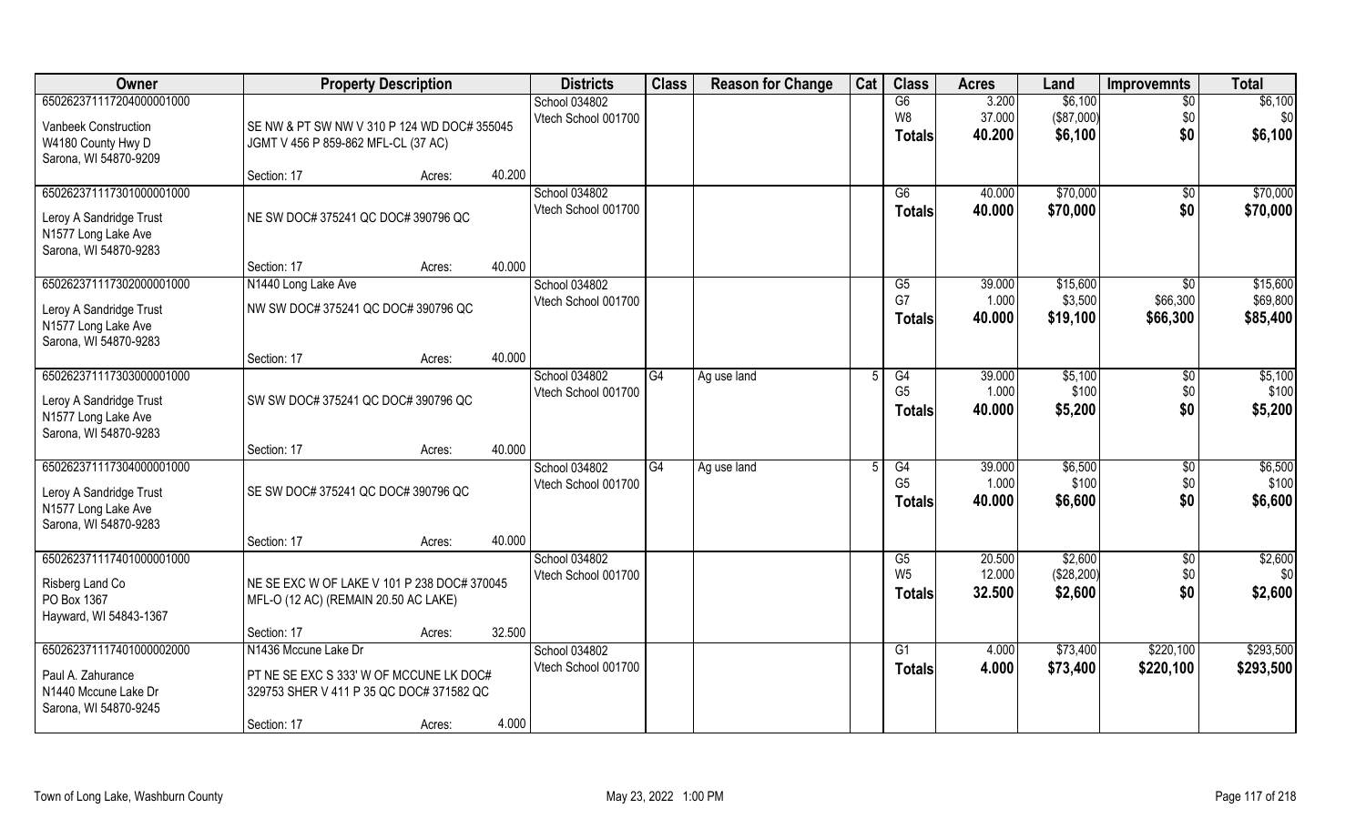| Owner | Property Description | | | Districts | Class | Reason for Change | Cat | Class | Acres | Land | Improvemnts | Total |
|---|---|---|---|---|---|---|---|---|---|---|---|---|
| 650262371117204000001000<br>Vanbeek Construction<br>W4180 County Hwy D<br>Sarona, WI 54870-9209 | SE NW & PT SW NW V 310 P 124 WD DOC# 355045 JGMT V 456 P 859-862 MFL-CL (37 AC)<br>Section: 17 | Acres: | 40.200 | School 034802<br>Vtech School 001700 | | | | G6<br>W8<br>**Totals** | 3.200<br>37.000<br>**40.200** | $6,100<br>($87,000)<br>**$6,100** | $0<br>$0<br>**$0** | $6,100<br>$0<br>**$6,100** |
| 650262371117301000001000<br>Leroy A Sandridge Trust<br>N1577 Long Lake Ave<br>Sarona, WI 54870-9283 | NE SW DOC# 375241 QC DOC# 390796 QC<br>Section: 17 | Acres: | 40.000 | School 034802<br>Vtech School 001700 | | | | G6<br>**Totals** | 40.000<br>**40.000** | $70,000<br>**$70,000** | $0<br>**$0** | $70,000<br>**$70,000** |
| 650262371117302000001000<br>Leroy A Sandridge Trust<br>N1577 Long Lake Ave<br>Sarona, WI 54870-9283 | N1440 Long Lake Ave<br>NW SW DOC# 375241 QC DOC# 390796 QC<br>Section: 17 | Acres: | 40.000 | School 034802<br>Vtech School 001700 | | | | G5<br>G7<br>**Totals** | 39.000<br>1.000<br>**40.000** | $15,600<br>$3,500<br>**$19,100** | $0<br>$66,300<br>**$66,300** | $15,600<br>$69,800<br>**$85,400** |
| 650262371117303000001000<br>Leroy A Sandridge Trust<br>N1577 Long Lake Ave<br>Sarona, WI 54870-9283 | SW SW DOC# 375241 QC DOC# 390796 QC<br>Section: 17 | Acres: | 40.000 | School 034802<br>Vtech School 001700 | G4 | Ag use land | 5 | G4<br>G5<br>**Totals** | 39.000<br>1.000<br>**40.000** | $5,100<br>$100<br>**$5,200** | $0<br>$0<br>**$0** | $5,100<br>$100<br>**$5,200** |
| 650262371117304000001000<br>Leroy A Sandridge Trust<br>N1577 Long Lake Ave<br>Sarona, WI 54870-9283 | SE SW DOC# 375241 QC DOC# 390796 QC<br>Section: 17 | Acres: | 40.000 | School 034802<br>Vtech School 001700 | G4 | Ag use land | 5 | G4<br>G5<br>**Totals** | 39.000<br>1.000<br>**40.000** | $6,500<br>$100<br>**$6,600** | $0<br>$0<br>**$0** | $6,500<br>$100<br>**$6,600** |
| 650262371117401000001000<br>Risberg Land Co<br>PO Box 1367<br>Hayward, WI 54843-1367 | NE SE EXC W OF LAKE V 101 P 238 DOC# 370045 MFL-O (12 AC) (REMAIN 20.50 AC LAKE)<br>Section: 17 | Acres: | 32.500 | School 034802<br>Vtech School 001700 | | | | G5<br>W5<br>**Totals** | 20.500<br>12.000<br>**32.500** | $2,600<br>($28,200)<br>**$2,600** | $0<br>$0<br>**$0** | $2,600<br>$0<br>**$2,600** |
| 650262371117401000002000<br>Paul A. Zahurance<br>N1440 Mccune Lake Dr<br>Sarona, WI 54870-9245 | N1436 Mccune Lake Dr<br>PT NE SE EXC S 333' W OF MCCUNE LK DOC# 329753 SHER V 411 P 35 QC DOC# 371582 QC<br>Section: 17 | Acres: | 4.000 | School 034802<br>Vtech School 001700 | | | | G1<br>**Totals** | 4.000<br>**4.000** | $73,400<br>**$73,400** | $220,100<br>**$220,100** | $293,500<br>**$293,500** |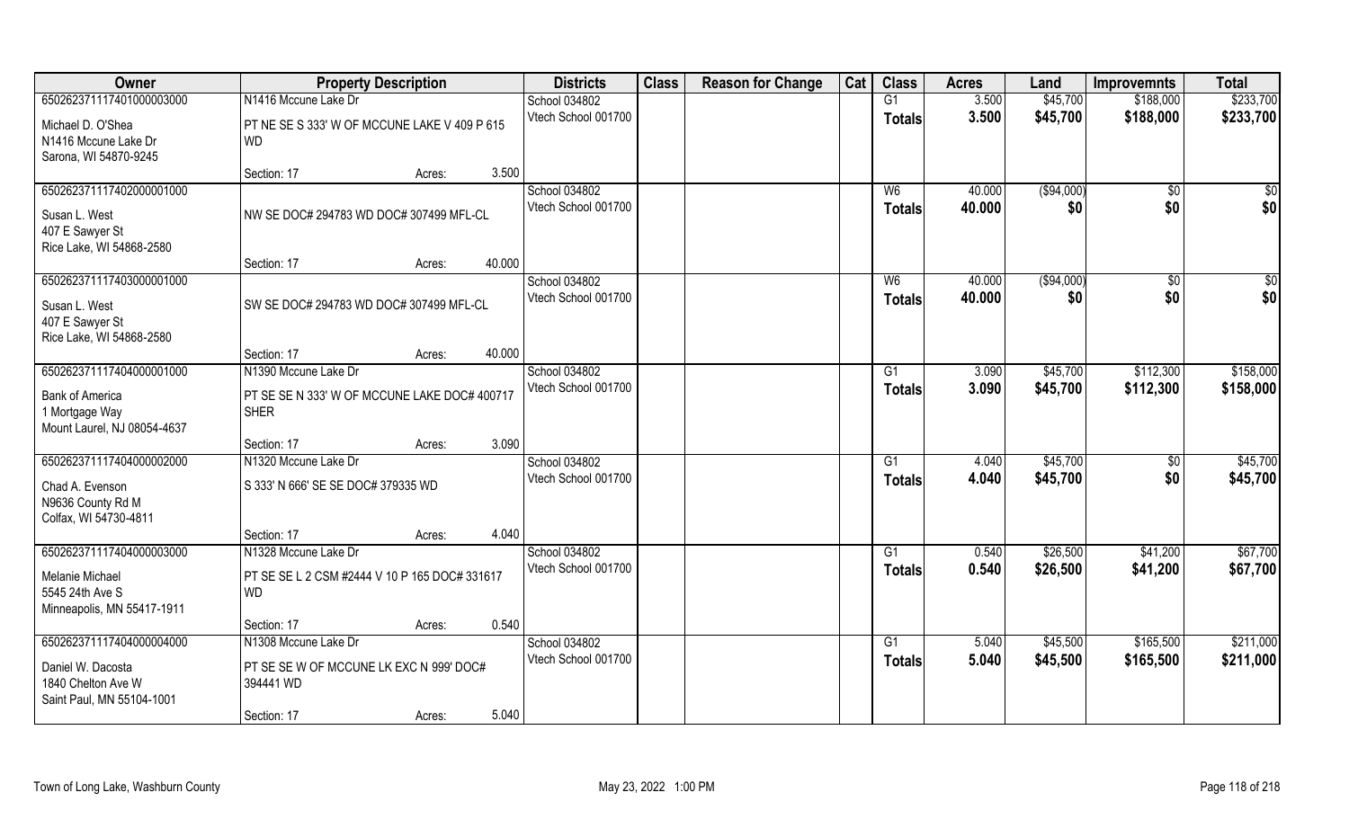| Owner | Property Description | | | Districts | Class | Reason for Change | Cat | Class | Acres | Land | Improvemnts | Total |
|---|---|---|---|---|---|---|---|---|---|---|---|---|
| 65026237111740100003000 | N1416 Mccune Lake Dr | | | School 034802 | | | | G1 | 3.500 | $45,700 | $188,000 | $233,700 |
| Michael D. O'Shea<br>N1416 Mccune Lake Dr<br>Sarona, WI 54870-9245 | PT NE SE S 333' W OF MCCUNE LAKE V 409 P 615 WD | | | Vtech School 001700 | | | | **Totals** | **3.500** | **$45,700** | **$188,000** | **$233,700** |
| | Section: 17 | Acres: | 3.500 | | | | | | | | | |
| 65026237111740200001000 | | | | School 034802 | | | | W6 | 40.000 | ($94,000) | $0 | $0 |
| Susan L. West<br>407 E Sawyer St<br>Rice Lake, WI 54868-2580 | NW SE DOC# 294783 WD DOC# 307499 MFL-CL | | | Vtech School 001700 | | | | **Totals** | **40.000** | **$0** | **$0** | **$0** |
| | Section: 17 | Acres: | 40.000 | | | | | | | | | |
| 65026237111740300001000 | | | | School 034802 | | | | W6 | 40.000 | ($94,000) | $0 | $0 |
| Susan L. West<br>407 E Sawyer St<br>Rice Lake, WI 54868-2580 | SW SE DOC# 294783 WD DOC# 307499 MFL-CL | | | Vtech School 001700 | | | | **Totals** | **40.000** | **$0** | **$0** | **$0** |
| | Section: 17 | Acres: | 40.000 | | | | | | | | | |
| 65026237111740400001000 | N1390 Mccune Lake Dr | | | School 034802 | | | | G1 | 3.090 | $45,700 | $112,300 | $158,000 |
| Bank of America<br>1 Mortgage Way<br>Mount Laurel, NJ 08054-4637 | PT SE SE N 333' W OF MCCUNE LAKE DOC# 400717 SHER | | | Vtech School 001700 | | | | **Totals** | **3.090** | **$45,700** | **$112,300** | **$158,000** |
| | Section: 17 | Acres: | 3.090 | | | | | | | | | |
| 65026237111740400002000 | N1320 Mccune Lake Dr | | | School 034802 | | | | G1 | 4.040 | $45,700 | $0 | $45,700 |
| Chad A. Evenson<br>N9636 County Rd M<br>Colfax, WI 54730-4811 | S 333' N 666' SE SE DOC# 379335 WD | | | Vtech School 001700 | | | | **Totals** | **4.040** | **$45,700** | **$0** | **$45,700** |
| | Section: 17 | Acres: | 4.040 | | | | | | | | | |
| 65026237111740400003000 | N1328 Mccune Lake Dr | | | School 034802 | | | | G1 | 0.540 | $26,500 | $41,200 | $67,700 |
| Melanie Michael<br>5545 24th Ave S<br>Minneapolis, MN 55417-1911 | PT SE SE L 2 CSM #2444 V 10 P 165 DOC# 331617 WD | | | Vtech School 001700 | | | | **Totals** | **0.540** | **$26,500** | **$41,200** | **$67,700** |
| | Section: 17 | Acres: | 0.540 | | | | | | | | | |
| 65026237111740400004000 | N1308 Mccune Lake Dr | | | School 034802 | | | | G1 | 5.040 | $45,500 | $165,500 | $211,000 |
| Daniel W. Dacosta<br>1840 Chelton Ave W<br>Saint Paul, MN 55104-1001 | PT SE SE W OF MCCUNE LK EXC N 999' DOC# 394441 WD | | | Vtech School 001700 | | | | **Totals** | **5.040** | **$45,500** | **$165,500** | **$211,000** |
| | Section: 17 | Acres: | 5.040 | | | | | | | | | |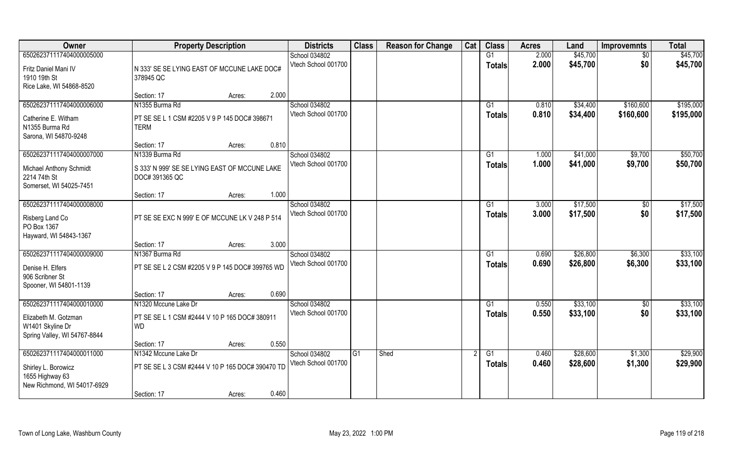| Owner | Property Description | | Districts | Class | Reason for Change | Cat | Class | Acres | Land | Improvemnts | Total |
|---|---|---|---|---|---|---|---|---|---|---|---|
| 650262371117404000005000 | | | School 034802 | | | | G1 | 2.000 | $45,700 | $0 | $45,700 |
| Fritz Daniel Mani IV<br>1910 19th St<br>Rice Lake, WI 54868-8520 | N 333' SE SE LYING EAST OF MCCUNE LAKE DOC# 378945 QC | | Vtech School 001700 | | | | **Totals** | **2.000** | **$45,700** | **$0** | **$45,700** |
| | Section: 17 | Acres: 2.000 | | | | | | | | | |
| 650262371117404000006000 | N1355 Burma Rd | | School 034802 | | | | G1 | 0.810 | $34,400 | $160,600 | $195,000 |
| Catherine E. Witham<br>N1355 Burma Rd<br>Sarona, WI 54870-9248 | PT SE SE L 1 CSM #2205 V 9 P 145 DOC# 398671 TERM | | Vtech School 001700 | | | | **Totals** | **0.810** | **$34,400** | **$160,600** | **$195,000** |
| | Section: 17 | Acres: 0.810 | | | | | | | | | |
| 650262371117404000007000 | N1339 Burma Rd | | School 034802 | | | | G1 | 1.000 | $41,000 | $9,700 | $50,700 |
| Michael Anthony Schmidt<br>2214 74th St<br>Somerset, WI 54025-7451 | S 333' N 999' SE SE LYING EAST OF MCCUNE LAKE DOC# 391365 QC | | Vtech School 001700 | | | | **Totals** | **1.000** | **$41,000** | **$9,700** | **$50,700** |
| | Section: 17 | Acres: 1.000 | | | | | | | | | |
| 650262371117404000008000 | | | School 034802 | | | | G1 | 3.000 | $17,500 | $0 | $17,500 |
| Risberg Land Co<br>PO Box 1367<br>Hayward, WI 54843-1367 | PT SE SE EXC N 999' E OF MCCUNE LK V 248 P 514 | | Vtech School 001700 | | | | **Totals** | **3.000** | **$17,500** | **$0** | **$17,500** |
| | Section: 17 | Acres: 3.000 | | | | | | | | | |
| 650262371117404000009000 | N1367 Burma Rd | | School 034802 | | | | G1 | 0.690 | $26,800 | $6,300 | $33,100 |
| Denise H. Elfers<br>906 Scribner St<br>Spooner, WI 54801-1139 | PT SE SE L 2 CSM #2205 V 9 P 145 DOC# 399765 WD | | Vtech School 001700 | | | | **Totals** | **0.690** | **$26,800** | **$6,300** | **$33,100** |
| | Section: 17 | Acres: 0.690 | | | | | | | | | |
| 650262371117404000010000 | N1320 Mccune Lake Dr | | School 034802 | | | | G1 | 0.550 | $33,100 | $0 | $33,100 |
| Elizabeth M. Gotzman<br>W1401 Skyline Dr<br>Spring Valley, WI 54767-8844 | PT SE SE L 1 CSM #2444 V 10 P 165 DOC# 380911 WD | | Vtech School 001700 | | | | **Totals** | **0.550** | **$33,100** | **$0** | **$33,100** |
| | Section: 17 | Acres: 0.550 | | | | | | | | | |
| 650262371117404000011000 | N1342 Mccune Lake Dr | | School 034802 | G1 | Shed | 2 | G1 | 0.460 | $28,600 | $1,300 | $29,900 |
| Shirley L. Borowicz<br>1655 Highway 63<br>New Richmond, WI 54017-6929 | PT SE SE L 3 CSM #2444 V 10 P 165 DOC# 390470 TD | | Vtech School 001700 | | | | **Totals** | **0.460** | **$28,600** | **$1,300** | **$29,900** |
| | Section: 17 | Acres: 0.460 | | | | | | | | | |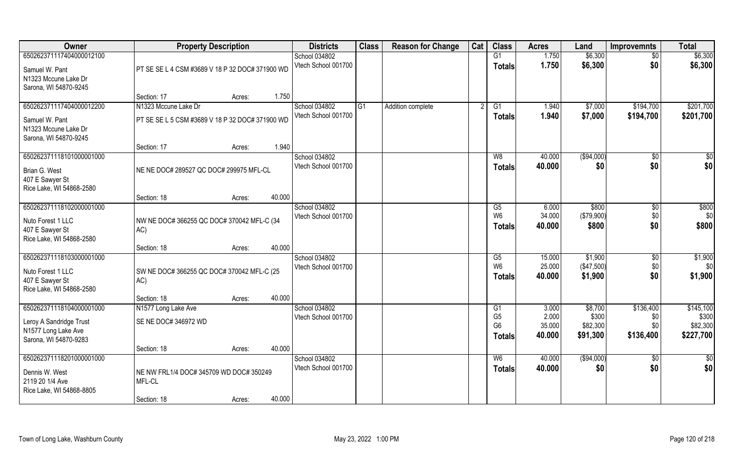| Owner | Property Description | | | Districts | Class | Reason for Change | Cat | Class | Acres | Land | Improvemnts | Total |
|---|---|---|---|---|---|---|---|---|---|---|---|---|
| 65026237111740400001210​0 | | | | School 034802 | | | | G1 | 1.750 | $6,300 | $0 | $6,300 |
| Samuel W. Pant<br>N1323 Mccune Lake Dr<br>Sarona, WI 54870-9245 | PT SE SE L 4 CSM #3689 V 18 P 32 DOC# 371900 WD | | | Vtech School 001700 | | | | Totals | 1.750 | $6,300 | $0 | $6,300 |
| | Section: 17 | Acres: | 1.750 | | | | | | | | | |
| 65026237111740400001220​0 | N1323 Mccune Lake Dr | | | School 034802 | G1 | Addition complete | 2 | G1 | 1.940 | $7,000 | $194,700 | $201,700 |
| Samuel W. Pant<br>N1323 Mccune Lake Dr<br>Sarona, WI 54870-9245 | PT SE SE L 5 CSM #3689 V 18 P 32 DOC# 371900 WD | | | Vtech School 001700 | | | | Totals | 1.940 | $7,000 | $194,700 | $201,700 |
| | Section: 17 | Acres: | 1.940 | | | | | | | | | |
| 65026237111810100000100​0 | | | | School 034802 | | | | W8 | 40.000 | ($94,000) | $0 | $0 |
| Brian G. West<br>407 E Sawyer St<br>Rice Lake, WI 54868-2580 | NE NE DOC# 289527 QC DOC# 299975 MFL-CL | | | Vtech School 001700 | | | | Totals | 40.000 | $0 | $0 | $0 |
| | Section: 18 | Acres: | 40.000 | | | | | | | | | |
| 65026237111810200000100​0 | | | | School 034802 | | | | G5 | 6.000 | $800 | $0 | $800 |
| Nuto Forest 1 LLC<br>407 E Sawyer St<br>Rice Lake, WI 54868-2580 | NW NE DOC# 366255 QC DOC# 370042 MFL-C (34 AC) | | | Vtech School 001700 | | | | W6 | 34.000 | ($79,900) | $0 | $0 |
| | | | | | | | | Totals | 40.000 | $800 | $0 | $800 |
| | Section: 18 | Acres: | 40.000 | | | | | | | | | |
| 65026237111810300000100​0 | | | | School 034802 | | | | G5 | 15.000 | $1,900 | $0 | $1,900 |
| Nuto Forest 1 LLC<br>407 E Sawyer St<br>Rice Lake, WI 54868-2580 | SW NE DOC# 366255 QC DOC# 370042 MFL-C (25 AC) | | | Vtech School 001700 | | | | W6 | 25.000 | ($47,500) | $0 | $0 |
| | | | | | | | | Totals | 40.000 | $1,900 | $0 | $1,900 |
| | Section: 18 | Acres: | 40.000 | | | | | | | | | |
| 65026237111810400000100​0 | N1577 Long Lake Ave | | | School 034802 | | | | G1 | 3.000 | $8,700 | $136,400 | $145,100 |
| Leroy A Sandridge Trust<br>N1577 Long Lake Ave<br>Sarona, WI 54870-9283 | SE NE DOC# 346972 WD | | | Vtech School 001700 | | | | G5 | 2.000 | $300 | $0 | $300 |
| | | | | | | | | G6 | 35.000 | $82,300 | $0 | $82,300 |
| | | | | | | | | Totals | 40.000 | $91,300 | $136,400 | $227,700 |
| | Section: 18 | Acres: | 40.000 | | | | | | | | | |
| 65026237111820100000100​0 | | | | School 034802 | | | | W6 | 40.000 | ($94,000) | $0 | $0 |
| Dennis W. West<br>2119 20 1/4 Ave<br>Rice Lake, WI 54868-8805 | NE NW FRL1/4 DOC# 345709 WD DOC# 350249 MFL-CL | | | Vtech School 001700 | | | | Totals | 40.000 | $0 | $0 | $0 |
| | Section: 18 | Acres: | 40.000 | | | | | | | | | |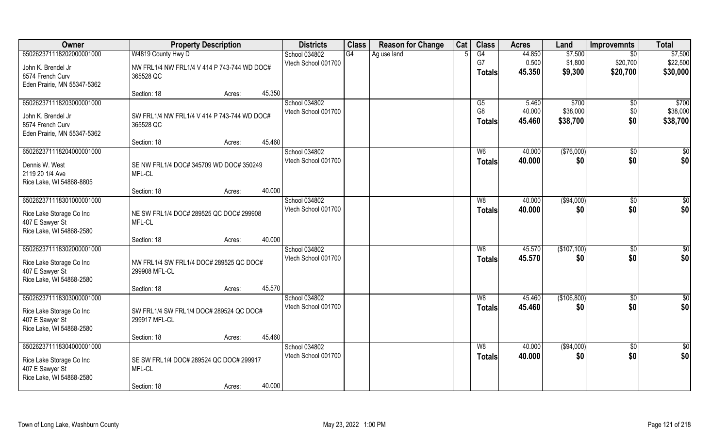| Owner | Property Description | | | Districts | Class | Reason for Change | Cat | Class | Acres | Land | Improvemnts | Total |
|---|---|---|---|---|---|---|---|---|---|---|---|---|
| 650262371118202000001000 | W4819 County Hwy D | | | School 034802 | G4 | Ag use land | 5 | G4 | 44.850 | $7,500 | $0 | $7,500 |
| John K. Brendel Jr | NW FRL1/4 NW FRL1/4 V 414 P 743-744 WD DOC# | | | Vtech School 001700 | | | | G7 | 0.500 | $1,800 | $20,700 | $22,500 |
| 8574 French Curv | 365528 QC | | | | | | | **Totals** | **45.350** | **$9,300** | **$20,700** | **$30,000** |
| Eden Prairie, MN 55347-5362 | | | | | | | | | | | | |
| | Section: 18 | Acres: | 45.350 | | | | | | | | | |
| 650262371118203000001000 | | | | School 034802 | | | | G5 | 5.460 | $700 | $0 | $700 |
| John K. Brendel Jr | SW FRL1/4 NW FRL1/4 V 414 P 743-744 WD DOC# | | | Vtech School 001700 | | | | G8 | 40.000 | $38,000 | $0 | $38,000 |
| 8574 French Curv | 365528 QC | | | | | | | **Totals** | **45.460** | **$38,700** | **$0** | **$38,700** |
| Eden Prairie, MN 55347-5362 | | | | | | | | | | | | |
| | Section: 18 | Acres: | 45.460 | | | | | | | | | |
| 650262371118204000001000 | | | | School 034802 | | | | W6 | 40.000 | ($76,000) | $0 | $0 |
| Dennis W. West | SE NW FRL1/4 DOC# 345709 WD DOC# 350249 | | | Vtech School 001700 | | | | **Totals** | **40.000** | **$0** | **$0** | **$0** |
| 2119 20 1/4 Ave | MFL-CL | | | | | | | | | | | |
| Rice Lake, WI 54868-8805 | | | | | | | | | | | | |
| | Section: 18 | Acres: | 40.000 | | | | | | | | | |
| 650262371118301000001000 | | | | School 034802 | | | | W8 | 40.000 | ($94,000) | $0 | $0 |
| Rice Lake Storage Co Inc | NE SW FRL1/4 DOC# 289525 QC DOC# 299908 | | | Vtech School 001700 | | | | **Totals** | **40.000** | **$0** | **$0** | **$0** |
| 407 E Sawyer St | MFL-CL | | | | | | | | | | | |
| Rice Lake, WI 54868-2580 | | | | | | | | | | | | |
| | Section: 18 | Acres: | 40.000 | | | | | | | | | |
| 650262371118302000001000 | | | | School 034802 | | | | W8 | 45.570 | ($107,100) | $0 | $0 |
| Rice Lake Storage Co Inc | NW FRL1/4 SW FRL1/4 DOC# 289525 QC DOC# | | | Vtech School 001700 | | | | **Totals** | **45.570** | **$0** | **$0** | **$0** |
| 407 E Sawyer St | 299908 MFL-CL | | | | | | | | | | | |
| Rice Lake, WI 54868-2580 | | | | | | | | | | | | |
| | Section: 18 | Acres: | 45.570 | | | | | | | | | |
| 650262371118303000001000 | | | | School 034802 | | | | W8 | 45.460 | ($106,800) | $0 | $0 |
| Rice Lake Storage Co Inc | SW FRL1/4 SW FRL1/4 DOC# 289524 QC DOC# | | | Vtech School 001700 | | | | **Totals** | **45.460** | **$0** | **$0** | **$0** |
| 407 E Sawyer St | 299917 MFL-CL | | | | | | | | | | | |
| Rice Lake, WI 54868-2580 | | | | | | | | | | | | |
| | Section: 18 | Acres: | 45.460 | | | | | | | | | |
| 650262371118304000001000 | | | | School 034802 | | | | W8 | 40.000 | ($94,000) | $0 | $0 |
| Rice Lake Storage Co Inc | SE SW FRL1/4 DOC# 289524 QC DOC# 299917 | | | Vtech School 001700 | | | | **Totals** | **40.000** | **$0** | **$0** | **$0** |
| 407 E Sawyer St | MFL-CL | | | | | | | | | | | |
| Rice Lake, WI 54868-2580 | | | | | | | | | | | | |
| | Section: 18 | Acres: | 40.000 | | | | | | | | | |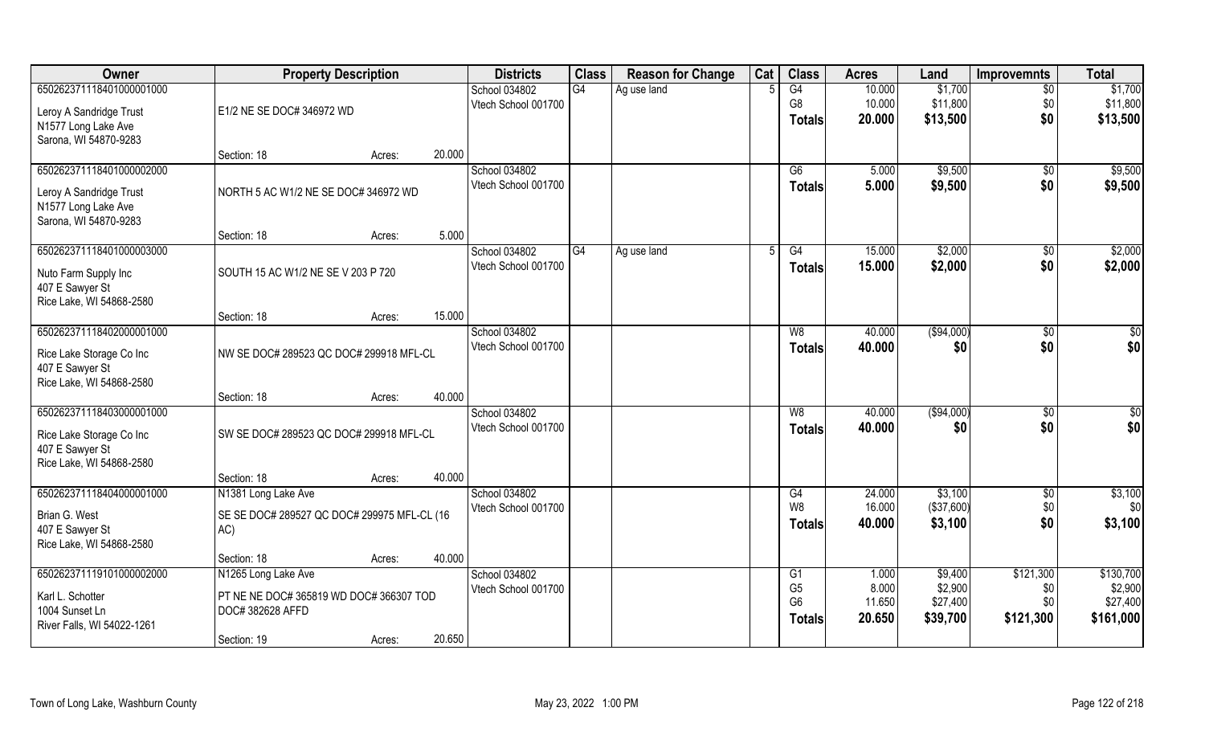| Owner | Property Description | | | Districts | Class | Reason for Change | Cat | Class | Acres | Land | Improvemnts | Total |
|---|---|---|---|---|---|---|---|---|---|---|---|---|
| 65026237111840100000 1000 | | | | School 034802 | G4 | Ag use land | 5 | G4 | 10.000 | $1,700 | $0 | $1,700 |
| Leroy A Sandridge Trust | E1/2 NE SE DOC# 346972 WD | | | Vtech School 001700 | | | | G8 | 10.000 | $11,800 | $0 | $11,800 |
| N1577 Long Lake Ave | | | | | | | | Totals | 20.000 | $13,500 | $0 | $13,500 |
| Sarona, WI 54870-9283 | | | | | | | | | | | | |
| | Section: 18 | Acres: | 20.000 | | | | | | | | | |
| 650262371118401000002000 | | | | School 034802 | | | | G6 | 5.000 | $9,500 | $0 | $9,500 |
| Leroy A Sandridge Trust | NORTH 5 AC W1/2 NE SE DOC# 346972 WD | | | Vtech School 001700 | | | | Totals | 5.000 | $9,500 | $0 | $9,500 |
| N1577 Long Lake Ave | | | | | | | | | | | | |
| Sarona, WI 54870-9283 | | | | | | | | | | | | |
| | Section: 18 | Acres: | 5.000 | | | | | | | | | |
| 650262371118401000003000 | | | | School 034802 | G4 | Ag use land | 5 | G4 | 15.000 | $2,000 | $0 | $2,000 |
| Nuto Farm Supply Inc | SOUTH 15 AC W1/2 NE SE V 203 P 720 | | | Vtech School 001700 | | | | Totals | 15.000 | $2,000 | $0 | $2,000 |
| 407 E Sawyer St | | | | | | | | | | | | |
| Rice Lake, WI 54868-2580 | | | | | | | | | | | | |
| | Section: 18 | Acres: | 15.000 | | | | | | | | | |
| 650262371118402000001000 | | | | School 034802 | | | | W8 | 40.000 | ($94,000) | $0 | $0 |
| Rice Lake Storage Co Inc | NW SE DOC# 289523 QC DOC# 299918 MFL-CL | | | Vtech School 001700 | | | | Totals | 40.000 | $0 | $0 | $0 |
| 407 E Sawyer St | | | | | | | | | | | | |
| Rice Lake, WI 54868-2580 | | | | | | | | | | | | |
| | Section: 18 | Acres: | 40.000 | | | | | | | | | |
| 650262371118403000001000 | | | | School 034802 | | | | W8 | 40.000 | ($94,000) | $0 | $0 |
| Rice Lake Storage Co Inc | SW SE DOC# 289523 QC DOC# 299918 MFL-CL | | | Vtech School 001700 | | | | Totals | 40.000 | $0 | $0 | $0 |
| 407 E Sawyer St | | | | | | | | | | | | |
| Rice Lake, WI 54868-2580 | | | | | | | | | | | | |
| | Section: 18 | Acres: | 40.000 | | | | | | | | | |
| 650262371118404000001000 | N1381 Long Lake Ave | | | School 034802 | | | | G4 | 24.000 | $3,100 | $0 | $3,100 |
| Brian G. West | SE SE DOC# 289527 QC DOC# 299975 MFL-CL (16 AC) | | | Vtech School 001700 | | | | W8 | 16.000 | ($37,600) | $0 | $0 |
| 407 E Sawyer St | | | | | | | | Totals | 40.000 | $3,100 | $0 | $3,100 |
| Rice Lake, WI 54868-2580 | | | | | | | | | | | | |
| | Section: 18 | Acres: | 40.000 | | | | | | | | | |
| 650262371119101000002000 | N1265 Long Lake Ave | | | School 034802 | | | | G1 | 1.000 | $9,400 | $121,300 | $130,700 |
| Karl L. Schotter | PT NE NE DOC# 365819 WD DOC# 366307 TOD DOC# 382628 AFFD | | | Vtech School 001700 | | | | G5 | 8.000 | $2,900 | $0 | $2,900 |
| 1004 Sunset Ln | | | | | | | | G6 | 11.650 | $27,400 | $0 | $27,400 |
| River Falls, WI 54022-1261 | | | | | | | | Totals | 20.650 | $39,700 | $121,300 | $161,000 |
| | Section: 19 | Acres: | 20.650 | | | | | | | | | |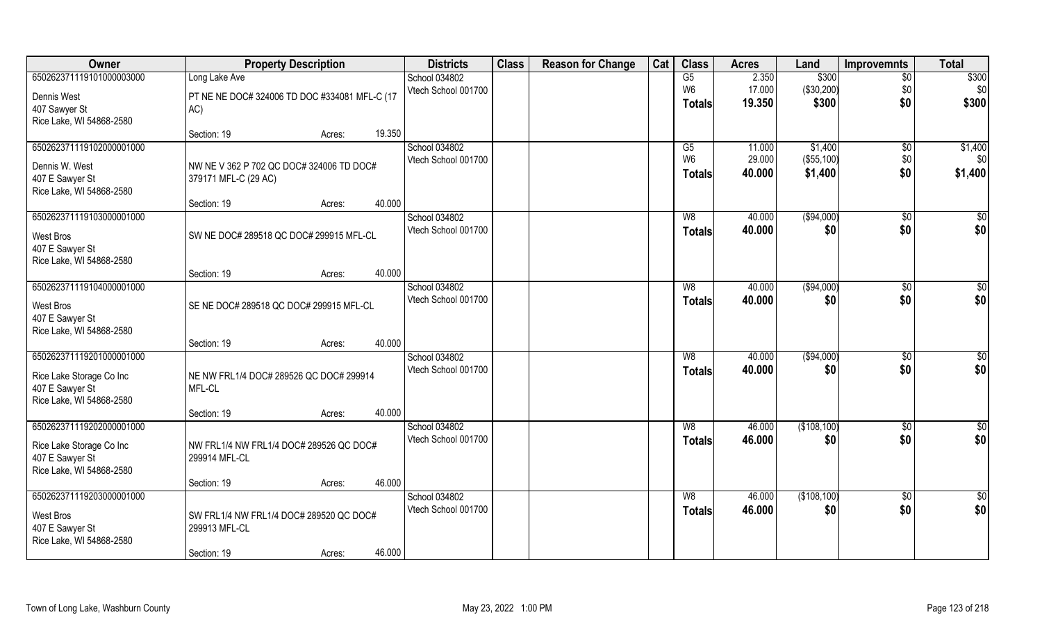| Owner | Property Description | | | Districts | Class | Reason for Change | Cat | Class | Acres | Land | Improvemnts | Total |
|---|---|---|---|---|---|---|---|---|---|---|---|---|
| 65026237111910100000 3000 | Long Lake Ave | | | School 034802 | | | | G5 | 2.350 | $300 | $0 | $300 |
| Dennis West | PT NE NE DOC# 324006 TD DOC #334081 MFL-C (17 AC) | | | Vtech School 001700 | | | | W6 | 17.000 | ($30,200) | $0 | $0 |
| 407 Sawyer St | | | | | | | | Totals | 19.350 | $300 | $0 | $300 |
| Rice Lake, WI 54868-2580 | | | | | | | | | | | | |
| | Section: 19 | Acres: | 19.350 | | | | | | | | | |
| 650262371119102000001000 | | | | School 034802 | | | | G5 | 11.000 | $1,400 | $0 | $1,400 |
| Dennis W. West | NW NE V 362 P 702 QC DOC# 324006 TD DOC# 379171 MFL-C (29 AC) | | | Vtech School 001700 | | | | W6 | 29.000 | ($55,100) | $0 | $0 |
| 407 E Sawyer St | | | | | | | | Totals | 40.000 | $1,400 | $0 | $1,400 |
| Rice Lake, WI 54868-2580 | | | | | | | | | | | | |
| | Section: 19 | Acres: | 40.000 | | | | | | | | | |
| 650262371119103000001000 | | | | School 034802 | | | | W8 | 40.000 | ($94,000) | $0 | $0 |
| West Bros | SW NE DOC# 289518 QC DOC# 299915 MFL-CL | | | Vtech School 001700 | | | | Totals | 40.000 | $0 | $0 | $0 |
| 407 E Sawyer St | | | | | | | | | | | | |
| Rice Lake, WI 54868-2580 | | | | | | | | | | | | |
| | Section: 19 | Acres: | 40.000 | | | | | | | | | |
| 650262371119104000001000 | | | | School 034802 | | | | W8 | 40.000 | ($94,000) | $0 | $0 |
| West Bros | SE NE DOC# 289518 QC DOC# 299915 MFL-CL | | | Vtech School 001700 | | | | Totals | 40.000 | $0 | $0 | $0 |
| 407 E Sawyer St | | | | | | | | | | | | |
| Rice Lake, WI 54868-2580 | | | | | | | | | | | | |
| | Section: 19 | Acres: | 40.000 | | | | | | | | | |
| 650262371119201000001000 | | | | School 034802 | | | | W8 | 40.000 | ($94,000) | $0 | $0 |
| Rice Lake Storage Co Inc | NE NW FRL1/4 DOC# 289526 QC DOC# 299914 MFL-CL | | | Vtech School 001700 | | | | Totals | 40.000 | $0 | $0 | $0 |
| 407 E Sawyer St | | | | | | | | | | | | |
| Rice Lake, WI 54868-2580 | | | | | | | | | | | | |
| | Section: 19 | Acres: | 40.000 | | | | | | | | | |
| 650262371119202000001000 | | | | School 034802 | | | | W8 | 46.000 | ($108,100) | $0 | $0 |
| Rice Lake Storage Co Inc | NW FRL1/4 NW FRL1/4 DOC# 289526 QC DOC# 299914 MFL-CL | | | Vtech School 001700 | | | | Totals | 46.000 | $0 | $0 | $0 |
| 407 E Sawyer St | | | | | | | | | | | | |
| Rice Lake, WI 54868-2580 | | | | | | | | | | | | |
| | Section: 19 | Acres: | 46.000 | | | | | | | | | |
| 650262371119203000001000 | | | | School 034802 | | | | W8 | 46.000 | ($108,100) | $0 | $0 |
| West Bros | SW FRL1/4 NW FRL1/4 DOC# 289520 QC DOC# 299913 MFL-CL | | | Vtech School 001700 | | | | Totals | 46.000 | $0 | $0 | $0 |
| 407 E Sawyer St | | | | | | | | | | | | |
| Rice Lake, WI 54868-2580 | | | | | | | | | | | | |
| | Section: 19 | Acres: | 46.000 | | | | | | | | | |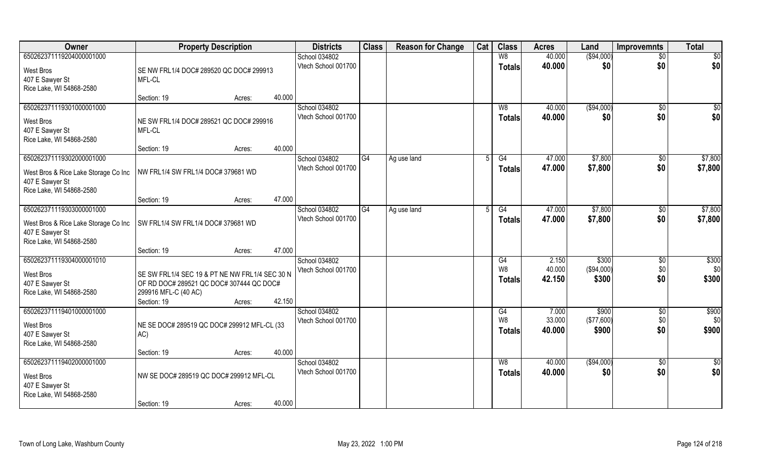| Owner | Property Description | | | Districts | Class | Reason for Change | Cat | Class | Acres | Land | Improvemnts | Total |
|---|---|---|---|---|---|---|---|---|---|---|---|---|
| 65026237111920400001000 | | | | School 034802 | | | | W8 | 40.000 | ($94,000) | $0 | $0 |
| West Bros<br>407 E Sawyer St<br>Rice Lake, WI 54868-2580 | SE NW FRL1/4 DOC# 289520 QC DOC# 299913 MFL-CL | | | Vtech School 001700 | | | | Totals | 40.000 | $0 | $0 | $0 |
| | Section: 19 | Acres: | 40.000 | | | | | | | | | |
| 65026237111930100001000 | | | | School 034802 | | | | W8 | 40.000 | ($94,000) | $0 | $0 |
| West Bros<br>407 E Sawyer St<br>Rice Lake, WI 54868-2580 | NE SW FRL1/4 DOC# 289521 QC DOC# 299916 MFL-CL | | | Vtech School 001700 | | | | Totals | 40.000 | $0 | $0 | $0 |
| | Section: 19 | Acres: | 40.000 | | | | | | | | | |
| 65026237111930200001000 | | | | School 034802 | G4 | Ag use land | 5 | G4 | 47.000 | $7,800 | $0 | $7,800 |
| West Bros & Rice Lake Storage Co Inc<br>407 E Sawyer St<br>Rice Lake, WI 54868-2580 | NW FRL1/4 SW FRL1/4 DOC# 379681 WD | | | Vtech School 001700 | | | | Totals | 47.000 | $7,800 | $0 | $7,800 |
| | Section: 19 | Acres: | 47.000 | | | | | | | | | |
| 65026237111930300001000 | | | | School 034802 | G4 | Ag use land | 5 | G4 | 47.000 | $7,800 | $0 | $7,800 |
| West Bros & Rice Lake Storage Co Inc<br>407 E Sawyer St<br>Rice Lake, WI 54868-2580 | SW FRL1/4 SW FRL1/4 DOC# 379681 WD | | | Vtech School 001700 | | | | Totals | 47.000 | $7,800 | $0 | $7,800 |
| | Section: 19 | Acres: | 47.000 | | | | | | | | | |
| 65026237111930400001010 | | | | School 034802 | | | | G4 | 2.150 | $300 | $0 | $300 |
| West Bros<br>407 E Sawyer St<br>Rice Lake, WI 54868-2580 | SE SW FRL1/4 SEC 19 & PT NE NW FRL1/4 SEC 30 N OF RD DOC# 289521 QC DOC# 307444 QC DOC# 299916 MFL-C (40 AC) | | | Vtech School 001700 | | | | W8 | 40.000 | ($94,000) | $0 | $0 |
| | | | | | | | | Totals | 42.150 | $300 | $0 | $300 |
| | Section: 19 | Acres: | 42.150 | | | | | | | | | |
| 65026237111940100001000 | | | | School 034802 | | | | G4 | 7.000 | $900 | $0 | $900 |
| West Bros<br>407 E Sawyer St<br>Rice Lake, WI 54868-2580 | NE SE DOC# 289519 QC DOC# 299912 MFL-CL (33 AC) | | | Vtech School 001700 | | | | W8 | 33.000 | ($77,600) | $0 | $0 |
| | | | | | | | | Totals | 40.000 | $900 | $0 | $900 |
| | Section: 19 | Acres: | 40.000 | | | | | | | | | |
| 65026237111940200001000 | | | | School 034802 | | | | W8 | 40.000 | ($94,000) | $0 | $0 |
| West Bros<br>407 E Sawyer St<br>Rice Lake, WI 54868-2580 | NW SE DOC# 289519 QC DOC# 299912 MFL-CL | | | Vtech School 001700 | | | | Totals | 40.000 | $0 | $0 | $0 |
| | Section: 19 | Acres: | 40.000 | | | | | | | | | |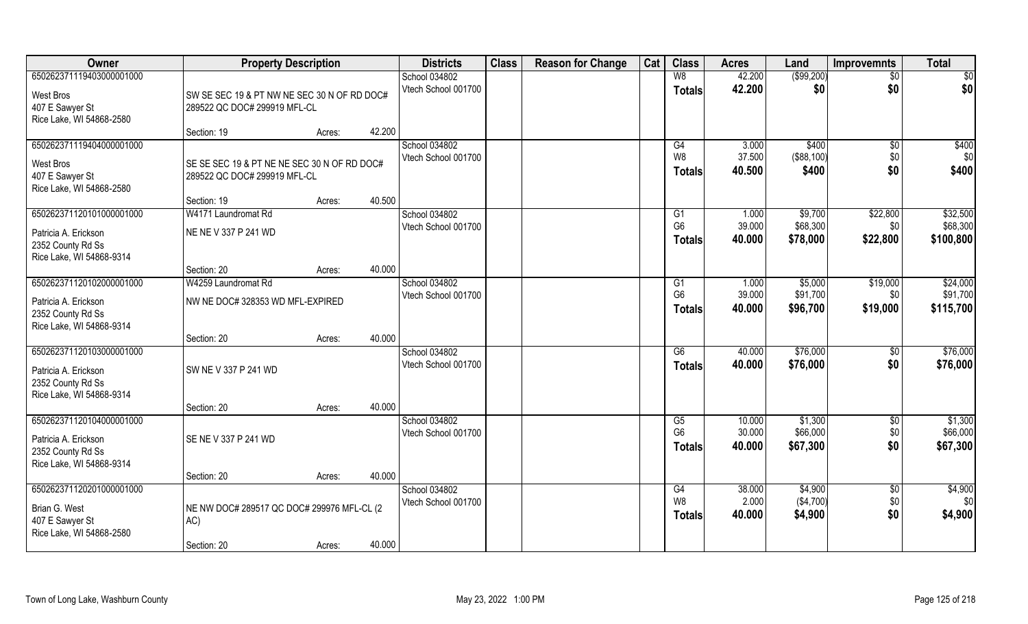| Owner | Property Description | | | Districts | Class | Reason for Change | Cat | Class | Acres | Land | Improvemnts | Total |
|---|---|---|---|---|---|---|---|---|---|---|---|---|
| 65026237111940300000​01000 | | | | School 034802 | | | | W8 | 42.200 | ($99,200) | $0 | $0 |
| West Bros | SW SE SEC 19 & PT NW NE SEC 30 N OF RD DOC# | | | Vtech School 001700 | | | | Totals | 42.200 | $0 | $0 | $0 |
| 407 E Sawyer St | 289522 QC DOC# 299919 MFL-CL | | | | | | | | | | | |
| Rice Lake, WI 54868-2580 | | | | | | | | | | | | |
| | Section: 19 | Acres: | 42.200 | | | | | | | | | |
| 650262371119404000001000 | | | | School 034802 | | | | G4 | 3.000 | $400 | $0 | $400 |
| West Bros | SE SE SEC 19 & PT NE NE SEC 30 N OF RD DOC# | | | Vtech School 001700 | | | | W8 | 37.500 | ($88,100) | $0 | $0 |
| 407 E Sawyer St | 289522 QC DOC# 299919 MFL-CL | | | | | | | Totals | 40.500 | $400 | $0 | $400 |
| Rice Lake, WI 54868-2580 | | | | | | | | | | | | |
| | Section: 19 | Acres: | 40.500 | | | | | | | | | |
| 650262371120101000001000 | W4171 Laundromat Rd | | | School 034802 | | | | G1 | 1.000 | $9,700 | $22,800 | $32,500 |
| Patricia A. Erickson | NE NE V 337 P 241 WD | | | Vtech School 001700 | | | | G6 | 39.000 | $68,300 | $0 | $68,300 |
| 2352 County Rd Ss | | | | | | | | Totals | 40.000 | $78,000 | $22,800 | $100,800 |
| Rice Lake, WI 54868-9314 | | | | | | | | | | | | |
| | Section: 20 | Acres: | 40.000 | | | | | | | | | |
| 650262371120102000001000 | W4259 Laundromat Rd | | | School 034802 | | | | G1 | 1.000 | $5,000 | $19,000 | $24,000 |
| Patricia A. Erickson | NW NE DOC# 328353 WD MFL-EXPIRED | | | Vtech School 001700 | | | | G6 | 39.000 | $91,700 | $0 | $91,700 |
| 2352 County Rd Ss | | | | | | | | Totals | 40.000 | $96,700 | $19,000 | $115,700 |
| Rice Lake, WI 54868-9314 | | | | | | | | | | | | |
| | Section: 20 | Acres: | 40.000 | | | | | | | | | |
| 650262371120103000001000 | | | | School 034802 | | | | G6 | 40.000 | $76,000 | $0 | $76,000 |
| Patricia A. Erickson | SW NE V 337 P 241 WD | | | Vtech School 001700 | | | | Totals | 40.000 | $76,000 | $0 | $76,000 |
| 2352 County Rd Ss | | | | | | | | | | | | |
| Rice Lake, WI 54868-9314 | | | | | | | | | | | | |
| | Section: 20 | Acres: | 40.000 | | | | | | | | | |
| 650262371120104000001000 | | | | School 034802 | | | | G5 | 10.000 | $1,300 | $0 | $1,300 |
| Patricia A. Erickson | SE NE V 337 P 241 WD | | | Vtech School 001700 | | | | G6 | 30.000 | $66,000 | $0 | $66,000 |
| 2352 County Rd Ss | | | | | | | | Totals | 40.000 | $67,300 | $0 | $67,300 |
| Rice Lake, WI 54868-9314 | | | | | | | | | | | | |
| | Section: 20 | Acres: | 40.000 | | | | | | | | | |
| 650262371120201000001000 | | | | School 034802 | | | | G4 | 38.000 | $4,900 | $0 | $4,900 |
| Brian G. West | NE NW DOC# 289517 QC DOC# 299976 MFL-CL (2 | | | Vtech School 001700 | | | | W8 | 2.000 | ($4,700) | $0 | $0 |
| 407 E Sawyer St | AC) | | | | | | | Totals | 40.000 | $4,900 | $0 | $4,900 |
| Rice Lake, WI 54868-2580 | | | | | | | | | | | | |
| | Section: 20 | Acres: | 40.000 | | | | | | | | | |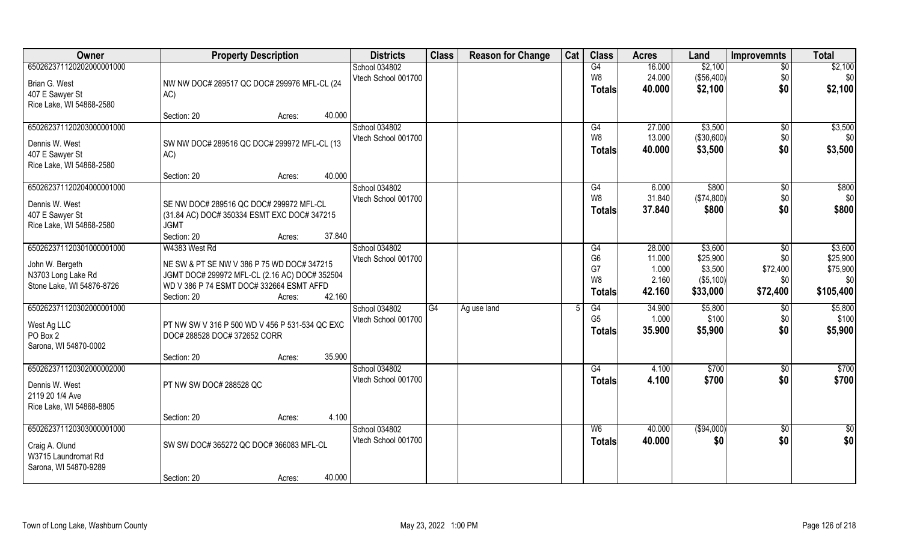| Owner | Property Description | Districts | Class | Reason for Change | Cat | Class | Acres | Land | Improvemnts | Total |
|---|---|---|---|---|---|---|---|---|---|---|
| 65026237112020200001000<br>Brian G. West<br>407 E Sawyer St<br>Rice Lake, WI 54868-2580 | NW NW DOC# 289517 QC DOC# 299976 MFL-CL (24 AC)<br>Section: 20 Acres: 40.000 | School 034802<br>Vtech School 001700 | | | | G4<br>W8<br>**Totals** | 16.000<br>24.000<br>**40.000** | \$2,100<br>(\$56,400)<br>**\$2,100** | \$0<br>\$0<br>**\$0** | \$2,100<br>\$0<br>**\$2,100** |
| 65026237112020300001000<br>Dennis W. West<br>407 E Sawyer St<br>Rice Lake, WI 54868-2580 | SW NW DOC# 289516 QC DOC# 299972 MFL-CL (13 AC)<br>Section: 20 Acres: 40.000 | School 034802<br>Vtech School 001700 | | | | G4<br>W8<br>**Totals** | 27.000<br>13.000<br>**40.000** | \$3,500<br>(\$30,600)<br>**\$3,500** | \$0<br>\$0<br>**\$0** | \$3,500<br>\$0<br>**\$3,500** |
| 65026237112020400001000<br>Dennis W. West<br>407 E Sawyer St<br>Rice Lake, WI 54868-2580 | SE NW DOC# 289516 QC DOC# 299972 MFL-CL (31.84 AC) DOC# 350334 ESMT EXC DOC# 347215 JGMT<br>Section: 20 Acres: 37.840 | School 034802<br>Vtech School 001700 | | | | G4<br>W8<br>**Totals** | 6.000<br>31.840<br>**37.840** | \$800<br>(\$74,800)<br>**\$800** | \$0<br>\$0<br>**\$0** | \$800<br>\$0<br>**\$800** |
| 65026237112030100001000<br>John W. Bergeth<br>N3703 Long Lake Rd<br>Stone Lake, WI 54876-8726 | W4383 West Rd<br>NE SW & PT SE NW V 386 P 75 WD DOC# 347215 JGMT DOC# 299972 MFL-CL (2.16 AC) DOC# 352504 WD V 386 P 74 ESMT DOC# 332664 ESMT AFFD<br>Section: 20 Acres: 42.160 | School 034802<br>Vtech School 001700 | | | | G4<br>G6<br>G7<br>W8<br>**Totals** | 28.000<br>11.000<br>1.000<br>2.160<br>**42.160** | \$3,600<br>\$25,900<br>\$3,500<br>(\$5,100)<br>**\$33,000** | \$0<br>\$0<br>\$72,400<br>\$0<br>**\$72,400** | \$3,600<br>\$25,900<br>\$75,900<br>\$0<br>**\$105,400** |
| 65026237112030200001000<br>West Ag LLC<br>PO Box 2<br>Sarona, WI 54870-0002 | PT NW SW V 316 P 500 WD V 456 P 531-534 QC EXC DOC# 288528 DOC# 372652 CORR<br>Section: 20 Acres: 35.900 | School 034802<br>Vtech School 001700 | G4 | Ag use land | 5 | G4<br>G5<br>**Totals** | 34.900<br>1.000<br>**35.900** | \$5,800<br>\$100<br>**\$5,900** | \$0<br>\$0<br>**\$0** | \$5,800<br>\$100<br>**\$5,900** |
| 65026237112030200002000<br>Dennis W. West<br>2119 20 1/4 Ave<br>Rice Lake, WI 54868-8805 | PT NW SW DOC# 288528 QC<br>Section: 20 Acres: 4.100 | School 034802<br>Vtech School 001700 | | | | G4<br>**Totals** | 4.100<br>**4.100** | \$700<br>**\$700** | \$0<br>**\$0** | \$700<br>**\$700** |
| 65026237112030300001000<br>Craig A. Olund<br>W3715 Laundromat Rd<br>Sarona, WI 54870-9289 | SW SW DOC# 365272 QC DOC# 366083 MFL-CL<br>Section: 20 Acres: 40.000 | School 034802<br>Vtech School 001700 | | | | W6<br>**Totals** | 40.000<br>**40.000** | (\$94,000)<br>**\$0** | \$0<br>**\$0** | \$0<br>**\$0** |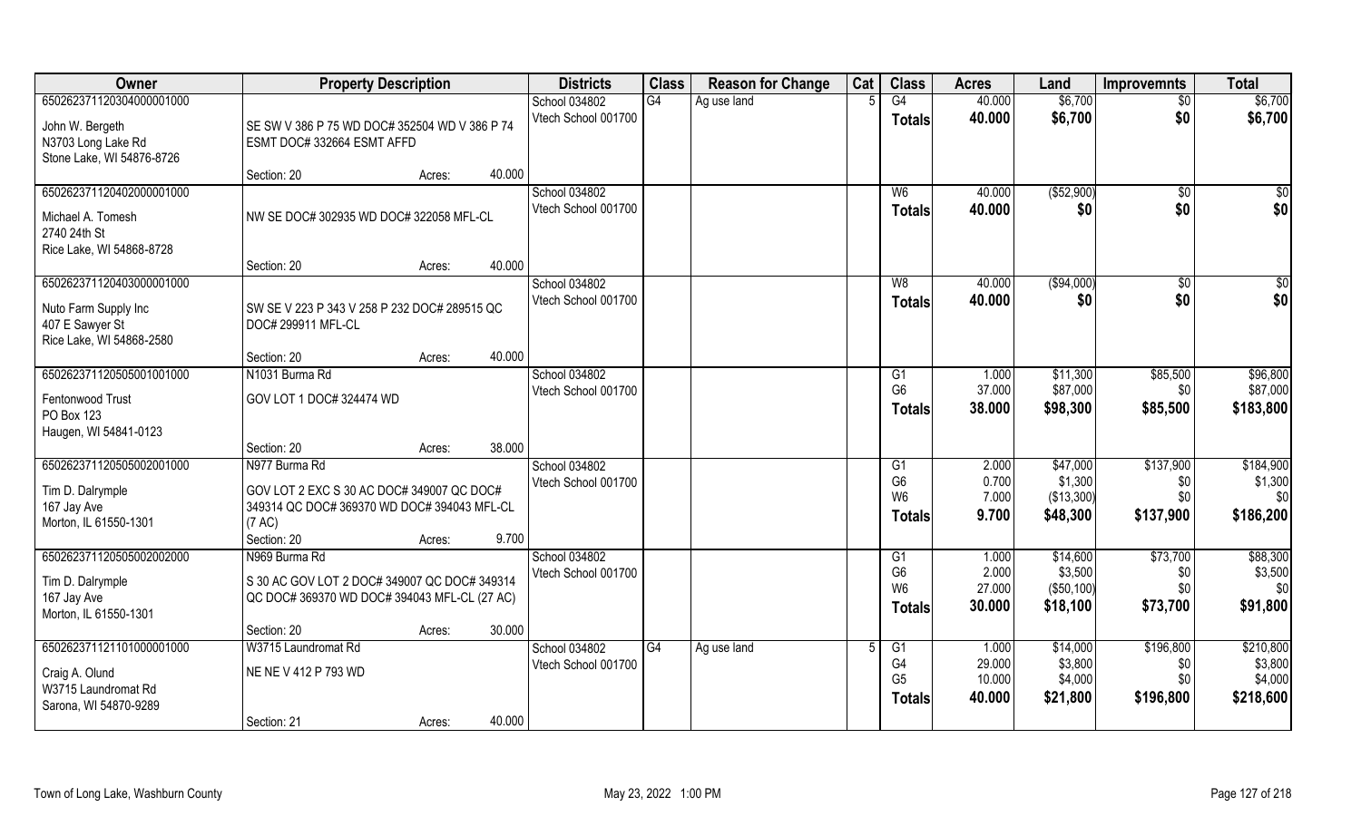| Owner | Property Description | | Districts | Class | Reason for Change | Cat | Class | Acres | Land | Improvemnts | Total |
|---|---|---|---|---|---|---|---|---|---|---|---|
| 65026237112030400000 1000 | | | School 034802 | G4 | Ag use land | 5 | G4 | 40.000 | $6,700 | $0 | $6,700 |
| John W. Bergeth | SE SW V 386 P 75 WD DOC# 352504 WD V 386 P 74 | | Vtech School 001700 | | | | **Totals** | **40.000** | **$6,700** | **$0** | **$6,700** |
| N3703 Long Lake Rd | ESMT DOC# 332664 ESMT AFFD | | | | | | | | | | |
| Stone Lake, WI 54876-8726 | | | | | | | | | | | |
| | Section: 20 | Acres: 40.000 | | | | | | | | | |
| 650262371120402000001000 | | | School 034802 | | | | W6 | 40.000 | ($52,900) | $0 | $0 |
| Michael A. Tomesh | NW SE DOC# 302935 WD DOC# 322058 MFL-CL | | Vtech School 001700 | | | | **Totals** | **40.000** | **$0** | **$0** | **$0** |
| 2740 24th St | | | | | | | | | | | |
| Rice Lake, WI 54868-8728 | | | | | | | | | | | |
| | Section: 20 | Acres: 40.000 | | | | | | | | | |
| 650262371120403000001000 | | | School 034802 | | | | W8 | 40.000 | ($94,000) | $0 | $0 |
| Nuto Farm Supply Inc | SW SE V 223 P 343 V 258 P 232 DOC# 289515 QC | | Vtech School 001700 | | | | **Totals** | **40.000** | **$0** | **$0** | **$0** |
| 407 E Sawyer St | DOC# 299911 MFL-CL | | | | | | | | | | |
| Rice Lake, WI 54868-2580 | | | | | | | | | | | |
| | Section: 20 | Acres: 40.000 | | | | | | | | | |
| 650262371120505001001000 | N1031 Burma Rd | | School 034802 | | | | G1 | 1.000 | $11,300 | $85,500 | $96,800 |
| Fentonwood Trust | GOV LOT 1 DOC# 324474 WD | | Vtech School 001700 | | | | G6 | 37.000 | $87,000 | $0 | $87,000 |
| PO Box 123 | | | | | | | **Totals** | **38.000** | **$98,300** | **$85,500** | **$183,800** |
| Haugen, WI 54841-0123 | | | | | | | | | | | |
| | Section: 20 | Acres: 38.000 | | | | | | | | | |
| 650262371120505002001000 | N977 Burma Rd | | School 034802 | | | | G1 | 2.000 | $47,000 | $137,900 | $184,900 |
| Tim D. Dalrymple | GOV LOT 2 EXC S 30 AC DOC# 349007 QC DOC# | | Vtech School 001700 | | | | G6 | 0.700 | $1,300 | $0 | $1,300 |
| 167 Jay Ave | 349314 QC DOC# 369370 WD DOC# 394043 MFL-CL | | | | | | W6 | 7.000 | ($13,300) | $0 | $0 |
| Morton, IL 61550-1301 | (7 AC) | | | | | | **Totals** | **9.700** | **$48,300** | **$137,900** | **$186,200** |
| | Section: 20 | Acres: 9.700 | | | | | | | | | |
| 650262371120505002002000 | N969 Burma Rd | | School 034802 | | | | G1 | 1.000 | $14,600 | $73,700 | $88,300 |
| Tim D. Dalrymple | S 30 AC GOV LOT 2 DOC# 349007 QC DOC# 349314 | | Vtech School 001700 | | | | G6 | 2.000 | $3,500 | $0 | $3,500 |
| 167 Jay Ave | QC DOC# 369370 WD DOC# 394043 MFL-CL (27 AC) | | | | | | W6 | 27.000 | ($50,100) | $0 | $0 |
| Morton, IL 61550-1301 | | | | | | | **Totals** | **30.000** | **$18,100** | **$73,700** | **$91,800** |
| | Section: 20 | Acres: 30.000 | | | | | | | | | |
| 650262371121101000001000 | W3715 Laundromat Rd | | School 034802 | G4 | Ag use land | 5 | G1 | 1.000 | $14,000 | $196,800 | $210,800 |
| Craig A. Olund | NE NE V 412 P 793 WD | | Vtech School 001700 | | | | G4 | 29.000 | $3,800 | $0 | $3,800 |
| W3715 Laundromat Rd | | | | | | | G5 | 10.000 | $4,000 | $0 | $4,000 |
| Sarona, WI 54870-9289 | | | | | | | **Totals** | **40.000** | **$21,800** | **$196,800** | **$218,600** |
| | Section: 21 | Acres: 40.000 | | | | | | | | | |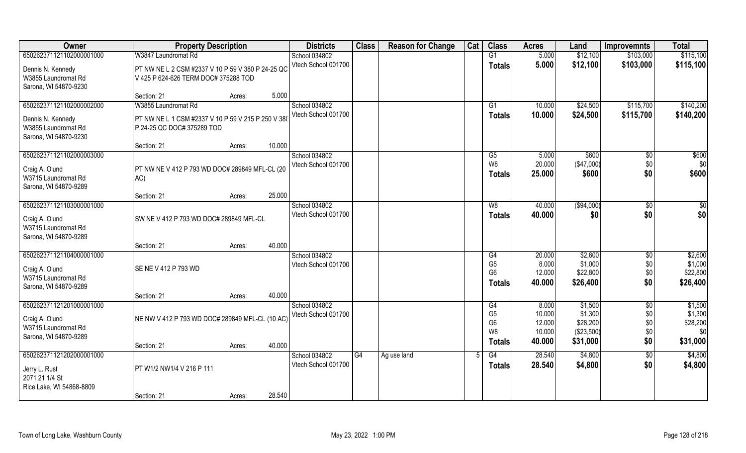| Owner | Property Description | Districts | Class | Reason for Change | Cat | Class | Acres | Land | Improvemnts | Total |
|---|---|---|---|---|---|---|---|---|---|---|
| 650262371121102000001000<br>Dennis N. Kennedy<br>W3855 Laundromat Rd<br>Sarona, WI 54870-9230 | W3847 Laundromat Rd<br>PT NW NE L 2 CSM #2337 V 10 P 59 V 380 P 24-25 QC V 425 P 624-626 TERM DOC# 375288 TOD<br>Section: 21 Acres: 5.000 | School 034802<br>Vtech School 001700 | | | | G1<br>**Totals** | 5.000<br>**5.000** | $12,100<br>**$12,100** | $103,000<br>**$103,000** | $115,100<br>**$115,100** |
| 650262371121102000002000<br>Dennis N. Kennedy<br>W3855 Laundromat Rd<br>Sarona, WI 54870-9230 | W3855 Laundromat Rd<br>PT NW NE L 1 CSM #2337 V 10 P 59 V 215 P 250 V 380 P 24-25 QC DOC# 375289 TOD<br>Section: 21 Acres: 10.000 | School 034802<br>Vtech School 001700 | | | | G1<br>**Totals** | 10.000<br>**10.000** | $24,500<br>**$24,500** | $115,700<br>**$115,700** | $140,200<br>**$140,200** |
| 650262371121102000003000<br>Craig A. Olund<br>W3715 Laundromat Rd<br>Sarona, WI 54870-9289 | PT NW NE V 412 P 793 WD DOC# 289849 MFL-CL (20 AC)<br>Section: 21 Acres: 25.000 | School 034802<br>Vtech School 001700 | | | | G5<br>W8<br>**Totals** | 5.000<br>20.000<br>**25.000** | $600<br>($47,000)<br>**$600** | $0<br>$0<br>**$0** | $600<br>$0<br>**$600** |
| 650262371121103000001000<br>Craig A. Olund<br>W3715 Laundromat Rd<br>Sarona, WI 54870-9289 | SW NE V 412 P 793 WD DOC# 289849 MFL-CL<br>Section: 21 Acres: 40.000 | School 034802<br>Vtech School 001700 | | | | W8<br>**Totals** | 40.000<br>**40.000** | ($94,000)<br>**$0** | $0<br>**$0** | $0<br>**$0** |
| 650262371121104000001000<br>Craig A. Olund<br>W3715 Laundromat Rd<br>Sarona, WI 54870-9289 | SE NE V 412 P 793 WD<br>Section: 21 Acres: 40.000 | School 034802<br>Vtech School 001700 | | | | G4<br>G5<br>G6<br>**Totals** | 20.000<br>8.000<br>12.000<br>**40.000** | $2,600<br>$1,000<br>$22,800<br>**$26,400** | $0<br>$0<br>$0<br>**$0** | $2,600<br>$1,000<br>$22,800<br>**$26,400** |
| 650262371121201000001000<br>Craig A. Olund<br>W3715 Laundromat Rd<br>Sarona, WI 54870-9289 | NE NW V 412 P 793 WD DOC# 289849 MFL-CL (10 AC)<br>Section: 21 Acres: 40.000 | School 034802<br>Vtech School 001700 | | | | G4<br>G5<br>G6<br>W8<br>**Totals** | 8.000<br>10.000<br>12.000<br>10.000<br>**40.000** | $1,500<br>$1,300<br>$28,200<br>($23,500)<br>**$31,000** | $0<br>$0<br>$0<br>$0<br>**$0** | $1,500<br>$1,300<br>$28,200<br>$0<br>**$31,000** |
| 650262371121202000001000<br>Jerry L. Rust<br>2071 21 1/4 St<br>Rice Lake, WI 54868-8809 | PT W1/2 NW1/4 V 216 P 111<br>Section: 21 Acres: 28.540 | School 034802<br>Vtech School 001700 | G4 | Ag use land | 5 | G4<br>**Totals** | 28.540<br>**28.540** | $4,800<br>**$4,800** | $0<br>**$0** | $4,800<br>**$4,800** |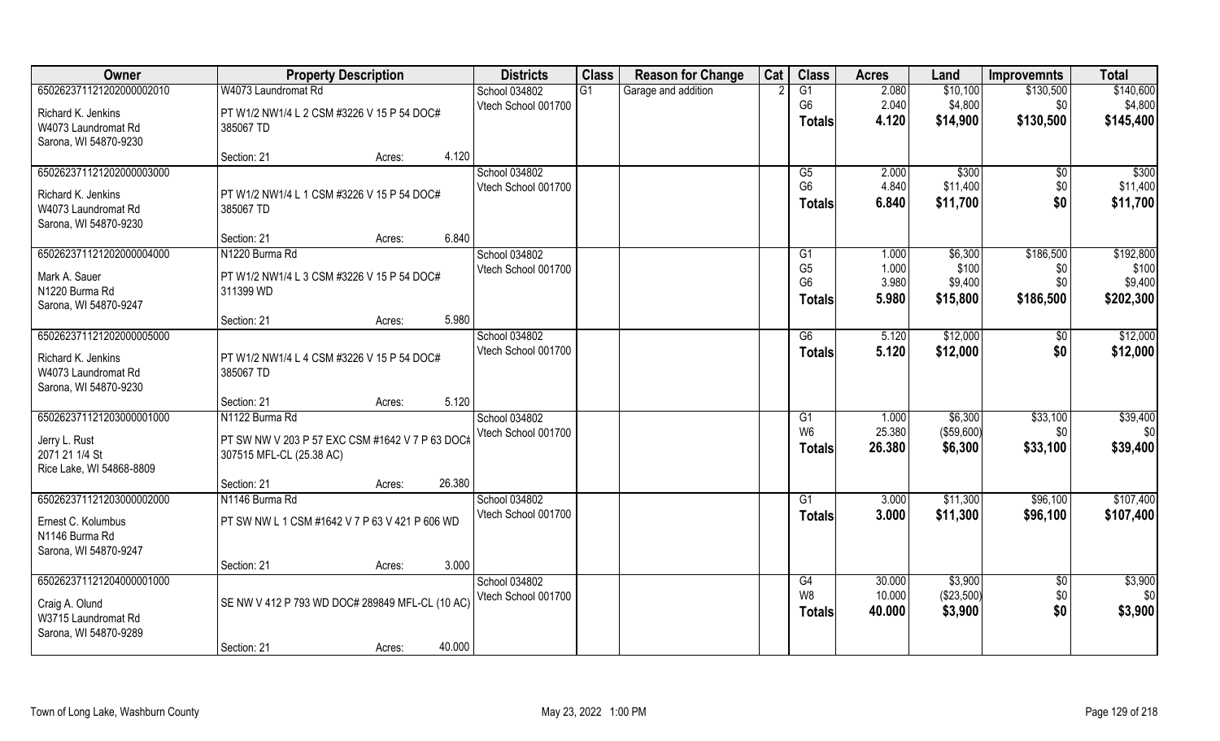| Owner | Property Description | | | Districts | Class | Reason for Change | Cat | Class | Acres | Land | Improvemnts | Total |
|---|---|---|---|---|---|---|---|---|---|---|---|---|
| 65026237112120200002010 | W4073 Laundromat Rd | | | School 034802 | G1 | Garage and addition | 2 | G1 | 2.080 | $10,100 | $130,500 | $140,600 |
| Richard K. Jenkins | PT W1/2 NW1/4 L 2 CSM #3226 V 15 P 54 DOC# | | | Vtech School 001700 | | | | G6 | 2.040 | $4,800 | $0 | $4,800 |
| W4073 Laundromat Rd | 385067 TD | | | | | | | Totals | 4.120 | $14,900 | $130,500 | $145,400 |
| Sarona, WI 54870-9230 | | | | | | | | | | | | |
| | Section: 21 | Acres: | 4.120 | | | | | | | | | |
| 65026237112120200003000 | | | | School 034802 | | | | G5 | 2.000 | $300 | $0 | $300 |
| Richard K. Jenkins | PT W1/2 NW1/4 L 1 CSM #3226 V 15 P 54 DOC# | | | Vtech School 001700 | | | | G6 | 4.840 | $11,400 | $0 | $11,400 |
| W4073 Laundromat Rd | 385067 TD | | | | | | | Totals | 6.840 | $11,700 | $0 | $11,700 |
| Sarona, WI 54870-9230 | | | | | | | | | | | | |
| | Section: 21 | Acres: | 6.840 | | | | | | | | | |
| 65026237112120200004000 | N1220 Burma Rd | | | School 034802 | | | | G1 | 1.000 | $6,300 | $186,500 | $192,800 |
| Mark A. Sauer | PT W1/2 NW1/4 L 3 CSM #3226 V 15 P 54 DOC# | | | Vtech School 001700 | | | | G5 | 1.000 | $100 | $0 | $100 |
| N1220 Burma Rd | 311399 WD | | | | | | | G6 | 3.980 | $9,400 | $0 | $9,400 |
| Sarona, WI 54870-9247 | | | | | | | | Totals | 5.980 | $15,800 | $186,500 | $202,300 |
| | Section: 21 | Acres: | 5.980 | | | | | | | | | |
| 65026237112120200005000 | | | | School 034802 | | | | G6 | 5.120 | $12,000 | $0 | $12,000 |
| Richard K. Jenkins | PT W1/2 NW1/4 L 4 CSM #3226 V 15 P 54 DOC# | | | Vtech School 001700 | | | | Totals | 5.120 | $12,000 | $0 | $12,000 |
| W4073 Laundromat Rd | 385067 TD | | | | | | | | | | | |
| Sarona, WI 54870-9230 | | | | | | | | | | | | |
| | Section: 21 | Acres: | 5.120 | | | | | | | | | |
| 65026237112120300001000 | N1122 Burma Rd | | | School 034802 | | | | G1 | 1.000 | $6,300 | $33,100 | $39,400 |
| Jerry L. Rust | PT SW NW V 203 P 57 EXC CSM #1642 V 7 P 63 DOC# | | | Vtech School 001700 | | | | W6 | 25.380 | ($59,600) | $0 | $0 |
| 2071 21 1/4 St | 307515 MFL-CL (25.38 AC) | | | | | | | Totals | 26.380 | $6,300 | $33,100 | $39,400 |
| Rice Lake, WI 54868-8809 | | | | | | | | | | | | |
| | Section: 21 | Acres: | 26.380 | | | | | | | | | |
| 65026237112120300002000 | N1146 Burma Rd | | | School 034802 | | | | G1 | 3.000 | $11,300 | $96,100 | $107,400 |
| Ernest C. Kolumbus | PT SW NW L 1 CSM #1642 V 7 P 63 V 421 P 606 WD | | | Vtech School 001700 | | | | Totals | 3.000 | $11,300 | $96,100 | $107,400 |
| N1146 Burma Rd | | | | | | | | | | | | |
| Sarona, WI 54870-9247 | | | | | | | | | | | | |
| | Section: 21 | Acres: | 3.000 | | | | | | | | | |
| 65026237112120400001000 | | | | School 034802 | | | | G4 | 30.000 | $3,900 | $0 | $3,900 |
| Craig A. Olund | SE NW V 412 P 793 WD DOC# 289849 MFL-CL (10 AC) | | | Vtech School 001700 | | | | W8 | 10.000 | ($23,500) | $0 | $0 |
| W3715 Laundromat Rd | | | | | | | | Totals | 40.000 | $3,900 | $0 | $3,900 |
| Sarona, WI 54870-9289 | | | | | | | | | | | | |
| | Section: 21 | Acres: | 40.000 | | | | | | | | | |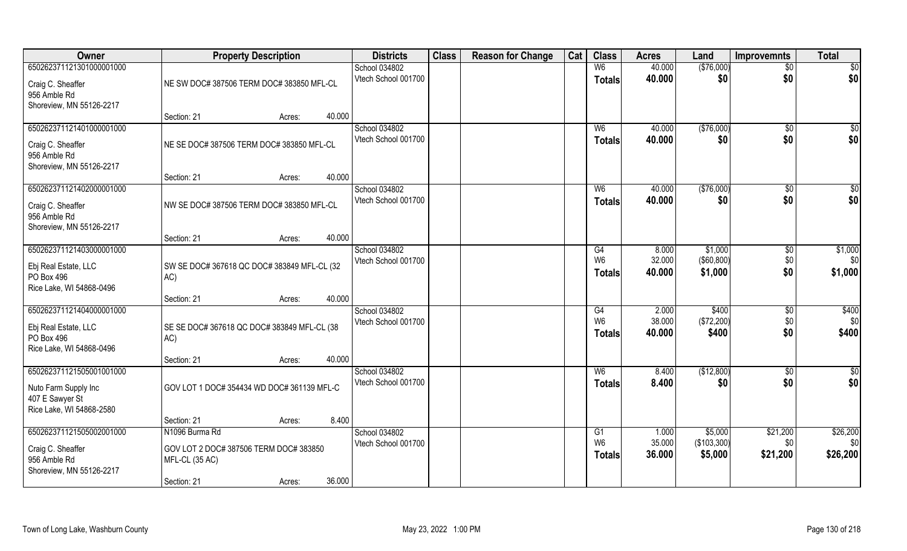| Owner | Property Description | | | Districts | Class | Reason for Change | Cat | Class | Acres | Land | Improvemnts | Total |
|---|---|---|---|---|---|---|---|---|---|---|---|---|
| 650262371121301000001000 | | | | School 034802 | | | | W6 | 40.000 | ($76,000) | $0 | $0 |
| Craig C. Sheaffer<br>956 Amble Rd<br>Shoreview, MN 55126-2217 | NE SW DOC# 387506 TERM DOC# 383850 MFL-CL | | | Vtech School 001700 | | | | **Totals** | **40.000** | **$0** | **$0** | **$0** |
| | Section: 21 | Acres: | 40.000 | | | | | | | | | |
| 650262371121401000001000 | | | | School 034802 | | | | W6 | 40.000 | ($76,000) | $0 | $0 |
| Craig C. Sheaffer<br>956 Amble Rd<br>Shoreview, MN 55126-2217 | NE SE DOC# 387506 TERM DOC# 383850 MFL-CL | | | Vtech School 001700 | | | | **Totals** | **40.000** | **$0** | **$0** | **$0** |
| | Section: 21 | Acres: | 40.000 | | | | | | | | | |
| 650262371121402000001000 | | | | School 034802 | | | | W6 | 40.000 | ($76,000) | $0 | $0 |
| Craig C. Sheaffer<br>956 Amble Rd<br>Shoreview, MN 55126-2217 | NW SE DOC# 387506 TERM DOC# 383850 MFL-CL | | | Vtech School 001700 | | | | **Totals** | **40.000** | **$0** | **$0** | **$0** |
| | Section: 21 | Acres: | 40.000 | | | | | | | | | |
| 650262371121403000001000 | | | | School 034802 | | | | G4 | 8.000 | $1,000 | $0 | $1,000 |
| Ebj Real Estate, LLC<br>PO Box 496<br>Rice Lake, WI 54868-0496 | SW SE DOC# 367618 QC DOC# 383849 MFL-CL (32 AC) | | | Vtech School 001700 | | | | W6 | 32.000 | ($60,800) | $0 | $0 |
| | | | | | | | | **Totals** | **40.000** | **$1,000** | **$0** | **$1,000** |
| | Section: 21 | Acres: | 40.000 | | | | | | | | | |
| 650262371121404000001000 | | | | School 034802 | | | | G4 | 2.000 | $400 | $0 | $400 |
| Ebj Real Estate, LLC<br>PO Box 496<br>Rice Lake, WI 54868-0496 | SE SE DOC# 367618 QC DOC# 383849 MFL-CL (38 AC) | | | Vtech School 001700 | | | | W6 | 38.000 | ($72,200) | $0 | $0 |
| | | | | | | | | **Totals** | **40.000** | **$400** | **$0** | **$400** |
| | Section: 21 | Acres: | 40.000 | | | | | | | | | |
| 650262371121505001001000 | | | | School 034802 | | | | W6 | 8.400 | ($12,800) | $0 | $0 |
| Nuto Farm Supply Inc<br>407 E Sawyer St<br>Rice Lake, WI 54868-2580 | GOV LOT 1 DOC# 354434 WD DOC# 361139 MFL-C | | | Vtech School 001700 | | | | **Totals** | **8.400** | **$0** | **$0** | **$0** |
| | Section: 21 | Acres: | 8.400 | | | | | | | | | |
| 650262371121505002001000 | N1096 Burma Rd | | | School 034802 | | | | G1 | 1.000 | $5,000 | $21,200 | $26,200 |
| Craig C. Sheaffer<br>956 Amble Rd<br>Shoreview, MN 55126-2217 | GOV LOT 2 DOC# 387506 TERM DOC# 383850 MFL-CL (35 AC) | | | Vtech School 001700 | | | | W6 | 35.000 | ($103,300) | $0 | $0 |
| | | | | | | | | **Totals** | **36.000** | **$5,000** | **$21,200** | **$26,200** |
| | Section: 21 | Acres: | 36.000 | | | | | | | | | |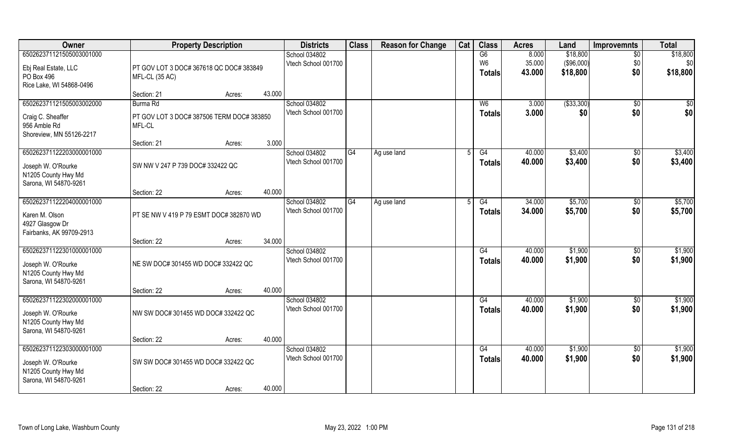| Owner | Property Description | | | Districts | Class | Reason for Change | Cat | Class | Acres | Land | Improvemnts | Total |
|---|---|---|---|---|---|---|---|---|---|---|---|---|
| 65026237112150500300100O<br>Ebj Real Estate, LLC<br>PO Box 496<br>Rice Lake, WI 54868-0496 | PT GOV LOT 3 DOC# 367618 QC DOC# 383849 MFL-CL (35 AC) | | | School 034802<br>Vtech School 001700 | | | | G6<br>W6<br>**Totals** | 8.000<br>35.000<br>**43.000** | $18,800<br>($96,000)<br>**$18,800** | $0<br>$0<br>**$0** | $18,800<br>$0<br>**$18,800** |
| | Section: 21 | Acres: | 43.000 | | | | | | | | | |
| 650262371121505003002000<br>Craig C. Sheaffer<br>956 Amble Rd<br>Shoreview, MN 55126-2217 | Burma Rd<br>PT GOV LOT 3 DOC# 387506 TERM DOC# 383850 MFL-CL | | | School 034802<br>Vtech School 001700 | | | | W6<br>**Totals** | 3.000<br>**3.000** | ($33,300)<br>**$0** | $0<br>**$0** | $0<br>**$0** |
| | Section: 21 | Acres: | 3.000 | | | | | | | | | |
| 650262371122203000001000<br>Joseph W. O'Rourke<br>N1205 County Hwy Md<br>Sarona, WI 54870-9261 | SW NW V 247 P 739 DOC# 332422 QC | | | School 034802<br>Vtech School 001700 | G4 | Ag use land | 5 | G4<br>**Totals** | 40.000<br>**40.000** | $3,400<br>**$3,400** | $0<br>**$0** | $3,400<br>**$3,400** |
| | Section: 22 | Acres: | 40.000 | | | | | | | | | |
| 650262371122204000001000<br>Karen M. Olson<br>4927 Glasgow Dr<br>Fairbanks, AK 99709-2913 | PT SE NW V 419 P 79 ESMT DOC# 382870 WD | | | School 034802<br>Vtech School 001700 | G4 | Ag use land | 5 | G4<br>**Totals** | 34.000<br>**34.000** | $5,700<br>**$5,700** | $0<br>**$0** | $5,700<br>**$5,700** |
| | Section: 22 | Acres: | 34.000 | | | | | | | | | |
| 650262371122301000001000<br>Joseph W. O'Rourke<br>N1205 County Hwy Md<br>Sarona, WI 54870-9261 | NE SW DOC# 301455 WD DOC# 332422 QC | | | School 034802<br>Vtech School 001700 | | | | G4<br>**Totals** | 40.000<br>**40.000** | $1,900<br>**$1,900** | $0<br>**$0** | $1,900<br>**$1,900** |
| | Section: 22 | Acres: | 40.000 | | | | | | | | | |
| 650262371122302000001000<br>Joseph W. O'Rourke<br>N1205 County Hwy Md<br>Sarona, WI 54870-9261 | NW SW DOC# 301455 WD DOC# 332422 QC | | | School 034802<br>Vtech School 001700 | | | | G4<br>**Totals** | 40.000<br>**40.000** | $1,900<br>**$1,900** | $0<br>**$0** | $1,900<br>**$1,900** |
| | Section: 22 | Acres: | 40.000 | | | | | | | | | |
| 650262371122303000001000<br>Joseph W. O'Rourke<br>N1205 County Hwy Md<br>Sarona, WI 54870-9261 | SW SW DOC# 301455 WD DOC# 332422 QC | | | School 034802<br>Vtech School 001700 | | | | G4<br>**Totals** | 40.000<br>**40.000** | $1,900<br>**$1,900** | $0<br>**$0** | $1,900<br>**$1,900** |
| | Section: 22 | Acres: | 40.000 | | | | | | | | | |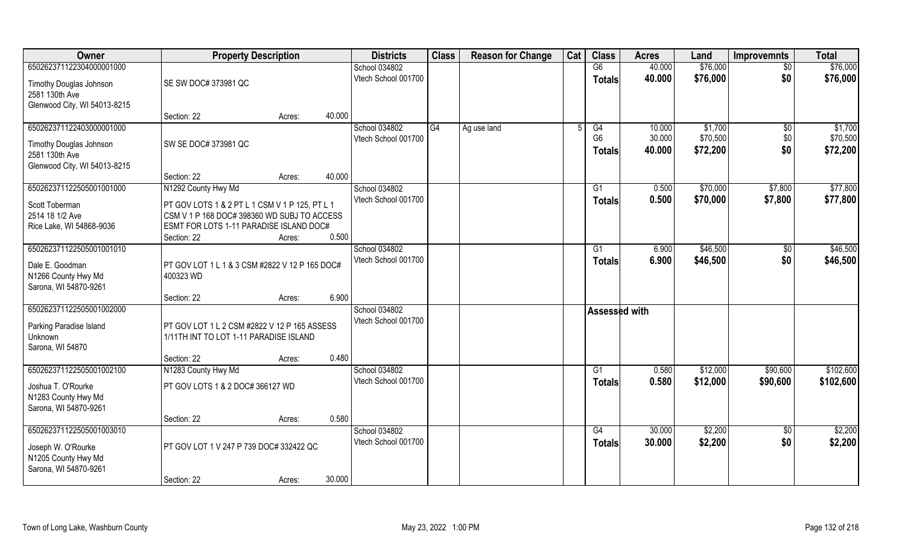| Owner | Property Description | | | Districts | Class | Reason for Change | Cat | Class | Acres | Land | Improvemnts | Total |
|---|---|---|---|---|---|---|---|---|---|---|---|---|
| 650262371122304000001000 | | | | School 034802 | | | | G6 | 40.000 | $76,000 | $0 | $76,000 |
| Timothy Douglas Johnson | SE SW DOC# 373981 QC | | | Vtech School 001700 | | | | **Totals** | **40.000** | **$76,000** | **$0** | **$76,000** |
| 2581 130th Ave | | | | | | | | | | | | |
| Glenwood City, WI 54013-8215 | | | | | | | | | | | | |
| | Section: 22 | Acres: | 40.000 | | | | | | | | | |
| 650262371122403000001000 | | | | School 034802 | G4 | Ag use land | 5 | G4 | 10.000 | $1,700 | $0 | $1,700 |
| Timothy Douglas Johnson | SW SE DOC# 373981 QC | | | Vtech School 001700 | | | | G6 | 30.000 | $70,500 | $0 | $70,500 |
| 2581 130th Ave | | | | | | | | **Totals** | **40.000** | **$72,200** | **$0** | **$72,200** |
| Glenwood City, WI 54013-8215 | | | | | | | | | | | | |
| | Section: 22 | Acres: | 40.000 | | | | | | | | | |
| 650262371122505001001000 | N1292 County Hwy Md | | | School 034802 | | | | G1 | 0.500 | $70,000 | $7,800 | $77,800 |
| Scott Toberman | PT GOV LOTS 1 & 2 PT L 1 CSM V 1 P 125, PT L 1 CSM V 1 P 168 DOC# 398360 WD SUBJ TO ACCESS ESMT FOR LOTS 1-11 PARADISE ISLAND DOC# | | | Vtech School 001700 | | | | **Totals** | **0.500** | **$70,000** | **$7,800** | **$77,800** |
| 2514 18 1/2 Ave | | | | | | | | | | | | |
| Rice Lake, WI 54868-9036 | | | | | | | | | | | | |
| | Section: 22 | Acres: | 0.500 | | | | | | | | | |
| 650262371122505001001010 | | | | School 034802 | | | | G1 | 6.900 | $46,500 | $0 | $46,500 |
| Dale E. Goodman | PT GOV LOT 1 L 1 & 3 CSM #2822 V 12 P 165 DOC# 400323 WD | | | Vtech School 001700 | | | | **Totals** | **6.900** | **$46,500** | **$0** | **$46,500** |
| N1266 County Hwy Md | | | | | | | | | | | | |
| Sarona, WI 54870-9261 | | | | | | | | | | | | |
| | Section: 22 | Acres: | 6.900 | | | | | | | | | |
| 650262371122505001002000 | | | | School 034802 | | | | **Assessed with** | | | | |
| Parking Paradise Island | PT GOV LOT 1 L 2 CSM #2822 V 12 P 165 ASSESS 1/11TH INT TO LOT 1-11 PARADISE ISLAND | | | Vtech School 001700 | | | | | | | | |
| Unknown | | | | | | | | | | | | |
| Sarona, WI 54870 | | | | | | | | | | | | |
| | Section: 22 | Acres: | 0.480 | | | | | | | | | |
| 650262371122505001002100 | N1283 County Hwy Md | | | School 034802 | | | | G1 | 0.580 | $12,000 | $90,600 | $102,600 |
| Joshua T. O'Rourke | PT GOV LOTS 1 & 2 DOC# 366127 WD | | | Vtech School 001700 | | | | **Totals** | **0.580** | **$12,000** | **$90,600** | **$102,600** |
| N1283 County Hwy Md | | | | | | | | | | | | |
| Sarona, WI 54870-9261 | | | | | | | | | | | | |
| | Section: 22 | Acres: | 0.580 | | | | | | | | | |
| 650262371122505001003010 | | | | School 034802 | | | | G4 | 30.000 | $2,200 | $0 | $2,200 |
| Joseph W. O'Rourke | PT GOV LOT 1 V 247 P 739 DOC# 332422 QC | | | Vtech School 001700 | | | | **Totals** | **30.000** | **$2,200** | **$0** | **$2,200** |
| N1205 County Hwy Md | | | | | | | | | | | | |
| Sarona, WI 54870-9261 | | | | | | | | | | | | |
| | Section: 22 | Acres: | 30.000 | | | | | | | | | |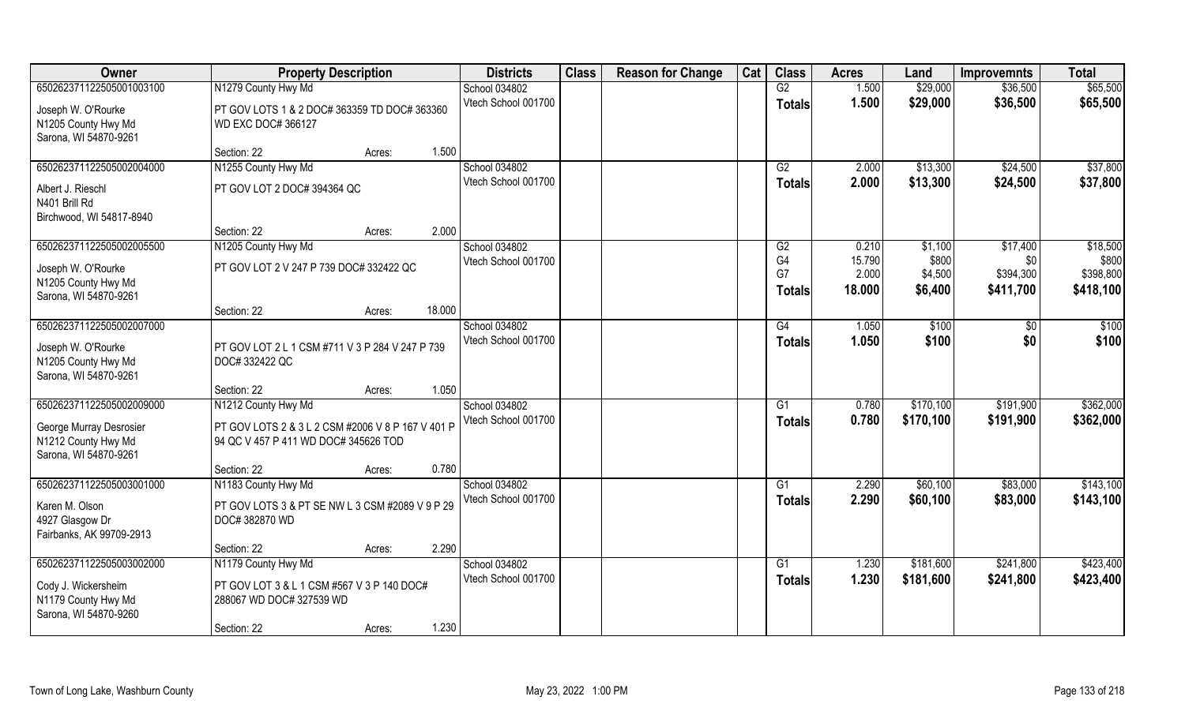| Owner | Property Description | | | Districts | Class | Reason for Change | Cat | Class | Acres | Land | Improvemnts | Total |
|---|---|---|---|---|---|---|---|---|---|---|---|---|
| 65026237112250500100310​0 | N1279 County Hwy Md | | | School 034802 | | | | G2 | 1.500 | $29,000 | $36,500 | $65,500 |
| Joseph W. O'Rourke<br>N1205 County Hwy Md<br>Sarona, WI 54870-9261 | PT GOV LOTS 1 & 2 DOC# 363359 TD DOC# 363360 WD EXC DOC# 366127 | | | Vtech School 001700 | | | | **Totals** | **1.500** | **$29,000** | **$36,500** | **$65,500** |
| | Section: 22 | Acres: | 1.500 | | | | | | | | | |
| 650262371122505002004000 | N1255 County Hwy Md | | | School 034802 | | | | G2 | 2.000 | $13,300 | $24,500 | $37,800 |
| Albert J. Rieschl<br>N401 Brill Rd<br>Birchwood, WI 54817-8940 | PT GOV LOT 2 DOC# 394364 QC | | | Vtech School 001700 | | | | **Totals** | **2.000** | **$13,300** | **$24,500** | **$37,800** |
| | Section: 22 | Acres: | 2.000 | | | | | | | | | |
| 650262371122505002005500 | N1205 County Hwy Md | | | School 034802 | | | | G2 | 0.210 | $1,100 | $17,400 | $18,500 |
| Joseph W. O'Rourke<br>N1205 County Hwy Md<br>Sarona, WI 54870-9261 | PT GOV LOT 2 V 247 P 739 DOC# 332422 QC | | | Vtech School 001700 | | | | G4 | 15.790 | $800 | $0 | $800 |
| | | | | | | | | G7 | 2.000 | $4,500 | $394,300 | $398,800 |
| | | | | | | | | **Totals** | **18.000** | **$6,400** | **$411,700** | **$418,100** |
| | Section: 22 | Acres: | 18.000 | | | | | | | | | |
| 650262371122505002007000 | | | | School 034802 | | | | G4 | 1.050 | $100 | $0 | $100 |
| Joseph W. O'Rourke<br>N1205 County Hwy Md<br>Sarona, WI 54870-9261 | PT GOV LOT 2 L 1 CSM #711 V 3 P 284 V 247 P 739 DOC# 332422 QC | | | Vtech School 001700 | | | | **Totals** | **1.050** | **$100** | **$0** | **$100** |
| | Section: 22 | Acres: | 1.050 | | | | | | | | | |
| 650262371122505002009000 | N1212 County Hwy Md | | | School 034802 | | | | G1 | 0.780 | $170,100 | $191,900 | $362,000 |
| George Murray Desrosier<br>N1212 County Hwy Md<br>Sarona, WI 54870-9261 | PT GOV LOTS 2 & 3 L 2 CSM #2006 V 8 P 167 V 401 P 94 QC V 457 P 411 WD DOC# 345626 TOD | | | Vtech School 001700 | | | | **Totals** | **0.780** | **$170,100** | **$191,900** | **$362,000** |
| | Section: 22 | Acres: | 0.780 | | | | | | | | | |
| 650262371122505003001000 | N1183 County Hwy Md | | | School 034802 | | | | G1 | 2.290 | $60,100 | $83,000 | $143,100 |
| Karen M. Olson<br>4927 Glasgow Dr<br>Fairbanks, AK 99709-2913 | PT GOV LOTS 3 & PT SE NW L 3 CSM #2089 V 9 P 29 DOC# 382870 WD | | | Vtech School 001700 | | | | **Totals** | **2.290** | **$60,100** | **$83,000** | **$143,100** |
| | Section: 22 | Acres: | 2.290 | | | | | | | | | |
| 650262371122505003002000 | N1179 County Hwy Md | | | School 034802 | | | | G1 | 1.230 | $181,600 | $241,800 | $423,400 |
| Cody J. Wickersheim<br>N1179 County Hwy Md<br>Sarona, WI 54870-9260 | PT GOV LOT 3 & L 1 CSM #567 V 3 P 140 DOC# 288067 WD DOC# 327539 WD | | | Vtech School 001700 | | | | **Totals** | **1.230** | **$181,600** | **$241,800** | **$423,400** |
| | Section: 22 | Acres: | 1.230 | | | | | | | | | |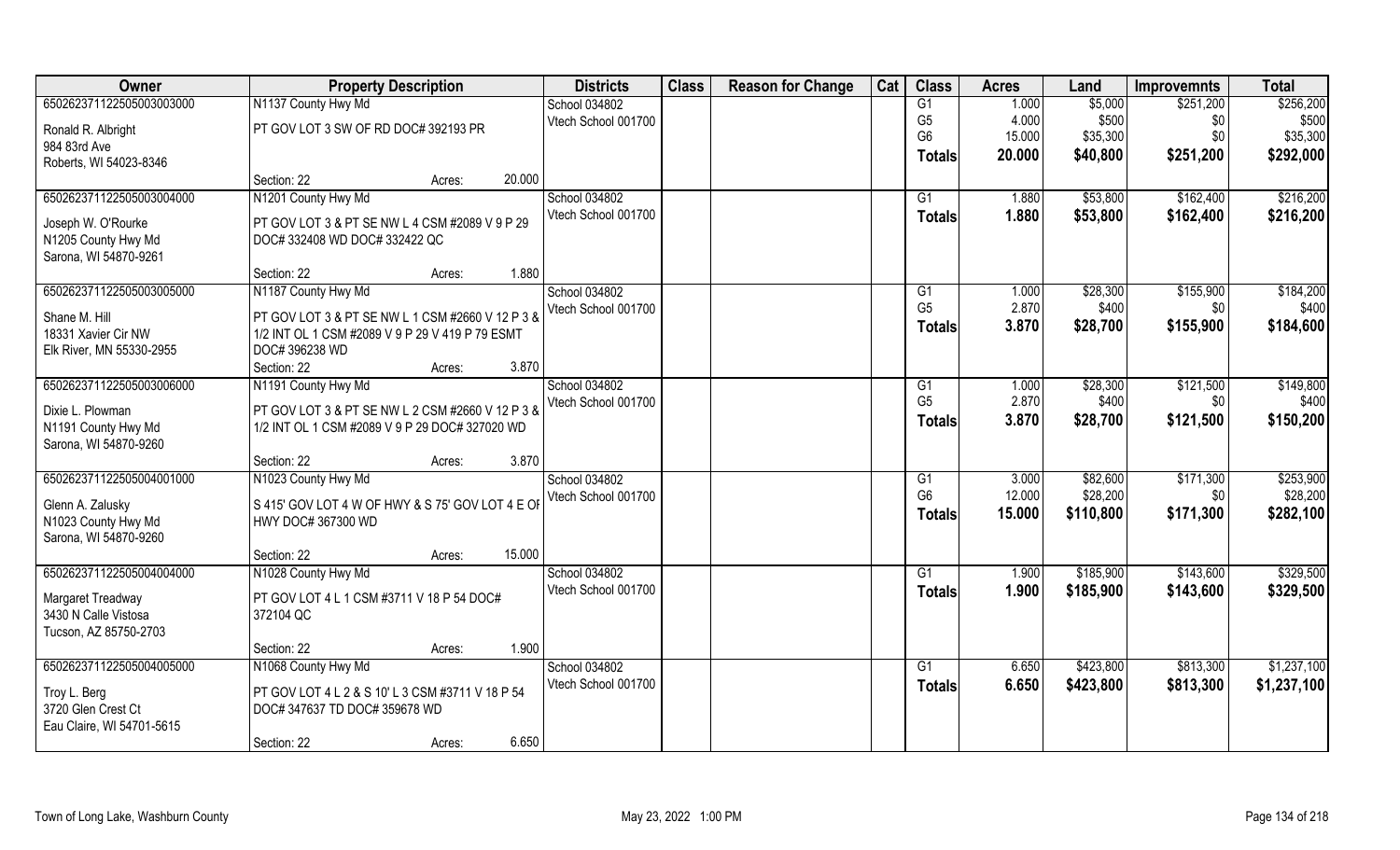| Owner | Property Description | | Districts | Class | Reason for Change | Cat | Class | Acres | Land | Improvemnts | Total |
|---|---|---|---|---|---|---|---|---|---|---|---|
| 650262371122505003003000 | N1137 County Hwy Md | | School 034802 | | | | G1 | 1.000 | $5,000 | $251,200 | $256,200 |
| Ronald R. Albright | PT GOV LOT 3 SW OF RD DOC# 392193 PR | | Vtech School 001700 | | | | G5 | 4.000 | $500 | $0 | $500 |
| 984 83rd Ave | | | | | | | G6 | 15.000 | $35,300 | $0 | $35,300 |
| Roberts, WI 54023-8346 | | | | | | | **Totals** | **20.000** | **$40,800** | **$251,200** | **$292,000** |
| | Section: 22 | Acres: 20.000 | | | | | | | | | |
| 650262371122505003004000 | N1201 County Hwy Md | | School 034802 | | | | G1 | 1.880 | $53,800 | $162,400 | $216,200 |
| Joseph W. O'Rourke | PT GOV LOT 3 & PT SE NW L 4 CSM #2089 V 9 P 29 | | Vtech School 001700 | | | | **Totals** | **1.880** | **$53,800** | **$162,400** | **$216,200** |
| N1205 County Hwy Md | DOC# 332408 WD DOC# 332422 QC | | | | | | | | | | |
| Sarona, WI 54870-9261 | | | | | | | | | | | |
| | Section: 22 | Acres: 1.880 | | | | | | | | | |
| 650262371122505003005000 | N1187 County Hwy Md | | School 034802 | | | | G1 | 1.000 | $28,300 | $155,900 | $184,200 |
| Shane M. Hill | PT GOV LOT 3 & PT SE NW L 1 CSM #2660 V 12 P 3 & | | Vtech School 001700 | | | | G5 | 2.870 | $400 | $0 | $400 |
| 18331 Xavier Cir NW | 1/2 INT OL 1 CSM #2089 V 9 P 29 V 419 P 79 ESMT | | | | | | **Totals** | **3.870** | **$28,700** | **$155,900** | **$184,600** |
| Elk River, MN 55330-2955 | DOC# 396238 WD | | | | | | | | | | |
| | Section: 22 | Acres: 3.870 | | | | | | | | | |
| 650262371122505003006000 | N1191 County Hwy Md | | School 034802 | | | | G1 | 1.000 | $28,300 | $121,500 | $149,800 |
| Dixie L. Plowman | PT GOV LOT 3 & PT SE NW L 2 CSM #2660 V 12 P 3 & | | Vtech School 001700 | | | | G5 | 2.870 | $400 | $0 | $400 |
| N1191 County Hwy Md | 1/2 INT OL 1 CSM #2089 V 9 P 29 DOC# 327020 WD | | | | | | **Totals** | **3.870** | **$28,700** | **$121,500** | **$150,200** |
| Sarona, WI 54870-9260 | | | | | | | | | | | |
| | Section: 22 | Acres: 3.870 | | | | | | | | | |
| 650262371122505004001000 | N1023 County Hwy Md | | School 034802 | | | | G1 | 3.000 | $82,600 | $171,300 | $253,900 |
| Glenn A. Zalusky | S 415' GOV LOT 4 W OF HWY & S 75' GOV LOT 4 E OF | | Vtech School 001700 | | | | G6 | 12.000 | $28,200 | $0 | $28,200 |
| N1023 County Hwy Md | HWY DOC# 367300 WD | | | | | | **Totals** | **15.000** | **$110,800** | **$171,300** | **$282,100** |
| Sarona, WI 54870-9260 | | | | | | | | | | | |
| | Section: 22 | Acres: 15.000 | | | | | | | | | |
| 650262371122505004004000 | N1028 County Hwy Md | | School 034802 | | | | G1 | 1.900 | $185,900 | $143,600 | $329,500 |
| Margaret Treadway | PT GOV LOT 4 L 1 CSM #3711 V 18 P 54 DOC# | | Vtech School 001700 | | | | **Totals** | **1.900** | **$185,900** | **$143,600** | **$329,500** |
| 3430 N Calle Vistosa | 372104 QC | | | | | | | | | | |
| Tucson, AZ 85750-2703 | | | | | | | | | | | |
| | Section: 22 | Acres: 1.900 | | | | | | | | | |
| 650262371122505004005000 | N1068 County Hwy Md | | School 034802 | | | | G1 | 6.650 | $423,800 | $813,300 | $1,237,100 |
| Troy L. Berg | PT GOV LOT 4 L 2 & S 10' L 3 CSM #3711 V 18 P 54 | | Vtech School 001700 | | | | **Totals** | **6.650** | **$423,800** | **$813,300** | **$1,237,100** |
| 3720 Glen Crest Ct | DOC# 347637 TD DOC# 359678 WD | | | | | | | | | | |
| Eau Claire, WI 54701-5615 | | | | | | | | | | | |
| | Section: 22 | Acres: 6.650 | | | | | | | | | |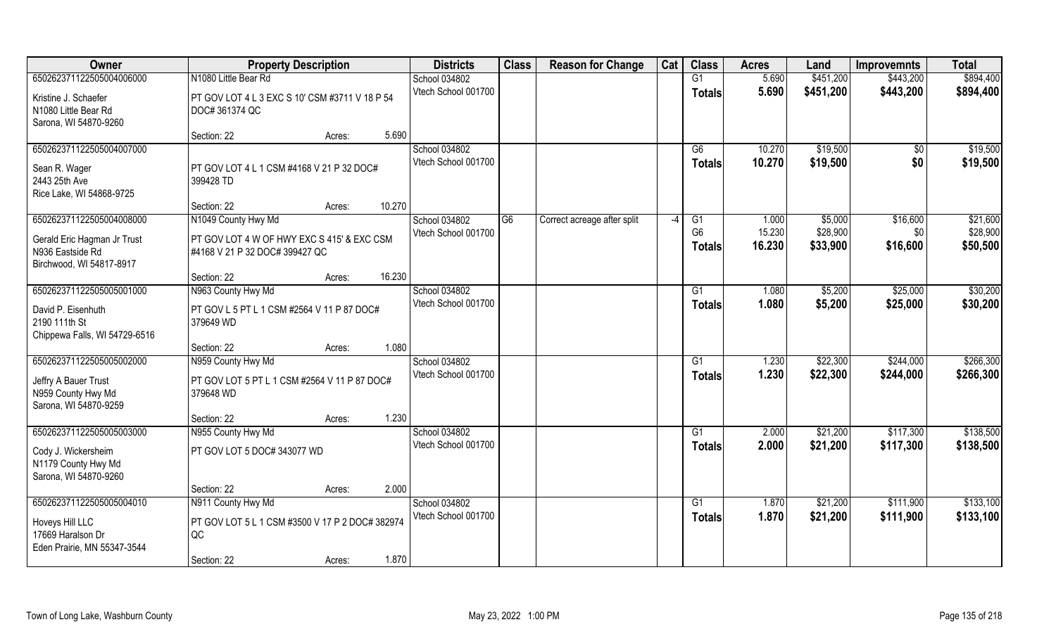| Owner | Property Description | | | Districts | Class | Reason for Change | Cat | Class | Acres | Land | Improvemnts | Total |
|---|---|---|---|---|---|---|---|---|---|---|---|---|
| 65026237112250500400600 0 | N1080 Little Bear Rd | | | School 034802 | | | | G1 | 5.690 | $451,200 | $443,200 | $894,400 |
| Kristine J. Schaefer<br>N1080 Little Bear Rd<br>Sarona, WI 54870-9260 | PT GOV LOT 4 L 3 EXC S 10' CSM #3711 V 18 P 54 DOC# 361374 QC | | | Vtech School 001700 | | | | **Totals** | **5.690** | **$451,200** | **$443,200** | **$894,400** |
| | Section: 22 | Acres: | 5.690 | | | | | | | | | |
| 650262371122505004007000 | | | | School 034802 | | | | G6 | 10.270 | $19,500 | $0 | $19,500 |
| Sean R. Wager<br>2443 25th Ave<br>Rice Lake, WI 54868-9725 | PT GOV LOT 4 L 1 CSM #4168 V 21 P 32 DOC# 399428 TD | | | Vtech School 001700 | | | | **Totals** | **10.270** | **$19,500** | **$0** | **$19,500** |
| | Section: 22 | Acres: | 10.270 | | | | | | | | | |
| 650262371122505004008000 | N1049 County Hwy Md | | | School 034802 | G6 | Correct acreage after split | -4 | G1 | 1.000 | $5,000 | $16,600 | $21,600 |
| Gerald Eric Hagman Jr Trust<br>N936 Eastside Rd<br>Birchwood, WI 54817-8917 | PT GOV LOT 4 W OF HWY EXC S 415' & EXC CSM #4168 V 21 P 32 DOC# 399427 QC | | | Vtech School 001700 | | | | G6 | 15.230 | $28,900 | $0 | $28,900 |
| | | | | | | | | **Totals** | **16.230** | **$33,900** | **$16,600** | **$50,500** |
| | Section: 22 | Acres: | 16.230 | | | | | | | | | |
| 650262371122505005001000 | N963 County Hwy Md | | | School 034802 | | | | G1 | 1.080 | $5,200 | $25,000 | $30,200 |
| David P. Eisenhuth<br>2190 111th St<br>Chippewa Falls, WI 54729-6516 | PT GOV L 5 PT L 1 CSM #2564 V 11 P 87 DOC# 379649 WD | | | Vtech School 001700 | | | | **Totals** | **1.080** | **$5,200** | **$25,000** | **$30,200** |
| | Section: 22 | Acres: | 1.080 | | | | | | | | | |
| 650262371122505005002000 | N959 County Hwy Md | | | School 034802 | | | | G1 | 1.230 | $22,300 | $244,000 | $266,300 |
| Jeffry A Bauer Trust<br>N959 County Hwy Md<br>Sarona, WI 54870-9259 | PT GOV LOT 5 PT L 1 CSM #2564 V 11 P 87 DOC# 379648 WD | | | Vtech School 001700 | | | | **Totals** | **1.230** | **$22,300** | **$244,000** | **$266,300** |
| | Section: 22 | Acres: | 1.230 | | | | | | | | | |
| 650262371122505005003000 | N955 County Hwy Md | | | School 034802 | | | | G1 | 2.000 | $21,200 | $117,300 | $138,500 |
| Cody J. Wickersheim<br>N1179 County Hwy Md<br>Sarona, WI 54870-9260 | PT GOV LOT 5 DOC# 343077 WD | | | Vtech School 001700 | | | | **Totals** | **2.000** | **$21,200** | **$117,300** | **$138,500** |
| | Section: 22 | Acres: | 2.000 | | | | | | | | | |
| 650262371122505005004010 | N911 County Hwy Md | | | School 034802 | | | | G1 | 1.870 | $21,200 | $111,900 | $133,100 |
| Hoveys Hill LLC<br>17669 Haralson Dr<br>Eden Prairie, MN 55347-3544 | PT GOV LOT 5 L 1 CSM #3500 V 17 P 2 DOC# 382974 QC | | | Vtech School 001700 | | | | **Totals** | **1.870** | **$21,200** | **$111,900** | **$133,100** |
| | Section: 22 | Acres: | 1.870 | | | | | | | | | |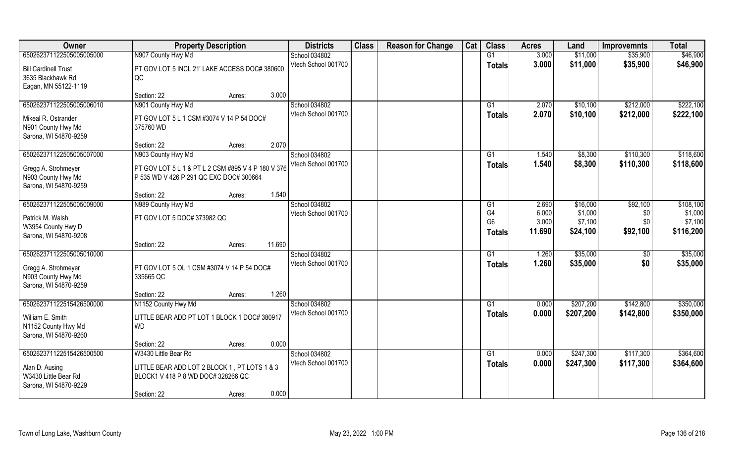| Owner | Property Description | | | Districts | Class | Reason for Change | Cat | Class | Acres | Land | Improvemnts | Total |
|---|---|---|---|---|---|---|---|---|---|---|---|---|
| 650262371122505005005000 | N907 County Hwy Md | | | School 034802 | | | | G1 | 3.000 | $11,000 | $35,900 | $46,900 |
| Bill Cardinell Trust<br>3635 Blackhawk Rd<br>Eagan, MN 55122-1119 | PT GOV LOT 5 INCL 21' LAKE ACCESS DOC# 380600 QC | | | Vtech School 001700 | | | | Totals | 3.000 | $11,000 | $35,900 | $46,900 |
| | Section: 22 | Acres: | 3.000 | | | | | | | | | |
| 650262371122505005006010 | N901 County Hwy Md | | | School 034802 | | | | G1 | 2.070 | $10,100 | $212,000 | $222,100 |
| Mikeal R. Ostrander<br>N901 County Hwy Md<br>Sarona, WI 54870-9259 | PT GOV LOT 5 L 1 CSM #3074 V 14 P 54 DOC# 375760 WD | | | Vtech School 001700 | | | | Totals | 2.070 | $10,100 | $212,000 | $222,100 |
| | Section: 22 | Acres: | 2.070 | | | | | | | | | |
| 650262371122505005007000 | N903 County Hwy Md | | | School 034802 | | | | G1 | 1.540 | $8,300 | $110,300 | $118,600 |
| Gregg A. Strohmeyer<br>N903 County Hwy Md<br>Sarona, WI 54870-9259 | PT GOV LOT 5 L 1 & PT L 2 CSM #895 V 4 P 180 V 376 P 535 WD V 426 P 291 QC EXC DOC# 300664 | | | Vtech School 001700 | | | | Totals | 1.540 | $8,300 | $110,300 | $118,600 |
| | Section: 22 | Acres: | 1.540 | | | | | | | | | |
| 650262371122505005009000 | N989 County Hwy Md | | | School 034802 | | | | G1 | 2.690 | $16,000 | $92,100 | $108,100 |
| Patrick M. Walsh<br>W3954 County Hwy D<br>Sarona, WI 54870-9208 | PT GOV LOT 5 DOC# 373982 QC | | | Vtech School 001700 | | | | G4 | 6.000 | $1,000 | $0 | $1,000 |
| | | | | | | | | G6 | 3.000 | $7,100 | $0 | $7,100 |
| | | | | | | | | Totals | 11.690 | $24,100 | $92,100 | $116,200 |
| | Section: 22 | Acres: | 11.690 | | | | | | | | | |
| 650262371122505005010000 | | | | School 034802 | | | | G1 | 1.260 | $35,000 | $0 | $35,000 |
| Gregg A. Strohmeyer<br>N903 County Hwy Md<br>Sarona, WI 54870-9259 | PT GOV LOT 5 OL 1 CSM #3074 V 14 P 54 DOC# 335665 QC | | | Vtech School 001700 | | | | Totals | 1.260 | $35,000 | $0 | $35,000 |
| | Section: 22 | Acres: | 1.260 | | | | | | | | | |
| 650262371122515426500000 | N1152 County Hwy Md | | | School 034802 | | | | G1 | 0.000 | $207,200 | $142,800 | $350,000 |
| William E. Smith<br>N1152 County Hwy Md<br>Sarona, WI 54870-9260 | LITTLE BEAR ADD PT LOT 1 BLOCK 1 DOC# 380917 WD | | | Vtech School 001700 | | | | Totals | 0.000 | $207,200 | $142,800 | $350,000 |
| | Section: 22 | Acres: | 0.000 | | | | | | | | | |
| 650262371122515426500500 | W3430 Little Bear Rd | | | School 034802 | | | | G1 | 0.000 | $247,300 | $117,300 | $364,600 |
| Alan D. Ausing<br>W3430 Little Bear Rd<br>Sarona, WI 54870-9229 | LITTLE BEAR ADD LOT 2 BLOCK 1 , PT LOTS 1 & 3 BLOCK1 V 418 P 8 WD DOC# 328266 QC | | | Vtech School 001700 | | | | Totals | 0.000 | $247,300 | $117,300 | $364,600 |
| | Section: 22 | Acres: | 0.000 | | | | | | | | | |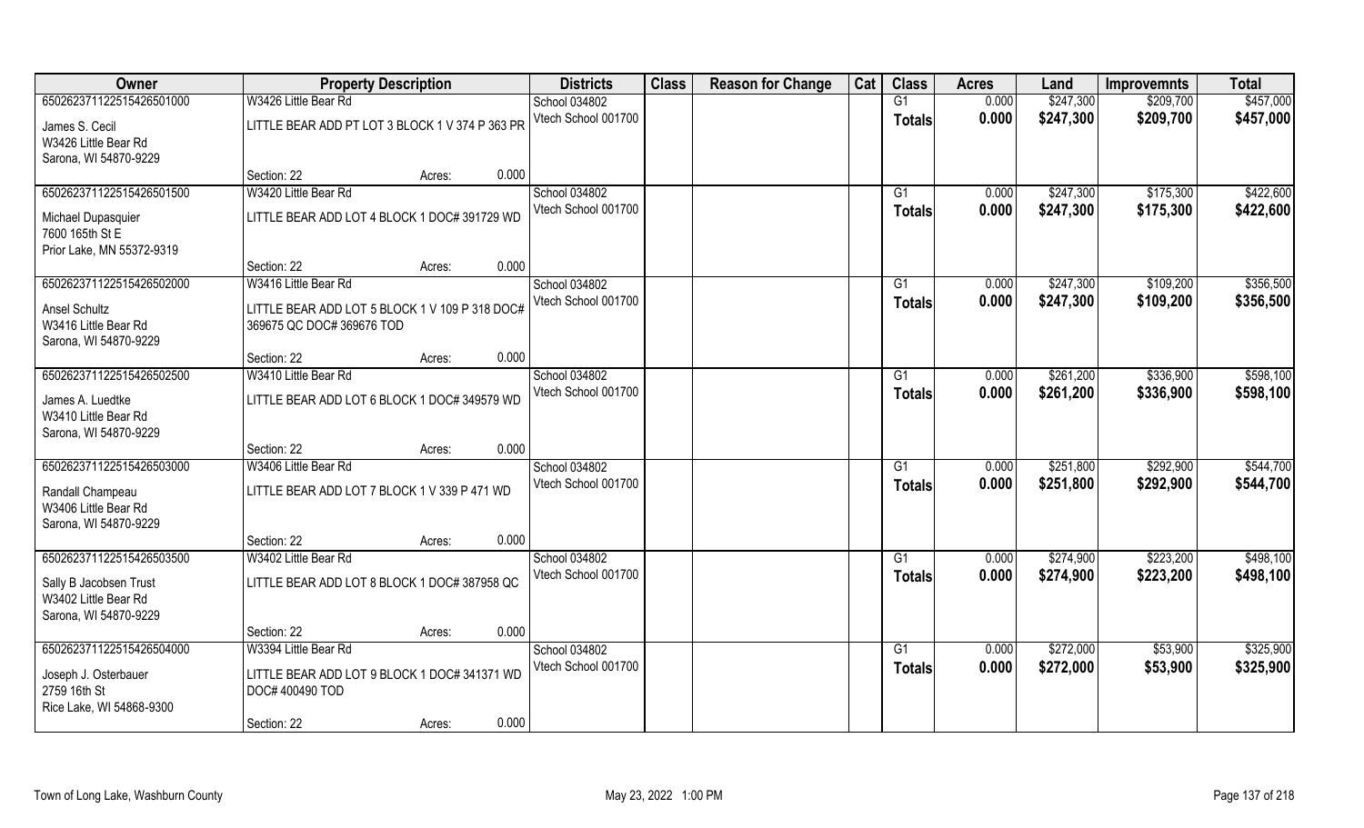| Owner | Property Description | | | Districts | Class | Reason for Change | Cat | Class | Acres | Land | Improvemnts | Total |
|---|---|---|---|---|---|---|---|---|---|---|---|---|
| 65026237112251542650100 | W3426 Little Bear Rd | | | School 034802 | | | | G1 | 0.000 | $247,300 | $209,700 | $457,000 |
| James S. Cecil<br>W3426 Little Bear Rd<br>Sarona, WI 54870-9229 | LITTLE BEAR ADD PT LOT 3 BLOCK 1 V 374 P 363 PR | | | Vtech School 001700 | | | | Totals | 0.000 | $247,300 | $209,700 | $457,000 |
| | Section: 22 | Acres: | 0.000 | | | | | | | | | |
| 65026237112251542650150 | W3420 Little Bear Rd | | | School 034802 | | | | G1 | 0.000 | $247,300 | $175,300 | $422,600 |
| Michael Dupasquier<br>7600 165th St E<br>Prior Lake, MN 55372-9319 | LITTLE BEAR ADD LOT 4 BLOCK 1 DOC# 391729 WD | | | Vtech School 001700 | | | | Totals | 0.000 | $247,300 | $175,300 | $422,600 |
| | Section: 22 | Acres: | 0.000 | | | | | | | | | |
| 65026237112251542650200 | W3416 Little Bear Rd | | | School 034802 | | | | G1 | 0.000 | $247,300 | $109,200 | $356,500 |
| Ansel Schultz<br>W3416 Little Bear Rd<br>Sarona, WI 54870-9229 | LITTLE BEAR ADD LOT 5 BLOCK 1 V 109 P 318 DOC# 369675 QC DOC# 369676 TOD | | | Vtech School 001700 | | | | Totals | 0.000 | $247,300 | $109,200 | $356,500 |
| | Section: 22 | Acres: | 0.000 | | | | | | | | | |
| 65026237112251542650250 | W3410 Little Bear Rd | | | School 034802 | | | | G1 | 0.000 | $261,200 | $336,900 | $598,100 |
| James A. Luedtke<br>W3410 Little Bear Rd<br>Sarona, WI 54870-9229 | LITTLE BEAR ADD LOT 6 BLOCK 1 DOC# 349579 WD | | | Vtech School 001700 | | | | Totals | 0.000 | $261,200 | $336,900 | $598,100 |
| | Section: 22 | Acres: | 0.000 | | | | | | | | | |
| 65026237112251542650300 | W3406 Little Bear Rd | | | School 034802 | | | | G1 | 0.000 | $251,800 | $292,900 | $544,700 |
| Randall Champeau<br>W3406 Little Bear Rd<br>Sarona, WI 54870-9229 | LITTLE BEAR ADD LOT 7 BLOCK 1 V 339 P 471 WD | | | Vtech School 001700 | | | | Totals | 0.000 | $251,800 | $292,900 | $544,700 |
| | Section: 22 | Acres: | 0.000 | | | | | | | | | |
| 65026237112251542650350 | W3402 Little Bear Rd | | | School 034802 | | | | G1 | 0.000 | $274,900 | $223,200 | $498,100 |
| Sally B Jacobsen Trust<br>W3402 Little Bear Rd<br>Sarona, WI 54870-9229 | LITTLE BEAR ADD LOT 8 BLOCK 1 DOC# 387958 QC | | | Vtech School 001700 | | | | Totals | 0.000 | $274,900 | $223,200 | $498,100 |
| | Section: 22 | Acres: | 0.000 | | | | | | | | | |
| 65026237112251542650400 | W3394 Little Bear Rd | | | School 034802 | | | | G1 | 0.000 | $272,000 | $53,900 | $325,900 |
| Joseph J. Osterbauer<br>2759 16th St<br>Rice Lake, WI 54868-9300 | LITTLE BEAR ADD LOT 9 BLOCK 1 DOC# 341371 WD DOC# 400490 TOD | | | Vtech School 001700 | | | | Totals | 0.000 | $272,000 | $53,900 | $325,900 |
| | Section: 22 | Acres: | 0.000 | | | | | | | | | |

Town of Long Lake, Washburn County May 23, 2022 1:00 PM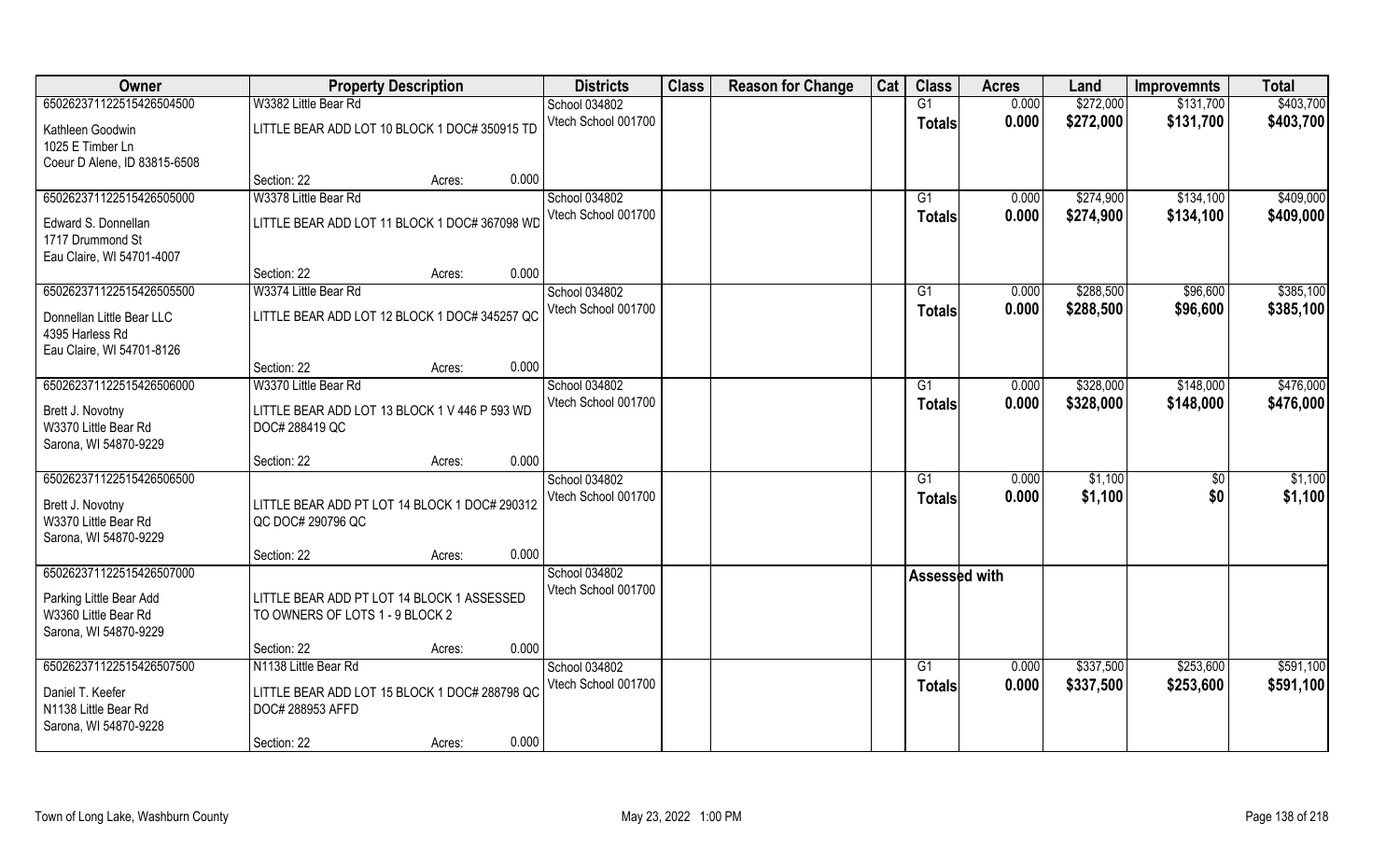| Owner | Property Description | Districts | Class | Reason for Change | Cat | Class | Acres | Land | Improvemnts | Total |
|---|---|---|---|---|---|---|---|---|---|---|
| 650262371122515426504500 | W3382 Little Bear Rd | School 034802 | | | | G1 | 0.000 | $272,000 | $131,700 | $403,700 |
| Kathleen Goodwin<br>1025 E Timber Ln<br>Coeur D Alene, ID 83815-6508 | LITTLE BEAR ADD LOT 10 BLOCK 1 DOC# 350915 TD | Vtech School 001700 | | | | **Totals** | **0.000** | **$272,000** | **$131,700** | **$403,700** |
| | Section: 22 Acres: 0.000 | | | | | | | | | |
| 650262371122515426505000 | W3378 Little Bear Rd | School 034802 | | | | G1 | 0.000 | $274,900 | $134,100 | $409,000 |
| Edward S. Donnellan<br>1717 Drummond St<br>Eau Claire, WI 54701-4007 | LITTLE BEAR ADD LOT 11 BLOCK 1 DOC# 367098 WD | Vtech School 001700 | | | | **Totals** | **0.000** | **$274,900** | **$134,100** | **$409,000** |
| | Section: 22 Acres: 0.000 | | | | | | | | | |
| 650262371122515426505500 | W3374 Little Bear Rd | School 034802 | | | | G1 | 0.000 | $288,500 | $96,600 | $385,100 |
| Donnellan Little Bear LLC<br>4395 Harless Rd<br>Eau Claire, WI 54701-8126 | LITTLE BEAR ADD LOT 12 BLOCK 1 DOC# 345257 QC | Vtech School 001700 | | | | **Totals** | **0.000** | **$288,500** | **$96,600** | **$385,100** |
| | Section: 22 Acres: 0.000 | | | | | | | | | |
| 650262371122515426506000 | W3370 Little Bear Rd | School 034802 | | | | G1 | 0.000 | $328,000 | $148,000 | $476,000 |
| Brett J. Novotny<br>W3370 Little Bear Rd<br>Sarona, WI 54870-9229 | LITTLE BEAR ADD LOT 13 BLOCK 1 V 446 P 593 WD DOC# 288419 QC | Vtech School 001700 | | | | **Totals** | **0.000** | **$328,000** | **$148,000** | **$476,000** |
| | Section: 22 Acres: 0.000 | | | | | | | | | |
| 650262371122515426506500 | | School 034802 | | | | G1 | 0.000 | $1,100 | $0 | $1,100 |
| Brett J. Novotny<br>W3370 Little Bear Rd<br>Sarona, WI 54870-9229 | LITTLE BEAR ADD PT LOT 14 BLOCK 1 DOC# 290312 QC DOC# 290796 QC | Vtech School 001700 | | | | **Totals** | **0.000** | **$1,100** | **$0** | **$1,100** |
| | Section: 22 Acres: 0.000 | | | | | | | | | |
| 650262371122515426507000 | | School 034802 | | | | **Assessed with** | | | | |
| Parking Little Bear Add<br>W3360 Little Bear Rd<br>Sarona, WI 54870-9229 | LITTLE BEAR ADD PT LOT 14 BLOCK 1 ASSESSED TO OWNERS OF LOTS 1 - 9 BLOCK 2 | Vtech School 001700 | | | | | | | | |
| | Section: 22 Acres: 0.000 | | | | | | | | | |
| 650262371122515426507500 | N1138 Little Bear Rd | School 034802 | | | | G1 | 0.000 | $337,500 | $253,600 | $591,100 |
| Daniel T. Keefer<br>N1138 Little Bear Rd<br>Sarona, WI 54870-9228 | LITTLE BEAR ADD LOT 15 BLOCK 1 DOC# 288798 QC DOC# 288953 AFFD | Vtech School 001700 | | | | **Totals** | **0.000** | **$337,500** | **$253,600** | **$591,100** |
| | Section: 22 Acres: 0.000 | | | | | | | | | |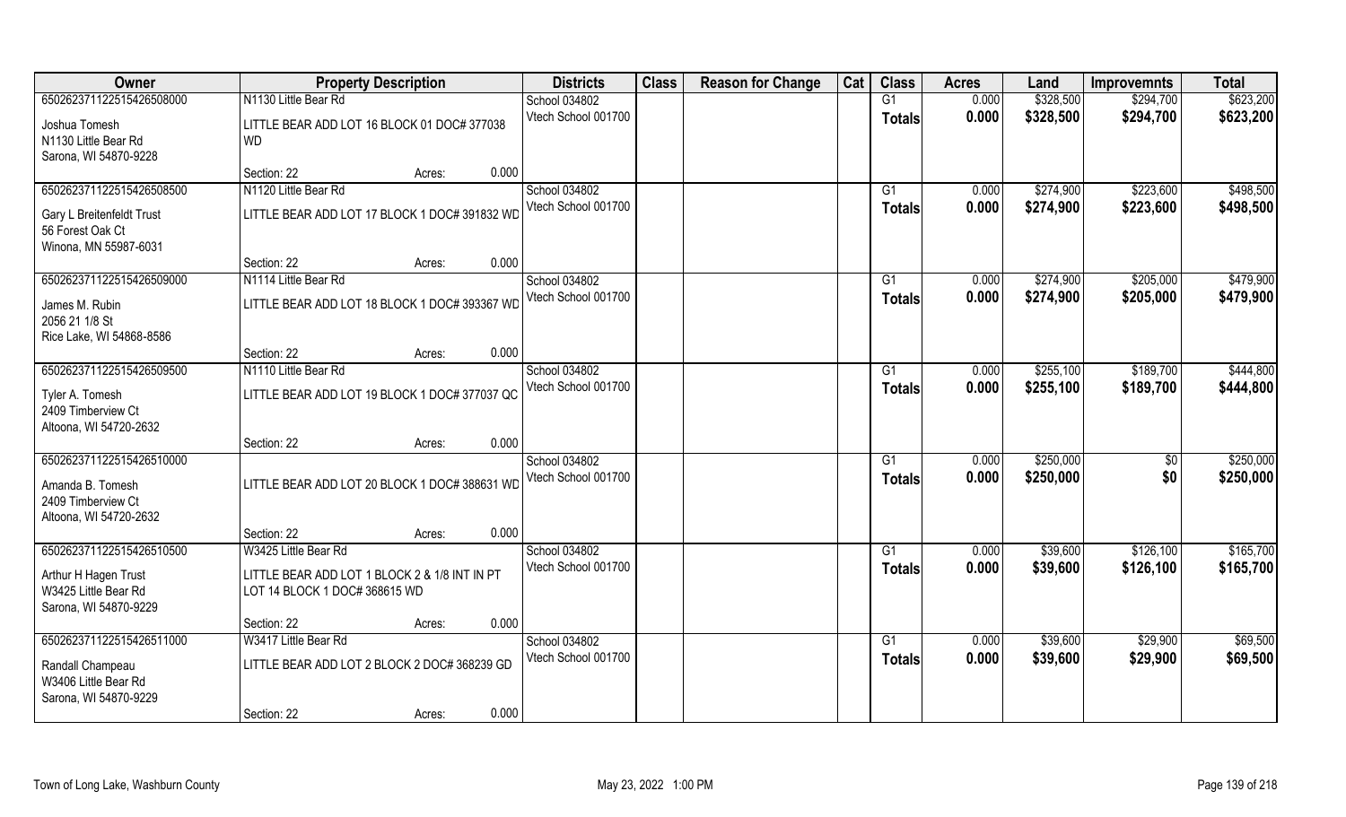| Owner | Property Description | | | Districts | Class | Reason for Change | Cat | Class | Acres | Land | Improvemnts | Total |
|---|---|---|---|---|---|---|---|---|---|---|---|---|
| 650262371122515426508000 | N1130 Little Bear Rd | | | School 034802 | | | | G1 | 0.000 | $328,500 | $294,700 | $623,200 |
| Joshua Tomesh<br>N1130 Little Bear Rd<br>Sarona, WI 54870-9228 | LITTLE BEAR ADD LOT 16 BLOCK 01 DOC# 377038 WD | | | Vtech School 001700 | | | | Totals | 0.000 | $328,500 | $294,700 | $623,200 |
| | Section: 22 | Acres: | 0.000 | | | | | | | | | |
| 650262371122515426508500 | N1120 Little Bear Rd | | | School 034802 | | | | G1 | 0.000 | $274,900 | $223,600 | $498,500 |
| Gary L Breitenfeldt Trust<br>56 Forest Oak Ct<br>Winona, MN 55987-6031 | LITTLE BEAR ADD LOT 17 BLOCK 1 DOC# 391832 WD | | | Vtech School 001700 | | | | Totals | 0.000 | $274,900 | $223,600 | $498,500 |
| | Section: 22 | Acres: | 0.000 | | | | | | | | | |
| 650262371122515426509000 | N1114 Little Bear Rd | | | School 034802 | | | | G1 | 0.000 | $274,900 | $205,000 | $479,900 |
| James M. Rubin<br>2056 21 1/8 St<br>Rice Lake, WI 54868-8586 | LITTLE BEAR ADD LOT 18 BLOCK 1 DOC# 393367 WD | | | Vtech School 001700 | | | | Totals | 0.000 | $274,900 | $205,000 | $479,900 |
| | Section: 22 | Acres: | 0.000 | | | | | | | | | |
| 650262371122515426509500 | N1110 Little Bear Rd | | | School 034802 | | | | G1 | 0.000 | $255,100 | $189,700 | $444,800 |
| Tyler A. Tomesh<br>2409 Timberview Ct<br>Altoona, WI 54720-2632 | LITTLE BEAR ADD LOT 19 BLOCK 1 DOC# 377037 QC | | | Vtech School 001700 | | | | Totals | 0.000 | $255,100 | $189,700 | $444,800 |
| | Section: 22 | Acres: | 0.000 | | | | | | | | | |
| 650262371122515426510000 | | | | School 034802 | | | | G1 | 0.000 | $250,000 | $0 | $250,000 |
| Amanda B. Tomesh<br>2409 Timberview Ct<br>Altoona, WI 54720-2632 | LITTLE BEAR ADD LOT 20 BLOCK 1 DOC# 388631 WD | | | Vtech School 001700 | | | | Totals | 0.000 | $250,000 | $0 | $250,000 |
| | Section: 22 | Acres: | 0.000 | | | | | | | | | |
| 650262371122515426510500 | W3425 Little Bear Rd | | | School 034802 | | | | G1 | 0.000 | $39,600 | $126,100 | $165,700 |
| Arthur H Hagen Trust<br>W3425 Little Bear Rd<br>Sarona, WI 54870-9229 | LITTLE BEAR ADD LOT 1 BLOCK 2 & 1/8 INT IN PT LOT 14 BLOCK 1 DOC# 368615 WD | | | Vtech School 001700 | | | | Totals | 0.000 | $39,600 | $126,100 | $165,700 |
| | Section: 22 | Acres: | 0.000 | | | | | | | | | |
| 650262371122515426511000 | W3417 Little Bear Rd | | | School 034802 | | | | G1 | 0.000 | $39,600 | $29,900 | $69,500 |
| Randall Champeau<br>W3406 Little Bear Rd<br>Sarona, WI 54870-9229 | LITTLE BEAR ADD LOT 2 BLOCK 2 DOC# 368239 GD | | | Vtech School 001700 | | | | Totals | 0.000 | $39,600 | $29,900 | $69,500 |
| | Section: 22 | Acres: | 0.000 | | | | | | | | | |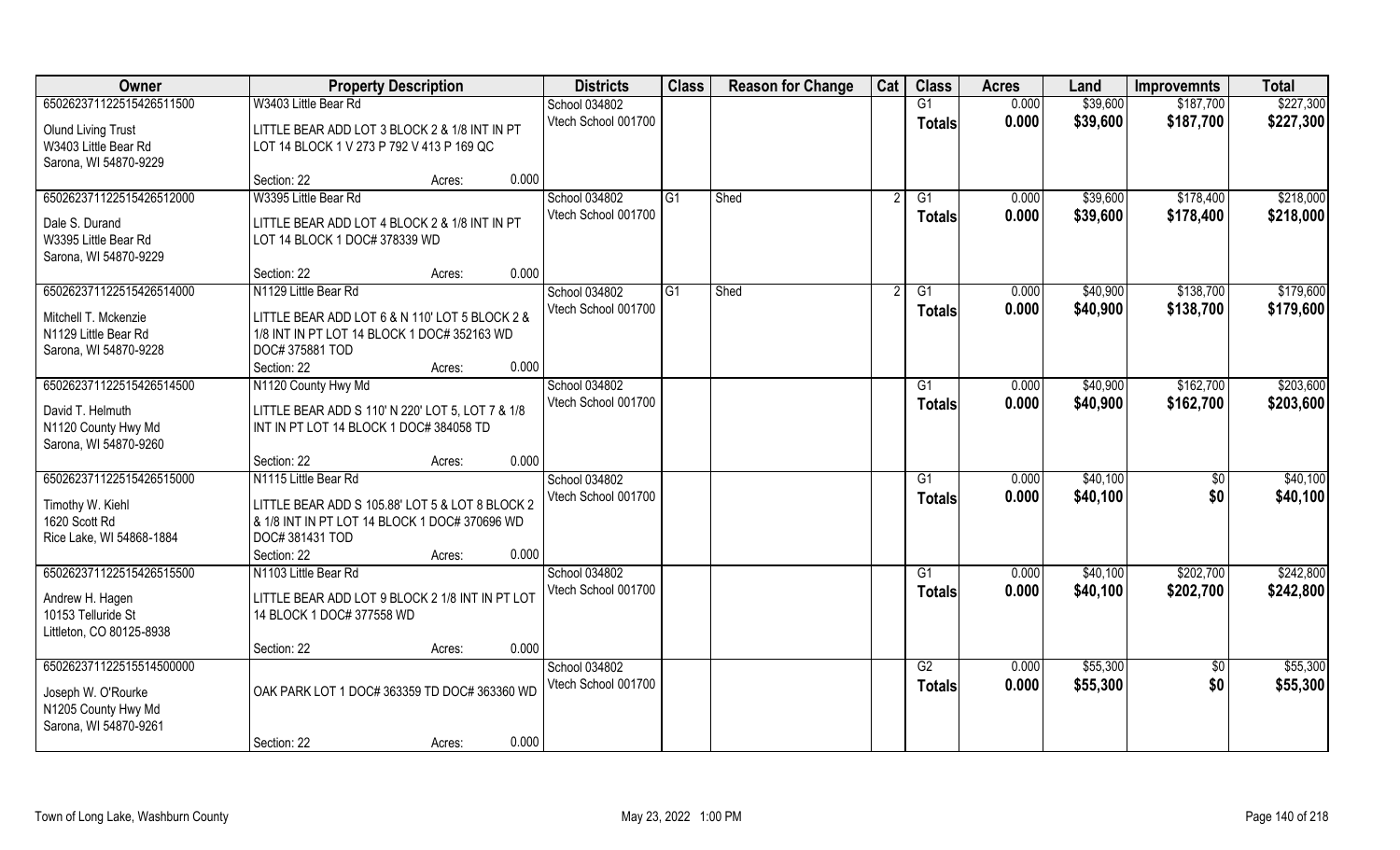| Owner | Property Description | | Districts | Class | Reason for Change | Cat | Class | Acres | Land | Improvemnts | Total |
|---|---|---|---|---|---|---|---|---|---|---|---|
| 650262371122515426511500 | W3403 Little Bear Rd | | School 034802 | | | | G1 | 0.000 | $39,600 | $187,700 | $227,300 |
| Olund Living Trust<br>W3403 Little Bear Rd<br>Sarona, WI 54870-9229 | LITTLE BEAR ADD LOT 3 BLOCK 2 & 1/8 INT IN PT LOT 14 BLOCK 1 V 273 P 792 V 413 P 169 QC | | Vtech School 001700 | | | | Totals | 0.000 | $39,600 | $187,700 | $227,300 |
| | Section: 22 | Acres: 0.000 | | | | | | | | | |
| 650262371122515426512000 | W3395 Little Bear Rd | | School 034802 | G1 | Shed | 2 | G1 | 0.000 | $39,600 | $178,400 | $218,000 |
| Dale S. Durand<br>W3395 Little Bear Rd<br>Sarona, WI 54870-9229 | LITTLE BEAR ADD LOT 4 BLOCK 2 & 1/8 INT IN PT LOT 14 BLOCK 1 DOC# 378339 WD | | Vtech School 001700 | | | | Totals | 0.000 | $39,600 | $178,400 | $218,000 |
| | Section: 22 | Acres: 0.000 | | | | | | | | | |
| 650262371122515426514000 | N1129 Little Bear Rd | | School 034802 | G1 | Shed | 2 | G1 | 0.000 | $40,900 | $138,700 | $179,600 |
| Mitchell T. Mckenzie<br>N1129 Little Bear Rd<br>Sarona, WI 54870-9228 | LITTLE BEAR ADD LOT 6 & N 110' LOT 5 BLOCK 2 & 1/8 INT IN PT LOT 14 BLOCK 1 DOC# 352163 WD DOC# 375881 TOD | | Vtech School 001700 | | | | Totals | 0.000 | $40,900 | $138,700 | $179,600 |
| | Section: 22 | Acres: 0.000 | | | | | | | | | |
| 650262371122515426514500 | N1120 County Hwy Md | | School 034802 | | | | G1 | 0.000 | $40,900 | $162,700 | $203,600 |
| David T. Helmuth<br>N1120 County Hwy Md<br>Sarona, WI 54870-9260 | LITTLE BEAR ADD S 110' N 220' LOT 5, LOT 7 & 1/8 INT IN PT LOT 14 BLOCK 1 DOC# 384058 TD | | Vtech School 001700 | | | | Totals | 0.000 | $40,900 | $162,700 | $203,600 |
| | Section: 22 | Acres: 0.000 | | | | | | | | | |
| 650262371122515426515000 | N1115 Little Bear Rd | | School 034802 | | | | G1 | 0.000 | $40,100 | $0 | $40,100 |
| Timothy W. Kiehl<br>1620 Scott Rd<br>Rice Lake, WI 54868-1884 | LITTLE BEAR ADD S 105.88' LOT 5 & LOT 8 BLOCK 2 & 1/8 INT IN PT LOT 14 BLOCK 1 DOC# 370696 WD DOC# 381431 TOD | | Vtech School 001700 | | | | Totals | 0.000 | $40,100 | $0 | $40,100 |
| | Section: 22 | Acres: 0.000 | | | | | | | | | |
| 650262371122515426515500 | N1103 Little Bear Rd | | School 034802 | | | | G1 | 0.000 | $40,100 | $202,700 | $242,800 |
| Andrew H. Hagen<br>10153 Telluride St<br>Littleton, CO 80125-8938 | LITTLE BEAR ADD LOT 9 BLOCK 2 1/8 INT IN PT LOT 14 BLOCK 1 DOC# 377558 WD | | Vtech School 001700 | | | | Totals | 0.000 | $40,100 | $202,700 | $242,800 |
| | Section: 22 | Acres: 0.000 | | | | | | | | | |
| 650262371122515514500000 | | | School 034802 | | | | G2 | 0.000 | $55,300 | $0 | $55,300 |
| Joseph W. O'Rourke<br>N1205 County Hwy Md<br>Sarona, WI 54870-9261 | OAK PARK LOT 1 DOC# 363359 TD DOC# 363360 WD | | Vtech School 001700 | | | | Totals | 0.000 | $55,300 | $0 | $55,300 |
| | Section: 22 | Acres: 0.000 | | | | | | | | | |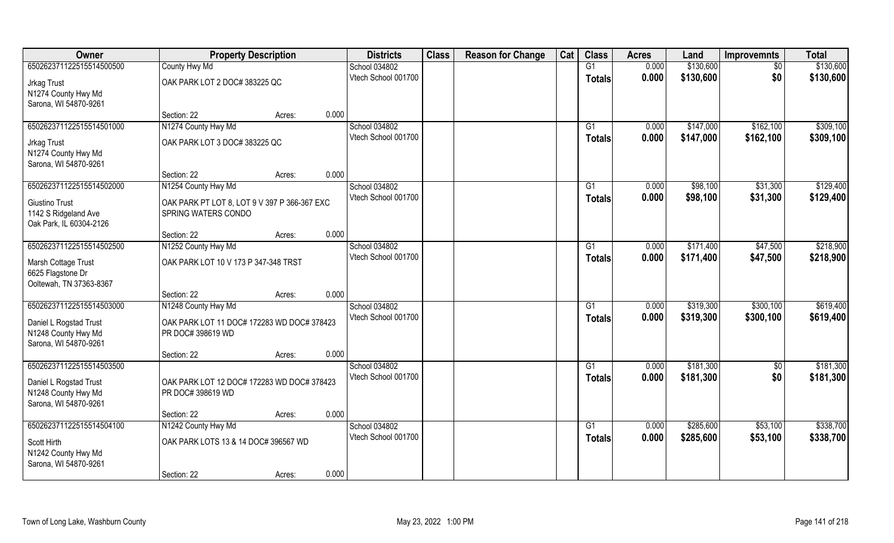| Owner | Property Description | | | Districts | Class | Reason for Change | Cat | Class | Acres | Land | Improvemnts | Total |
|---|---|---|---|---|---|---|---|---|---|---|---|---|
| 650262371122515514500500 | County Hwy Md | | | School 034802 | | | | G1 | 0.000 | $130,600 | $0 | $130,600 |
| Jrkag Trust<br>N1274 County Hwy Md<br>Sarona, WI 54870-9261 | OAK PARK LOT 2 DOC# 383225 QC | | | Vtech School 001700 | | | | Totals | 0.000 | $130,600 | $0 | $130,600 |
| | Section: 22 | Acres: | 0.000 | | | | | | | | | |
| 650262371122515514501000 | N1274 County Hwy Md | | | School 034802 | | | | G1 | 0.000 | $147,000 | $162,100 | $309,100 |
| Jrkag Trust<br>N1274 County Hwy Md<br>Sarona, WI 54870-9261 | OAK PARK LOT 3 DOC# 383225 QC | | | Vtech School 001700 | | | | Totals | 0.000 | $147,000 | $162,100 | $309,100 |
| | Section: 22 | Acres: | 0.000 | | | | | | | | | |
| 650262371122515514502000 | N1254 County Hwy Md | | | School 034802 | | | | G1 | 0.000 | $98,100 | $31,300 | $129,400 |
| Giustino Trust<br>1142 S Ridgeland Ave<br>Oak Park, IL 60304-2126 | OAK PARK PT LOT 8, LOT 9 V 397 P 366-367 EXC SPRING WATERS CONDO | | | Vtech School 001700 | | | | Totals | 0.000 | $98,100 | $31,300 | $129,400 |
| | Section: 22 | Acres: | 0.000 | | | | | | | | | |
| 650262371122515514502500 | N1252 County Hwy Md | | | School 034802 | | | | G1 | 0.000 | $171,400 | $47,500 | $218,900 |
| Marsh Cottage Trust<br>6625 Flagstone Dr<br>Ooltewah, TN 37363-8367 | OAK PARK LOT 10 V 173 P 347-348 TRST | | | Vtech School 001700 | | | | Totals | 0.000 | $171,400 | $47,500 | $218,900 |
| | Section: 22 | Acres: | 0.000 | | | | | | | | | |
| 650262371122515514503000 | N1248 County Hwy Md | | | School 034802 | | | | G1 | 0.000 | $319,300 | $300,100 | $619,400 |
| Daniel L Rogstad Trust<br>N1248 County Hwy Md<br>Sarona, WI 54870-9261 | OAK PARK LOT 11 DOC# 172283 WD DOC# 378423 PR DOC# 398619 WD | | | Vtech School 001700 | | | | Totals | 0.000 | $319,300 | $300,100 | $619,400 |
| | Section: 22 | Acres: | 0.000 | | | | | | | | | |
| 650262371122515514503500 | | | | School 034802 | | | | G1 | 0.000 | $181,300 | $0 | $181,300 |
| Daniel L Rogstad Trust<br>N1248 County Hwy Md<br>Sarona, WI 54870-9261 | OAK PARK LOT 12 DOC# 172283 WD DOC# 378423 PR DOC# 398619 WD | | | Vtech School 001700 | | | | Totals | 0.000 | $181,300 | $0 | $181,300 |
| | Section: 22 | Acres: | 0.000 | | | | | | | | | |
| 650262371122515514504100 | N1242 County Hwy Md | | | School 034802 | | | | G1 | 0.000 | $285,600 | $53,100 | $338,700 |
| Scott Hirth<br>N1242 County Hwy Md<br>Sarona, WI 54870-9261 | OAK PARK LOTS 13 & 14 DOC# 396567 WD | | | Vtech School 001700 | | | | Totals | 0.000 | $285,600 | $53,100 | $338,700 |
| | Section: 22 | Acres: | 0.000 | | | | | | | | | |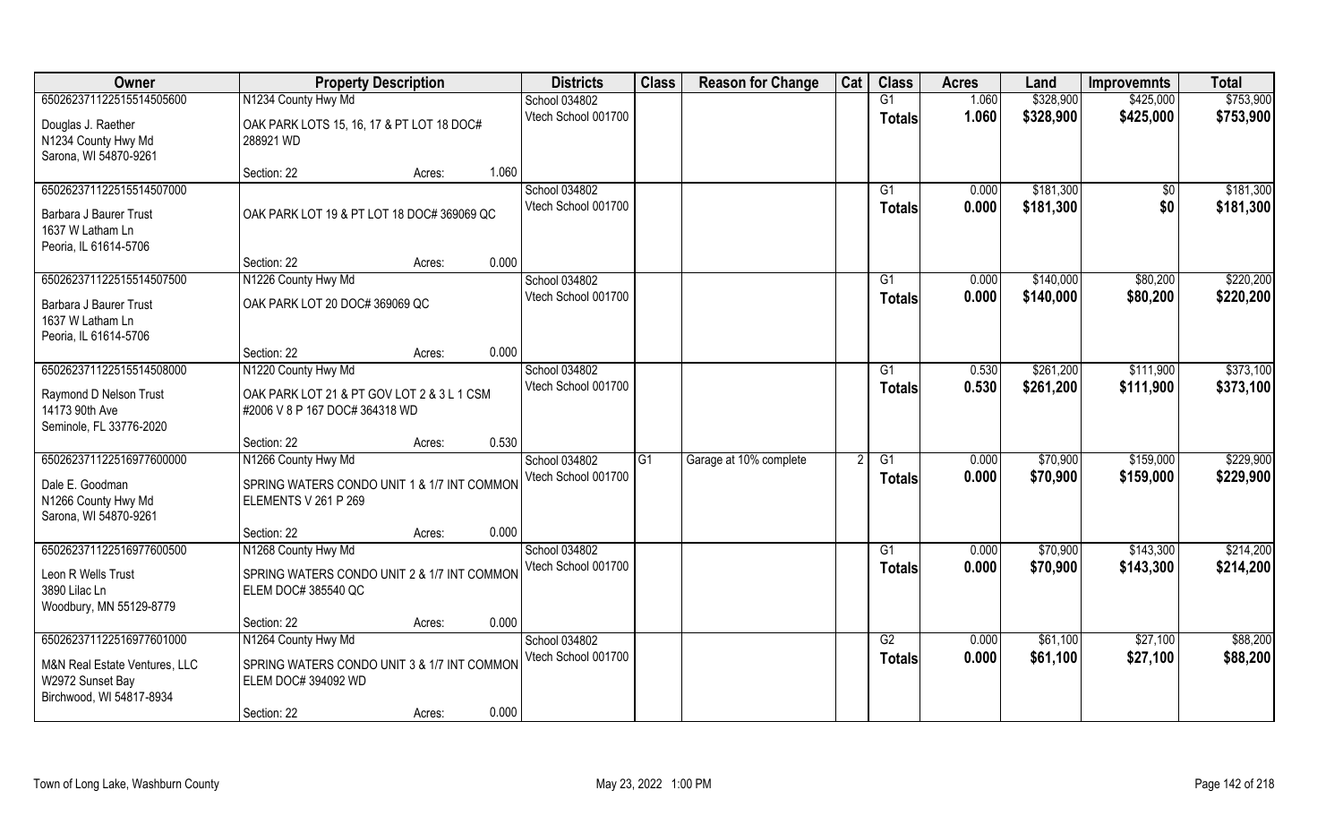| Owner | Property Description | | | Districts | Class | Reason for Change | Cat | Class | Acres | Land | Improvemnts | Total |
|---|---|---|---|---|---|---|---|---|---|---|---|---|
| 650262371122515514505600 | N1234 County Hwy Md | | | School 034802 | | | | G1 | 1.060 | $328,900 | $425,000 | $753,900 |
| Douglas J. Raether<br>N1234 County Hwy Md<br>Sarona, WI 54870-9261 | OAK PARK LOTS 15, 16, 17 & PT LOT 18 DOC# 288921 WD | | | Vtech School 001700 | | | | **Totals** | **1.060** | **$328,900** | **$425,000** | **$753,900** |
| | Section: 22 | Acres: | 1.060 | | | | | | | | | |
| 650262371122515514507000 | | | | School 034802 | | | | G1 | 0.000 | $181,300 | $0 | $181,300 |
| Barbara J Baurer Trust<br>1637 W Latham Ln<br>Peoria, IL 61614-5706 | OAK PARK LOT 19 & PT LOT 18 DOC# 369069 QC | | | Vtech School 001700 | | | | **Totals** | **0.000** | **$181,300** | **$0** | **$181,300** |
| | Section: 22 | Acres: | 0.000 | | | | | | | | | |
| 650262371122515514507500 | N1226 County Hwy Md | | | School 034802 | | | | G1 | 0.000 | $140,000 | $80,200 | $220,200 |
| Barbara J Baurer Trust<br>1637 W Latham Ln<br>Peoria, IL 61614-5706 | OAK PARK LOT 20 DOC# 369069 QC | | | Vtech School 001700 | | | | **Totals** | **0.000** | **$140,000** | **$80,200** | **$220,200** |
| | Section: 22 | Acres: | 0.000 | | | | | | | | | |
| 650262371122515514508000 | N1220 County Hwy Md | | | School 034802 | | | | G1 | 0.530 | $261,200 | $111,900 | $373,100 |
| Raymond D Nelson Trust<br>14173 90th Ave<br>Seminole, FL 33776-2020 | OAK PARK LOT 21 & PT GOV LOT 2 & 3 L 1 CSM #2006 V 8 P 167 DOC# 364318 WD | | | Vtech School 001700 | | | | **Totals** | **0.530** | **$261,200** | **$111,900** | **$373,100** |
| | Section: 22 | Acres: | 0.530 | | | | | | | | | |
| 650262371122516977600000 | N1266 County Hwy Md | | | School 034802 | G1 | Garage at 10% complete | 2 | G1 | 0.000 | $70,900 | $159,000 | $229,900 |
| Dale E. Goodman<br>N1266 County Hwy Md<br>Sarona, WI 54870-9261 | SPRING WATERS CONDO UNIT 1 & 1/7 INT COMMON ELEMENTS V 261 P 269 | | | Vtech School 001700 | | | | **Totals** | **0.000** | **$70,900** | **$159,000** | **$229,900** |
| | Section: 22 | Acres: | 0.000 | | | | | | | | | |
| 650262371122516977600500 | N1268 County Hwy Md | | | School 034802 | | | | G1 | 0.000 | $70,900 | $143,300 | $214,200 |
| Leon R Wells Trust<br>3890 Lilac Ln<br>Woodbury, MN 55129-8779 | SPRING WATERS CONDO UNIT 2 & 1/7 INT COMMON ELEM DOC# 385540 QC | | | Vtech School 001700 | | | | **Totals** | **0.000** | **$70,900** | **$143,300** | **$214,200** |
| | Section: 22 | Acres: | 0.000 | | | | | | | | | |
| 650262371122516977601000 | N1264 County Hwy Md | | | School 034802 | | | | G2 | 0.000 | $61,100 | $27,100 | $88,200 |
| M&N Real Estate Ventures, LLC<br>W2972 Sunset Bay<br>Birchwood, WI 54817-8934 | SPRING WATERS CONDO UNIT 3 & 1/7 INT COMMON ELEM DOC# 394092 WD | | | Vtech School 001700 | | | | **Totals** | **0.000** | **$61,100** | **$27,100** | **$88,200** |
| | Section: 22 | Acres: | 0.000 | | | | | | | | | |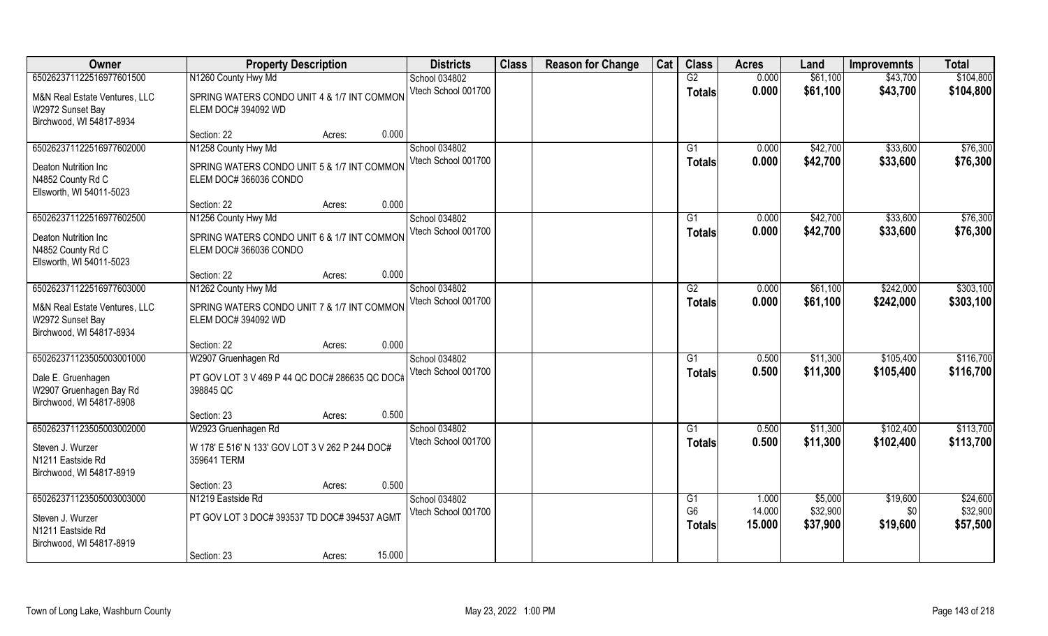| Owner | Property Description | Districts | Class | Reason for Change | Cat | Class | Acres | Land | Improvemnts | Total |
|---|---|---|---|---|---|---|---|---|---|---|
| 650262371122516977601500 | N1260 County Hwy Md | School 034802 | | | | G2 | 0.000 | $61,100 | $43,700 | $104,800 |
| M&N Real Estate Ventures, LLC<br>W2972 Sunset Bay<br>Birchwood, WI 54817-8934 | SPRING WATERS CONDO UNIT 4 & 1/7 INT COMMON ELEM DOC# 394092 WD | Vtech School 001700 | | | | **Totals** | **0.000** | **$61,100** | **$43,700** | **$104,800** |
| | Section: 22 Acres: 0.000 | | | | | | | | | |
| 650262371122516977602000 | N1258 County Hwy Md | School 034802 | | | | G1 | 0.000 | $42,700 | $33,600 | $76,300 |
| Deaton Nutrition Inc<br>N4852 County Rd C<br>Ellsworth, WI 54011-5023 | SPRING WATERS CONDO UNIT 5 & 1/7 INT COMMON ELEM DOC# 366036 CONDO | Vtech School 001700 | | | | **Totals** | **0.000** | **$42,700** | **$33,600** | **$76,300** |
| | Section: 22 Acres: 0.000 | | | | | | | | | |
| 650262371122516977602500 | N1256 County Hwy Md | School 034802 | | | | G1 | 0.000 | $42,700 | $33,600 | $76,300 |
| Deaton Nutrition Inc<br>N4852 County Rd C<br>Ellsworth, WI 54011-5023 | SPRING WATERS CONDO UNIT 6 & 1/7 INT COMMON ELEM DOC# 366036 CONDO | Vtech School 001700 | | | | **Totals** | **0.000** | **$42,700** | **$33,600** | **$76,300** |
| | Section: 22 Acres: 0.000 | | | | | | | | | |
| 650262371122516977603000 | N1262 County Hwy Md | School 034802 | | | | G2 | 0.000 | $61,100 | $242,000 | $303,100 |
| M&N Real Estate Ventures, LLC<br>W2972 Sunset Bay<br>Birchwood, WI 54817-8934 | SPRING WATERS CONDO UNIT 7 & 1/7 INT COMMON ELEM DOC# 394092 WD | Vtech School 001700 | | | | **Totals** | **0.000** | **$61,100** | **$242,000** | **$303,100** |
| | Section: 22 Acres: 0.000 | | | | | | | | | |
| 650262371123505003001000 | W2907 Gruenhagen Rd | School 034802 | | | | G1 | 0.500 | $11,300 | $105,400 | $116,700 |
| Dale E. Gruenhagen<br>W2907 Gruenhagen Bay Rd<br>Birchwood, WI 54817-8908 | PT GOV LOT 3 V 469 P 44 QC DOC# 286635 QC DOC# 398845 QC | Vtech School 001700 | | | | **Totals** | **0.500** | **$11,300** | **$105,400** | **$116,700** |
| | Section: 23 Acres: 0.500 | | | | | | | | | |
| 650262371123505003002000 | W2923 Gruenhagen Rd | School 034802 | | | | G1 | 0.500 | $11,300 | $102,400 | $113,700 |
| Steven J. Wurzer<br>N1211 Eastside Rd<br>Birchwood, WI 54817-8919 | W 178' E 516' N 133' GOV LOT 3 V 262 P 244 DOC# 359641 TERM | Vtech School 001700 | | | | **Totals** | **0.500** | **$11,300** | **$102,400** | **$113,700** |
| | Section: 23 Acres: 0.500 | | | | | | | | | |
| 650262371123505003003000 | N1219 Eastside Rd | School 034802 | | | | G1 | 1.000 | $5,000 | $19,600 | $24,600 |
| Steven J. Wurzer<br>N1211 Eastside Rd<br>Birchwood, WI 54817-8919 | PT GOV LOT 3 DOC# 393537 TD DOC# 394537 AGMT | Vtech School 001700 | | | | G6 | 14.000 | $32,900 | $0 | $32,900 |
| | | | | | | **Totals** | **15.000** | **$37,900** | **$19,600** | **$57,500** |
| | Section: 23 Acres: 15.000 | | | | | | | | | |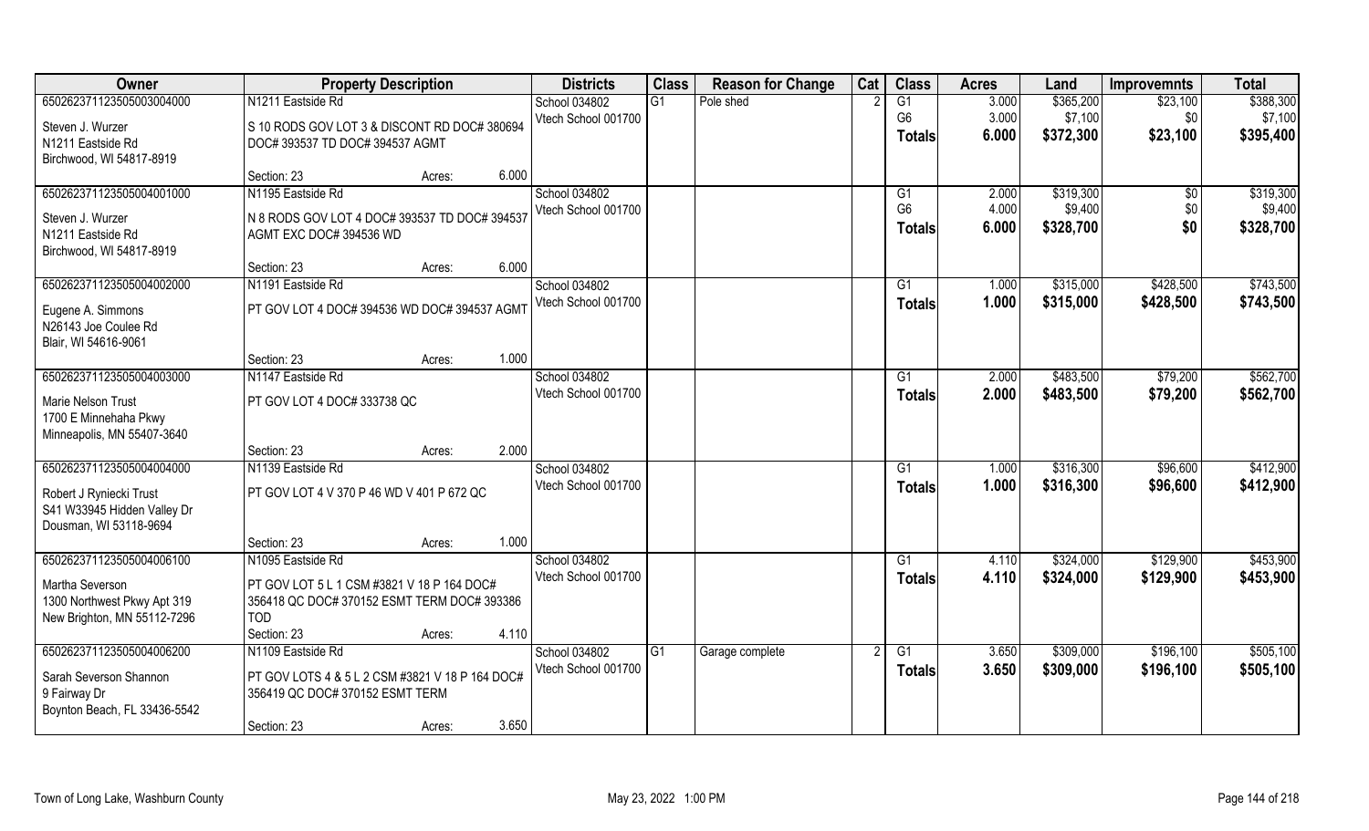| Owner | Property Description | | | Districts | Class | Reason for Change | Cat | Class | Acres | Land | Improvemnts | Total |
|---|---|---|---|---|---|---|---|---|---|---|---|---|
| 65026237112350500300400​0 | N1211 Eastside Rd | | | School 034802 | G1 | Pole shed | 2 | G1 | 3.000 | $365,200 | $23,100 | $388,300 |
| Steven J. Wurzer | S 10 RODS GOV LOT 3 & DISCONT RD DOC# 380694 DOC# 393537 TD DOC# 394537 AGMT | | | Vtech School 001700 | | | | G6 | 3.000 | $7,100 | $0 | $7,100 |
| N1211 Eastside Rd | | | | | | | | **Totals** | **6.000** | **$372,300** | **$23,100** | **$395,400** |
| Birchwood, WI 54817-8919 | | | | | | | | | | | | |
| | Section: 23 | Acres: | 6.000 | | | | | | | | | |
| 650262371123505004001000 | N1195 Eastside Rd | | | School 034802 | | | | G1 | 2.000 | $319,300 | $0 | $319,300 |
| Steven J. Wurzer | N 8 RODS GOV LOT 4 DOC# 393537 TD DOC# 394537 AGMT EXC DOC# 394536 WD | | | Vtech School 001700 | | | | G6 | 4.000 | $9,400 | $0 | $9,400 |
| N1211 Eastside Rd | | | | | | | | **Totals** | **6.000** | **$328,700** | **$0** | **$328,700** |
| Birchwood, WI 54817-8919 | | | | | | | | | | | | |
| | Section: 23 | Acres: | 6.000 | | | | | | | | | |
| 650262371123505004002000 | N1191 Eastside Rd | | | School 034802 | | | | G1 | 1.000 | $315,000 | $428,500 | $743,500 |
| Eugene A. Simmons | PT GOV LOT 4 DOC# 394536 WD DOC# 394537 AGMT | | | Vtech School 001700 | | | | **Totals** | **1.000** | **$315,000** | **$428,500** | **$743,500** |
| N26143 Joe Coulee Rd | | | | | | | | | | | | |
| Blair, WI 54616-9061 | | | | | | | | | | | | |
| | Section: 23 | Acres: | 1.000 | | | | | | | | | |
| 650262371123505004003000 | N1147 Eastside Rd | | | School 034802 | | | | G1 | 2.000 | $483,500 | $79,200 | $562,700 |
| Marie Nelson Trust | PT GOV LOT 4 DOC# 333738 QC | | | Vtech School 001700 | | | | **Totals** | **2.000** | **$483,500** | **$79,200** | **$562,700** |
| 1700 E Minnehaha Pkwy | | | | | | | | | | | | |
| Minneapolis, MN 55407-3640 | | | | | | | | | | | | |
| | Section: 23 | Acres: | 2.000 | | | | | | | | | |
| 650262371123505004004000 | N1139 Eastside Rd | | | School 034802 | | | | G1 | 1.000 | $316,300 | $96,600 | $412,900 |
| Robert J Ryniecki Trust | PT GOV LOT 4 V 370 P 46 WD V 401 P 672 QC | | | Vtech School 001700 | | | | **Totals** | **1.000** | **$316,300** | **$96,600** | **$412,900** |
| S41 W33945 Hidden Valley Dr | | | | | | | | | | | | |
| Dousman, WI 53118-9694 | | | | | | | | | | | | |
| | Section: 23 | Acres: | 1.000 | | | | | | | | | |
| 650262371123505004006100 | N1095 Eastside Rd | | | School 034802 | | | | G1 | 4.110 | $324,000 | $129,900 | $453,900 |
| Martha Severson | PT GOV LOT 5 L 1 CSM #3821 V 18 P 164 DOC# 356418 QC DOC# 370152 ESMT TERM DOC# 393386 TOD | | | Vtech School 001700 | | | | **Totals** | **4.110** | **$324,000** | **$129,900** | **$453,900** |
| 1300 Northwest Pkwy Apt 319 | | | | | | | | | | | | |
| New Brighton, MN 55112-7296 | | | | | | | | | | | | |
| | Section: 23 | Acres: | 4.110 | | | | | | | | | |
| 650262371123505004006200 | N1109 Eastside Rd | | | School 034802 | G1 | Garage complete | 2 | G1 | 3.650 | $309,000 | $196,100 | $505,100 |
| Sarah Severson Shannon | PT GOV LOTS 4 & 5 L 2 CSM #3821 V 18 P 164 DOC# 356419 QC DOC# 370152 ESMT TERM | | | Vtech School 001700 | | | | **Totals** | **3.650** | **$309,000** | **$196,100** | **$505,100** |
| 9 Fairway Dr | | | | | | | | | | | | |
| Boynton Beach, FL 33436-5542 | | | | | | | | | | | | |
| | Section: 23 | Acres: | 3.650 | | | | | | | | | |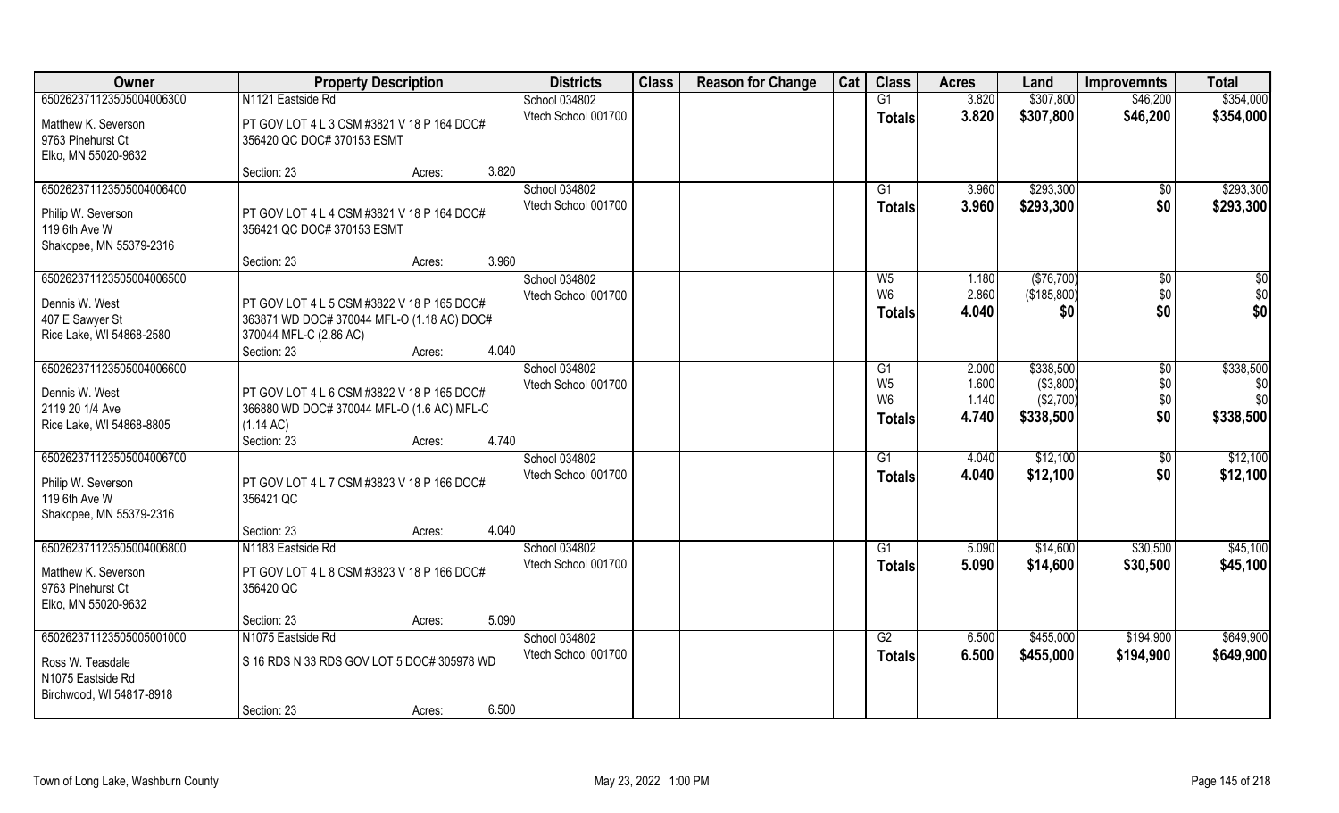| Owner | Property Description | | | Districts | Class | Reason for Change | Cat | Class | Acres | Land | Improvemnts | Total |
|---|---|---|---|---|---|---|---|---|---|---|---|---|
| 650262371123505004006300 | N1121 Eastside Rd | | | School 034802 | | | | G1 | 3.820 | $307,800 | $46,200 | $354,000 |
| Matthew K. Severson | PT GOV LOT 4 L 3 CSM #3821 V 18 P 164 DOC# | | | Vtech School 001700 | | | | **Totals** | **3.820** | **$307,800** | **$46,200** | **$354,000** |
| 9763 Pinehurst Ct | 356420 QC DOC# 370153 ESMT | | | | | | | | | | | |
| Elko, MN 55020-9632 | | | | | | | | | | | | |
| | Section: 23 | Acres: | 3.820 | | | | | | | | | |
| 650262371123505004006400 | | | | School 034802 | | | | G1 | 3.960 | $293,300 | $0 | $293,300 |
| Philip W. Severson | PT GOV LOT 4 L 4 CSM #3821 V 18 P 164 DOC# | | | Vtech School 001700 | | | | **Totals** | **3.960** | **$293,300** | **$0** | **$293,300** |
| 119 6th Ave W | 356421 QC DOC# 370153 ESMT | | | | | | | | | | | |
| Shakopee, MN 55379-2316 | | | | | | | | | | | | |
| | Section: 23 | Acres: | 3.960 | | | | | | | | | |
| 650262371123505004006500 | | | | School 034802 | | | | W5 | 1.180 | ($76,700) | $0 | $0 |
| Dennis W. West | PT GOV LOT 4 L 5 CSM #3822 V 18 P 165 DOC# | | | Vtech School 001700 | | | | W6 | 2.860 | ($185,800) | $0 | $0 |
| 407 E Sawyer St | 363871 WD DOC# 370044 MFL-O (1.18 AC) DOC# | | | | | | | **Totals** | **4.040** | **$0** | **$0** | **$0** |
| Rice Lake, WI 54868-2580 | 370044 MFL-C (2.86 AC) | | | | | | | | | | | |
| | Section: 23 | Acres: | 4.040 | | | | | | | | | |
| 650262371123505004006600 | | | | School 034802 | | | | G1 | 2.000 | $338,500 | $0 | $338,500 |
| Dennis W. West | PT GOV LOT 4 L 6 CSM #3822 V 18 P 165 DOC# | | | Vtech School 001700 | | | | W5 | 1.600 | ($3,800) | $0 | $0 |
| 2119 20 1/4 Ave | 366880 WD DOC# 370044 MFL-O (1.6 AC) MFL-C | | | | | | | W6 | 1.140 | ($2,700) | $0 | $0 |
| Rice Lake, WI 54868-8805 | (1.14 AC) | | | | | | | **Totals** | **4.740** | **$338,500** | **$0** | **$338,500** |
| | Section: 23 | Acres: | 4.740 | | | | | | | | | |
| 650262371123505004006700 | | | | School 034802 | | | | G1 | 4.040 | $12,100 | $0 | $12,100 |
| Philip W. Severson | PT GOV LOT 4 L 7 CSM #3823 V 18 P 166 DOC# | | | Vtech School 001700 | | | | **Totals** | **4.040** | **$12,100** | **$0** | **$12,100** |
| 119 6th Ave W | 356421 QC | | | | | | | | | | | |
| Shakopee, MN 55379-2316 | | | | | | | | | | | | |
| | Section: 23 | Acres: | 4.040 | | | | | | | | | |
| 650262371123505004006800 | N1183 Eastside Rd | | | School 034802 | | | | G1 | 5.090 | $14,600 | $30,500 | $45,100 |
| Matthew K. Severson | PT GOV LOT 4 L 8 CSM #3823 V 18 P 166 DOC# | | | Vtech School 001700 | | | | **Totals** | **5.090** | **$14,600** | **$30,500** | **$45,100** |
| 9763 Pinehurst Ct | 356420 QC | | | | | | | | | | | |
| Elko, MN 55020-9632 | | | | | | | | | | | | |
| | Section: 23 | Acres: | 5.090 | | | | | | | | | |
| 650262371123505005001000 | N1075 Eastside Rd | | | School 034802 | | | | G2 | 6.500 | $455,000 | $194,900 | $649,900 |
| Ross W. Teasdale | S 16 RDS N 33 RDS GOV LOT 5 DOC# 305978 WD | | | Vtech School 001700 | | | | **Totals** | **6.500** | **$455,000** | **$194,900** | **$649,900** |
| N1075 Eastside Rd | | | | | | | | | | | | |
| Birchwood, WI 54817-8918 | | | | | | | | | | | | |
| | Section: 23 | Acres: | 6.500 | | | | | | | | | |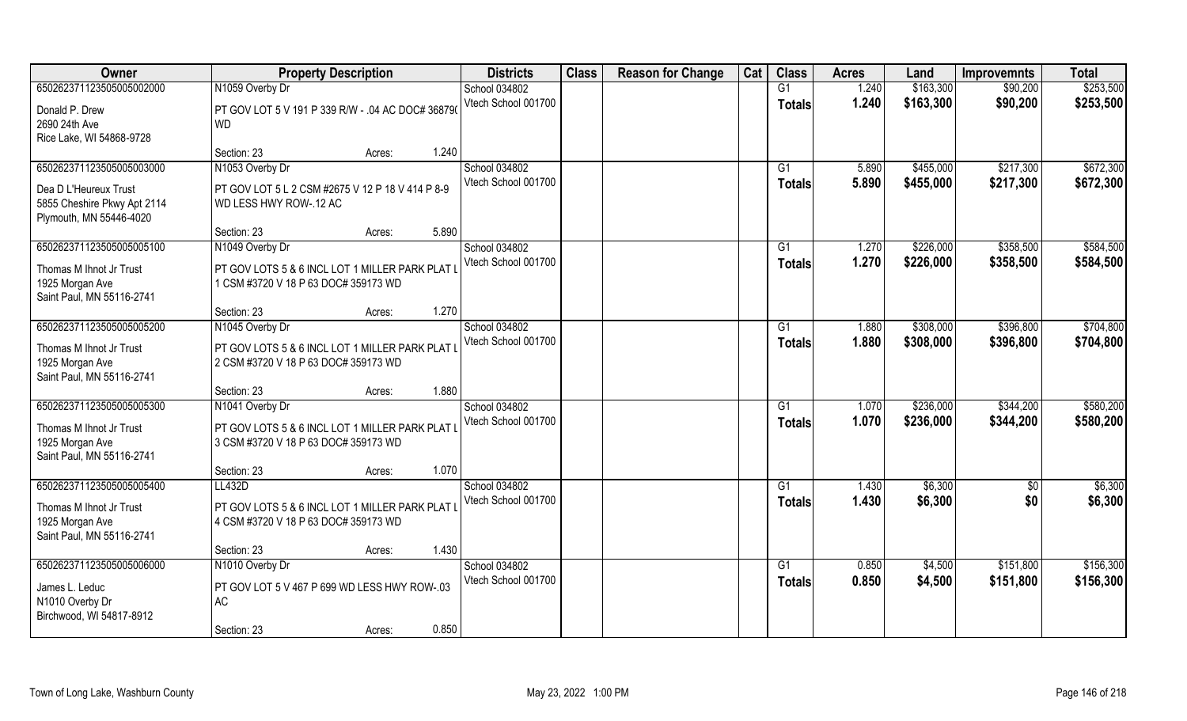| Owner | Property Description | | | Districts | Class | Reason for Change | Cat | Class | Acres | Land | Improvemnts | Total |
|---|---|---|---|---|---|---|---|---|---|---|---|---|
| 650262371123505005002000 | N1059 Overby Dr | | | School 034802 | | | | G1 | 1.240 | $163,300 | $90,200 | $253,500 |
| Donald P. Drew<br>2690 24th Ave<br>Rice Lake, WI 54868-9728 | PT GOV LOT 5 V 191 P 339 R/W - .04 AC DOC# 36879( WD | | | Vtech School 001700 | | | | Totals | 1.240 | $163,300 | $90,200 | $253,500 |
| | Section: 23 | Acres: | 1.240 | | | | | | | | | |
| 650262371123505005003000 | N1053 Overby Dr | | | School 034802 | | | | G1 | 5.890 | $455,000 | $217,300 | $672,300 |
| Dea D L'Heureux Trust<br>5855 Cheshire Pkwy Apt 2114<br>Plymouth, MN 55446-4020 | PT GOV LOT 5 L 2 CSM #2675 V 12 P 18 V 414 P 8-9 WD LESS HWY ROW-.12 AC | | | Vtech School 001700 | | | | Totals | 5.890 | $455,000 | $217,300 | $672,300 |
| | Section: 23 | Acres: | 5.890 | | | | | | | | | |
| 650262371123505005005100 | N1049 Overby Dr | | | School 034802 | | | | G1 | 1.270 | $226,000 | $358,500 | $584,500 |
| Thomas M Ihnot Jr Trust<br>1925 Morgan Ave<br>Saint Paul, MN 55116-2741 | PT GOV LOTS 5 & 6 INCL LOT 1 MILLER PARK PLAT L 1 CSM #3720 V 18 P 63 DOC# 359173 WD | | | Vtech School 001700 | | | | Totals | 1.270 | $226,000 | $358,500 | $584,500 |
| | Section: 23 | Acres: | 1.270 | | | | | | | | | |
| 650262371123505005005200 | N1045 Overby Dr | | | School 034802 | | | | G1 | 1.880 | $308,000 | $396,800 | $704,800 |
| Thomas M Ihnot Jr Trust<br>1925 Morgan Ave<br>Saint Paul, MN 55116-2741 | PT GOV LOTS 5 & 6 INCL LOT 1 MILLER PARK PLAT L 2 CSM #3720 V 18 P 63 DOC# 359173 WD | | | Vtech School 001700 | | | | Totals | 1.880 | $308,000 | $396,800 | $704,800 |
| | Section: 23 | Acres: | 1.880 | | | | | | | | | |
| 650262371123505005005300 | N1041 Overby Dr | | | School 034802 | | | | G1 | 1.070 | $236,000 | $344,200 | $580,200 |
| Thomas M Ihnot Jr Trust<br>1925 Morgan Ave<br>Saint Paul, MN 55116-2741 | PT GOV LOTS 5 & 6 INCL LOT 1 MILLER PARK PLAT L 3 CSM #3720 V 18 P 63 DOC# 359173 WD | | | Vtech School 001700 | | | | Totals | 1.070 | $236,000 | $344,200 | $580,200 |
| | Section: 23 | Acres: | 1.070 | | | | | | | | | |
| 650262371123505005005400 | LL432D | | | School 034802 | | | | G1 | 1.430 | $6,300 | $0 | $6,300 |
| Thomas M Ihnot Jr Trust<br>1925 Morgan Ave<br>Saint Paul, MN 55116-2741 | PT GOV LOTS 5 & 6 INCL LOT 1 MILLER PARK PLAT L 4 CSM #3720 V 18 P 63 DOC# 359173 WD | | | Vtech School 001700 | | | | Totals | 1.430 | $6,300 | $0 | $6,300 |
| | Section: 23 | Acres: | 1.430 | | | | | | | | | |
| 650262371123505005006000 | N1010 Overby Dr | | | School 034802 | | | | G1 | 0.850 | $4,500 | $151,800 | $156,300 |
| James L. Leduc<br>N1010 Overby Dr<br>Birchwood, WI 54817-8912 | PT GOV LOT 5 V 467 P 699 WD LESS HWY ROW-.03 AC | | | Vtech School 001700 | | | | Totals | 0.850 | $4,500 | $151,800 | $156,300 |
| | Section: 23 | Acres: | 0.850 | | | | | | | | | |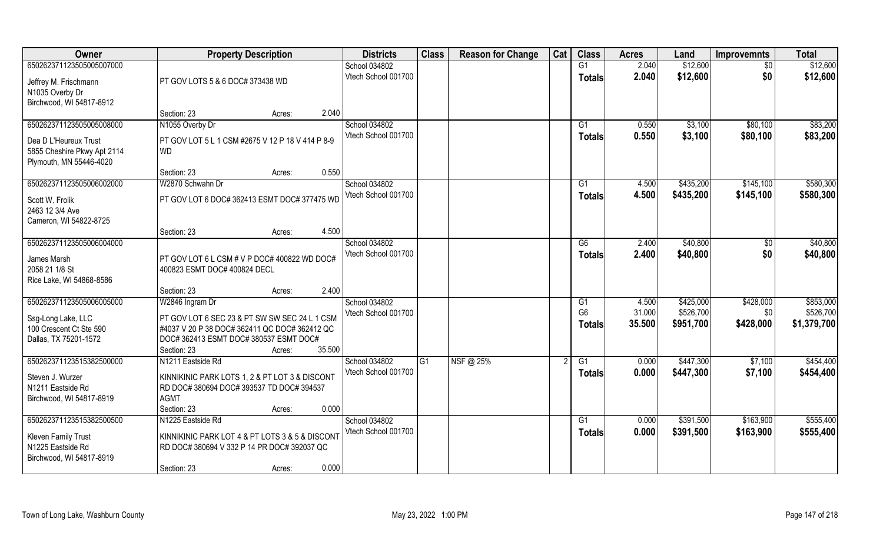| Owner | Property Description | Districts | Class | Reason for Change | Cat | Class | Acres | Land | Improvemnts | Total |
|---|---|---|---|---|---|---|---|---|---|---|
| 65026237112350505007000 | | School 034802 | | | | G1 | 2.040 | $12,600 | $0 | $12,600 |
| Jeffrey M. Frischmann<br>N1035 Overby Dr<br>Birchwood, WI 54817-8912 | PT GOV LOTS 5 & 6 DOC# 373438 WD<br>Section: 23 Acres: 2.040 | Vtech School 001700 | | | | **Totals** | **2.040** | **$12,600** | **$0** | **$12,600** |
| 65026237112350505008000 | N1055 Overby Dr | School 034802 | | | | G1 | 0.550 | $3,100 | $80,100 | $83,200 |
| Dea D L'Heureux Trust<br>5855 Cheshire Pkwy Apt 2114<br>Plymouth, MN 55446-4020 | PT GOV LOT 5 L 1 CSM #2675 V 12 P 18 V 414 P 8-9 WD<br>Section: 23 Acres: 0.550 | Vtech School 001700 | | | | **Totals** | **0.550** | **$3,100** | **$80,100** | **$83,200** |
| 65026237112350505006002000 | W2870 Schwahn Dr | School 034802 | | | | G1 | 4.500 | $435,200 | $145,100 | $580,300 |
| Scott W. Frolik<br>2463 12 3/4 Ave<br>Cameron, WI 54822-8725 | PT GOV LOT 6 DOC# 362413 ESMT DOC# 377475 WD<br>Section: 23 Acres: 4.500 | Vtech School 001700 | | | | **Totals** | **4.500** | **$435,200** | **$145,100** | **$580,300** |
| 65026237112350505006004000 | | School 034802 | | | | G6 | 2.400 | $40,800 | $0 | $40,800 |
| James Marsh<br>2058 21 1/8 St<br>Rice Lake, WI 54868-8586 | PT GOV LOT 6 L CSM # V P DOC# 400822 WD DOC# 400823 ESMT DOC# 400824 DECL<br>Section: 23 Acres: 2.400 | Vtech School 001700 | | | | **Totals** | **2.400** | **$40,800** | **$0** | **$40,800** |
| 65026237112350505006005000 | W2846 Ingram Dr | School 034802 | | | | G1 | 4.500 | $425,000 | $428,000 | $853,000 |
| Ssg-Long Lake, LLC<br>100 Crescent Ct Ste 590<br>Dallas, TX 75201-1572 | PT GOV LOT 6 SEC 23 & PT SW SW SEC 24 L 1 CSM #4037 V 20 P 38 DOC# 362411 QC DOC# 362412 QC DOC# 362413 ESMT DOC# 380537 ESMT DOC#<br>Section: 23 Acres: 35.500 | Vtech School 001700 | | | | G6 | 31.000 | $526,700 | $0 | $526,700 |
| | | | | | | **Totals** | **35.500** | **$951,700** | **$428,000** | **$1,379,700** |
| 65026237112351538250000 | N1211 Eastside Rd | School 034802 | G1 | NSF @ 25% | 2 | G1 | 0.000 | $447,300 | $7,100 | $454,400 |
| Steven J. Wurzer<br>N1211 Eastside Rd<br>Birchwood, WI 54817-8919 | KINNIKINIC PARK LOTS 1, 2 & PT LOT 3 & DISCONT RD DOC# 380694 DOC# 393537 TD DOC# 394537 AGMT<br>Section: 23 Acres: 0.000 | Vtech School 001700 | | | | **Totals** | **0.000** | **$447,300** | **$7,100** | **$454,400** |
| 65026237112351538250500 | N1225 Eastside Rd | School 034802 | | | | G1 | 0.000 | $391,500 | $163,900 | $555,400 |
| Kleven Family Trust<br>N1225 Eastside Rd<br>Birchwood, WI 54817-8919 | KINNIKINIC PARK LOT 4 & PT LOTS 3 & 5 & DISCONT RD DOC# 380694 V 332 P 14 PR DOC# 392037 QC<br>Section: 23 Acres: 0.000 | Vtech School 001700 | | | | **Totals** | **0.000** | **$391,500** | **$163,900** | **$555,400** |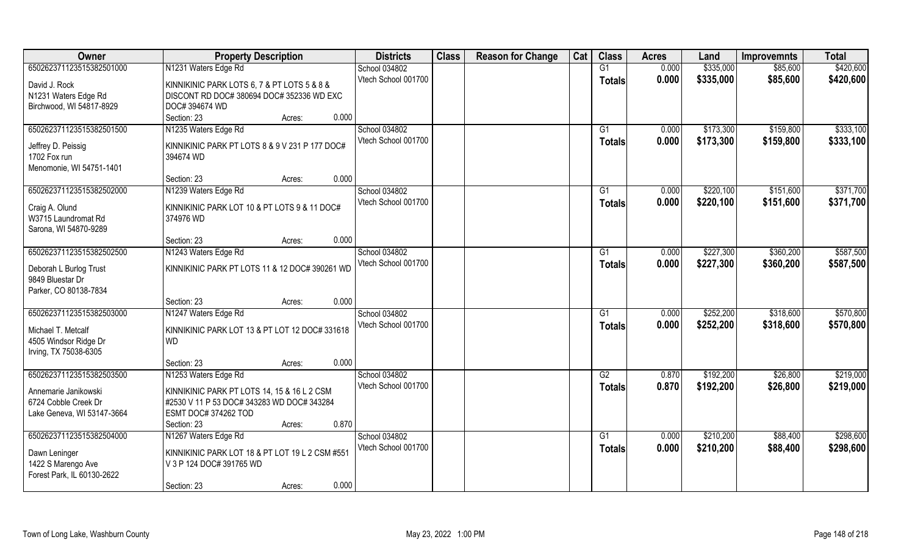| Owner | Property Description | Districts | Class | Reason for Change | Cat | Class | Acres | Land | Improvemnts | Total |
|---|---|---|---|---|---|---|---|---|---|---|
| 65026237112351538250100 | N1231 Waters Edge Rd | School 034802 | | | | G1 | 0.000 | $335,000 | $85,600 | $420,600 |
| David J. Rock<br>N1231 Waters Edge Rd<br>Birchwood, WI 54817-8929 | KINNIKINIC PARK LOTS 6, 7 & PT LOTS 5 & 8 & DISCONT RD DOC# 380694 DOC# 352336 WD EXC DOC# 394674 WD<br>Section: 23 Acres: 0.000 | Vtech School 001700 | | | | Totals | 0.000 | $335,000 | $85,600 | $420,600 |
| 65026237112351538250150 | N1235 Waters Edge Rd | School 034802 | | | | G1 | 0.000 | $173,300 | $159,800 | $333,100 |
| Jeffrey D. Peissig<br>1702 Fox run<br>Menomonie, WI 54751-1401 | KINNIKINIC PARK PT LOTS 8 & 9 V 231 P 177 DOC# 394674 WD<br>Section: 23 Acres: 0.000 | Vtech School 001700 | | | | Totals | 0.000 | $173,300 | $159,800 | $333,100 |
| 65026237112351538250200 | N1239 Waters Edge Rd | School 034802 | | | | G1 | 0.000 | $220,100 | $151,600 | $371,700 |
| Craig A. Olund<br>W3715 Laundromat Rd<br>Sarona, WI 54870-9289 | KINNIKINIC PARK LOT 10 & PT LOTS 9 & 11 DOC# 374976 WD<br>Section: 23 Acres: 0.000 | Vtech School 001700 | | | | Totals | 0.000 | $220,100 | $151,600 | $371,700 |
| 65026237112351538250250 | N1243 Waters Edge Rd | School 034802 | | | | G1 | 0.000 | $227,300 | $360,200 | $587,500 |
| Deborah L Burlog Trust<br>9849 Bluestar Dr<br>Parker, CO 80138-7834 | KINNIKINIC PARK PT LOTS 11 & 12 DOC# 390261 WD<br>Section: 23 Acres: 0.000 | Vtech School 001700 | | | | Totals | 0.000 | $227,300 | $360,200 | $587,500 |
| 65026237112351538250300 | N1247 Waters Edge Rd | School 034802 | | | | G1 | 0.000 | $252,200 | $318,600 | $570,800 |
| Michael T. Metcalf<br>4505 Windsor Ridge Dr<br>Irving, TX 75038-6305 | KINNIKINIC PARK LOT 13 & PT LOT 12 DOC# 331618 WD<br>Section: 23 Acres: 0.000 | Vtech School 001700 | | | | Totals | 0.000 | $252,200 | $318,600 | $570,800 |
| 65026237112351538250350 | N1253 Waters Edge Rd | School 034802 | | | | G2 | 0.870 | $192,200 | $26,800 | $219,000 |
| Annemarie Janikowski<br>6724 Cobble Creek Dr<br>Lake Geneva, WI 53147-3664 | KINNIKINIC PARK PT LOTS 14, 15 & 16 L 2 CSM #2530 V 11 P 53 DOC# 343283 WD DOC# 343284 ESMT DOC# 374262 TOD<br>Section: 23 Acres: 0.870 | Vtech School 001700 | | | | Totals | 0.870 | $192,200 | $26,800 | $219,000 |
| 65026237112351538250400 | N1267 Waters Edge Rd | School 034802 | | | | G1 | 0.000 | $210,200 | $88,400 | $298,600 |
| Dawn Leninger<br>1422 S Marengo Ave<br>Forest Park, IL 60130-2622 | KINNIKINIC PARK LOT 18 & PT LOT 19 L 2 CSM #551 V 3 P 124 DOC# 391765 WD<br>Section: 23 Acres: 0.000 | Vtech School 001700 | | | | Totals | 0.000 | $210,200 | $88,400 | $298,600 |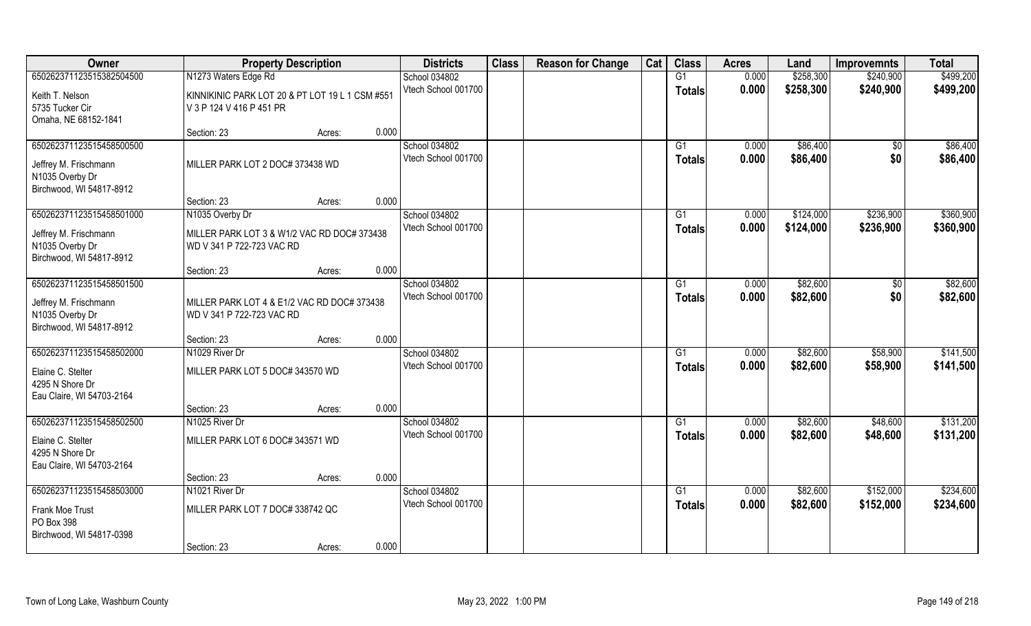| Owner | Property Description | Districts | Class | Reason for Change | Cat | Class | Acres | Land | Improvemnts | Total |
|---|---|---|---|---|---|---|---|---|---|---|
| 650262371123515382504500 | N1273 Waters Edge Rd | School 034802 | | | | G1 | 0.000 | $258,300 | $240,900 | $499,200 |
| Keith T. Nelson<br>5735 Tucker Cir<br>Omaha, NE 68152-1841 | KINNIKINIC PARK LOT 20 & PT LOT 19 L 1 CSM #551 V 3 P 124 V 416 P 451 PR | Vtech School 001700 | | | | **Totals** | **0.000** | **$258,300** | **$240,900** | **$499,200** |
| | Section: 23 Acres: 0.000 | | | | | | | | | |
| 650262371123515458500500 | | School 034802 | | | | G1 | 0.000 | $86,400 | $0 | $86,400 |
| Jeffrey M. Frischmann<br>N1035 Overby Dr<br>Birchwood, WI 54817-8912 | MILLER PARK LOT 2 DOC# 373438 WD | Vtech School 001700 | | | | **Totals** | **0.000** | **$86,400** | **$0** | **$86,400** |
| | Section: 23 Acres: 0.000 | | | | | | | | | |
| 650262371123515458501000 | N1035 Overby Dr | School 034802 | | | | G1 | 0.000 | $124,000 | $236,900 | $360,900 |
| Jeffrey M. Frischmann<br>N1035 Overby Dr<br>Birchwood, WI 54817-8912 | MILLER PARK LOT 3 & W1/2 VAC RD DOC# 373438 WD V 341 P 722-723 VAC RD | Vtech School 001700 | | | | **Totals** | **0.000** | **$124,000** | **$236,900** | **$360,900** |
| | Section: 23 Acres: 0.000 | | | | | | | | | |
| 650262371123515458501500 | | School 034802 | | | | G1 | 0.000 | $82,600 | $0 | $82,600 |
| Jeffrey M. Frischmann<br>N1035 Overby Dr<br>Birchwood, WI 54817-8912 | MILLER PARK LOT 4 & E1/2 VAC RD DOC# 373438 WD V 341 P 722-723 VAC RD | Vtech School 001700 | | | | **Totals** | **0.000** | **$82,600** | **$0** | **$82,600** |
| | Section: 23 Acres: 0.000 | | | | | | | | | |
| 650262371123515458502000 | N1029 River Dr | School 034802 | | | | G1 | 0.000 | $82,600 | $58,900 | $141,500 |
| Elaine C. Stelter<br>4295 N Shore Dr<br>Eau Claire, WI 54703-2164 | MILLER PARK LOT 5 DOC# 343570 WD | Vtech School 001700 | | | | **Totals** | **0.000** | **$82,600** | **$58,900** | **$141,500** |
| | Section: 23 Acres: 0.000 | | | | | | | | | |
| 650262371123515458502500 | N1025 River Dr | School 034802 | | | | G1 | 0.000 | $82,600 | $48,600 | $131,200 |
| Elaine C. Stelter<br>4295 N Shore Dr<br>Eau Claire, WI 54703-2164 | MILLER PARK LOT 6 DOC# 343571 WD | Vtech School 001700 | | | | **Totals** | **0.000** | **$82,600** | **$48,600** | **$131,200** |
| | Section: 23 Acres: 0.000 | | | | | | | | | |
| 650262371123515458503000 | N1021 River Dr | School 034802 | | | | G1 | 0.000 | $82,600 | $152,000 | $234,600 |
| Frank Moe Trust<br>PO Box 398<br>Birchwood, WI 54817-0398 | MILLER PARK LOT 7 DOC# 338742 QC | Vtech School 001700 | | | | **Totals** | **0.000** | **$82,600** | **$152,000** | **$234,600** |
| | Section: 23 Acres: 0.000 | | | | | | | | | |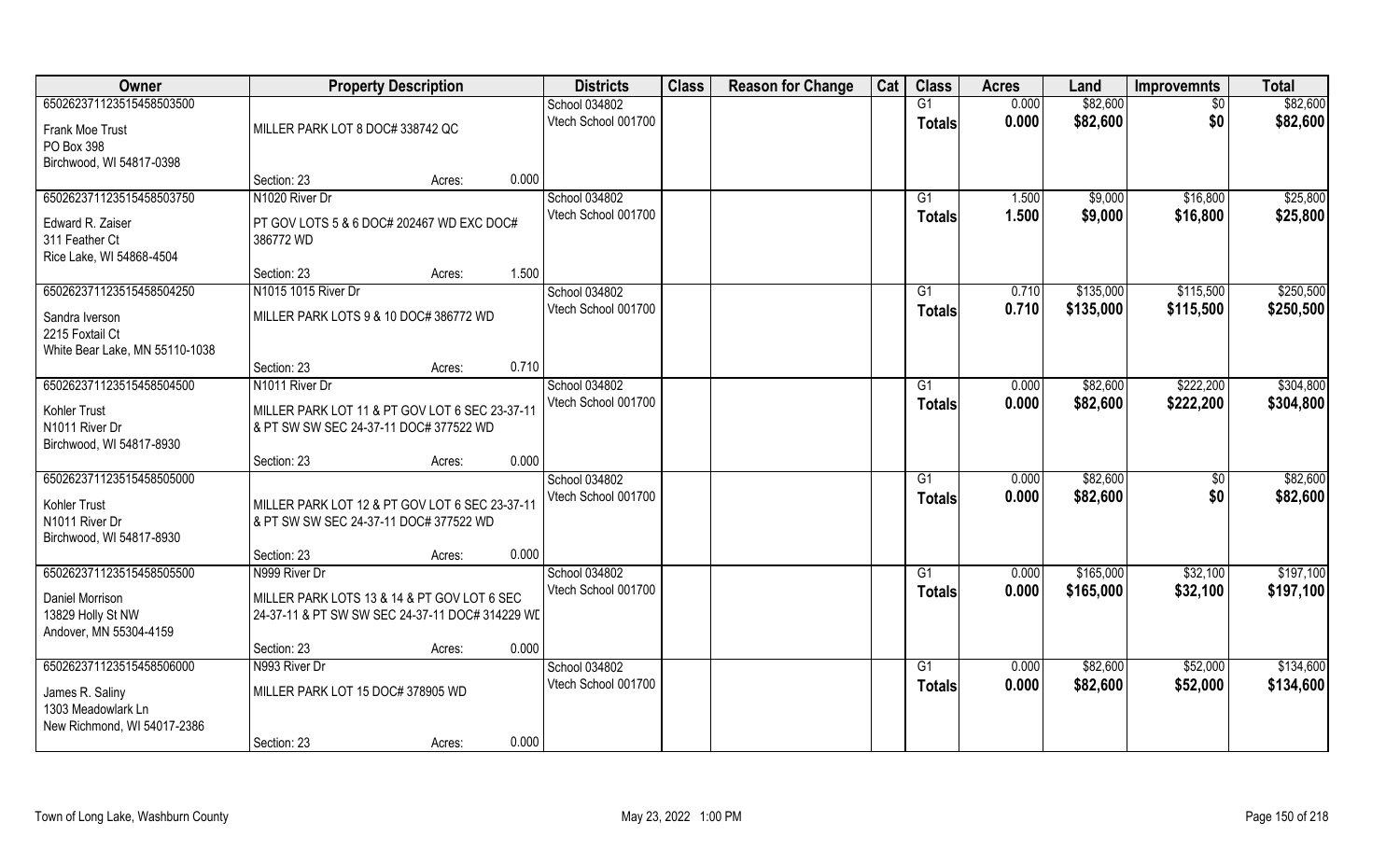| Owner | Property Description | | | Districts | Class | Reason for Change | Cat | Class | Acres | Land | Improvemnts | Total |
|---|---|---|---|---|---|---|---|---|---|---|---|---|
| 650262371123515458503500 | | | | School 034802 | | | | G1 | 0.000 | $82,600 | $0 | $82,600 |
| Frank Moe Trust<br>PO Box 398<br>Birchwood, WI 54817-0398 | MILLER PARK LOT 8 DOC# 338742 QC | | | Vtech School 001700 | | | | **Totals** | **0.000** | **$82,600** | **$0** | **$82,600** |
| | Section: 23 | Acres: | 0.000 | | | | | | | | | |
| 650262371123515458503750 | N1020 River Dr | | | School 034802 | | | | G1 | 1.500 | $9,000 | $16,800 | $25,800 |
| Edward R. Zaiser<br>311 Feather Ct<br>Rice Lake, WI 54868-4504 | PT GOV LOTS 5 & 6 DOC# 202467 WD EXC DOC# 386772 WD | | | Vtech School 001700 | | | | **Totals** | **1.500** | **$9,000** | **$16,800** | **$25,800** |
| | Section: 23 | Acres: | 1.500 | | | | | | | | | |
| 650262371123515458504250 | N1015 1015 River Dr | | | School 034802 | | | | G1 | 0.710 | $135,000 | $115,500 | $250,500 |
| Sandra Iverson<br>2215 Foxtail Ct<br>White Bear Lake, MN 55110-1038 | MILLER PARK LOTS 9 & 10 DOC# 386772 WD | | | Vtech School 001700 | | | | **Totals** | **0.710** | **$135,000** | **$115,500** | **$250,500** |
| | Section: 23 | Acres: | 0.710 | | | | | | | | | |
| 650262371123515458504500 | N1011 River Dr | | | School 034802 | | | | G1 | 0.000 | $82,600 | $222,200 | $304,800 |
| Kohler Trust<br>N1011 River Dr<br>Birchwood, WI 54817-8930 | MILLER PARK LOT 11 & PT GOV LOT 6 SEC 23-37-11 & PT SW SW SEC 24-37-11 DOC# 377522 WD | | | Vtech School 001700 | | | | **Totals** | **0.000** | **$82,600** | **$222,200** | **$304,800** |
| | Section: 23 | Acres: | 0.000 | | | | | | | | | |
| 650262371123515458505000 | | | | School 034802 | | | | G1 | 0.000 | $82,600 | $0 | $82,600 |
| Kohler Trust<br>N1011 River Dr<br>Birchwood, WI 54817-8930 | MILLER PARK LOT 12 & PT GOV LOT 6 SEC 23-37-11 & PT SW SW SEC 24-37-11 DOC# 377522 WD | | | Vtech School 001700 | | | | **Totals** | **0.000** | **$82,600** | **$0** | **$82,600** |
| | Section: 23 | Acres: | 0.000 | | | | | | | | | |
| 650262371123515458505500 | N999 River Dr | | | School 034802 | | | | G1 | 0.000 | $165,000 | $32,100 | $197,100 |
| Daniel Morrison<br>13829 Holly St NW<br>Andover, MN 55304-4159 | MILLER PARK LOTS 13 & 14 & PT GOV LOT 6 SEC 24-37-11 & PT SW SW SEC 24-37-11 DOC# 314229 WD | | | Vtech School 001700 | | | | **Totals** | **0.000** | **$165,000** | **$32,100** | **$197,100** |
| | Section: 23 | Acres: | 0.000 | | | | | | | | | |
| 650262371123515458506000 | N993 River Dr | | | School 034802 | | | | G1 | 0.000 | $82,600 | $52,000 | $134,600 |
| James R. Saliny<br>1303 Meadowlark Ln<br>New Richmond, WI 54017-2386 | MILLER PARK LOT 15 DOC# 378905 WD | | | Vtech School 001700 | | | | **Totals** | **0.000** | **$82,600** | **$52,000** | **$134,600** |
| | Section: 23 | Acres: | 0.000 | | | | | | | | | |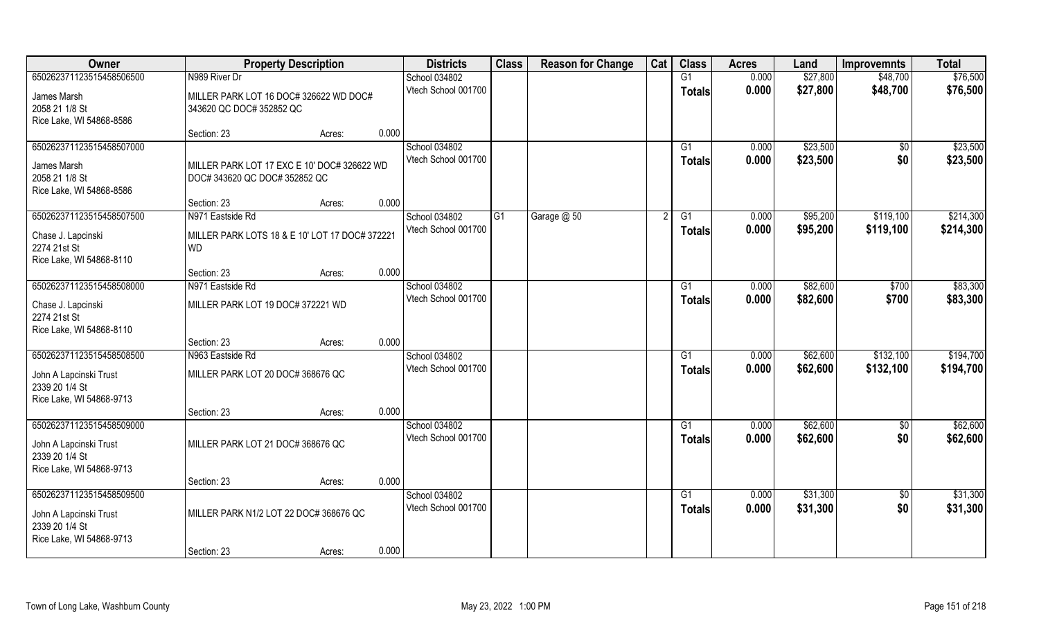| Owner | Property Description | | | Districts | Class | Reason for Change | Cat | Class | Acres | Land | Improvemnts | Total |
|---|---|---|---|---|---|---|---|---|---|---|---|---|
| 65026237112351545850650​0 | N989 River Dr | | | School 034802 | | | | G1 | 0.000 | $27,800 | $48,700 | $76,500 |
| James Marsh<br>2058 21 1/8 St<br>Rice Lake, WI 54868-8586 | MILLER PARK LOT 16 DOC# 326622 WD DOC# 343620 QC DOC# 352852 QC | | | Vtech School 001700 | | | | Totals | 0.000 | $27,800 | $48,700 | $76,500 |
| | Section: 23 | Acres: | 0.000 | | | | | | | | | |
| 650262371123515458507000 | | | | School 034802 | | | | G1 | 0.000 | $23,500 | $0 | $23,500 |
| James Marsh<br>2058 21 1/8 St<br>Rice Lake, WI 54868-8586 | MILLER PARK LOT 17 EXC E 10' DOC# 326622 WD DOC# 343620 QC DOC# 352852 QC | | | Vtech School 001700 | | | | Totals | 0.000 | $23,500 | $0 | $23,500 |
| | Section: 23 | Acres: | 0.000 | | | | | | | | | |
| 650262371123515458507500 | N971 Eastside Rd | | | School 034802 | G1 | Garage @ 50 | 2 | G1 | 0.000 | $95,200 | $119,100 | $214,300 |
| Chase J. Lapcinski<br>2274 21st St<br>Rice Lake, WI 54868-8110 | MILLER PARK LOTS 18 & E 10' LOT 17 DOC# 372221 WD | | | Vtech School 001700 | | | | Totals | 0.000 | $95,200 | $119,100 | $214,300 |
| | Section: 23 | Acres: | 0.000 | | | | | | | | | |
| 650262371123515458508000 | N971 Eastside Rd | | | School 034802 | | | | G1 | 0.000 | $82,600 | $700 | $83,300 |
| Chase J. Lapcinski<br>2274 21st St<br>Rice Lake, WI 54868-8110 | MILLER PARK LOT 19 DOC# 372221 WD | | | Vtech School 001700 | | | | Totals | 0.000 | $82,600 | $700 | $83,300 |
| | Section: 23 | Acres: | 0.000 | | | | | | | | | |
| 650262371123515458508500 | N963 Eastside Rd | | | School 034802 | | | | G1 | 0.000 | $62,600 | $132,100 | $194,700 |
| John A Lapcinski Trust<br>2339 20 1/4 St<br>Rice Lake, WI 54868-9713 | MILLER PARK LOT 20 DOC# 368676 QC | | | Vtech School 001700 | | | | Totals | 0.000 | $62,600 | $132,100 | $194,700 |
| | Section: 23 | Acres: | 0.000 | | | | | | | | | |
| 650262371123515458509000 | | | | School 034802 | | | | G1 | 0.000 | $62,600 | $0 | $62,600 |
| John A Lapcinski Trust<br>2339 20 1/4 St<br>Rice Lake, WI 54868-9713 | MILLER PARK LOT 21 DOC# 368676 QC | | | Vtech School 001700 | | | | Totals | 0.000 | $62,600 | $0 | $62,600 |
| | Section: 23 | Acres: | 0.000 | | | | | | | | | |
| 650262371123515458509500 | | | | School 034802 | | | | G1 | 0.000 | $31,300 | $0 | $31,300 |
| John A Lapcinski Trust<br>2339 20 1/4 St<br>Rice Lake, WI 54868-9713 | MILLER PARK N1/2 LOT 22 DOC# 368676 QC | | | Vtech School 001700 | | | | Totals | 0.000 | $31,300 | $0 | $31,300 |
| | Section: 23 | Acres: | 0.000 | | | | | | | | | |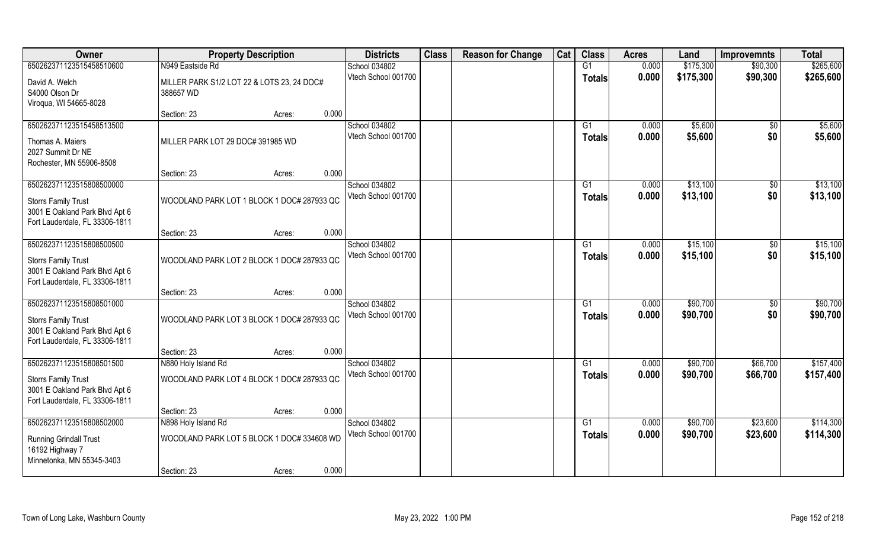| Owner | Property Description | | | Districts | Class | Reason for Change | Cat | Class | Acres | Land | Improvemnts | Total |
|---|---|---|---|---|---|---|---|---|---|---|---|---|
| 65026237112351545851060 0 | N949 Eastside Rd | | | School 034802 | | | | G1 | 0.000 | $175,300 | $90,300 | $265,600 |
| David A. Welch<br>S4000 Olson Dr<br>Viroqua, WI 54665-8028 | MILLER PARK S1/2 LOT 22 & LOTS 23, 24 DOC# 388657 WD | | | Vtech School 001700 | | | | Totals | 0.000 | $175,300 | $90,300 | $265,600 |
| | Section: 23 | Acres: | 0.000 | | | | | | | | | |
| 650262371123515458513500 | | | | School 034802 | | | | G1 | 0.000 | $5,600 | $0 | $5,600 |
| Thomas A. Maiers<br>2027 Summit Dr NE<br>Rochester, MN 55906-8508 | MILLER PARK LOT 29 DOC# 391985 WD | | | Vtech School 001700 | | | | Totals | 0.000 | $5,600 | $0 | $5,600 |
| | Section: 23 | Acres: | 0.000 | | | | | | | | | |
| 650262371123515808500000 | | | | School 034802 | | | | G1 | 0.000 | $13,100 | $0 | $13,100 |
| Storrs Family Trust<br>3001 E Oakland Park Blvd Apt 6<br>Fort Lauderdale, FL 33306-1811 | WOODLAND PARK LOT 1 BLOCK 1 DOC# 287933 QC | | | Vtech School 001700 | | | | Totals | 0.000 | $13,100 | $0 | $13,100 |
| | Section: 23 | Acres: | 0.000 | | | | | | | | | |
| 650262371123515808500500 | | | | School 034802 | | | | G1 | 0.000 | $15,100 | $0 | $15,100 |
| Storrs Family Trust<br>3001 E Oakland Park Blvd Apt 6<br>Fort Lauderdale, FL 33306-1811 | WOODLAND PARK LOT 2 BLOCK 1 DOC# 287933 QC | | | Vtech School 001700 | | | | Totals | 0.000 | $15,100 | $0 | $15,100 |
| | Section: 23 | Acres: | 0.000 | | | | | | | | | |
| 650262371123515808501000 | | | | School 034802 | | | | G1 | 0.000 | $90,700 | $0 | $90,700 |
| Storrs Family Trust<br>3001 E Oakland Park Blvd Apt 6<br>Fort Lauderdale, FL 33306-1811 | WOODLAND PARK LOT 3 BLOCK 1 DOC# 287933 QC | | | Vtech School 001700 | | | | Totals | 0.000 | $90,700 | $0 | $90,700 |
| | Section: 23 | Acres: | 0.000 | | | | | | | | | |
| 650262371123515808501500 | N880 Holy Island Rd | | | School 034802 | | | | G1 | 0.000 | $90,700 | $66,700 | $157,400 |
| Storrs Family Trust<br>3001 E Oakland Park Blvd Apt 6<br>Fort Lauderdale, FL 33306-1811 | WOODLAND PARK LOT 4 BLOCK 1 DOC# 287933 QC | | | Vtech School 001700 | | | | Totals | 0.000 | $90,700 | $66,700 | $157,400 |
| | Section: 23 | Acres: | 0.000 | | | | | | | | | |
| 650262371123515808502000 | N898 Holy Island Rd | | | School 034802 | | | | G1 | 0.000 | $90,700 | $23,600 | $114,300 |
| Running Grindall Trust<br>16192 Highway 7<br>Minnetonka, MN 55345-3403 | WOODLAND PARK LOT 5 BLOCK 1 DOC# 334608 WD | | | Vtech School 001700 | | | | Totals | 0.000 | $90,700 | $23,600 | $114,300 |
| | Section: 23 | Acres: | 0.000 | | | | | | | | | |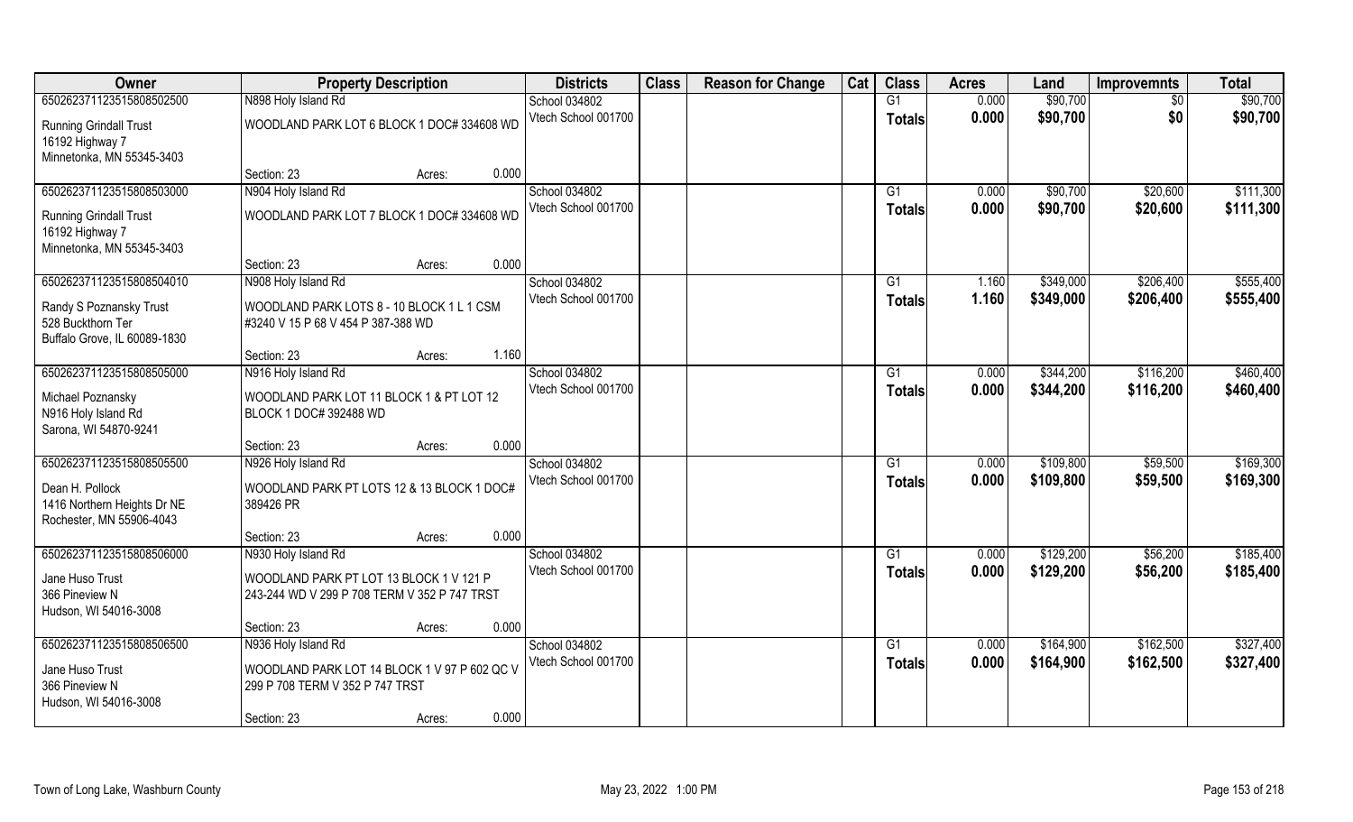| Owner | Property Description | | | Districts | Class | Reason for Change | Cat | Class | Acres | Land | Improvemnts | Total |
|---|---|---|---|---|---|---|---|---|---|---|---|---|
| 65026237112351580850​2500 | N898 Holy Island Rd | | | School 034802 | | | | G1 | 0.000 | $90,700 | $0 | $90,700 |
| Running Grindall Trust<br>16192 Highway 7<br>Minnetonka, MN 55345-3403 | WOODLAND PARK LOT 6 BLOCK 1 DOC# 334608 WD | | | Vtech School 001700 | | | | Totals | 0.000 | $90,700 | $0 | $90,700 |
| | Section: 23 | Acres: | 0.000 | | | | | | | | | |
| 650262371123515808503000 | N904 Holy Island Rd | | | School 034802 | | | | G1 | 0.000 | $90,700 | $20,600 | $111,300 |
| Running Grindall Trust<br>16192 Highway 7<br>Minnetonka, MN 55345-3403 | WOODLAND PARK LOT 7 BLOCK 1 DOC# 334608 WD | | | Vtech School 001700 | | | | Totals | 0.000 | $90,700 | $20,600 | $111,300 |
| | Section: 23 | Acres: | 0.000 | | | | | | | | | |
| 650262371123515808504010 | N908 Holy Island Rd | | | School 034802 | | | | G1 | 1.160 | $349,000 | $206,400 | $555,400 |
| Randy S Poznansky Trust<br>528 Buckthorn Ter<br>Buffalo Grove, IL 60089-1830 | WOODLAND PARK LOTS 8 - 10 BLOCK 1 L 1 CSM #3240 V 15 P 68 V 454 P 387-388 WD | | | Vtech School 001700 | | | | Totals | 1.160 | $349,000 | $206,400 | $555,400 |
| | Section: 23 | Acres: | 1.160 | | | | | | | | | |
| 650262371123515808505000 | N916 Holy Island Rd | | | School 034802 | | | | G1 | 0.000 | $344,200 | $116,200 | $460,400 |
| Michael Poznansky<br>N916 Holy Island Rd<br>Sarona, WI 54870-9241 | WOODLAND PARK LOT 11 BLOCK 1 & PT LOT 12 BLOCK 1 DOC# 392488 WD | | | Vtech School 001700 | | | | Totals | 0.000 | $344,200 | $116,200 | $460,400 |
| | Section: 23 | Acres: | 0.000 | | | | | | | | | |
| 650262371123515808505500 | N926 Holy Island Rd | | | School 034802 | | | | G1 | 0.000 | $109,800 | $59,500 | $169,300 |
| Dean H. Pollock<br>1416 Northern Heights Dr NE<br>Rochester, MN 55906-4043 | WOODLAND PARK PT LOTS 12 & 13 BLOCK 1 DOC# 389426 PR | | | Vtech School 001700 | | | | Totals | 0.000 | $109,800 | $59,500 | $169,300 |
| | Section: 23 | Acres: | 0.000 | | | | | | | | | |
| 650262371123515808506000 | N930 Holy Island Rd | | | School 034802 | | | | G1 | 0.000 | $129,200 | $56,200 | $185,400 |
| Jane Huso Trust<br>366 Pineview N<br>Hudson, WI 54016-3008 | WOODLAND PARK PT LOT 13 BLOCK 1 V 121 P 243-244 WD V 299 P 708 TERM V 352 P 747 TRST | | | Vtech School 001700 | | | | Totals | 0.000 | $129,200 | $56,200 | $185,400 |
| | Section: 23 | Acres: | 0.000 | | | | | | | | | |
| 650262371123515808506500 | N936 Holy Island Rd | | | School 034802 | | | | G1 | 0.000 | $164,900 | $162,500 | $327,400 |
| Jane Huso Trust<br>366 Pineview N<br>Hudson, WI 54016-3008 | WOODLAND PARK LOT 14 BLOCK 1 V 97 P 602 QC V 299 P 708 TERM V 352 P 747 TRST | | | Vtech School 001700 | | | | Totals | 0.000 | $164,900 | $162,500 | $327,400 |
| | Section: 23 | Acres: | 0.000 | | | | | | | | | |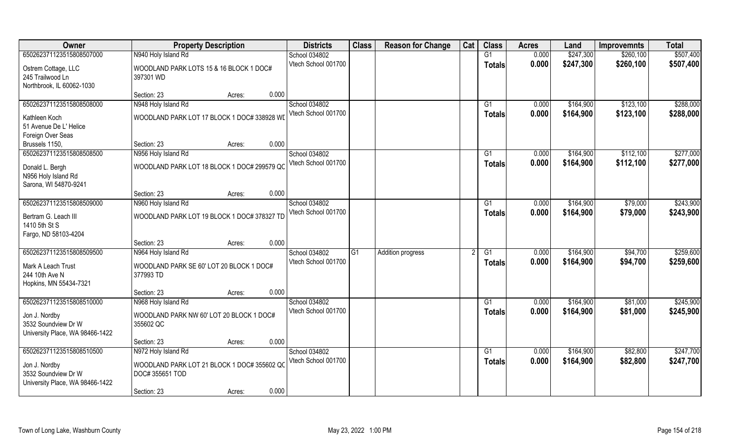| Owner | Property Description | | | Districts | Class | Reason for Change | Cat | Class | Acres | Land | Improvemnts | Total |
|---|---|---|---|---|---|---|---|---|---|---|---|---|
| 650262371123515808507000 | N940 Holy Island Rd | | | School 034802 | | | | G1 | 0.000 | $247,300 | $260,100 | $507,400 |
| Ostrem Cottage, LLC<br>245 Trailwood Ln<br>Northbrook, IL 60062-1030 | WOODLAND PARK LOTS 15 & 16 BLOCK 1 DOC# 397301 WD | | | Vtech School 001700 | | | | **Totals** | **0.000** | **$247,300** | **$260,100** | **$507,400** |
| | Section: 23 | Acres: | 0.000 | | | | | | | | | |
| 650262371123515808508000 | N948 Holy Island Rd | | | School 034802 | | | | G1 | 0.000 | $164,900 | $123,100 | $288,000 |
| Kathleen Koch<br>51 Avenue De L' Helice<br>Foreign Over Seas<br>Brussels 1150, | WOODLAND PARK LOT 17 BLOCK 1 DOC# 338928 WI | | | Vtech School 001700 | | | | **Totals** | **0.000** | **$164,900** | **$123,100** | **$288,000** |
| | Section: 23 | Acres: | 0.000 | | | | | | | | | |
| 650262371123515808508500 | N956 Holy Island Rd | | | School 034802 | | | | G1 | 0.000 | $164,900 | $112,100 | $277,000 |
| Donald L. Bergh<br>N956 Holy Island Rd<br>Sarona, WI 54870-9241 | WOODLAND PARK LOT 18 BLOCK 1 DOC# 299579 QC | | | Vtech School 001700 | | | | **Totals** | **0.000** | **$164,900** | **$112,100** | **$277,000** |
| | Section: 23 | Acres: | 0.000 | | | | | | | | | |
| 650262371123515808509000 | N960 Holy Island Rd | | | School 034802 | | | | G1 | 0.000 | $164,900 | $79,000 | $243,900 |
| Bertram G. Leach III<br>1410 5th St S<br>Fargo, ND 58103-4204 | WOODLAND PARK LOT 19 BLOCK 1 DOC# 378327 TD | | | Vtech School 001700 | | | | **Totals** | **0.000** | **$164,900** | **$79,000** | **$243,900** |
| | Section: 23 | Acres: | 0.000 | | | | | | | | | |
| 650262371123515808509500 | N964 Holy Island Rd | | | School 034802 | G1 | Addition progress | 2 | G1 | 0.000 | $164,900 | $94,700 | $259,600 |
| Mark A Leach Trust<br>244 10th Ave N<br>Hopkins, MN 55434-7321 | WOODLAND PARK SE 60' LOT 20 BLOCK 1 DOC# 377993 TD | | | Vtech School 001700 | | | | **Totals** | **0.000** | **$164,900** | **$94,700** | **$259,600** |
| | Section: 23 | Acres: | 0.000 | | | | | | | | | |
| 650262371123515808510000 | N968 Holy Island Rd | | | School 034802 | | | | G1 | 0.000 | $164,900 | $81,000 | $245,900 |
| Jon J. Nordby<br>3532 Soundview Dr W<br>University Place, WA 98466-1422 | WOODLAND PARK NW 60' LOT 20 BLOCK 1 DOC# 355602 QC | | | Vtech School 001700 | | | | **Totals** | **0.000** | **$164,900** | **$81,000** | **$245,900** |
| | Section: 23 | Acres: | 0.000 | | | | | | | | | |
| 650262371123515808510500 | N972 Holy Island Rd | | | School 034802 | | | | G1 | 0.000 | $164,900 | $82,800 | $247,700 |
| Jon J. Nordby<br>3532 Soundview Dr W<br>University Place, WA 98466-1422 | WOODLAND PARK LOT 21 BLOCK 1 DOC# 355602 QC DOC# 355651 TOD | | | Vtech School 001700 | | | | **Totals** | **0.000** | **$164,900** | **$82,800** | **$247,700** |
| | Section: 23 | Acres: | 0.000 | | | | | | | | | |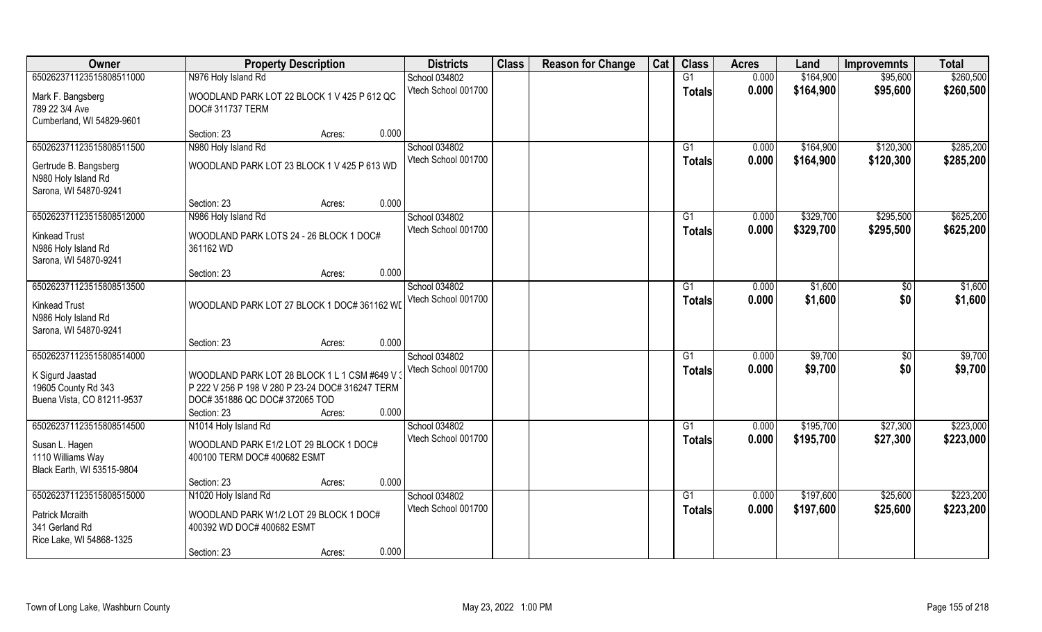| Owner | Property Description | | | Districts | Class | Reason for Change | Cat | Class | Acres | Land | Improvemnts | Total |
|---|---|---|---|---|---|---|---|---|---|---|---|---|
| 65026237112351580851100​0 | N976 Holy Island Rd | | | School 034802 | | | | G1 | 0.000 | $164,900 | $95,600 | $260,500 |
| Mark F. Bangsberg<br>789 22 3/4 Ave<br>Cumberland, WI 54829-9601 | WOODLAND PARK LOT 22 BLOCK 1 V 425 P 612 QC DOC# 311737 TERM | | | Vtech School 001700 | | | | Totals | 0.000 | $164,900 | $95,600 | $260,500 |
| | Section: 23 | Acres: | 0.000 | | | | | | | | | |
| 650262371123515808511500 | N980 Holy Island Rd | | | School 034802 | | | | G1 | 0.000 | $164,900 | $120,300 | $285,200 |
| Gertrude B. Bangsberg<br>N980 Holy Island Rd<br>Sarona, WI 54870-9241 | WOODLAND PARK LOT 23 BLOCK 1 V 425 P 613 WD | | | Vtech School 001700 | | | | Totals | 0.000 | $164,900 | $120,300 | $285,200 |
| | Section: 23 | Acres: | 0.000 | | | | | | | | | |
| 650262371123515808512000 | N986 Holy Island Rd | | | School 034802 | | | | G1 | 0.000 | $329,700 | $295,500 | $625,200 |
| Kinkead Trust<br>N986 Holy Island Rd<br>Sarona, WI 54870-9241 | WOODLAND PARK LOTS 24 - 26 BLOCK 1 DOC# 361162 WD | | | Vtech School 001700 | | | | Totals | 0.000 | $329,700 | $295,500 | $625,200 |
| | Section: 23 | Acres: | 0.000 | | | | | | | | | |
| 650262371123515808513500 | | | | School 034802 | | | | G1 | 0.000 | $1,600 | $0 | $1,600 |
| Kinkead Trust<br>N986 Holy Island Rd<br>Sarona, WI 54870-9241 | WOODLAND PARK LOT 27 BLOCK 1 DOC# 361162 WI | | | Vtech School 001700 | | | | Totals | 0.000 | $1,600 | $0 | $1,600 |
| | Section: 23 | Acres: | 0.000 | | | | | | | | | |
| 650262371123515808514000 | | | | School 034802 | | | | G1 | 0.000 | $9,700 | $0 | $9,700 |
| K Sigurd Jaastad<br>19605 County Rd 343<br>Buena Vista, CO 81211-9537 | WOODLAND PARK LOT 28 BLOCK 1 L 1 CSM #649 V 3 P 222 V 256 P 198 V 280 P 23-24 DOC# 316247 TERM DOC# 351886 QC DOC# 372065 TOD | | | Vtech School 001700 | | | | Totals | 0.000 | $9,700 | $0 | $9,700 |
| | Section: 23 | Acres: | 0.000 | | | | | | | | | |
| 650262371123515808514500 | N1014 Holy Island Rd | | | School 034802 | | | | G1 | 0.000 | $195,700 | $27,300 | $223,000 |
| Susan L. Hagen<br>1110 Williams Way<br>Black Earth, WI 53515-9804 | WOODLAND PARK E1/2 LOT 29 BLOCK 1 DOC# 400100 TERM DOC# 400682 ESMT | | | Vtech School 001700 | | | | Totals | 0.000 | $195,700 | $27,300 | $223,000 |
| | Section: 23 | Acres: | 0.000 | | | | | | | | | |
| 650262371123515808515000 | N1020 Holy Island Rd | | | School 034802 | | | | G1 | 0.000 | $197,600 | $25,600 | $223,200 |
| Patrick Mcraith<br>341 Gerland Rd<br>Rice Lake, WI 54868-1325 | WOODLAND PARK W1/2 LOT 29 BLOCK 1 DOC# 400392 WD DOC# 400682 ESMT | | | Vtech School 001700 | | | | Totals | 0.000 | $197,600 | $25,600 | $223,200 |
| | Section: 23 | Acres: | 0.000 | | | | | | | | | |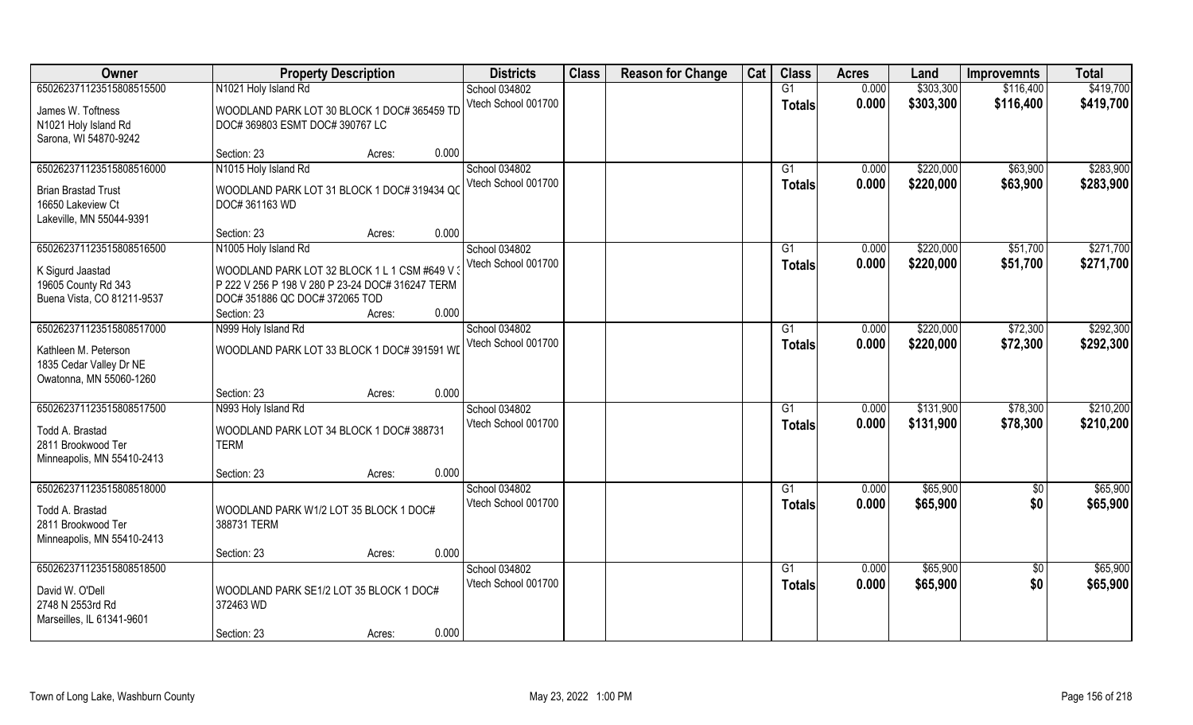| Owner | Property Description | | | Districts | Class | Reason for Change | Cat | Class | Acres | Land | Improvemnts | Total |
|---|---|---|---|---|---|---|---|---|---|---|---|---|
| 65026237112351580851550​0 | N1021 Holy Island Rd | | | School 034802 | | | | G1 | 0.000 | $303,300 | $116,400 | $419,700 |
| James W. Toftness<br>N1021 Holy Island Rd<br>Sarona, WI 54870-9242 | WOODLAND PARK LOT 30 BLOCK 1 DOC# 365459 TD DOC# 369803 ESMT DOC# 390767 LC | | | Vtech School 001700 | | | | Totals | 0.000 | $303,300 | $116,400 | $419,700 |
| | Section: 23 | Acres: | 0.000 | | | | | | | | | |
| 650262371123515808516000 | N1015 Holy Island Rd | | | School 034802 | | | | G1 | 0.000 | $220,000 | $63,900 | $283,900 |
| Brian Brastad Trust<br>16650 Lakeview Ct<br>Lakeville, MN 55044-9391 | WOODLAND PARK LOT 31 BLOCK 1 DOC# 319434 QC DOC# 361163 WD | | | Vtech School 001700 | | | | Totals | 0.000 | $220,000 | $63,900 | $283,900 |
| | Section: 23 | Acres: | 0.000 | | | | | | | | | |
| 650262371123515808516500 | N1005 Holy Island Rd | | | School 034802 | | | | G1 | 0.000 | $220,000 | $51,700 | $271,700 |
| K Sigurd Jaastad<br>19605 County Rd 343<br>Buena Vista, CO 81211-9537 | WOODLAND PARK LOT 32 BLOCK 1 L 1 CSM #649 V 3 P 222 V 256 P 198 V 280 P 23-24 DOC# 316247 TERM DOC# 351886 QC DOC# 372065 TOD | | | Vtech School 001700 | | | | Totals | 0.000 | $220,000 | $51,700 | $271,700 |
| | Section: 23 | Acres: | 0.000 | | | | | | | | | |
| 650262371123515808517000 | N999 Holy Island Rd | | | School 034802 | | | | G1 | 0.000 | $220,000 | $72,300 | $292,300 |
| Kathleen M. Peterson<br>1835 Cedar Valley Dr NE<br>Owatonna, MN 55060-1260 | WOODLAND PARK LOT 33 BLOCK 1 DOC# 391591 WD | | | Vtech School 001700 | | | | Totals | 0.000 | $220,000 | $72,300 | $292,300 |
| | Section: 23 | Acres: | 0.000 | | | | | | | | | |
| 650262371123515808517500 | N993 Holy Island Rd | | | School 034802 | | | | G1 | 0.000 | $131,900 | $78,300 | $210,200 |
| Todd A. Brastad<br>2811 Brookwood Ter<br>Minneapolis, MN 55410-2413 | WOODLAND PARK LOT 34 BLOCK 1 DOC# 388731 TERM | | | Vtech School 001700 | | | | Totals | 0.000 | $131,900 | $78,300 | $210,200 |
| | Section: 23 | Acres: | 0.000 | | | | | | | | | |
| 650262371123515808518000 | | | | School 034802 | | | | G1 | 0.000 | $65,900 | $0 | $65,900 |
| Todd A. Brastad<br>2811 Brookwood Ter<br>Minneapolis, MN 55410-2413 | WOODLAND PARK W1/2 LOT 35 BLOCK 1 DOC# 388731 TERM | | | Vtech School 001700 | | | | Totals | 0.000 | $65,900 | $0 | $65,900 |
| | Section: 23 | Acres: | 0.000 | | | | | | | | | |
| 650262371123515808518500 | | | | School 034802 | | | | G1 | 0.000 | $65,900 | $0 | $65,900 |
| David W. O'Dell<br>2748 N 2553rd Rd<br>Marseilles, IL 61341-9601 | WOODLAND PARK SE1/2 LOT 35 BLOCK 1 DOC# 372463 WD | | | Vtech School 001700 | | | | Totals | 0.000 | $65,900 | $0 | $65,900 |
| | Section: 23 | Acres: | 0.000 | | | | | | | | | |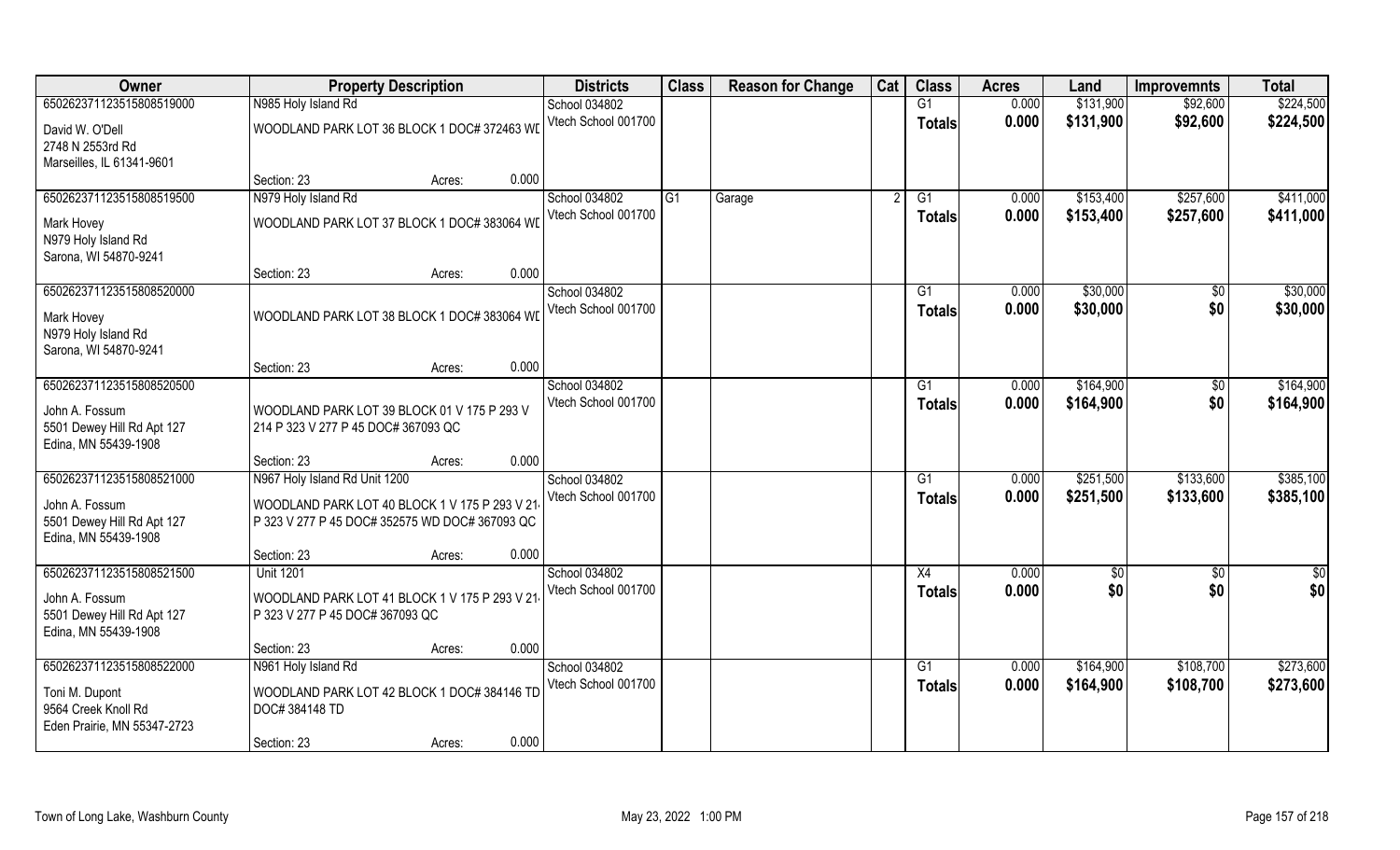| Owner | Property Description | | Districts | Class | Reason for Change | Cat | Class | Acres | Land | Improvemnts | Total |
|---|---|---|---|---|---|---|---|---|---|---|---|
| 650262371123515808519000 | N985 Holy Island Rd | | School 034802 | | | | G1 | 0.000 | $131,900 | $92,600 | $224,500 |
| David W. O'Dell<br>2748 N 2553rd Rd<br>Marseilles, IL 61341-9601 | WOODLAND PARK LOT 36 BLOCK 1 DOC# 372463 WI | | Vtech School 001700 | | | | Totals | 0.000 | $131,900 | $92,600 | $224,500 |
| | Section: 23 | Acres: 0.000 | | | | | | | | | |
| 650262371123515808519500 | N979 Holy Island Rd | | School 034802 | G1 | Garage | 2 | G1 | 0.000 | $153,400 | $257,600 | $411,000 |
| Mark Hovey<br>N979 Holy Island Rd<br>Sarona, WI 54870-9241 | WOODLAND PARK LOT 37 BLOCK 1 DOC# 383064 WI | | Vtech School 001700 | | | | Totals | 0.000 | $153,400 | $257,600 | $411,000 |
| | Section: 23 | Acres: 0.000 | | | | | | | | | |
| 650262371123515808520000 | | | School 034802 | | | | G1 | 0.000 | $30,000 | $0 | $30,000 |
| Mark Hovey<br>N979 Holy Island Rd<br>Sarona, WI 54870-9241 | WOODLAND PARK LOT 38 BLOCK 1 DOC# 383064 WI | | Vtech School 001700 | | | | Totals | 0.000 | $30,000 | $0 | $30,000 |
| | Section: 23 | Acres: 0.000 | | | | | | | | | |
| 650262371123515808520500 | | | School 034802 | | | | G1 | 0.000 | $164,900 | $0 | $164,900 |
| John A. Fossum<br>5501 Dewey Hill Rd Apt 127<br>Edina, MN 55439-1908 | WOODLAND PARK LOT 39 BLOCK 01 V 175 P 293 V 214 P 323 V 277 P 45 DOC# 367093 QC | | Vtech School 001700 | | | | Totals | 0.000 | $164,900 | $0 | $164,900 |
| | Section: 23 | Acres: 0.000 | | | | | | | | | |
| 650262371123515808521000 | N967 Holy Island Rd Unit 1200 | | School 034802 | | | | G1 | 0.000 | $251,500 | $133,600 | $385,100 |
| John A. Fossum<br>5501 Dewey Hill Rd Apt 127<br>Edina, MN 55439-1908 | WOODLAND PARK LOT 40 BLOCK 1 V 175 P 293 V 214 P 323 V 277 P 45 DOC# 352575 WD DOC# 367093 QC | | Vtech School 001700 | | | | Totals | 0.000 | $251,500 | $133,600 | $385,100 |
| | Section: 23 | Acres: 0.000 | | | | | | | | | |
| 650262371123515808521500 | Unit 1201 | | School 034802 | | | | X4 | 0.000 | $0 | $0 | $0 |
| John A. Fossum<br>5501 Dewey Hill Rd Apt 127<br>Edina, MN 55439-1908 | WOODLAND PARK LOT 41 BLOCK 1 V 175 P 293 V 214 P 323 V 277 P 45 DOC# 367093 QC | | Vtech School 001700 | | | | Totals | 0.000 | $0 | $0 | $0 |
| | Section: 23 | Acres: 0.000 | | | | | | | | | |
| 650262371123515808522000 | N961 Holy Island Rd | | School 034802 | | | | G1 | 0.000 | $164,900 | $108,700 | $273,600 |
| Toni M. Dupont<br>9564 Creek Knoll Rd<br>Eden Prairie, MN 55347-2723 | WOODLAND PARK LOT 42 BLOCK 1 DOC# 384146 TD DOC# 384148 TD | | Vtech School 001700 | | | | Totals | 0.000 | $164,900 | $108,700 | $273,600 |
| | Section: 23 | Acres: 0.000 | | | | | | | | | |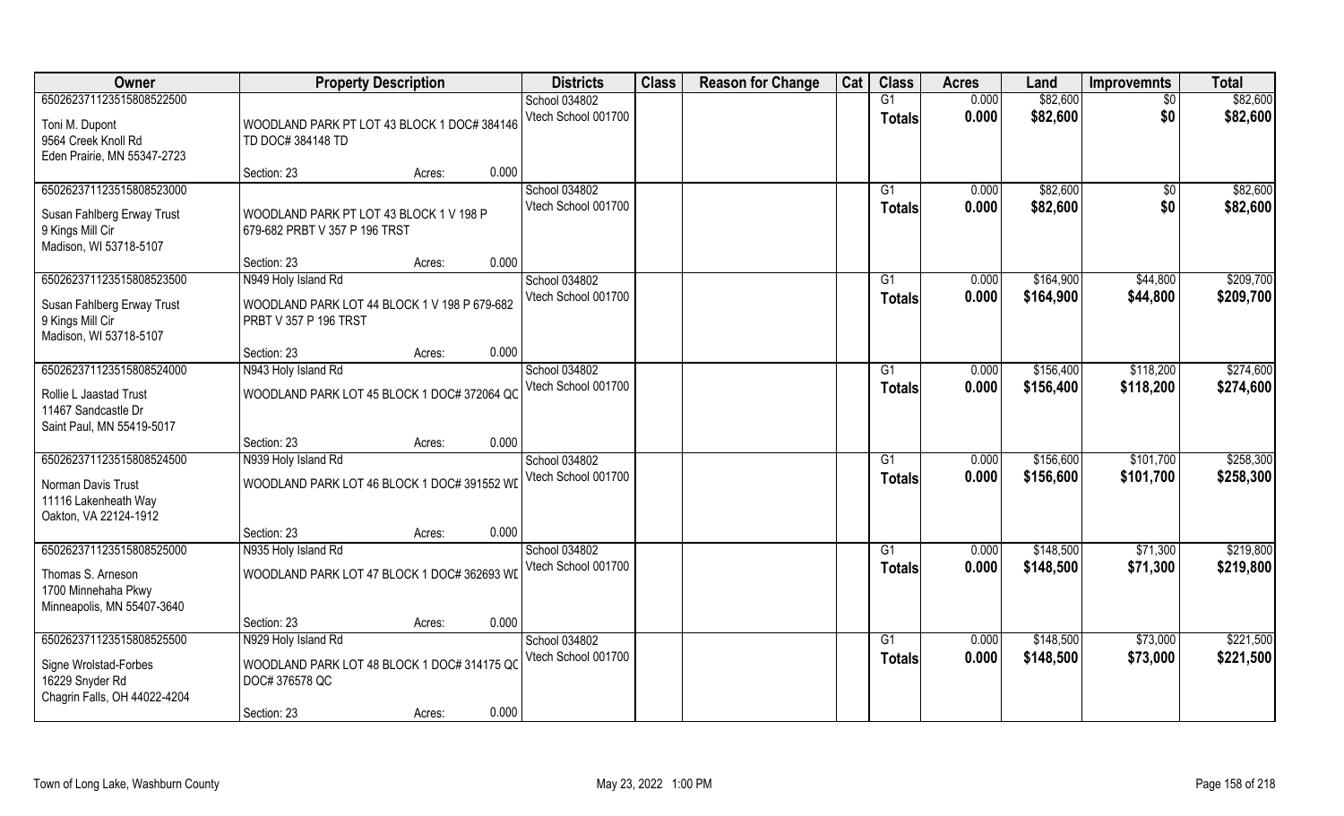| Owner | Property Description | | | Districts | Class | Reason for Change | Cat | Class | Acres | Land | Improvemnts | Total |
|---|---|---|---|---|---|---|---|---|---|---|---|---|
| 65026237112351580852500 | | | | School 034802 | | | | G1 | 0.000 | $82,600 | $0 | $82,600 |
| Toni M. Dupont<br>9564 Creek Knoll Rd<br>Eden Prairie, MN 55347-2723 | WOODLAND PARK PT LOT 43 BLOCK 1 DOC# 384146 TD DOC# 384148 TD | | | Vtech School 001700 | | | | Totals | 0.000 | $82,600 | $0 | $82,600 |
| | Section: 23 | Acres: | 0.000 | | | | | | | | | |
| 65026237112351580852300 | | | | School 034802 | | | | G1 | 0.000 | $82,600 | $0 | $82,600 |
| Susan Fahlberg Erway Trust<br>9 Kings Mill Cir<br>Madison, WI 53718-5107 | WOODLAND PARK PT LOT 43 BLOCK 1 V 198 P 679-682 PRBT V 357 P 196 TRST | | | Vtech School 001700 | | | | Totals | 0.000 | $82,600 | $0 | $82,600 |
| | Section: 23 | Acres: | 0.000 | | | | | | | | | |
| 65026237112351580852350 | N949 Holy Island Rd | | | School 034802 | | | | G1 | 0.000 | $164,900 | $44,800 | $209,700 |
| Susan Fahlberg Erway Trust<br>9 Kings Mill Cir<br>Madison, WI 53718-5107 | WOODLAND PARK LOT 44 BLOCK 1 V 198 P 679-682 PRBT V 357 P 196 TRST | | | Vtech School 001700 | | | | Totals | 0.000 | $164,900 | $44,800 | $209,700 |
| | Section: 23 | Acres: | 0.000 | | | | | | | | | |
| 65026237112351580852400 | N943 Holy Island Rd | | | School 034802 | | | | G1 | 0.000 | $156,400 | $118,200 | $274,600 |
| Rollie L Jaastad Trust<br>11467 Sandcastle Dr<br>Saint Paul, MN 55419-5017 | WOODLAND PARK LOT 45 BLOCK 1 DOC# 372064 QC | | | Vtech School 001700 | | | | Totals | 0.000 | $156,400 | $118,200 | $274,600 |
| | Section: 23 | Acres: | 0.000 | | | | | | | | | |
| 65026237112351580852450 | N939 Holy Island Rd | | | School 034802 | | | | G1 | 0.000 | $156,600 | $101,700 | $258,300 |
| Norman Davis Trust<br>11116 Lakenheath Way<br>Oakton, VA 22124-1912 | WOODLAND PARK LOT 46 BLOCK 1 DOC# 391552 WD | | | Vtech School 001700 | | | | Totals | 0.000 | $156,600 | $101,700 | $258,300 |
| | Section: 23 | Acres: | 0.000 | | | | | | | | | |
| 65026237112351580852500 | N935 Holy Island Rd | | | School 034802 | | | | G1 | 0.000 | $148,500 | $71,300 | $219,800 |
| Thomas S. Arneson<br>1700 Minnehaha Pkwy<br>Minneapolis, MN 55407-3640 | WOODLAND PARK LOT 47 BLOCK 1 DOC# 362693 WD | | | Vtech School 001700 | | | | Totals | 0.000 | $148,500 | $71,300 | $219,800 |
| | Section: 23 | Acres: | 0.000 | | | | | | | | | |
| 65026237112351580852550 | N929 Holy Island Rd | | | School 034802 | | | | G1 | 0.000 | $148,500 | $73,000 | $221,500 |
| Signe Wrolstad-Forbes<br>16229 Snyder Rd<br>Chagrin Falls, OH 44022-4204 | WOODLAND PARK LOT 48 BLOCK 1 DOC# 314175 QC DOC# 376578 QC | | | Vtech School 001700 | | | | Totals | 0.000 | $148,500 | $73,000 | $221,500 |
| | Section: 23 | Acres: | 0.000 | | | | | | | | | |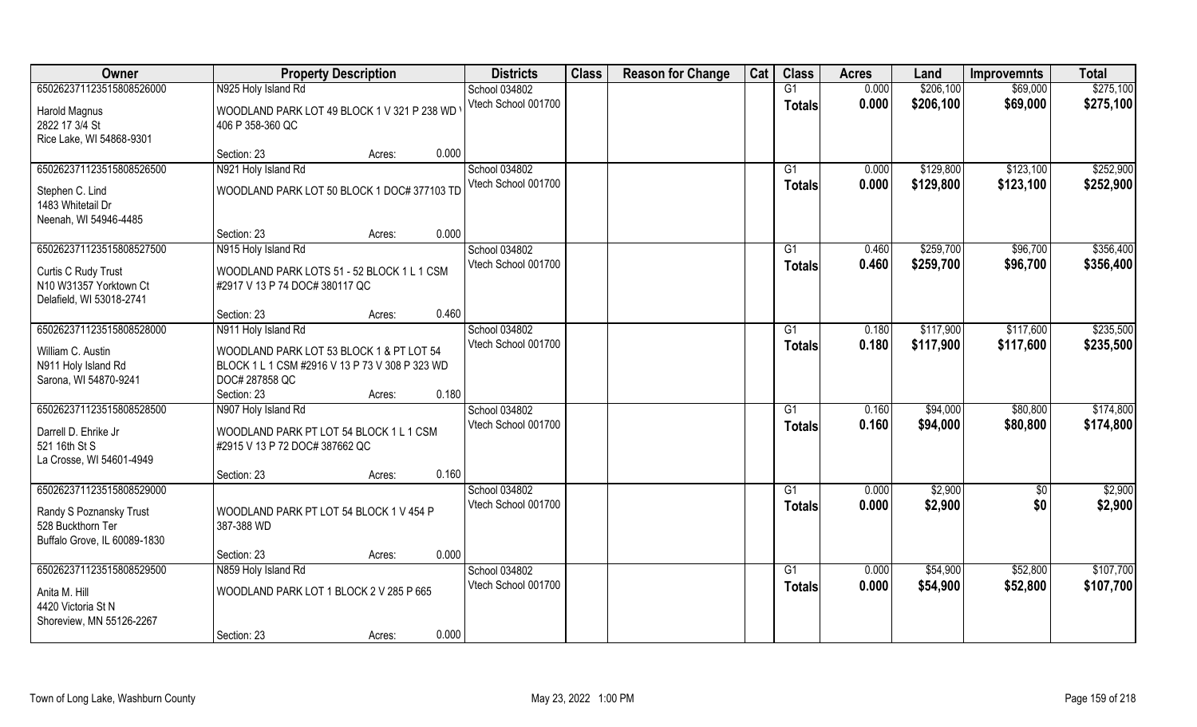| Owner | Property Description | | | Districts | Class | Reason for Change | Cat | Class | Acres | Land | Improvemnts | Total |
|---|---|---|---|---|---|---|---|---|---|---|---|---|
| 65026237112351580852600​0 | N925 Holy Island Rd | | | School 034802 | | | | G1 | 0.000 | $206,100 | $69,000 | $275,100 |
| Harold Magnus<br>2822 17 3/4 St<br>Rice Lake, WI 54868-9301 | WOODLAND PARK LOT 49 BLOCK 1 V 321 P 238 WD V 406 P 358-360 QC | | | Vtech School 001700 | | | | Totals | 0.000 | $206,100 | $69,000 | $275,100 |
| | Section: 23 | Acres: | 0.000 | | | | | | | | | |
| 650262371123515808526500 | N921 Holy Island Rd | | | School 034802 | | | | G1 | 0.000 | $129,800 | $123,100 | $252,900 |
| Stephen C. Lind<br>1483 Whitetail Dr<br>Neenah, WI 54946-4485 | WOODLAND PARK LOT 50 BLOCK 1 DOC# 377103 TD | | | Vtech School 001700 | | | | Totals | 0.000 | $129,800 | $123,100 | $252,900 |
| | Section: 23 | Acres: | 0.000 | | | | | | | | | |
| 650262371123515808527500 | N915 Holy Island Rd | | | School 034802 | | | | G1 | 0.460 | $259,700 | $96,700 | $356,400 |
| Curtis C Rudy Trust<br>N10 W31357 Yorktown Ct<br>Delafield, WI 53018-2741 | WOODLAND PARK LOTS 51 - 52 BLOCK 1 L 1 CSM #2917 V 13 P 74 DOC# 380117 QC | | | Vtech School 001700 | | | | Totals | 0.460 | $259,700 | $96,700 | $356,400 |
| | Section: 23 | Acres: | 0.460 | | | | | | | | | |
| 650262371123515808528000 | N911 Holy Island Rd | | | School 034802 | | | | G1 | 0.180 | $117,900 | $117,600 | $235,500 |
| William C. Austin<br>N911 Holy Island Rd<br>Sarona, WI 54870-9241 | WOODLAND PARK LOT 53 BLOCK 1 & PT LOT 54 BLOCK 1 L 1 CSM #2916 V 13 P 73 V 308 P 323 WD DOC# 287858 QC | | | Vtech School 001700 | | | | Totals | 0.180 | $117,900 | $117,600 | $235,500 |
| | Section: 23 | Acres: | 0.180 | | | | | | | | | |
| 650262371123515808528500 | N907 Holy Island Rd | | | School 034802 | | | | G1 | 0.160 | $94,000 | $80,800 | $174,800 |
| Darrell D. Ehrike Jr<br>521 16th St S<br>La Crosse, WI 54601-4949 | WOODLAND PARK PT LOT 54 BLOCK 1 L 1 CSM #2915 V 13 P 72 DOC# 387662 QC | | | Vtech School 001700 | | | | Totals | 0.160 | $94,000 | $80,800 | $174,800 |
| | Section: 23 | Acres: | 0.160 | | | | | | | | | |
| 650262371123515808529000 | | | | School 034802 | | | | G1 | 0.000 | $2,900 | $0 | $2,900 |
| Randy S Poznansky Trust<br>528 Buckthorn Ter<br>Buffalo Grove, IL 60089-1830 | WOODLAND PARK PT LOT 54 BLOCK 1 V 454 P 387-388 WD | | | Vtech School 001700 | | | | Totals | 0.000 | $2,900 | $0 | $2,900 |
| | Section: 23 | Acres: | 0.000 | | | | | | | | | |
| 650262371123515808529500 | N859 Holy Island Rd | | | School 034802 | | | | G1 | 0.000 | $54,900 | $52,800 | $107,700 |
| Anita M. Hill<br>4420 Victoria St N<br>Shoreview, MN 55126-2267 | WOODLAND PARK LOT 1 BLOCK 2 V 285 P 665 | | | Vtech School 001700 | | | | Totals | 0.000 | $54,900 | $52,800 | $107,700 |
| | Section: 23 | Acres: | 0.000 | | | | | | | | | |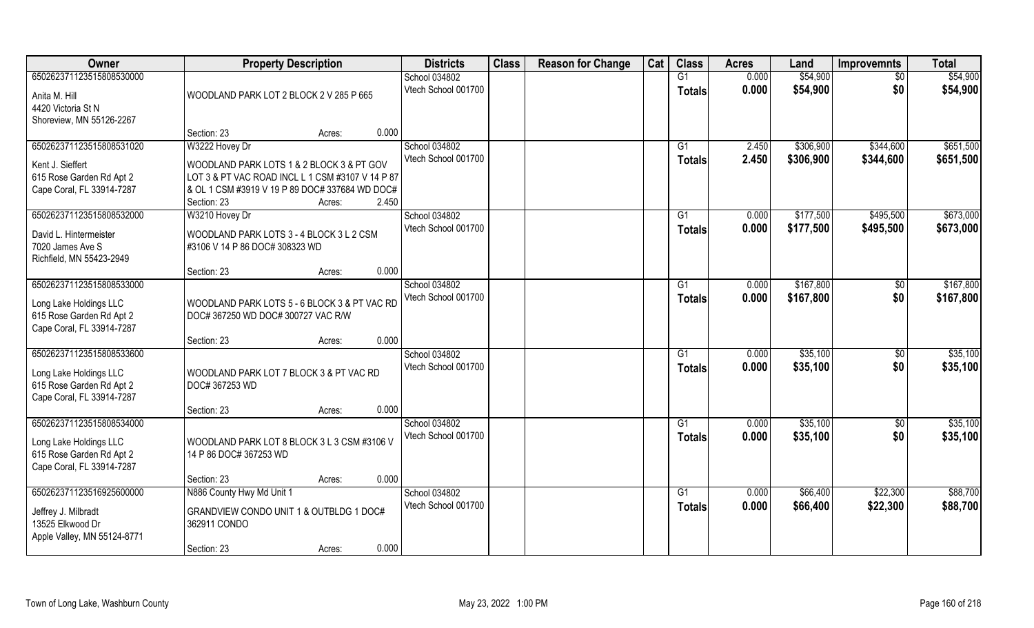| Owner | Property Description | Districts | Class | Reason for Change | Cat | Class | Acres | Land | Improvemnts | Total |
|---|---|---|---|---|---|---|---|---|---|---|
| 650262371123515808530000 | | School 034802 | | | | G1 | 0.000 | $54,900 | $0 | $54,900 |
| Anita M. Hill<br>4420 Victoria St N<br>Shoreview, MN 55126-2267 | WOODLAND PARK LOT 2 BLOCK 2 V 285 P 665 | Vtech School 001700 | | | | Totals | 0.000 | $54,900 | $0 | $54,900 |
| | Section: 23 Acres: 0.000 | | | | | | | | | |
| 650262371123515808531020 | W3222 Hovey Dr | School 034802 | | | | G1 | 2.450 | $306,900 | $344,600 | $651,500 |
| Kent J. Sieffert<br>615 Rose Garden Rd Apt 2<br>Cape Coral, FL 33914-7287 | WOODLAND PARK LOTS 1 & 2 BLOCK 3 & PT GOV LOT 3 & PT VAC ROAD INCL L 1 CSM #3107 V 14 P 87 & OL 1 CSM #3919 V 19 P 89 DOC# 337684 WD DOC# | Vtech School 001700 | | | | Totals | 2.450 | $306,900 | $344,600 | $651,500 |
| | Section: 23 Acres: 2.450 | | | | | | | | | |
| 650262371123515808532000 | W3210 Hovey Dr | School 034802 | | | | G1 | 0.000 | $177,500 | $495,500 | $673,000 |
| David L. Hintermeister<br>7020 James Ave S<br>Richfield, MN 55423-2949 | WOODLAND PARK LOTS 3 - 4 BLOCK 3 L 2 CSM #3106 V 14 P 86 DOC# 308323 WD | Vtech School 001700 | | | | Totals | 0.000 | $177,500 | $495,500 | $673,000 |
| | Section: 23 Acres: 0.000 | | | | | | | | | |
| 650262371123515808533000 | | School 034802 | | | | G1 | 0.000 | $167,800 | $0 | $167,800 |
| Long Lake Holdings LLC<br>615 Rose Garden Rd Apt 2<br>Cape Coral, FL 33914-7287 | WOODLAND PARK LOTS 5 - 6 BLOCK 3 & PT VAC RD DOC# 367250 WD DOC# 300727 VAC R/W | Vtech School 001700 | | | | Totals | 0.000 | $167,800 | $0 | $167,800 |
| | Section: 23 Acres: 0.000 | | | | | | | | | |
| 650262371123515808533600 | | School 034802 | | | | G1 | 0.000 | $35,100 | $0 | $35,100 |
| Long Lake Holdings LLC<br>615 Rose Garden Rd Apt 2<br>Cape Coral, FL 33914-7287 | WOODLAND PARK LOT 7 BLOCK 3 & PT VAC RD DOC# 367253 WD | Vtech School 001700 | | | | Totals | 0.000 | $35,100 | $0 | $35,100 |
| | Section: 23 Acres: 0.000 | | | | | | | | | |
| 650262371123515808534000 | | School 034802 | | | | G1 | 0.000 | $35,100 | $0 | $35,100 |
| Long Lake Holdings LLC<br>615 Rose Garden Rd Apt 2<br>Cape Coral, FL 33914-7287 | WOODLAND PARK LOT 8 BLOCK 3 L 3 CSM #3106 V 14 P 86 DOC# 367253 WD | Vtech School 001700 | | | | Totals | 0.000 | $35,100 | $0 | $35,100 |
| | Section: 23 Acres: 0.000 | | | | | | | | | |
| 650262371123516925600000 | N886 County Hwy Md Unit 1 | School 034802 | | | | G1 | 0.000 | $66,400 | $22,300 | $88,700 |
| Jeffrey J. Milbradt<br>13525 Elkwood Dr<br>Apple Valley, MN 55124-8771 | GRANDVIEW CONDO UNIT 1 & OUTBLDG 1 DOC# 362911 CONDO | Vtech School 001700 | | | | Totals | 0.000 | $66,400 | $22,300 | $88,700 |
| | Section: 23 Acres: 0.000 | | | | | | | | | |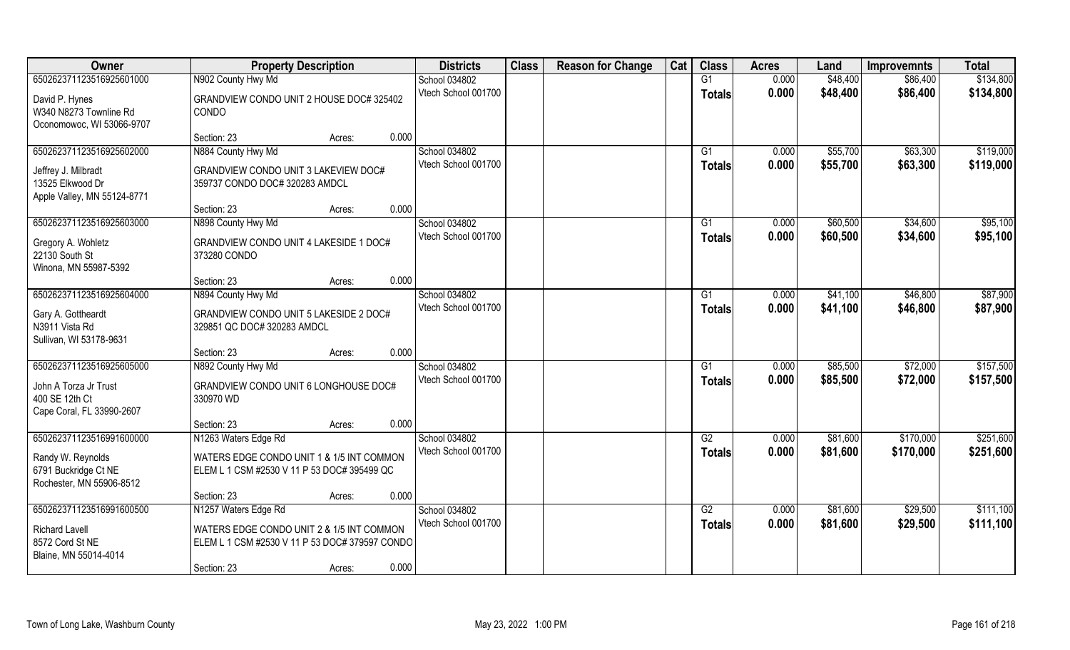| Owner | Property Description | | Districts | Class | Reason for Change | Cat | Class | Acres | Land | Improvemnts | Total |
|---|---|---|---|---|---|---|---|---|---|---|---|
| 650262371123516925601000 | N902 County Hwy Md | | School 034802 | | | | G1 | 0.000 | $48,400 | $86,400 | $134,800 |
| David P. Hynes<br>W340 N8273 Townline Rd<br>Oconomowoc, WI 53066-9707 | GRANDVIEW CONDO UNIT 2 HOUSE DOC# 325402 CONDO | | Vtech School 001700 | | | | Totals | 0.000 | $48,400 | $86,400 | $134,800 |
| | Section: 23 | Acres: 0.000 | | | | | | | | | |
| 650262371123516925602000 | N884 County Hwy Md | | School 034802 | | | | G1 | 0.000 | $55,700 | $63,300 | $119,000 |
| Jeffrey J. Milbradt<br>13525 Elkwood Dr<br>Apple Valley, MN 55124-8771 | GRANDVIEW CONDO UNIT 3 LAKEVIEW DOC# 359737 CONDO DOC# 320283 AMDCL | | Vtech School 001700 | | | | Totals | 0.000 | $55,700 | $63,300 | $119,000 |
| | Section: 23 | Acres: 0.000 | | | | | | | | | |
| 650262371123516925603000 | N898 County Hwy Md | | School 034802 | | | | G1 | 0.000 | $60,500 | $34,600 | $95,100 |
| Gregory A. Wohletz<br>22130 South St<br>Winona, MN 55987-5392 | GRANDVIEW CONDO UNIT 4 LAKESIDE 1 DOC# 373280 CONDO | | Vtech School 001700 | | | | Totals | 0.000 | $60,500 | $34,600 | $95,100 |
| | Section: 23 | Acres: 0.000 | | | | | | | | | |
| 650262371123516925604000 | N894 County Hwy Md | | School 034802 | | | | G1 | 0.000 | $41,100 | $46,800 | $87,900 |
| Gary A. Gottheardt<br>N3911 Vista Rd<br>Sullivan, WI 53178-9631 | GRANDVIEW CONDO UNIT 5 LAKESIDE 2 DOC# 329851 QC DOC# 320283 AMDCL | | Vtech School 001700 | | | | Totals | 0.000 | $41,100 | $46,800 | $87,900 |
| | Section: 23 | Acres: 0.000 | | | | | | | | | |
| 650262371123516925605000 | N892 County Hwy Md | | School 034802 | | | | G1 | 0.000 | $85,500 | $72,000 | $157,500 |
| John A Torza Jr Trust<br>400 SE 12th Ct<br>Cape Coral, FL 33990-2607 | GRANDVIEW CONDO UNIT 6 LONGHOUSE DOC# 330970 WD | | Vtech School 001700 | | | | Totals | 0.000 | $85,500 | $72,000 | $157,500 |
| | Section: 23 | Acres: 0.000 | | | | | | | | | |
| 650262371123516991600000 | N1263 Waters Edge Rd | | School 034802 | | | | G2 | 0.000 | $81,600 | $170,000 | $251,600 |
| Randy W. Reynolds<br>6791 Buckridge Ct NE<br>Rochester, MN 55906-8512 | WATERS EDGE CONDO UNIT 1 & 1/5 INT COMMON ELEM L 1 CSM #2530 V 11 P 53 DOC# 395499 QC | | Vtech School 001700 | | | | Totals | 0.000 | $81,600 | $170,000 | $251,600 |
| | Section: 23 | Acres: 0.000 | | | | | | | | | |
| 650262371123516991600500 | N1257 Waters Edge Rd | | School 034802 | | | | G2 | 0.000 | $81,600 | $29,500 | $111,100 |
| Richard Lavell<br>8572 Cord St NE<br>Blaine, MN 55014-4014 | WATERS EDGE CONDO UNIT 2 & 1/5 INT COMMON ELEM L 1 CSM #2530 V 11 P 53 DOC# 379597 CONDO | | Vtech School 001700 | | | | Totals | 0.000 | $81,600 | $29,500 | $111,100 |
| | Section: 23 | Acres: 0.000 | | | | | | | | | |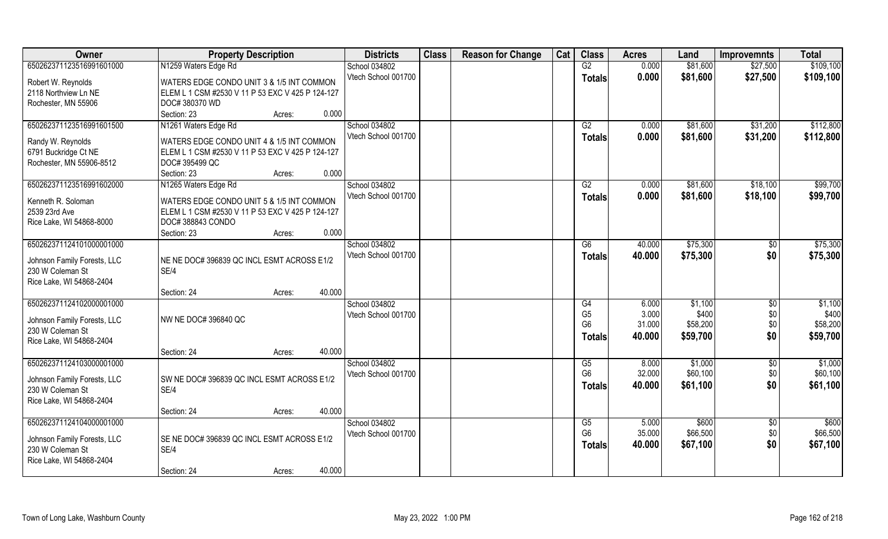| Owner | Property Description | Districts | Class | Reason for Change | Cat | Class | Acres | Land | Improvemnts | Total |
|---|---|---|---|---|---|---|---|---|---|---|
| 65026237112351699160100​0 | N1259 Waters Edge Rd | School 034802 | | | | G2 | 0.000 | $81,600 | $27,500 | $109,100 |
| Robert W. Reynolds<br>2118 Northview Ln NE<br>Rochester, MN 55906 | WATERS EDGE CONDO UNIT 3 & 1/5 INT COMMON ELEM L 1 CSM #2530 V 11 P 53 EXC V 425 P 124-127 DOC# 380370 WD<br>Section: 23 Acres: 0.000 | Vtech School 001700 | | | | **Totals** | **0.000** | **$81,600** | **$27,500** | **$109,100** |
| 650262371123516991601500 | N1261 Waters Edge Rd | School 034802 | | | | G2 | 0.000 | $81,600 | $31,200 | $112,800 |
| Randy W. Reynolds<br>6791 Buckridge Ct NE<br>Rochester, MN 55906-8512 | WATERS EDGE CONDO UNIT 4 & 1/5 INT COMMON ELEM L 1 CSM #2530 V 11 P 53 EXC V 425 P 124-127 DOC# 395499 QC<br>Section: 23 Acres: 0.000 | Vtech School 001700 | | | | **Totals** | **0.000** | **$81,600** | **$31,200** | **$112,800** |
| 650262371123516991602000 | N1265 Waters Edge Rd | School 034802 | | | | G2 | 0.000 | $81,600 | $18,100 | $99,700 |
| Kenneth R. Soloman<br>2539 23rd Ave<br>Rice Lake, WI 54868-8000 | WATERS EDGE CONDO UNIT 5 & 1/5 INT COMMON ELEM L 1 CSM #2530 V 11 P 53 EXC V 425 P 124-127 DOC# 388843 CONDO<br>Section: 23 Acres: 0.000 | Vtech School 001700 | | | | **Totals** | **0.000** | **$81,600** | **$18,100** | **$99,700** |
| 650262371124101000001000 | | School 034802 | | | | G6 | 40.000 | $75,300 | $0 | $75,300 |
| Johnson Family Forests, LLC<br>230 W Coleman St<br>Rice Lake, WI 54868-2404 | NE NE DOC# 396839 QC INCL ESMT ACROSS E1/2 SE/4<br>Section: 24 Acres: 40.000 | Vtech School 001700 | | | | **Totals** | **40.000** | **$75,300** | **$0** | **$75,300** |
| 650262371124102000001000 | | School 034802 | | | | G4 | 6.000 | $1,100 | $0 | $1,100 |
| Johnson Family Forests, LLC<br>230 W Coleman St<br>Rice Lake, WI 54868-2404 | NW NE DOC# 396840 QC<br>Section: 24 Acres: 40.000 | Vtech School 001700 | | | | G5 | 3.000 | $400 | $0 | $400 |
| | | | | | | G6 | 31.000 | $58,200 | $0 | $58,200 |
| | | | | | | **Totals** | **40.000** | **$59,700** | **$0** | **$59,700** |
| 650262371124103000001000 | | School 034802 | | | | G5 | 8.000 | $1,000 | $0 | $1,000 |
| Johnson Family Forests, LLC<br>230 W Coleman St<br>Rice Lake, WI 54868-2404 | SW NE DOC# 396839 QC INCL ESMT ACROSS E1/2 SE/4<br>Section: 24 Acres: 40.000 | Vtech School 001700 | | | | G6 | 32.000 | $60,100 | $0 | $60,100 |
| | | | | | | **Totals** | **40.000** | **$61,100** | **$0** | **$61,100** |
| 650262371124104000001000 | | School 034802 | | | | G5 | 5.000 | $600 | $0 | $600 |
| Johnson Family Forests, LLC<br>230 W Coleman St<br>Rice Lake, WI 54868-2404 | SE NE DOC# 396839 QC INCL ESMT ACROSS E1/2 SE/4<br>Section: 24 Acres: 40.000 | Vtech School 001700 | | | | G6 | 35.000 | $66,500 | $0 | $66,500 |
| | | | | | | **Totals** | **40.000** | **$67,100** | **$0** | **$67,100** |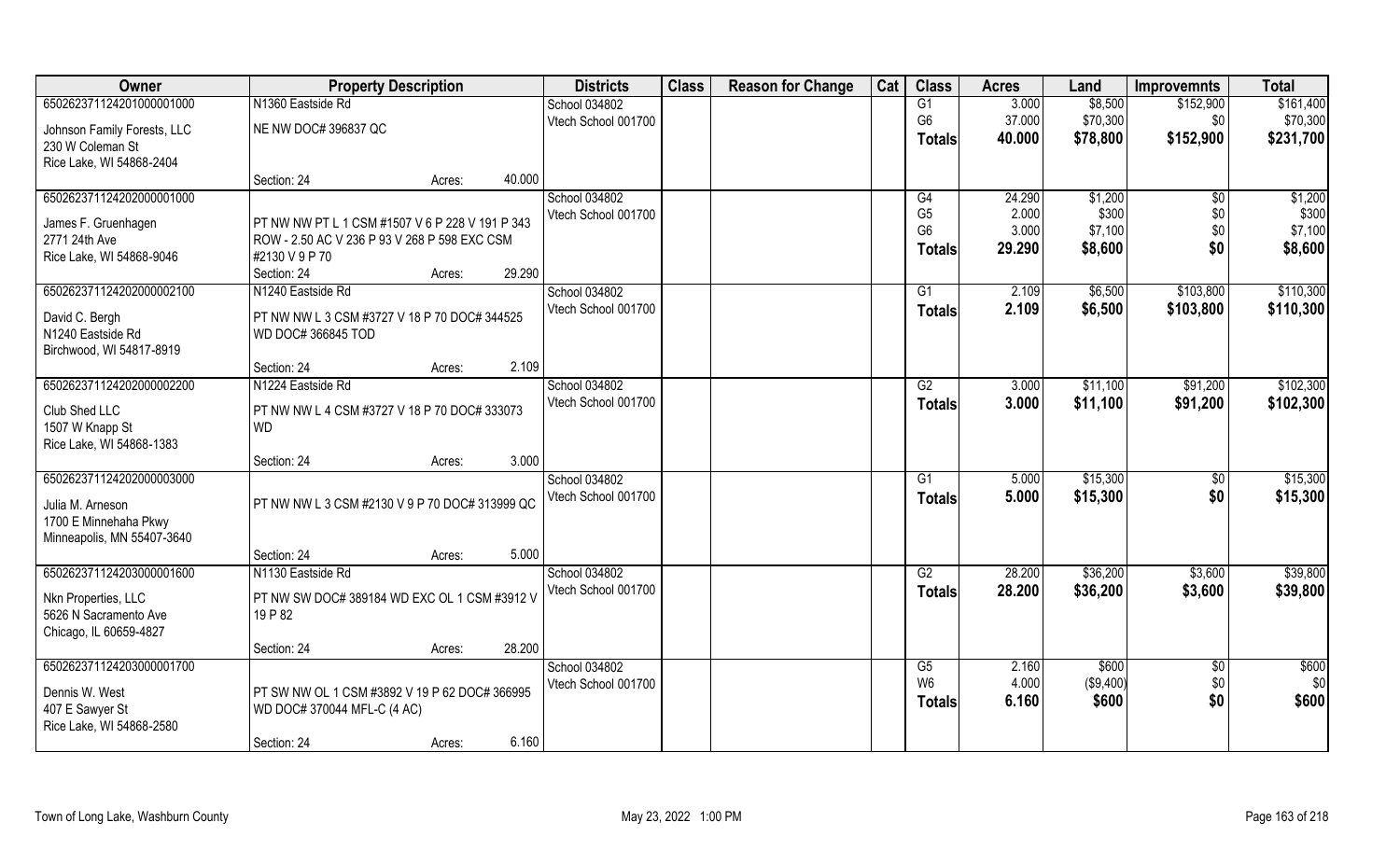| Owner | Property Description | Districts | Class | Reason for Change | Cat | Class | Acres | Land | Improvemnts | Total |
|---|---|---|---|---|---|---|---|---|---|---|
| 650262371124201000001000 | N1360 Eastside Rd | School 034802 | | | | G1 | 3.000 | $8,500 | $152,900 | $161,400 |
| Johnson Family Forests, LLC | NE NW DOC# 396837 QC | Vtech School 001700 | | | | G6 | 37.000 | $70,300 | $0 | $70,300 |
| 230 W Coleman St | | | | | | **Totals** | **40.000** | **$78,800** | **$152,900** | **$231,700** |
| Rice Lake, WI 54868-2404 | | | | | | | | | | |
| | Section: 24 Acres: 40.000 | | | | | | | | | |
| 650262371124202000001000 | | School 034802 | | | | G4 | 24.290 | $1,200 | $0 | $1,200 |
| James F. Gruenhagen | PT NW NW PT L 1 CSM #1507 V 6 P 228 V 191 P 343 | Vtech School 001700 | | | | G5 | 2.000 | $300 | $0 | $300 |
| 2771 24th Ave | ROW - 2.50 AC V 236 P 93 V 268 P 598 EXC CSM | | | | | G6 | 3.000 | $7,100 | $0 | $7,100 |
| Rice Lake, WI 54868-9046 | #2130 V 9 P 70 | | | | | **Totals** | **29.290** | **$8,600** | **$0** | **$8,600** |
| | Section: 24 Acres: 29.290 | | | | | | | | | |
| 650262371124202000002100 | N1240 Eastside Rd | School 034802 | | | | G1 | 2.109 | $6,500 | $103,800 | $110,300 |
| David C. Bergh | PT NW NW L 3 CSM #3727 V 18 P 70 DOC# 344525 | Vtech School 001700 | | | | **Totals** | **2.109** | **$6,500** | **$103,800** | **$110,300** |
| N1240 Eastside Rd | WD DOC# 366845 TOD | | | | | | | | | |
| Birchwood, WI 54817-8919 | | | | | | | | | | |
| | Section: 24 Acres: 2.109 | | | | | | | | | |
| 650262371124202000002200 | N1224 Eastside Rd | School 034802 | | | | G2 | 3.000 | $11,100 | $91,200 | $102,300 |
| Club Shed LLC | PT NW NW L 4 CSM #3727 V 18 P 70 DOC# 333073 | Vtech School 001700 | | | | **Totals** | **3.000** | **$11,100** | **$91,200** | **$102,300** |
| 1507 W Knapp St | WD | | | | | | | | | |
| Rice Lake, WI 54868-1383 | | | | | | | | | | |
| | Section: 24 Acres: 3.000 | | | | | | | | | |
| 650262371124202000003000 | | School 034802 | | | | G1 | 5.000 | $15,300 | $0 | $15,300 |
| Julia M. Arneson | PT NW NW L 3 CSM #2130 V 9 P 70 DOC# 313999 QC | Vtech School 001700 | | | | **Totals** | **5.000** | **$15,300** | **$0** | **$15,300** |
| 1700 E Minnehaha Pkwy | | | | | | | | | | |
| Minneapolis, MN 55407-3640 | | | | | | | | | | |
| | Section: 24 Acres: 5.000 | | | | | | | | | |
| 650262371124203000001600 | N1130 Eastside Rd | School 034802 | | | | G2 | 28.200 | $36,200 | $3,600 | $39,800 |
| Nkn Properties, LLC | PT NW SW DOC# 389184 WD EXC OL 1 CSM #3912 V | Vtech School 001700 | | | | **Totals** | **28.200** | **$36,200** | **$3,600** | **$39,800** |
| 5626 N Sacramento Ave | 19 P 82 | | | | | | | | | |
| Chicago, IL 60659-4827 | | | | | | | | | | |
| | Section: 24 Acres: 28.200 | | | | | | | | | |
| 650262371124203000001700 | | School 034802 | | | | G5 | 2.160 | $600 | $0 | $600 |
| Dennis W. West | PT SW NW OL 1 CSM #3892 V 19 P 62 DOC# 366995 | Vtech School 001700 | | | | W6 | 4.000 | ($9,400) | $0 | $0 |
| 407 E Sawyer St | WD DOC# 370044 MFL-C (4 AC) | | | | | **Totals** | **6.160** | **$600** | **$0** | **$600** |
| Rice Lake, WI 54868-2580 | | | | | | | | | | |
| | Section: 24 Acres: 6.160 | | | | | | | | | |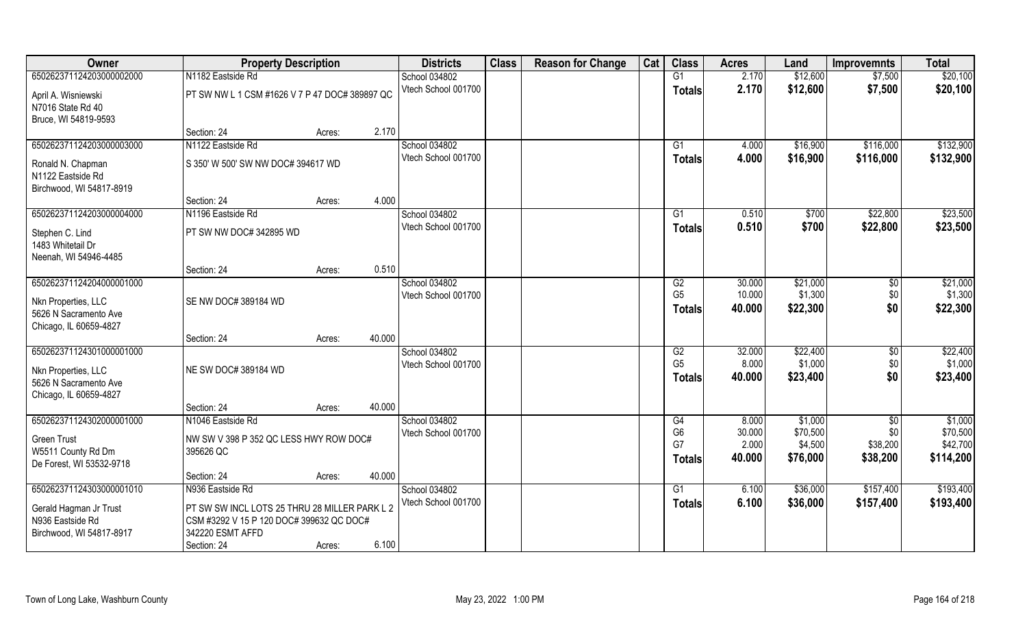| Owner | Property Description | | | Districts | Class | Reason for Change | Cat | Class | Acres | Land | Improvemnts | Total |
|---|---|---|---|---|---|---|---|---|---|---|---|---|
| 65026237112420300002000 | N1182 Eastside Rd | | | School 034802 | | | | G1 | 2.170 | $12,600 | $7,500 | $20,100 |
| April A. Wisniewski<br>N7016 State Rd 40<br>Bruce, WI 54819-9593 | PT SW NW L 1 CSM #1626 V 7 P 47 DOC# 389897 QC | | | Vtech School 001700 | | | | Totals | 2.170 | $12,600 | $7,500 | $20,100 |
| | Section: 24 | Acres: | 2.170 | | | | | | | | | |
| 65026237112420300003000 | N1122 Eastside Rd | | | School 034802 | | | | G1 | 4.000 | $16,900 | $116,000 | $132,900 |
| Ronald N. Chapman<br>N1122 Eastside Rd<br>Birchwood, WI 54817-8919 | S 350' W 500' SW NW DOC# 394617 WD | | | Vtech School 001700 | | | | Totals | 4.000 | $16,900 | $116,000 | $132,900 |
| | Section: 24 | Acres: | 4.000 | | | | | | | | | |
| 65026237112420300004000 | N1196 Eastside Rd | | | School 034802 | | | | G1 | 0.510 | $700 | $22,800 | $23,500 |
| Stephen C. Lind<br>1483 Whitetail Dr<br>Neenah, WI 54946-4485 | PT SW NW DOC# 342895 WD | | | Vtech School 001700 | | | | Totals | 0.510 | $700 | $22,800 | $23,500 |
| | Section: 24 | Acres: | 0.510 | | | | | | | | | |
| 65026237112420400001000 | | | | School 034802 | | | | G2 | 30.000 | $21,000 | $0 | $21,000 |
| Nkn Properties, LLC<br>5626 N Sacramento Ave<br>Chicago, IL 60659-4827 | SE NW DOC# 389184 WD | | | Vtech School 001700 | | | | G5 | 10.000 | $1,300 | $0 | $1,300 |
| | | | | | | | | Totals | 40.000 | $22,300 | $0 | $22,300 |
| | Section: 24 | Acres: | 40.000 | | | | | | | | | |
| 65026237112430100001000 | | | | School 034802 | | | | G2 | 32.000 | $22,400 | $0 | $22,400 |
| Nkn Properties, LLC<br>5626 N Sacramento Ave<br>Chicago, IL 60659-4827 | NE SW DOC# 389184 WD | | | Vtech School 001700 | | | | G5 | 8.000 | $1,000 | $0 | $1,000 |
| | | | | | | | | Totals | 40.000 | $23,400 | $0 | $23,400 |
| | Section: 24 | Acres: | 40.000 | | | | | | | | | |
| 65026237112430200001000 | N1046 Eastside Rd | | | School 034802 | | | | G4 | 8.000 | $1,000 | $0 | $1,000 |
| Green Trust<br>W5511 County Rd Dm<br>De Forest, WI 53532-9718 | NW SW V 398 P 352 QC LESS HWY ROW DOC# 395626 QC | | | Vtech School 001700 | | | | G6 | 30.000 | $70,500 | $0 | $70,500 |
| | | | | | | | | G7 | 2.000 | $4,500 | $38,200 | $42,700 |
| | | | | | | | | Totals | 40.000 | $76,000 | $38,200 | $114,200 |
| | Section: 24 | Acres: | 40.000 | | | | | | | | | |
| 65026237112430300001010 | N936 Eastside Rd | | | School 034802 | | | | G1 | 6.100 | $36,000 | $157,400 | $193,400 |
| Gerald Hagman Jr Trust<br>N936 Eastside Rd<br>Birchwood, WI 54817-8917 | PT SW SW INCL LOTS 25 THRU 28 MILLER PARK L 2 CSM #3292 V 15 P 120 DOC# 399632 QC DOC# 342220 ESMT AFFD | | | Vtech School 001700 | | | | Totals | 6.100 | $36,000 | $157,400 | $193,400 |
| | Section: 24 | Acres: | 6.100 | | | | | | | | | |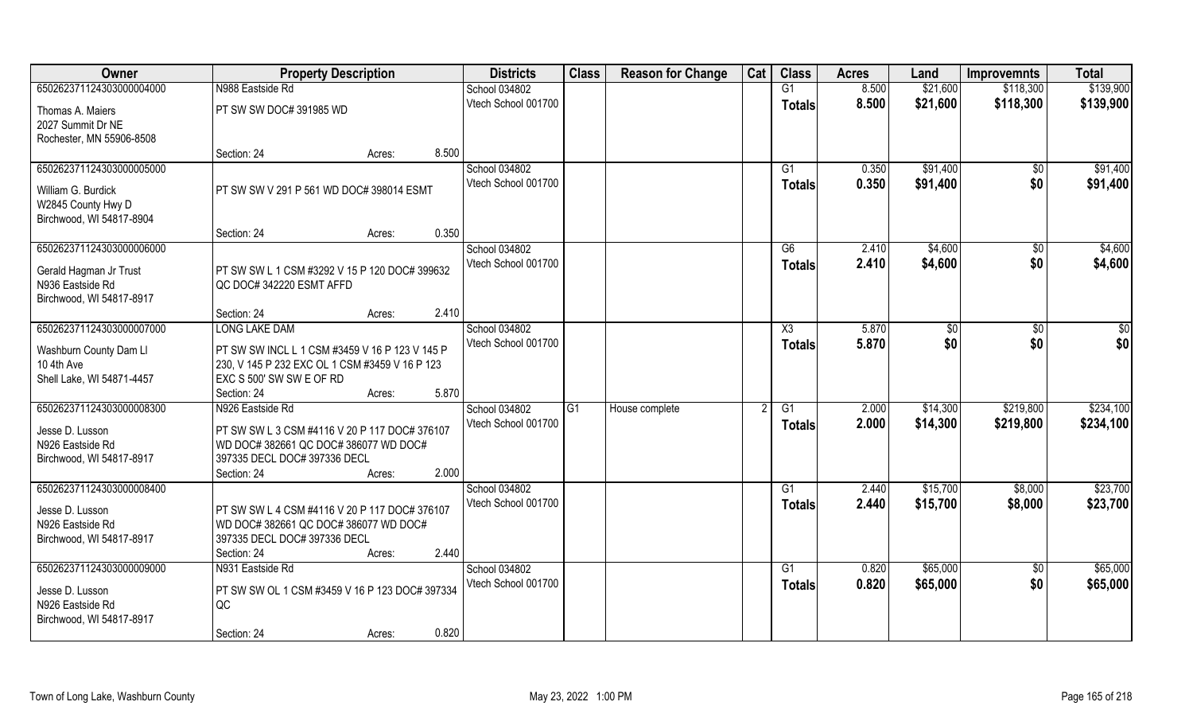| Owner | Property Description | | | Districts | Class | Reason for Change | Cat | Class | Acres | Land | Improvemnts | Total |
|---|---|---|---|---|---|---|---|---|---|---|---|---|
| 65026237112430300000400 | N988 Eastside Rd | | | School 034802 | | | | G1 | 8.500 | $21,600 | $118,300 | $139,900 |
| Thomas A. Maiers<br>2027 Summit Dr NE<br>Rochester, MN 55906-8508 | PT SW SW DOC# 391985 WD | | | Vtech School 001700 | | | | **Totals** | **8.500** | **$21,600** | **$118,300** | **$139,900** |
| | Section: 24 | Acres: | 8.500 | | | | | | | | | |
| 65026237112430300000500 | | | | School 034802 | | | | G1 | 0.350 | $91,400 | $0 | $91,400 |
| William G. Burdick<br>W2845 County Hwy D<br>Birchwood, WI 54817-8904 | PT SW SW V 291 P 561 WD DOC# 398014 ESMT | | | Vtech School 001700 | | | | **Totals** | **0.350** | **$91,400** | **$0** | **$91,400** |
| | Section: 24 | Acres: | 0.350 | | | | | | | | | |
| 65026237112430300000600 | | | | School 034802 | | | | G6 | 2.410 | $4,600 | $0 | $4,600 |
| Gerald Hagman Jr Trust<br>N936 Eastside Rd<br>Birchwood, WI 54817-8917 | PT SW SW L 1 CSM #3292 V 15 P 120 DOC# 399632 QC DOC# 342220 ESMT AFFD | | | Vtech School 001700 | | | | **Totals** | **2.410** | **$4,600** | **$0** | **$4,600** |
| | Section: 24 | Acres: | 2.410 | | | | | | | | | |
| 65026237112430300000700 | LONG LAKE DAM | | | School 034802 | | | | X3 | 5.870 | $0 | $0 | $0 |
| Washburn County Dam Ll<br>10 4th Ave<br>Shell Lake, WI 54871-4457 | PT SW SW INCL L 1 CSM #3459 V 16 P 123 V 145 P 230, V 145 P 232 EXC OL 1 CSM #3459 V 16 P 123 EXC S 500' SW SW E OF RD | | | Vtech School 001700 | | | | **Totals** | **5.870** | **$0** | **$0** | **$0** |
| | Section: 24 | Acres: | 5.870 | | | | | | | | | |
| 65026237112430300000830 | N926 Eastside Rd | | | School 034802 | G1 | House complete | 2 | G1 | 2.000 | $14,300 | $219,800 | $234,100 |
| Jesse D. Lusson<br>N926 Eastside Rd<br>Birchwood, WI 54817-8917 | PT SW SW L 3 CSM #4116 V 20 P 117 DOC# 376107 WD DOC# 382661 QC DOC# 386077 WD DOC# 397335 DECL DOC# 397336 DECL | | | Vtech School 001700 | | | | **Totals** | **2.000** | **$14,300** | **$219,800** | **$234,100** |
| | Section: 24 | Acres: | 2.000 | | | | | | | | | |
| 65026237112430300000840 | | | | School 034802 | | | | G1 | 2.440 | $15,700 | $8,000 | $23,700 |
| Jesse D. Lusson<br>N926 Eastside Rd<br>Birchwood, WI 54817-8917 | PT SW SW L 4 CSM #4116 V 20 P 117 DOC# 376107 WD DOC# 382661 QC DOC# 386077 WD DOC# 397335 DECL DOC# 397336 DECL | | | Vtech School 001700 | | | | **Totals** | **2.440** | **$15,700** | **$8,000** | **$23,700** |
| | Section: 24 | Acres: | 2.440 | | | | | | | | | |
| 65026237112430300000900 | N931 Eastside Rd | | | School 034802 | | | | G1 | 0.820 | $65,000 | $0 | $65,000 |
| Jesse D. Lusson<br>N926 Eastside Rd<br>Birchwood, WI 54817-8917 | PT SW SW OL 1 CSM #3459 V 16 P 123 DOC# 397334 QC | | | Vtech School 001700 | | | | **Totals** | **0.820** | **$65,000** | **$0** | **$65,000** |
| | Section: 24 | Acres: | 0.820 | | | | | | | | | |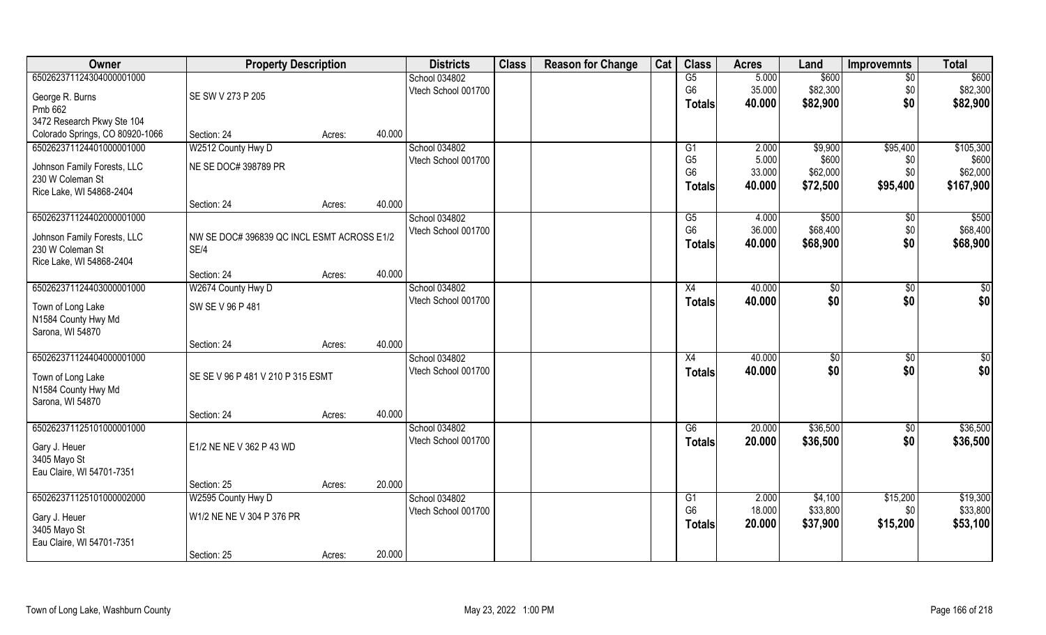| Owner | Property Description | | | Districts | Class | Reason for Change | Cat | Class | Acres | Land | Improvemnts | Total |
|---|---|---|---|---|---|---|---|---|---|---|---|---|
| 650262371124304000001000 | | | | School 034802 | | | | G5 | 5.000 | $600 | $0 | $600 |
| George R. Burns | SE SW V 273 P 205 | | | Vtech School 001700 | | | | G6 | 35.000 | $82,300 | $0 | $82,300 |
| Pmb 662 | | | | | | | | Totals | 40.000 | $82,900 | $0 | $82,900 |
| 3472 Research Pkwy Ste 104 | | | | | | | | | | | | |
| Colorado Springs, CO 80920-1066 | Section: 24 | Acres: | 40.000 | | | | | | | | | |
| 650262371124401000001000 | W2512 County Hwy D | | | School 034802 | | | | G1 | 2.000 | $9,900 | $95,400 | $105,300 |
| Johnson Family Forests, LLC | NE SE DOC# 398789 PR | | | Vtech School 001700 | | | | G5 | 5.000 | $600 | $0 | $600 |
| 230 W Coleman St | | | | | | | | G6 | 33.000 | $62,000 | $0 | $62,000 |
| Rice Lake, WI 54868-2404 | | | | | | | | Totals | 40.000 | $72,500 | $95,400 | $167,900 |
| | Section: 24 | Acres: | 40.000 | | | | | | | | | |
| 650262371124402000001000 | | | | School 034802 | | | | G5 | 4.000 | $500 | $0 | $500 |
| Johnson Family Forests, LLC | NW SE DOC# 396839 QC INCL ESMT ACROSS E1/2 SE/4 | | | Vtech School 001700 | | | | G6 | 36.000 | $68,400 | $0 | $68,400 |
| 230 W Coleman St | | | | | | | | Totals | 40.000 | $68,900 | $0 | $68,900 |
| Rice Lake, WI 54868-2404 | | | | | | | | | | | | |
| | Section: 24 | Acres: | 40.000 | | | | | | | | | |
| 650262371124403000001000 | W2674 County Hwy D | | | School 034802 | | | | X4 | 40.000 | $0 | $0 | $0 |
| Town of Long Lake | SW SE V 96 P 481 | | | Vtech School 001700 | | | | Totals | 40.000 | $0 | $0 | $0 |
| N1584 County Hwy Md | | | | | | | | | | | | |
| Sarona, WI 54870 | | | | | | | | | | | | |
| | Section: 24 | Acres: | 40.000 | | | | | | | | | |
| 650262371124404000001000 | | | | School 034802 | | | | X4 | 40.000 | $0 | $0 | $0 |
| Town of Long Lake | SE SE V 96 P 481 V 210 P 315 ESMT | | | Vtech School 001700 | | | | Totals | 40.000 | $0 | $0 | $0 |
| N1584 County Hwy Md | | | | | | | | | | | | |
| Sarona, WI 54870 | | | | | | | | | | | | |
| | Section: 24 | Acres: | 40.000 | | | | | | | | | |
| 650262371125101000001000 | | | | School 034802 | | | | G6 | 20.000 | $36,500 | $0 | $36,500 |
| Gary J. Heuer | E1/2 NE NE V 362 P 43 WD | | | Vtech School 001700 | | | | Totals | 20.000 | $36,500 | $0 | $36,500 |
| 3405 Mayo St | | | | | | | | | | | | |
| Eau Claire, WI 54701-7351 | | | | | | | | | | | | |
| | Section: 25 | Acres: | 20.000 | | | | | | | | | |
| 650262371125101000002000 | W2595 County Hwy D | | | School 034802 | | | | G1 | 2.000 | $4,100 | $15,200 | $19,300 |
| Gary J. Heuer | W1/2 NE NE V 304 P 376 PR | | | Vtech School 001700 | | | | G6 | 18.000 | $33,800 | $0 | $33,800 |
| 3405 Mayo St | | | | | | | | Totals | 20.000 | $37,900 | $15,200 | $53,100 |
| Eau Claire, WI 54701-7351 | | | | | | | | | | | | |
| | Section: 25 | Acres: | 20.000 | | | | | | | | | |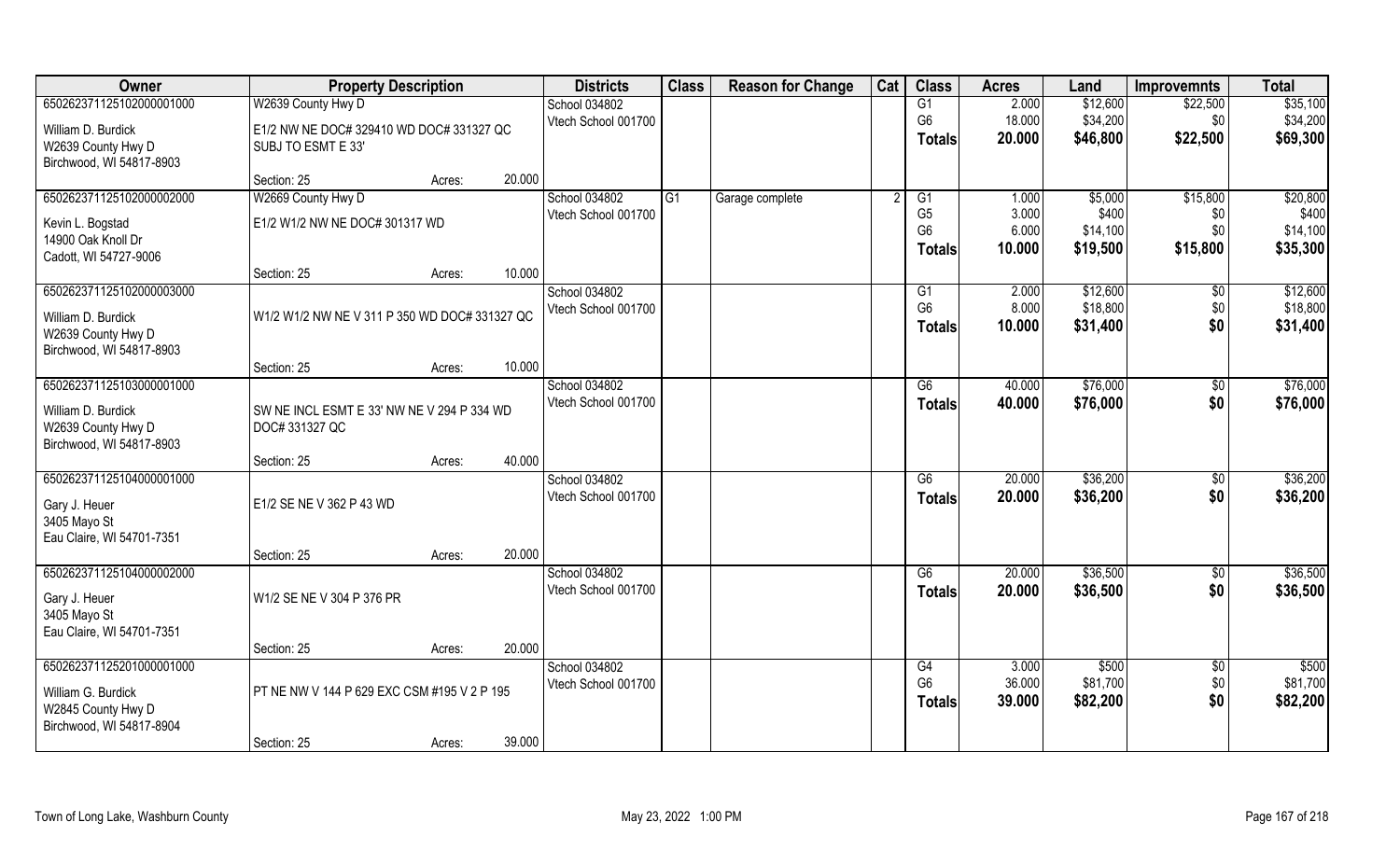| Owner | Property Description | | | Districts | Class | Reason for Change | Cat | Class | Acres | Land | Improvemnts | Total |
|---|---|---|---|---|---|---|---|---|---|---|---|---|
| 65026237112510200000100​0 | W2639 County Hwy D | | | School 034802 | | | | G1 | 2.000 | $12,600 | $22,500 | $35,100 |
| William D. Burdick | E1/2 NW NE DOC# 329410 WD DOC# 331327 QC | | | Vtech School 001700 | | | | G6 | 18.000 | $34,200 | $0 | $34,200 |
| W2639 County Hwy D | SUBJ TO ESMT E 33' | | | | | | | Totals | 20.000 | $46,800 | $22,500 | $69,300 |
| Birchwood, WI 54817-8903 | | | | | | | | | | | | |
| | Section: 25 | Acres: | 20.000 | | | | | | | | | |
| 650262371125102000002000 | W2669 County Hwy D | | | School 034802 | G1 | Garage complete | 2 | G1 | 1.000 | $5,000 | $15,800 | $20,800 |
| Kevin L. Bogstad | E1/2 W1/2 NW NE DOC# 301317 WD | | | Vtech School 001700 | | | | G5 | 3.000 | $400 | $0 | $400 |
| 14900 Oak Knoll Dr | | | | | | | | G6 | 6.000 | $14,100 | $0 | $14,100 |
| Cadott, WI 54727-9006 | | | | | | | | Totals | 10.000 | $19,500 | $15,800 | $35,300 |
| | Section: 25 | Acres: | 10.000 | | | | | | | | | |
| 650262371125102000003000 | | | | School 034802 | | | | G1 | 2.000 | $12,600 | $0 | $12,600 |
| William D. Burdick | W1/2 W1/2 NW NE V 311 P 350 WD DOC# 331327 QC | | | Vtech School 001700 | | | | G6 | 8.000 | $18,800 | $0 | $18,800 |
| W2639 County Hwy D | | | | | | | | Totals | 10.000 | $31,400 | $0 | $31,400 |
| Birchwood, WI 54817-8903 | | | | | | | | | | | | |
| | Section: 25 | Acres: | 10.000 | | | | | | | | | |
| 650262371125103000001000 | | | | School 034802 | | | | G6 | 40.000 | $76,000 | $0 | $76,000 |
| William D. Burdick | SW NE INCL ESMT E 33' NW NE V 294 P 334 WD | | | Vtech School 001700 | | | | Totals | 40.000 | $76,000 | $0 | $76,000 |
| W2639 County Hwy D | DOC# 331327 QC | | | | | | | | | | | |
| Birchwood, WI 54817-8903 | | | | | | | | | | | | |
| | Section: 25 | Acres: | 40.000 | | | | | | | | | |
| 650262371125104000001000 | | | | School 034802 | | | | G6 | 20.000 | $36,200 | $0 | $36,200 |
| Gary J. Heuer | E1/2 SE NE V 362 P 43 WD | | | Vtech School 001700 | | | | Totals | 20.000 | $36,200 | $0 | $36,200 |
| 3405 Mayo St | | | | | | | | | | | | |
| Eau Claire, WI 54701-7351 | | | | | | | | | | | | |
| | Section: 25 | Acres: | 20.000 | | | | | | | | | |
| 650262371125104000002000 | | | | School 034802 | | | | G6 | 20.000 | $36,500 | $0 | $36,500 |
| Gary J. Heuer | W1/2 SE NE V 304 P 376 PR | | | Vtech School 001700 | | | | Totals | 20.000 | $36,500 | $0 | $36,500 |
| 3405 Mayo St | | | | | | | | | | | | |
| Eau Claire, WI 54701-7351 | | | | | | | | | | | | |
| | Section: 25 | Acres: | 20.000 | | | | | | | | | |
| 650262371125201000001000 | | | | School 034802 | | | | G4 | 3.000 | $500 | $0 | $500 |
| William G. Burdick | PT NE NW V 144 P 629 EXC CSM #195 V 2 P 195 | | | Vtech School 001700 | | | | G6 | 36.000 | $81,700 | $0 | $81,700 |
| W2845 County Hwy D | | | | | | | | Totals | 39.000 | $82,200 | $0 | $82,200 |
| Birchwood, WI 54817-8904 | | | | | | | | | | | | |
| | Section: 25 | Acres: | 39.000 | | | | | | | | | |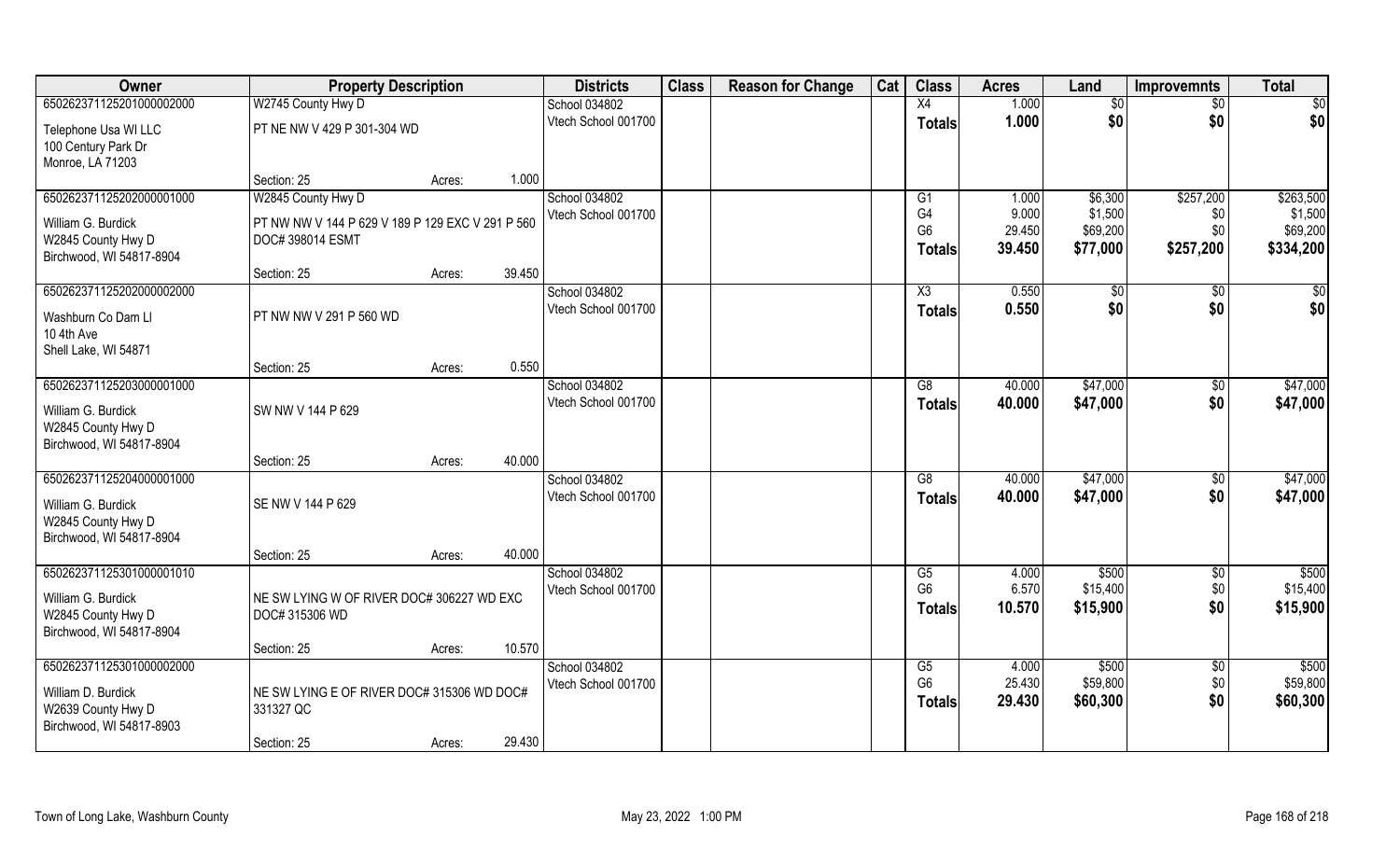| Owner | Property Description | | | Districts | Class | Reason for Change | Cat | Class | Acres | Land | Improvemnts | Total |
|---|---|---|---|---|---|---|---|---|---|---|---|---|
| 65026237112520100000​2000 | W2745 County Hwy D | | | School 034802 | | | | X4 | 1.000 | $0 | $0 | $0 |
| Telephone Usa WI LLC<br>100 Century Park Dr<br>Monroe, LA 71203 | PT NE NW V 429 P 301-304 WD | | | Vtech School 001700 | | | | **Totals** | **1.000** | **$0** | **$0** | **$0** |
| | Section: 25 | Acres: | 1.000 | | | | | | | | | |
| 650262371125202000001000 | W2845 County Hwy D | | | School 034802 | | | | G1 | 1.000 | $6,300 | $257,200 | $263,500 |
| William G. Burdick<br>W2845 County Hwy D<br>Birchwood, WI 54817-8904 | PT NW NW V 144 P 629 V 189 P 129 EXC V 291 P 560 DOC# 398014 ESMT | | | Vtech School 001700 | | | | G4 | 9.000 | $1,500 | $0 | $1,500 |
| | | | | | | | | G6 | 29.450 | $69,200 | $0 | $69,200 |
| | | | | | | | | **Totals** | **39.450** | **$77,000** | **$257,200** | **$334,200** |
| | Section: 25 | Acres: | 39.450 | | | | | | | | | |
| 650262371125202000002000 | | | | School 034802 | | | | X3 | 0.550 | $0 | $0 | $0 |
| Washburn Co Dam Ll<br>10 4th Ave<br>Shell Lake, WI 54871 | PT NW NW V 291 P 560 WD | | | Vtech School 001700 | | | | **Totals** | **0.550** | **$0** | **$0** | **$0** |
| | Section: 25 | Acres: | 0.550 | | | | | | | | | |
| 650262371125203000001000 | | | | School 034802 | | | | G8 | 40.000 | $47,000 | $0 | $47,000 |
| William G. Burdick<br>W2845 County Hwy D<br>Birchwood, WI 54817-8904 | SW NW V 144 P 629 | | | Vtech School 001700 | | | | **Totals** | **40.000** | **$47,000** | **$0** | **$47,000** |
| | Section: 25 | Acres: | 40.000 | | | | | | | | | |
| 650262371125204000001000 | | | | School 034802 | | | | G8 | 40.000 | $47,000 | $0 | $47,000 |
| William G. Burdick<br>W2845 County Hwy D<br>Birchwood, WI 54817-8904 | SE NW V 144 P 629 | | | Vtech School 001700 | | | | **Totals** | **40.000** | **$47,000** | **$0** | **$47,000** |
| | Section: 25 | Acres: | 40.000 | | | | | | | | | |
| 650262371125301000001010 | | | | School 034802 | | | | G5 | 4.000 | $500 | $0 | $500 |
| William G. Burdick<br>W2845 County Hwy D<br>Birchwood, WI 54817-8904 | NE SW LYING W OF RIVER DOC# 306227 WD EXC DOC# 315306 WD | | | Vtech School 001700 | | | | G6 | 6.570 | $15,400 | $0 | $15,400 |
| | | | | | | | | **Totals** | **10.570** | **$15,900** | **$0** | **$15,900** |
| | Section: 25 | Acres: | 10.570 | | | | | | | | | |
| 650262371125301000002000 | | | | School 034802 | | | | G5 | 4.000 | $500 | $0 | $500 |
| William D. Burdick<br>W2639 County Hwy D<br>Birchwood, WI 54817-8903 | NE SW LYING E OF RIVER DOC# 315306 WD DOC# 331327 QC | | | Vtech School 001700 | | | | G6 | 25.430 | $59,800 | $0 | $59,800 |
| | | | | | | | | **Totals** | **29.430** | **$60,300** | **$0** | **$60,300** |
| | Section: 25 | Acres: | 29.430 | | | | | | | | | |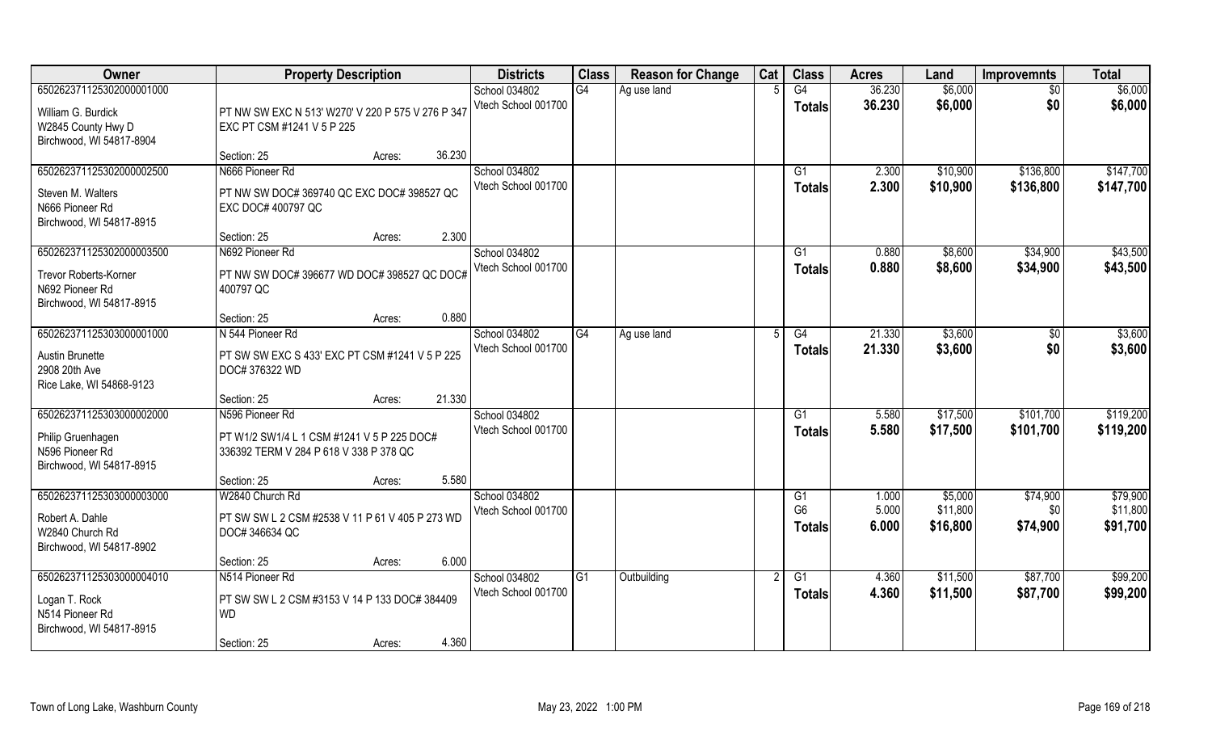| Owner | Property Description | | Districts | Class | Reason for Change | Cat | Class | Acres | Land | Improvemnts | Total |
|---|---|---|---|---|---|---|---|---|---|---|---|
| 65026237112530200000100<br>William G. Burdick<br>W2845 County Hwy D<br>Birchwood, WI 54817-8904 | PT NW SW EXC N 513' W270' V 220 P 575 V 276 P 347 EXC PT CSM #1241 V 5 P 225<br>Section: 25 | Acres: 36.230 | School 034802<br>Vtech School 001700 | G4 | Ag use land | 5 | G4<br>**Totals** | 36.230<br>**36.230** | $6,000<br>**$6,000** | $0<br>**$0** | $6,000<br>**$6,000** |
| 650262371125302000002500<br>Steven M. Walters<br>N666 Pioneer Rd<br>Birchwood, WI 54817-8915 | N666 Pioneer Rd<br>PT NW SW DOC# 369740 QC EXC DOC# 398527 QC EXC DOC# 400797 QC<br>Section: 25 | Acres: 2.300 | School 034802<br>Vtech School 001700 | | | | G1<br>**Totals** | 2.300<br>**2.300** | $10,900<br>**$10,900** | $136,800<br>**$136,800** | $147,700<br>**$147,700** |
| 650262371125302000003500<br>Trevor Roberts-Korner<br>N692 Pioneer Rd<br>Birchwood, WI 54817-8915 | N692 Pioneer Rd<br>PT NW SW DOC# 396677 WD DOC# 398527 QC DOC# 400797 QC<br>Section: 25 | Acres: 0.880 | School 034802<br>Vtech School 001700 | | | | G1<br>**Totals** | 0.880<br>**0.880** | $8,600<br>**$8,600** | $34,900<br>**$34,900** | $43,500<br>**$43,500** |
| 650262371125303000001000<br>Austin Brunette<br>2908 20th Ave<br>Rice Lake, WI 54868-9123 | N 544 Pioneer Rd<br>PT SW SW EXC S 433' EXC PT CSM #1241 V 5 P 225 DOC# 376322 WD<br>Section: 25 | Acres: 21.330 | School 034802<br>Vtech School 001700 | G4 | Ag use land | 5 | G4<br>**Totals** | 21.330<br>**21.330** | $3,600<br>**$3,600** | $0<br>**$0** | $3,600<br>**$3,600** |
| 650262371125303000002000<br>Philip Gruenhagen<br>N596 Pioneer Rd<br>Birchwood, WI 54817-8915 | N596 Pioneer Rd<br>PT W1/2 SW1/4 L 1 CSM #1241 V 5 P 225 DOC# 336392 TERM V 284 P 618 V 338 P 378 QC<br>Section: 25 | Acres: 5.580 | School 034802<br>Vtech School 001700 | | | | G1<br>**Totals** | 5.580<br>**5.580** | $17,500<br>**$17,500** | $101,700<br>**$101,700** | $119,200<br>**$119,200** |
| 650262371125303000003000<br>Robert A. Dahle<br>W2840 Church Rd<br>Birchwood, WI 54817-8902 | W2840 Church Rd<br>PT SW SW L 2 CSM #2538 V 11 P 61 V 405 P 273 WD DOC# 346634 QC<br>Section: 25 | Acres: 6.000 | School 034802<br>Vtech School 001700 | | | | G1<br>G6<br>**Totals** | 1.000<br>5.000<br>**6.000** | $5,000<br>$11,800<br>**$16,800** | $74,900<br>$0<br>**$74,900** | $79,900<br>$11,800<br>**$91,700** |
| 650262371125303000004010<br>Logan T. Rock<br>N514 Pioneer Rd<br>Birchwood, WI 54817-8915 | N514 Pioneer Rd<br>PT SW SW L 2 CSM #3153 V 14 P 133 DOC# 384409 WD<br>Section: 25 | Acres: 4.360 | School 034802<br>Vtech School 001700 | G1 | Outbuilding | 2 | G1<br>**Totals** | 4.360<br>**4.360** | $11,500<br>**$11,500** | $87,700<br>**$87,700** | $99,200<br>**$99,200** |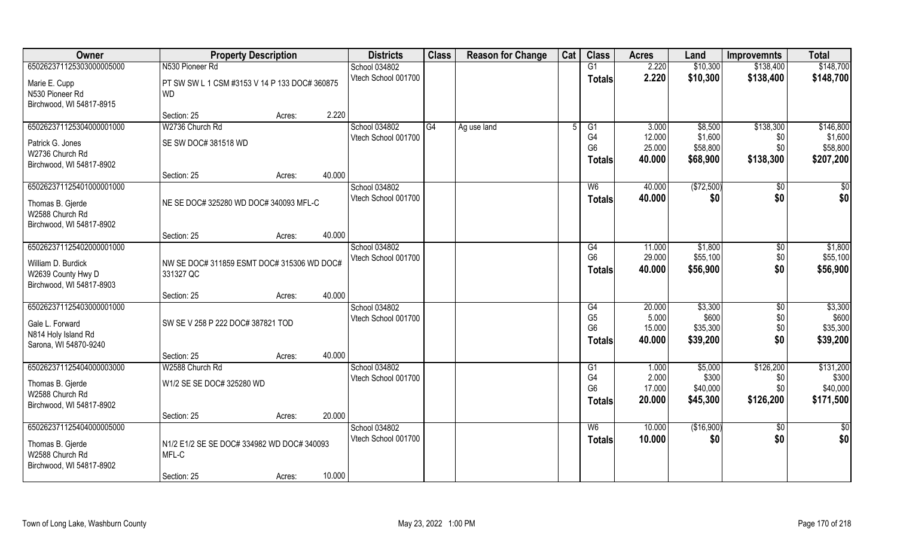| Owner | Property Description | | Districts | Class | Reason for Change | Cat | Class | Acres | Land | Improvemnts | Total |
|---|---|---|---|---|---|---|---|---|---|---|---|
| 650262371125303000005000 | N530 Pioneer Rd | | School 034802 | | | | G1 | 2.220 | $10,300 | $138,400 | $148,700 |
| Marie E. Cupp<br>N530 Pioneer Rd<br>Birchwood, WI 54817-8915 | PT SW SW L 1 CSM #3153 V 14 P 133 DOC# 360875 WD | | Vtech School 001700 | | | | Totals | 2.220 | $10,300 | $138,400 | $148,700 |
| | Section: 25 | Acres: 2.220 | | | | | | | | | |
| 650262371125304000001000 | W2736 Church Rd | | School 034802 | G4 | Ag use land | 5 | G1 | 3.000 | $8,500 | $138,300 | $146,800 |
| Patrick G. Jones<br>W2736 Church Rd<br>Birchwood, WI 54817-8902 | SE SW DOC# 381518 WD | | Vtech School 001700 | | | | G4 | 12.000 | $1,600 | $0 | $1,600 |
| | | | | | | | G6 | 25.000 | $58,800 | $0 | $58,800 |
| | | | | | | | Totals | 40.000 | $68,900 | $138,300 | $207,200 |
| | Section: 25 | Acres: 40.000 | | | | | | | | | |
| 650262371125401000001000 | | | School 034802 | | | | W6 | 40.000 | ($72,500) | $0 | $0 |
| Thomas B. Gjerde<br>W2588 Church Rd<br>Birchwood, WI 54817-8902 | NE SE DOC# 325280 WD DOC# 340093 MFL-C | | Vtech School 001700 | | | | Totals | 40.000 | $0 | $0 | $0 |
| | Section: 25 | Acres: 40.000 | | | | | | | | | |
| 650262371125402000001000 | | | School 034802 | | | | G4 | 11.000 | $1,800 | $0 | $1,800 |
| William D. Burdick<br>W2639 County Hwy D<br>Birchwood, WI 54817-8903 | NW SE DOC# 311859 ESMT DOC# 315306 WD DOC# 331327 QC | | Vtech School 001700 | | | | G6 | 29.000 | $55,100 | $0 | $55,100 |
| | | | | | | | Totals | 40.000 | $56,900 | $0 | $56,900 |
| | Section: 25 | Acres: 40.000 | | | | | | | | | |
| 650262371125403000001000 | | | School 034802 | | | | G4 | 20.000 | $3,300 | $0 | $3,300 |
| Gale L. Forward<br>N814 Holy Island Rd<br>Sarona, WI 54870-9240 | SW SE V 258 P 222 DOC# 387821 TOD | | Vtech School 001700 | | | | G5 | 5.000 | $600 | $0 | $600 |
| | | | | | | | G6 | 15.000 | $35,300 | $0 | $35,300 |
| | | | | | | | Totals | 40.000 | $39,200 | $0 | $39,200 |
| | Section: 25 | Acres: 40.000 | | | | | | | | | |
| 650262371125404000003000 | W2588 Church Rd | | School 034802 | | | | G1 | 1.000 | $5,000 | $126,200 | $131,200 |
| Thomas B. Gjerde<br>W2588 Church Rd<br>Birchwood, WI 54817-8902 | W1/2 SE SE DOC# 325280 WD | | Vtech School 001700 | | | | G4 | 2.000 | $300 | $0 | $300 |
| | | | | | | | G6 | 17.000 | $40,000 | $0 | $40,000 |
| | | | | | | | Totals | 20.000 | $45,300 | $126,200 | $171,500 |
| | Section: 25 | Acres: 20.000 | | | | | | | | | |
| 650262371125404000005000 | | | School 034802 | | | | W6 | 10.000 | ($16,900) | $0 | $0 |
| Thomas B. Gjerde<br>W2588 Church Rd<br>Birchwood, WI 54817-8902 | N1/2 E1/2 SE SE DOC# 334982 WD DOC# 340093 MFL-C | | Vtech School 001700 | | | | Totals | 10.000 | $0 | $0 | $0 |
| | Section: 25 | Acres: 10.000 | | | | | | | | | |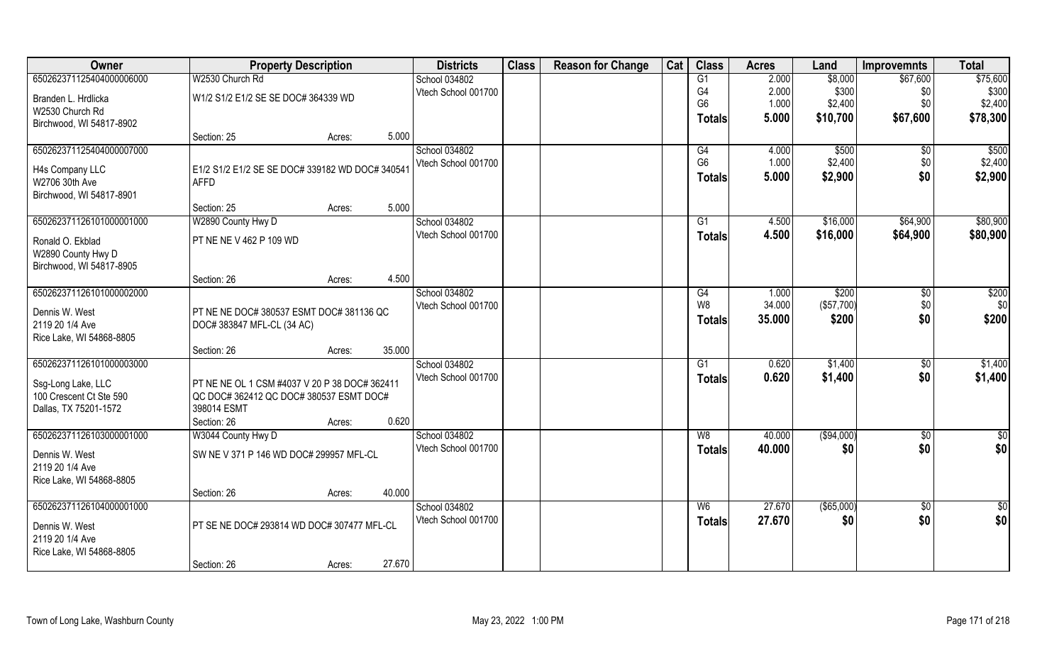| Owner | Property Description | | | Districts | Class | Reason for Change | Cat | Class | Acres | Land | Improvemnts | Total |
|---|---|---|---|---|---|---|---|---|---|---|---|---|
| 650262371125404000006000 | W2530 Church Rd | | | School 034802 | | | | G1 | 2.000 | $8,000 | $67,600 | $75,600 |
| Branden L. Hrdlicka | W1/2 S1/2 E1/2 SE SE DOC# 364339 WD | | | Vtech School 001700 | | | | G4 | 2.000 | $300 | $0 | $300 |
| W2530 Church Rd | | | | | | | | G6 | 1.000 | $2,400 | $0 | $2,400 |
| Birchwood, WI 54817-8902 | | | | | | | | **Totals** | **5.000** | **$10,700** | **$67,600** | **$78,300** |
| | Section: 25 | Acres: | 5.000 | | | | | | | | | |
| 650262371125404000007000 | | | | School 034802 | | | | G4 | 4.000 | $500 | $0 | $500 |
| H4s Company LLC | E1/2 S1/2 E1/2 SE SE DOC# 339182 WD DOC# 340541 AFFD | | | Vtech School 001700 | | | | G6 | 1.000 | $2,400 | $0 | $2,400 |
| W2706 30th Ave | | | | | | | | **Totals** | **5.000** | **$2,900** | **$0** | **$2,900** |
| Birchwood, WI 54817-8901 | | | | | | | | | | | | |
| | Section: 25 | Acres: | 5.000 | | | | | | | | | |
| 650262371126101000001000 | W2890 County Hwy D | | | School 034802 | | | | G1 | 4.500 | $16,000 | $64,900 | $80,900 |
| Ronald O. Ekblad | PT NE NE V 462 P 109 WD | | | Vtech School 001700 | | | | **Totals** | **4.500** | **$16,000** | **$64,900** | **$80,900** |
| W2890 County Hwy D | | | | | | | | | | | | |
| Birchwood, WI 54817-8905 | | | | | | | | | | | | |
| | Section: 26 | Acres: | 4.500 | | | | | | | | | |
| 650262371126101000002000 | | | | School 034802 | | | | G4 | 1.000 | $200 | $0 | $200 |
| Dennis W. West | PT NE NE DOC# 380537 ESMT DOC# 381136 QC DOC# 383847 MFL-CL (34 AC) | | | Vtech School 001700 | | | | W8 | 34.000 | ($57,700) | $0 | $0 |
| 2119 20 1/4 Ave | | | | | | | | **Totals** | **35.000** | **$200** | **$0** | **$200** |
| Rice Lake, WI 54868-8805 | | | | | | | | | | | | |
| | Section: 26 | Acres: | 35.000 | | | | | | | | | |
| 650262371126101000003000 | | | | School 034802 | | | | G1 | 0.620 | $1,400 | $0 | $1,400 |
| Ssg-Long Lake, LLC | PT NE NE OL 1 CSM #4037 V 20 P 38 DOC# 362411 QC DOC# 362412 QC DOC# 380537 ESMT DOC# 398014 ESMT | | | Vtech School 001700 | | | | **Totals** | **0.620** | **$1,400** | **$0** | **$1,400** |
| 100 Crescent Ct Ste 590 | | | | | | | | | | | | |
| Dallas, TX 75201-1572 | | | | | | | | | | | | |
| | Section: 26 | Acres: | 0.620 | | | | | | | | | |
| 650262371126103000001000 | W3044 County Hwy D | | | School 034802 | | | | W8 | 40.000 | ($94,000) | $0 | $0 |
| Dennis W. West | SW NE V 371 P 146 WD DOC# 299957 MFL-CL | | | Vtech School 001700 | | | | **Totals** | **40.000** | **$0** | **$0** | **$0** |
| 2119 20 1/4 Ave | | | | | | | | | | | | |
| Rice Lake, WI 54868-8805 | | | | | | | | | | | | |
| | Section: 26 | Acres: | 40.000 | | | | | | | | | |
| 650262371126104000001000 | | | | School 034802 | | | | W6 | 27.670 | ($65,000) | $0 | $0 |
| Dennis W. West | PT SE NE DOC# 293814 WD DOC# 307477 MFL-CL | | | Vtech School 001700 | | | | **Totals** | **27.670** | **$0** | **$0** | **$0** |
| 2119 20 1/4 Ave | | | | | | | | | | | | |
| Rice Lake, WI 54868-8805 | | | | | | | | | | | | |
| | Section: 26 | Acres: | 27.670 | | | | | | | | | |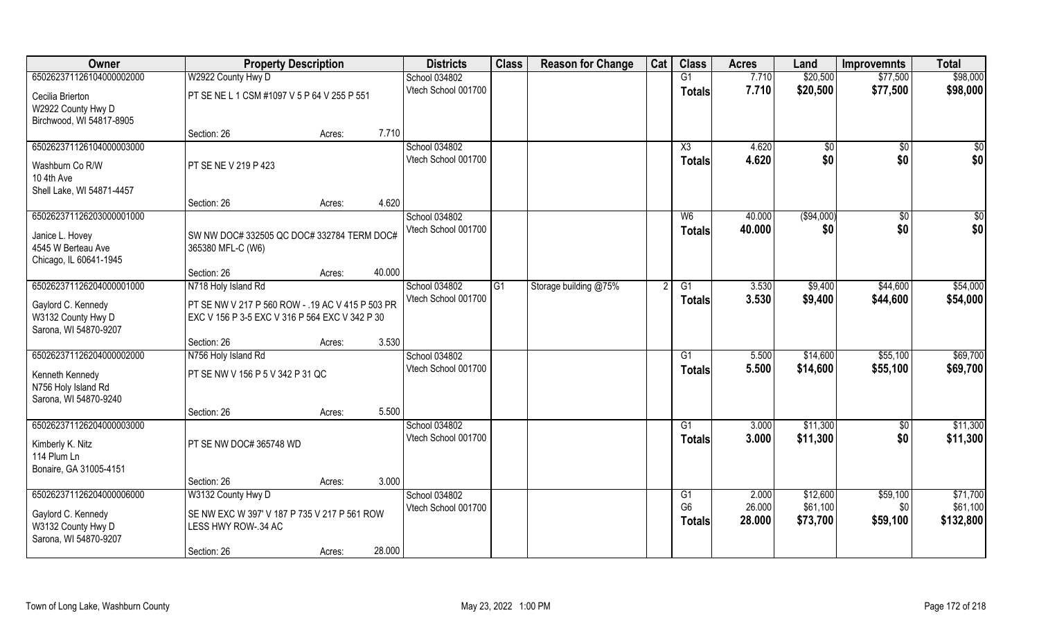| Owner | Property Description | | | Districts | Class | Reason for Change | Cat | Class | Acres | Land | Improvemnts | Total |
|---|---|---|---|---|---|---|---|---|---|---|---|---|
| 65026237112610400000200​0 | W2922 County Hwy D | | | School 034802 | | | | G1 | 7.710 | $20,500 | $77,500 | $98,000 |
| Cecilia Brierton<br>W2922 County Hwy D<br>Birchwood, WI 54817-8905 | PT SE NE L 1 CSM #1097 V 5 P 64 V 255 P 551 | | | Vtech School 001700 | | | | Totals | 7.710 | $20,500 | $77,500 | $98,000 |
| | Section: 26 | Acres: | 7.710 | | | | | | | | | |
| 650262371126104000003000 | | | | School 034802 | | | | X3 | 4.620 | $0 | $0 | $0 |
| Washburn Co R/W<br>10 4th Ave<br>Shell Lake, WI 54871-4457 | PT SE NE V 219 P 423 | | | Vtech School 001700 | | | | Totals | 4.620 | $0 | $0 | $0 |
| | Section: 26 | Acres: | 4.620 | | | | | | | | | |
| 650262371126203000001000 | | | | School 034802 | | | | W6 | 40.000 | ($94,000) | $0 | $0 |
| Janice L. Hovey<br>4545 W Berteau Ave<br>Chicago, IL 60641-1945 | SW NW DOC# 332505 QC DOC# 332784 TERM DOC# 365380 MFL-C (W6) | | | Vtech School 001700 | | | | Totals | 40.000 | $0 | $0 | $0 |
| | Section: 26 | Acres: | 40.000 | | | | | | | | | |
| 650262371126204000001000 | N718 Holy Island Rd | | | School 034802 | G1 | Storage building @75% | 2 | G1 | 3.530 | $9,400 | $44,600 | $54,000 |
| Gaylord C. Kennedy<br>W3132 County Hwy D<br>Sarona, WI 54870-9207 | PT SE NW V 217 P 560 ROW - .19 AC V 415 P 503 PR EXC V 156 P 3-5 EXC V 316 P 564 EXC V 342 P 30 | | | Vtech School 001700 | | | | Totals | 3.530 | $9,400 | $44,600 | $54,000 |
| | Section: 26 | Acres: | 3.530 | | | | | | | | | |
| 650262371126204000002000 | N756 Holy Island Rd | | | School 034802 | | | | G1 | 5.500 | $14,600 | $55,100 | $69,700 |
| Kenneth Kennedy<br>N756 Holy Island Rd<br>Sarona, WI 54870-9240 | PT SE NW V 156 P 5 V 342 P 31 QC | | | Vtech School 001700 | | | | Totals | 5.500 | $14,600 | $55,100 | $69,700 |
| | Section: 26 | Acres: | 5.500 | | | | | | | | | |
| 650262371126204000003000 | | | | School 034802 | | | | G1 | 3.000 | $11,300 | $0 | $11,300 |
| Kimberly K. Nitz<br>114 Plum Ln<br>Bonaire, GA 31005-4151 | PT SE NW DOC# 365748 WD | | | Vtech School 001700 | | | | Totals | 3.000 | $11,300 | $0 | $11,300 |
| | Section: 26 | Acres: | 3.000 | | | | | | | | | |
| 650262371126204000006000 | W3132 County Hwy D | | | School 034802 | | | | G1 | 2.000 | $12,600 | $59,100 | $71,700 |
| Gaylord C. Kennedy<br>W3132 County Hwy D<br>Sarona, WI 54870-9207 | SE NW EXC W 397' V 187 P 735 V 217 P 561 ROW LESS HWY ROW-.34 AC | | | Vtech School 001700 | | | | G6 | 26.000 | $61,100 | $0 | $61,100 |
| | | | | | | | | Totals | 28.000 | $73,700 | $59,100 | $132,800 |
| | Section: 26 | Acres: | 28.000 | | | | | | | | | |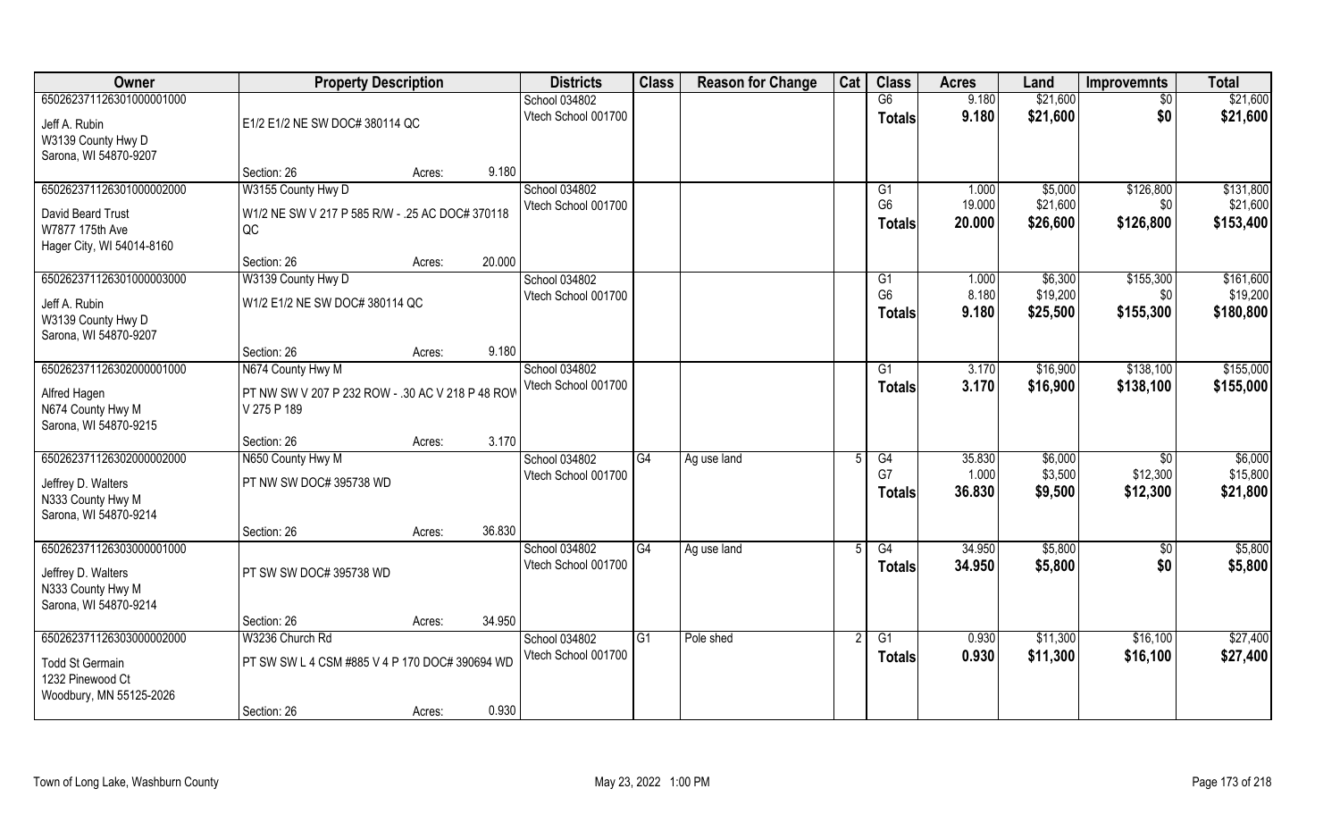| Owner | Property Description | | | Districts | Class | Reason for Change | Cat | Class | Acres | Land | Improvemnts | Total |
|---|---|---|---|---|---|---|---|---|---|---|---|---|
| 65026237112630100000 1000 | | | | School 034802 | | | | G6 | 9.180 | $21,600 | $0 | $21,600 |
| Jeff A. Rubin | E1/2 E1/2 NE SW DOC# 380114 QC | | | Vtech School 001700 | | | | Totals | 9.180 | $21,600 | $0 | $21,600 |
| W3139 County Hwy D | | | | | | | | | | | | |
| Sarona, WI 54870-9207 | | | | | | | | | | | | |
| | Section: 26 | Acres: | 9.180 | | | | | | | | | |
| 650262371126301000002000 | W3155 County Hwy D | | | School 034802 | | | | G1 | 1.000 | $5,000 | $126,800 | $131,800 |
| David Beard Trust | W1/2 NE SW V 217 P 585 R/W - .25 AC DOC# 370118 QC | | | Vtech School 001700 | | | | G6 | 19.000 | $21,600 | $0 | $21,600 |
| W7877 175th Ave | | | | | | | | Totals | 20.000 | $26,600 | $126,800 | $153,400 |
| Hager City, WI 54014-8160 | | | | | | | | | | | | |
| | Section: 26 | Acres: | 20.000 | | | | | | | | | |
| 650262371126301000003000 | W3139 County Hwy D | | | School 034802 | | | | G1 | 1.000 | $6,300 | $155,300 | $161,600 |
| Jeff A. Rubin | W1/2 E1/2 NE SW DOC# 380114 QC | | | Vtech School 001700 | | | | G6 | 8.180 | $19,200 | $0 | $19,200 |
| W3139 County Hwy D | | | | | | | | Totals | 9.180 | $25,500 | $155,300 | $180,800 |
| Sarona, WI 54870-9207 | | | | | | | | | | | | |
| | Section: 26 | Acres: | 9.180 | | | | | | | | | |
| 650262371126302000001000 | N674 County Hwy M | | | School 034802 | | | | G1 | 3.170 | $16,900 | $138,100 | $155,000 |
| Alfred Hagen | PT NW SW V 207 P 232 ROW - .30 AC V 218 P 48 ROW V 275 P 189 | | | Vtech School 001700 | | | | Totals | 3.170 | $16,900 | $138,100 | $155,000 |
| N674 County Hwy M | | | | | | | | | | | | |
| Sarona, WI 54870-9215 | | | | | | | | | | | | |
| | Section: 26 | Acres: | 3.170 | | | | | | | | | |
| 650262371126302000002000 | N650 County Hwy M | | | School 034802 | G4 | Ag use land | 5 | G4 | 35.830 | $6,000 | $0 | $6,000 |
| Jeffrey D. Walters | PT NW SW DOC# 395738 WD | | | Vtech School 001700 | | | | G7 | 1.000 | $3,500 | $12,300 | $15,800 |
| N333 County Hwy M | | | | | | | | Totals | 36.830 | $9,500 | $12,300 | $21,800 |
| Sarona, WI 54870-9214 | | | | | | | | | | | | |
| | Section: 26 | Acres: | 36.830 | | | | | | | | | |
| 650262371126303000001000 | | | | School 034802 | G4 | Ag use land | 5 | G4 | 34.950 | $5,800 | $0 | $5,800 |
| Jeffrey D. Walters | PT SW SW DOC# 395738 WD | | | Vtech School 001700 | | | | Totals | 34.950 | $5,800 | $0 | $5,800 |
| N333 County Hwy M | | | | | | | | | | | | |
| Sarona, WI 54870-9214 | | | | | | | | | | | | |
| | Section: 26 | Acres: | 34.950 | | | | | | | | | |
| 650262371126303000002000 | W3236 Church Rd | | | School 034802 | G1 | Pole shed | 2 | G1 | 0.930 | $11,300 | $16,100 | $27,400 |
| Todd St Germain | PT SW SW L 4 CSM #885 V 4 P 170 DOC# 390694 WD | | | Vtech School 001700 | | | | Totals | 0.930 | $11,300 | $16,100 | $27,400 |
| 1232 Pinewood Ct | | | | | | | | | | | | |
| Woodbury, MN 55125-2026 | | | | | | | | | | | | |
| | Section: 26 | Acres: | 0.930 | | | | | | | | | |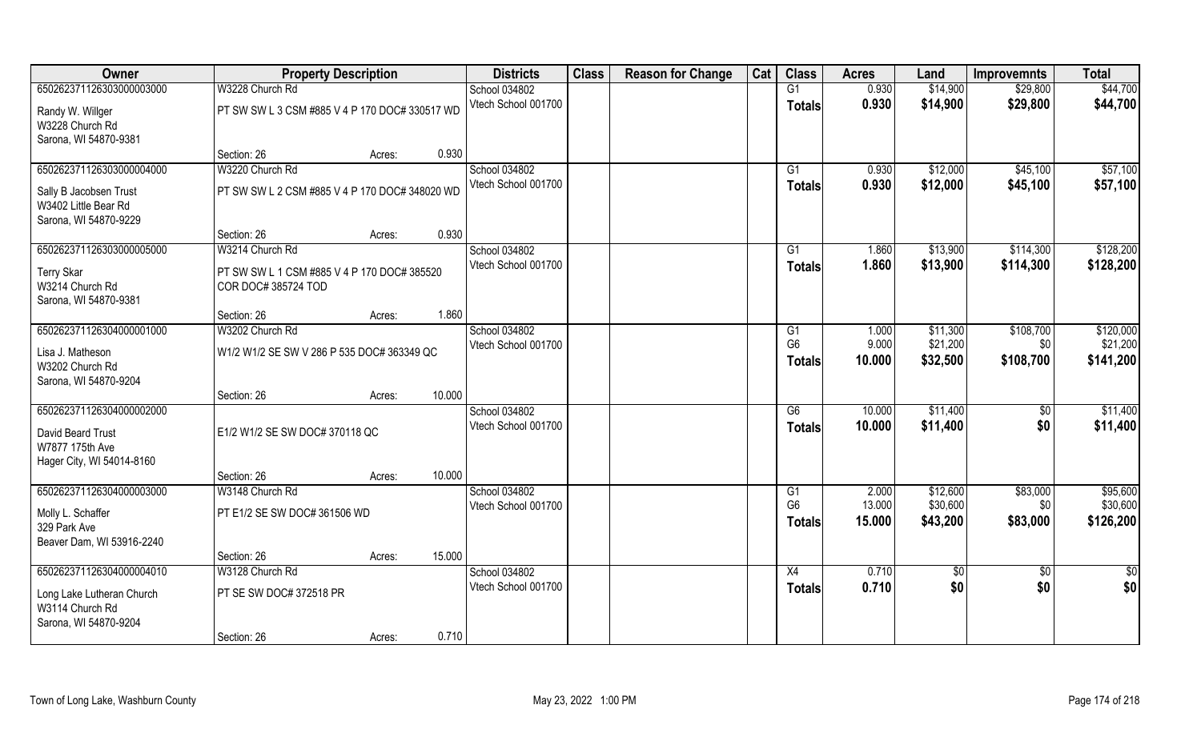| Owner | Property Description | | | Districts | Class | Reason for Change | Cat | Class | Acres | Land | Improvemnts | Total |
|---|---|---|---|---|---|---|---|---|---|---|---|---|
| 65026237112630300000​3000 | W3228 Church Rd | | | School 034802 | | | | G1 | 0.930 | $14,900 | $29,800 | $44,700 |
| Randy W. Willger<br>W3228 Church Rd<br>Sarona, WI 54870-9381 | PT SW SW L 3 CSM #885 V 4 P 170 DOC# 330517 WD | | | Vtech School 001700 | | | | **Totals** | **0.930** | **$14,900** | **$29,800** | **$44,700** |
| | Section: 26 | Acres: | 0.930 | | | | | | | | | |
| 650262371126303000004000 | W3220 Church Rd | | | School 034802 | | | | G1 | 0.930 | $12,000 | $45,100 | $57,100 |
| Sally B Jacobsen Trust<br>W3402 Little Bear Rd<br>Sarona, WI 54870-9229 | PT SW SW L 2 CSM #885 V 4 P 170 DOC# 348020 WD | | | Vtech School 001700 | | | | **Totals** | **0.930** | **$12,000** | **$45,100** | **$57,100** |
| | Section: 26 | Acres: | 0.930 | | | | | | | | | |
| 650262371126303000005000 | W3214 Church Rd | | | School 034802 | | | | G1 | 1.860 | $13,900 | $114,300 | $128,200 |
| Terry Skar<br>W3214 Church Rd<br>Sarona, WI 54870-9381 | PT SW SW L 1 CSM #885 V 4 P 170 DOC# 385520 COR DOC# 385724 TOD | | | Vtech School 001700 | | | | **Totals** | **1.860** | **$13,900** | **$114,300** | **$128,200** |
| | Section: 26 | Acres: | 1.860 | | | | | | | | | |
| 650262371126304000001000 | W3202 Church Rd | | | School 034802 | | | | G1 | 1.000 | $11,300 | $108,700 | $120,000 |
| Lisa J. Matheson<br>W3202 Church Rd<br>Sarona, WI 54870-9204 | W1/2 W1/2 SE SW V 286 P 535 DOC# 363349 QC | | | Vtech School 001700 | | | | G6 | 9.000 | $21,200 | $0 | $21,200 |
| | | | | | | | | **Totals** | **10.000** | **$32,500** | **$108,700** | **$141,200** |
| | Section: 26 | Acres: | 10.000 | | | | | | | | | |
| 650262371126304000002000 | | | | School 034802 | | | | G6 | 10.000 | $11,400 | $0 | $11,400 |
| David Beard Trust<br>W7877 175th Ave<br>Hager City, WI 54014-8160 | E1/2 W1/2 SE SW DOC# 370118 QC | | | Vtech School 001700 | | | | **Totals** | **10.000** | **$11,400** | **$0** | **$11,400** |
| | Section: 26 | Acres: | 10.000 | | | | | | | | | |
| 650262371126304000003000 | W3148 Church Rd | | | School 034802 | | | | G1 | 2.000 | $12,600 | $83,000 | $95,600 |
| Molly L. Schaffer<br>329 Park Ave<br>Beaver Dam, WI 53916-2240 | PT E1/2 SE SW DOC# 361506 WD | | | Vtech School 001700 | | | | G6 | 13.000 | $30,600 | $0 | $30,600 |
| | | | | | | | | **Totals** | **15.000** | **$43,200** | **$83,000** | **$126,200** |
| | Section: 26 | Acres: | 15.000 | | | | | | | | | |
| 650262371126304000004010 | W3128 Church Rd | | | School 034802 | | | | X4 | 0.710 | $0 | $0 | $0 |
| Long Lake Lutheran Church<br>W3114 Church Rd<br>Sarona, WI 54870-9204 | PT SE SW DOC# 372518 PR | | | Vtech School 001700 | | | | **Totals** | **0.710** | **$0** | **$0** | **$0** |
| | Section: 26 | Acres: | 0.710 | | | | | | | | | |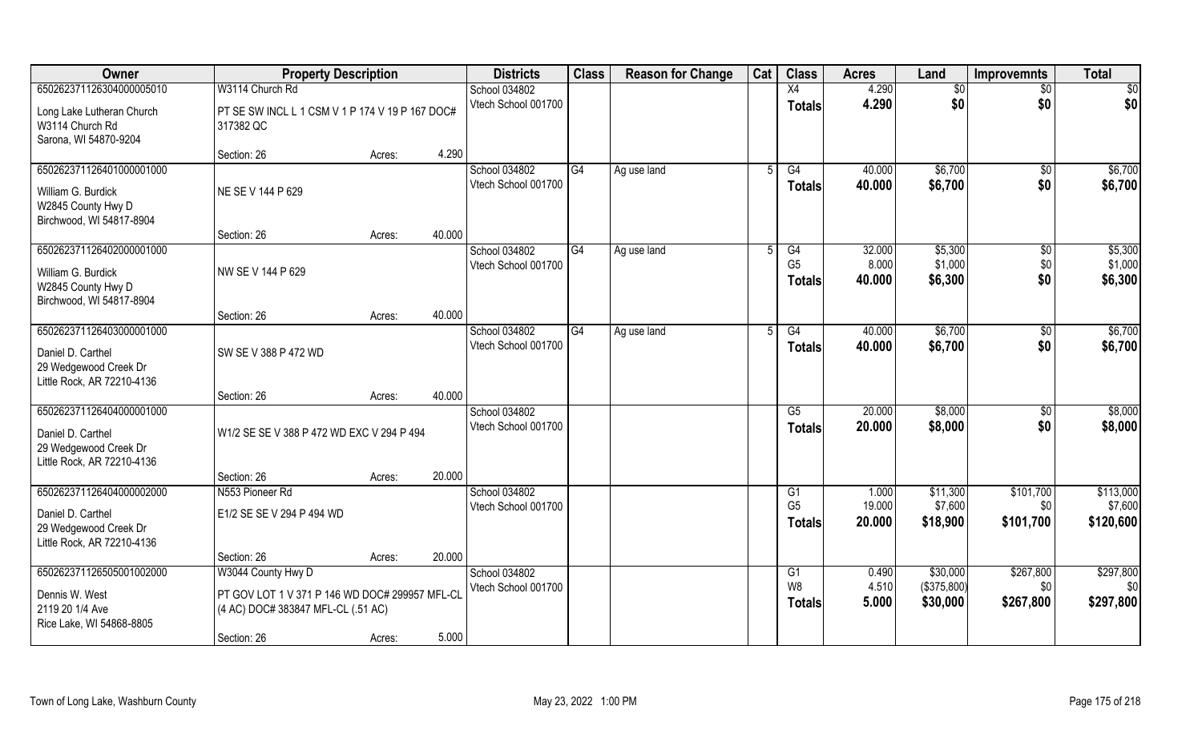| Owner | Property Description | | | Districts | Class | Reason for Change | Cat | Class | Acres | Land | Improvemnts | Total |
|---|---|---|---|---|---|---|---|---|---|---|---|---|
| 65026237112630400005010 | W3114 Church Rd | | | School 034802 | | | | X4 | 4.290 | $0 | $0 | $0 |
| Long Lake Lutheran Church<br>W3114 Church Rd<br>Sarona, WI 54870-9204 | PT SE SW INCL L 1 CSM V 1 P 174 V 19 P 167 DOC# 317382 QC | | | Vtech School 001700 | | | | Totals | 4.290 | $0 | $0 | $0 |
| | Section: 26 | Acres: | 4.290 | | | | | | | | | |
| 65026237112640100000 1000 | | | | School 034802 | G4 | Ag use land | 5 | G4 | 40.000 | $6,700 | $0 | $6,700 |
| William G. Burdick<br>W2845 County Hwy D<br>Birchwood, WI 54817-8904 | NE SE V 144 P 629 | | | Vtech School 001700 | | | | Totals | 40.000 | $6,700 | $0 | $6,700 |
| | Section: 26 | Acres: | 40.000 | | | | | | | | | |
| 65026237112640200000 1000 | | | | School 034802 | G4 | Ag use land | 5 | G4 | 32.000 | $5,300 | $0 | $5,300 |
| William G. Burdick<br>W2845 County Hwy D<br>Birchwood, WI 54817-8904 | NW SE V 144 P 629 | | | Vtech School 001700 | | | | G5 | 8.000 | $1,000 | $0 | $1,000 |
| | | | | | | | | Totals | 40.000 | $6,300 | $0 | $6,300 |
| | Section: 26 | Acres: | 40.000 | | | | | | | | | |
| 65026237112640300000 1000 | | | | School 034802 | G4 | Ag use land | 5 | G4 | 40.000 | $6,700 | $0 | $6,700 |
| Daniel D. Carthel<br>29 Wedgewood Creek Dr<br>Little Rock, AR 72210-4136 | SW SE V 388 P 472 WD | | | Vtech School 001700 | | | | Totals | 40.000 | $6,700 | $0 | $6,700 |
| | Section: 26 | Acres: | 40.000 | | | | | | | | | |
| 65026237112640400000 1000 | | | | School 034802 | | | | G5 | 20.000 | $8,000 | $0 | $8,000 |
| Daniel D. Carthel<br>29 Wedgewood Creek Dr<br>Little Rock, AR 72210-4136 | W1/2 SE SE V 388 P 472 WD EXC V 294 P 494 | | | Vtech School 001700 | | | | Totals | 20.000 | $8,000 | $0 | $8,000 |
| | Section: 26 | Acres: | 20.000 | | | | | | | | | |
| 65026237112640400000 2000 | N553 Pioneer Rd | | | School 034802 | | | | G1 | 1.000 | $11,300 | $101,700 | $113,000 |
| Daniel D. Carthel<br>29 Wedgewood Creek Dr<br>Little Rock, AR 72210-4136 | E1/2 SE SE V 294 P 494 WD | | | Vtech School 001700 | | | | G5 | 19.000 | $7,600 | $0 | $7,600 |
| | | | | | | | | Totals | 20.000 | $18,900 | $101,700 | $120,600 |
| | Section: 26 | Acres: | 20.000 | | | | | | | | | |
| 65026237112650500100 2000 | W3044 County Hwy D | | | School 034802 | | | | G1 | 0.490 | $30,000 | $267,800 | $297,800 |
| Dennis W. West<br>2119 20 1/4 Ave<br>Rice Lake, WI 54868-8805 | PT GOV LOT 1 V 371 P 146 WD DOC# 299957 MFL-CL (4 AC) DOC# 383847 MFL-CL (.51 AC) | | | Vtech School 001700 | | | | W8 | 4.510 | ($375,800) | $0 | $0 |
| | | | | | | | | Totals | 5.000 | $30,000 | $267,800 | $297,800 |
| | Section: 26 | Acres: | 5.000 | | | | | | | | | |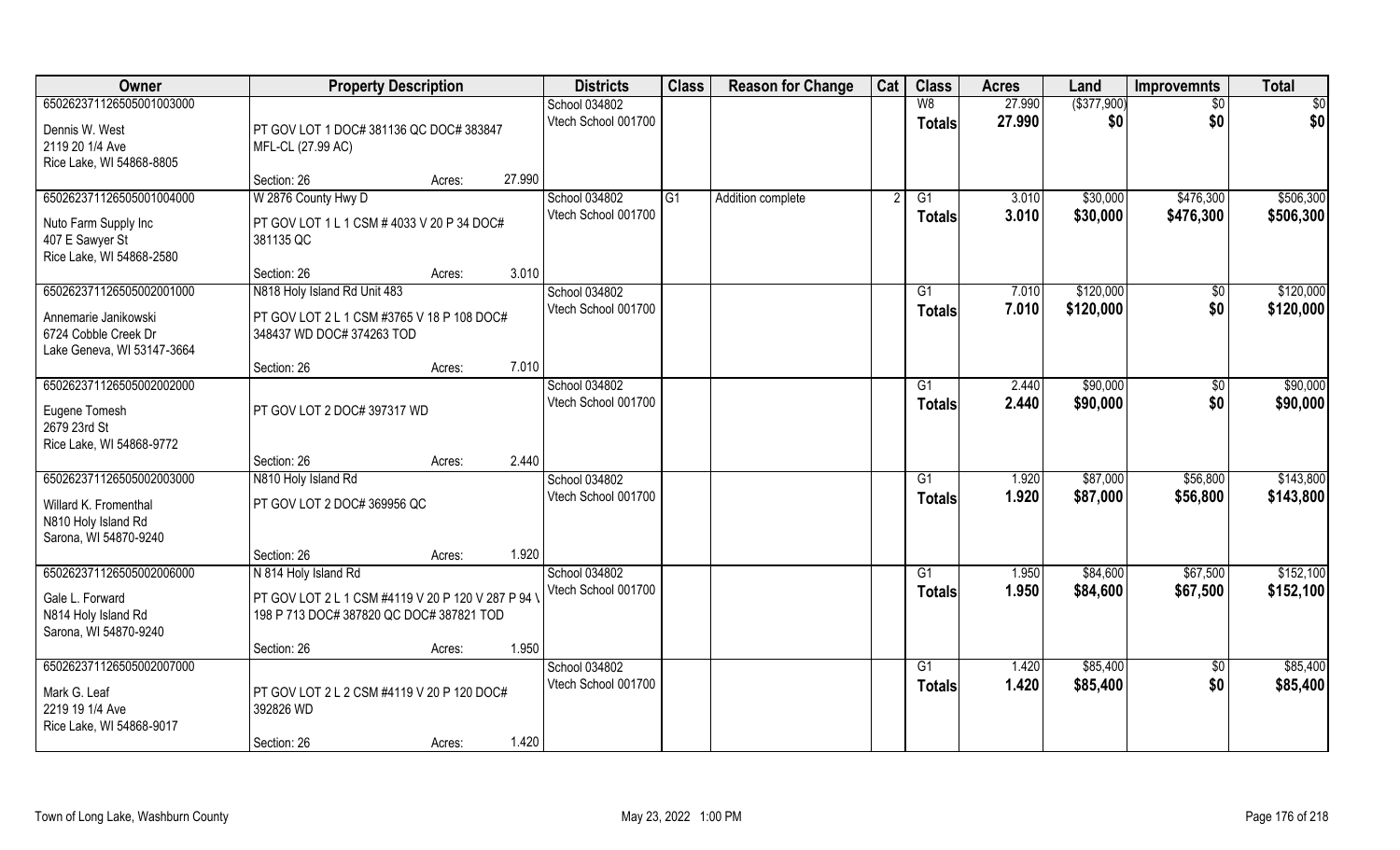| Owner | Property Description | | | Districts | Class | Reason for Change | Cat | Class | Acres | Land | Improvemnts | Total |
|---|---|---|---|---|---|---|---|---|---|---|---|---|
| 65026237112650500100300 | | | | School 034802 | | | | W8 | 27.990 | ($377,900) | $0 | $0 |
| Dennis W. West<br>2119 20 1/4 Ave<br>Rice Lake, WI 54868-8805 | PT GOV LOT 1 DOC# 381136 QC DOC# 383847 MFL-CL (27.99 AC) | | | Vtech School 001700 | | | | **Totals** | **27.990** | **$0** | **$0** | **$0** |
| | Section: 26 | Acres: | 27.990 | | | | | | | | | |
| 65026237112650500100400 | W 2876 County Hwy D | | | School 034802 | G1 | Addition complete | 2 | G1 | 3.010 | $30,000 | $476,300 | $506,300 |
| Nuto Farm Supply Inc<br>407 E Sawyer St<br>Rice Lake, WI 54868-2580 | PT GOV LOT 1 L 1 CSM # 4033 V 20 P 34 DOC# 381135 QC | | | Vtech School 001700 | | | | **Totals** | **3.010** | **$30,000** | **$476,300** | **$506,300** |
| | Section: 26 | Acres: | 3.010 | | | | | | | | | |
| 65026237112650500200100 | N818 Holy Island Rd Unit 483 | | | School 034802 | | | | G1 | 7.010 | $120,000 | $0 | $120,000 |
| Annemarie Janikowski<br>6724 Cobble Creek Dr<br>Lake Geneva, WI 53147-3664 | PT GOV LOT 2 L 1 CSM #3765 V 18 P 108 DOC# 348437 WD DOC# 374263 TOD | | | Vtech School 001700 | | | | **Totals** | **7.010** | **$120,000** | **$0** | **$120,000** |
| | Section: 26 | Acres: | 7.010 | | | | | | | | | |
| 65026237112650500200200 | | | | School 034802 | | | | G1 | 2.440 | $90,000 | $0 | $90,000 |
| Eugene Tomesh<br>2679 23rd St<br>Rice Lake, WI 54868-9772 | PT GOV LOT 2 DOC# 397317 WD | | | Vtech School 001700 | | | | **Totals** | **2.440** | **$90,000** | **$0** | **$90,000** |
| | Section: 26 | Acres: | 2.440 | | | | | | | | | |
| 65026237112650500200300 | N810 Holy Island Rd | | | School 034802 | | | | G1 | 1.920 | $87,000 | $56,800 | $143,800 |
| Willard K. Fromenthal<br>N810 Holy Island Rd<br>Sarona, WI 54870-9240 | PT GOV LOT 2 DOC# 369956 QC | | | Vtech School 001700 | | | | **Totals** | **1.920** | **$87,000** | **$56,800** | **$143,800** |
| | Section: 26 | Acres: | 1.920 | | | | | | | | | |
| 65026237112650500200600 | N 814 Holy Island Rd | | | School 034802 | | | | G1 | 1.950 | $84,600 | $67,500 | $152,100 |
| Gale L. Forward<br>N814 Holy Island Rd<br>Sarona, WI 54870-9240 | PT GOV LOT 2 L 1 CSM #4119 V 20 P 120 V 287 P 94 \ 198 P 713 DOC# 387820 QC DOC# 387821 TOD | | | Vtech School 001700 | | | | **Totals** | **1.950** | **$84,600** | **$67,500** | **$152,100** |
| | Section: 26 | Acres: | 1.950 | | | | | | | | | |
| 65026237112650500200700 | | | | School 034802 | | | | G1 | 1.420 | $85,400 | $0 | $85,400 |
| Mark G. Leaf<br>2219 19 1/4 Ave<br>Rice Lake, WI 54868-9017 | PT GOV LOT 2 L 2 CSM #4119 V 20 P 120 DOC# 392826 WD | | | Vtech School 001700 | | | | **Totals** | **1.420** | **$85,400** | **$0** | **$85,400** |
| | Section: 26 | Acres: | 1.420 | | | | | | | | | |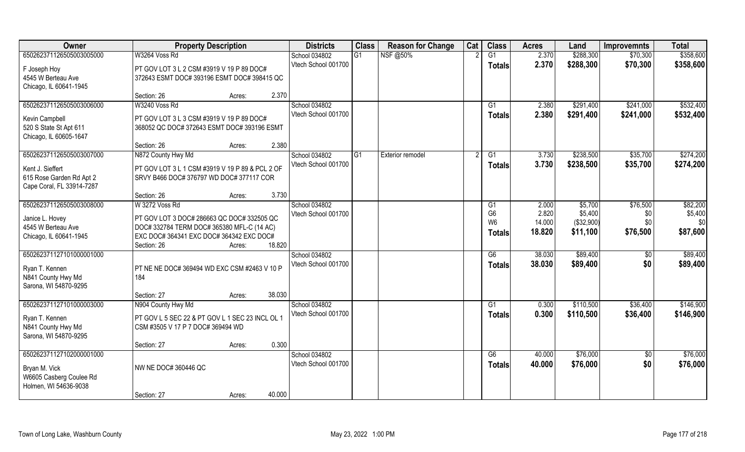| Owner | Property Description | | Districts | Class | Reason for Change | Cat | Class | Acres | Land | Improvemnts | Total |
|---|---|---|---|---|---|---|---|---|---|---|---|
| 650262371126505003005000 | W3264 Voss Rd | | School 034802 | G1 | NSF @50% | 2 | G1 | 2.370 | $288,300 | $70,300 | $358,600 |
| F Joseph Hoy<br>4545 W Berteau Ave<br>Chicago, IL 60641-1945 | PT GOV LOT 3 L 2 CSM #3919 V 19 P 89 DOC# 372643 ESMT DOC# 393196 ESMT DOC# 398415 QC | | Vtech School 001700 | | | | **Totals** | **2.370** | **$288,300** | **$70,300** | **$358,600** |
| | Section: 26 | Acres: 2.370 | | | | | | | | | |
| 650262371126505003006000 | W3240 Voss Rd | | School 034802 | | | | G1 | 2.380 | $291,400 | $241,000 | $532,400 |
| Kevin Campbell<br>520 S State St Apt 611<br>Chicago, IL 60605-1647 | PT GOV LOT 3 L 3 CSM #3919 V 19 P 89 DOC# 368052 QC DOC# 372643 ESMT DOC# 393196 ESMT | | Vtech School 001700 | | | | **Totals** | **2.380** | **$291,400** | **$241,000** | **$532,400** |
| | Section: 26 | Acres: 2.380 | | | | | | | | | |
| 650262371126505003007000 | N872 County Hwy Md | | School 034802 | G1 | Exterior remodel | 2 | G1 | 3.730 | $238,500 | $35,700 | $274,200 |
| Kent J. Sieffert<br>615 Rose Garden Rd Apt 2<br>Cape Coral, FL 33914-7287 | PT GOV LOT 3 L 1 CSM #3919 V 19 P 89 & PCL 2 OF SRVY B466 DOC# 376797 WD DOC# 377117 COR | | Vtech School 001700 | | | | **Totals** | **3.730** | **$238,500** | **$35,700** | **$274,200** |
| | Section: 26 | Acres: 3.730 | | | | | | | | | |
| 650262371126505003008000 | W 3272 Voss Rd | | School 034802 | | | | G1 | 2.000 | $5,700 | $76,500 | $82,200 |
| Janice L. Hovey<br>4545 W Berteau Ave<br>Chicago, IL 60641-1945 | PT GOV LOT 3 DOC# 286663 QC DOC# 332505 QC DOC# 332784 TERM DOC# 365380 MFL-C (14 AC) EXC DOC# 364341 EXC DOC# 364342 EXC DOC# | | Vtech School 001700 | | | | G6 | 2.820 | $5,400 | $0 | $5,400 |
| | | | | | | | W6 | 14.000 | ($32,900) | $0 | $0 |
| | | | | | | | **Totals** | **18.820** | **$11,100** | **$76,500** | **$87,600** |
| | Section: 26 | Acres: 18.820 | | | | | | | | | |
| 650262371127101000001000 | | | School 034802 | | | | G6 | 38.030 | $89,400 | $0 | $89,400 |
| Ryan T. Kennen<br>N841 County Hwy Md<br>Sarona, WI 54870-9295 | PT NE NE DOC# 369494 WD EXC CSM #2463 V 10 P 184 | | Vtech School 001700 | | | | **Totals** | **38.030** | **$89,400** | **$0** | **$89,400** |
| | Section: 27 | Acres: 38.030 | | | | | | | | | |
| 650262371127101000003000 | N904 County Hwy Md | | School 034802 | | | | G1 | 0.300 | $110,500 | $36,400 | $146,900 |
| Ryan T. Kennen<br>N841 County Hwy Md<br>Sarona, WI 54870-9295 | PT GOV L 5 SEC 22 & PT GOV L 1 SEC 23 INCL OL 1 CSM #3505 V 17 P 7 DOC# 369494 WD | | Vtech School 001700 | | | | **Totals** | **0.300** | **$110,500** | **$36,400** | **$146,900** |
| | Section: 27 | Acres: 0.300 | | | | | | | | | |
| 650262371127102000001000 | | | School 034802 | | | | G6 | 40.000 | $76,000 | $0 | $76,000 |
| Bryan M. Vick<br>W6605 Casberg Coulee Rd<br>Holmen, WI 54636-9038 | NW NE DOC# 360446 QC | | Vtech School 001700 | | | | **Totals** | **40.000** | **$76,000** | **$0** | **$76,000** |
| | Section: 27 | Acres: 40.000 | | | | | | | | | |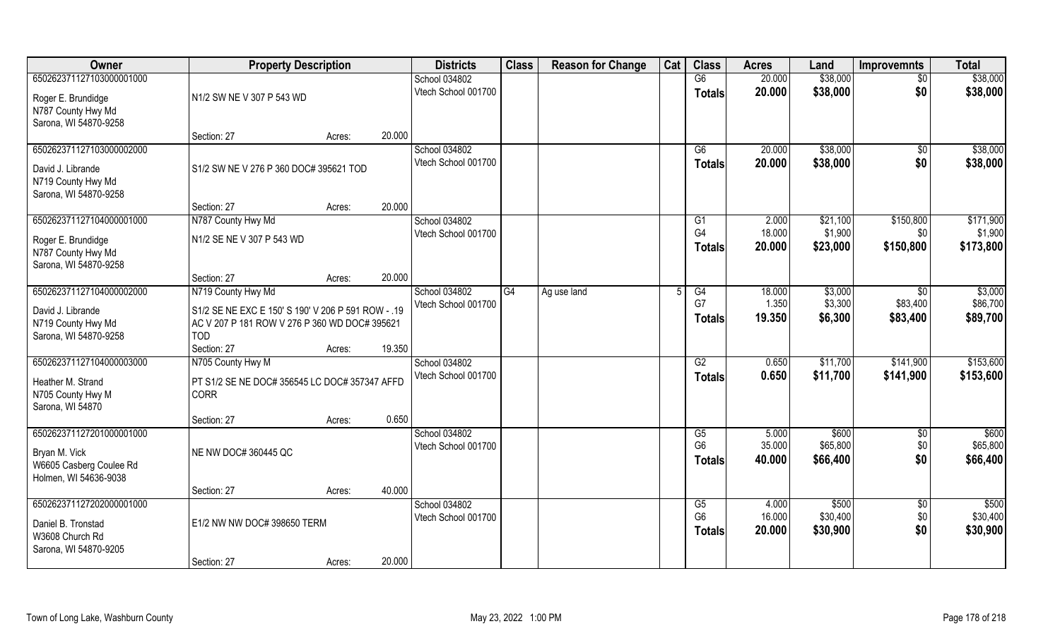| Owner | Property Description | | | Districts | Class | Reason for Change | Cat | Class | Acres | Land | Improvemnts | Total |
|---|---|---|---|---|---|---|---|---|---|---|---|---|
| 650262371127103000001000 | | | | School 034802 | | | | G6 | 20.000 | $38,000 | $0 | $38,000 |
| Roger E. Brundidge<br>N787 County Hwy Md<br>Sarona, WI 54870-9258 | N1/2 SW NE V 307 P 543 WD | | | Vtech School 001700 | | | | Totals | 20.000 | $38,000 | $0 | $38,000 |
| | Section: 27 | Acres: | 20.000 | | | | | | | | | |
| 650262371127103000002000 | | | | School 034802 | | | | G6 | 20.000 | $38,000 | $0 | $38,000 |
| David J. Librande<br>N719 County Hwy Md<br>Sarona, WI 54870-9258 | S1/2 SW NE V 276 P 360 DOC# 395621 TOD | | | Vtech School 001700 | | | | Totals | 20.000 | $38,000 | $0 | $38,000 |
| | Section: 27 | Acres: | 20.000 | | | | | | | | | |
| 650262371127104000001000 | N787 County Hwy Md | | | School 034802 | | | | G1 | 2.000 | $21,100 | $150,800 | $171,900 |
| Roger E. Brundidge<br>N787 County Hwy Md<br>Sarona, WI 54870-9258 | N1/2 SE NE V 307 P 543 WD | | | Vtech School 001700 | | | | G4 | 18.000 | $1,900 | $0 | $1,900 |
| | | | | | | | | Totals | 20.000 | $23,000 | $150,800 | $173,800 |
| | Section: 27 | Acres: | 20.000 | | | | | | | | | |
| 650262371127104000002000 | N719 County Hwy Md | | | School 034802 | G4 | Ag use land | 5 | G4 | 18.000 | $3,000 | $0 | $3,000 |
| David J. Librande<br>N719 County Hwy Md<br>Sarona, WI 54870-9258 | S1/2 SE NE EXC E 150' S 190' V 206 P 591 ROW - .19 AC V 207 P 181 ROW V 276 P 360 WD DOC# 395621 TOD | | | Vtech School 001700 | | | | G7 | 1.350 | $3,300 | $83,400 | $86,700 |
| | | | | | | | | Totals | 19.350 | $6,300 | $83,400 | $89,700 |
| | Section: 27 | Acres: | 19.350 | | | | | | | | | |
| 650262371127104000003000 | N705 County Hwy M | | | School 034802 | | | | G2 | 0.650 | $11,700 | $141,900 | $153,600 |
| Heather M. Strand<br>N705 County Hwy M<br>Sarona, WI 54870 | PT S1/2 SE NE DOC# 356545 LC DOC# 357347 AFFD CORR | | | Vtech School 001700 | | | | Totals | 0.650 | $11,700 | $141,900 | $153,600 |
| | Section: 27 | Acres: | 0.650 | | | | | | | | | |
| 650262371127201000001000 | | | | School 034802 | | | | G5 | 5.000 | $600 | $0 | $600 |
| Bryan M. Vick<br>W6605 Casberg Coulee Rd<br>Holmen, WI 54636-9038 | NE NW DOC# 360445 QC | | | Vtech School 001700 | | | | G6 | 35.000 | $65,800 | $0 | $65,800 |
| | | | | | | | | Totals | 40.000 | $66,400 | $0 | $66,400 |
| | Section: 27 | Acres: | 40.000 | | | | | | | | | |
| 650262371127202000001000 | | | | School 034802 | | | | G5 | 4.000 | $500 | $0 | $500 |
| Daniel B. Tronstad<br>W3608 Church Rd<br>Sarona, WI 54870-9205 | E1/2 NW NW DOC# 398650 TERM | | | Vtech School 001700 | | | | G6 | 16.000 | $30,400 | $0 | $30,400 |
| | | | | | | | | Totals | 20.000 | $30,900 | $0 | $30,900 |
| | Section: 27 | Acres: | 20.000 | | | | | | | | | |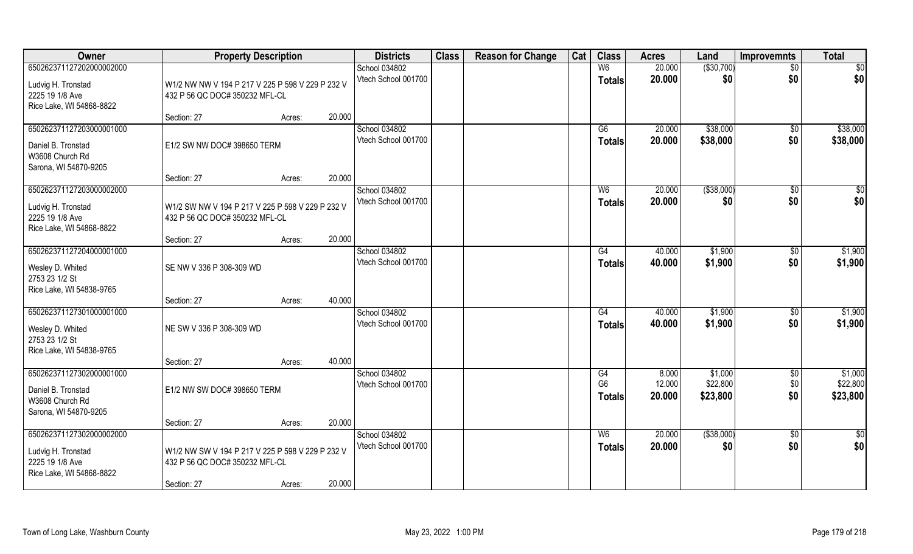| Owner | Property Description | | | Districts | Class | Reason for Change | Cat | Class | Acres | Land | Improvemnts | Total |
|---|---|---|---|---|---|---|---|---|---|---|---|---|
| 650262371127202000002000 | | | | School 034802 | | | | W6 | 20.000 | ($30,700) | $0 | $0 |
| Ludvig H. Tronstad<br>2225 19 1/8 Ave<br>Rice Lake, WI 54868-8822 | W1/2 NW NW V 194 P 217 V 225 P 598 V 229 P 232 V 432 P 56 QC DOC# 350232 MFL-CL | | | Vtech School 001700 | | | | Totals | 20.000 | $0 | $0 | $0 |
| | Section: 27 | Acres: | 20.000 | | | | | | | | | |
| 650262371127203000001000 | | | | School 034802 | | | | G6 | 20.000 | $38,000 | $0 | $38,000 |
| Daniel B. Tronstad<br>W3608 Church Rd<br>Sarona, WI 54870-9205 | E1/2 SW NW DOC# 398650 TERM | | | Vtech School 001700 | | | | Totals | 20.000 | $38,000 | $0 | $38,000 |
| | Section: 27 | Acres: | 20.000 | | | | | | | | | |
| 650262371127203000002000 | | | | School 034802 | | | | W6 | 20.000 | ($38,000) | $0 | $0 |
| Ludvig H. Tronstad<br>2225 19 1/8 Ave<br>Rice Lake, WI 54868-8822 | W1/2 SW NW V 194 P 217 V 225 P 598 V 229 P 232 V 432 P 56 QC DOC# 350232 MFL-CL | | | Vtech School 001700 | | | | Totals | 20.000 | $0 | $0 | $0 |
| | Section: 27 | Acres: | 20.000 | | | | | | | | | |
| 650262371127204000001000 | | | | School 034802 | | | | G4 | 40.000 | $1,900 | $0 | $1,900 |
| Wesley D. Whited<br>2753 23 1/2 St<br>Rice Lake, WI 54838-9765 | SE NW V 336 P 308-309 WD | | | Vtech School 001700 | | | | Totals | 40.000 | $1,900 | $0 | $1,900 |
| | Section: 27 | Acres: | 40.000 | | | | | | | | | |
| 650262371127301000001000 | | | | School 034802 | | | | G4 | 40.000 | $1,900 | $0 | $1,900 |
| Wesley D. Whited<br>2753 23 1/2 St<br>Rice Lake, WI 54838-9765 | NE SW V 336 P 308-309 WD | | | Vtech School 001700 | | | | Totals | 40.000 | $1,900 | $0 | $1,900 |
| | Section: 27 | Acres: | 40.000 | | | | | | | | | |
| 650262371127302000001000 | | | | School 034802 | | | | G4 | 8.000 | $1,000 | $0 | $1,000 |
| Daniel B. Tronstad<br>W3608 Church Rd<br>Sarona, WI 54870-9205 | E1/2 NW SW DOC# 398650 TERM | | | Vtech School 001700 | | | | G6 | 12.000 | $22,800 | $0 | $22,800 |
| | | | | | | | | Totals | 20.000 | $23,800 | $0 | $23,800 |
| | Section: 27 | Acres: | 20.000 | | | | | | | | | |
| 650262371127302000002000 | | | | School 034802 | | | | W6 | 20.000 | ($38,000) | $0 | $0 |
| Ludvig H. Tronstad<br>2225 19 1/8 Ave<br>Rice Lake, WI 54868-8822 | W1/2 NW SW V 194 P 217 V 225 P 598 V 229 P 232 V 432 P 56 QC DOC# 350232 MFL-CL | | | Vtech School 001700 | | | | Totals | 20.000 | $0 | $0 | $0 |
| | Section: 27 | Acres: | 20.000 | | | | | | | | | |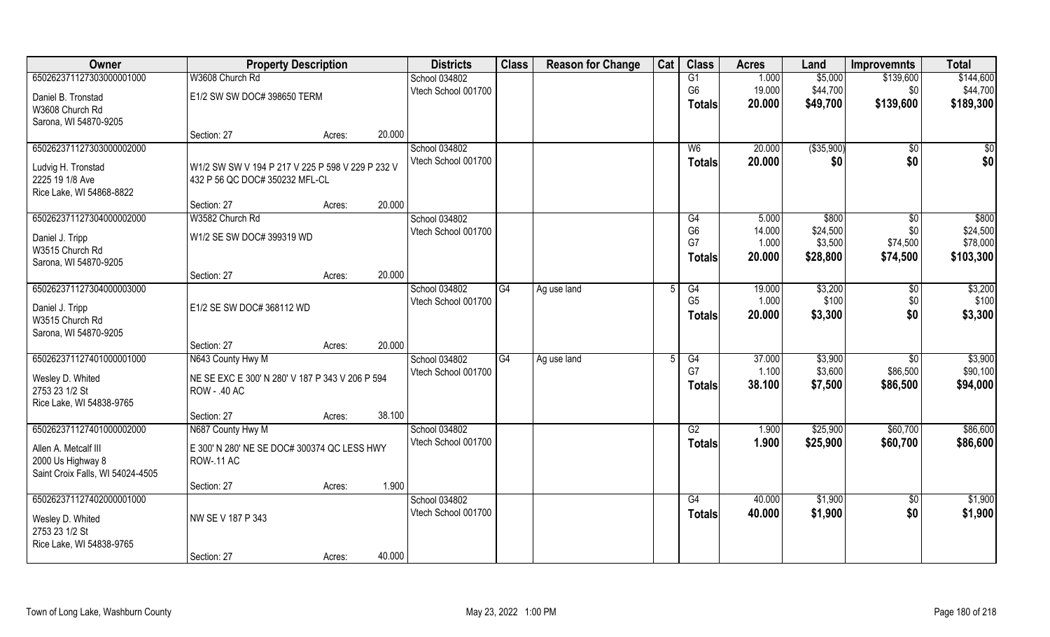| Owner | Property Description | | | Districts | Class | Reason for Change | Cat | Class | Acres | Land | Improvemnts | Total |
|---|---|---|---|---|---|---|---|---|---|---|---|---|
| 65026237112730300001000 | W3608 Church Rd | | | School 034802 | | | | G1 | 1.000 | $5,000 | $139,600 | $144,600 |
| Daniel B. Tronstad | E1/2 SW SW DOC# 398650 TERM | | | Vtech School 001700 | | | | G6 | 19.000 | $44,700 | $0 | $44,700 |
| W3608 Church Rd | | | | | | | | Totals | 20.000 | $49,700 | $139,600 | $189,300 |
| Sarona, WI 54870-9205 | | | | | | | | | | | | |
| | Section: 27 | Acres: | 20.000 | | | | | | | | | |
| 65026237112730300002000 | | | | School 034802 | | | | W6 | 20.000 | ($35,900) | $0 | $0 |
| Ludvig H. Tronstad | W1/2 SW SW V 194 P 217 V 225 P 598 V 229 P 232 V 432 P 56 QC DOC# 350232 MFL-CL | | | Vtech School 001700 | | | | Totals | 20.000 | $0 | $0 | $0 |
| 2225 19 1/8 Ave | | | | | | | | | | | | |
| Rice Lake, WI 54868-8822 | | | | | | | | | | | | |
| | Section: 27 | Acres: | 20.000 | | | | | | | | | |
| 65026237112730400002000 | W3582 Church Rd | | | School 034802 | | | | G4 | 5.000 | $800 | $0 | $800 |
| Daniel J. Tripp | W1/2 SE SW DOC# 399319 WD | | | Vtech School 001700 | | | | G6 | 14.000 | $24,500 | $0 | $24,500 |
| W3515 Church Rd | | | | | | | | G7 | 1.000 | $3,500 | $74,500 | $78,000 |
| Sarona, WI 54870-9205 | | | | | | | | Totals | 20.000 | $28,800 | $74,500 | $103,300 |
| | Section: 27 | Acres: | 20.000 | | | | | | | | | |
| 65026237112730400003000 | | | | School 034802 | G4 | Ag use land | 5 | G4 | 19.000 | $3,200 | $0 | $3,200 |
| Daniel J. Tripp | E1/2 SE SW DOC# 368112 WD | | | Vtech School 001700 | | | | G5 | 1.000 | $100 | $0 | $100 |
| W3515 Church Rd | | | | | | | | Totals | 20.000 | $3,300 | $0 | $3,300 |
| Sarona, WI 54870-9205 | | | | | | | | | | | | |
| | Section: 27 | Acres: | 20.000 | | | | | | | | | |
| 65026237112740100001000 | N643 County Hwy M | | | School 034802 | G4 | Ag use land | 5 | G4 | 37.000 | $3,900 | $0 | $3,900 |
| Wesley D. Whited | NE SE EXC E 300' N 280' V 187 P 343 V 206 P 594 ROW - .40 AC | | | Vtech School 001700 | | | | G7 | 1.100 | $3,600 | $86,500 | $90,100 |
| 2753 23 1/2 St | | | | | | | | Totals | 38.100 | $7,500 | $86,500 | $94,000 |
| Rice Lake, WI 54838-9765 | | | | | | | | | | | | |
| | Section: 27 | Acres: | 38.100 | | | | | | | | | |
| 65026237112740100002000 | N687 County Hwy M | | | School 034802 | | | | G2 | 1.900 | $25,900 | $60,700 | $86,600 |
| Allen A. Metcalf III | E 300' N 280' NE SE DOC# 300374 QC LESS HWY ROW-.11 AC | | | Vtech School 001700 | | | | Totals | 1.900 | $25,900 | $60,700 | $86,600 |
| 2000 Us Highway 8 | | | | | | | | | | | | |
| Saint Croix Falls, WI 54024-4505 | | | | | | | | | | | | |
| | Section: 27 | Acres: | 1.900 | | | | | | | | | |
| 65026237112740200001000 | | | | School 034802 | | | | G4 | 40.000 | $1,900 | $0 | $1,900 |
| Wesley D. Whited | NW SE V 187 P 343 | | | Vtech School 001700 | | | | Totals | 40.000 | $1,900 | $0 | $1,900 |
| 2753 23 1/2 St | | | | | | | | | | | | |
| Rice Lake, WI 54838-9765 | | | | | | | | | | | | |
| | Section: 27 | Acres: | 40.000 | | | | | | | | | |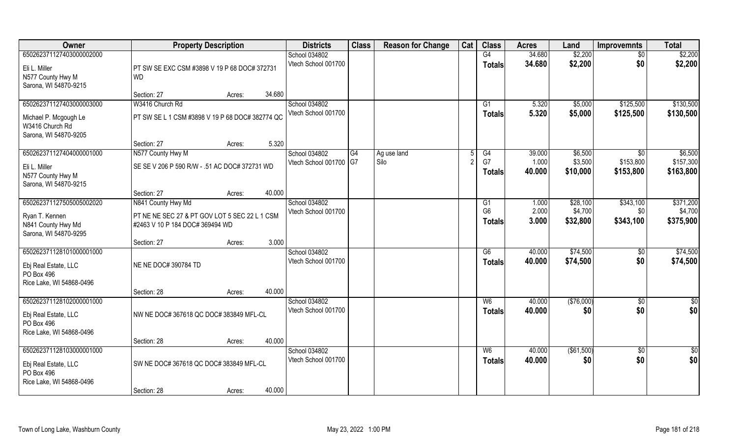| Owner | Property Description | | | Districts | Class | Reason for Change | Cat | Class | Acres | Land | Improvemnts | Total |
|---|---|---|---|---|---|---|---|---|---|---|---|---|
| 650262371127403000002000 | | | | School 034802 | | | | G4 | 34.680 | $2,200 | $0 | $2,200 |
| Eli L. Miller<br>N577 County Hwy M<br>Sarona, WI 54870-9215 | PT SW SE EXC CSM #3898 V 19 P 68 DOC# 372731 WD | | | Vtech School 001700 | | | | **Totals** | **34.680** | **$2,200** | **$0** | **$2,200** |
| | Section: 27 | Acres: | 34.680 | | | | | | | | | |
| 650262371127403000003000 | W3416 Church Rd | | | School 034802 | | | | G1 | 5.320 | $5,000 | $125,500 | $130,500 |
| Michael P. Mcgough Le<br>W3416 Church Rd<br>Sarona, WI 54870-9205 | PT SW SE L 1 CSM #3898 V 19 P 68 DOC# 382774 QC | | | Vtech School 001700 | | | | **Totals** | **5.320** | **$5,000** | **$125,500** | **$130,500** |
| | Section: 27 | Acres: | 5.320 | | | | | | | | | |
| 650262371127404000001000 | N577 County Hwy M | | | School 034802 | G4 | Ag use land | 5 | G4 | 39.000 | $6,500 | $0 | $6,500 |
| Eli L. Miller<br>N577 County Hwy M<br>Sarona, WI 54870-9215 | SE SE V 206 P 590 R/W - .51 AC DOC# 372731 WD | | | Vtech School 001700 | G7 | Silo | 2 | G7 | 1.000 | $3,500 | $153,800 | $157,300 |
| | | | | | | | | **Totals** | **40.000** | **$10,000** | **$153,800** | **$163,800** |
| | Section: 27 | Acres: | 40.000 | | | | | | | | | |
| 650262371127505005002020 | N841 County Hwy Md | | | School 034802 | | | | G1 | 1.000 | $28,100 | $343,100 | $371,200 |
| Ryan T. Kennen<br>N841 County Hwy Md<br>Sarona, WI 54870-9295 | PT NE NE SEC 27 & PT GOV LOT 5 SEC 22 L 1 CSM #2463 V 10 P 184 DOC# 369494 WD | | | Vtech School 001700 | | | | G6 | 2.000 | $4,700 | $0 | $4,700 |
| | | | | | | | | **Totals** | **3.000** | **$32,800** | **$343,100** | **$375,900** |
| | Section: 27 | Acres: | 3.000 | | | | | | | | | |
| 650262371128101000001000 | | | | School 034802 | | | | G6 | 40.000 | $74,500 | $0 | $74,500 |
| Ebj Real Estate, LLC<br>PO Box 496<br>Rice Lake, WI 54868-0496 | NE NE DOC# 390784 TD | | | Vtech School 001700 | | | | **Totals** | **40.000** | **$74,500** | **$0** | **$74,500** |
| | Section: 28 | Acres: | 40.000 | | | | | | | | | |
| 650262371128102000001000 | | | | School 034802 | | | | W6 | 40.000 | ($76,000) | $0 | $0 |
| Ebj Real Estate, LLC<br>PO Box 496<br>Rice Lake, WI 54868-0496 | NW NE DOC# 367618 QC DOC# 383849 MFL-CL | | | Vtech School 001700 | | | | **Totals** | **40.000** | **$0** | **$0** | **$0** |
| | Section: 28 | Acres: | 40.000 | | | | | | | | | |
| 650262371128103000001000 | | | | School 034802 | | | | W6 | 40.000 | ($61,500) | $0 | $0 |
| Ebj Real Estate, LLC<br>PO Box 496<br>Rice Lake, WI 54868-0496 | SW NE DOC# 367618 QC DOC# 383849 MFL-CL | | | Vtech School 001700 | | | | **Totals** | **40.000** | **$0** | **$0** | **$0** |
| | Section: 28 | Acres: | 40.000 | | | | | | | | | |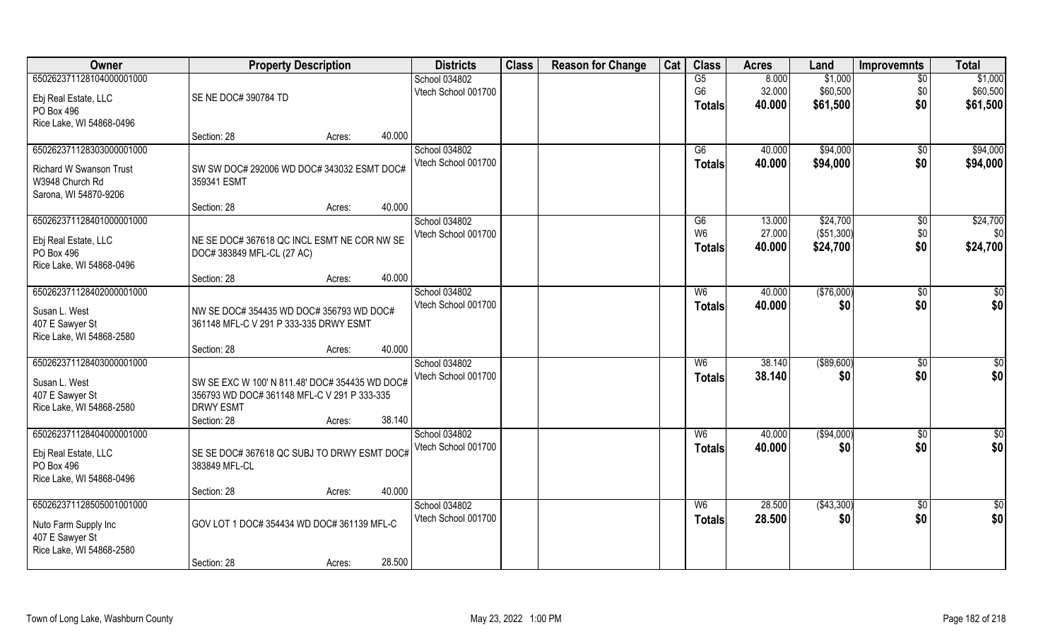| Owner | Property Description | | | Districts | Class | Reason for Change | Cat | Class | Acres | Land | Improvemnts | Total |
|---|---|---|---|---|---|---|---|---|---|---|---|---|
| 650262371128104000001000 | | | | School 034802 | | | | G5 | 8.000 | $1,000 | $0 | $1,000 |
| Ebj Real Estate, LLC | SE NE DOC# 390784 TD | | | Vtech School 001700 | | | | G6 | 32.000 | $60,500 | $0 | $60,500 |
| PO Box 496 | | | | | | | | **Totals** | **40.000** | **$61,500** | **$0** | **$61,500** |
| Rice Lake, WI 54868-0496 | | | | | | | | | | | | |
| | Section: 28 | Acres: | 40.000 | | | | | | | | | |
| 650262371128303000001000 | | | | School 034802 | | | | G6 | 40.000 | $94,000 | $0 | $94,000 |
| Richard W Swanson Trust | SW SW DOC# 292006 WD DOC# 343032 ESMT DOC# 359341 ESMT | | | Vtech School 001700 | | | | **Totals** | **40.000** | **$94,000** | **$0** | **$94,000** |
| W3948 Church Rd | | | | | | | | | | | | |
| Sarona, WI 54870-9206 | | | | | | | | | | | | |
| | Section: 28 | Acres: | 40.000 | | | | | | | | | |
| 650262371128401000001000 | | | | School 034802 | | | | G6 | 13.000 | $24,700 | $0 | $24,700 |
| Ebj Real Estate, LLC | NE SE DOC# 367618 QC INCL ESMT NE COR NW SE DOC# 383849 MFL-CL (27 AC) | | | Vtech School 001700 | | | | W6 | 27.000 | ($51,300) | $0 | $0 |
| PO Box 496 | | | | | | | | **Totals** | **40.000** | **$24,700** | **$0** | **$24,700** |
| Rice Lake, WI 54868-0496 | | | | | | | | | | | | |
| | Section: 28 | Acres: | 40.000 | | | | | | | | | |
| 650262371128402000001000 | | | | School 034802 | | | | W6 | 40.000 | ($76,000) | $0 | $0 |
| Susan L. West | NW SE DOC# 354435 WD DOC# 356793 WD DOC# 361148 MFL-C V 291 P 333-335 DRWY ESMT | | | Vtech School 001700 | | | | **Totals** | **40.000** | **$0** | **$0** | **$0** |
| 407 E Sawyer St | | | | | | | | | | | | |
| Rice Lake, WI 54868-2580 | | | | | | | | | | | | |
| | Section: 28 | Acres: | 40.000 | | | | | | | | | |
| 650262371128403000001000 | | | | School 034802 | | | | W6 | 38.140 | ($89,600) | $0 | $0 |
| Susan L. West | SW SE EXC W 100' N 811.48' DOC# 354435 WD DOC# 356793 WD DOC# 361148 MFL-C V 291 P 333-335 DRWY ESMT | | | Vtech School 001700 | | | | **Totals** | **38.140** | **$0** | **$0** | **$0** |
| 407 E Sawyer St | | | | | | | | | | | | |
| Rice Lake, WI 54868-2580 | | | | | | | | | | | | |
| | Section: 28 | Acres: | 38.140 | | | | | | | | | |
| 650262371128404000001000 | | | | School 034802 | | | | W6 | 40.000 | ($94,000) | $0 | $0 |
| Ebj Real Estate, LLC | SE SE DOC# 367618 QC SUBJ TO DRWY ESMT DOC# 383849 MFL-CL | | | Vtech School 001700 | | | | **Totals** | **40.000** | **$0** | **$0** | **$0** |
| PO Box 496 | | | | | | | | | | | | |
| Rice Lake, WI 54868-0496 | | | | | | | | | | | | |
| | Section: 28 | Acres: | 40.000 | | | | | | | | | |
| 650262371128505001001000 | | | | School 034802 | | | | W6 | 28.500 | ($43,300) | $0 | $0 |
| Nuto Farm Supply Inc | GOV LOT 1 DOC# 354434 WD DOC# 361139 MFL-C | | | Vtech School 001700 | | | | **Totals** | **28.500** | **$0** | **$0** | **$0** |
| 407 E Sawyer St | | | | | | | | | | | | |
| Rice Lake, WI 54868-2580 | | | | | | | | | | | | |
| | Section: 28 | Acres: | 28.500 | | | | | | | | | |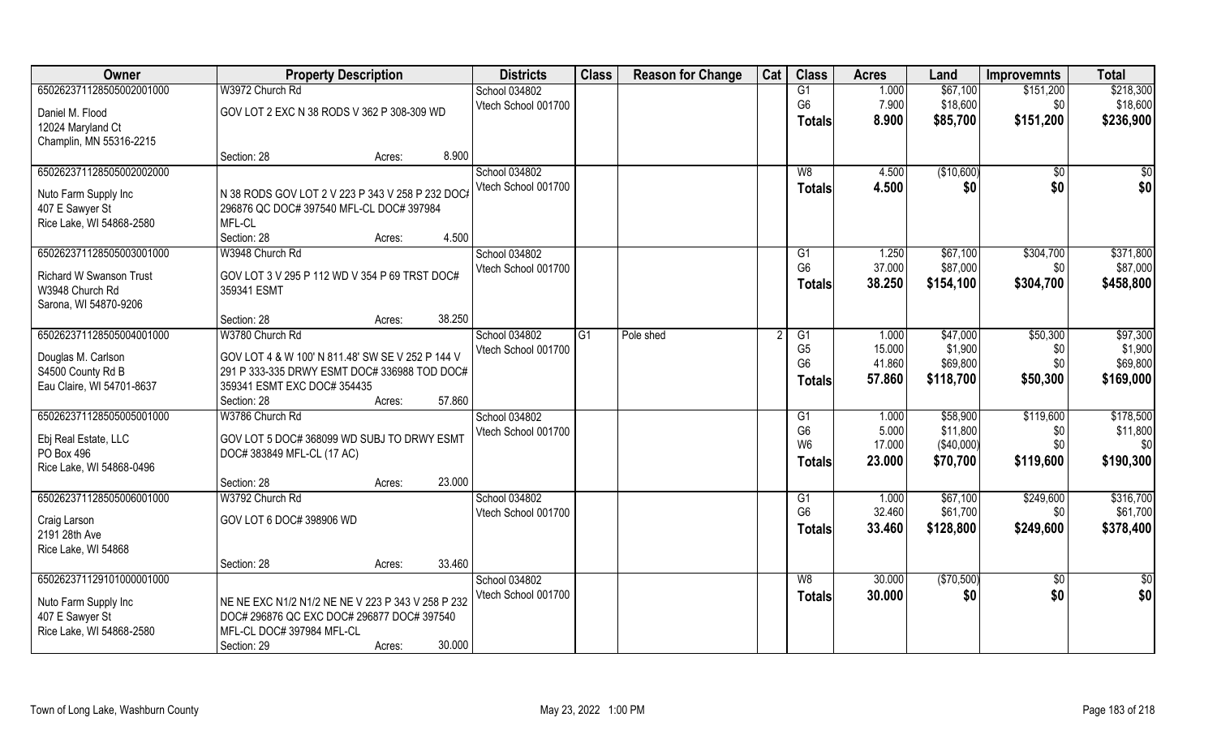| Owner | Property Description | Districts | Class | Reason for Change | Cat | Class | Acres | Land | Improvemnts | Total |
|---|---|---|---|---|---|---|---|---|---|---|
| 650262371128505002001000 | W3972 Church Rd | School 034802 | | | | G1 | 1.000 | $67,100 | $151,200 | $218,300 |
| Daniel M. Flood | GOV LOT 2 EXC N 38 RODS V 362 P 308-309 WD | Vtech School 001700 | | | | G6 | 7.900 | $18,600 | $0 | $18,600 |
| 12024 Maryland Ct | | | | | | Totals | 8.900 | $85,700 | $151,200 | $236,900 |
| Champlin, MN 55316-2215 | | | | | | | | | | |
| | Section: 28 Acres: 8.900 | | | | | | | | | |
| 650262371128505002002000 | | School 034802 | | | | W8 | 4.500 | ($10,600) | $0 | $0 |
| Nuto Farm Supply Inc | N 38 RODS GOV LOT 2 V 223 P 343 V 258 P 232 DOC# | Vtech School 001700 | | | | Totals | 4.500 | $0 | $0 | $0 |
| 407 E Sawyer St | 296876 QC DOC# 397540 MFL-CL DOC# 397984 | | | | | | | | | |
| Rice Lake, WI 54868-2580 | MFL-CL | | | | | | | | | |
| | Section: 28 Acres: 4.500 | | | | | | | | | |
| 650262371128505003001000 | W3948 Church Rd | School 034802 | | | | G1 | 1.250 | $67,100 | $304,700 | $371,800 |
| Richard W Swanson Trust | GOV LOT 3 V 295 P 112 WD V 354 P 69 TRST DOC# | Vtech School 001700 | | | | G6 | 37.000 | $87,000 | $0 | $87,000 |
| W3948 Church Rd | 359341 ESMT | | | | | Totals | 38.250 | $154,100 | $304,700 | $458,800 |
| Sarona, WI 54870-9206 | | | | | | | | | | |
| | Section: 28 Acres: 38.250 | | | | | | | | | |
| 650262371128505004001000 | W3780 Church Rd | School 034802 | G1 | Pole shed | 2 | G1 | 1.000 | $47,000 | $50,300 | $97,300 |
| Douglas M. Carlson | GOV LOT 4 & W 100' N 811.48' SW SE V 252 P 144 V | Vtech School 001700 | | | | G5 | 15.000 | $1,900 | $0 | $1,900 |
| S4500 County Rd B | 291 P 333-335 DRWY ESMT DOC# 336988 TOD DOC# | | | | | G6 | 41.860 | $69,800 | $0 | $69,800 |
| Eau Claire, WI 54701-8637 | 359341 ESMT EXC DOC# 354435 | | | | | Totals | 57.860 | $118,700 | $50,300 | $169,000 |
| | Section: 28 Acres: 57.860 | | | | | | | | | |
| 650262371128505005001000 | W3786 Church Rd | School 034802 | | | | G1 | 1.000 | $58,900 | $119,600 | $178,500 |
| Ebj Real Estate, LLC | GOV LOT 5 DOC# 368099 WD SUBJ TO DRWY ESMT | Vtech School 001700 | | | | G6 | 5.000 | $11,800 | $0 | $11,800 |
| PO Box 496 | DOC# 383849 MFL-CL (17 AC) | | | | | W6 | 17.000 | ($40,000) | $0 | $0 |
| Rice Lake, WI 54868-0496 | | | | | | Totals | 23.000 | $70,700 | $119,600 | $190,300 |
| | Section: 28 Acres: 23.000 | | | | | | | | | |
| 650262371128505006001000 | W3792 Church Rd | School 034802 | | | | G1 | 1.000 | $67,100 | $249,600 | $316,700 |
| Craig Larson | GOV LOT 6 DOC# 398906 WD | Vtech School 001700 | | | | G6 | 32.460 | $61,700 | $0 | $61,700 |
| 2191 28th Ave | | | | | | Totals | 33.460 | $128,800 | $249,600 | $378,400 |
| Rice Lake, WI 54868 | | | | | | | | | | |
| | Section: 28 Acres: 33.460 | | | | | | | | | |
| 650262371129101000001000 | | School 034802 | | | | W8 | 30.000 | ($70,500) | $0 | $0 |
| Nuto Farm Supply Inc | NE NE EXC N1/2 N1/2 NE NE V 223 P 343 V 258 P 232 | Vtech School 001700 | | | | Totals | 30.000 | $0 | $0 | $0 |
| 407 E Sawyer St | DOC# 296876 QC EXC DOC# 296877 DOC# 397540 | | | | | | | | | |
| Rice Lake, WI 54868-2580 | MFL-CL DOC# 397984 MFL-CL | | | | | | | | | |
| | Section: 29 Acres: 30.000 | | | | | | | | | |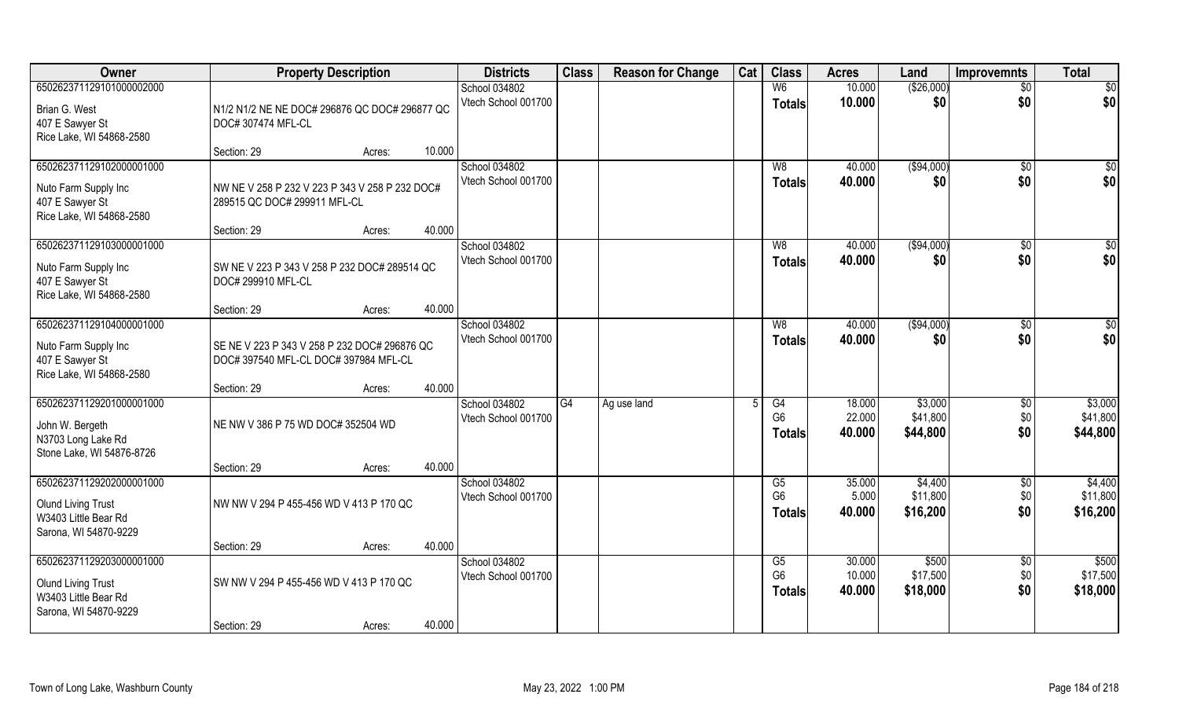| Owner | Property Description | | | Districts | Class | Reason for Change | Cat | Class | Acres | Land | Improvemnts | Total |
|---|---|---|---|---|---|---|---|---|---|---|---|---|
| 65026237112910100000200​0 | | | | School 034802 | | | | W6 | 10.000 | ($26,000) | $0 | $0 |
| Brian G. West<br>407 E Sawyer St<br>Rice Lake, WI 54868-2580 | N1/2 N1/2 NE NE DOC# 296876 QC DOC# 296877 QC DOC# 307474 MFL-CL | | | Vtech School 001700 | | | | Totals | 10.000 | $0 | $0 | $0 |
| | Section: 29 | Acres: | 10.000 | | | | | | | | | |
| 650262371129102000001000 | | | | School 034802 | | | | W8 | 40.000 | ($94,000) | $0 | $0 |
| Nuto Farm Supply Inc<br>407 E Sawyer St<br>Rice Lake, WI 54868-2580 | NW NE V 258 P 232 V 223 P 343 V 258 P 232 DOC# 289515 QC DOC# 299911 MFL-CL | | | Vtech School 001700 | | | | Totals | 40.000 | $0 | $0 | $0 |
| | Section: 29 | Acres: | 40.000 | | | | | | | | | |
| 650262371129103000001000 | | | | School 034802 | | | | W8 | 40.000 | ($94,000) | $0 | $0 |
| Nuto Farm Supply Inc<br>407 E Sawyer St<br>Rice Lake, WI 54868-2580 | SW NE V 223 P 343 V 258 P 232 DOC# 289514 QC DOC# 299910 MFL-CL | | | Vtech School 001700 | | | | Totals | 40.000 | $0 | $0 | $0 |
| | Section: 29 | Acres: | 40.000 | | | | | | | | | |
| 650262371129104000001000 | | | | School 034802 | | | | W8 | 40.000 | ($94,000) | $0 | $0 |
| Nuto Farm Supply Inc<br>407 E Sawyer St<br>Rice Lake, WI 54868-2580 | SE NE V 223 P 343 V 258 P 232 DOC# 296876 QC DOC# 397540 MFL-CL DOC# 397984 MFL-CL | | | Vtech School 001700 | | | | Totals | 40.000 | $0 | $0 | $0 |
| | Section: 29 | Acres: | 40.000 | | | | | | | | | |
| 650262371129201000001000 | | | | School 034802 | G4 | Ag use land | 5 | G4 | 18.000 | $3,000 | $0 | $3,000 |
| John W. Bergeth<br>N3703 Long Lake Rd<br>Stone Lake, WI 54876-8726 | NE NW V 386 P 75 WD DOC# 352504 WD | | | Vtech School 001700 | | | | G6 | 22.000 | $41,800 | $0 | $41,800 |
| | | | | | | | | Totals | 40.000 | $44,800 | $0 | $44,800 |
| | Section: 29 | Acres: | 40.000 | | | | | | | | | |
| 650262371129202000001000 | | | | School 034802 | | | | G5 | 35.000 | $4,400 | $0 | $4,400 |
| Olund Living Trust<br>W3403 Little Bear Rd<br>Sarona, WI 54870-9229 | NW NW V 294 P 455-456 WD V 413 P 170 QC | | | Vtech School 001700 | | | | G6 | 5.000 | $11,800 | $0 | $11,800 |
| | | | | | | | | Totals | 40.000 | $16,200 | $0 | $16,200 |
| | Section: 29 | Acres: | 40.000 | | | | | | | | | |
| 650262371129203000001000 | | | | School 034802 | | | | G5 | 30.000 | $500 | $0 | $500 |
| Olund Living Trust<br>W3403 Little Bear Rd<br>Sarona, WI 54870-9229 | SW NW V 294 P 455-456 WD V 413 P 170 QC | | | Vtech School 001700 | | | | G6 | 10.000 | $17,500 | $0 | $17,500 |
| | | | | | | | | Totals | 40.000 | $18,000 | $0 | $18,000 |
| | Section: 29 | Acres: | 40.000 | | | | | | | | | |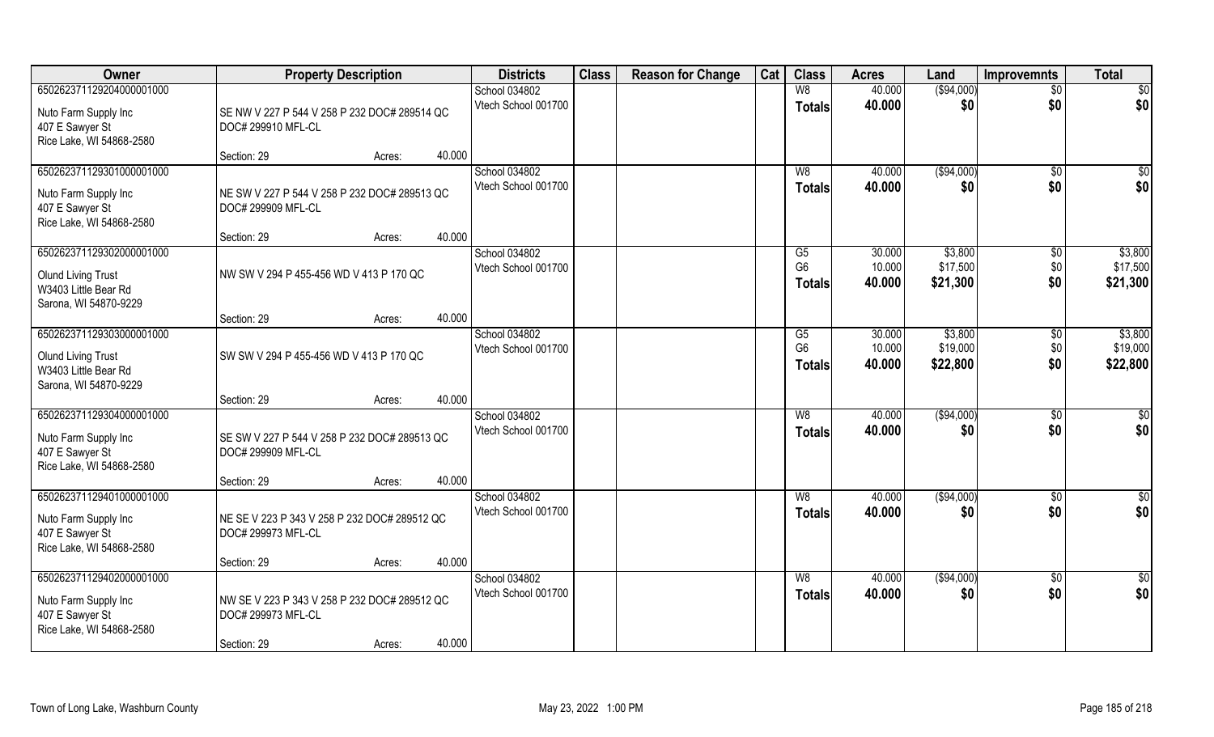| Owner | Property Description | | | Districts | Class | Reason for Change | Cat | Class | Acres | Land | Improvemnts | Total |
|---|---|---|---|---|---|---|---|---|---|---|---|---|
| 65026237112920400001000 | | | | School 034802 | | | | W8 | 40.000 | ($94,000) | $0 | $0 |
| Nuto Farm Supply Inc<br>407 E Sawyer St<br>Rice Lake, WI 54868-2580 | SE NW V 227 P 544 V 258 P 232 DOC# 289514 QC DOC# 299910 MFL-CL | | | Vtech School 001700 | | | | **Totals** | **40.000** | **$0** | **$0** | **$0** |
| | Section: 29 | Acres: | 40.000 | | | | | | | | | |
| 65026237112930100001000 | | | | School 034802 | | | | W8 | 40.000 | ($94,000) | $0 | $0 |
| Nuto Farm Supply Inc<br>407 E Sawyer St<br>Rice Lake, WI 54868-2580 | NE SW V 227 P 544 V 258 P 232 DOC# 289513 QC DOC# 299909 MFL-CL | | | Vtech School 001700 | | | | **Totals** | **40.000** | **$0** | **$0** | **$0** |
| | Section: 29 | Acres: | 40.000 | | | | | | | | | |
| 65026237112930200001000 | | | | School 034802 | | | | G5 | 30.000 | $3,800 | $0 | $3,800 |
| Olund Living Trust<br>W3403 Little Bear Rd<br>Sarona, WI 54870-9229 | NW SW V 294 P 455-456 WD V 413 P 170 QC | | | Vtech School 001700 | | | | G6 | 10.000 | $17,500 | $0 | $17,500 |
| | | | | | | | | **Totals** | **40.000** | **$21,300** | **$0** | **$21,300** |
| | Section: 29 | Acres: | 40.000 | | | | | | | | | |
| 65026237112930300001000 | | | | School 034802 | | | | G5 | 30.000 | $3,800 | $0 | $3,800 |
| Olund Living Trust<br>W3403 Little Bear Rd<br>Sarona, WI 54870-9229 | SW SW V 294 P 455-456 WD V 413 P 170 QC | | | Vtech School 001700 | | | | G6 | 10.000 | $19,000 | $0 | $19,000 |
| | | | | | | | | **Totals** | **40.000** | **$22,800** | **$0** | **$22,800** |
| | Section: 29 | Acres: | 40.000 | | | | | | | | | |
| 65026237112930400001000 | | | | School 034802 | | | | W8 | 40.000 | ($94,000) | $0 | $0 |
| Nuto Farm Supply Inc<br>407 E Sawyer St<br>Rice Lake, WI 54868-2580 | SE SW V 227 P 544 V 258 P 232 DOC# 289513 QC DOC# 299909 MFL-CL | | | Vtech School 001700 | | | | **Totals** | **40.000** | **$0** | **$0** | **$0** |
| | Section: 29 | Acres: | 40.000 | | | | | | | | | |
| 65026237112940100001000 | | | | School 034802 | | | | W8 | 40.000 | ($94,000) | $0 | $0 |
| Nuto Farm Supply Inc<br>407 E Sawyer St<br>Rice Lake, WI 54868-2580 | NE SE V 223 P 343 V 258 P 232 DOC# 289512 QC DOC# 299973 MFL-CL | | | Vtech School 001700 | | | | **Totals** | **40.000** | **$0** | **$0** | **$0** |
| | Section: 29 | Acres: | 40.000 | | | | | | | | | |
| 65026237112940200001000 | | | | School 034802 | | | | W8 | 40.000 | ($94,000) | $0 | $0 |
| Nuto Farm Supply Inc<br>407 E Sawyer St<br>Rice Lake, WI 54868-2580 | NW SE V 223 P 343 V 258 P 232 DOC# 289512 QC DOC# 299973 MFL-CL | | | Vtech School 001700 | | | | **Totals** | **40.000** | **$0** | **$0** | **$0** |
| | Section: 29 | Acres: | 40.000 | | | | | | | | | |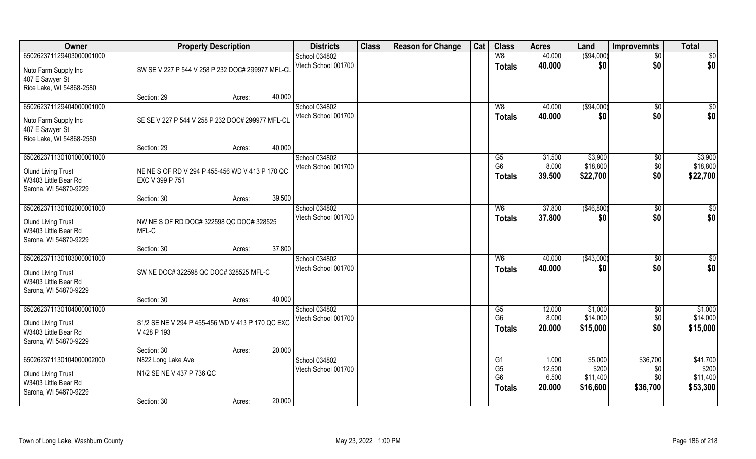| Owner | Property Description | | | Districts | Class | Reason for Change | Cat | Class | Acres | Land | Improvemnts | Total |
|---|---|---|---|---|---|---|---|---|---|---|---|---|
| 650262371129403000001000 | | | | School 034802 | | | | W8 | 40.000 | ($94,000) | $0 | $0 |
| Nuto Farm Supply Inc<br>407 E Sawyer St<br>Rice Lake, WI 54868-2580 | SW SE V 227 P 544 V 258 P 232 DOC# 299977 MFL-CL | | | Vtech School 001700 | | | | **Totals** | **40.000** | **$0** | **$0** | **$0** |
| | Section: 29 | Acres: | 40.000 | | | | | | | | | |
| 650262371129404000001000 | | | | School 034802 | | | | W8 | 40.000 | ($94,000) | $0 | $0 |
| Nuto Farm Supply Inc<br>407 E Sawyer St<br>Rice Lake, WI 54868-2580 | SE SE V 227 P 544 V 258 P 232 DOC# 299977 MFL-CL | | | Vtech School 001700 | | | | **Totals** | **40.000** | **$0** | **$0** | **$0** |
| | Section: 29 | Acres: | 40.000 | | | | | | | | | |
| 650262371130101000001000 | | | | School 034802 | | | | G5 | 31.500 | $3,900 | $0 | $3,900 |
| Olund Living Trust<br>W3403 Little Bear Rd<br>Sarona, WI 54870-9229 | NE NE S OF RD V 294 P 455-456 WD V 413 P 170 QC EXC V 399 P 751 | | | Vtech School 001700 | | | | G6 | 8.000 | $18,800 | $0 | $18,800 |
| | | | | | | | | **Totals** | **39.500** | **$22,700** | **$0** | **$22,700** |
| | Section: 30 | Acres: | 39.500 | | | | | | | | | |
| 650262371130102000001000 | | | | School 034802 | | | | W6 | 37.800 | ($46,800) | $0 | $0 |
| Olund Living Trust<br>W3403 Little Bear Rd<br>Sarona, WI 54870-9229 | NW NE S OF RD DOC# 322598 QC DOC# 328525 MFL-C | | | Vtech School 001700 | | | | **Totals** | **37.800** | **$0** | **$0** | **$0** |
| | Section: 30 | Acres: | 37.800 | | | | | | | | | |
| 650262371130103000001000 | | | | School 034802 | | | | W6 | 40.000 | ($43,000) | $0 | $0 |
| Olund Living Trust<br>W3403 Little Bear Rd<br>Sarona, WI 54870-9229 | SW NE DOC# 322598 QC DOC# 328525 MFL-C | | | Vtech School 001700 | | | | **Totals** | **40.000** | **$0** | **$0** | **$0** |
| | Section: 30 | Acres: | 40.000 | | | | | | | | | |
| 650262371130104000001000 | | | | School 034802 | | | | G5 | 12.000 | $1,000 | $0 | $1,000 |
| Olund Living Trust<br>W3403 Little Bear Rd<br>Sarona, WI 54870-9229 | S1/2 SE NE V 294 P 455-456 WD V 413 P 170 QC EXC V 428 P 193 | | | Vtech School 001700 | | | | G6 | 8.000 | $14,000 | $0 | $14,000 |
| | | | | | | | | **Totals** | **20.000** | **$15,000** | **$0** | **$15,000** |
| | Section: 30 | Acres: | 20.000 | | | | | | | | | |
| 650262371130104000002000 | N822 Long Lake Ave | | | School 034802 | | | | G1 | 1.000 | $5,000 | $36,700 | $41,700 |
| Olund Living Trust<br>W3403 Little Bear Rd<br>Sarona, WI 54870-9229 | N1/2 SE NE V 437 P 736 QC | | | Vtech School 001700 | | | | G5 | 12.500 | $200 | $0 | $200 |
| | | | | | | | | G6 | 6.500 | $11,400 | $0 | $11,400 |
| | | | | | | | | **Totals** | **20.000** | **$16,600** | **$36,700** | **$53,300** |
| | Section: 30 | Acres: | 20.000 | | | | | | | | | |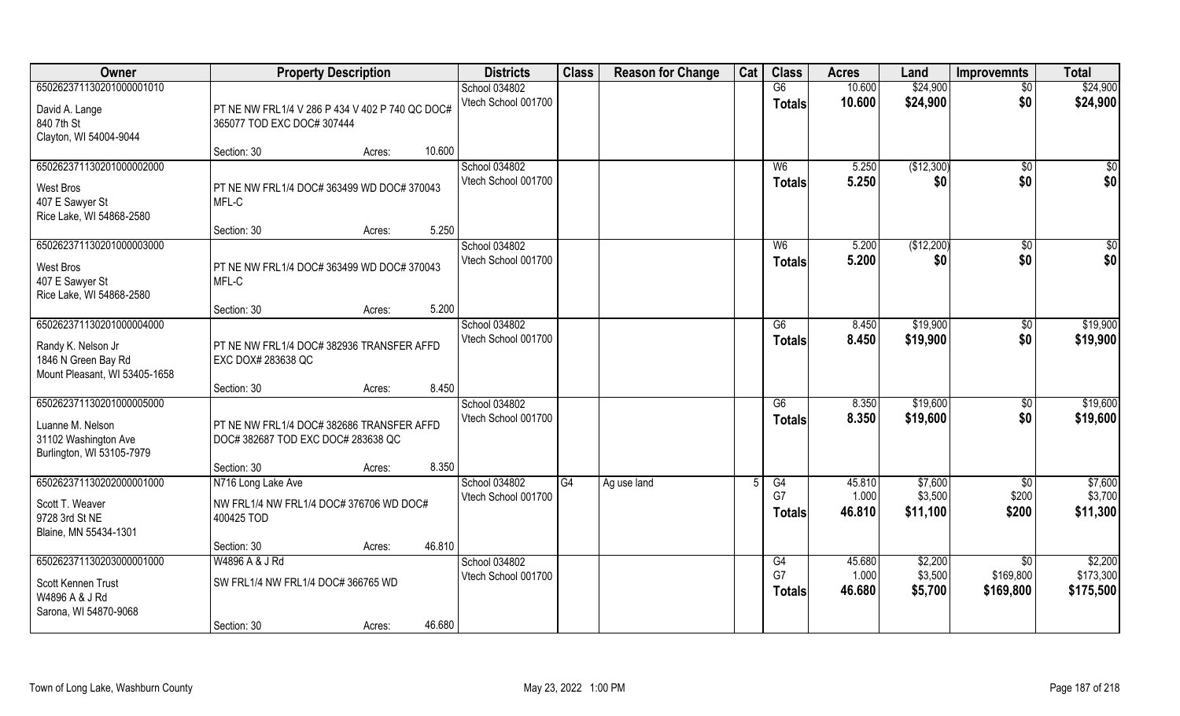| Owner | Property Description | Districts | Class | Reason for Change | Cat | Class | Acres | Land | Improvemnts | Total |
|---|---|---|---|---|---|---|---|---|---|---|
| 65026237113020100000101O<br>David A. Lange<br>840 7th St<br>Clayton, WI 54004-9044 | PT NE NW FRL1/4 V 286 P 434 V 402 P 740 QC DOC# 365077 TOD EXC DOC# 307444<br>Section: 30 Acres: 10.600 | School 034802<br>Vtech School 001700 | | | | G6<br>**Totals** | 10.600<br>**10.600** | $24,900<br>**$24,900** | $0<br>**$0** | $24,900<br>**$24,900** |
| 650262371130201000002000<br>West Bros<br>407 E Sawyer St<br>Rice Lake, WI 54868-2580 | PT NE NW FRL1/4 DOC# 363499 WD DOC# 370043 MFL-C<br>Section: 30 Acres: 5.250 | School 034802<br>Vtech School 001700 | | | | W6<br>**Totals** | 5.250<br>**5.250** | ($12,300)<br>**$0** | $0<br>**$0** | $0<br>**$0** |
| 650262371130201000003000<br>West Bros<br>407 E Sawyer St<br>Rice Lake, WI 54868-2580 | PT NE NW FRL1/4 DOC# 363499 WD DOC# 370043 MFL-C<br>Section: 30 Acres: 5.200 | School 034802<br>Vtech School 001700 | | | | W6<br>**Totals** | 5.200<br>**5.200** | ($12,200)<br>**$0** | $0<br>**$0** | $0<br>**$0** |
| 650262371130201000004000<br>Randy K. Nelson Jr<br>1846 N Green Bay Rd<br>Mount Pleasant, WI 53405-1658 | PT NE NW FRL1/4 DOC# 382936 TRANSFER AFFD EXC DOX# 283638 QC<br>Section: 30 Acres: 8.450 | School 034802<br>Vtech School 001700 | | | | G6<br>**Totals** | 8.450<br>**8.450** | $19,900<br>**$19,900** | $0<br>**$0** | $19,900<br>**$19,900** |
| 650262371130201000005000<br>Luanne M. Nelson<br>31102 Washington Ave<br>Burlington, WI 53105-7979 | PT NE NW FRL1/4 DOC# 382686 TRANSFER AFFD DOC# 382687 TOD EXC DOC# 283638 QC<br>Section: 30 Acres: 8.350 | School 034802<br>Vtech School 001700 | | | | G6<br>**Totals** | 8.350<br>**8.350** | $19,600<br>**$19,600** | $0<br>**$0** | $19,600<br>**$19,600** |
| 650262371130202000001000<br>Scott T. Weaver<br>9728 3rd St NE<br>Blaine, MN 55434-1301 | N716 Long Lake Ave<br>NW FRL1/4 NW FRL1/4 DOC# 376706 WD DOC# 400425 TOD<br>Section: 30 Acres: 46.810 | School 034802<br>Vtech School 001700 | G4 | Ag use land | 5 | G4<br>G7<br>**Totals** | 45.810<br>1.000<br>**46.810** | $7,600<br>$3,500<br>**$11,100** | $0<br>$200<br>**$200** | $7,600<br>$3,700<br>**$11,300** |
| 650262371130203000001000<br>Scott Kennen Trust<br>W4896 A & J Rd<br>Sarona, WI 54870-9068 | W4896 A & J Rd<br>SW FRL1/4 NW FRL1/4 DOC# 366765 WD<br>Section: 30 Acres: 46.680 | School 034802<br>Vtech School 001700 | | | | G4<br>G7<br>**Totals** | 45.680<br>1.000<br>**46.680** | $2,200<br>$3,500<br>**$5,700** | $0<br>$169,800<br>**$169,800** | $2,200<br>$173,300<br>**$175,500** |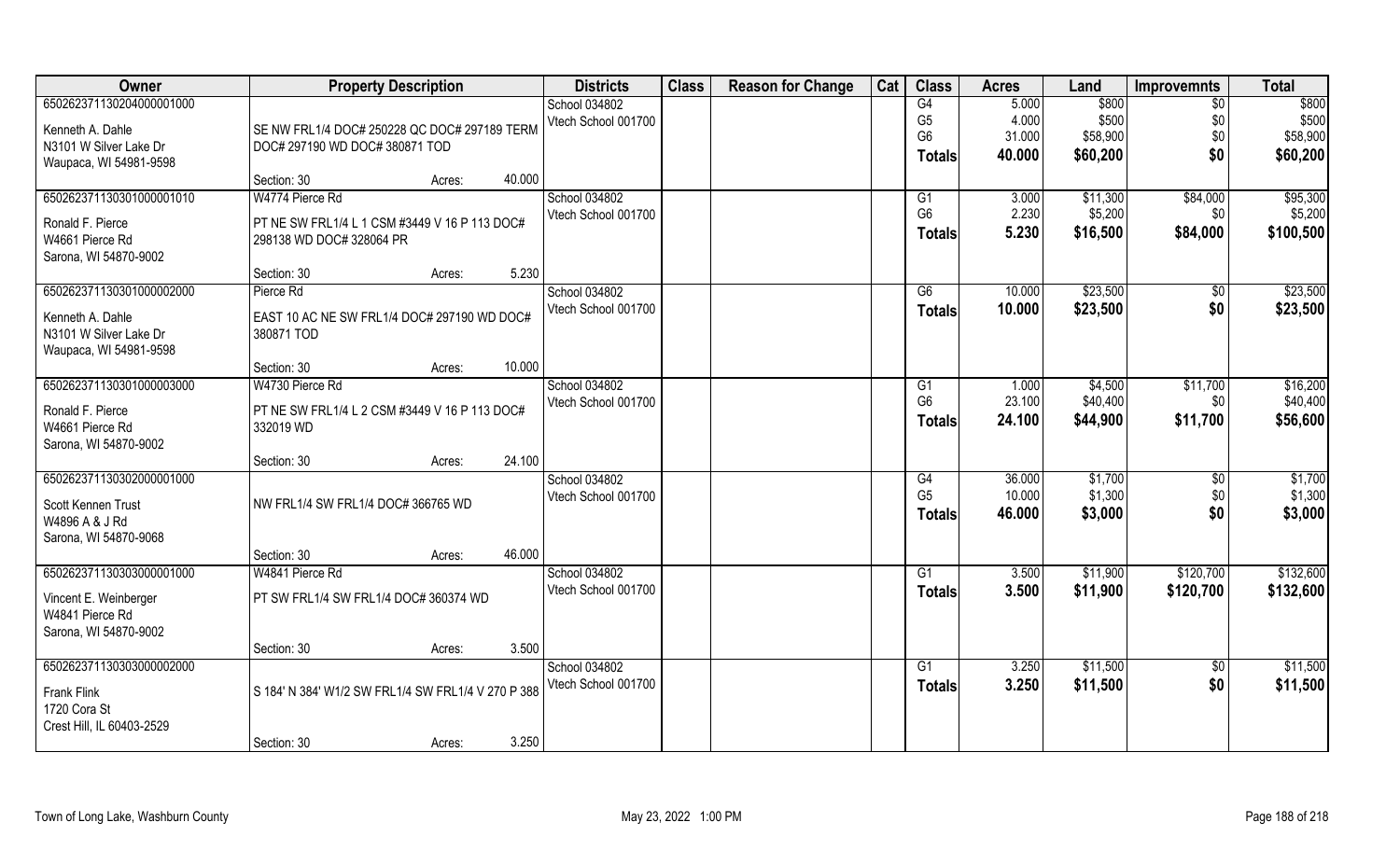| Owner | Property Description | Districts | Class | Reason for Change | Cat | Class | Acres | Land | Improvemnts | Total |
|---|---|---|---|---|---|---|---|---|---|---|
| 650262371130204000001000<br>Kenneth A. Dahle<br>N3101 W Silver Lake Dr<br>Waupaca, WI 54981-9598 | SE NW FRL1/4 DOC# 250228 QC DOC# 297189 TERM DOC# 297190 WD DOC# 380871 TOD<br>Section: 30 Acres: 40.000 | School 034802<br>Vtech School 001700 | | | | G4<br>G5<br>G6<br>**Totals** | 5.000<br>4.000<br>31.000<br>**40.000** | $800<br>$500<br>$58,900<br>**$60,200** | $0<br>$0<br>$0<br>**$0** | $800<br>$500<br>$58,900<br>**$60,200** |
| 650262371130301000001010<br>W4774 Pierce Rd<br>Ronald F. Pierce<br>W4661 Pierce Rd<br>Sarona, WI 54870-9002 | PT NE SW FRL1/4 L 1 CSM #3449 V 16 P 113 DOC# 298138 WD DOC# 328064 PR<br>Section: 30 Acres: 5.230 | School 034802<br>Vtech School 001700 | | | | G1<br>G6<br>**Totals** | 3.000<br>2.230<br>**5.230** | $11,300<br>$5,200<br>**$16,500** | $84,000<br>$0<br>**$84,000** | $95,300<br>$5,200<br>**$100,500** |
| 650262371130301000002000<br>Pierce Rd<br>Kenneth A. Dahle<br>N3101 W Silver Lake Dr<br>Waupaca, WI 54981-9598 | EAST 10 AC NE SW FRL1/4 DOC# 297190 WD DOC# 380871 TOD<br>Section: 30 Acres: 10.000 | School 034802<br>Vtech School 001700 | | | | G6<br>**Totals** | 10.000<br>**10.000** | $23,500<br>**$23,500** | $0<br>**$0** | $23,500<br>**$23,500** |
| 650262371130301000003000<br>W4730 Pierce Rd<br>Ronald F. Pierce<br>W4661 Pierce Rd<br>Sarona, WI 54870-9002 | PT NE SW FRL1/4 L 2 CSM #3449 V 16 P 113 DOC# 332019 WD<br>Section: 30 Acres: 24.100 | School 034802<br>Vtech School 001700 | | | | G1<br>G6<br>**Totals** | 1.000<br>23.100<br>**24.100** | $4,500<br>$40,400<br>**$44,900** | $11,700<br>$0<br>**$11,700** | $16,200<br>$40,400<br>**$56,600** |
| 650262371130302000001000<br>Scott Kennen Trust<br>W4896 A & J Rd<br>Sarona, WI 54870-9068 | NW FRL1/4 SW FRL1/4 DOC# 366765 WD<br>Section: 30 Acres: 46.000 | School 034802<br>Vtech School 001700 | | | | G4<br>G5<br>**Totals** | 36.000<br>10.000<br>**46.000** | $1,700<br>$1,300<br>**$3,000** | $0<br>$0<br>**$0** | $1,700<br>$1,300<br>**$3,000** |
| 650262371130303000001000<br>W4841 Pierce Rd<br>Vincent E. Weinberger<br>W4841 Pierce Rd<br>Sarona, WI 54870-9002 | PT SW FRL1/4 SW FRL1/4 DOC# 360374 WD<br>Section: 30 Acres: 3.500 | School 034802<br>Vtech School 001700 | | | | G1<br>**Totals** | 3.500<br>**3.500** | $11,900<br>**$11,900** | $120,700<br>**$120,700** | $132,600<br>**$132,600** |
| 650262371130303000002000<br>Frank Flink<br>1720 Cora St<br>Crest Hill, IL 60403-2529 | S 184' N 384' W1/2 SW FRL1/4 SW FRL1/4 V 270 P 388<br>Section: 30 Acres: 3.250 | School 034802<br>Vtech School 001700 | | | | G1<br>**Totals** | 3.250<br>**3.250** | $11,500<br>**$11,500** | $0<br>**$0** | $11,500<br>**$11,500** |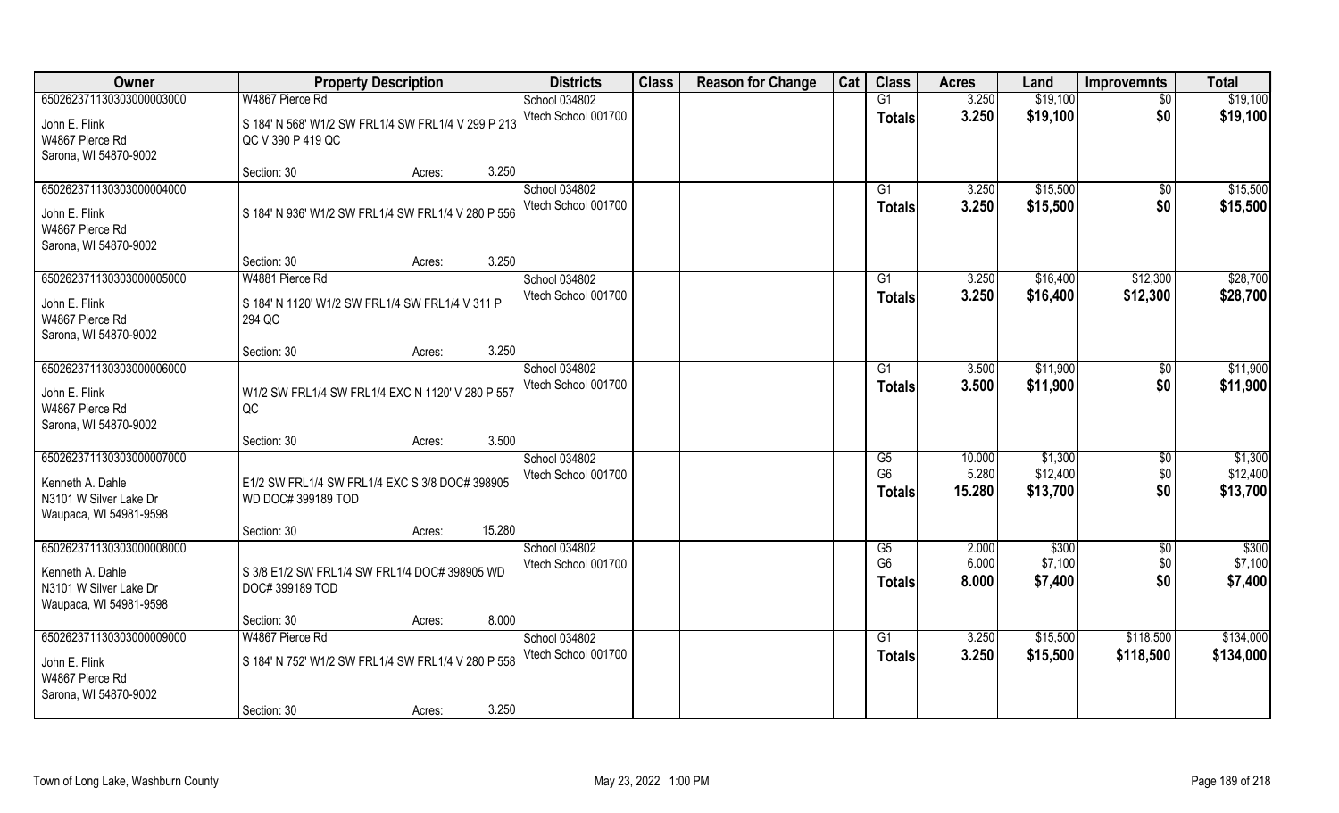| Owner | Property Description | Districts | Class | Reason for Change | Cat | Class | Acres | Land | Improvemnts | Total |
|---|---|---|---|---|---|---|---|---|---|---|
| 650262371130303000003000 | W4867 Pierce Rd | School 034802 | | | | G1 | 3.250 | $19,100 | $0 | $19,100 |
| John E. Flink<br>W4867 Pierce Rd<br>Sarona, WI 54870-9002 | S 184' N 568' W1/2 SW FRL1/4 SW FRL1/4 V 299 P 213 QC V 390 P 419 QC | Vtech School 001700 | | | | Totals | 3.250 | $19,100 | $0 | $19,100 |
| | Section: 30 Acres: 3.250 | | | | | | | | | |
| 650262371130303000004000 | | School 034802 | | | | G1 | 3.250 | $15,500 | $0 | $15,500 |
| John E. Flink<br>W4867 Pierce Rd<br>Sarona, WI 54870-9002 | S 184' N 936' W1/2 SW FRL1/4 SW FRL1/4 V 280 P 556 | Vtech School 001700 | | | | Totals | 3.250 | $15,500 | $0 | $15,500 |
| | Section: 30 Acres: 3.250 | | | | | | | | | |
| 650262371130303000005000 | W4881 Pierce Rd | School 034802 | | | | G1 | 3.250 | $16,400 | $12,300 | $28,700 |
| John E. Flink<br>W4867 Pierce Rd<br>Sarona, WI 54870-9002 | S 184' N 1120' W1/2 SW FRL1/4 SW FRL1/4 V 311 P 294 QC | Vtech School 001700 | | | | Totals | 3.250 | $16,400 | $12,300 | $28,700 |
| | Section: 30 Acres: 3.250 | | | | | | | | | |
| 650262371130303000006000 | | School 034802 | | | | G1 | 3.500 | $11,900 | $0 | $11,900 |
| John E. Flink<br>W4867 Pierce Rd<br>Sarona, WI 54870-9002 | W1/2 SW FRL1/4 SW FRL1/4 EXC N 1120' V 280 P 557 QC | Vtech School 001700 | | | | Totals | 3.500 | $11,900 | $0 | $11,900 |
| | Section: 30 Acres: 3.500 | | | | | | | | | |
| 650262371130303000007000 | | School 034802 | | | | G5 | 10.000 | $1,300 | $0 | $1,300 |
| Kenneth A. Dahle<br>N3101 W Silver Lake Dr<br>Waupaca, WI 54981-9598 | E1/2 SW FRL1/4 SW FRL1/4 EXC S 3/8 DOC# 398905 WD DOC# 399189 TOD | Vtech School 001700 | | | | G6 | 5.280 | $12,400 | $0 | $12,400 |
| | | | | | | Totals | 15.280 | $13,700 | $0 | $13,700 |
| | Section: 30 Acres: 15.280 | | | | | | | | | |
| 650262371130303000008000 | | School 034802 | | | | G5 | 2.000 | $300 | $0 | $300 |
| Kenneth A. Dahle<br>N3101 W Silver Lake Dr<br>Waupaca, WI 54981-9598 | S 3/8 E1/2 SW FRL1/4 SW FRL1/4 DOC# 398905 WD DOC# 399189 TOD | Vtech School 001700 | | | | G6 | 6.000 | $7,100 | $0 | $7,100 |
| | | | | | | Totals | 8.000 | $7,400 | $0 | $7,400 |
| | Section: 30 Acres: 8.000 | | | | | | | | | |
| 650262371130303000009000 | W4867 Pierce Rd | School 034802 | | | | G1 | 3.250 | $15,500 | $118,500 | $134,000 |
| John E. Flink<br>W4867 Pierce Rd<br>Sarona, WI 54870-9002 | S 184' N 752' W1/2 SW FRL1/4 SW FRL1/4 V 280 P 558 | Vtech School 001700 | | | | Totals | 3.250 | $15,500 | $118,500 | $134,000 |
| | Section: 30 Acres: 3.250 | | | | | | | | | |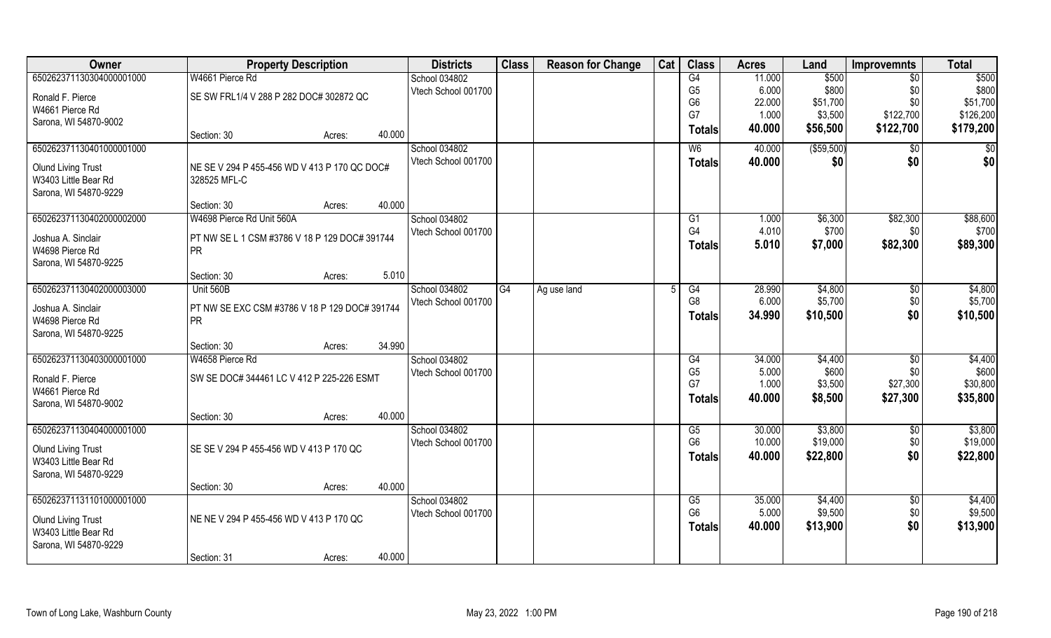| Owner | Property Description | | Districts | Class | Reason for Change | Cat | Class | Acres | Land | Improvemnts | Total |
|---|---|---|---|---|---|---|---|---|---|---|---|
| 650262371130304000001000 | W4661 Pierce Rd | | School 034802 | | | | G4 | 11.000 | $500 | $0 | $500 |
| Ronald F. Pierce | SE SW FRL1/4 V 288 P 282 DOC# 302872 QC | | Vtech School 001700 | | | | G5 | 6.000 | $800 | $0 | $800 |
| W4661 Pierce Rd | | | | | | | G6 | 22.000 | $51,700 | $0 | $51,700 |
| Sarona, WI 54870-9002 | | | | | | | G7 | 1.000 | $3,500 | $122,700 | $126,200 |
| | Section: 30 | Acres: 40.000 | | | | | **Totals** | **40.000** | **$56,500** | **$122,700** | **$179,200** |
| 650262371130401000001000 | | | School 034802 | | | | W6 | 40.000 | ($59,500) | $0 | $0 |
| Olund Living Trust | NE SE V 294 P 455-456 WD V 413 P 170 QC DOC# 328525 MFL-C | | Vtech School 001700 | | | | **Totals** | **40.000** | **$0** | **$0** | **$0** |
| W3403 Little Bear Rd | | | | | | | | | | | |
| Sarona, WI 54870-9229 | | | | | | | | | | | |
| | Section: 30 | Acres: 40.000 | | | | | | | | | |
| 650262371130402000002000 | W4698 Pierce Rd Unit 560A | | School 034802 | | | | G1 | 1.000 | $6,300 | $82,300 | $88,600 |
| Joshua A. Sinclair | PT NW SE L 1 CSM #3786 V 18 P 129 DOC# 391744 PR | | Vtech School 001700 | | | | G4 | 4.010 | $700 | $0 | $700 |
| W4698 Pierce Rd | | | | | | | **Totals** | **5.010** | **$7,000** | **$82,300** | **$89,300** |
| Sarona, WI 54870-9225 | | | | | | | | | | | |
| | Section: 30 | Acres: 5.010 | | | | | | | | | |
| 650262371130402000003000 | Unit 560B | | School 034802 | G4 | Ag use land | 5 | G4 | 28.990 | $4,800 | $0 | $4,800 |
| Joshua A. Sinclair | PT NW SE EXC CSM #3786 V 18 P 129 DOC# 391744 PR | | Vtech School 001700 | | | | G8 | 6.000 | $5,700 | $0 | $5,700 |
| W4698 Pierce Rd | | | | | | | **Totals** | **34.990** | **$10,500** | **$0** | **$10,500** |
| Sarona, WI 54870-9225 | | | | | | | | | | | |
| | Section: 30 | Acres: 34.990 | | | | | | | | | |
| 650262371130403000001000 | W4658 Pierce Rd | | School 034802 | | | | G4 | 34.000 | $4,400 | $0 | $4,400 |
| Ronald F. Pierce | SW SE DOC# 344461 LC V 412 P 225-226 ESMT | | Vtech School 001700 | | | | G5 | 5.000 | $600 | $0 | $600 |
| W4661 Pierce Rd | | | | | | | G7 | 1.000 | $3,500 | $27,300 | $30,800 |
| Sarona, WI 54870-9002 | | | | | | | **Totals** | **40.000** | **$8,500** | **$27,300** | **$35,800** |
| | Section: 30 | Acres: 40.000 | | | | | | | | | |
| 650262371130404000001000 | | | School 034802 | | | | G5 | 30.000 | $3,800 | $0 | $3,800 |
| Olund Living Trust | SE SE V 294 P 455-456 WD V 413 P 170 QC | | Vtech School 001700 | | | | G6 | 10.000 | $19,000 | $0 | $19,000 |
| W3403 Little Bear Rd | | | | | | | **Totals** | **40.000** | **$22,800** | **$0** | **$22,800** |
| Sarona, WI 54870-9229 | | | | | | | | | | | |
| | Section: 30 | Acres: 40.000 | | | | | | | | | |
| 650262371131101000001000 | | | School 034802 | | | | G5 | 35.000 | $4,400 | $0 | $4,400 |
| Olund Living Trust | NE NE V 294 P 455-456 WD V 413 P 170 QC | | Vtech School 001700 | | | | G6 | 5.000 | $9,500 | $0 | $9,500 |
| W3403 Little Bear Rd | | | | | | | **Totals** | **40.000** | **$13,900** | **$0** | **$13,900** |
| Sarona, WI 54870-9229 | | | | | | | | | | | |
| | Section: 31 | Acres: 40.000 | | | | | | | | | |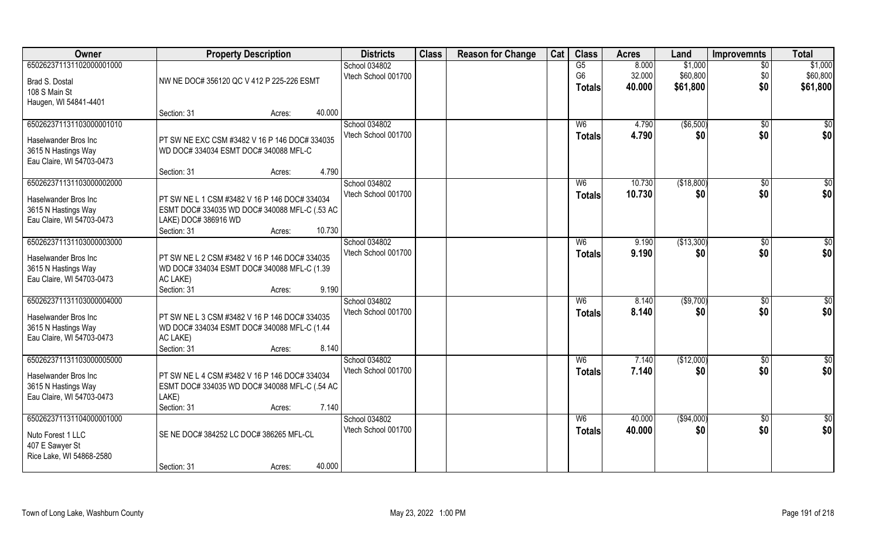| Owner | Property Description | Districts | Class | Reason for Change | Cat | Class | Acres | Land | Improvemnts | Total |
|---|---|---|---|---|---|---|---|---|---|---|
| 65026237113110200000100​0<br>Brad S. Dostal<br>108 S Main St<br>Haugen, WI 54841-4401 | NW NE DOC# 356120 QC V 412 P 225-226 ESMT<br>Section: 31 Acres: 40.000 | School 034802<br>Vtech School 001700 | | | | G5<br>G6<br>**Totals** | 8.000<br>32.000<br>**40.000** | $1,000<br>$60,800<br>**$61,800** | $0<br>$0<br>**$0** | $1,000<br>$60,800<br>**$61,800** |
| 650262371131103000001010<br>Haselwander Bros Inc<br>3615 N Hastings Way<br>Eau Claire, WI 54703-0473 | PT SW NE EXC CSM #3482 V 16 P 146 DOC# 334035 WD DOC# 334034 ESMT DOC# 340088 MFL-C<br>Section: 31 Acres: 4.790 | School 034802<br>Vtech School 001700 | | | | W6<br>**Totals** | 4.790<br>**4.790** | ($6,500)<br>**$0** | $0<br>**$0** | $0<br>**$0** |
| 650262371131103000002000<br>Haselwander Bros Inc<br>3615 N Hastings Way<br>Eau Claire, WI 54703-0473 | PT SW NE L 1 CSM #3482 V 16 P 146 DOC# 334034 ESMT DOC# 334035 WD DOC# 340088 MFL-C (.53 AC LAKE) DOC# 386916 WD<br>Section: 31 Acres: 10.730 | School 034802<br>Vtech School 001700 | | | | W6<br>**Totals** | 10.730<br>**10.730** | ($18,800)<br>**$0** | $0<br>**$0** | $0<br>**$0** |
| 650262371131103000003000<br>Haselwander Bros Inc<br>3615 N Hastings Way<br>Eau Claire, WI 54703-0473 | PT SW NE L 2 CSM #3482 V 16 P 146 DOC# 334035 WD DOC# 334034 ESMT DOC# 340088 MFL-C (1.39 AC LAKE)<br>Section: 31 Acres: 9.190 | School 034802<br>Vtech School 001700 | | | | W6<br>**Totals** | 9.190<br>**9.190** | ($13,300)<br>**$0** | $0<br>**$0** | $0<br>**$0** |
| 650262371131103000004000<br>Haselwander Bros Inc<br>3615 N Hastings Way<br>Eau Claire, WI 54703-0473 | PT SW NE L 3 CSM #3482 V 16 P 146 DOC# 334035 WD DOC# 334034 ESMT DOC# 340088 MFL-C (1.44 AC LAKE)<br>Section: 31 Acres: 8.140 | School 034802<br>Vtech School 001700 | | | | W6<br>**Totals** | 8.140<br>**8.140** | ($9,700)<br>**$0** | $0<br>**$0** | $0<br>**$0** |
| 650262371131103000005000<br>Haselwander Bros Inc<br>3615 N Hastings Way<br>Eau Claire, WI 54703-0473 | PT SW NE L 4 CSM #3482 V 16 P 146 DOC# 334034 ESMT DOC# 334035 WD DOC# 340088 MFL-C (.54 AC LAKE)<br>Section: 31 Acres: 7.140 | School 034802<br>Vtech School 001700 | | | | W6<br>**Totals** | 7.140<br>**7.140** | ($12,000)<br>**$0** | $0<br>**$0** | $0<br>**$0** |
| 650262371131104000001000<br>Nuto Forest 1 LLC<br>407 E Sawyer St<br>Rice Lake, WI 54868-2580 | SE NE DOC# 384252 LC DOC# 386265 MFL-CL<br>Section: 31 Acres: 40.000 | School 034802<br>Vtech School 001700 | | | | W6<br>**Totals** | 40.000<br>**40.000** | ($94,000)<br>**$0** | $0<br>**$0** | $0<br>**$0** |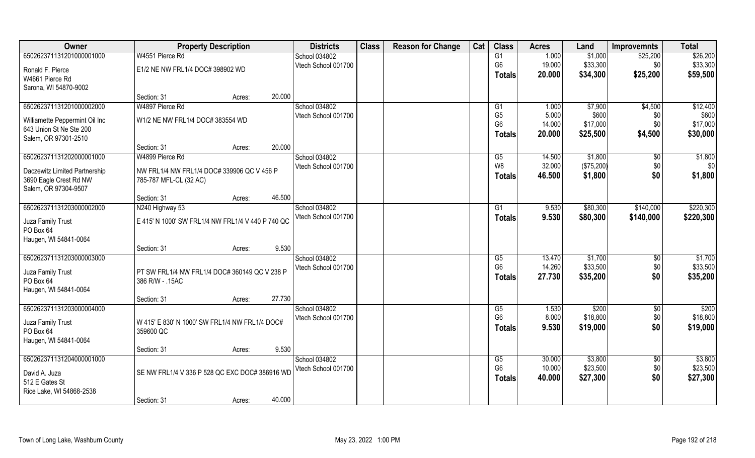| Owner | Property Description | | | Districts | Class | Reason for Change | Cat | Class | Acres | Land | Improvemnts | Total |
|---|---|---|---|---|---|---|---|---|---|---|---|---|
| 65026237113120100000​1000 | W4551 Pierce Rd | | | School 034802 | | | | G1 | 1.000 | $1,000 | $25,200 | $26,200 |
| Ronald F. Pierce | E1/2 NE NW FRL1/4 DOC# 398902 WD | | | Vtech School 001700 | | | | G6 | 19.000 | $33,300 | $0 | $33,300 |
| W4661 Pierce Rd | | | | | | | | Totals | 20.000 | $34,300 | $25,200 | $59,500 |
| Sarona, WI 54870-9002 | | | | | | | | | | | | |
| | Section: 31 | Acres: | 20.000 | | | | | | | | | |
| 650262371131201000002000 | W4897 Pierce Rd | | | School 034802 | | | | G1 | 1.000 | $7,900 | $4,500 | $12,400 |
| Williamette Peppermint Oil Inc | W1/2 NE NW FRL1/4 DOC# 383554 WD | | | Vtech School 001700 | | | | G5 | 5.000 | $600 | $0 | $600 |
| 643 Union St Ne Ste 200 | | | | | | | | G6 | 14.000 | $17,000 | $0 | $17,000 |
| Salem, OR 97301-2510 | | | | | | | | Totals | 20.000 | $25,500 | $4,500 | $30,000 |
| | Section: 31 | Acres: | 20.000 | | | | | | | | | |
| 650262371131202000001000 | W4899 Pierce Rd | | | School 034802 | | | | G5 | 14.500 | $1,800 | $0 | $1,800 |
| Daczewitz Limited Partnership | NW FRL1/4 NW FRL1/4 DOC# 339906 QC V 456 P 785-787 MFL-CL (32 AC) | | | Vtech School 001700 | | | | W8 | 32.000 | ($75,200) | $0 | $0 |
| 3690 Eagle Crest Rd NW | | | | | | | | Totals | 46.500 | $1,800 | $0 | $1,800 |
| Salem, OR 97304-9507 | | | | | | | | | | | | |
| | Section: 31 | Acres: | 46.500 | | | | | | | | | |
| 650262371131203000002000 | N240 Highway 53 | | | School 034802 | | | | G1 | 9.530 | $80,300 | $140,000 | $220,300 |
| Juza Family Trust | E 415' N 1000' SW FRL1/4 NW FRL1/4 V 440 P 740 QC | | | Vtech School 001700 | | | | Totals | 9.530 | $80,300 | $140,000 | $220,300 |
| PO Box 64 | | | | | | | | | | | | |
| Haugen, WI 54841-0064 | | | | | | | | | | | | |
| | Section: 31 | Acres: | 9.530 | | | | | | | | | |
| 650262371131203000003000 | | | | School 034802 | | | | G5 | 13.470 | $1,700 | $0 | $1,700 |
| Juza Family Trust | PT SW FRL1/4 NW FRL1/4 DOC# 360149 QC V 238 P 386 R/W - .15AC | | | Vtech School 001700 | | | | G6 | 14.260 | $33,500 | $0 | $33,500 |
| PO Box 64 | | | | | | | | Totals | 27.730 | $35,200 | $0 | $35,200 |
| Haugen, WI 54841-0064 | | | | | | | | | | | | |
| | Section: 31 | Acres: | 27.730 | | | | | | | | | |
| 650262371131203000004000 | | | | School 034802 | | | | G5 | 1.530 | $200 | $0 | $200 |
| Juza Family Trust | W 415' E 830' N 1000' SW FRL1/4 NW FRL1/4 DOC# 359600 QC | | | Vtech School 001700 | | | | G6 | 8.000 | $18,800 | $0 | $18,800 |
| PO Box 64 | | | | | | | | Totals | 9.530 | $19,000 | $0 | $19,000 |
| Haugen, WI 54841-0064 | | | | | | | | | | | | |
| | Section: 31 | Acres: | 9.530 | | | | | | | | | |
| 650262371131204000001000 | | | | School 034802 | | | | G5 | 30.000 | $3,800 | $0 | $3,800 |
| David A. Juza | SE NW FRL1/4 V 336 P 528 QC EXC DOC# 386916 WD | | | Vtech School 001700 | | | | G6 | 10.000 | $23,500 | $0 | $23,500 |
| 512 E Gates St | | | | | | | | Totals | 40.000 | $27,300 | $0 | $27,300 |
| Rice Lake, WI 54868-2538 | | | | | | | | | | | | |
| | Section: 31 | Acres: | 40.000 | | | | | | | | | |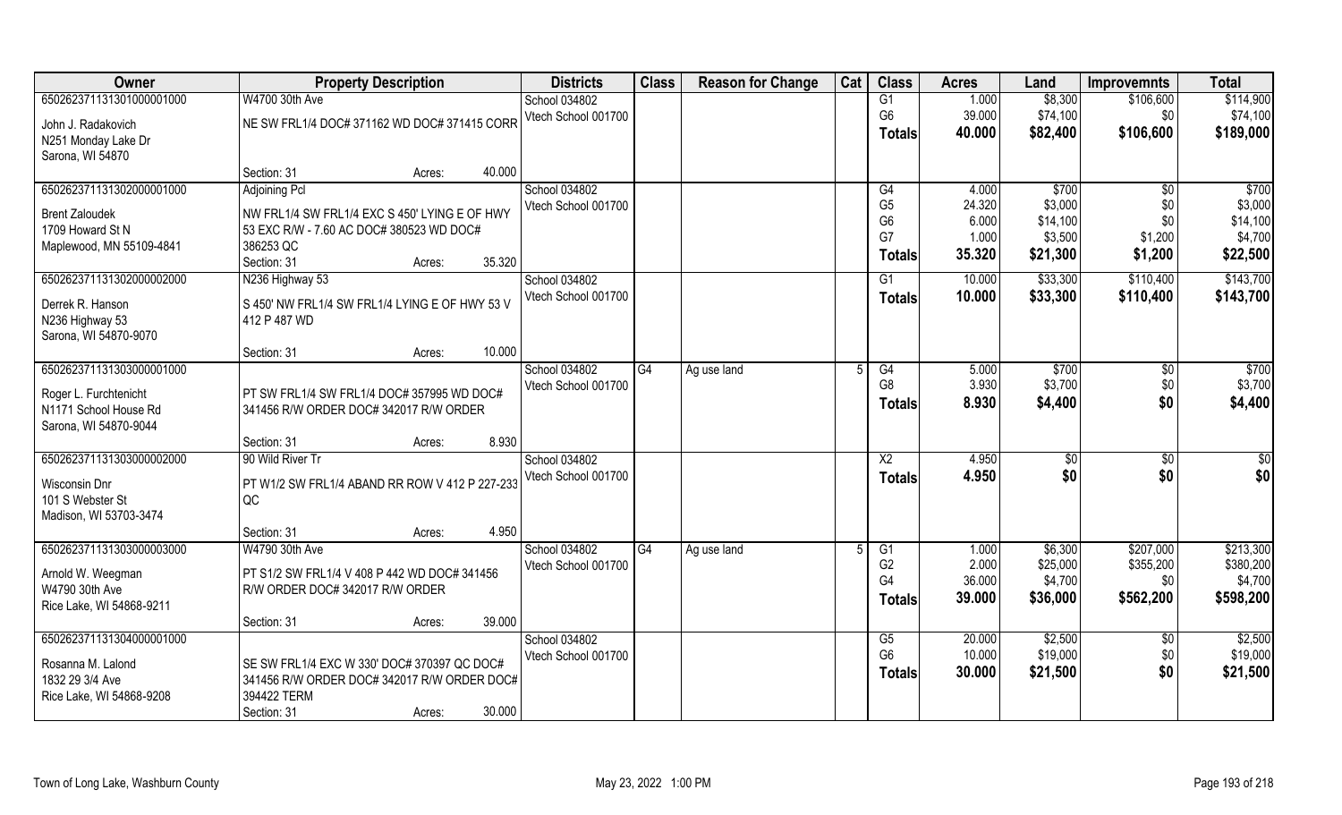| Owner | Property Description | Districts | Class | Reason for Change | Cat | Class | Acres | Land | Improvemnts | Total |
|---|---|---|---|---|---|---|---|---|---|---|
| 650262371131301000001000<br>John J. Radakovich<br>N251 Monday Lake Dr<br>Sarona, WI 54870 | W4700 30th Ave<br>NE SW FRL1/4 DOC# 371162 WD DOC# 371415 CORR<br>Section: 31 Acres: 40.000 | School 034802<br>Vtech School 001700 | | | | G1<br>G6<br>**Totals** | 1.000<br>39.000<br>**40.000** | \$8,300<br>\$74,100<br>**\$82,400** | \$106,600<br>\$0<br>**\$106,600** | \$114,900<br>\$74,100<br>**\$189,000** |
| 650262371131302000001000<br>Brent Zaloudek<br>1709 Howard St N<br>Maplewood, MN 55109-4841 | Adjoining Pcl<br>NW FRL1/4 SW FRL1/4 EXC S 450' LYING E OF HWY 53 EXC R/W - 7.60 AC DOC# 380523 WD DOC# 386253 QC<br>Section: 31 Acres: 35.320 | School 034802<br>Vtech School 001700 | | | | G4<br>G5<br>G6<br>G7<br>**Totals** | 4.000<br>24.320<br>6.000<br>1.000<br>**35.320** | \$700<br>\$3,000<br>\$14,100<br>\$3,500<br>**\$21,300** | \$0<br>\$0<br>\$0<br>\$1,200<br>**\$1,200** | \$700<br>\$3,000<br>\$14,100<br>\$4,700<br>**\$22,500** |
| 650262371131302000002000<br>Derrek R. Hanson<br>N236 Highway 53<br>Sarona, WI 54870-9070 | N236 Highway 53<br>S 450' NW FRL1/4 SW FRL1/4 LYING E OF HWY 53 V 412 P 487 WD<br>Section: 31 Acres: 10.000 | School 034802<br>Vtech School 001700 | | | | G1<br>**Totals** | 10.000<br>**10.000** | \$33,300<br>**\$33,300** | \$110,400<br>**\$110,400** | \$143,700<br>**\$143,700** |
| 650262371131303000001000<br>Roger L. Furchtenicht<br>N1171 School House Rd<br>Sarona, WI 54870-9044 | PT SW FRL1/4 SW FRL1/4 DOC# 357995 WD DOC# 341456 R/W ORDER DOC# 342017 R/W ORDER<br>Section: 31 Acres: 8.930 | School 034802<br>Vtech School 001700 | G4 | Ag use land | 5 | G4<br>G8<br>**Totals** | 5.000<br>3.930<br>**8.930** | \$700<br>\$3,700<br>**\$4,400** | \$0<br>\$0<br>**\$0** | \$700<br>\$3,700<br>**\$4,400** |
| 650262371131303000002000<br>Wisconsin Dnr<br>101 S Webster St<br>Madison, WI 53703-3474 | 90 Wild River Tr<br>PT W1/2 SW FRL1/4 ABAND RR ROW V 412 P 227-233 QC<br>Section: 31 Acres: 4.950 | School 034802<br>Vtech School 001700 | | | | X2<br>**Totals** | 4.950<br>**4.950** | \$0<br>**\$0** | \$0<br>**\$0** | \$0<br>**\$0** |
| 650262371131303000003000<br>Arnold W. Weegman<br>W4790 30th Ave<br>Rice Lake, WI 54868-9211 | W4790 30th Ave<br>PT S1/2 SW FRL1/4 V 408 P 442 WD DOC# 341456 R/W ORDER DOC# 342017 R/W ORDER<br>Section: 31 Acres: 39.000 | School 034802<br>Vtech School 001700 | G4 | Ag use land | 5 | G1<br>G2<br>G4<br>**Totals** | 1.000<br>2.000<br>36.000<br>**39.000** | \$6,300<br>\$25,000<br>\$4,700<br>**\$36,000** | \$207,000<br>\$355,200<br>\$0<br>**\$562,200** | \$213,300<br>\$380,200<br>\$4,700<br>**\$598,200** |
| 650262371131304000001000<br>Rosanna M. Lalond<br>1832 29 3/4 Ave<br>Rice Lake, WI 54868-9208 | SE SW FRL1/4 EXC W 330' DOC# 370397 QC DOC# 341456 R/W ORDER DOC# 342017 R/W ORDER DOC# 394422 TERM<br>Section: 31 Acres: 30.000 | School 034802<br>Vtech School 001700 | | | | G5<br>G6<br>**Totals** | 20.000<br>10.000<br>**30.000** | \$2,500<br>\$19,000<br>**\$21,500** | \$0<br>\$0<br>**\$0** | \$2,500<br>\$19,000<br>**\$21,500** |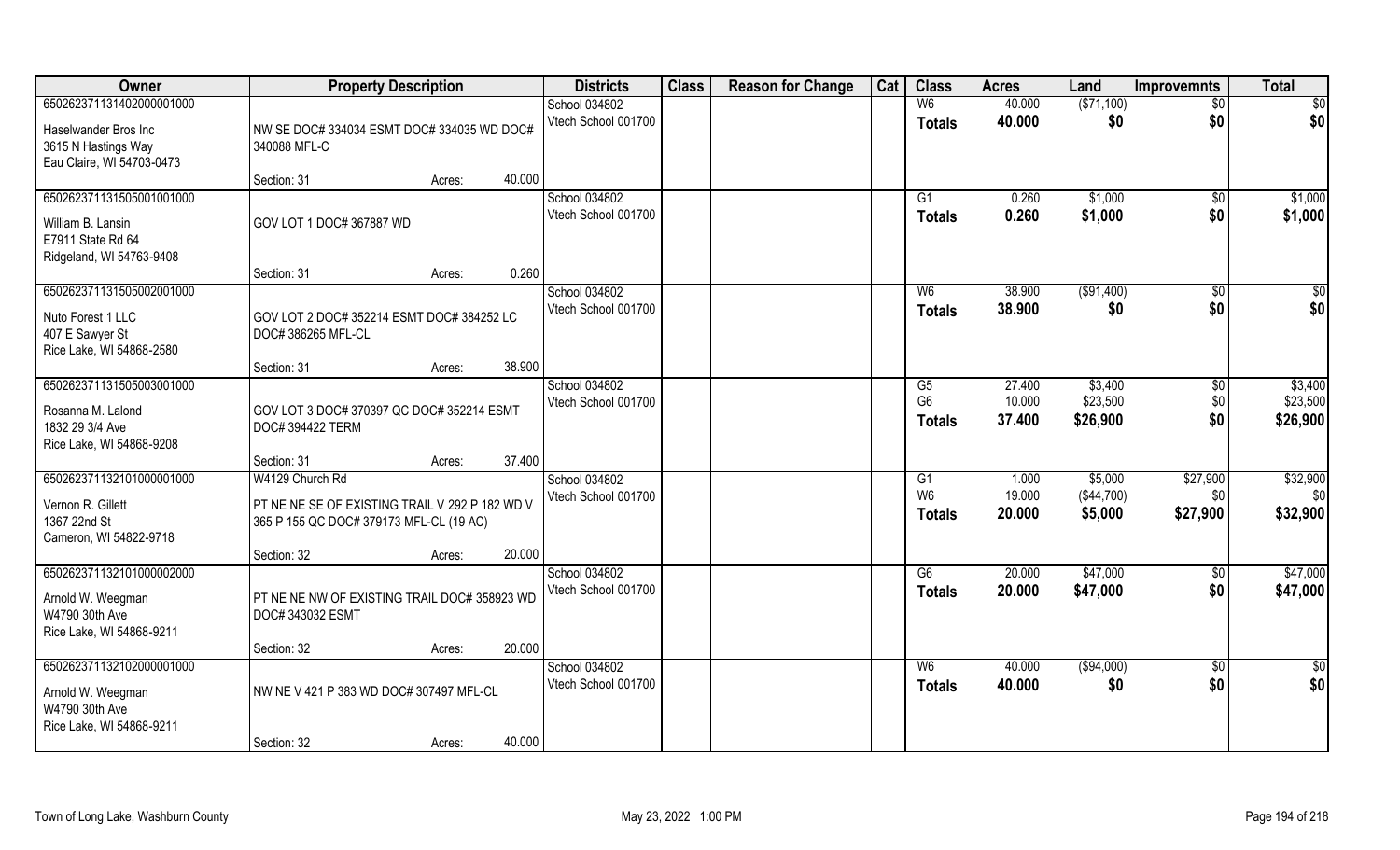| Owner | Property Description | | | Districts | Class | Reason for Change | Cat | Class | Acres | Land | Improvemnts | Total |
|---|---|---|---|---|---|---|---|---|---|---|---|---|
| 65026237113140200000100 0 | | | | School 034802 | | | | W6 | 40.000 | ($71,100) | $0 | $0 |
| Haselwander Bros Inc | NW SE DOC# 334034 ESMT DOC# 334035 WD DOC# 340088 MFL-C | | | Vtech School 001700 | | | | Totals | 40.000 | $0 | $0 | $0 |
| 3615 N Hastings Way | | | | | | | | | | | | |
| Eau Claire, WI 54703-0473 | | | | | | | | | | | | |
| | Section: 31 | Acres: | 40.000 | | | | | | | | | |
| 650262371131505001001000 | | | | School 034802 | | | | G1 | 0.260 | $1,000 | $0 | $1,000 |
| William B. Lansin | GOV LOT 1 DOC# 367887 WD | | | Vtech School 001700 | | | | Totals | 0.260 | $1,000 | $0 | $1,000 |
| E7911 State Rd 64 | | | | | | | | | | | | |
| Ridgeland, WI 54763-9408 | | | | | | | | | | | | |
| | Section: 31 | Acres: | 0.260 | | | | | | | | | |
| 650262371131505002001000 | | | | School 034802 | | | | W6 | 38.900 | ($91,400) | $0 | $0 |
| Nuto Forest 1 LLC | GOV LOT 2 DOC# 352214 ESMT DOC# 384252 LC DOC# 386265 MFL-CL | | | Vtech School 001700 | | | | Totals | 38.900 | $0 | $0 | $0 |
| 407 E Sawyer St | | | | | | | | | | | | |
| Rice Lake, WI 54868-2580 | | | | | | | | | | | | |
| | Section: 31 | Acres: | 38.900 | | | | | | | | | |
| 650262371131505003001000 | | | | School 034802 | | | | G5 | 27.400 | $3,400 | $0 | $3,400 |
| Rosanna M. Lalond | GOV LOT 3 DOC# 370397 QC DOC# 352214 ESMT DOC# 394422 TERM | | | Vtech School 001700 | | | | G6 | 10.000 | $23,500 | $0 | $23,500 |
| 1832 29 3/4 Ave | | | | | | | | Totals | 37.400 | $26,900 | $0 | $26,900 |
| Rice Lake, WI 54868-9208 | | | | | | | | | | | | |
| | Section: 31 | Acres: | 37.400 | | | | | | | | | |
| 650262371132101000001000 | W4129 Church Rd | | | School 034802 | | | | G1 | 1.000 | $5,000 | $27,900 | $32,900 |
| Vernon R. Gillett | PT NE NE SE OF EXISTING TRAIL V 292 P 182 WD V 365 P 155 QC DOC# 379173 MFL-CL (19 AC) | | | Vtech School 001700 | | | | W6 | 19.000 | ($44,700) | $0 | $0 |
| 1367 22nd St | | | | | | | | Totals | 20.000 | $5,000 | $27,900 | $32,900 |
| Cameron, WI 54822-9718 | | | | | | | | | | | | |
| | Section: 32 | Acres: | 20.000 | | | | | | | | | |
| 650262371132101000002000 | | | | School 034802 | | | | G6 | 20.000 | $47,000 | $0 | $47,000 |
| Arnold W. Weegman | PT NE NE NW OF EXISTING TRAIL DOC# 358923 WD DOC# 343032 ESMT | | | Vtech School 001700 | | | | Totals | 20.000 | $47,000 | $0 | $47,000 |
| W4790 30th Ave | | | | | | | | | | | | |
| Rice Lake, WI 54868-9211 | | | | | | | | | | | | |
| | Section: 32 | Acres: | 20.000 | | | | | | | | | |
| 650262371132102000001000 | | | | School 034802 | | | | W6 | 40.000 | ($94,000) | $0 | $0 |
| Arnold W. Weegman | NW NE V 421 P 383 WD DOC# 307497 MFL-CL | | | Vtech School 001700 | | | | Totals | 40.000 | $0 | $0 | $0 |
| W4790 30th Ave | | | | | | | | | | | | |
| Rice Lake, WI 54868-9211 | | | | | | | | | | | | |
| | Section: 32 | Acres: | 40.000 | | | | | | | | | |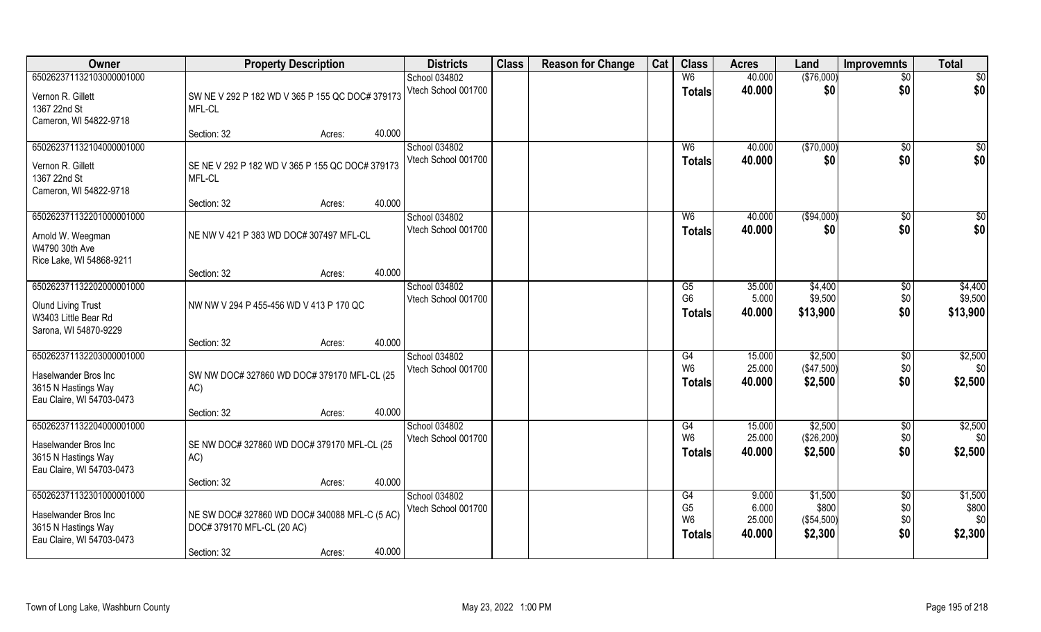| Owner | Property Description | | Districts | Class | Reason for Change | Cat | Class | Acres | Land | Improvemnts | Total |
|---|---|---|---|---|---|---|---|---|---|---|---|
| 65026237113210300000 1000 | | | School 034802 | | | | W6 | 40.000 | ($76,000) | $0 | $0 |
| Vernon R. Gillett<br>1367 22nd St<br>Cameron, WI 54822-9718 | SW NE V 292 P 182 WD V 365 P 155 QC DOC# 379173 MFL-CL | | Vtech School 001700 | | | | **Totals** | **40.000** | **$0** | **$0** | **$0** |
| | Section: 32 | Acres: 40.000 | | | | | | | | | |
| 650262371132104000001000 | | | School 034802 | | | | W6 | 40.000 | ($70,000) | $0 | $0 |
| Vernon R. Gillett<br>1367 22nd St<br>Cameron, WI 54822-9718 | SE NE V 292 P 182 WD V 365 P 155 QC DOC# 379173 MFL-CL | | Vtech School 001700 | | | | **Totals** | **40.000** | **$0** | **$0** | **$0** |
| | Section: 32 | Acres: 40.000 | | | | | | | | | |
| 650262371132201000001000 | | | School 034802 | | | | W6 | 40.000 | ($94,000) | $0 | $0 |
| Arnold W. Weegman<br>W4790 30th Ave<br>Rice Lake, WI 54868-9211 | NE NW V 421 P 383 WD DOC# 307497 MFL-CL | | Vtech School 001700 | | | | **Totals** | **40.000** | **$0** | **$0** | **$0** |
| | Section: 32 | Acres: 40.000 | | | | | | | | | |
| 650262371132202000001000 | | | School 034802 | | | | G5 | 35.000 | $4,400 | $0 | $4,400 |
| Olund Living Trust<br>W3403 Little Bear Rd<br>Sarona, WI 54870-9229 | NW NW V 294 P 455-456 WD V 413 P 170 QC | | Vtech School 001700 | | | | G6 | 5.000 | $9,500 | $0 | $9,500 |
| | | | | | | | **Totals** | **40.000** | **$13,900** | **$0** | **$13,900** |
| | Section: 32 | Acres: 40.000 | | | | | | | | | |
| 650262371132203000001000 | | | School 034802 | | | | G4 | 15.000 | $2,500 | $0 | $2,500 |
| Haselwander Bros Inc<br>3615 N Hastings Way<br>Eau Claire, WI 54703-0473 | SW NW DOC# 327860 WD DOC# 379170 MFL-CL (25 AC) | | Vtech School 001700 | | | | W6 | 25.000 | ($47,500) | $0 | $0 |
| | | | | | | | **Totals** | **40.000** | **$2,500** | **$0** | **$2,500** |
| | Section: 32 | Acres: 40.000 | | | | | | | | | |
| 650262371132204000001000 | | | School 034802 | | | | G4 | 15.000 | $2,500 | $0 | $2,500 |
| Haselwander Bros Inc<br>3615 N Hastings Way<br>Eau Claire, WI 54703-0473 | SE NW DOC# 327860 WD DOC# 379170 MFL-CL (25 AC) | | Vtech School 001700 | | | | W6 | 25.000 | ($26,200) | $0 | $0 |
| | | | | | | | **Totals** | **40.000** | **$2,500** | **$0** | **$2,500** |
| | Section: 32 | Acres: 40.000 | | | | | | | | | |
| 650262371132301000001000 | | | School 034802 | | | | G4 | 9.000 | $1,500 | $0 | $1,500 |
| Haselwander Bros Inc<br>3615 N Hastings Way<br>Eau Claire, WI 54703-0473 | NE SW DOC# 327860 WD DOC# 340088 MFL-C (5 AC) DOC# 379170 MFL-CL (20 AC) | | Vtech School 001700 | | | | G5 | 6.000 | $800 | $0 | $800 |
| | | | | | | | W6 | 25.000 | ($54,500) | $0 | $0 |
| | | | | | | | **Totals** | **40.000** | **$2,300** | **$0** | **$2,300** |
| | Section: 32 | Acres: 40.000 | | | | | | | | | |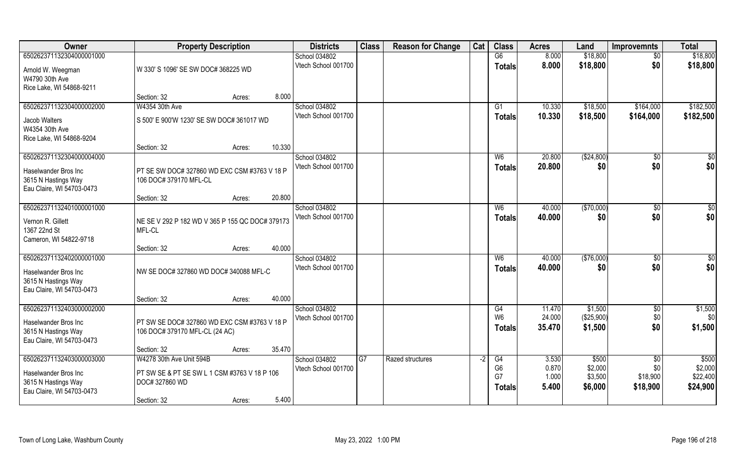| Owner | Property Description | | | Districts | Class | Reason for Change | Cat | Class | Acres | Land | Improvemnts | Total |
|---|---|---|---|---|---|---|---|---|---|---|---|---|
| 65026237113230400000100​0 | | | | School 034802 | | | | G6 | 8.000 | $18,800 | $0 | $18,800 |
| Arnold W. Weegman<br>W4790 30th Ave<br>Rice Lake, WI 54868-9211 | W 330' S 1096' SE SW DOC# 368225 WD | | | Vtech School 001700 | | | | Totals | 8.000 | $18,800 | $0 | $18,800 |
| | Section: 32 | Acres: | 8.000 | | | | | | | | | |
| 650262371132304000002000 | W4354 30th Ave | | | School 034802 | | | | G1 | 10.330 | $18,500 | $164,000 | $182,500 |
| Jacob Walters<br>W4354 30th Ave<br>Rice Lake, WI 54868-9204 | S 500' E 900'W 1230' SE SW DOC# 361017 WD | | | Vtech School 001700 | | | | Totals | 10.330 | $18,500 | $164,000 | $182,500 |
| | Section: 32 | Acres: | 10.330 | | | | | | | | | |
| 650262371132304000004000 | | | | School 034802 | | | | W6 | 20.800 | ($24,800) | $0 | $0 |
| Haselwander Bros Inc<br>3615 N Hastings Way<br>Eau Claire, WI 54703-0473 | PT SE SW DOC# 327860 WD EXC CSM #3763 V 18 P 106 DOC# 379170 MFL-CL | | | Vtech School 001700 | | | | Totals | 20.800 | $0 | $0 | $0 |
| | Section: 32 | Acres: | 20.800 | | | | | | | | | |
| 650262371132401000001000 | | | | School 034802 | | | | W6 | 40.000 | ($70,000) | $0 | $0 |
| Vernon R. Gillett<br>1367 22nd St<br>Cameron, WI 54822-9718 | NE SE V 292 P 182 WD V 365 P 155 QC DOC# 379173 MFL-CL | | | Vtech School 001700 | | | | Totals | 40.000 | $0 | $0 | $0 |
| | Section: 32 | Acres: | 40.000 | | | | | | | | | |
| 650262371132402000001000 | | | | School 034802 | | | | W6 | 40.000 | ($76,000) | $0 | $0 |
| Haselwander Bros Inc<br>3615 N Hastings Way<br>Eau Claire, WI 54703-0473 | NW SE DOC# 327860 WD DOC# 340088 MFL-C | | | Vtech School 001700 | | | | Totals | 40.000 | $0 | $0 | $0 |
| | Section: 32 | Acres: | 40.000 | | | | | | | | | |
| 650262371132403000002000 | | | | School 034802 | | | | G4 | 11.470 | $1,500 | $0 | $1,500 |
| Haselwander Bros Inc<br>3615 N Hastings Way<br>Eau Claire, WI 54703-0473 | PT SW SE DOC# 327860 WD EXC CSM #3763 V 18 P 106 DOC# 379170 MFL-CL (24 AC) | | | Vtech School 001700 | | | | W6 | 24.000 | ($25,900) | $0 | $0 |
| | | | | | | | | Totals | 35.470 | $1,500 | $0 | $1,500 |
| | Section: 32 | Acres: | 35.470 | | | | | | | | | |
| 650262371132403000003000 | W4278 30th Ave Unit 594B | | | School 034802 | G7 | Razed structures | -2 | G4 | 3.530 | $500 | $0 | $500 |
| Haselwander Bros Inc<br>3615 N Hastings Way<br>Eau Claire, WI 54703-0473 | PT SW SE & PT SE SW L 1 CSM #3763 V 18 P 106 DOC# 327860 WD | | | Vtech School 001700 | | | | G6 | 0.870 | $2,000 | $0 | $2,000 |
| | | | | | | | | G7 | 1.000 | $3,500 | $18,900 | $22,400 |
| | | | | | | | | Totals | 5.400 | $6,000 | $18,900 | $24,900 |
| | Section: 32 | Acres: | 5.400 | | | | | | | | | |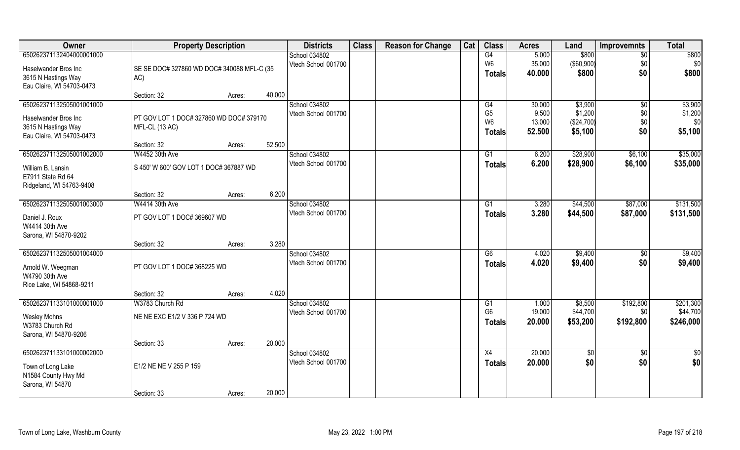| Owner | Property Description | | | Districts | Class | Reason for Change | Cat | Class | Acres | Land | Improvemnts | Total |
|---|---|---|---|---|---|---|---|---|---|---|---|---|
| 65026237113240400000l000 | | | | School 034802 | | | | G4 | 5.000 | $800 | $0 | $800 |
| Haselwander Bros Inc | SE SE DOC# 327860 WD DOC# 340088 MFL-C (35 AC) | | | Vtech School 001700 | | | | W6 | 35.000 | ($60,900) | $0 | $0 |
| 3615 N Hastings Way | | | | | | | | **Totals** | **40.000** | **$800** | **$0** | **$800** |
| Eau Claire, WI 54703-0473 | | | | | | | | | | | | |
| | Section: 32 | Acres: | 40.000 | | | | | | | | | |
| 650262371132505001001000 | | | | School 034802 | | | | G4 | 30.000 | $3,900 | $0 | $3,900 |
| Haselwander Bros Inc | PT GOV LOT 1 DOC# 327860 WD DOC# 379170 MFL-CL (13 AC) | | | Vtech School 001700 | | | | G5 | 9.500 | $1,200 | $0 | $1,200 |
| 3615 N Hastings Way | | | | | | | | W6 | 13.000 | ($24,700) | $0 | $0 |
| Eau Claire, WI 54703-0473 | | | | | | | | **Totals** | **52.500** | **$5,100** | **$0** | **$5,100** |
| | Section: 32 | Acres: | 52.500 | | | | | | | | | |
| 650262371132505001002000 | W4452 30th Ave | | | School 034802 | | | | G1 | 6.200 | $28,900 | $6,100 | $35,000 |
| William B. Lansin | S 450' W 600' GOV LOT 1 DOC# 367887 WD | | | Vtech School 001700 | | | | **Totals** | **6.200** | **$28,900** | **$6,100** | **$35,000** |
| E7911 State Rd 64 | | | | | | | | | | | | |
| Ridgeland, WI 54763-9408 | | | | | | | | | | | | |
| | Section: 32 | Acres: | 6.200 | | | | | | | | | |
| 650262371132505001003000 | W4414 30th Ave | | | School 034802 | | | | G1 | 3.280 | $44,500 | $87,000 | $131,500 |
| Daniel J. Roux | PT GOV LOT 1 DOC# 369607 WD | | | Vtech School 001700 | | | | **Totals** | **3.280** | **$44,500** | **$87,000** | **$131,500** |
| W4414 30th Ave | | | | | | | | | | | | |
| Sarona, WI 54870-9202 | | | | | | | | | | | | |
| | Section: 32 | Acres: | 3.280 | | | | | | | | | |
| 650262371132505001004000 | | | | School 034802 | | | | G6 | 4.020 | $9,400 | $0 | $9,400 |
| Arnold W. Weegman | PT GOV LOT 1 DOC# 368225 WD | | | Vtech School 001700 | | | | **Totals** | **4.020** | **$9,400** | **$0** | **$9,400** |
| W4790 30th Ave | | | | | | | | | | | | |
| Rice Lake, WI 54868-9211 | | | | | | | | | | | | |
| | Section: 32 | Acres: | 4.020 | | | | | | | | | |
| 650262371133101000001000 | W3783 Church Rd | | | School 034802 | | | | G1 | 1.000 | $8,500 | $192,800 | $201,300 |
| Wesley Mohns | NE NE EXC E1/2 V 336 P 724 WD | | | Vtech School 001700 | | | | G6 | 19.000 | $44,700 | $0 | $44,700 |
| W3783 Church Rd | | | | | | | | **Totals** | **20.000** | **$53,200** | **$192,800** | **$246,000** |
| Sarona, WI 54870-9206 | | | | | | | | | | | | |
| | Section: 33 | Acres: | 20.000 | | | | | | | | | |
| 650262371133101000002000 | | | | School 034802 | | | | X4 | 20.000 | $0 | $0 | $0 |
| Town of Long Lake | E1/2 NE NE V 255 P 159 | | | Vtech School 001700 | | | | **Totals** | **20.000** | **$0** | **$0** | **$0** |
| N1584 County Hwy Md | | | | | | | | | | | | |
| Sarona, WI 54870 | | | | | | | | | | | | |
| | Section: 33 | Acres: | 20.000 | | | | | | | | | |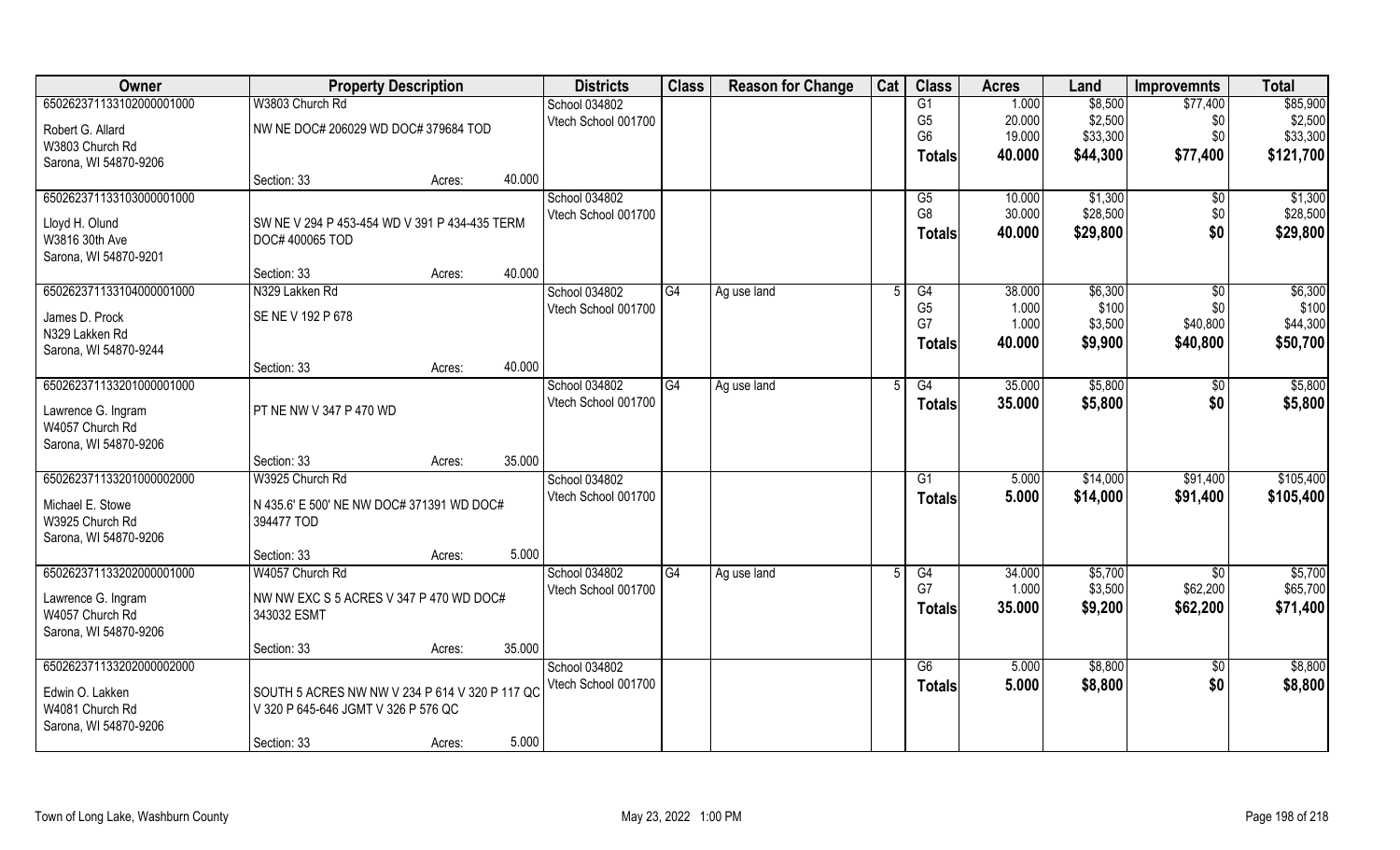| Owner | Property Description | | Districts | Class | Reason for Change | Cat | Class | Acres | Land | Improvemnts | Total |
|---|---|---|---|---|---|---|---|---|---|---|---|
| 650262371133102000001000 | W3803 Church Rd | | School 034802 | | | | G1 | 1.000 | $8,500 | $77,400 | $85,900 |
| Robert G. Allard | NW NE DOC# 206029 WD DOC# 379684 TOD | | Vtech School 001700 | | | | G5 | 20.000 | $2,500 | $0 | $2,500 |
| W3803 Church Rd | | | | | | | G6 | 19.000 | $33,300 | $0 | $33,300 |
| Sarona, WI 54870-9206 | | | | | | | Totals | 40.000 | $44,300 | $77,400 | $121,700 |
| | Section: 33 | Acres: 40.000 | | | | | | | | | |
| 650262371133103000001000 | | | School 034802 | | | | G5 | 10.000 | $1,300 | $0 | $1,300 |
| Lloyd H. Olund | SW NE V 294 P 453-454 WD V 391 P 434-435 TERM DOC# 400065 TOD | | Vtech School 001700 | | | | G8 | 30.000 | $28,500 | $0 | $28,500 |
| W3816 30th Ave | | | | | | | Totals | 40.000 | $29,800 | $0 | $29,800 |
| Sarona, WI 54870-9201 | | | | | | | | | | | |
| | Section: 33 | Acres: 40.000 | | | | | | | | | |
| 650262371133104000001000 | N329 Lakken Rd | | School 034802 | G4 | Ag use land | 5 | G4 | 38.000 | $6,300 | $0 | $6,300 |
| James D. Prock | SE NE V 192 P 678 | | Vtech School 001700 | | | | G5 | 1.000 | $100 | $0 | $100 |
| N329 Lakken Rd | | | | | | | G7 | 1.000 | $3,500 | $40,800 | $44,300 |
| Sarona, WI 54870-9244 | | | | | | | Totals | 40.000 | $9,900 | $40,800 | $50,700 |
| | Section: 33 | Acres: 40.000 | | | | | | | | | |
| 650262371133201000001000 | | | School 034802 | G4 | Ag use land | 5 | G4 | 35.000 | $5,800 | $0 | $5,800 |
| Lawrence G. Ingram | PT NE NW V 347 P 470 WD | | Vtech School 001700 | | | | Totals | 35.000 | $5,800 | $0 | $5,800 |
| W4057 Church Rd | | | | | | | | | | | |
| Sarona, WI 54870-9206 | | | | | | | | | | | |
| | Section: 33 | Acres: 35.000 | | | | | | | | | |
| 650262371133201000002000 | W3925 Church Rd | | School 034802 | | | | G1 | 5.000 | $14,000 | $91,400 | $105,400 |
| Michael E. Stowe | N 435.6' E 500' NE NW DOC# 371391 WD DOC# 394477 TOD | | Vtech School 001700 | | | | Totals | 5.000 | $14,000 | $91,400 | $105,400 |
| W3925 Church Rd | | | | | | | | | | | |
| Sarona, WI 54870-9206 | | | | | | | | | | | |
| | Section: 33 | Acres: 5.000 | | | | | | | | | |
| 650262371133202000001000 | W4057 Church Rd | | School 034802 | G4 | Ag use land | 5 | G4 | 34.000 | $5,700 | $0 | $5,700 |
| Lawrence G. Ingram | NW NW EXC S 5 ACRES V 347 P 470 WD DOC# 343032 ESMT | | Vtech School 001700 | | | | G7 | 1.000 | $3,500 | $62,200 | $65,700 |
| W4057 Church Rd | | | | | | | Totals | 35.000 | $9,200 | $62,200 | $71,400 |
| Sarona, WI 54870-9206 | | | | | | | | | | | |
| | Section: 33 | Acres: 35.000 | | | | | | | | | |
| 650262371133202000002000 | | | School 034802 | | | | G6 | 5.000 | $8,800 | $0 | $8,800 |
| Edwin O. Lakken | SOUTH 5 ACRES NW NW V 234 P 614 V 320 P 117 QC V 320 P 645-646 JGMT V 326 P 576 QC | | Vtech School 001700 | | | | Totals | 5.000 | $8,800 | $0 | $8,800 |
| W4081 Church Rd | | | | | | | | | | | |
| Sarona, WI 54870-9206 | | | | | | | | | | | |
| | Section: 33 | Acres: 5.000 | | | | | | | | | |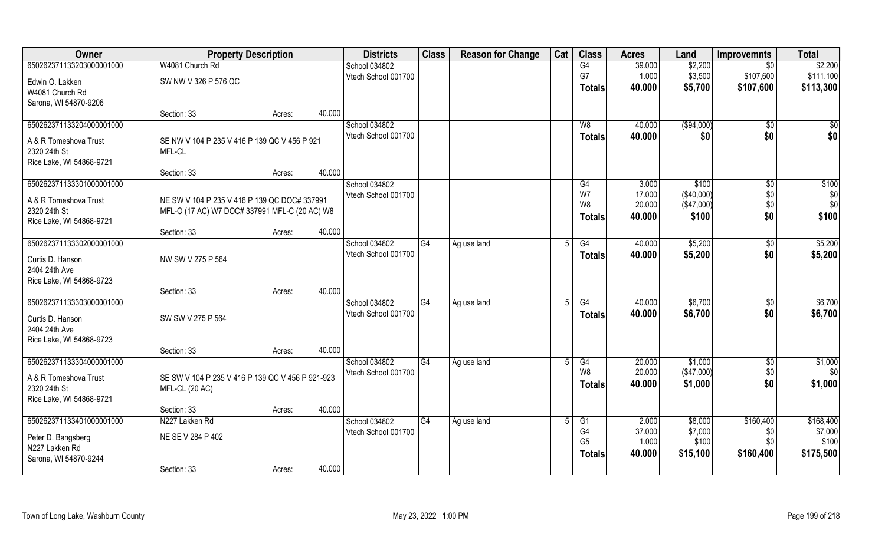| Owner | Property Description | | | Districts | Class | Reason for Change | Cat | Class | Acres | Land | Improvemnts | Total |
|---|---|---|---|---|---|---|---|---|---|---|---|---|
| 65026237113320300000​1000 | W4081 Church Rd | | | School 034802 | | | | G4 | 39.000 | $2,200 | $0 | $2,200 |
| Edwin O. Lakken | SW NW V 326 P 576 QC | | | Vtech School 001700 | | | | G7 | 1.000 | $3,500 | $107,600 | $111,100 |
| W4081 Church Rd | | | | | | | | Totals | 40.000 | $5,700 | $107,600 | $113,300 |
| Sarona, WI 54870-9206 | | | | | | | | | | | | |
| | Section: 33 | Acres: | 40.000 | | | | | | | | | |
| 650262371133204000001000 | | | | School 034802 | | | | W8 | 40.000 | ($94,000) | $0 | $0 |
| A & R Tomeshova Trust | SE NW V 104 P 235 V 416 P 139 QC V 456 P 921 | | | Vtech School 001700 | | | | Totals | 40.000 | $0 | $0 | $0 |
| 2320 24th St | MFL-CL | | | | | | | | | | | |
| Rice Lake, WI 54868-9721 | | | | | | | | | | | | |
| | Section: 33 | Acres: | 40.000 | | | | | | | | | |
| 650262371133301000001000 | | | | School 034802 | | | | G4 | 3.000 | $100 | $0 | $100 |
| A & R Tomeshova Trust | NE SW V 104 P 235 V 416 P 139 QC DOC# 337991 | | | Vtech School 001700 | | | | W7 | 17.000 | ($40,000) | $0 | $0 |
| 2320 24th St | MFL-O (17 AC) W7 DOC# 337991 MFL-C (20 AC) W8 | | | | | | | W8 | 20.000 | ($47,000) | $0 | $0 |
| Rice Lake, WI 54868-9721 | | | | | | | | Totals | 40.000 | $100 | $0 | $100 |
| | Section: 33 | Acres: | 40.000 | | | | | | | | | |
| 650262371133302000001000 | | | | School 034802 | G4 | Ag use land | 5 | G4 | 40.000 | $5,200 | $0 | $5,200 |
| Curtis D. Hanson | NW SW V 275 P 564 | | | Vtech School 001700 | | | | Totals | 40.000 | $5,200 | $0 | $5,200 |
| 2404 24th Ave | | | | | | | | | | | | |
| Rice Lake, WI 54868-9723 | | | | | | | | | | | | |
| | Section: 33 | Acres: | 40.000 | | | | | | | | | |
| 650262371133303000001000 | | | | School 034802 | G4 | Ag use land | 5 | G4 | 40.000 | $6,700 | $0 | $6,700 |
| Curtis D. Hanson | SW SW V 275 P 564 | | | Vtech School 001700 | | | | Totals | 40.000 | $6,700 | $0 | $6,700 |
| 2404 24th Ave | | | | | | | | | | | | |
| Rice Lake, WI 54868-9723 | | | | | | | | | | | | |
| | Section: 33 | Acres: | 40.000 | | | | | | | | | |
| 650262371133304000001000 | | | | School 034802 | G4 | Ag use land | 5 | G4 | 20.000 | $1,000 | $0 | $1,000 |
| A & R Tomeshova Trust | SE SW V 104 P 235 V 416 P 139 QC V 456 P 921-923 | | | Vtech School 001700 | | | | W8 | 20.000 | ($47,000) | $0 | $0 |
| 2320 24th St | MFL-CL (20 AC) | | | | | | | Totals | 40.000 | $1,000 | $0 | $1,000 |
| Rice Lake, WI 54868-9721 | | | | | | | | | | | | |
| | Section: 33 | Acres: | 40.000 | | | | | | | | | |
| 650262371133401000001000 | N227 Lakken Rd | | | School 034802 | G4 | Ag use land | 5 | G1 | 2.000 | $8,000 | $160,400 | $168,400 |
| Peter D. Bangsberg | NE SE V 284 P 402 | | | Vtech School 001700 | | | | G4 | 37.000 | $7,000 | $0 | $7,000 |
| N227 Lakken Rd | | | | | | | | G5 | 1.000 | $100 | $0 | $100 |
| Sarona, WI 54870-9244 | | | | | | | | Totals | 40.000 | $15,100 | $160,400 | $175,500 |
| | Section: 33 | Acres: | 40.000 | | | | | | | | | |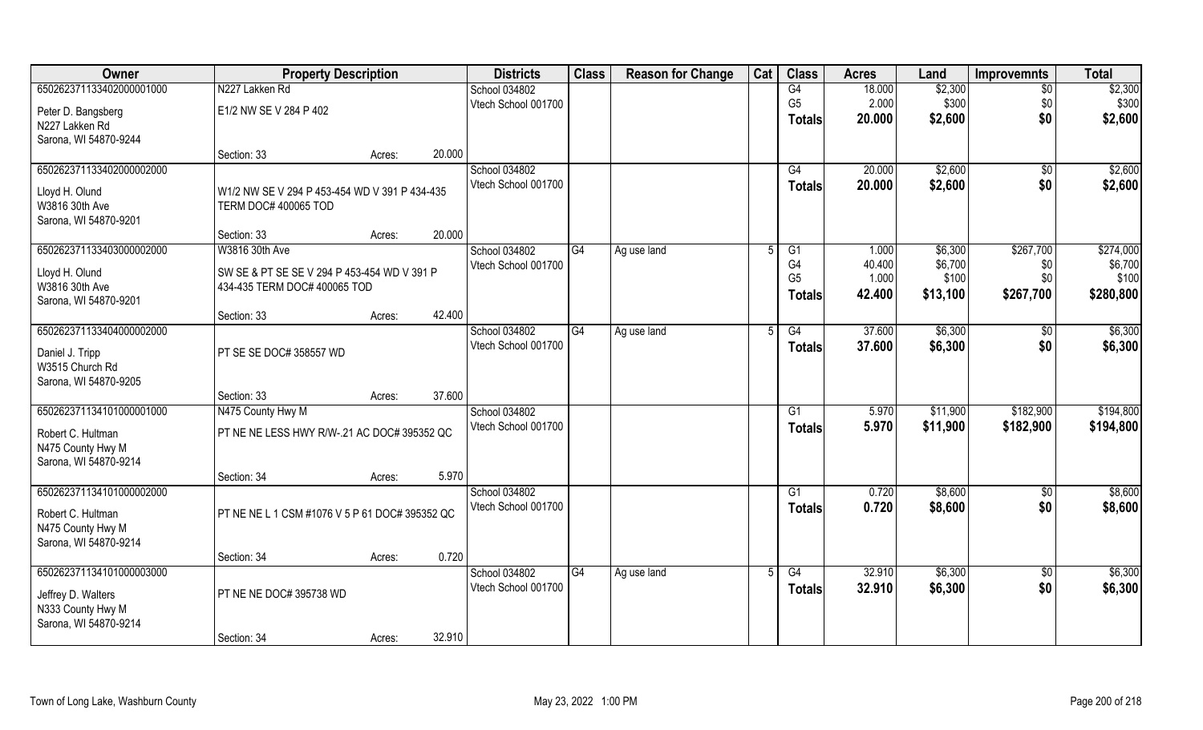| Owner | Property Description | | | Districts | Class | Reason for Change | Cat | Class | Acres | Land | Improvemnts | Total |
|---|---|---|---|---|---|---|---|---|---|---|---|---|
| 650262371133402000001000 | N227 Lakken Rd | | | School 034802 | | | | G4 | 18.000 | $2,300 | $0 | $2,300 |
| Peter D. Bangsberg | E1/2 NW SE V 284 P 402 | | | Vtech School 001700 | | | | G5 | 2.000 | $300 | $0 | $300 |
| N227 Lakken Rd | | | | | | | | Totals | 20.000 | $2,600 | $0 | $2,600 |
| Sarona, WI 54870-9244 | | | | | | | | | | | | |
| | Section: 33 | Acres: | 20.000 | | | | | | | | | |
| 650262371133402000002000 | | | | School 034802 | | | | G4 | 20.000 | $2,600 | $0 | $2,600 |
| Lloyd H. Olund | W1/2 NW SE V 294 P 453-454 WD V 391 P 434-435 | | | Vtech School 001700 | | | | Totals | 20.000 | $2,600 | $0 | $2,600 |
| W3816 30th Ave | TERM DOC# 400065 TOD | | | | | | | | | | | |
| Sarona, WI 54870-9201 | | | | | | | | | | | | |
| | Section: 33 | Acres: | 20.000 | | | | | | | | | |
| 650262371133403000002000 | W3816 30th Ave | | | School 034802 | G4 | Ag use land | 5 | G1 | 1.000 | $6,300 | $267,700 | $274,000 |
| Lloyd H. Olund | SW SE & PT SE SE V 294 P 453-454 WD V 391 P | | | Vtech School 001700 | | | | G4 | 40.400 | $6,700 | $0 | $6,700 |
| W3816 30th Ave | 434-435 TERM DOC# 400065 TOD | | | | | | | G5 | 1.000 | $100 | $0 | $100 |
| Sarona, WI 54870-9201 | | | | | | | | Totals | 42.400 | $13,100 | $267,700 | $280,800 |
| | Section: 33 | Acres: | 42.400 | | | | | | | | | |
| 650262371133404000002000 | | | | School 034802 | G4 | Ag use land | 5 | G4 | 37.600 | $6,300 | $0 | $6,300 |
| Daniel J. Tripp | PT SE SE DOC# 358557 WD | | | Vtech School 001700 | | | | Totals | 37.600 | $6,300 | $0 | $6,300 |
| W3515 Church Rd | | | | | | | | | | | | |
| Sarona, WI 54870-9205 | | | | | | | | | | | | |
| | Section: 33 | Acres: | 37.600 | | | | | | | | | |
| 650262371134101000001000 | N475 County Hwy M | | | School 034802 | | | | G1 | 5.970 | $11,900 | $182,900 | $194,800 |
| Robert C. Hultman | PT NE NE LESS HWY R/W-.21 AC DOC# 395352 QC | | | Vtech School 001700 | | | | Totals | 5.970 | $11,900 | $182,900 | $194,800 |
| N475 County Hwy M | | | | | | | | | | | | |
| Sarona, WI 54870-9214 | | | | | | | | | | | | |
| | Section: 34 | Acres: | 5.970 | | | | | | | | | |
| 650262371134101000002000 | | | | School 034802 | | | | G1 | 0.720 | $8,600 | $0 | $8,600 |
| Robert C. Hultman | PT NE NE L 1 CSM #1076 V 5 P 61 DOC# 395352 QC | | | Vtech School 001700 | | | | Totals | 0.720 | $8,600 | $0 | $8,600 |
| N475 County Hwy M | | | | | | | | | | | | |
| Sarona, WI 54870-9214 | | | | | | | | | | | | |
| | Section: 34 | Acres: | 0.720 | | | | | | | | | |
| 650262371134101000003000 | | | | School 034802 | G4 | Ag use land | 5 | G4 | 32.910 | $6,300 | $0 | $6,300 |
| Jeffrey D. Walters | PT NE NE DOC# 395738 WD | | | Vtech School 001700 | | | | Totals | 32.910 | $6,300 | $0 | $6,300 |
| N333 County Hwy M | | | | | | | | | | | | |
| Sarona, WI 54870-9214 | | | | | | | | | | | | |
| | Section: 34 | Acres: | 32.910 | | | | | | | | | |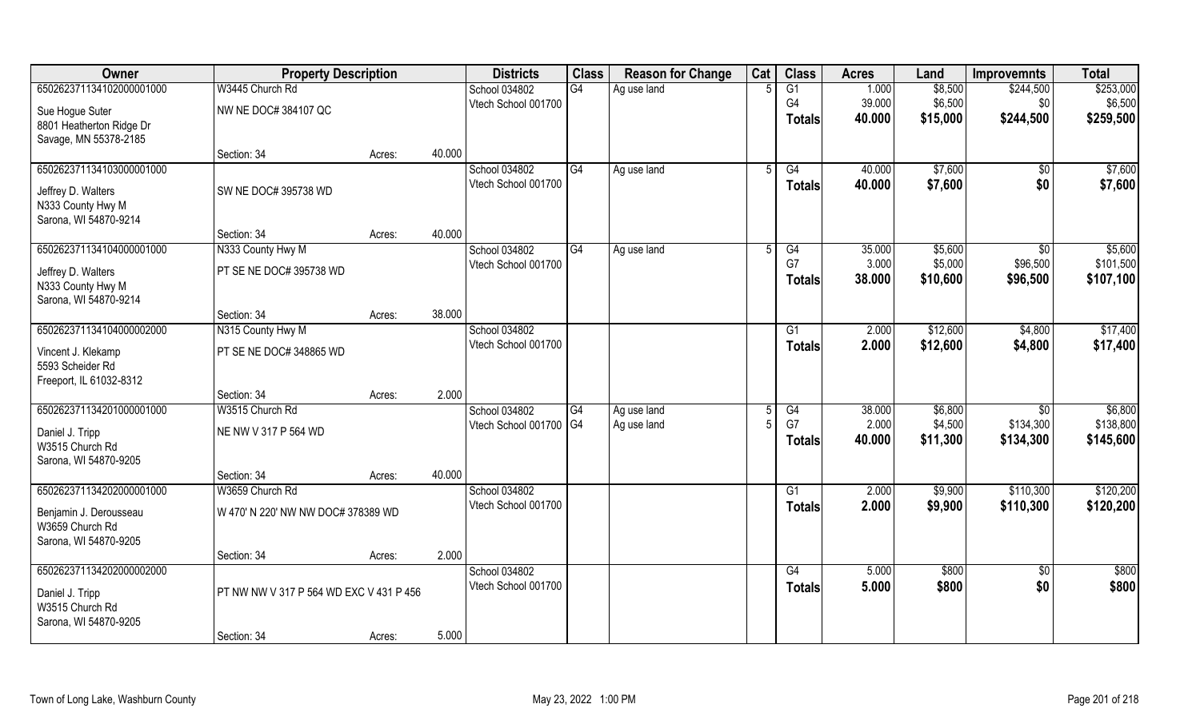| Owner | Property Description | | | Districts | Class | Reason for Change | Cat | Class | Acres | Land | Improvemnts | Total |
|---|---|---|---|---|---|---|---|---|---|---|---|---|
| 65026237113410200000100​0 | W3445 Church Rd | | | School 034802 | G4 | Ag use land | 5 | G1 | 1.000 | $8,500 | $244,500 | $253,000 |
| Sue Hogue Suter | NW NE DOC# 384107 QC | | | Vtech School 001700 | | | | G4 | 39.000 | $6,500 | $0 | $6,500 |
| 8801 Heatherton Ridge Dr | | | | | | | | **Totals** | **40.000** | **$15,000** | **$244,500** | **$259,500** |
| Savage, MN 55378-2185 | | | | | | | | | | | | |
| | Section: 34 | Acres: | 40.000 | | | | | | | | | |
| 650262371134103000001000 | | | | School 034802 | G4 | Ag use land | 5 | G4 | 40.000 | $7,600 | $0 | $7,600 |
| Jeffrey D. Walters | SW NE DOC# 395738 WD | | | Vtech School 001700 | | | | **Totals** | **40.000** | **$7,600** | **$0** | **$7,600** |
| N333 County Hwy M | | | | | | | | | | | | |
| Sarona, WI 54870-9214 | | | | | | | | | | | | |
| | Section: 34 | Acres: | 40.000 | | | | | | | | | |
| 650262371134104000001000 | N333 County Hwy M | | | School 034802 | G4 | Ag use land | 5 | G4 | 35.000 | $5,600 | $0 | $5,600 |
| Jeffrey D. Walters | PT SE NE DOC# 395738 WD | | | Vtech School 001700 | | | | G7 | 3.000 | $5,000 | $96,500 | $101,500 |
| N333 County Hwy M | | | | | | | | **Totals** | **38.000** | **$10,600** | **$96,500** | **$107,100** |
| Sarona, WI 54870-9214 | | | | | | | | | | | | |
| | Section: 34 | Acres: | 38.000 | | | | | | | | | |
| 650262371134104000002000 | N315 County Hwy M | | | School 034802 | | | | G1 | 2.000 | $12,600 | $4,800 | $17,400 |
| Vincent J. Klekamp | PT SE NE DOC# 348865 WD | | | Vtech School 001700 | | | | **Totals** | **2.000** | **$12,600** | **$4,800** | **$17,400** |
| 5593 Scheider Rd | | | | | | | | | | | | |
| Freeport, IL 61032-8312 | | | | | | | | | | | | |
| | Section: 34 | Acres: | 2.000 | | | | | | | | | |
| 650262371134201000001000 | W3515 Church Rd | | | School 034802 | G4 | Ag use land | 5 | G4 | 38.000 | $6,800 | $0 | $6,800 |
| Daniel J. Tripp | NE NW V 317 P 564 WD | | | Vtech School 001700 | G4 | Ag use land | 5 | G7 | 2.000 | $4,500 | $134,300 | $138,800 |
| W3515 Church Rd | | | | | | | | **Totals** | **40.000** | **$11,300** | **$134,300** | **$145,600** |
| Sarona, WI 54870-9205 | | | | | | | | | | | | |
| | Section: 34 | Acres: | 40.000 | | | | | | | | | |
| 650262371134202000001000 | W3659 Church Rd | | | School 034802 | | | | G1 | 2.000 | $9,900 | $110,300 | $120,200 |
| Benjamin J. Derousseau | W 470' N 220' NW NW DOC# 378389 WD | | | Vtech School 001700 | | | | **Totals** | **2.000** | **$9,900** | **$110,300** | **$120,200** |
| W3659 Church Rd | | | | | | | | | | | | |
| Sarona, WI 54870-9205 | | | | | | | | | | | | |
| | Section: 34 | Acres: | 2.000 | | | | | | | | | |
| 650262371134202000002000 | | | | School 034802 | | | | G4 | 5.000 | $800 | $0 | $800 |
| Daniel J. Tripp | PT NW NW V 317 P 564 WD EXC V 431 P 456 | | | Vtech School 001700 | | | | **Totals** | **5.000** | **$800** | **$0** | **$800** |
| W3515 Church Rd | | | | | | | | | | | | |
| Sarona, WI 54870-9205 | | | | | | | | | | | | |
| | Section: 34 | Acres: | 5.000 | | | | | | | | | |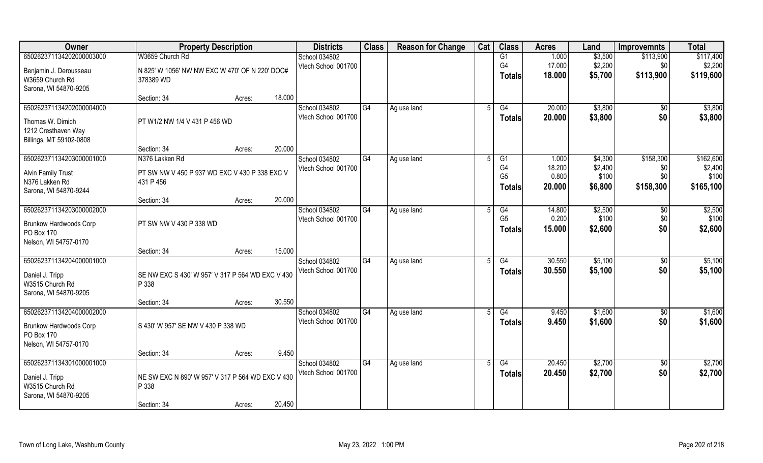| Owner | Property Description | Districts | Class | Reason for Change | Cat | Class | Acres | Land | Improvemnts | Total |
|---|---|---|---|---|---|---|---|---|---|---|
| 650262371134202000003000<br>Benjamin J. Derousseau<br>W3659 Church Rd<br>Sarona, WI 54870-9205 | W3659 Church Rd<br>N 825' W 1056' NW NW EXC W 470' OF N 220' DOC# 378389 WD<br>Section: 34 Acres: 18.000 | School 034802<br>Vtech School 001700 | | | | G1<br>G4<br>**Totals** | 1.000<br>17.000<br>**18.000** | $3,500<br>$2,200<br>**$5,700** | $113,900<br>$0<br>**$113,900** | $117,400<br>$2,200<br>**$119,600** |
| 650262371134202000004000<br>Thomas W. Dimich<br>1212 Cresthaven Way<br>Billings, MT 59102-0808 | PT W1/2 NW 1/4 V 431 P 456 WD<br>Section: 34 Acres: 20.000 | School 034802<br>Vtech School 001700 | G4 | Ag use land | 5 | G4<br>**Totals** | 20.000<br>**20.000** | $3,800<br>**$3,800** | $0<br>**$0** | $3,800<br>**$3,800** |
| 650262371134203000001000<br>Alvin Family Trust<br>N376 Lakken Rd<br>Sarona, WI 54870-9244 | N376 Lakken Rd<br>PT SW NW V 450 P 937 WD EXC V 430 P 338 EXC V 431 P 456<br>Section: 34 Acres: 20.000 | School 034802<br>Vtech School 001700 | G4 | Ag use land | 5 | G1<br>G4<br>G5<br>**Totals** | 1.000<br>18.200<br>0.800<br>**20.000** | $4,300<br>$2,400<br>$100<br>**$6,800** | $158,300<br>$0<br>$0<br>**$158,300** | $162,600<br>$2,400<br>$100<br>**$165,100** |
| 650262371134203000002000<br>Brunkow Hardwoods Corp<br>PO Box 170<br>Nelson, WI 54757-0170 | PT SW NW V 430 P 338 WD<br>Section: 34 Acres: 15.000 | School 034802<br>Vtech School 001700 | G4 | Ag use land | 5 | G4<br>G5<br>**Totals** | 14.800<br>0.200<br>**15.000** | $2,500<br>$100<br>**$2,600** | $0<br>$0<br>**$0** | $2,500<br>$100<br>**$2,600** |
| 650262371134204000001000<br>Daniel J. Tripp<br>W3515 Church Rd<br>Sarona, WI 54870-9205 | SE NW EXC S 430' W 957' V 317 P 564 WD EXC V 430 P 338<br>Section: 34 Acres: 30.550 | School 034802<br>Vtech School 001700 | G4 | Ag use land | 5 | G4<br>**Totals** | 30.550<br>**30.550** | $5,100<br>**$5,100** | $0<br>**$0** | $5,100<br>**$5,100** |
| 650262371134204000002000<br>Brunkow Hardwoods Corp<br>PO Box 170<br>Nelson, WI 54757-0170 | S 430' W 957' SE NW V 430 P 338 WD<br>Section: 34 Acres: 9.450 | School 034802<br>Vtech School 001700 | G4 | Ag use land | 5 | G4<br>**Totals** | 9.450<br>**9.450** | $1,600<br>**$1,600** | $0<br>**$0** | $1,600<br>**$1,600** |
| 650262371134301000001000<br>Daniel J. Tripp<br>W3515 Church Rd<br>Sarona, WI 54870-9205 | NE SW EXC N 890' W 957' V 317 P 564 WD EXC V 430 P 338<br>Section: 34 Acres: 20.450 | School 034802<br>Vtech School 001700 | G4 | Ag use land | 5 | G4<br>**Totals** | 20.450<br>**20.450** | $2,700<br>**$2,700** | $0<br>**$0** | $2,700<br>**$2,700** |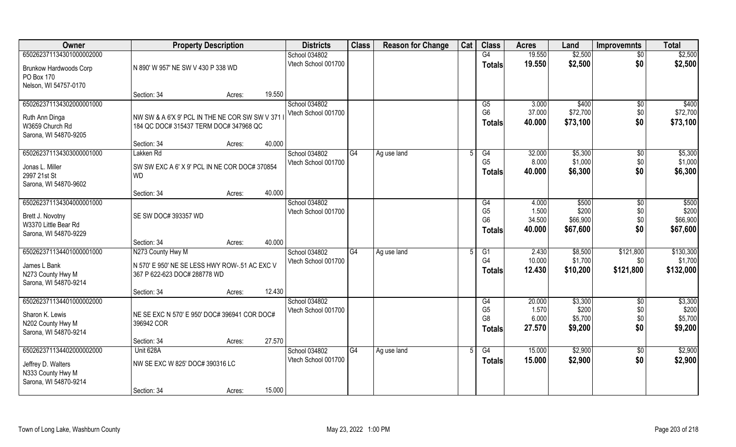| Owner | Property Description | | | Districts | Class | Reason for Change | Cat | Class | Acres | Land | Improvemnts | Total |
|---|---|---|---|---|---|---|---|---|---|---|---|---|
| 650262371134301000002000 | | | | School 034802 | | | | G4 | 19.550 | $2,500 | $0 | $2,500 |
| Brunkow Hardwoods Corp | N 890' W 957' NE SW V 430 P 338 WD | | | Vtech School 001700 | | | | **Totals** | **19.550** | **$2,500** | **$0** | **$2,500** |
| PO Box 170 | | | | | | | | | | | | |
| Nelson, WI 54757-0170 | | | | | | | | | | | | |
| | Section: 34 | Acres: | 19.550 | | | | | | | | | |
| 650262371134302000001000 | | | | School 034802 | | | | G5 | 3.000 | $400 | $0 | $400 |
| Ruth Ann Dinga | NW SW & A 6'X 9' PCL IN THE NE COR SW SW V 371 I | | | Vtech School 001700 | | | | G6 | 37.000 | $72,700 | $0 | $72,700 |
| W3659 Church Rd | 184 QC DOC# 315437 TERM DOC# 347968 QC | | | | | | | **Totals** | **40.000** | **$73,100** | **$0** | **$73,100** |
| Sarona, WI 54870-9205 | | | | | | | | | | | | |
| | Section: 34 | Acres: | 40.000 | | | | | | | | | |
| 650262371134303000001000 | Lakken Rd | | | School 034802 | G4 | Ag use land | 5 | G4 | 32.000 | $5,300 | $0 | $5,300 |
| Jonas L. Miller | SW SW EXC A 6' X 9' PCL IN NE COR DOC# 370854 | | | Vtech School 001700 | | | | G5 | 8.000 | $1,000 | $0 | $1,000 |
| 2997 21st St | WD | | | | | | | **Totals** | **40.000** | **$6,300** | **$0** | **$6,300** |
| Sarona, WI 54870-9602 | | | | | | | | | | | | |
| | Section: 34 | Acres: | 40.000 | | | | | | | | | |
| 650262371134304000001000 | | | | School 034802 | | | | G4 | 4.000 | $500 | $0 | $500 |
| Brett J. Novotny | SE SW DOC# 393357 WD | | | Vtech School 001700 | | | | G5 | 1.500 | $200 | $0 | $200 |
| W3370 Little Bear Rd | | | | | | | | G6 | 34.500 | $66,900 | $0 | $66,900 |
| Sarona, WI 54870-9229 | | | | | | | | **Totals** | **40.000** | **$67,600** | **$0** | **$67,600** |
| | Section: 34 | Acres: | 40.000 | | | | | | | | | |
| 650262371134401000001000 | N273 County Hwy M | | | School 034802 | G4 | Ag use land | 5 | G1 | 2.430 | $8,500 | $121,800 | $130,300 |
| James L Bank | N 570' E 950' NE SE LESS HWY ROW-.51 AC EXC V | | | Vtech School 001700 | | | | G4 | 10.000 | $1,700 | $0 | $1,700 |
| N273 County Hwy M | 367 P 622-623 DOC# 288778 WD | | | | | | | **Totals** | **12.430** | **$10,200** | **$121,800** | **$132,000** |
| Sarona, WI 54870-9214 | | | | | | | | | | | | |
| | Section: 34 | Acres: | 12.430 | | | | | | | | | |
| 650262371134401000002000 | | | | School 034802 | | | | G4 | 20.000 | $3,300 | $0 | $3,300 |
| Sharon K. Lewis | NE SE EXC N 570' E 950' DOC# 396941 COR DOC# | | | Vtech School 001700 | | | | G5 | 1.570 | $200 | $0 | $200 |
| N202 County Hwy M | 396942 COR | | | | | | | G8 | 6.000 | $5,700 | $0 | $5,700 |
| Sarona, WI 54870-9214 | | | | | | | | **Totals** | **27.570** | **$9,200** | **$0** | **$9,200** |
| | Section: 34 | Acres: | 27.570 | | | | | | | | | |
| 650262371134402000002000 | Unit 628A | | | School 034802 | G4 | Ag use land | 5 | G4 | 15.000 | $2,900 | $0 | $2,900 |
| Jeffrey D. Walters | NW SE EXC W 825' DOC# 390316 LC | | | Vtech School 001700 | | | | **Totals** | **15.000** | **$2,900** | **$0** | **$2,900** |
| N333 County Hwy M | | | | | | | | | | | | |
| Sarona, WI 54870-9214 | | | | | | | | | | | | |
| | Section: 34 | Acres: | 15.000 | | | | | | | | | |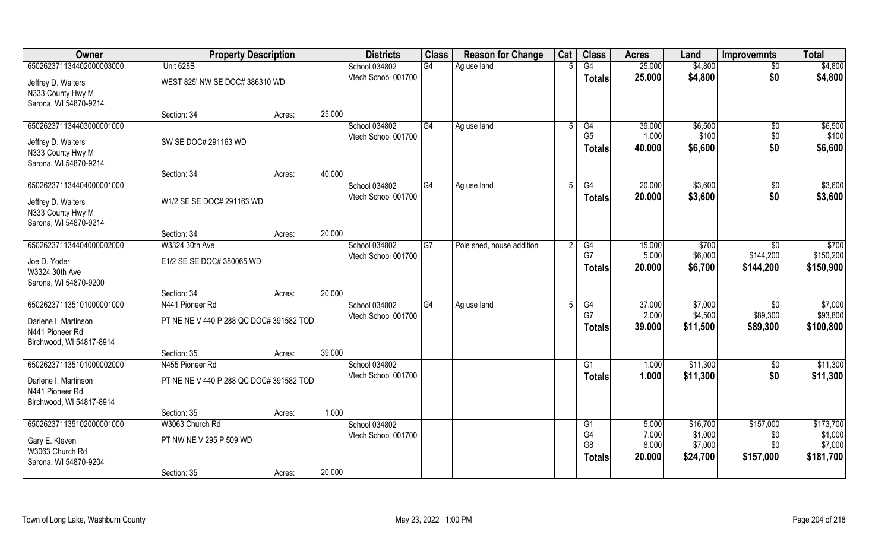| Owner | Property Description | | | Districts | Class | Reason for Change | Cat | Class | Acres | Land | Improvemnts | Total |
|---|---|---|---|---|---|---|---|---|---|---|---|---|
| 650262371134402000003000 | Unit 628B | | | School 034802 | G4 | Ag use land | 5 | G4 | 25.000 | $4,800 | $0 | $4,800 |
| Jeffrey D. Walters<br>N333 County Hwy M<br>Sarona, WI 54870-9214 | WEST 825' NW SE DOC# 386310 WD | | | Vtech School 001700 | | | | Totals | 25.000 | $4,800 | $0 | $4,800 |
| | Section: 34 | Acres: | 25.000 | | | | | | | | | |
| 650262371134403000001000 | | | | School 034802 | G4 | Ag use land | 5 | G4 | 39.000 | $6,500 | $0 | $6,500 |
| Jeffrey D. Walters<br>N333 County Hwy M<br>Sarona, WI 54870-9214 | SW SE DOC# 291163 WD | | | Vtech School 001700 | | | | G5 | 1.000 | $100 | $0 | $100 |
| | | | | | | | | Totals | 40.000 | $6,600 | $0 | $6,600 |
| | Section: 34 | Acres: | 40.000 | | | | | | | | | |
| 650262371134404000001000 | | | | School 034802 | G4 | Ag use land | 5 | G4 | 20.000 | $3,600 | $0 | $3,600 |
| Jeffrey D. Walters<br>N333 County Hwy M<br>Sarona, WI 54870-9214 | W1/2 SE SE DOC# 291163 WD | | | Vtech School 001700 | | | | Totals | 20.000 | $3,600 | $0 | $3,600 |
| | Section: 34 | Acres: | 20.000 | | | | | | | | | |
| 650262371134404000002000 | W3324 30th Ave | | | School 034802 | G7 | Pole shed, house addition | 2 | G4 | 15.000 | $700 | $0 | $700 |
| Joe D. Yoder<br>W3324 30th Ave<br>Sarona, WI 54870-9200 | E1/2 SE SE DOC# 380065 WD | | | Vtech School 001700 | | | | G7 | 5.000 | $6,000 | $144,200 | $150,200 |
| | | | | | | | | Totals | 20.000 | $6,700 | $144,200 | $150,900 |
| | Section: 34 | Acres: | 20.000 | | | | | | | | | |
| 650262371135101000001000 | N441 Pioneer Rd | | | School 034802 | G4 | Ag use land | 5 | G4 | 37.000 | $7,000 | $0 | $7,000 |
| Darlene I. Martinson<br>N441 Pioneer Rd<br>Birchwood, WI 54817-8914 | PT NE NE V 440 P 288 QC DOC# 391582 TOD | | | Vtech School 001700 | | | | G7 | 2.000 | $4,500 | $89,300 | $93,800 |
| | | | | | | | | Totals | 39.000 | $11,500 | $89,300 | $100,800 |
| | Section: 35 | Acres: | 39.000 | | | | | | | | | |
| 650262371135101000002000 | N455 Pioneer Rd | | | School 034802 | | | | G1 | 1.000 | $11,300 | $0 | $11,300 |
| Darlene I. Martinson<br>N441 Pioneer Rd<br>Birchwood, WI 54817-8914 | PT NE NE V 440 P 288 QC DOC# 391582 TOD | | | Vtech School 001700 | | | | Totals | 1.000 | $11,300 | $0 | $11,300 |
| | Section: 35 | Acres: | 1.000 | | | | | | | | | |
| 650262371135102000001000 | W3063 Church Rd | | | School 034802 | | | | G1 | 5.000 | $16,700 | $157,000 | $173,700 |
| Gary E. Kleven<br>W3063 Church Rd<br>Sarona, WI 54870-9204 | PT NW NE V 295 P 509 WD | | | Vtech School 001700 | | | | G4 | 7.000 | $1,000 | $0 | $1,000 |
| | | | | | | | | G8 | 8.000 | $7,000 | $0 | $7,000 |
| | | | | | | | | Totals | 20.000 | $24,700 | $157,000 | $181,700 |
| | Section: 35 | Acres: | 20.000 | | | | | | | | | |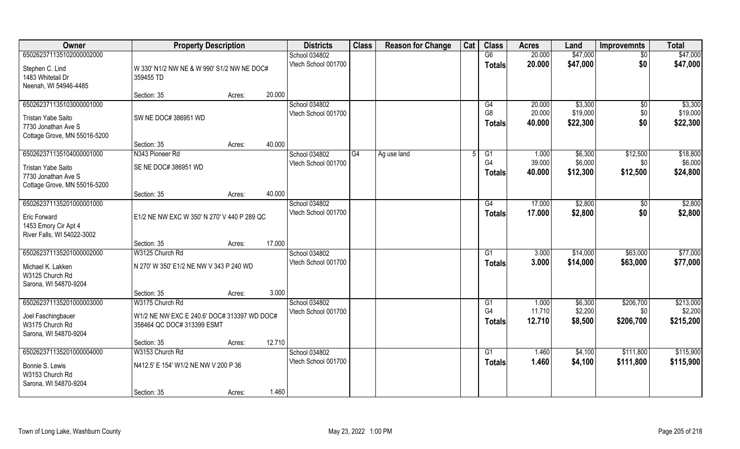| Owner | Property Description | | | Districts | Class | Reason for Change | Cat | Class | Acres | Land | Improvemnts | Total |
|---|---|---|---|---|---|---|---|---|---|---|---|---|
| 65026237113510200000200​0 | | | | School 034802 | | | | G6 | 20.000 | $47,000 | $0 | $47,000 |
| Stephen C. Lind<br>1483 Whitetail Dr<br>Neenah, WI 54946-4485 | W 330' N1/2 NW NE & W 990' S1/2 NW NE DOC# 359455 TD | | | Vtech School 001700 | | | | **Totals** | **20.000** | **$47,000** | **$0** | **$47,000** |
| | Section: 35 | Acres: | 20.000 | | | | | | | | | |
| 650262371135103000001000 | | | | School 034802 | | | | G4 | 20.000 | $3,300 | $0 | $3,300 |
| Tristan Yabe Saito<br>7730 Jonathan Ave S<br>Cottage Grove, MN 55016-5200 | SW NE DOC# 386951 WD | | | Vtech School 001700 | | | | G8 | 20.000 | $19,000 | $0 | $19,000 |
| | | | | | | | | **Totals** | **40.000** | **$22,300** | **$0** | **$22,300** |
| | Section: 35 | Acres: | 40.000 | | | | | | | | | |
| 650262371135104000001000 | N343 Pioneer Rd | | | School 034802 | G4 | Ag use land | 5 | G1 | 1.000 | $6,300 | $12,500 | $18,800 |
| Tristan Yabe Saito<br>7730 Jonathan Ave S<br>Cottage Grove, MN 55016-5200 | SE NE DOC# 386951 WD | | | Vtech School 001700 | | | | G4 | 39.000 | $6,000 | $0 | $6,000 |
| | | | | | | | | **Totals** | **40.000** | **$12,300** | **$12,500** | **$24,800** |
| | Section: 35 | Acres: | 40.000 | | | | | | | | | |
| 650262371135201000001000 | | | | School 034802 | | | | G4 | 17.000 | $2,800 | $0 | $2,800 |
| Eric Forward<br>1453 Emory Cir Apt 4<br>River Falls, WI 54022-3002 | E1/2 NE NW EXC W 350' N 270' V 440 P 289 QC | | | Vtech School 001700 | | | | **Totals** | **17.000** | **$2,800** | **$0** | **$2,800** |
| | Section: 35 | Acres: | 17.000 | | | | | | | | | |
| 650262371135201000002000 | W3125 Church Rd | | | School 034802 | | | | G1 | 3.000 | $14,000 | $63,000 | $77,000 |
| Michael K. Lakken<br>W3125 Church Rd<br>Sarona, WI 54870-9204 | N 270' W 350' E1/2 NE NW V 343 P 240 WD | | | Vtech School 001700 | | | | **Totals** | **3.000** | **$14,000** | **$63,000** | **$77,000** |
| | Section: 35 | Acres: | 3.000 | | | | | | | | | |
| 650262371135201000003000 | W3175 Church Rd | | | School 034802 | | | | G1 | 1.000 | $6,300 | $206,700 | $213,000 |
| Joel Faschingbauer<br>W3175 Church Rd<br>Sarona, WI 54870-9204 | W1/2 NE NW EXC E 240.6' DOC# 313397 WD DOC# 358464 QC DOC# 313399 ESMT | | | Vtech School 001700 | | | | G4 | 11.710 | $2,200 | $0 | $2,200 |
| | | | | | | | | **Totals** | **12.710** | **$8,500** | **$206,700** | **$215,200** |
| | Section: 35 | Acres: | 12.710 | | | | | | | | | |
| 650262371135201000004000 | W3153 Church Rd | | | School 034802 | | | | G1 | 1.460 | $4,100 | $111,800 | $115,900 |
| Bonnie S. Lewis<br>W3153 Church Rd<br>Sarona, WI 54870-9204 | N412.5' E 154' W1/2 NE NW V 200 P 36 | | | Vtech School 001700 | | | | **Totals** | **1.460** | **$4,100** | **$111,800** | **$115,900** |
| | Section: 35 | Acres: | 1.460 | | | | | | | | | |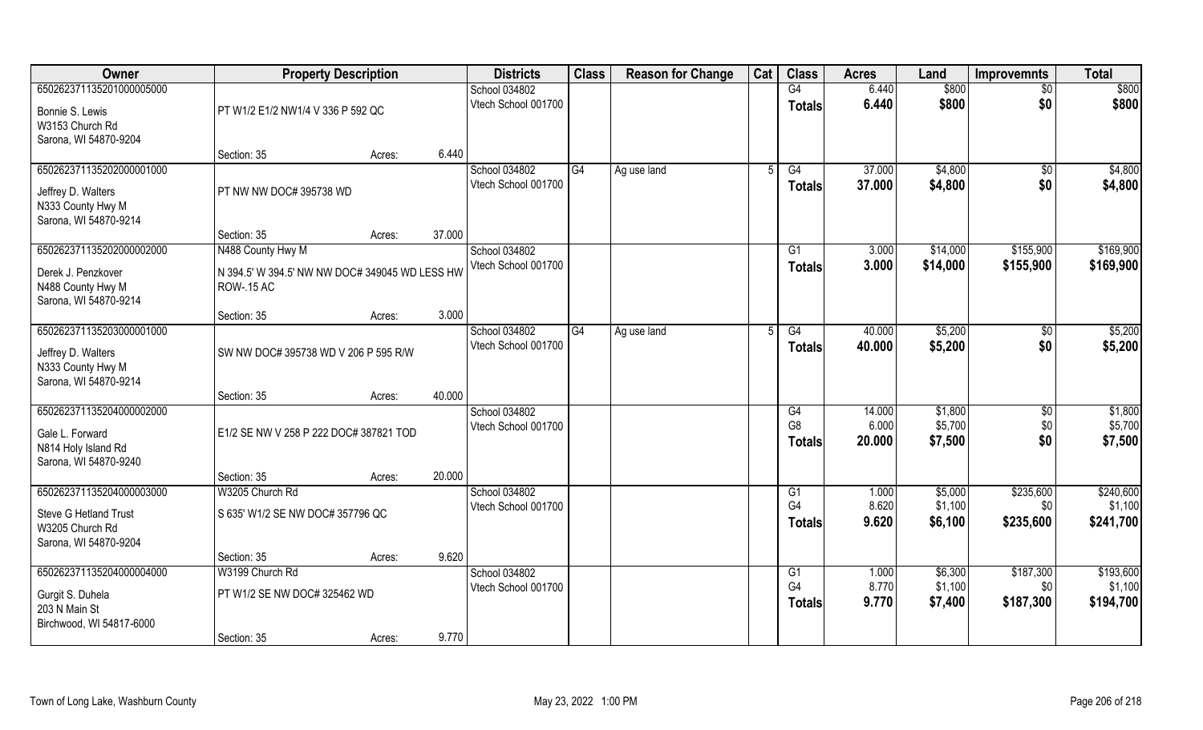| Owner | Property Description | | | Districts | Class | Reason for Change | Cat | Class | Acres | Land | Improvemnts | Total |
|---|---|---|---|---|---|---|---|---|---|---|---|---|
| 650262371135201000005000 | | | | School 034802 | | | | G4 | 6.440 | $800 | $0 | $800 |
| Bonnie S. Lewis | PT W1/2 E1/2 NW1/4 V 336 P 592 QC | | | Vtech School 001700 | | | | **Totals** | **6.440** | **$800** | **$0** | **$800** |
| W3153 Church Rd | | | | | | | | | | | | |
| Sarona, WI 54870-9204 | | | | | | | | | | | | |
| | Section: 35 | Acres: | 6.440 | | | | | | | | | |
| 650262371135202000001000 | | | | School 034802 | G4 | Ag use land | 5 | G4 | 37.000 | $4,800 | $0 | $4,800 |
| Jeffrey D. Walters | PT NW NW DOC# 395738 WD | | | Vtech School 001700 | | | | **Totals** | **37.000** | **$4,800** | **$0** | **$4,800** |
| N333 County Hwy M | | | | | | | | | | | | |
| Sarona, WI 54870-9214 | | | | | | | | | | | | |
| | Section: 35 | Acres: | 37.000 | | | | | | | | | |
| 650262371135202000002000 | N488 County Hwy M | | | School 034802 | | | | G1 | 3.000 | $14,000 | $155,900 | $169,900 |
| Derek J. Penzkover | N 394.5' W 394.5' NW NW DOC# 349045 WD LESS HW ROW-.15 AC | | | Vtech School 001700 | | | | **Totals** | **3.000** | **$14,000** | **$155,900** | **$169,900** |
| N488 County Hwy M | | | | | | | | | | | | |
| Sarona, WI 54870-9214 | | | | | | | | | | | | |
| | Section: 35 | Acres: | 3.000 | | | | | | | | | |
| 650262371135203000001000 | | | | School 034802 | G4 | Ag use land | 5 | G4 | 40.000 | $5,200 | $0 | $5,200 |
| Jeffrey D. Walters | SW NW DOC# 395738 WD V 206 P 595 R/W | | | Vtech School 001700 | | | | **Totals** | **40.000** | **$5,200** | **$0** | **$5,200** |
| N333 County Hwy M | | | | | | | | | | | | |
| Sarona, WI 54870-9214 | | | | | | | | | | | | |
| | Section: 35 | Acres: | 40.000 | | | | | | | | | |
| 650262371135204000002000 | | | | School 034802 | | | | G4 | 14.000 | $1,800 | $0 | $1,800 |
| Gale L. Forward | E1/2 SE NW V 258 P 222 DOC# 387821 TOD | | | Vtech School 001700 | | | | G8 | 6.000 | $5,700 | $0 | $5,700 |
| N814 Holy Island Rd | | | | | | | | **Totals** | **20.000** | **$7,500** | **$0** | **$7,500** |
| Sarona, WI 54870-9240 | | | | | | | | | | | | |
| | Section: 35 | Acres: | 20.000 | | | | | | | | | |
| 650262371135204000003000 | W3205 Church Rd | | | School 034802 | | | | G1 | 1.000 | $5,000 | $235,600 | $240,600 |
| Steve G Hetland Trust | S 635' W1/2 SE NW DOC# 357796 QC | | | Vtech School 001700 | | | | G4 | 8.620 | $1,100 | $0 | $1,100 |
| W3205 Church Rd | | | | | | | | **Totals** | **9.620** | **$6,100** | **$235,600** | **$241,700** |
| Sarona, WI 54870-9204 | | | | | | | | | | | | |
| | Section: 35 | Acres: | 9.620 | | | | | | | | | |
| 650262371135204000004000 | W3199 Church Rd | | | School 034802 | | | | G1 | 1.000 | $6,300 | $187,300 | $193,600 |
| Gurgit S. Duhela | PT W1/2 SE NW DOC# 325462 WD | | | Vtech School 001700 | | | | G4 | 8.770 | $1,100 | $0 | $1,100 |
| 203 N Main St | | | | | | | | **Totals** | **9.770** | **$7,400** | **$187,300** | **$194,700** |
| Birchwood, WI 54817-6000 | | | | | | | | | | | | |
| | Section: 35 | Acres: | 9.770 | | | | | | | | | |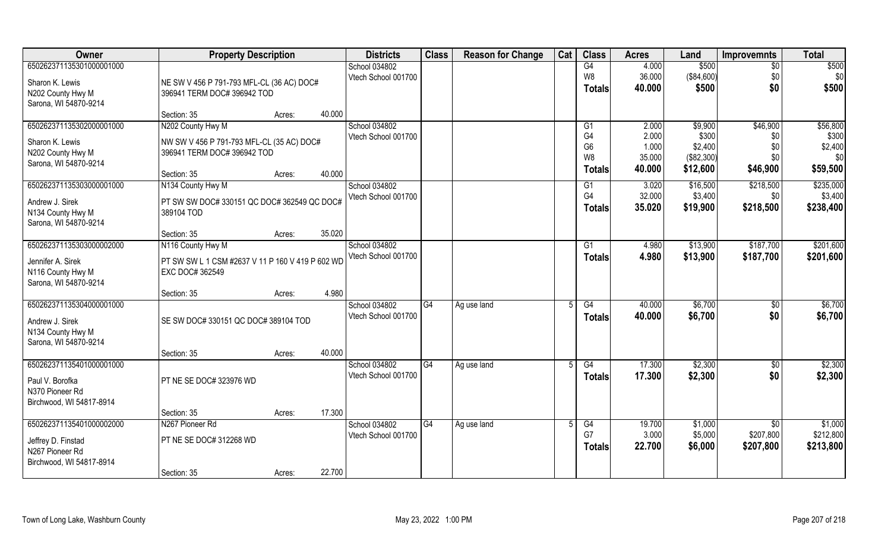| Owner | Property Description | | | Districts | Class | Reason for Change | Cat | Class | Acres | Land | Improvemnts | Total |
|---|---|---|---|---|---|---|---|---|---|---|---|---|
| 65026237113530100000100 0 | | | | School 034802 | | | | G4 | 4.000 | $500 | $0 | $500 |
| Sharon K. Lewis | NE SW V 456 P 791-793 MFL-CL (36 AC) DOC# | | | Vtech School 001700 | | | | W8 | 36.000 | ($84,600) | $0 | $0 |
| N202 County Hwy M | 396941 TERM DOC# 396942 TOD | | | | | | | **Totals** | **40.000** | **$500** | **$0** | **$500** |
| Sarona, WI 54870-9214 | | | | | | | | | | | | |
| | Section: 35 | Acres: | 40.000 | | | | | | | | | |
| 650262371135302000001000 | N202 County Hwy M | | | School 034802 | | | | G1 | 2.000 | $9,900 | $46,900 | $56,800 |
| Sharon K. Lewis | NW SW V 456 P 791-793 MFL-CL (35 AC) DOC# | | | Vtech School 001700 | | | | G4 | 2.000 | $300 | $0 | $300 |
| N202 County Hwy M | 396941 TERM DOC# 396942 TOD | | | | | | | G6 | 1.000 | $2,400 | $0 | $2,400 |
| Sarona, WI 54870-9214 | | | | | | | | W8 | 35.000 | ($82,300) | $0 | $0 |
| | Section: 35 | Acres: | 40.000 | | | | | **Totals** | **40.000** | **$12,600** | **$46,900** | **$59,500** |
| 650262371135303000001000 | N134 County Hwy M | | | School 034802 | | | | G1 | 3.020 | $16,500 | $218,500 | $235,000 |
| Andrew J. Sirek | PT SW SW DOC# 330151 QC DOC# 362549 QC DOC# | | | Vtech School 001700 | | | | G4 | 32.000 | $3,400 | $0 | $3,400 |
| N134 County Hwy M | 389104 TOD | | | | | | | **Totals** | **35.020** | **$19,900** | **$218,500** | **$238,400** |
| Sarona, WI 54870-9214 | | | | | | | | | | | | |
| | Section: 35 | Acres: | 35.020 | | | | | | | | | |
| 650262371135303000002000 | N116 County Hwy M | | | School 034802 | | | | G1 | 4.980 | $13,900 | $187,700 | $201,600 |
| Jennifer A. Sirek | PT SW SW L 1 CSM #2637 V 11 P 160 V 419 P 602 WD | | | Vtech School 001700 | | | | **Totals** | **4.980** | **$13,900** | **$187,700** | **$201,600** |
| N116 County Hwy M | EXC DOC# 362549 | | | | | | | | | | | |
| Sarona, WI 54870-9214 | | | | | | | | | | | | |
| | Section: 35 | Acres: | 4.980 | | | | | | | | | |
| 650262371135304000001000 | | | | School 034802 | G4 | Ag use land | 5 | G4 | 40.000 | $6,700 | $0 | $6,700 |
| Andrew J. Sirek | SE SW DOC# 330151 QC DOC# 389104 TOD | | | Vtech School 001700 | | | | **Totals** | **40.000** | **$6,700** | **$0** | **$6,700** |
| N134 County Hwy M | | | | | | | | | | | | |
| Sarona, WI 54870-9214 | | | | | | | | | | | | |
| | Section: 35 | Acres: | 40.000 | | | | | | | | | |
| 650262371135401000001000 | | | | School 034802 | G4 | Ag use land | 5 | G4 | 17.300 | $2,300 | $0 | $2,300 |
| Paul V. Borofka | PT NE SE DOC# 323976 WD | | | Vtech School 001700 | | | | **Totals** | **17.300** | **$2,300** | **$0** | **$2,300** |
| N370 Pioneer Rd | | | | | | | | | | | | |
| Birchwood, WI 54817-8914 | | | | | | | | | | | | |
| | Section: 35 | Acres: | 17.300 | | | | | | | | | |
| 650262371135401000002000 | N267 Pioneer Rd | | | School 034802 | G4 | Ag use land | 5 | G4 | 19.700 | $1,000 | $0 | $1,000 |
| Jeffrey D. Finstad | PT NE SE DOC# 312268 WD | | | Vtech School 001700 | | | | G7 | 3.000 | $5,000 | $207,800 | $212,800 |
| N267 Pioneer Rd | | | | | | | | **Totals** | **22.700** | **$6,000** | **$207,800** | **$213,800** |
| Birchwood, WI 54817-8914 | | | | | | | | | | | | |
| | Section: 35 | Acres: | 22.700 | | | | | | | | | |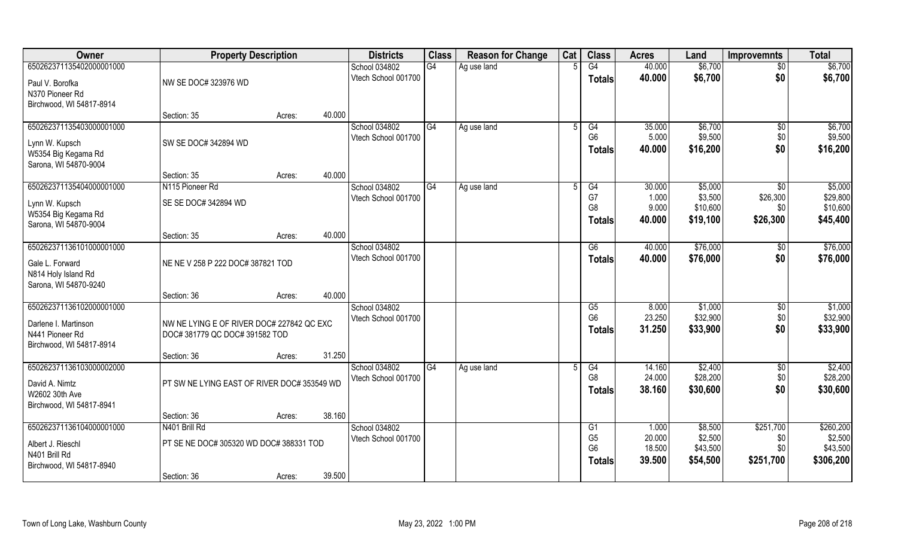| Owner | Property Description | | | Districts | Class | Reason for Change | Cat | Class | Acres | Land | Improvemnts | Total |
|---|---|---|---|---|---|---|---|---|---|---|---|---|
| 650262371135402000001000 | | | | School 034802 | G4 | Ag use land | 5 | G4 | 40.000 | $6,700 | $0 | $6,700 |
| Paul V. Borofka | NW SE DOC# 323976 WD | | | Vtech School 001700 | | | | **Totals** | **40.000** | **$6,700** | **$0** | **$6,700** |
| N370 Pioneer Rd | | | | | | | | | | | | |
| Birchwood, WI 54817-8914 | | | | | | | | | | | | |
| | Section: 35 | Acres: | 40.000 | | | | | | | | | |
| 650262371135403000001000 | | | | School 034802 | G4 | Ag use land | 5 | G4 | 35.000 | $6,700 | $0 | $6,700 |
| Lynn W. Kupsch | SW SE DOC# 342894 WD | | | Vtech School 001700 | | | | G6 | 5.000 | $9,500 | $0 | $9,500 |
| W5354 Big Kegama Rd | | | | | | | | **Totals** | **40.000** | **$16,200** | **$0** | **$16,200** |
| Sarona, WI 54870-9004 | | | | | | | | | | | | |
| | Section: 35 | Acres: | 40.000 | | | | | | | | | |
| 650262371135404000001000 | N115 Pioneer Rd | | | School 034802 | G4 | Ag use land | 5 | G4 | 30.000 | $5,000 | $0 | $5,000 |
| Lynn W. Kupsch | SE SE DOC# 342894 WD | | | Vtech School 001700 | | | | G7 | 1.000 | $3,500 | $26,300 | $29,800 |
| W5354 Big Kegama Rd | | | | | | | | G8 | 9.000 | $10,600 | $0 | $10,600 |
| Sarona, WI 54870-9004 | | | | | | | | **Totals** | **40.000** | **$19,100** | **$26,300** | **$45,400** |
| | Section: 35 | Acres: | 40.000 | | | | | | | | | |
| 650262371136101000001000 | | | | School 034802 | | | | G6 | 40.000 | $76,000 | $0 | $76,000 |
| Gale L. Forward | NE NE V 258 P 222 DOC# 387821 TOD | | | Vtech School 001700 | | | | **Totals** | **40.000** | **$76,000** | **$0** | **$76,000** |
| N814 Holy Island Rd | | | | | | | | | | | | |
| Sarona, WI 54870-9240 | | | | | | | | | | | | |
| | Section: 36 | Acres: | 40.000 | | | | | | | | | |
| 650262371136102000001000 | | | | School 034802 | | | | G5 | 8.000 | $1,000 | $0 | $1,000 |
| Darlene I. Martinson | NW NE LYING E OF RIVER DOC# 227842 QC EXC DOC# 381779 QC DOC# 391582 TOD | | | Vtech School 001700 | | | | G6 | 23.250 | $32,900 | $0 | $32,900 |
| N441 Pioneer Rd | | | | | | | | **Totals** | **31.250** | **$33,900** | **$0** | **$33,900** |
| Birchwood, WI 54817-8914 | | | | | | | | | | | | |
| | Section: 36 | Acres: | 31.250 | | | | | | | | | |
| 650262371136103000002000 | | | | School 034802 | G4 | Ag use land | 5 | G4 | 14.160 | $2,400 | $0 | $2,400 |
| David A. Nimtz | PT SW NE LYING EAST OF RIVER DOC# 353549 WD | | | Vtech School 001700 | | | | G8 | 24.000 | $28,200 | $0 | $28,200 |
| W2602 30th Ave | | | | | | | | **Totals** | **38.160** | **$30,600** | **$0** | **$30,600** |
| Birchwood, WI 54817-8941 | | | | | | | | | | | | |
| | Section: 36 | Acres: | 38.160 | | | | | | | | | |
| 650262371136104000001000 | N401 Brill Rd | | | School 034802 | | | | G1 | 1.000 | $8,500 | $251,700 | $260,200 |
| Albert J. Rieschl | PT SE NE DOC# 305320 WD DOC# 388331 TOD | | | Vtech School 001700 | | | | G5 | 20.000 | $2,500 | $0 | $2,500 |
| N401 Brill Rd | | | | | | | | G6 | 18.500 | $43,500 | $0 | $43,500 |
| Birchwood, WI 54817-8940 | | | | | | | | **Totals** | **39.500** | **$54,500** | **$251,700** | **$306,200** |
| | Section: 36 | Acres: | 39.500 | | | | | | | | | |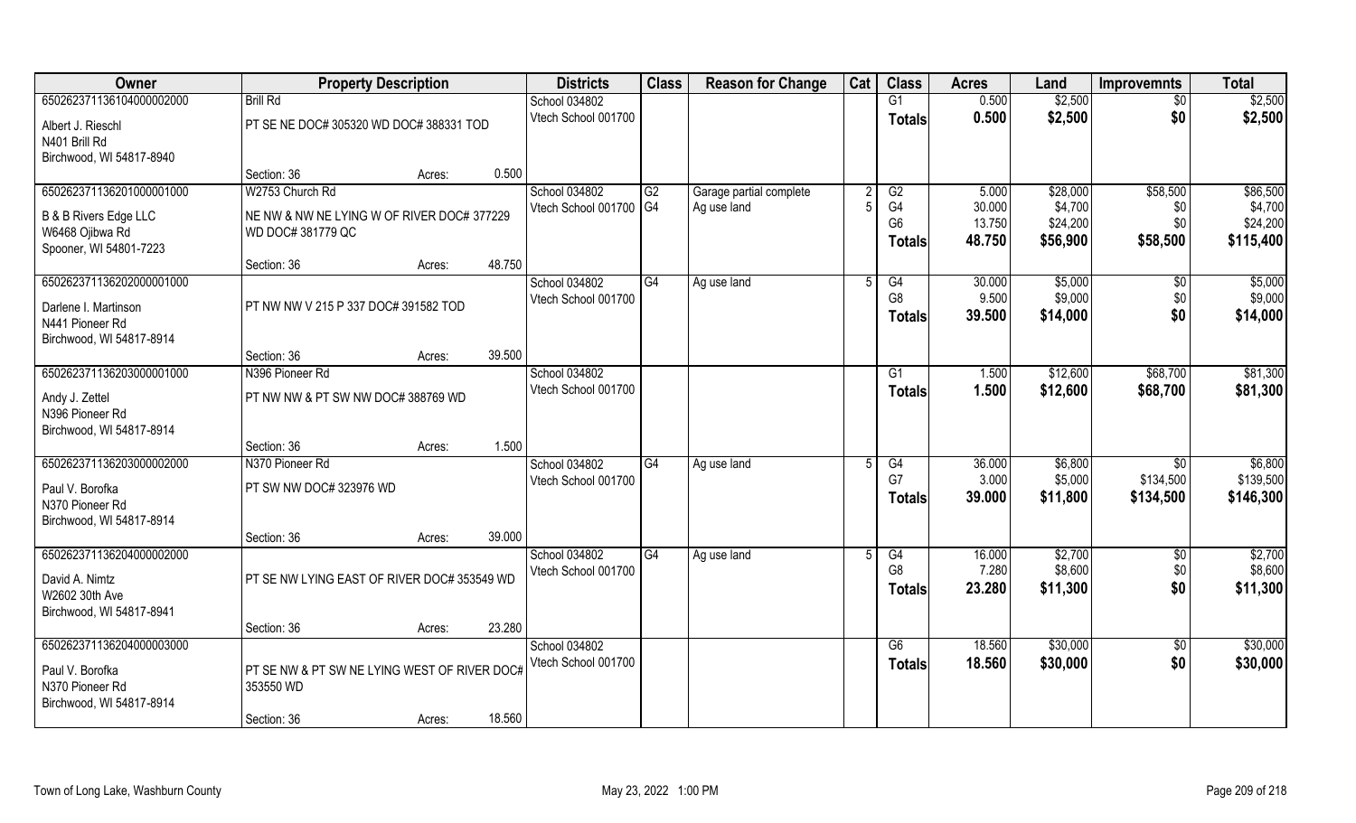| Owner | Property Description | | | Districts | Class | Reason for Change | Cat | Class | Acres | Land | Improvemnts | Total |
|---|---|---|---|---|---|---|---|---|---|---|---|---|
| 65026237113610400000200 0 | Brill Rd | | | School 034802 | | | | G1 | 0.500 | $2,500 | $0 | $2,500 |
| Albert J. Rieschl<br>N401 Brill Rd<br>Birchwood, WI 54817-8940 | PT SE NE DOC# 305320 WD DOC# 388331 TOD | | | Vtech School 001700 | | | | Totals | 0.500 | $2,500 | $0 | $2,500 |
| | Section: 36 | Acres: | 0.500 | | | | | | | | | |
| 650262371136201000001000 | W2753 Church Rd | | | School 034802 | G2 | Garage partial complete | 2 | G2 | 5.000 | $28,000 | $58,500 | $86,500 |
| B & B Rivers Edge LLC<br>W6468 Ojibwa Rd<br>Spooner, WI 54801-7223 | NE NW & NW NE LYING W OF RIVER DOC# 377229 WD DOC# 381779 QC | | | Vtech School 001700 | G4 | Ag use land | 5 | G4 | 30.000 | $4,700 | $0 | $4,700 |
| | | | | | | | | G6 | 13.750 | $24,200 | $0 | $24,200 |
| | | | | | | | | Totals | 48.750 | $56,900 | $58,500 | $115,400 |
| | Section: 36 | Acres: | 48.750 | | | | | | | | | |
| 650262371136202000001000 | | | | School 034802 | G4 | Ag use land | 5 | G4 | 30.000 | $5,000 | $0 | $5,000 |
| Darlene I. Martinson<br>N441 Pioneer Rd<br>Birchwood, WI 54817-8914 | PT NW NW V 215 P 337 DOC# 391582 TOD | | | Vtech School 001700 | | | | G8 | 9.500 | $9,000 | $0 | $9,000 |
| | | | | | | | | Totals | 39.500 | $14,000 | $0 | $14,000 |
| | Section: 36 | Acres: | 39.500 | | | | | | | | | |
| 650262371136203000001000 | N396 Pioneer Rd | | | School 034802 | | | | G1 | 1.500 | $12,600 | $68,700 | $81,300 |
| Andy J. Zettel<br>N396 Pioneer Rd<br>Birchwood, WI 54817-8914 | PT NW NW & PT SW NW DOC# 388769 WD | | | Vtech School 001700 | | | | Totals | 1.500 | $12,600 | $68,700 | $81,300 |
| | Section: 36 | Acres: | 1.500 | | | | | | | | | |
| 650262371136203000002000 | N370 Pioneer Rd | | | School 034802 | G4 | Ag use land | 5 | G4 | 36.000 | $6,800 | $0 | $6,800 |
| Paul V. Borofka<br>N370 Pioneer Rd<br>Birchwood, WI 54817-8914 | PT SW NW DOC# 323976 WD | | | Vtech School 001700 | | | | G7 | 3.000 | $5,000 | $134,500 | $139,500 |
| | | | | | | | | Totals | 39.000 | $11,800 | $134,500 | $146,300 |
| | Section: 36 | Acres: | 39.000 | | | | | | | | | |
| 650262371136204000002000 | | | | School 034802 | G4 | Ag use land | 5 | G4 | 16.000 | $2,700 | $0 | $2,700 |
| David A. Nimtz<br>W2602 30th Ave<br>Birchwood, WI 54817-8941 | PT SE NW LYING EAST OF RIVER DOC# 353549 WD | | | Vtech School 001700 | | | | G8 | 7.280 | $8,600 | $0 | $8,600 |
| | | | | | | | | Totals | 23.280 | $11,300 | $0 | $11,300 |
| | Section: 36 | Acres: | 23.280 | | | | | | | | | |
| 650262371136204000003000 | | | | School 034802 | | | | G6 | 18.560 | $30,000 | $0 | $30,000 |
| Paul V. Borofka<br>N370 Pioneer Rd<br>Birchwood, WI 54817-8914 | PT SE NW & PT SW NE LYING WEST OF RIVER DOC# 353550 WD | | | Vtech School 001700 | | | | Totals | 18.560 | $30,000 | $0 | $30,000 |
| | Section: 36 | Acres: | 18.560 | | | | | | | | | |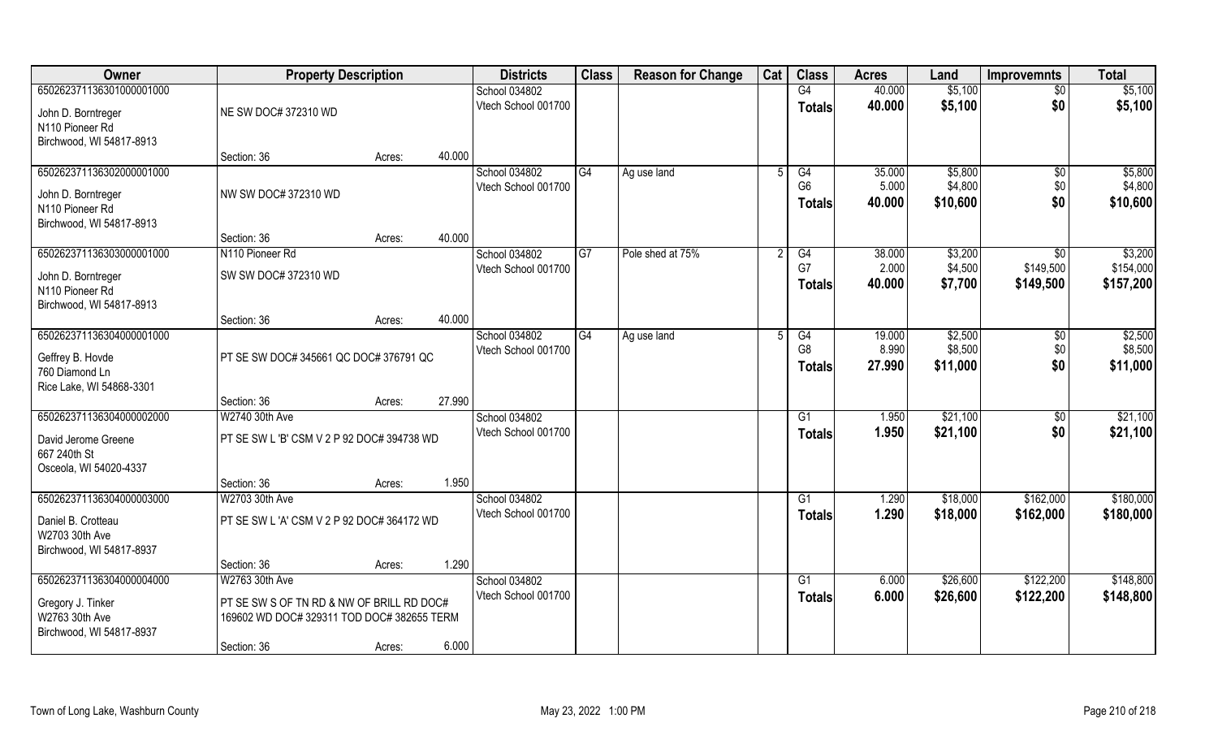| Owner | Property Description | | | Districts | Class | Reason for Change | Cat | Class | Acres | Land | Improvemnts | Total |
|---|---|---|---|---|---|---|---|---|---|---|---|---|
| 65026237113630100001000 | | | | School 034802 | | | | G4 | 40.000 | $5,100 | $0 | $5,100 |
| John D. Borntreger<br>N110 Pioneer Rd<br>Birchwood, WI 54817-8913 | NE SW DOC# 372310 WD | | | Vtech School 001700 | | | | Totals | 40.000 | $5,100 | $0 | $5,100 |
| | Section: 36 | Acres: | 40.000 | | | | | | | | | |
| 65026237113630200001000 | | | | School 034802 | G4 | Ag use land | 5 | G4 | 35.000 | $5,800 | $0 | $5,800 |
| John D. Borntreger<br>N110 Pioneer Rd<br>Birchwood, WI 54817-8913 | NW SW DOC# 372310 WD | | | Vtech School 001700 | | | | G6 | 5.000 | $4,800 | $0 | $4,800 |
| | | | | | | | | Totals | 40.000 | $10,600 | $0 | $10,600 |
| | Section: 36 | Acres: | 40.000 | | | | | | | | | |
| 65026237113630300001000 | N110 Pioneer Rd | | | School 034802 | G7 | Pole shed at 75% | 2 | G4 | 38.000 | $3,200 | $0 | $3,200 |
| John D. Borntreger<br>N110 Pioneer Rd<br>Birchwood, WI 54817-8913 | SW SW DOC# 372310 WD | | | Vtech School 001700 | | | | G7 | 2.000 | $4,500 | $149,500 | $154,000 |
| | | | | | | | | Totals | 40.000 | $7,700 | $149,500 | $157,200 |
| | Section: 36 | Acres: | 40.000 | | | | | | | | | |
| 65026237113630400001000 | | | | School 034802 | G4 | Ag use land | 5 | G4 | 19.000 | $2,500 | $0 | $2,500 |
| Geffrey B. Hovde<br>760 Diamond Ln<br>Rice Lake, WI 54868-3301 | PT SE SW DOC# 345661 QC DOC# 376791 QC | | | Vtech School 001700 | | | | G8 | 8.990 | $8,500 | $0 | $8,500 |
| | | | | | | | | Totals | 27.990 | $11,000 | $0 | $11,000 |
| | Section: 36 | Acres: | 27.990 | | | | | | | | | |
| 65026237113630400002000 | W2740 30th Ave | | | School 034802 | | | | G1 | 1.950 | $21,100 | $0 | $21,100 |
| David Jerome Greene<br>667 240th St<br>Osceola, WI 54020-4337 | PT SE SW L 'B' CSM V 2 P 92 DOC# 394738 WD | | | Vtech School 001700 | | | | Totals | 1.950 | $21,100 | $0 | $21,100 |
| | Section: 36 | Acres: | 1.950 | | | | | | | | | |
| 65026237113630400003000 | W2703 30th Ave | | | School 034802 | | | | G1 | 1.290 | $18,000 | $162,000 | $180,000 |
| Daniel B. Crotteau<br>W2703 30th Ave<br>Birchwood, WI 54817-8937 | PT SE SW L 'A' CSM V 2 P 92 DOC# 364172 WD | | | Vtech School 001700 | | | | Totals | 1.290 | $18,000 | $162,000 | $180,000 |
| | Section: 36 | Acres: | 1.290 | | | | | | | | | |
| 65026237113630400004000 | W2763 30th Ave | | | School 034802 | | | | G1 | 6.000 | $26,600 | $122,200 | $148,800 |
| Gregory J. Tinker<br>W2763 30th Ave<br>Birchwood, WI 54817-8937 | PT SE SW S OF TN RD & NW OF BRILL RD DOC# 169602 WD DOC# 329311 TOD DOC# 382655 TERM | | | Vtech School 001700 | | | | Totals | 6.000 | $26,600 | $122,200 | $148,800 |
| | Section: 36 | Acres: | 6.000 | | | | | | | | | |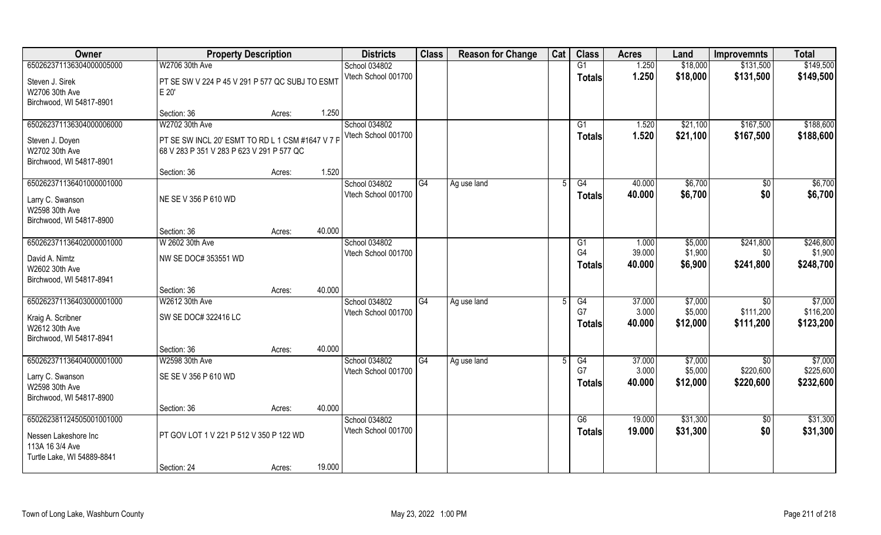| Owner | Property Description | | | Districts | Class | Reason for Change | Cat | Class | Acres | Land | Improvemnts | Total |
|---|---|---|---|---|---|---|---|---|---|---|---|---|
| 650262371136304000005000 | W2706 30th Ave | | | School 034802 | | | | G1 | 1.250 | $18,000 | $131,500 | $149,500 |
| Steven J. Sirek | PT SE SW V 224 P 45 V 291 P 577 QC SUBJ TO ESMT E 20' | | | Vtech School 001700 | | | | Totals | 1.250 | $18,000 | $131,500 | $149,500 |
| W2706 30th Ave | | | | | | | | | | | | |
| Birchwood, WI 54817-8901 | | | | | | | | | | | | |
| | Section: 36 | Acres: | 1.250 | | | | | | | | | |
| 650262371136304000006000 | W2702 30th Ave | | | School 034802 | | | | G1 | 1.520 | $21,100 | $167,500 | $188,600 |
| Steven J. Doyen | PT SE SW INCL 20' ESMT TO RD L 1 CSM #1647 V 7 P 68 V 283 P 351 V 283 P 623 V 291 P 577 QC | | | Vtech School 001700 | | | | Totals | 1.520 | $21,100 | $167,500 | $188,600 |
| W2702 30th Ave | | | | | | | | | | | | |
| Birchwood, WI 54817-8901 | | | | | | | | | | | | |
| | Section: 36 | Acres: | 1.520 | | | | | | | | | |
| 650262371136401000001000 | | | | School 034802 | G4 | Ag use land | 5 | G4 | 40.000 | $6,700 | $0 | $6,700 |
| Larry C. Swanson | NE SE V 356 P 610 WD | | | Vtech School 001700 | | | | Totals | 40.000 | $6,700 | $0 | $6,700 |
| W2598 30th Ave | | | | | | | | | | | | |
| Birchwood, WI 54817-8900 | | | | | | | | | | | | |
| | Section: 36 | Acres: | 40.000 | | | | | | | | | |
| 650262371136402000001000 | W 2602 30th Ave | | | School 034802 | | | | G1 | 1.000 | $5,000 | $241,800 | $246,800 |
| David A. Nimtz | NW SE DOC# 353551 WD | | | Vtech School 001700 | | | | G4 | 39.000 | $1,900 | $0 | $1,900 |
| W2602 30th Ave | | | | | | | | Totals | 40.000 | $6,900 | $241,800 | $248,700 |
| Birchwood, WI 54817-8941 | | | | | | | | | | | | |
| | Section: 36 | Acres: | 40.000 | | | | | | | | | |
| 650262371136403000001000 | W2612 30th Ave | | | School 034802 | G4 | Ag use land | 5 | G4 | 37.000 | $7,000 | $0 | $7,000 |
| Kraig A. Scribner | SW SE DOC# 322416 LC | | | Vtech School 001700 | | | | G7 | 3.000 | $5,000 | $111,200 | $116,200 |
| W2612 30th Ave | | | | | | | | Totals | 40.000 | $12,000 | $111,200 | $123,200 |
| Birchwood, WI 54817-8941 | | | | | | | | | | | | |
| | Section: 36 | Acres: | 40.000 | | | | | | | | | |
| 650262371136404000001000 | W2598 30th Ave | | | School 034802 | G4 | Ag use land | 5 | G4 | 37.000 | $7,000 | $0 | $7,000 |
| Larry C. Swanson | SE SE V 356 P 610 WD | | | Vtech School 001700 | | | | G7 | 3.000 | $5,000 | $220,600 | $225,600 |
| W2598 30th Ave | | | | | | | | Totals | 40.000 | $12,000 | $220,600 | $232,600 |
| Birchwood, WI 54817-8900 | | | | | | | | | | | | |
| | Section: 36 | Acres: | 40.000 | | | | | | | | | |
| 650262381124505001001000 | | | | School 034802 | | | | G6 | 19.000 | $31,300 | $0 | $31,300 |
| Nessen Lakeshore Inc | PT GOV LOT 1 V 221 P 512 V 350 P 122 WD | | | Vtech School 001700 | | | | Totals | 19.000 | $31,300 | $0 | $31,300 |
| 113A 16 3/4 Ave | | | | | | | | | | | | |
| Turtle Lake, WI 54889-8841 | | | | | | | | | | | | |
| | Section: 24 | Acres: | 19.000 | | | | | | | | | |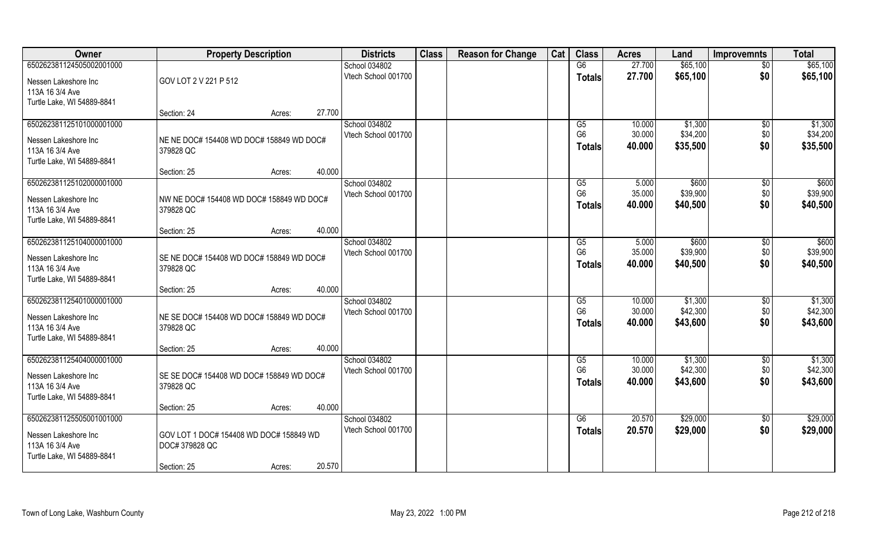| Owner | Property Description | | | Districts | Class | Reason for Change | Cat | Class | Acres | Land | Improvemnts | Total |
|---|---|---|---|---|---|---|---|---|---|---|---|---|
| 65026238112450500200​1000 | | | | School 034802 | | | | G6 | 27.700 | $65,100 | $0 | $65,100 |
| Nessen Lakeshore Inc | GOV LOT 2 V 221 P 512 | | | Vtech School 001700 | | | | Totals | 27.700 | $65,100 | $0 | $65,100 |
| 113A 16 3/4 Ave | | | | | | | | | | | | |
| Turtle Lake, WI 54889-8841 | | | | | | | | | | | | |
| | Section: 24 | Acres: | 27.700 | | | | | | | | | |
| 65026238112510100000​1000 | | | | School 034802 | | | | G5 | 10.000 | $1,300 | $0 | $1,300 |
| Nessen Lakeshore Inc | NE NE DOC# 154408 WD DOC# 158849 WD DOC# 379828 QC | | | Vtech School 001700 | | | | G6 | 30.000 | $34,200 | $0 | $34,200 |
| 113A 16 3/4 Ave | | | | | | | | Totals | 40.000 | $35,500 | $0 | $35,500 |
| Turtle Lake, WI 54889-8841 | | | | | | | | | | | | |
| | Section: 25 | Acres: | 40.000 | | | | | | | | | |
| 65026238112510200000​1000 | | | | School 034802 | | | | G5 | 5.000 | $600 | $0 | $600 |
| Nessen Lakeshore Inc | NW NE DOC# 154408 WD DOC# 158849 WD DOC# 379828 QC | | | Vtech School 001700 | | | | G6 | 35.000 | $39,900 | $0 | $39,900 |
| 113A 16 3/4 Ave | | | | | | | | Totals | 40.000 | $40,500 | $0 | $40,500 |
| Turtle Lake, WI 54889-8841 | | | | | | | | | | | | |
| | Section: 25 | Acres: | 40.000 | | | | | | | | | |
| 65026238112510400000​1000 | | | | School 034802 | | | | G5 | 5.000 | $600 | $0 | $600 |
| Nessen Lakeshore Inc | SE NE DOC# 154408 WD DOC# 158849 WD DOC# 379828 QC | | | Vtech School 001700 | | | | G6 | 35.000 | $39,900 | $0 | $39,900 |
| 113A 16 3/4 Ave | | | | | | | | Totals | 40.000 | $40,500 | $0 | $40,500 |
| Turtle Lake, WI 54889-8841 | | | | | | | | | | | | |
| | Section: 25 | Acres: | 40.000 | | | | | | | | | |
| 65026238112540100000​1000 | | | | School 034802 | | | | G5 | 10.000 | $1,300 | $0 | $1,300 |
| Nessen Lakeshore Inc | NE SE DOC# 154408 WD DOC# 158849 WD DOC# 379828 QC | | | Vtech School 001700 | | | | G6 | 30.000 | $42,300 | $0 | $42,300 |
| 113A 16 3/4 Ave | | | | | | | | Totals | 40.000 | $43,600 | $0 | $43,600 |
| Turtle Lake, WI 54889-8841 | | | | | | | | | | | | |
| | Section: 25 | Acres: | 40.000 | | | | | | | | | |
| 65026238112540400000​1000 | | | | School 034802 | | | | G5 | 10.000 | $1,300 | $0 | $1,300 |
| Nessen Lakeshore Inc | SE SE DOC# 154408 WD DOC# 158849 WD DOC# 379828 QC | | | Vtech School 001700 | | | | G6 | 30.000 | $42,300 | $0 | $42,300 |
| 113A 16 3/4 Ave | | | | | | | | Totals | 40.000 | $43,600 | $0 | $43,600 |
| Turtle Lake, WI 54889-8841 | | | | | | | | | | | | |
| | Section: 25 | Acres: | 40.000 | | | | | | | | | |
| 65026238112550500100​1000 | | | | School 034802 | | | | G6 | 20.570 | $29,000 | $0 | $29,000 |
| Nessen Lakeshore Inc | GOV LOT 1 DOC# 154408 WD DOC# 158849 WD DOC# 379828 QC | | | Vtech School 001700 | | | | Totals | 20.570 | $29,000 | $0 | $29,000 |
| 113A 16 3/4 Ave | | | | | | | | | | | | |
| Turtle Lake, WI 54889-8841 | | | | | | | | | | | | |
| | Section: 25 | Acres: | 20.570 | | | | | | | | | |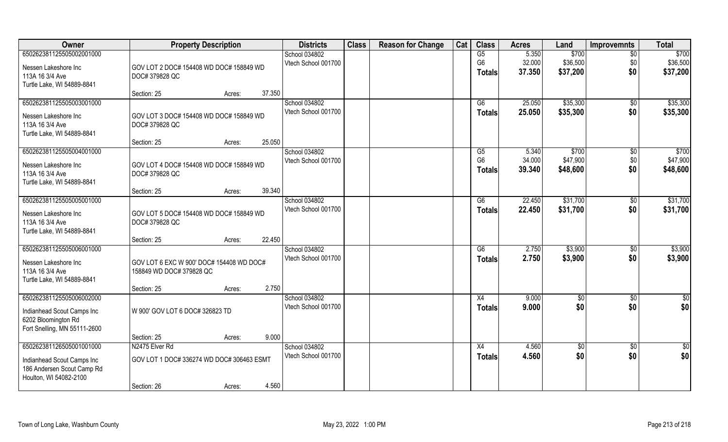| Owner | Property Description | | | Districts | Class | Reason for Change | Cat | Class | Acres | Land | Improvemnts | Total |
|---|---|---|---|---|---|---|---|---|---|---|---|---|
| 65026238112550500200100​0<br>Nessen Lakeshore Inc<br>113A 16 3/4 Ave<br>Turtle Lake, WI 54889-8841 | GOV LOT 2 DOC# 154408 WD DOC# 158849 WD DOC# 379828 QC<br>Section: 25 | Acres: | 37.350 | School 034802<br>Vtech School 001700 | | | | G5<br>G6<br>**Totals** | 5.350<br>32.000<br>**37.350** | $700<br>$36,500<br>**$37,200** | $0<br>$0<br>**$0** | $700<br>$36,500<br>**$37,200** |
| 650262381125505003001000<br>Nessen Lakeshore Inc<br>113A 16 3/4 Ave<br>Turtle Lake, WI 54889-8841 | GOV LOT 3 DOC# 154408 WD DOC# 158849 WD DOC# 379828 QC<br>Section: 25 | Acres: | 25.050 | School 034802<br>Vtech School 001700 | | | | G6<br>**Totals** | 25.050<br>**25.050** | $35,300<br>**$35,300** | $0<br>**$0** | $35,300<br>**$35,300** |
| 650262381125505004001000<br>Nessen Lakeshore Inc<br>113A 16 3/4 Ave<br>Turtle Lake, WI 54889-8841 | GOV LOT 4 DOC# 154408 WD DOC# 158849 WD DOC# 379828 QC<br>Section: 25 | Acres: | 39.340 | School 034802<br>Vtech School 001700 | | | | G5<br>G6<br>**Totals** | 5.340<br>34.000<br>**39.340** | $700<br>$47,900<br>**$48,600** | $0<br>$0<br>**$0** | $700<br>$47,900<br>**$48,600** |
| 650262381125505005001000<br>Nessen Lakeshore Inc<br>113A 16 3/4 Ave<br>Turtle Lake, WI 54889-8841 | GOV LOT 5 DOC# 154408 WD DOC# 158849 WD DOC# 379828 QC<br>Section: 25 | Acres: | 22.450 | School 034802<br>Vtech School 001700 | | | | G6<br>**Totals** | 22.450<br>**22.450** | $31,700<br>**$31,700** | $0<br>**$0** | $31,700<br>**$31,700** |
| 650262381125505006001000<br>Nessen Lakeshore Inc<br>113A 16 3/4 Ave<br>Turtle Lake, WI 54889-8841 | GOV LOT 6 EXC W 900' DOC# 154408 WD DOC# 158849 WD DOC# 379828 QC<br>Section: 25 | Acres: | 2.750 | School 034802<br>Vtech School 001700 | | | | G6<br>**Totals** | 2.750<br>**2.750** | $3,900<br>**$3,900** | $0<br>**$0** | $3,900<br>**$3,900** |
| 650262381125505006002000<br>Indianhead Scout Camps Inc<br>6202 Bloomington Rd<br>Fort Snelling, MN 55111-2600 | W 900' GOV LOT 6 DOC# 326823 TD<br>Section: 25 | Acres: | 9.000 | School 034802<br>Vtech School 001700 | | | | X4<br>**Totals** | 9.000<br>**9.000** | $0<br>**$0** | $0<br>**$0** | $0<br>**$0** |
| 650262381126505001001000<br>Indianhead Scout Camps Inc<br>186 Andersen Scout Camp Rd<br>Houlton, WI 54082-2100 | N2475 Elver Rd<br>GOV LOT 1 DOC# 336274 WD DOC# 306463 ESMT<br>Section: 26 | Acres: | 4.560 | School 034802<br>Vtech School 001700 | | | | X4<br>**Totals** | 4.560<br>**4.560** | $0<br>**$0** | $0<br>**$0** | $0<br>**$0** |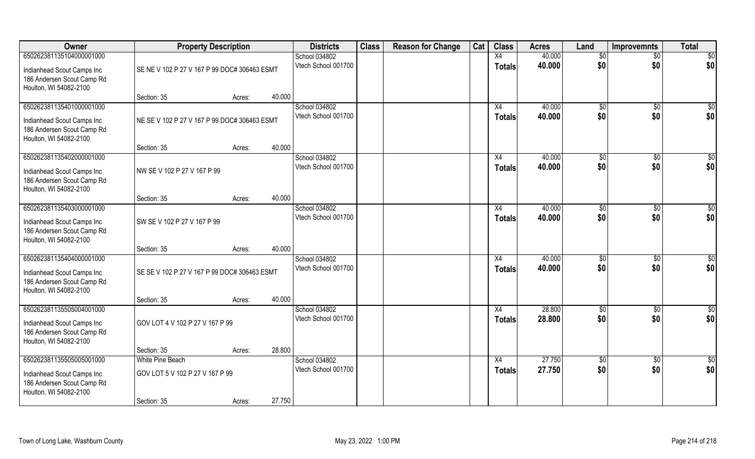| Owner | Property Description | | | Districts | Class | Reason for Change | Cat | Class | Acres | Land | Improvemnts | Total |
|---|---|---|---|---|---|---|---|---|---|---|---|---|
| 65026238113510400000 1000 | | | | School 034802 | | | | X4 | 40.000 | $0 | $0 | $0 |
| Indianhead Scout Camps Inc<br>186 Andersen Scout Camp Rd<br>Houlton, WI 54082-2100 | SE NE V 102 P 27 V 167 P 99 DOC# 306463 ESMT | | | Vtech School 001700 | | | | Totals | 40.000 | $0 | $0 | $0 |
| | Section: 35 | Acres: | 40.000 | | | | | | | | | |
| 650262381135401000001000 | | | | School 034802 | | | | X4 | 40.000 | $0 | $0 | $0 |
| Indianhead Scout Camps Inc<br>186 Andersen Scout Camp Rd<br>Houlton, WI 54082-2100 | NE SE V 102 P 27 V 167 P 99 DOC# 306463 ESMT | | | Vtech School 001700 | | | | Totals | 40.000 | $0 | $0 | $0 |
| | Section: 35 | Acres: | 40.000 | | | | | | | | | |
| 650262381135402000001000 | | | | School 034802 | | | | X4 | 40.000 | $0 | $0 | $0 |
| Indianhead Scout Camps Inc<br>186 Andersen Scout Camp Rd<br>Houlton, WI 54082-2100 | NW SE V 102 P 27 V 167 P 99 | | | Vtech School 001700 | | | | Totals | 40.000 | $0 | $0 | $0 |
| | Section: 35 | Acres: | 40.000 | | | | | | | | | |
| 650262381135403000001000 | | | | School 034802 | | | | X4 | 40.000 | $0 | $0 | $0 |
| Indianhead Scout Camps Inc<br>186 Andersen Scout Camp Rd<br>Houlton, WI 54082-2100 | SW SE V 102 P 27 V 167 P 99 | | | Vtech School 001700 | | | | Totals | 40.000 | $0 | $0 | $0 |
| | Section: 35 | Acres: | 40.000 | | | | | | | | | |
| 650262381135404000001000 | | | | School 034802 | | | | X4 | 40.000 | $0 | $0 | $0 |
| Indianhead Scout Camps Inc<br>186 Andersen Scout Camp Rd<br>Houlton, WI 54082-2100 | SE SE V 102 P 27 V 167 P 99 DOC# 306463 ESMT | | | Vtech School 001700 | | | | Totals | 40.000 | $0 | $0 | $0 |
| | Section: 35 | Acres: | 40.000 | | | | | | | | | |
| 650262381135505004001000 | | | | School 034802 | | | | X4 | 28.800 | $0 | $0 | $0 |
| Indianhead Scout Camps Inc<br>186 Andersen Scout Camp Rd<br>Houlton, WI 54082-2100 | GOV LOT 4 V 102 P 27 V 167 P 99 | | | Vtech School 001700 | | | | Totals | 28.800 | $0 | $0 | $0 |
| | Section: 35 | Acres: | 28.800 | | | | | | | | | |
| 650262381135505005001000 | White Pine Beach | | | School 034802 | | | | X4 | 27.750 | $0 | $0 | $0 |
| Indianhead Scout Camps Inc<br>186 Andersen Scout Camp Rd<br>Houlton, WI 54082-2100 | GOV LOT 5 V 102 P 27 V 167 P 99 | | | Vtech School 001700 | | | | Totals | 27.750 | $0 | $0 | $0 |
| | Section: 35 | Acres: | 27.750 | | | | | | | | | |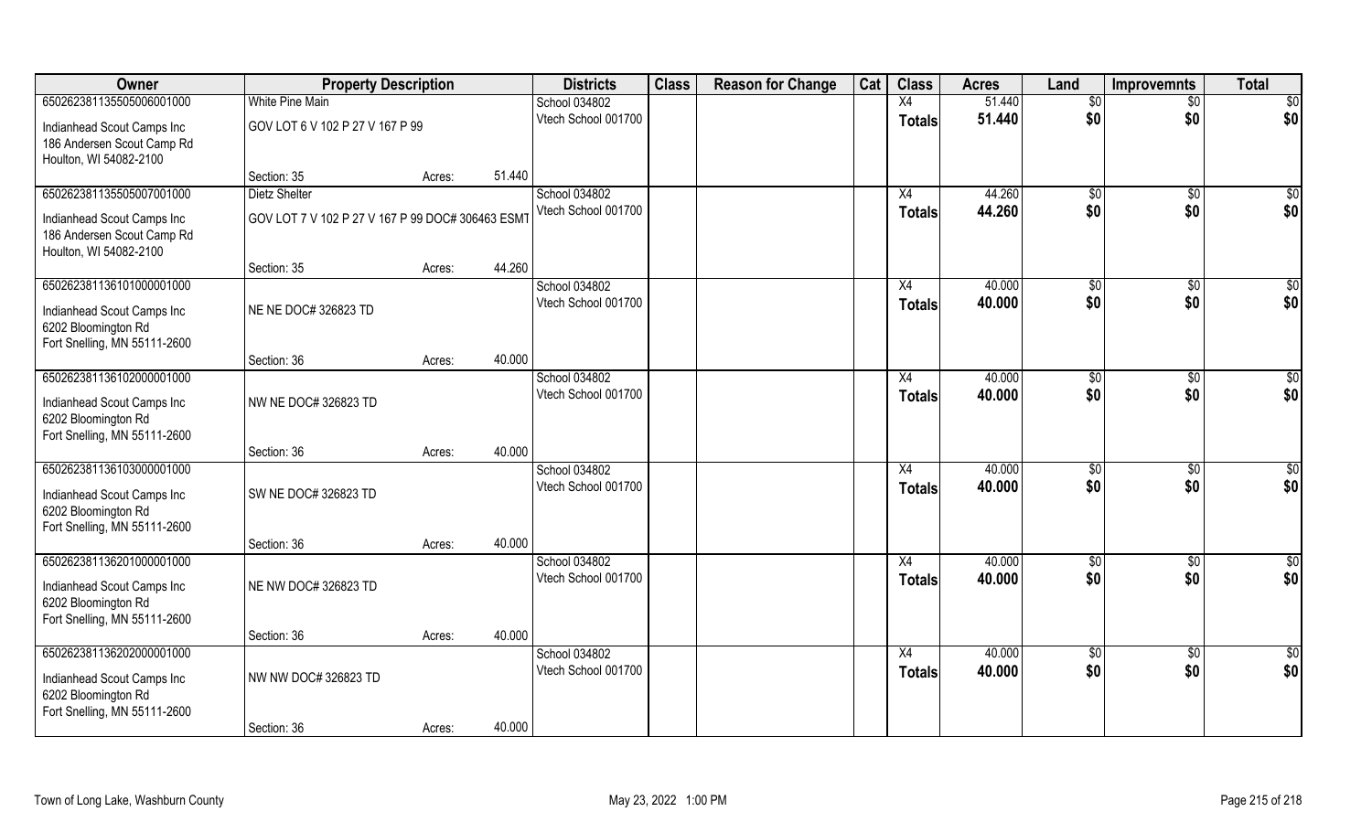| Owner | Property Description | | | Districts | Class | Reason for Change | Cat | Class | Acres | Land | Improvemnts | Total |
|---|---|---|---|---|---|---|---|---|---|---|---|---|
| 65026238113550500600l000 | White Pine Main | | | School 034802 | | | | X4 | 51.440 | $0 | $0 | $0 |
| Indianhead Scout Camps Inc<br>186 Andersen Scout Camp Rd<br>Houlton, WI 54082-2100 | GOV LOT 6 V 102 P 27 V 167 P 99 | | | Vtech School 001700 | | | | Totals | 51.440 | $0 | $0 | $0 |
| | Section: 35 | Acres: | 51.440 | | | | | | | | | |
| 650262381135505007001000 | Dietz Shelter | | | School 034802 | | | | X4 | 44.260 | $0 | $0 | $0 |
| Indianhead Scout Camps Inc<br>186 Andersen Scout Camp Rd<br>Houlton, WI 54082-2100 | GOV LOT 7 V 102 P 27 V 167 P 99 DOC# 306463 ESMT | | | Vtech School 001700 | | | | Totals | 44.260 | $0 | $0 | $0 |
| | Section: 35 | Acres: | 44.260 | | | | | | | | | |
| 650262381136101000001000 | | | | School 034802 | | | | X4 | 40.000 | $0 | $0 | $0 |
| Indianhead Scout Camps Inc<br>6202 Bloomington Rd<br>Fort Snelling, MN 55111-2600 | NE NE DOC# 326823 TD | | | Vtech School 001700 | | | | Totals | 40.000 | $0 | $0 | $0 |
| | Section: 36 | Acres: | 40.000 | | | | | | | | | |
| 650262381136102000001000 | | | | School 034802 | | | | X4 | 40.000 | $0 | $0 | $0 |
| Indianhead Scout Camps Inc<br>6202 Bloomington Rd<br>Fort Snelling, MN 55111-2600 | NW NE DOC# 326823 TD | | | Vtech School 001700 | | | | Totals | 40.000 | $0 | $0 | $0 |
| | Section: 36 | Acres: | 40.000 | | | | | | | | | |
| 650262381136103000001000 | | | | School 034802 | | | | X4 | 40.000 | $0 | $0 | $0 |
| Indianhead Scout Camps Inc<br>6202 Bloomington Rd<br>Fort Snelling, MN 55111-2600 | SW NE DOC# 326823 TD | | | Vtech School 001700 | | | | Totals | 40.000 | $0 | $0 | $0 |
| | Section: 36 | Acres: | 40.000 | | | | | | | | | |
| 650262381136201000001000 | | | | School 034802 | | | | X4 | 40.000 | $0 | $0 | $0 |
| Indianhead Scout Camps Inc<br>6202 Bloomington Rd<br>Fort Snelling, MN 55111-2600 | NE NW DOC# 326823 TD | | | Vtech School 001700 | | | | Totals | 40.000 | $0 | $0 | $0 |
| | Section: 36 | Acres: | 40.000 | | | | | | | | | |
| 650262381136202000001000 | | | | School 034802 | | | | X4 | 40.000 | $0 | $0 | $0 |
| Indianhead Scout Camps Inc<br>6202 Bloomington Rd<br>Fort Snelling, MN 55111-2600 | NW NW DOC# 326823 TD | | | Vtech School 001700 | | | | Totals | 40.000 | $0 | $0 | $0 |
| | Section: 36 | Acres: | 40.000 | | | | | | | | | |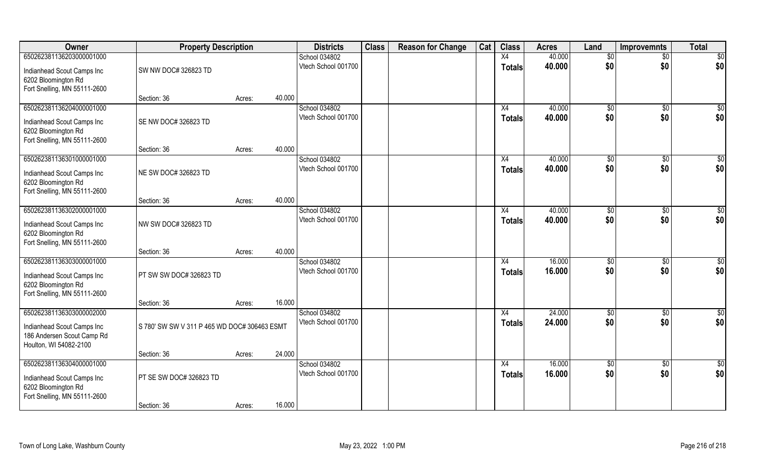| Owner | Property Description | | | Districts | Class | Reason for Change | Cat | Class | Acres | Land | Improvemnts | Total |
|---|---|---|---|---|---|---|---|---|---|---|---|---|
| 65026238113620300000l000<br>Indianhead Scout Camps Inc<br>6202 Bloomington Rd<br>Fort Snelling, MN 55111-2600 | SW NW DOC# 326823 TD | | | School 034802<br>Vtech School 001700 | | | | X4<br>Totals | 40.000<br>40.000 | $0<br>$0 | $0<br>$0 | $0<br>$0 |
| | Section: 36 | Acres: | 40.000 | | | | | | | | | |
| 650262381136204000001000<br>Indianhead Scout Camps Inc<br>6202 Bloomington Rd<br>Fort Snelling, MN 55111-2600 | SE NW DOC# 326823 TD | | | School 034802<br>Vtech School 001700 | | | | X4<br>Totals | 40.000<br>40.000 | $0<br>$0 | $0<br>$0 | $0<br>$0 |
| | Section: 36 | Acres: | 40.000 | | | | | | | | | |
| 650262381136301000001000<br>Indianhead Scout Camps Inc<br>6202 Bloomington Rd<br>Fort Snelling, MN 55111-2600 | NE SW DOC# 326823 TD | | | School 034802<br>Vtech School 001700 | | | | X4<br>Totals | 40.000<br>40.000 | $0<br>$0 | $0<br>$0 | $0<br>$0 |
| | Section: 36 | Acres: | 40.000 | | | | | | | | | |
| 650262381136302000001000<br>Indianhead Scout Camps Inc<br>6202 Bloomington Rd<br>Fort Snelling, MN 55111-2600 | NW SW DOC# 326823 TD | | | School 034802<br>Vtech School 001700 | | | | X4<br>Totals | 40.000<br>40.000 | $0<br>$0 | $0<br>$0 | $0<br>$0 |
| | Section: 36 | Acres: | 40.000 | | | | | | | | | |
| 650262381136303000001000<br>Indianhead Scout Camps Inc<br>6202 Bloomington Rd<br>Fort Snelling, MN 55111-2600 | PT SW SW DOC# 326823 TD | | | School 034802<br>Vtech School 001700 | | | | X4<br>Totals | 16.000<br>16.000 | $0<br>$0 | $0<br>$0 | $0<br>$0 |
| | Section: 36 | Acres: | 16.000 | | | | | | | | | |
| 650262381136303000002000<br>Indianhead Scout Camps Inc<br>186 Andersen Scout Camp Rd<br>Houlton, WI 54082-2100 | S 780' SW SW V 311 P 465 WD DOC# 306463 ESMT | | | School 034802<br>Vtech School 001700 | | | | X4<br>Totals | 24.000<br>24.000 | $0<br>$0 | $0<br>$0 | $0<br>$0 |
| | Section: 36 | Acres: | 24.000 | | | | | | | | | |
| 650262381136304000001000<br>Indianhead Scout Camps Inc<br>6202 Bloomington Rd<br>Fort Snelling, MN 55111-2600 | PT SE SW DOC# 326823 TD | | | School 034802<br>Vtech School 001700 | | | | X4<br>Totals | 16.000<br>16.000 | $0<br>$0 | $0<br>$0 | $0<br>$0 |
| | Section: 36 | Acres: | 16.000 | | | | | | | | | |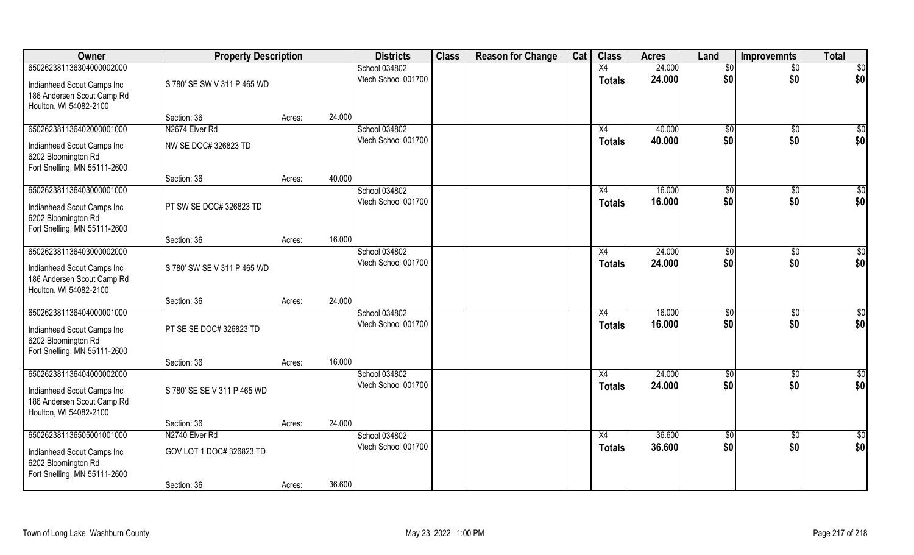| Owner | Property Description | | | Districts | Class | Reason for Change | Cat | Class | Acres | Land | Improvemnts | Total |
|---|---|---|---|---|---|---|---|---|---|---|---|---|
| 65026238113630400000​2000 | | | | School 034802 | | | | X4 | 24.000 | $0 | $0 | $0 |
| Indianhead Scout Camps Inc<br>186 Andersen Scout Camp Rd<br>Houlton, WI 54082-2100 | S 780' SE SW V 311 P 465 WD | | | Vtech School 001700 | | | | Totals | 24.000 | $0 | $0 | $0 |
| | Section: 36 | Acres: | 24.000 | | | | | | | | | |
| 650262381136402000001000 | N2674 Elver Rd | | | School 034802 | | | | X4 | 40.000 | $0 | $0 | $0 |
| Indianhead Scout Camps Inc<br>6202 Bloomington Rd<br>Fort Snelling, MN 55111-2600 | NW SE DOC# 326823 TD | | | Vtech School 001700 | | | | Totals | 40.000 | $0 | $0 | $0 |
| | Section: 36 | Acres: | 40.000 | | | | | | | | | |
| 650262381136403000001000 | | | | School 034802 | | | | X4 | 16.000 | $0 | $0 | $0 |
| Indianhead Scout Camps Inc<br>6202 Bloomington Rd<br>Fort Snelling, MN 55111-2600 | PT SW SE DOC# 326823 TD | | | Vtech School 001700 | | | | Totals | 16.000 | $0 | $0 | $0 |
| | Section: 36 | Acres: | 16.000 | | | | | | | | | |
| 650262381136403000002000 | | | | School 034802 | | | | X4 | 24.000 | $0 | $0 | $0 |
| Indianhead Scout Camps Inc<br>186 Andersen Scout Camp Rd<br>Houlton, WI 54082-2100 | S 780' SW SE V 311 P 465 WD | | | Vtech School 001700 | | | | Totals | 24.000 | $0 | $0 | $0 |
| | Section: 36 | Acres: | 24.000 | | | | | | | | | |
| 650262381136404000001000 | | | | School 034802 | | | | X4 | 16.000 | $0 | $0 | $0 |
| Indianhead Scout Camps Inc<br>6202 Bloomington Rd<br>Fort Snelling, MN 55111-2600 | PT SE SE DOC# 326823 TD | | | Vtech School 001700 | | | | Totals | 16.000 | $0 | $0 | $0 |
| | Section: 36 | Acres: | 16.000 | | | | | | | | | |
| 650262381136404000002000 | | | | School 034802 | | | | X4 | 24.000 | $0 | $0 | $0 |
| Indianhead Scout Camps Inc<br>186 Andersen Scout Camp Rd<br>Houlton, WI 54082-2100 | S 780' SE SE V 311 P 465 WD | | | Vtech School 001700 | | | | Totals | 24.000 | $0 | $0 | $0 |
| | Section: 36 | Acres: | 24.000 | | | | | | | | | |
| 650262381136505001001000 | N2740 Elver Rd | | | School 034802 | | | | X4 | 36.600 | $0 | $0 | $0 |
| Indianhead Scout Camps Inc<br>6202 Bloomington Rd<br>Fort Snelling, MN 55111-2600 | GOV LOT 1 DOC# 326823 TD | | | Vtech School 001700 | | | | Totals | 36.600 | $0 | $0 | $0 |
| | Section: 36 | Acres: | 36.600 | | | | | | | | | |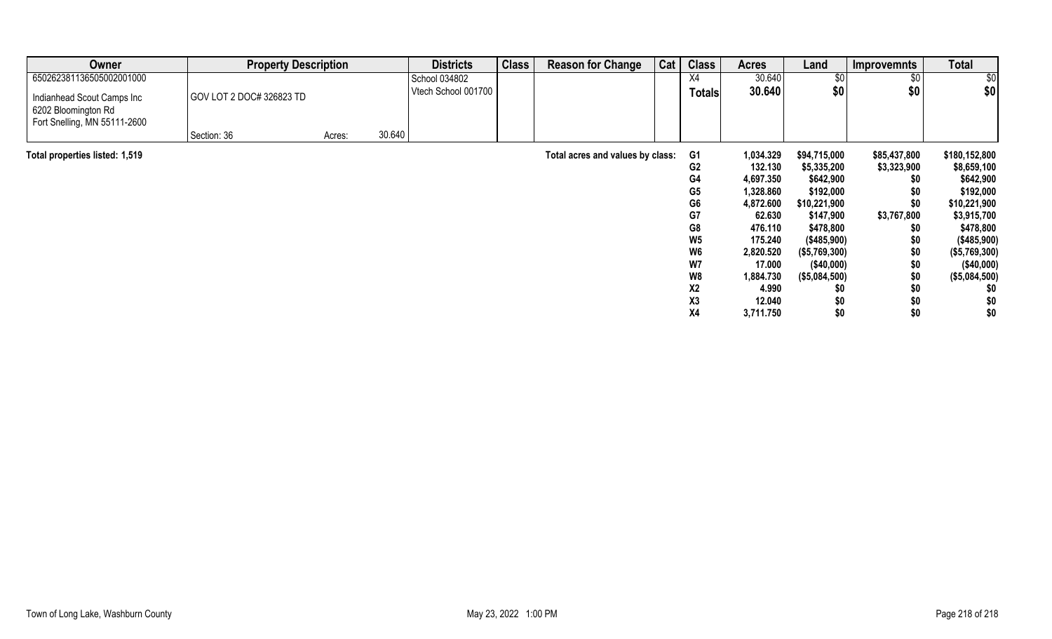| Owner | Property Description | | | Districts | Class | Reason for Change | Cat | Class | Acres | Land | Improvemnts | Total |
|---|---|---|---|---|---|---|---|---|---|---|---|---|
| 650262381136505002001000 | | | | School 034802 | | | | X4 | 30.640 | $0 | $0 | $0 |
| Indianhead Scout Camps Inc<br>6202 Bloomington Rd<br>Fort Snelling, MN 55111-2600 | GOV LOT 2 DOC# 326823 TD | | | Vtech School 001700 | | | | **Totals** | **30.640** | **$0** | **$0** | **$0** |
| | Section: 36 | Acres: | 30.640 | | | | | | | | | |

**Total properties listed: 1,519**

**Total acres and values by class:**

| Class | Acres | Land | Improvemnts | Total |
|---|---|---|---|---|
| G1 | 1,034.329 | $94,715,000 | $85,437,800 | $180,152,800 |
| G2 | 132.130 | $5,335,200 | $3,323,900 | $8,659,100 |
| G4 | 4,697.350 | $642,900 | $0 | $642,900 |
| G5 | 1,328.860 | $192,000 | $0 | $192,000 |
| G6 | 4,872.600 | $10,221,900 | $0 | $10,221,900 |
| G7 | 62.630 | $147,900 | $3,767,800 | $3,915,700 |
| G8 | 476.110 | $478,800 | $0 | $478,800 |
| W5 | 175.240 | ($485,900) | $0 | ($485,900) |
| W6 | 2,820.520 | ($5,769,300) | $0 | ($5,769,300) |
| W7 | 17.000 | ($40,000) | $0 | ($40,000) |
| W8 | 1,884.730 | ($5,084,500) | $0 | ($5,084,500) |
| X2 | 4.990 | $0 | $0 | $0 |
| X3 | 12.040 | $0 | $0 | $0 |
| X4 | 3,711.750 | $0 | $0 | $0 |

Town of Long Lake, Washburn County

May 23, 2022 1:00 PM